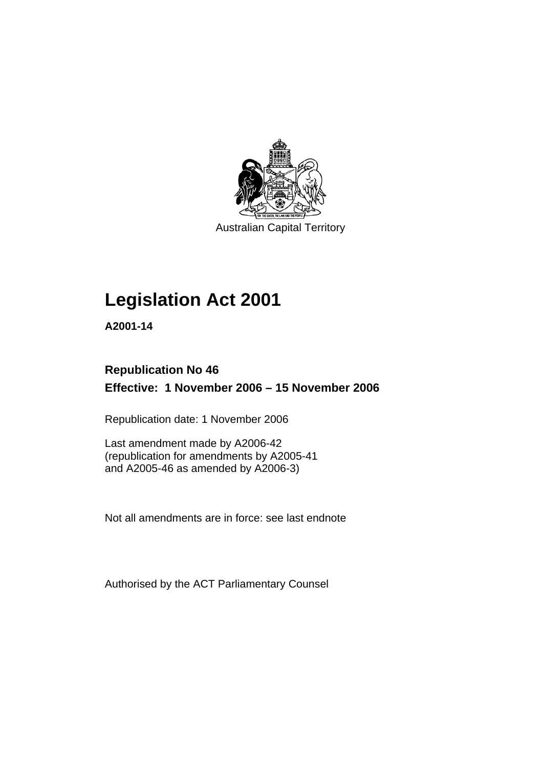Australian Capital Territory

# Legislation Act 2001

**A2001-14**

**Republication No 46**

**Effective: 1 November 2006 – 15 November 2006**

Republication date: 1 November 2006

Last amendment made by A2006-42
(republication for amendments by A2005-41
and A2005-46 as amended by A2006-3)

Not all amendments are in force: see last endnote

Authorised by the ACT Parliamentary Counsel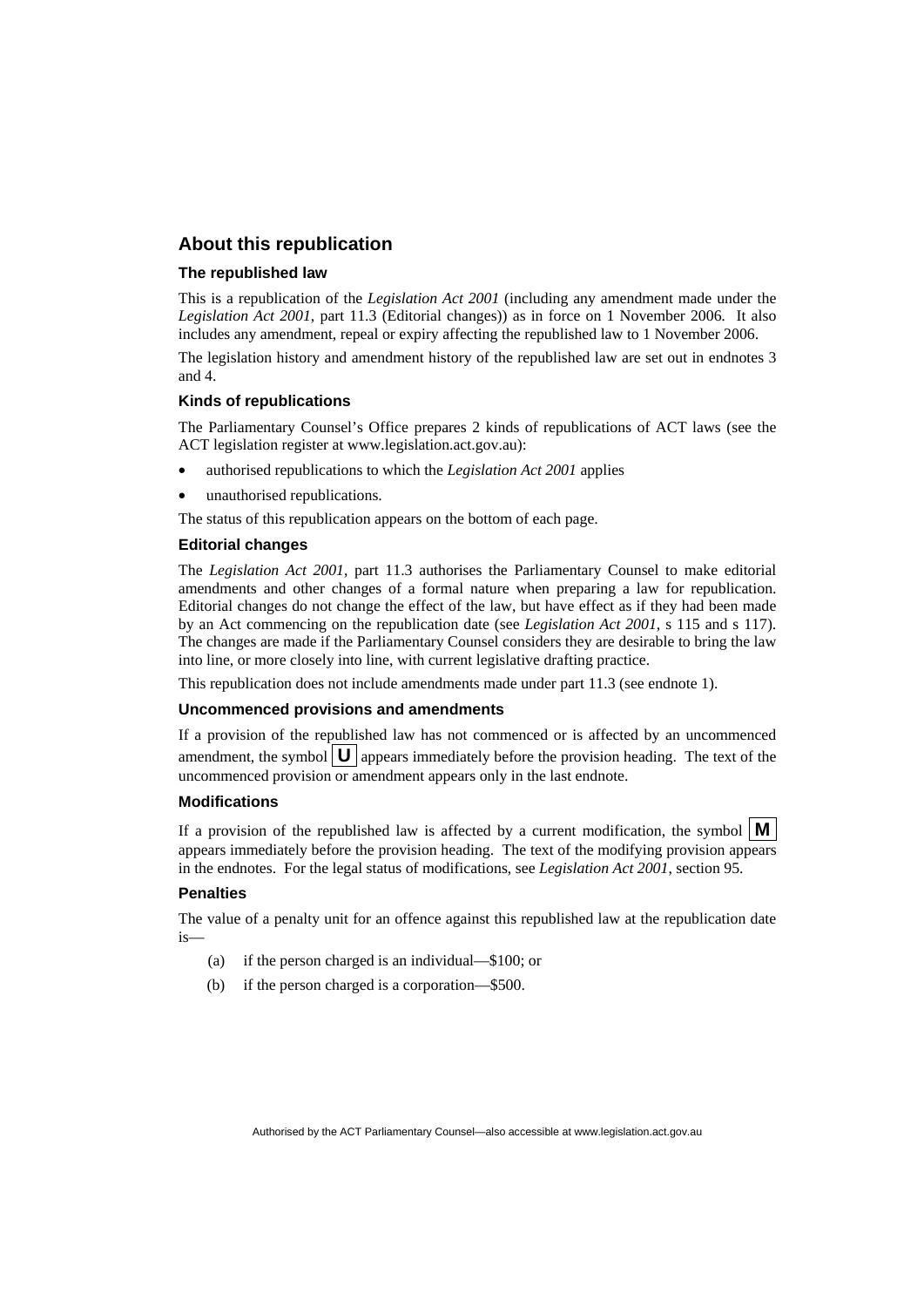## About this republication

### The republished law

This is a republication of the *Legislation Act 2001* (including any amendment made under the *Legislation Act 2001*, part 11.3 (Editorial changes)) as in force on 1 November 2006*.* It also includes any amendment, repeal or expiry affecting the republished law to 1 November 2006.

The legislation history and amendment history of the republished law are set out in endnotes 3 and 4.

### Kinds of republications

The Parliamentary Counsel's Office prepares 2 kinds of republications of ACT laws (see the ACT legislation register at www.legislation.act.gov.au):

- authorised republications to which the *Legislation Act 2001* applies
- unauthorised republications.

The status of this republication appears on the bottom of each page.

### Editorial changes

The *Legislation Act 2001*, part 11.3 authorises the Parliamentary Counsel to make editorial amendments and other changes of a formal nature when preparing a law for republication. Editorial changes do not change the effect of the law, but have effect as if they had been made by an Act commencing on the republication date (see *Legislation Act 2001*, s 115 and s 117). The changes are made if the Parliamentary Counsel considers they are desirable to bring the law into line, or more closely into line, with current legislative drafting practice.

This republication does not include amendments made under part 11.3 (see endnote 1).

### Uncommenced provisions and amendments

If a provision of the republished law has not commenced or is affected by an uncommenced amendment, the symbol **U** appears immediately before the provision heading. The text of the uncommenced provision or amendment appears only in the last endnote.

### Modifications

If a provision of the republished law is affected by a current modification, the symbol **M** appears immediately before the provision heading. The text of the modifying provision appears in the endnotes. For the legal status of modifications, see *Legislation Act 2001*, section 95.

### Penalties

The value of a penalty unit for an offence against this republished law at the republication date is—

(a) if the person charged is an individual—$100; or

(b) if the person charged is a corporation—$500.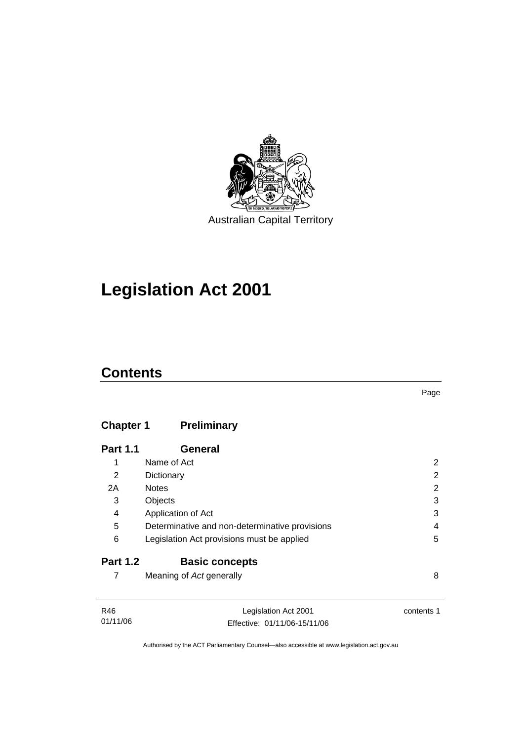Australian Capital Territory

# Legislation Act 2001

## Contents

| | | Page |
|---|---|---|
| **Chapter 1** | **Preliminary** | |
| **Part 1.1** | **General** | |
| 1 | Name of Act | 2 |
| 2 | Dictionary | 2 |
| 2A | Notes | 2 |
| 3 | Objects | 3 |
| 4 | Application of Act | 3 |
| 5 | Determinative and non-determinative provisions | 4 |
| 6 | Legislation Act provisions must be applied | 5 |
| **Part 1.2** | **Basic concepts** | |
| 7 | Meaning of *Act* generally | 8 |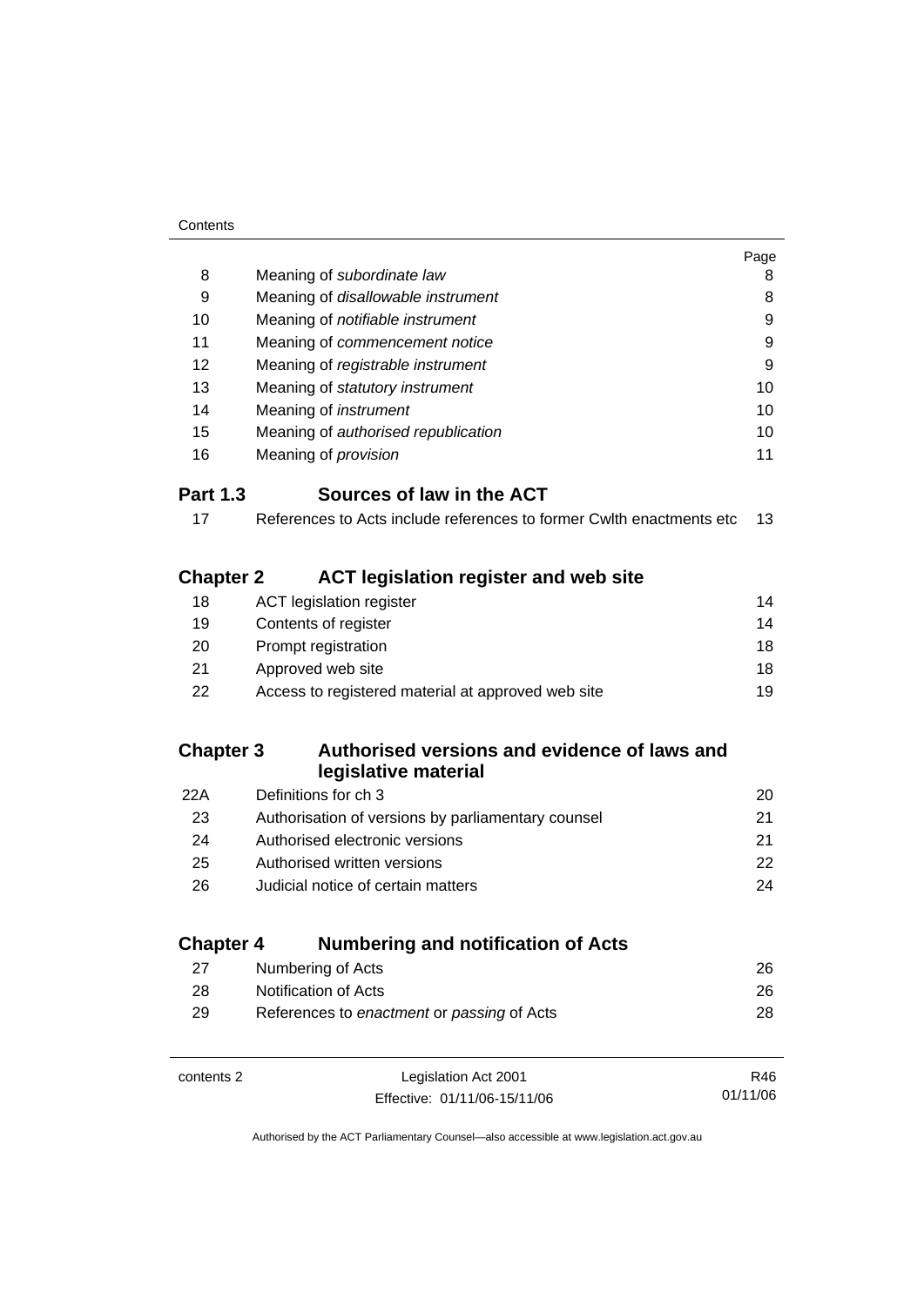| | | Page |
|---|---|---|
| 8 | Meaning of *subordinate law* | 8 |
| 9 | Meaning of *disallowable instrument* | 8 |
| 10 | Meaning of *notifiable instrument* | 9 |
| 11 | Meaning of *commencement notice* | 9 |
| 12 | Meaning of *registrable instrument* | 9 |
| 13 | Meaning of *statutory instrument* | 10 |
| 14 | Meaning of *instrument* | 10 |
| 15 | Meaning of *authorised republication* | 10 |
| 16 | Meaning of *provision* | 11 |

## Part 1.3 Sources of law in the ACT

| | | |
|---|---|---|
| 17 | References to Acts include references to former Cwlth enactments etc | 13 |

## Chapter 2 ACT legislation register and web site

| | | |
|---|---|---|
| 18 | ACT legislation register | 14 |
| 19 | Contents of register | 14 |
| 20 | Prompt registration | 18 |
| 21 | Approved web site | 18 |
| 22 | Access to registered material at approved web site | 19 |

## Chapter 3 Authorised versions and evidence of laws and legislative material

| | | |
|---|---|---|
| 22A | Definitions for ch 3 | 20 |
| 23 | Authorisation of versions by parliamentary counsel | 21 |
| 24 | Authorised electronic versions | 21 |
| 25 | Authorised written versions | 22 |
| 26 | Judicial notice of certain matters | 24 |

## Chapter 4 Numbering and notification of Acts

| | | |
|---|---|---|
| 27 | Numbering of Acts | 26 |
| 28 | Notification of Acts | 26 |
| 29 | References to *enactment* or *passing* of Acts | 28 |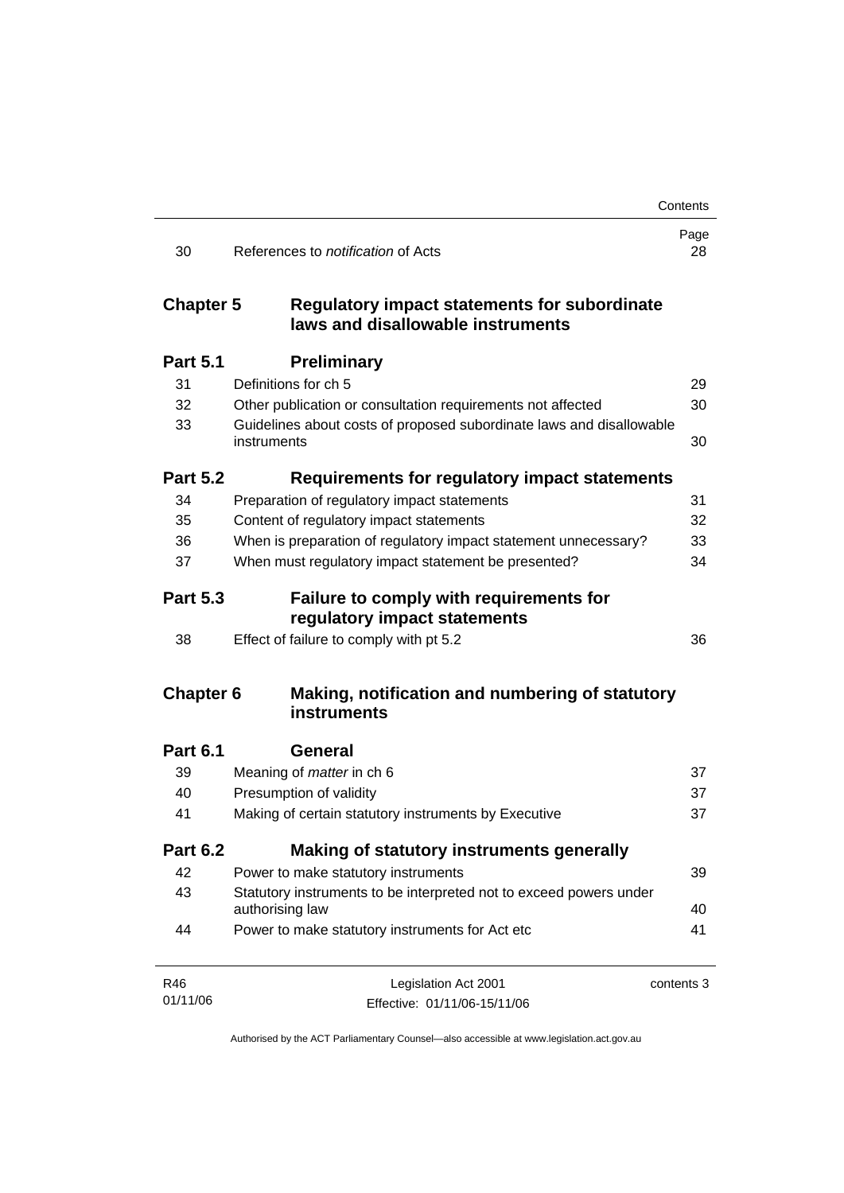| | | Page |
|---|---|---|
| 30 | References to *notification* of Acts | 28 |

## Chapter 5 Regulatory impact statements for subordinate laws and disallowable instruments

### Part 5.1 Preliminary

| | | |
|---|---|---|
| 31 | Definitions for ch 5 | 29 |
| 32 | Other publication or consultation requirements not affected | 30 |
| 33 | Guidelines about costs of proposed subordinate laws and disallowable instruments | 30 |

### Part 5.2 Requirements for regulatory impact statements

| | | |
|---|---|---|
| 34 | Preparation of regulatory impact statements | 31 |
| 35 | Content of regulatory impact statements | 32 |
| 36 | When is preparation of regulatory impact statement unnecessary? | 33 |
| 37 | When must regulatory impact statement be presented? | 34 |

### Part 5.3 Failure to comply with requirements for regulatory impact statements

| | | |
|---|---|---|
| 38 | Effect of failure to comply with pt 5.2 | 36 |

## Chapter 6 Making, notification and numbering of statutory instruments

### Part 6.1 General

| | | |
|---|---|---|
| 39 | Meaning of *matter* in ch 6 | 37 |
| 40 | Presumption of validity | 37 |
| 41 | Making of certain statutory instruments by Executive | 37 |

### Part 6.2 Making of statutory instruments generally

| | | |
|---|---|---|
| 42 | Power to make statutory instruments | 39 |
| 43 | Statutory instruments to be interpreted not to exceed powers under authorising law | 40 |
| 44 | Power to make statutory instruments for Act etc | 41 |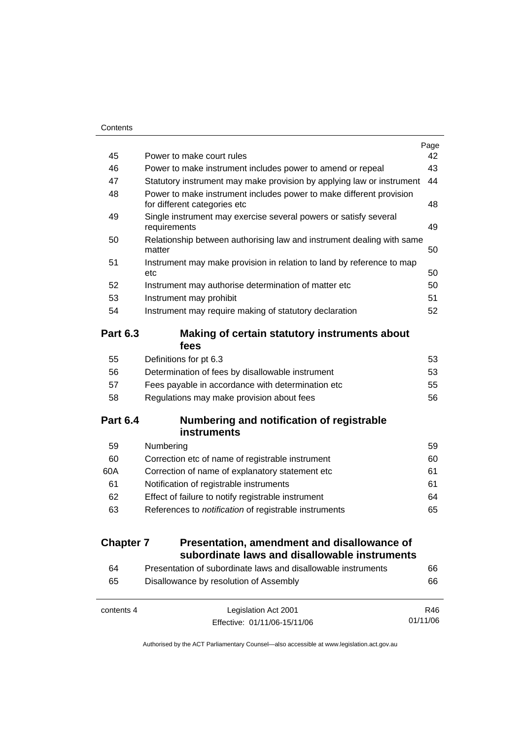| | | Page |
|---|---|---|
| 45 | Power to make court rules | 42 |
| 46 | Power to make instrument includes power to amend or repeal | 43 |
| 47 | Statutory instrument may make provision by applying law or instrument | 44 |
| 48 | Power to make instrument includes power to make different provision for different categories etc | 48 |
| 49 | Single instrument may exercise several powers or satisfy several requirements | 49 |
| 50 | Relationship between authorising law and instrument dealing with same matter | 50 |
| 51 | Instrument may make provision in relation to land by reference to map etc | 50 |
| 52 | Instrument may authorise determination of matter etc | 50 |
| 53 | Instrument may prohibit | 51 |
| 54 | Instrument may require making of statutory declaration | 52 |

### Part 6.3 Making of certain statutory instruments about fees

| | | |
|---|---|---|
| 55 | Definitions for pt 6.3 | 53 |
| 56 | Determination of fees by disallowable instrument | 53 |
| 57 | Fees payable in accordance with determination etc | 55 |
| 58 | Regulations may make provision about fees | 56 |

### Part 6.4 Numbering and notification of registrable instruments

| | | |
|---|---|---|
| 59 | Numbering | 59 |
| 60 | Correction etc of name of registrable instrument | 60 |
| 60A | Correction of name of explanatory statement etc | 61 |
| 61 | Notification of registrable instruments | 61 |
| 62 | Effect of failure to notify registrable instrument | 64 |
| 63 | References to *notification* of registrable instruments | 65 |

## Chapter 7 Presentation, amendment and disallowance of subordinate laws and disallowable instruments

| | | |
|---|---|---|
| 64 | Presentation of subordinate laws and disallowable instruments | 66 |
| 65 | Disallowance by resolution of Assembly | 66 |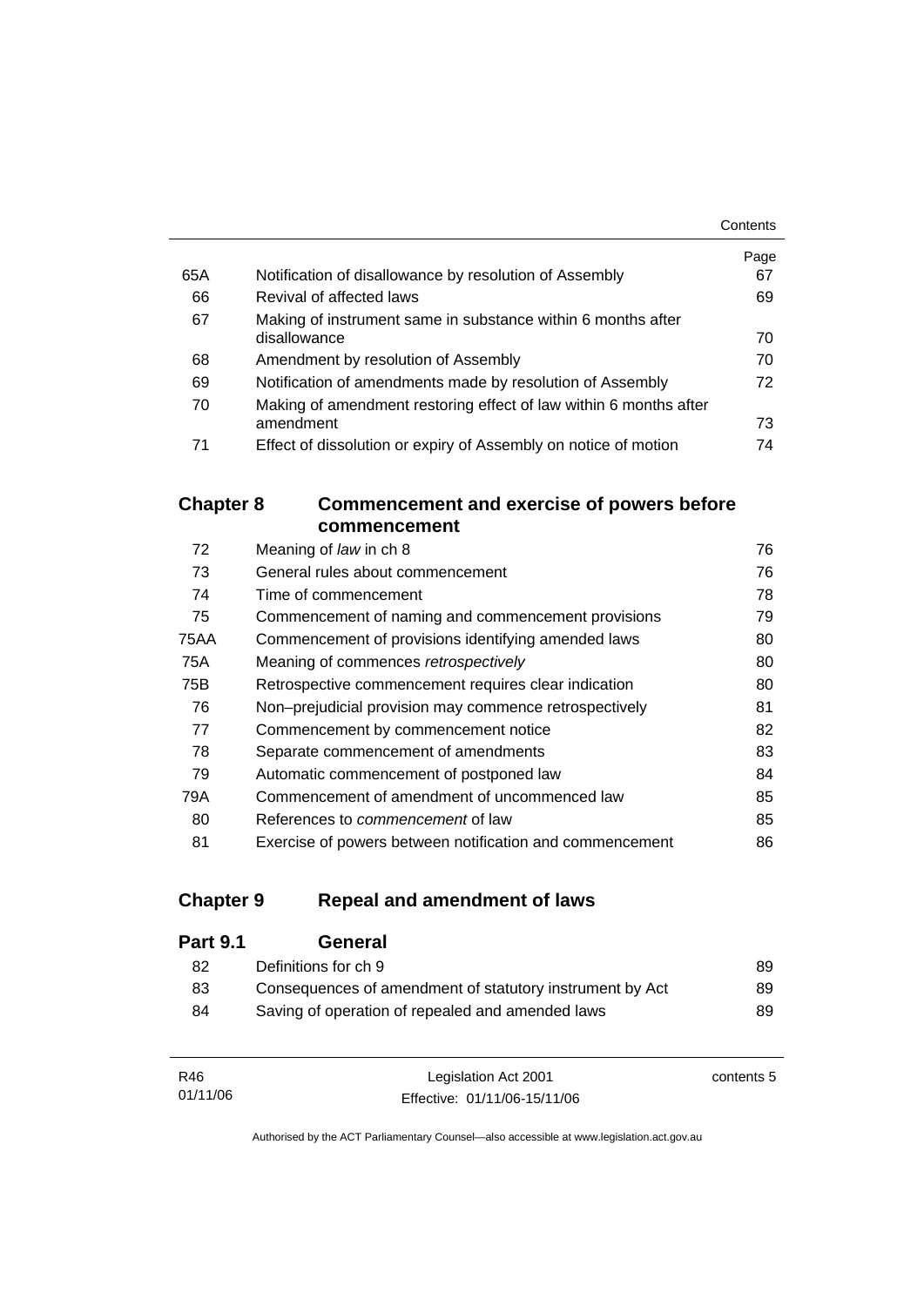| | | Page |
|---|---|---|
| 65A | Notification of disallowance by resolution of Assembly | 67 |
| 66 | Revival of affected laws | 69 |
| 67 | Making of instrument same in substance within 6 months after disallowance | 70 |
| 68 | Amendment by resolution of Assembly | 70 |
| 69 | Notification of amendments made by resolution of Assembly | 72 |
| 70 | Making of amendment restoring effect of law within 6 months after amendment | 73 |
| 71 | Effect of dissolution or expiry of Assembly on notice of motion | 74 |

## Chapter 8 Commencement and exercise of powers before commencement

| | | |
|---|---|---|
| 72 | Meaning of *law* in ch 8 | 76 |
| 73 | General rules about commencement | 76 |
| 74 | Time of commencement | 78 |
| 75 | Commencement of naming and commencement provisions | 79 |
| 75AA | Commencement of provisions identifying amended laws | 80 |
| 75A | Meaning of commences *retrospectively* | 80 |
| 75B | Retrospective commencement requires clear indication | 80 |
| 76 | Non–prejudicial provision may commence retrospectively | 81 |
| 77 | Commencement by commencement notice | 82 |
| 78 | Separate commencement of amendments | 83 |
| 79 | Automatic commencement of postponed law | 84 |
| 79A | Commencement of amendment of uncommenced law | 85 |
| 80 | References to *commencement* of law | 85 |
| 81 | Exercise of powers between notification and commencement | 86 |

## Chapter 9 Repeal and amendment of laws

### Part 9.1 General

| | | |
|---|---|---|
| 82 | Definitions for ch 9 | 89 |
| 83 | Consequences of amendment of statutory instrument by Act | 89 |
| 84 | Saving of operation of repealed and amended laws | 89 |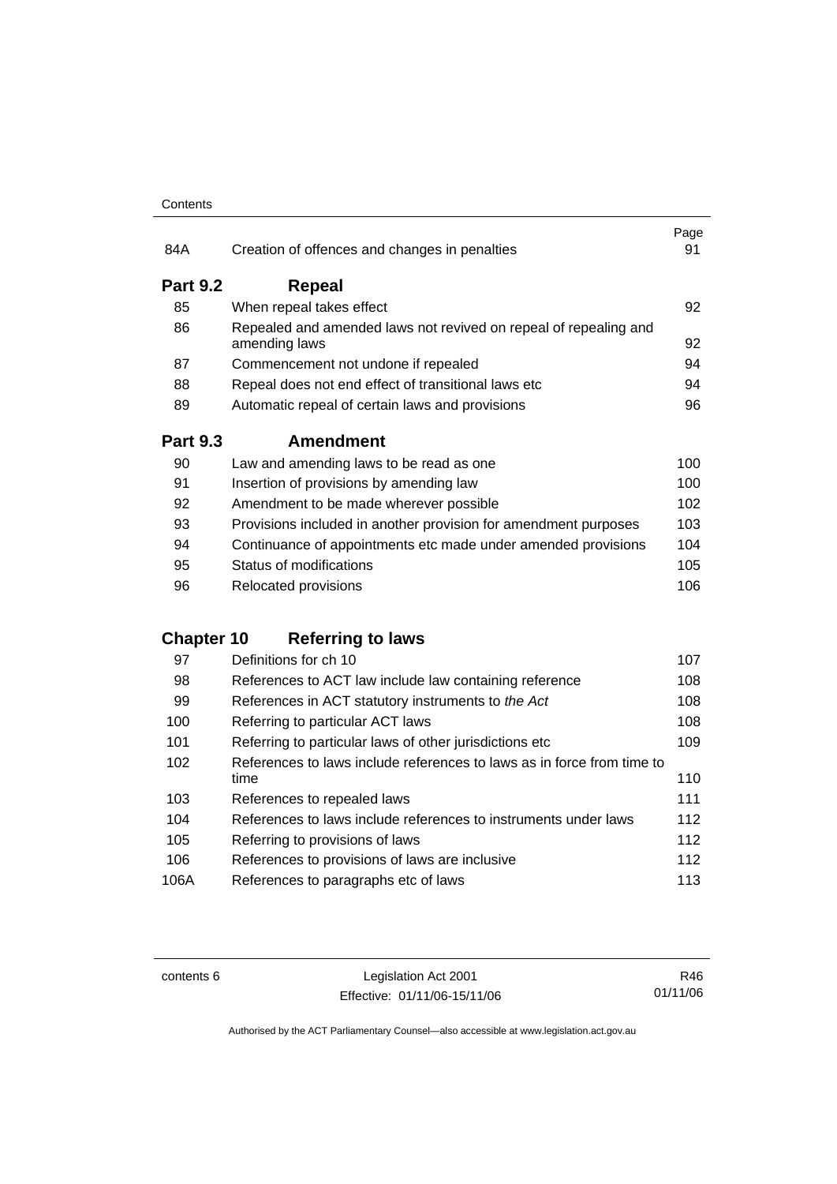| | | Page |
|---|---|---|
| 84A | Creation of offences and changes in penalties | 91 |

## Part 9.2 Repeal

| | | |
|---|---|---|
| 85 | When repeal takes effect | 92 |
| 86 | Repealed and amended laws not revived on repeal of repealing and amending laws | 92 |
| 87 | Commencement not undone if repealed | 94 |
| 88 | Repeal does not end effect of transitional laws etc | 94 |
| 89 | Automatic repeal of certain laws and provisions | 96 |

## Part 9.3 Amendment

| | | |
|---|---|---|
| 90 | Law and amending laws to be read as one | 100 |
| 91 | Insertion of provisions by amending law | 100 |
| 92 | Amendment to be made wherever possible | 102 |
| 93 | Provisions included in another provision for amendment purposes | 103 |
| 94 | Continuance of appointments etc made under amended provisions | 104 |
| 95 | Status of modifications | 105 |
| 96 | Relocated provisions | 106 |

# Chapter 10 Referring to laws

| | | |
|---|---|---|
| 97 | Definitions for ch 10 | 107 |
| 98 | References to ACT law include law containing reference | 108 |
| 99 | References in ACT statutory instruments to *the Act* | 108 |
| 100 | Referring to particular ACT laws | 108 |
| 101 | Referring to particular laws of other jurisdictions etc | 109 |
| 102 | References to laws include references to laws as in force from time to time | 110 |
| 103 | References to repealed laws | 111 |
| 104 | References to laws include references to instruments under laws | 112 |
| 105 | Referring to provisions of laws | 112 |
| 106 | References to provisions of laws are inclusive | 112 |
| 106A | References to paragraphs etc of laws | 113 |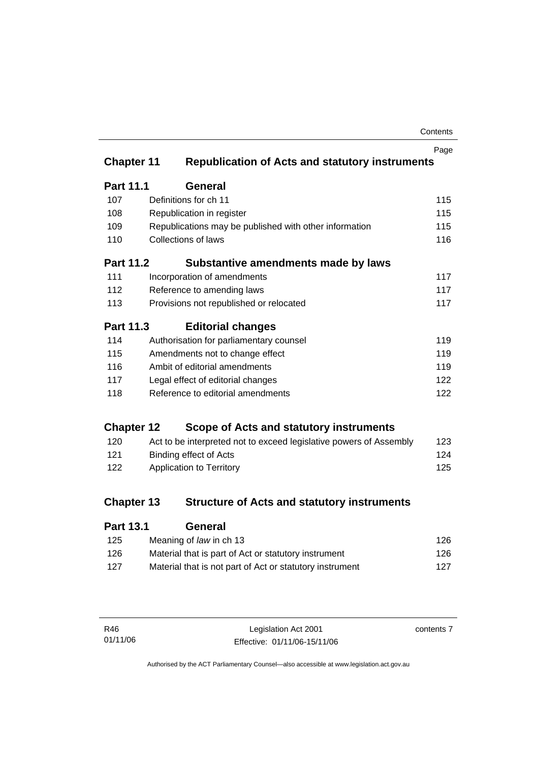## Chapter 11 Republication of Acts and statutory instruments

### Part 11.1 General

| | | Page |
|---|---|---|
| 107 | Definitions for ch 11 | 115 |
| 108 | Republication in register | 115 |
| 109 | Republications may be published with other information | 115 |
| 110 | Collections of laws | 116 |

### Part 11.2 Substantive amendments made by laws

| | | |
|---|---|---|
| 111 | Incorporation of amendments | 117 |
| 112 | Reference to amending laws | 117 |
| 113 | Provisions not republished or relocated | 117 |

### Part 11.3 Editorial changes

| | | |
|---|---|---|
| 114 | Authorisation for parliamentary counsel | 119 |
| 115 | Amendments not to change effect | 119 |
| 116 | Ambit of editorial amendments | 119 |
| 117 | Legal effect of editorial changes | 122 |
| 118 | Reference to editorial amendments | 122 |

## Chapter 12 Scope of Acts and statutory instruments

| | | |
|---|---|---|
| 120 | Act to be interpreted not to exceed legislative powers of Assembly | 123 |
| 121 | Binding effect of Acts | 124 |
| 122 | Application to Territory | 125 |

## Chapter 13 Structure of Acts and statutory instruments

### Part 13.1 General

| | | |
|---|---|---|
| 125 | Meaning of *law* in ch 13 | 126 |
| 126 | Material that is part of Act or statutory instrument | 126 |
| 127 | Material that is not part of Act or statutory instrument | 127 |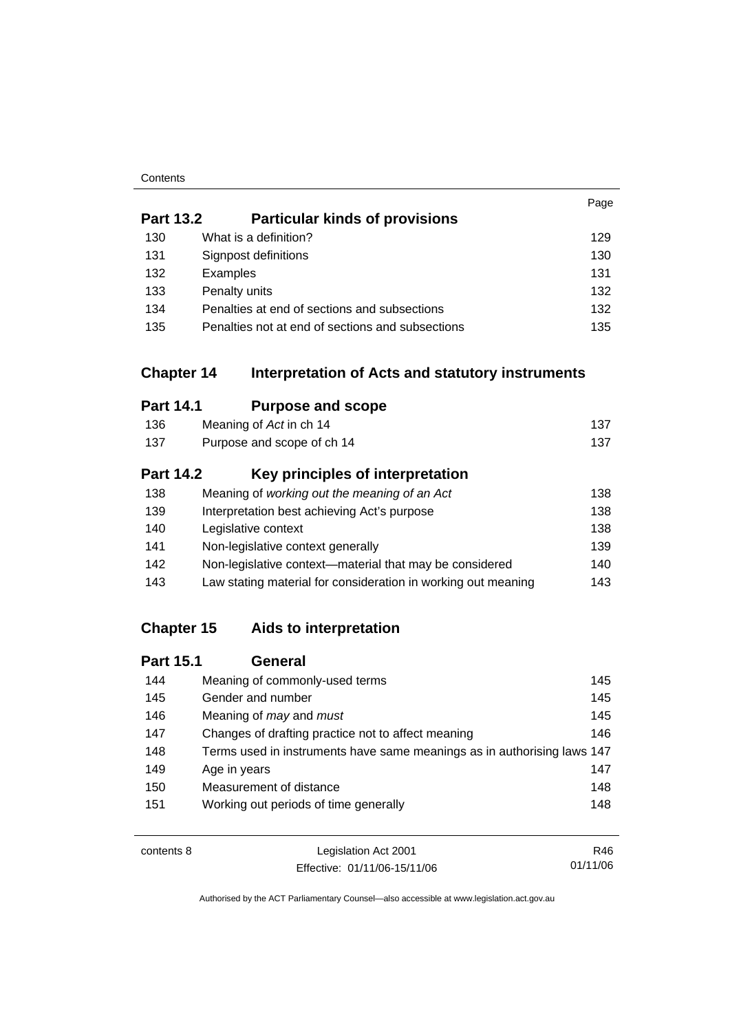| | | Page |
|---|---|---|
| **Part 13.2** | **Particular kinds of provisions** | |
| 130 | What is a definition? | 129 |
| 131 | Signpost definitions | 130 |
| 132 | Examples | 131 |
| 133 | Penalty units | 132 |
| 134 | Penalties at end of sections and subsections | 132 |
| 135 | Penalties not at end of sections and subsections | 135 |

## Chapter 14 Interpretation of Acts and statutory instruments

| | | |
|---|---|---|
| **Part 14.1** | **Purpose and scope** | |
| 136 | Meaning of *Act* in ch 14 | 137 |
| 137 | Purpose and scope of ch 14 | 137 |
| **Part 14.2** | **Key principles of interpretation** | |
| 138 | Meaning of *working out the meaning of an Act* | 138 |
| 139 | Interpretation best achieving Act's purpose | 138 |
| 140 | Legislative context | 138 |
| 141 | Non-legislative context generally | 139 |
| 142 | Non-legislative context—material that may be considered | 140 |
| 143 | Law stating material for consideration in working out meaning | 143 |

## Chapter 15 Aids to interpretation

| | | |
|---|---|---|
| **Part 15.1** | **General** | |
| 144 | Meaning of commonly-used terms | 145 |
| 145 | Gender and number | 145 |
| 146 | Meaning of *may* and *must* | 145 |
| 147 | Changes of drafting practice not to affect meaning | 146 |
| 148 | Terms used in instruments have same meanings as in authorising laws | 147 |
| 149 | Age in years | 147 |
| 150 | Measurement of distance | 148 |
| 151 | Working out periods of time generally | 148 |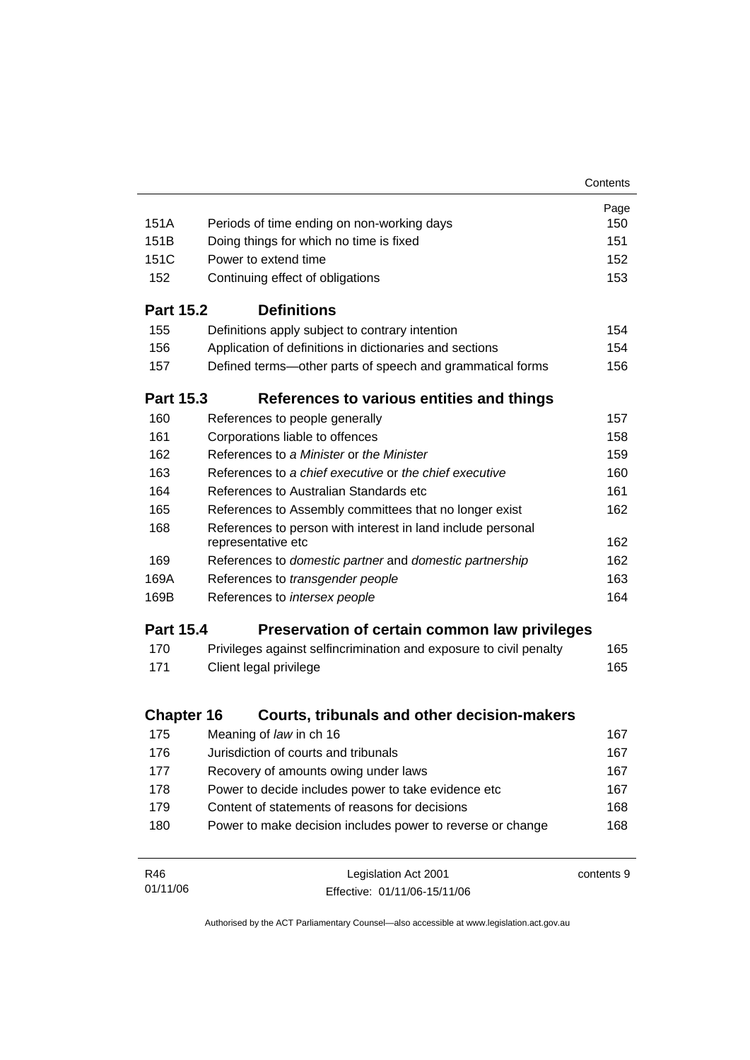| | | Page |
|---|---|---|
| 151A | Periods of time ending on non-working days | 150 |
| 151B | Doing things for which no time is fixed | 151 |
| 151C | Power to extend time | 152 |
| 152 | Continuing effect of obligations | 153 |

**Part 15.2 Definitions**

| | | |
|---|---|---|
| 155 | Definitions apply subject to contrary intention | 154 |
| 156 | Application of definitions in dictionaries and sections | 154 |
| 157 | Defined terms—other parts of speech and grammatical forms | 156 |

**Part 15.3 References to various entities and things**

| | | |
|---|---|---|
| 160 | References to people generally | 157 |
| 161 | Corporations liable to offences | 158 |
| 162 | References to *a Minister* or *the Minister* | 159 |
| 163 | References to *a chief executive* or *the chief executive* | 160 |
| 164 | References to Australian Standards etc | 161 |
| 165 | References to Assembly committees that no longer exist | 162 |
| 168 | References to person with interest in land include personal representative etc | 162 |
| 169 | References to *domestic partner* and *domestic partnership* | 162 |
| 169A | References to *transgender people* | 163 |
| 169B | References to *intersex people* | 164 |

**Part 15.4 Preservation of certain common law privileges**

| | | |
|---|---|---|
| 170 | Privileges against selfincrimination and exposure to civil penalty | 165 |
| 171 | Client legal privilege | 165 |

**Chapter 16 Courts, tribunals and other decision-makers**

| | | |
|---|---|---|
| 175 | Meaning of *law* in ch 16 | 167 |
| 176 | Jurisdiction of courts and tribunals | 167 |
| 177 | Recovery of amounts owing under laws | 167 |
| 178 | Power to decide includes power to take evidence etc | 167 |
| 179 | Content of statements of reasons for decisions | 168 |
| 180 | Power to make decision includes power to reverse or change | 168 |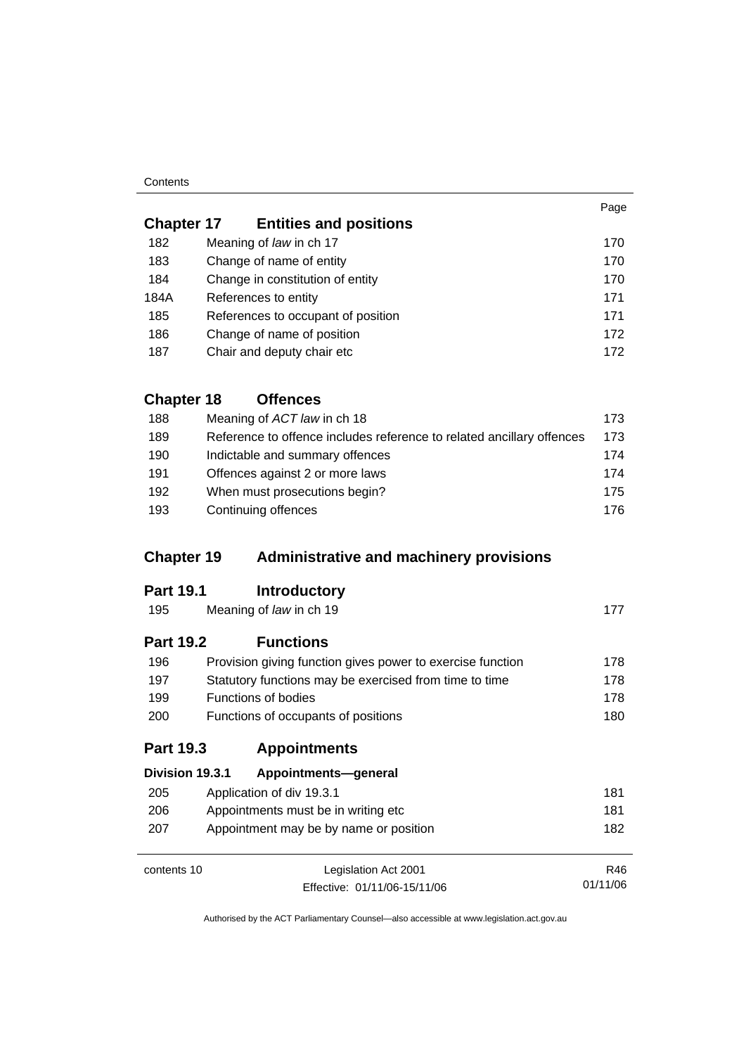| | | Page |
|---|---|---|
| **Chapter 17** | **Entities and positions** | |
| 182 | Meaning of *law* in ch 17 | 170 |
| 183 | Change of name of entity | 170 |
| 184 | Change in constitution of entity | 170 |
| 184A | References to entity | 171 |
| 185 | References to occupant of position | 171 |
| 186 | Change of name of position | 172 |
| 187 | Chair and deputy chair etc | 172 |
| **Chapter 18** | **Offences** | |
| 188 | Meaning of *ACT law* in ch 18 | 173 |
| 189 | Reference to offence includes reference to related ancillary offences | 173 |
| 190 | Indictable and summary offences | 174 |
| 191 | Offences against 2 or more laws | 174 |
| 192 | When must prosecutions begin? | 175 |
| 193 | Continuing offences | 176 |
| **Chapter 19** | **Administrative and machinery provisions** | |
| **Part 19.1** | **Introductory** | |
| 195 | Meaning of *law* in ch 19 | 177 |
| **Part 19.2** | **Functions** | |
| 196 | Provision giving function gives power to exercise function | 178 |
| 197 | Statutory functions may be exercised from time to time | 178 |
| 199 | Functions of bodies | 178 |
| 200 | Functions of occupants of positions | 180 |
| **Part 19.3** | **Appointments** | |
| **Division 19.3.1** | **Appointments—general** | |
| 205 | Application of div 19.3.1 | 181 |
| 206 | Appointments must be in writing etc | 181 |
| 207 | Appointment may be by name or position | 182 |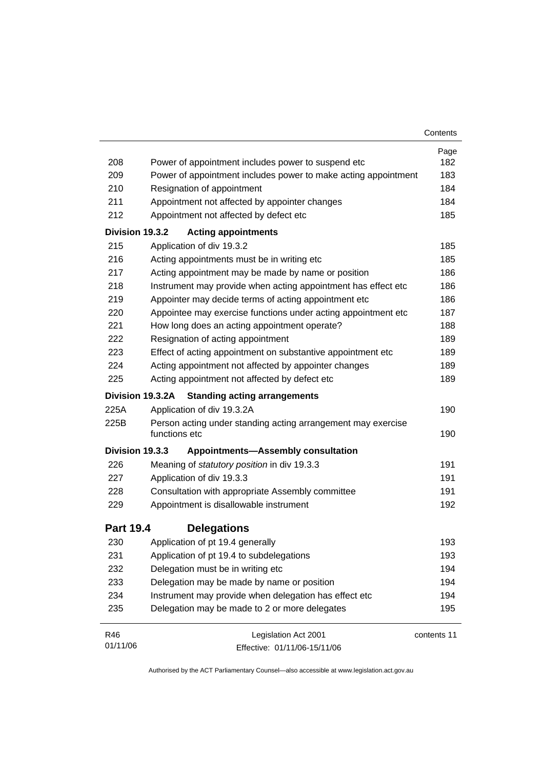| | | Page |
|---|---|---|
| 208 | Power of appointment includes power to suspend etc | 182 |
| 209 | Power of appointment includes power to make acting appointment | 183 |
| 210 | Resignation of appointment | 184 |
| 211 | Appointment not affected by appointer changes | 184 |
| 212 | Appointment not affected by defect etc | 185 |
| **Division 19.3.2** | **Acting appointments** | |
| 215 | Application of div 19.3.2 | 185 |
| 216 | Acting appointments must be in writing etc | 185 |
| 217 | Acting appointment may be made by name or position | 186 |
| 218 | Instrument may provide when acting appointment has effect etc | 186 |
| 219 | Appointer may decide terms of acting appointment etc | 186 |
| 220 | Appointee may exercise functions under acting appointment etc | 187 |
| 221 | How long does an acting appointment operate? | 188 |
| 222 | Resignation of acting appointment | 189 |
| 223 | Effect of acting appointment on substantive appointment etc | 189 |
| 224 | Acting appointment not affected by appointer changes | 189 |
| 225 | Acting appointment not affected by defect etc | 189 |
| **Division 19.3.2A** | **Standing acting arrangements** | |
| 225A | Application of div 19.3.2A | 190 |
| 225B | Person acting under standing acting arrangement may exercise functions etc | 190 |
| **Division 19.3.3** | **Appointments—Assembly consultation** | |
| 226 | Meaning of *statutory position* in div 19.3.3 | 191 |
| 227 | Application of div 19.3.3 | 191 |
| 228 | Consultation with appropriate Assembly committee | 191 |
| 229 | Appointment is disallowable instrument | 192 |
| **Part 19.4** | **Delegations** | |
| 230 | Application of pt 19.4 generally | 193 |
| 231 | Application of pt 19.4 to subdelegations | 193 |
| 232 | Delegation must be in writing etc | 194 |
| 233 | Delegation may be made by name or position | 194 |
| 234 | Instrument may provide when delegation has effect etc | 194 |
| 235 | Delegation may be made to 2 or more delegates | 195 |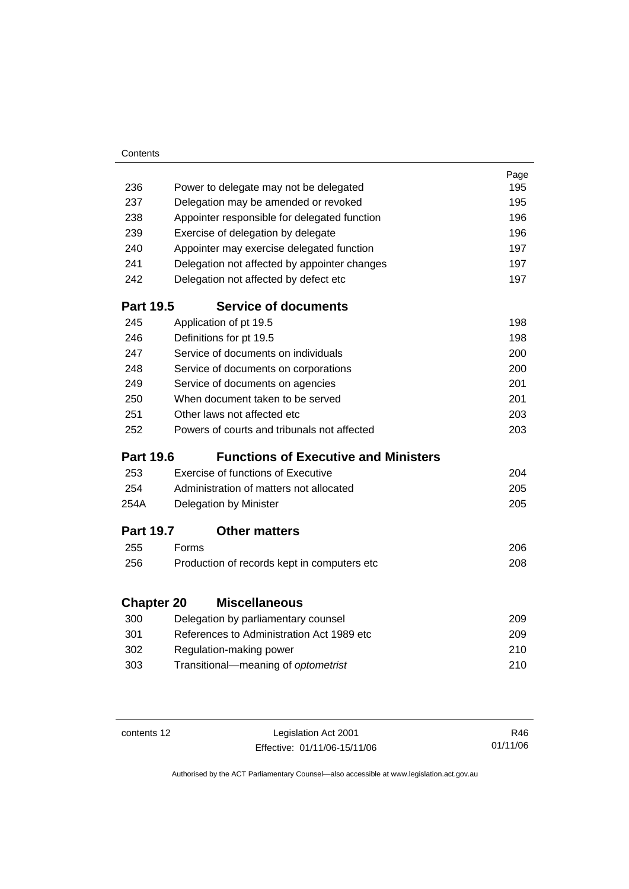| | | Page |
|---|---|---|
| 236 | Power to delegate may not be delegated | 195 |
| 237 | Delegation may be amended or revoked | 195 |
| 238 | Appointer responsible for delegated function | 196 |
| 239 | Exercise of delegation by delegate | 196 |
| 240 | Appointer may exercise delegated function | 197 |
| 241 | Delegation not affected by appointer changes | 197 |
| 242 | Delegation not affected by defect etc | 197 |
| **Part 19.5** | **Service of documents** | |
| 245 | Application of pt 19.5 | 198 |
| 246 | Definitions for pt 19.5 | 198 |
| 247 | Service of documents on individuals | 200 |
| 248 | Service of documents on corporations | 200 |
| 249 | Service of documents on agencies | 201 |
| 250 | When document taken to be served | 201 |
| 251 | Other laws not affected etc | 203 |
| 252 | Powers of courts and tribunals not affected | 203 |
| **Part 19.6** | **Functions of Executive and Ministers** | |
| 253 | Exercise of functions of Executive | 204 |
| 254 | Administration of matters not allocated | 205 |
| 254A | Delegation by Minister | 205 |
| **Part 19.7** | **Other matters** | |
| 255 | Forms | 206 |
| 256 | Production of records kept in computers etc | 208 |
| **Chapter 20** | **Miscellaneous** | |
| 300 | Delegation by parliamentary counsel | 209 |
| 301 | References to Administration Act 1989 etc | 209 |
| 302 | Regulation-making power | 210 |
| 303 | Transitional—meaning of *optometrist* | 210 |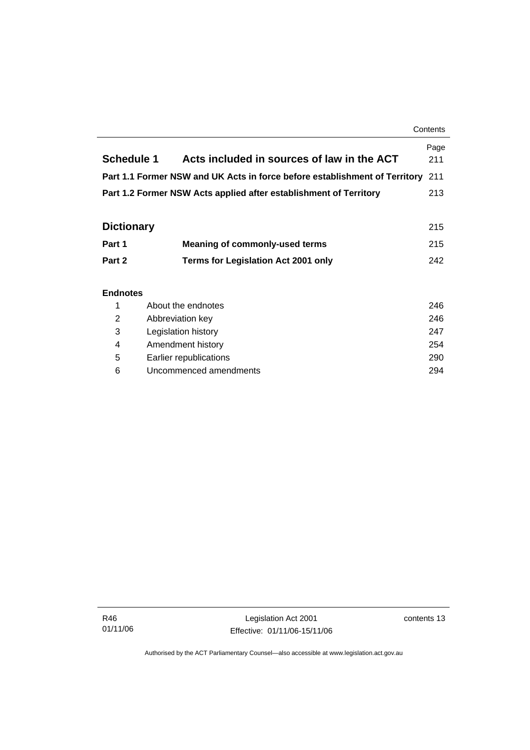| | | Page |
|---|---|---|
| **Schedule 1** | **Acts included in sources of law in the ACT** | 211 |
| **Part 1.1 Former NSW and UK Acts in force before establishment of Territory** | | 211 |
| **Part 1.2 Former NSW Acts applied after establishment of Territory** | | 213 |
| | | |
| **Dictionary** | | 215 |
| **Part 1** | **Meaning of commonly-used terms** | 215 |
| **Part 2** | **Terms for Legislation Act 2001 only** | 242 |

**Endnotes**

| | | |
|---|---|---|
| 1 | About the endnotes | 246 |
| 2 | Abbreviation key | 246 |
| 3 | Legislation history | 247 |
| 4 | Amendment history | 254 |
| 5 | Earlier republications | 290 |
| 6 | Uncommenced amendments | 294 |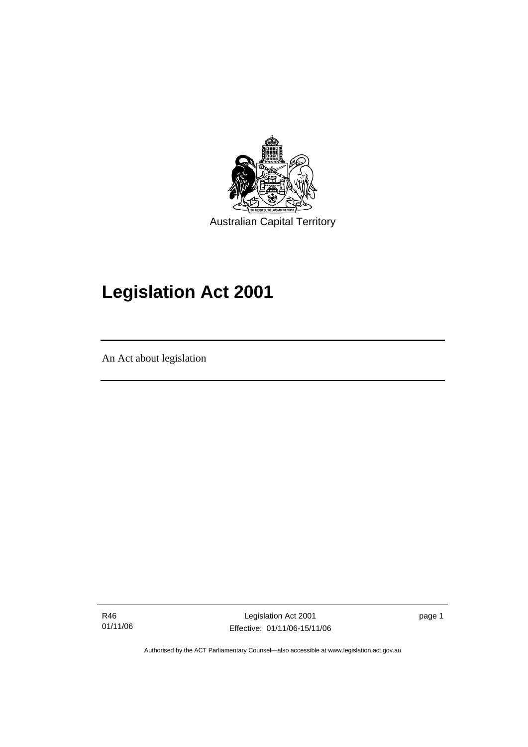Australian Capital Territory

# Legislation Act 2001

An Act about legislation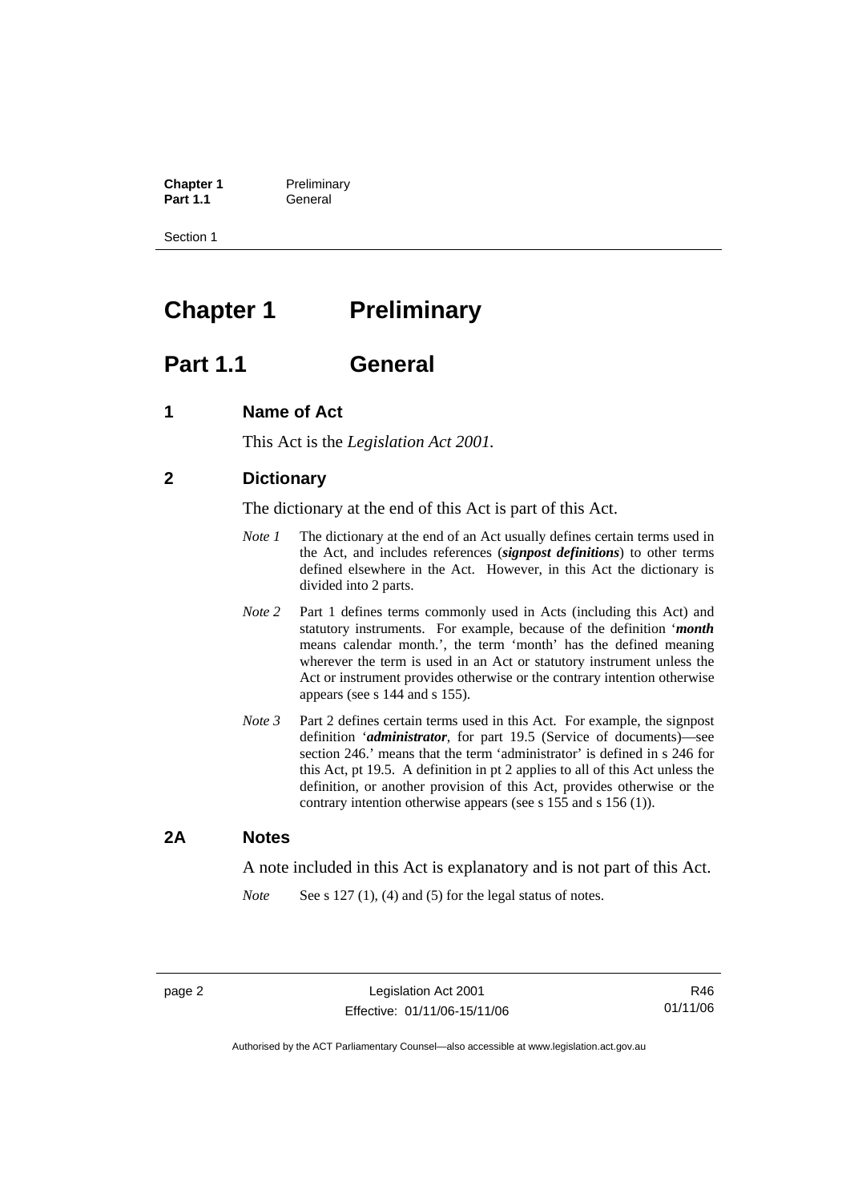# Chapter 1 Preliminary

## Part 1.1 General

### 1 Name of Act

This Act is the *Legislation Act 2001*.

### 2 Dictionary

The dictionary at the end of this Act is part of this Act.

*Note 1* The dictionary at the end of an Act usually defines certain terms used in the Act, and includes references (***signpost definitions***) to other terms defined elsewhere in the Act. However, in this Act the dictionary is divided into 2 parts.

*Note 2* Part 1 defines terms commonly used in Acts (including this Act) and statutory instruments. For example, because of the definition '***month*** means calendar month.', the term 'month' has the defined meaning wherever the term is used in an Act or statutory instrument unless the Act or instrument provides otherwise or the contrary intention otherwise appears (see s 144 and s 155).

*Note 3* Part 2 defines certain terms used in this Act. For example, the signpost definition '***administrator***, for part 19.5 (Service of documents)—see section 246.' means that the term 'administrator' is defined in s 246 for this Act, pt 19.5. A definition in pt 2 applies to all of this Act unless the definition, or another provision of this Act, provides otherwise or the contrary intention otherwise appears (see s 155 and s 156 (1)).

### 2A Notes

A note included in this Act is explanatory and is not part of this Act.

*Note* See s 127 (1), (4) and (5) for the legal status of notes.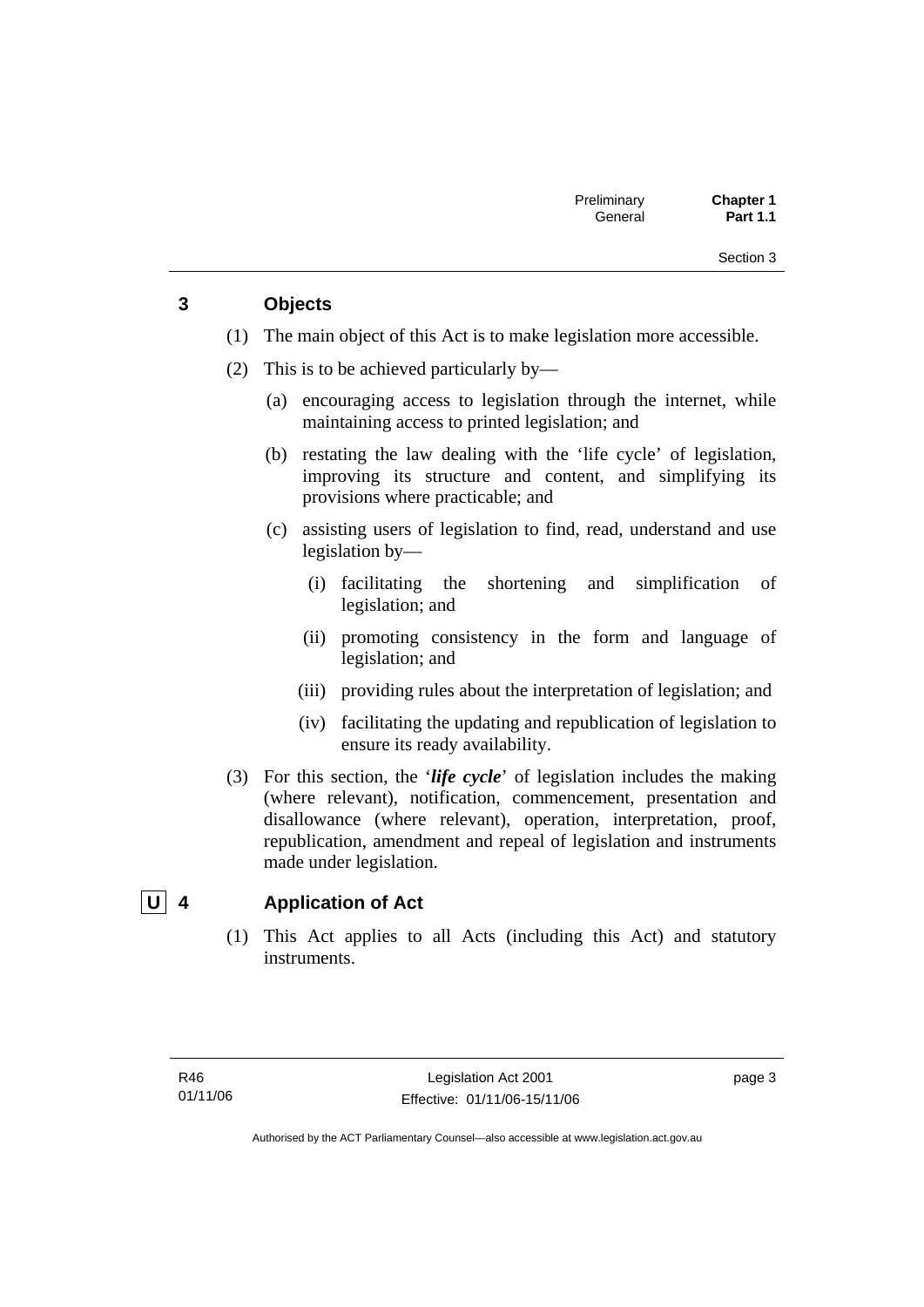## 3 Objects

(1) The main object of this Act is to make legislation more accessible.

(2) This is to be achieved particularly by—

(a) encouraging access to legislation through the internet, while maintaining access to printed legislation; and

(b) restating the law dealing with the 'life cycle' of legislation, improving its structure and content, and simplifying its provisions where practicable; and

(c) assisting users of legislation to find, read, understand and use legislation by—

(i) facilitating the shortening and simplification of legislation; and

(ii) promoting consistency in the form and language of legislation; and

(iii) providing rules about the interpretation of legislation; and

(iv) facilitating the updating and republication of legislation to ensure its ready availability.

(3) For this section, the '***life cycle***' of legislation includes the making (where relevant), notification, commencement, presentation and disallowance (where relevant), operation, interpretation, proof, republication, amendment and repeal of legislation and instruments made under legislation.

## U 4 Application of Act

(1) This Act applies to all Acts (including this Act) and statutory instruments.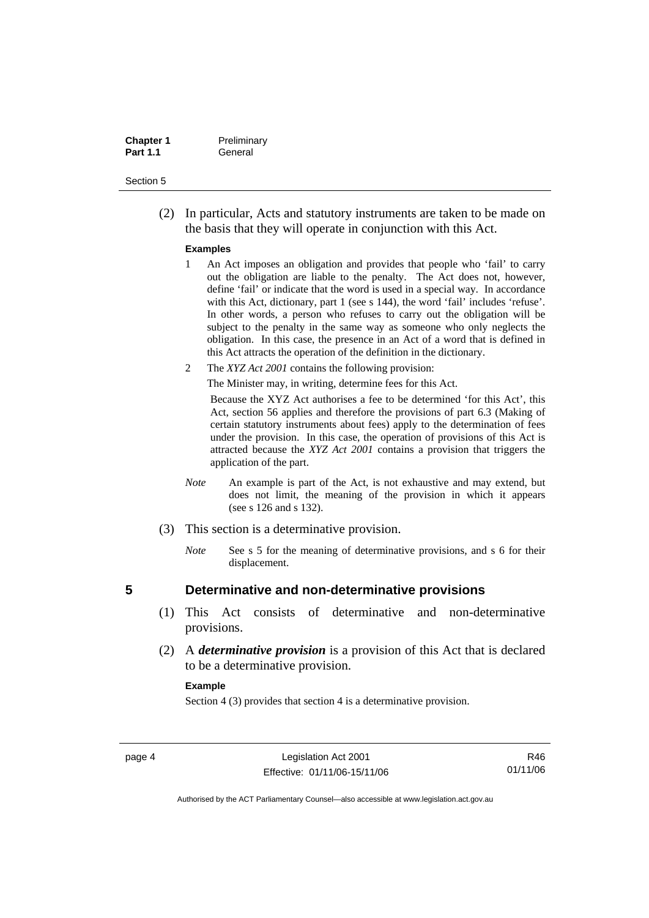(2) In particular, Acts and statutory instruments are taken to be made on the basis that they will operate in conjunction with this Act.

**Examples**

1 An Act imposes an obligation and provides that people who 'fail' to carry out the obligation are liable to the penalty. The Act does not, however, define 'fail' or indicate that the word is used in a special way. In accordance with this Act, dictionary, part 1 (see s 144), the word 'fail' includes 'refuse'. In other words, a person who refuses to carry out the obligation will be subject to the penalty in the same way as someone who only neglects the obligation. In this case, the presence in an Act of a word that is defined in this Act attracts the operation of the definition in the dictionary.

2 The *XYZ Act 2001* contains the following provision:

The Minister may, in writing, determine fees for this Act.

Because the XYZ Act authorises a fee to be determined 'for this Act', this Act, section 56 applies and therefore the provisions of part 6.3 (Making of certain statutory instruments about fees) apply to the determination of fees under the provision. In this case, the operation of provisions of this Act is attracted because the *XYZ Act 2001* contains a provision that triggers the application of the part.

*Note* An example is part of the Act, is not exhaustive and may extend, but does not limit, the meaning of the provision in which it appears (see s 126 and s 132).

(3) This section is a determinative provision.

*Note* See s 5 for the meaning of determinative provisions, and s 6 for their displacement.

## 5 Determinative and non-determinative provisions

(1) This Act consists of determinative and non-determinative provisions.

(2) A ***determinative provision*** is a provision of this Act that is declared to be a determinative provision.

**Example**

Section 4 (3) provides that section 4 is a determinative provision.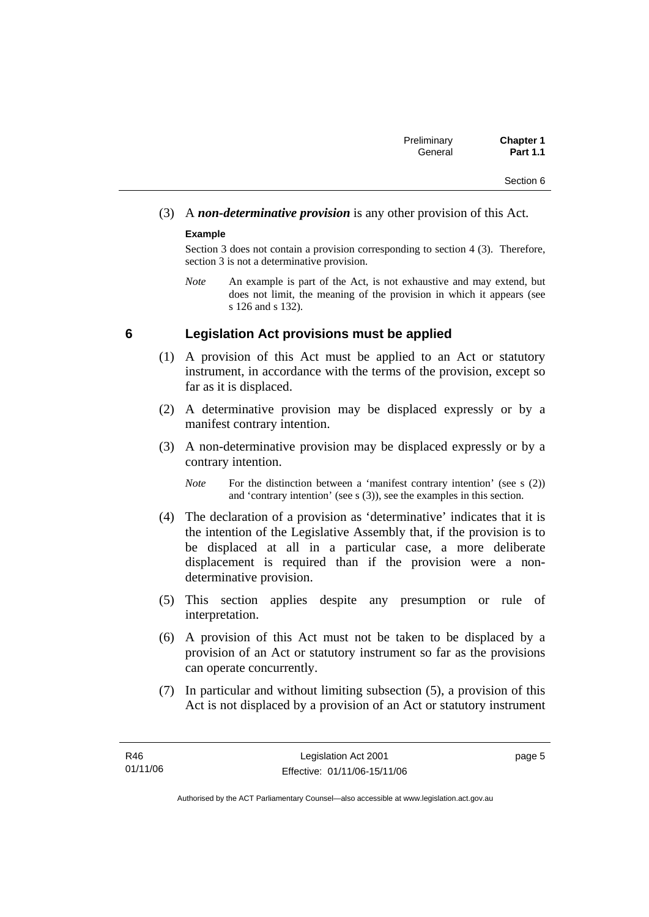(3) A ***non-determinative provision*** is any other provision of this Act.

**Example**

Section 3 does not contain a provision corresponding to section 4 (3). Therefore, section 3 is not a determinative provision.

*Note* An example is part of the Act, is not exhaustive and may extend, but does not limit, the meaning of the provision in which it appears (see s 126 and s 132).

## 6 Legislation Act provisions must be applied

(1) A provision of this Act must be applied to an Act or statutory instrument, in accordance with the terms of the provision, except so far as it is displaced.

(2) A determinative provision may be displaced expressly or by a manifest contrary intention.

(3) A non-determinative provision may be displaced expressly or by a contrary intention.

*Note* For the distinction between a 'manifest contrary intention' (see s (2)) and 'contrary intention' (see s (3)), see the examples in this section.

(4) The declaration of a provision as 'determinative' indicates that it is the intention of the Legislative Assembly that, if the provision is to be displaced at all in a particular case, a more deliberate displacement is required than if the provision were a non-determinative provision.

(5) This section applies despite any presumption or rule of interpretation.

(6) A provision of this Act must not be taken to be displaced by a provision of an Act or statutory instrument so far as the provisions can operate concurrently.

(7) In particular and without limiting subsection (5), a provision of this Act is not displaced by a provision of an Act or statutory instrument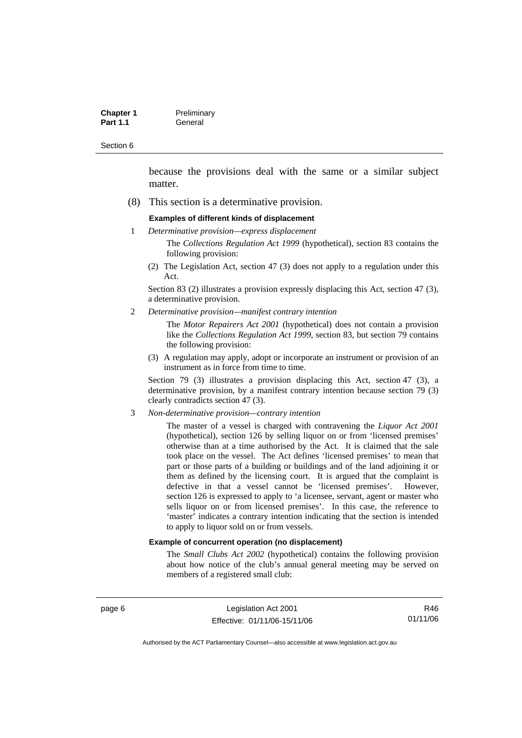because the provisions deal with the same or a similar subject matter.

(8) This section is a determinative provision.

**Examples of different kinds of displacement**

1 *Determinative provision—express displacement*

The *Collections Regulation Act 1999* (hypothetical), section 83 contains the following provision:

(2) The Legislation Act, section 47 (3) does not apply to a regulation under this Act.

Section 83 (2) illustrates a provision expressly displacing this Act, section 47 (3), a determinative provision.

2 *Determinative provision—manifest contrary intention*

The *Motor Repairers Act 2001* (hypothetical) does not contain a provision like the *Collections Regulation Act 1999*, section 83, but section 79 contains the following provision:

(3) A regulation may apply, adopt or incorporate an instrument or provision of an instrument as in force from time to time.

Section 79 (3) illustrates a provision displacing this Act, section 47 (3), a determinative provision, by a manifest contrary intention because section 79 (3) clearly contradicts section 47 (3).

3 *Non-determinative provision—contrary intention*

The master of a vessel is charged with contravening the *Liquor Act 2001* (hypothetical), section 126 by selling liquor on or from 'licensed premises' otherwise than at a time authorised by the Act. It is claimed that the sale took place on the vessel. The Act defines 'licensed premises' to mean that part or those parts of a building or buildings and of the land adjoining it or them as defined by the licensing court. It is argued that the complaint is defective in that a vessel cannot be 'licensed premises'. However, section 126 is expressed to apply to 'a licensee, servant, agent or master who sells liquor on or from licensed premises'. In this case, the reference to 'master' indicates a contrary intention indicating that the section is intended to apply to liquor sold on or from vessels.

**Example of concurrent operation (no displacement)**

The *Small Clubs Act 2002* (hypothetical) contains the following provision about how notice of the club's annual general meeting may be served on members of a registered small club: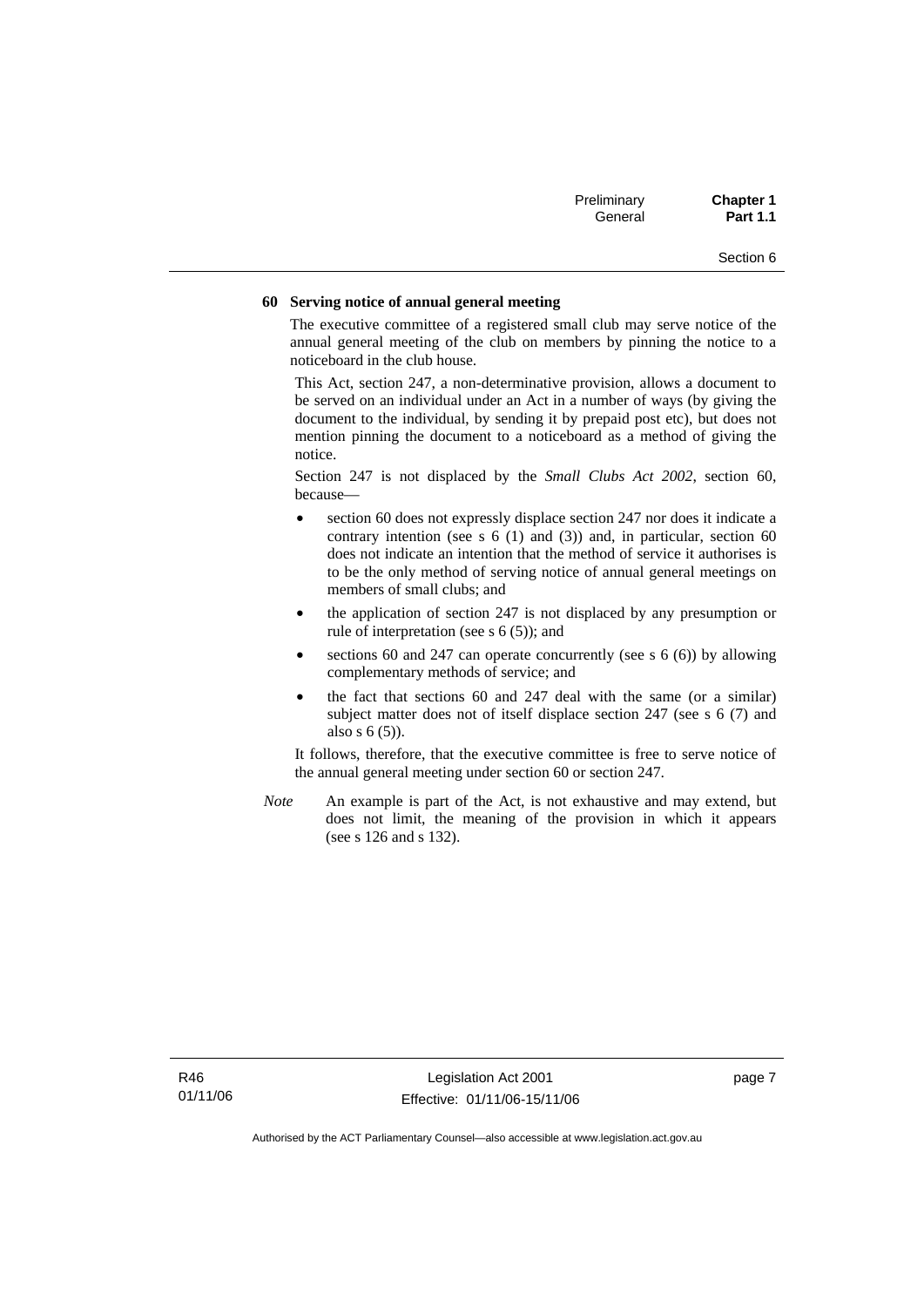**60 Serving notice of annual general meeting**

The executive committee of a registered small club may serve notice of the annual general meeting of the club on members by pinning the notice to a noticeboard in the club house.

This Act, section 247, a non-determinative provision, allows a document to be served on an individual under an Act in a number of ways (by giving the document to the individual, by sending it by prepaid post etc), but does not mention pinning the document to a noticeboard as a method of giving the notice.

Section 247 is not displaced by the *Small Clubs Act 2002*, section 60, because—

- section 60 does not expressly displace section 247 nor does it indicate a contrary intention (see s 6 (1) and (3)) and, in particular, section 60 does not indicate an intention that the method of service it authorises is to be the only method of serving notice of annual general meetings on members of small clubs; and
- the application of section 247 is not displaced by any presumption or rule of interpretation (see s 6 (5)); and
- sections 60 and 247 can operate concurrently (see s 6 (6)) by allowing complementary methods of service; and
- the fact that sections 60 and 247 deal with the same (or a similar) subject matter does not of itself displace section 247 (see s 6 (7) and also s 6 (5)).

It follows, therefore, that the executive committee is free to serve notice of the annual general meeting under section 60 or section 247.

*Note* An example is part of the Act, is not exhaustive and may extend, but does not limit, the meaning of the provision in which it appears (see s 126 and s 132).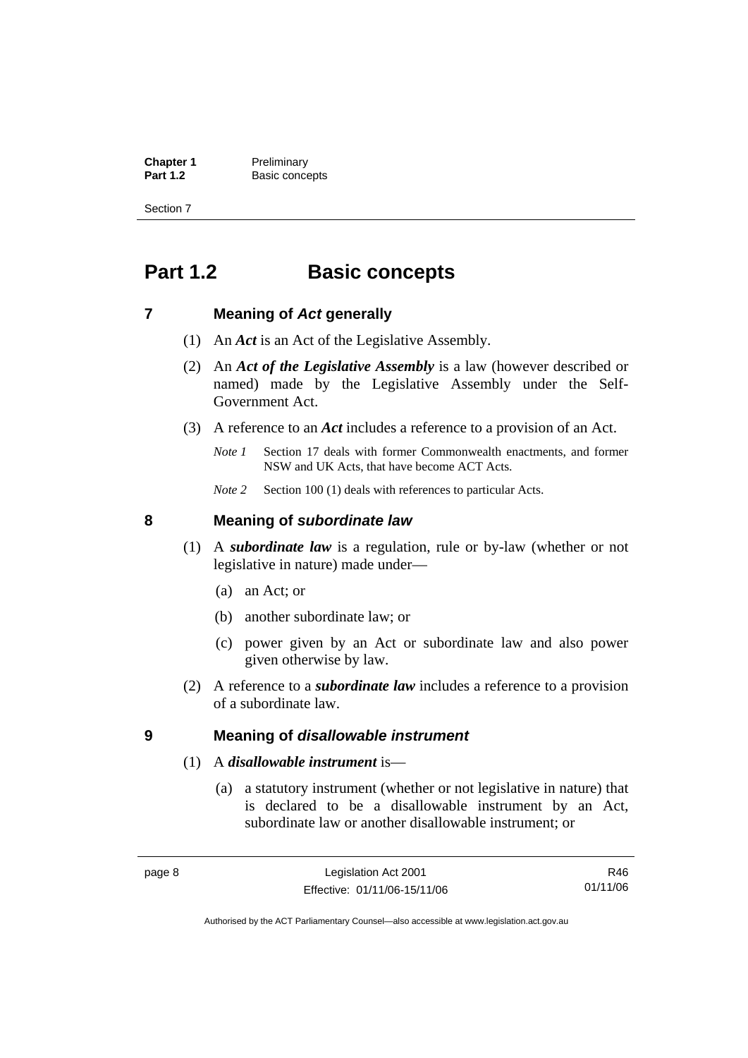# Part 1.2 Basic concepts

## 7 Meaning of *Act* generally

(1) An ***Act*** is an Act of the Legislative Assembly.

(2) An ***Act of the Legislative Assembly*** is a law (however described or named) made by the Legislative Assembly under the Self-Government Act.

(3) A reference to an ***Act*** includes a reference to a provision of an Act.

*Note 1* Section 17 deals with former Commonwealth enactments, and former NSW and UK Acts, that have become ACT Acts.

*Note 2* Section 100 (1) deals with references to particular Acts.

## 8 Meaning of *subordinate law*

(1) A ***subordinate law*** is a regulation, rule or by-law (whether or not legislative in nature) made under—

(a) an Act; or

(b) another subordinate law; or

(c) power given by an Act or subordinate law and also power given otherwise by law.

(2) A reference to a ***subordinate law*** includes a reference to a provision of a subordinate law.

## 9 Meaning of *disallowable instrument*

(1) A ***disallowable instrument*** is—

(a) a statutory instrument (whether or not legislative in nature) that is declared to be a disallowable instrument by an Act, subordinate law or another disallowable instrument; or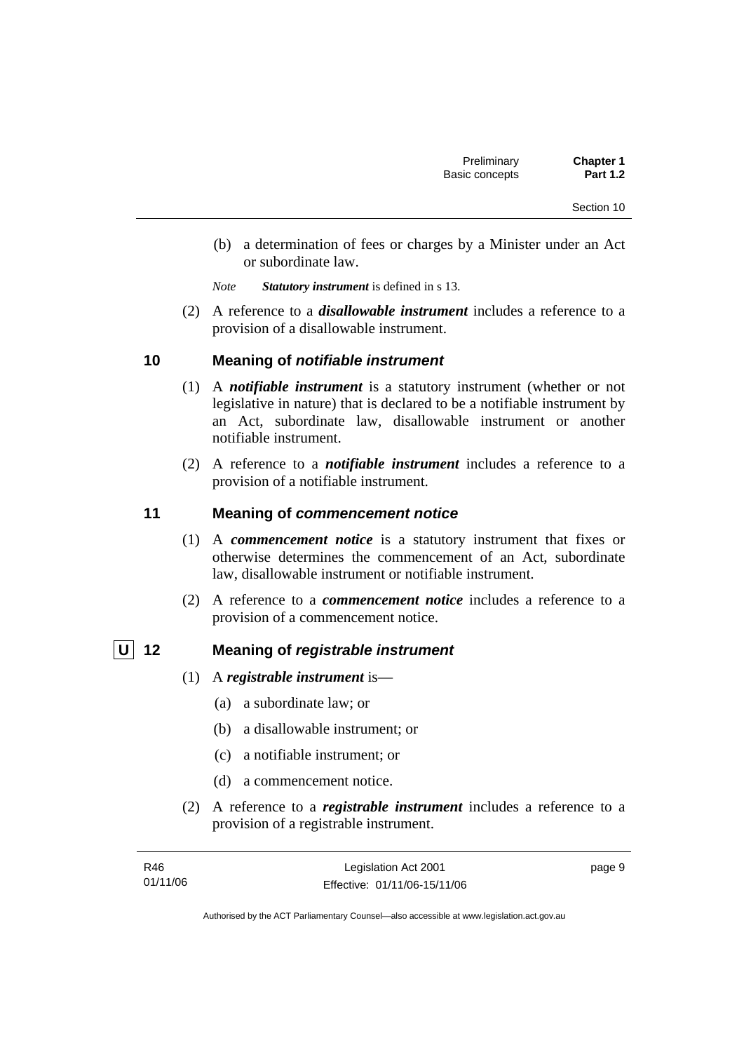(b) a determination of fees or charges by a Minister under an Act or subordinate law.

*Note* ***Statutory instrument*** is defined in s 13.

(2) A reference to a ***disallowable instrument*** includes a reference to a provision of a disallowable instrument.

## 10 Meaning of *notifiable instrument*

(1) A ***notifiable instrument*** is a statutory instrument (whether or not legislative in nature) that is declared to be a notifiable instrument by an Act, subordinate law, disallowable instrument or another notifiable instrument.

(2) A reference to a ***notifiable instrument*** includes a reference to a provision of a notifiable instrument.

## 11 Meaning of *commencement notice*

(1) A ***commencement notice*** is a statutory instrument that fixes or otherwise determines the commencement of an Act, subordinate law, disallowable instrument or notifiable instrument.

(2) A reference to a ***commencement notice*** includes a reference to a provision of a commencement notice.

## U 12 Meaning of *registrable instrument*

(1) A ***registrable instrument*** is—

(a) a subordinate law; or

(b) a disallowable instrument; or

(c) a notifiable instrument; or

(d) a commencement notice.

(2) A reference to a ***registrable instrument*** includes a reference to a provision of a registrable instrument.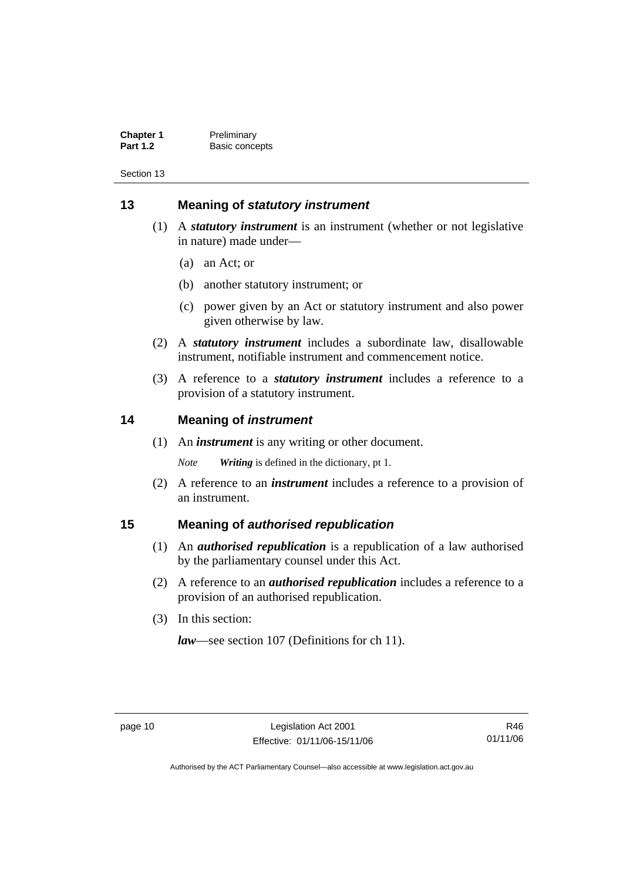## 13 Meaning of *statutory instrument*

(1) A ***statutory instrument*** is an instrument (whether or not legislative in nature) made under—

(a) an Act; or

(b) another statutory instrument; or

(c) power given by an Act or statutory instrument and also power given otherwise by law.

(2) A ***statutory instrument*** includes a subordinate law, disallowable instrument, notifiable instrument and commencement notice.

(3) A reference to a ***statutory instrument*** includes a reference to a provision of a statutory instrument.

## 14 Meaning of *instrument*

(1) An ***instrument*** is any writing or other document.

*Note* ***Writing*** is defined in the dictionary, pt 1.

(2) A reference to an ***instrument*** includes a reference to a provision of an instrument.

## 15 Meaning of *authorised republication*

(1) An ***authorised republication*** is a republication of a law authorised by the parliamentary counsel under this Act.

(2) A reference to an ***authorised republication*** includes a reference to a provision of an authorised republication.

(3) In this section:

***law***—see section 107 (Definitions for ch 11).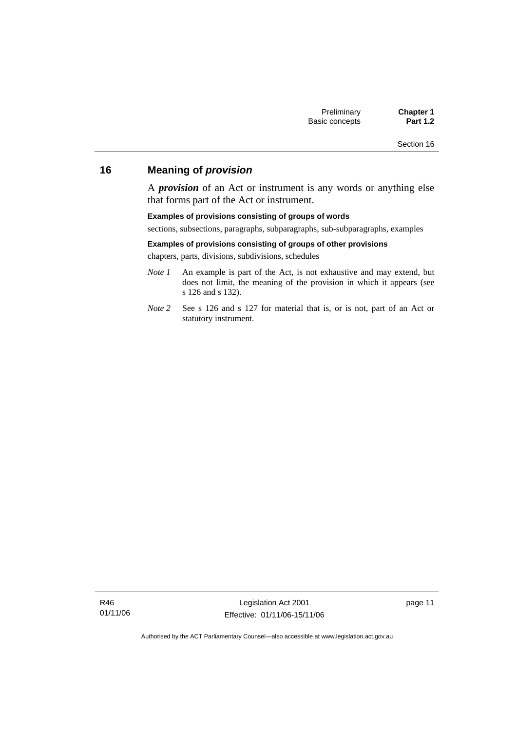## 16 Meaning of *provision*

A ***provision*** of an Act or instrument is any words or anything else that forms part of the Act or instrument.

**Examples of provisions consisting of groups of words**

sections, subsections, paragraphs, subparagraphs, sub-subparagraphs, examples

**Examples of provisions consisting of groups of other provisions**

chapters, parts, divisions, subdivisions, schedules

*Note 1* An example is part of the Act, is not exhaustive and may extend, but does not limit, the meaning of the provision in which it appears (see s 126 and s 132).

*Note 2* See s 126 and s 127 for material that is, or is not, part of an Act or statutory instrument.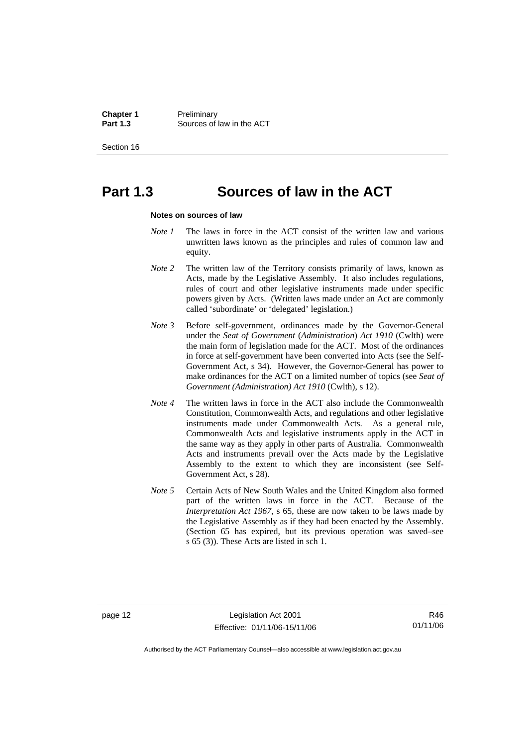# Part 1.3 Sources of law in the ACT

**Notes on sources of law**

*Note 1* The laws in force in the ACT consist of the written law and various unwritten laws known as the principles and rules of common law and equity.

*Note 2* The written law of the Territory consists primarily of laws, known as Acts, made by the Legislative Assembly. It also includes regulations, rules of court and other legislative instruments made under specific powers given by Acts. (Written laws made under an Act are commonly called 'subordinate' or 'delegated' legislation.)

*Note 3* Before self-government, ordinances made by the Governor-General under the *Seat of Government* (*Administration*) *Act 1910* (Cwlth) were the main form of legislation made for the ACT. Most of the ordinances in force at self-government have been converted into Acts (see the Self-Government Act, s 34). However, the Governor-General has power to make ordinances for the ACT on a limited number of topics (see *Seat of Government (Administration) Act 1910* (Cwlth), s 12).

*Note 4* The written laws in force in the ACT also include the Commonwealth Constitution, Commonwealth Acts, and regulations and other legislative instruments made under Commonwealth Acts. As a general rule, Commonwealth Acts and legislative instruments apply in the ACT in the same way as they apply in other parts of Australia. Commonwealth Acts and instruments prevail over the Acts made by the Legislative Assembly to the extent to which they are inconsistent (see Self-Government Act, s 28).

*Note 5* Certain Acts of New South Wales and the United Kingdom also formed part of the written laws in force in the ACT. Because of the *Interpretation Act 1967*, s 65, these are now taken to be laws made by the Legislative Assembly as if they had been enacted by the Assembly. (Section 65 has expired, but its previous operation was saved–see s 65 (3)). These Acts are listed in sch 1.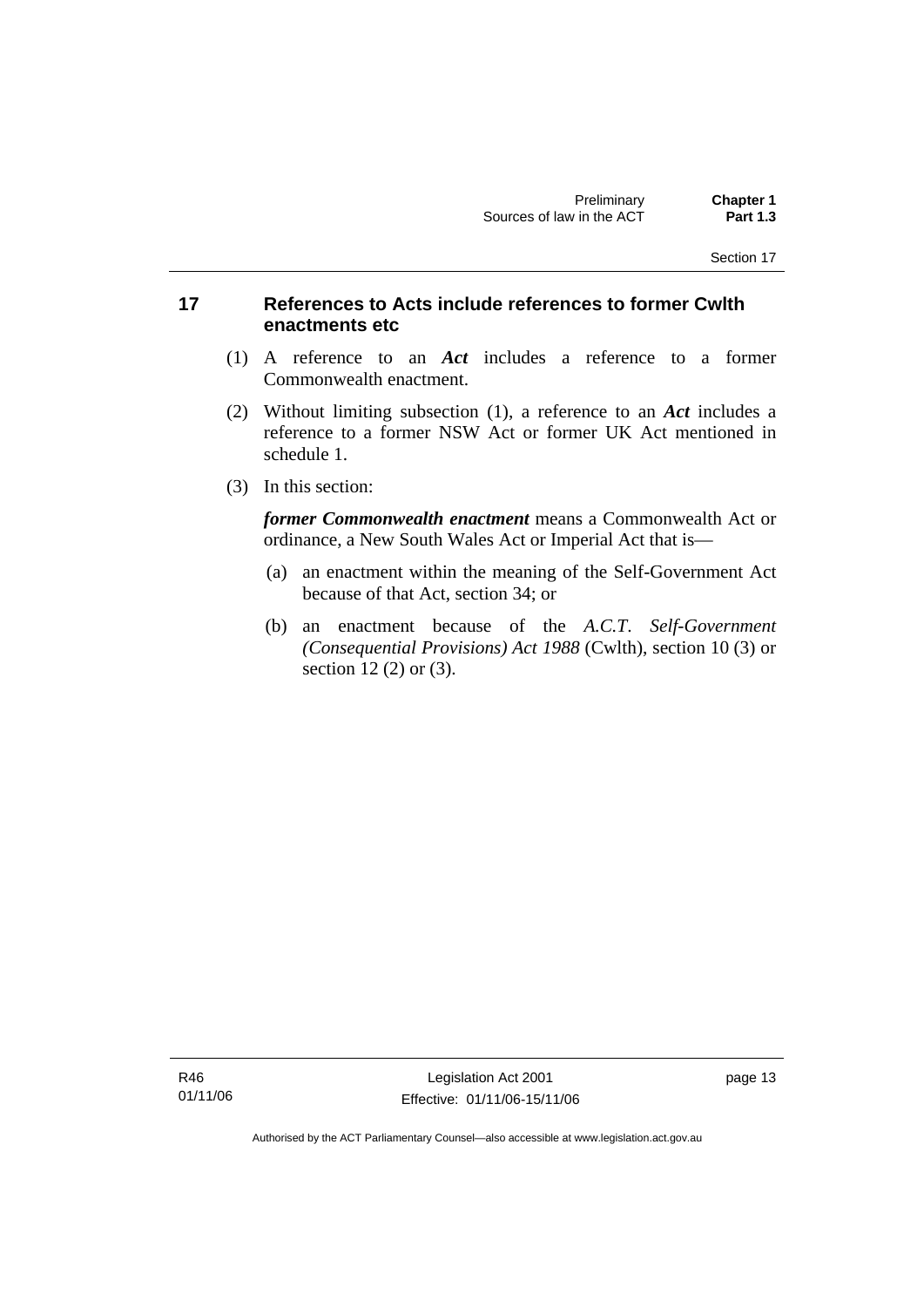## 17 References to Acts include references to former Cwlth enactments etc

(1) A reference to an ***Act*** includes a reference to a former Commonwealth enactment.

(2) Without limiting subsection (1), a reference to an ***Act*** includes a reference to a former NSW Act or former UK Act mentioned in schedule 1.

(3) In this section:

***former Commonwealth enactment*** means a Commonwealth Act or ordinance, a New South Wales Act or Imperial Act that is—

(a) an enactment within the meaning of the Self-Government Act because of that Act, section 34; or

(b) an enactment because of the *A.C.T. Self-Government (Consequential Provisions) Act 1988* (Cwlth), section 10 (3) or section 12 (2) or (3).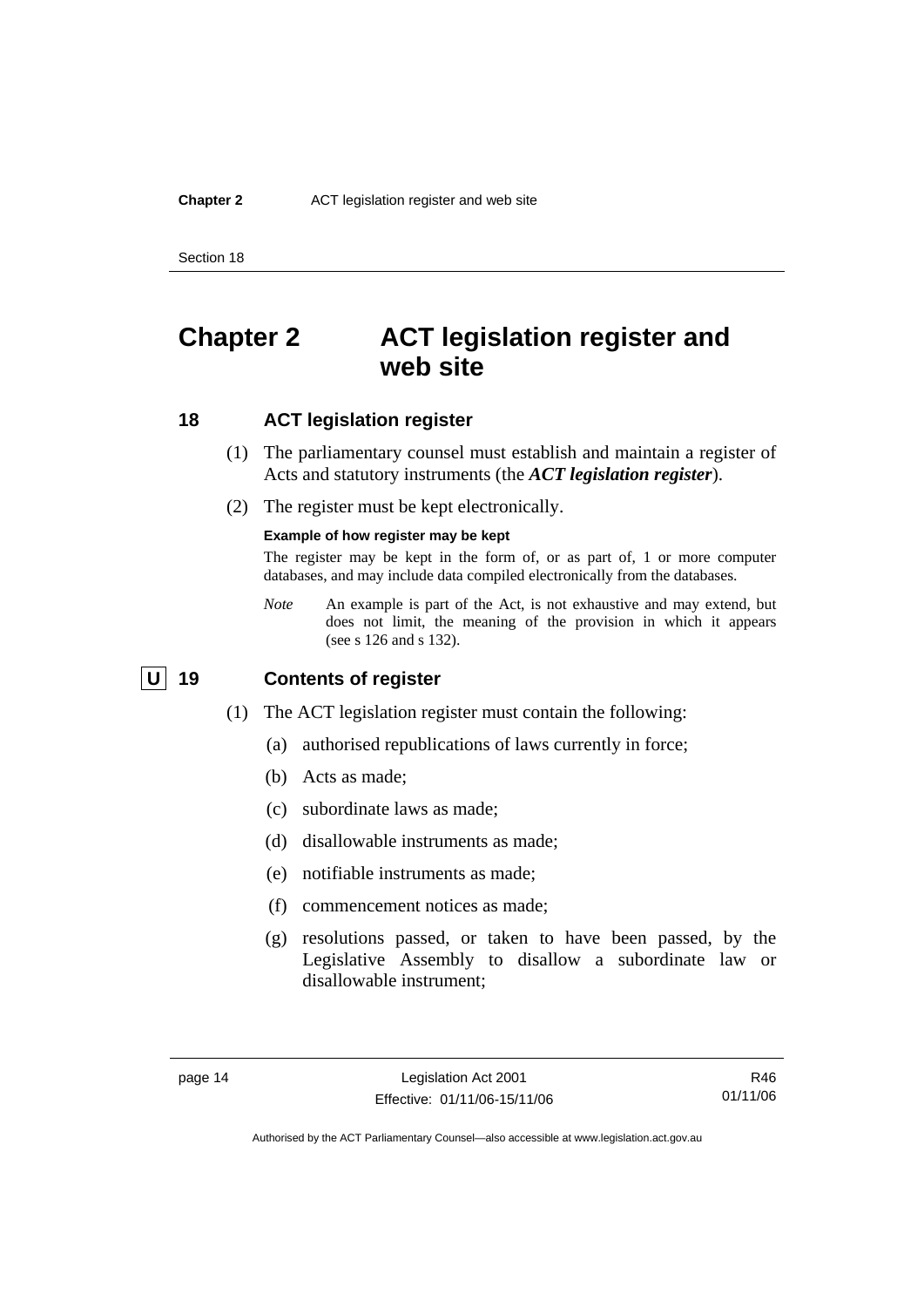# Chapter 2 ACT legislation register and web site

## 18 ACT legislation register

(1) The parliamentary counsel must establish and maintain a register of Acts and statutory instruments (the ***ACT legislation register***).

(2) The register must be kept electronically.

**Example of how register may be kept**

The register may be kept in the form of, or as part of, 1 or more computer databases, and may include data compiled electronically from the databases.

*Note* An example is part of the Act, is not exhaustive and may extend, but does not limit, the meaning of the provision in which it appears (see s 126 and s 132).

## U 19 Contents of register

(1) The ACT legislation register must contain the following:

(a) authorised republications of laws currently in force;

(b) Acts as made;

(c) subordinate laws as made;

(d) disallowable instruments as made;

(e) notifiable instruments as made;

(f) commencement notices as made;

(g) resolutions passed, or taken to have been passed, by the Legislative Assembly to disallow a subordinate law or disallowable instrument;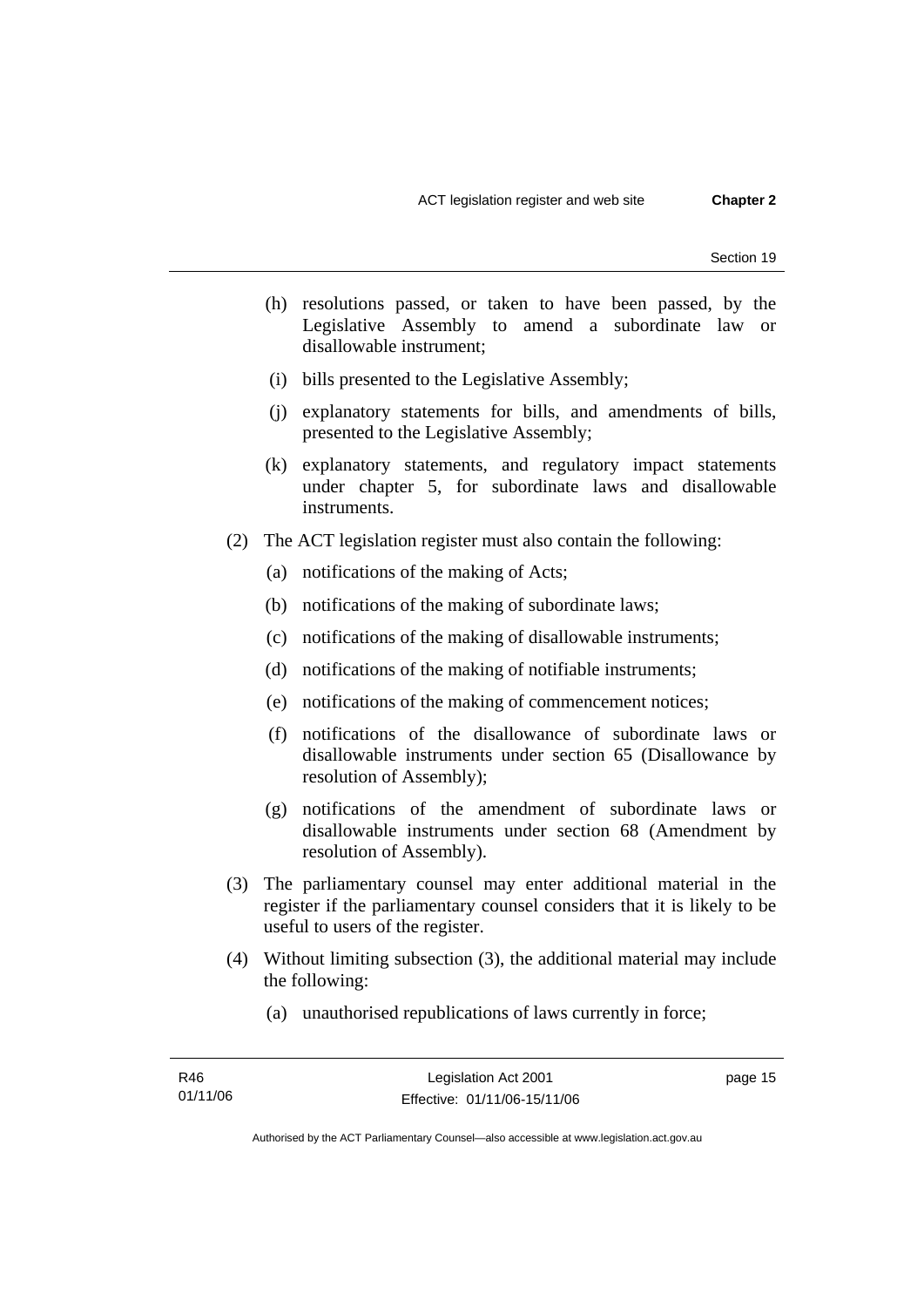(h) resolutions passed, or taken to have been passed, by the Legislative Assembly to amend a subordinate law or disallowable instrument;

(i) bills presented to the Legislative Assembly;

(j) explanatory statements for bills, and amendments of bills, presented to the Legislative Assembly;

(k) explanatory statements, and regulatory impact statements under chapter 5, for subordinate laws and disallowable instruments.

(2) The ACT legislation register must also contain the following:

(a) notifications of the making of Acts;

(b) notifications of the making of subordinate laws;

(c) notifications of the making of disallowable instruments;

(d) notifications of the making of notifiable instruments;

(e) notifications of the making of commencement notices;

(f) notifications of the disallowance of subordinate laws or disallowable instruments under section 65 (Disallowance by resolution of Assembly);

(g) notifications of the amendment of subordinate laws or disallowable instruments under section 68 (Amendment by resolution of Assembly).

(3) The parliamentary counsel may enter additional material in the register if the parliamentary counsel considers that it is likely to be useful to users of the register.

(4) Without limiting subsection (3), the additional material may include the following:

(a) unauthorised republications of laws currently in force;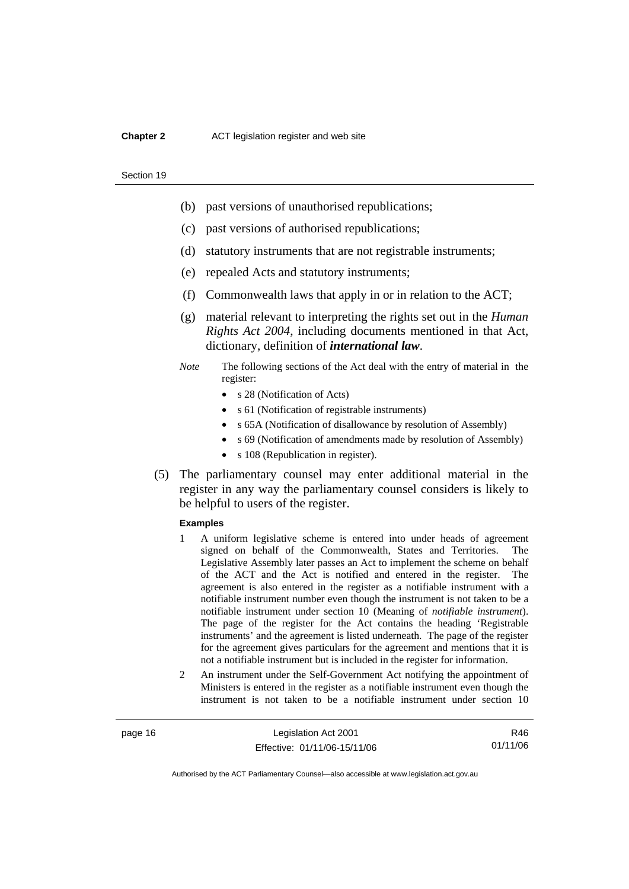(b) past versions of unauthorised republications;

(c) past versions of authorised republications;

(d) statutory instruments that are not registrable instruments;

(e) repealed Acts and statutory instruments;

(f) Commonwealth laws that apply in or in relation to the ACT;

(g) material relevant to interpreting the rights set out in the *Human Rights Act 2004*, including documents mentioned in that Act, dictionary, definition of ***international law***.

*Note* The following sections of the Act deal with the entry of material in the register:

- s 28 (Notification of Acts)
- s 61 (Notification of registrable instruments)
- s 65A (Notification of disallowance by resolution of Assembly)
- s 69 (Notification of amendments made by resolution of Assembly)
- s 108 (Republication in register).

(5) The parliamentary counsel may enter additional material in the register in any way the parliamentary counsel considers is likely to be helpful to users of the register.

**Examples**

1 A uniform legislative scheme is entered into under heads of agreement signed on behalf of the Commonwealth, States and Territories. The Legislative Assembly later passes an Act to implement the scheme on behalf of the ACT and the Act is notified and entered in the register. The agreement is also entered in the register as a notifiable instrument with a notifiable instrument number even though the instrument is not taken to be a notifiable instrument under section 10 (Meaning of *notifiable instrument*). The page of the register for the Act contains the heading 'Registrable instruments' and the agreement is listed underneath. The page of the register for the agreement gives particulars for the agreement and mentions that it is not a notifiable instrument but is included in the register for information.

2 An instrument under the Self-Government Act notifying the appointment of Ministers is entered in the register as a notifiable instrument even though the instrument is not taken to be a notifiable instrument under section 10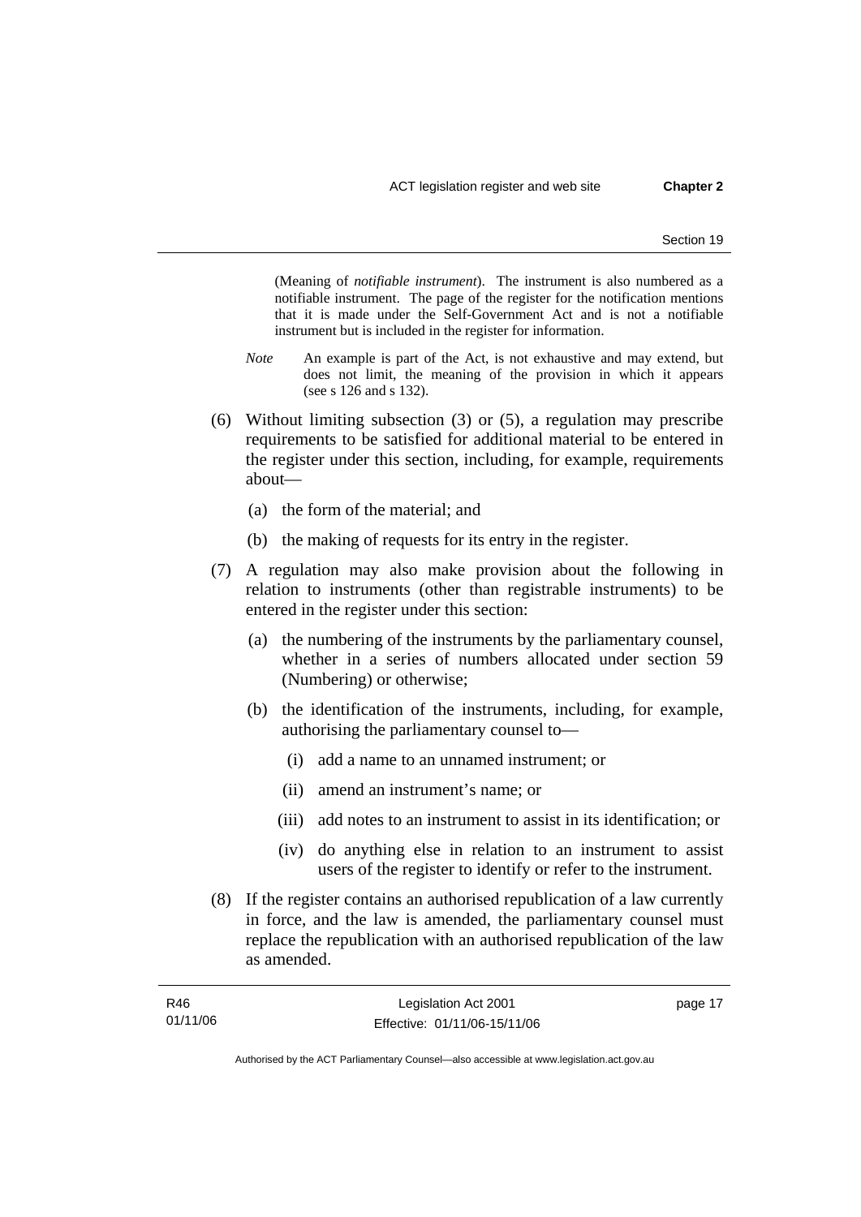(Meaning of *notifiable instrument*). The instrument is also numbered as a notifiable instrument. The page of the register for the notification mentions that it is made under the Self-Government Act and is not a notifiable instrument but is included in the register for information.

*Note* An example is part of the Act, is not exhaustive and may extend, but does not limit, the meaning of the provision in which it appears (see s 126 and s 132).

(6) Without limiting subsection (3) or (5), a regulation may prescribe requirements to be satisfied for additional material to be entered in the register under this section, including, for example, requirements about—

  (a) the form of the material; and

  (b) the making of requests for its entry in the register.

(7) A regulation may also make provision about the following in relation to instruments (other than registrable instruments) to be entered in the register under this section:

  (a) the numbering of the instruments by the parliamentary counsel, whether in a series of numbers allocated under section 59 (Numbering) or otherwise;

  (b) the identification of the instruments, including, for example, authorising the parliamentary counsel to—

    (i) add a name to an unnamed instrument; or

    (ii) amend an instrument's name; or

    (iii) add notes to an instrument to assist in its identification; or

    (iv) do anything else in relation to an instrument to assist users of the register to identify or refer to the instrument.

(8) If the register contains an authorised republication of a law currently in force, and the law is amended, the parliamentary counsel must replace the republication with an authorised republication of the law as amended.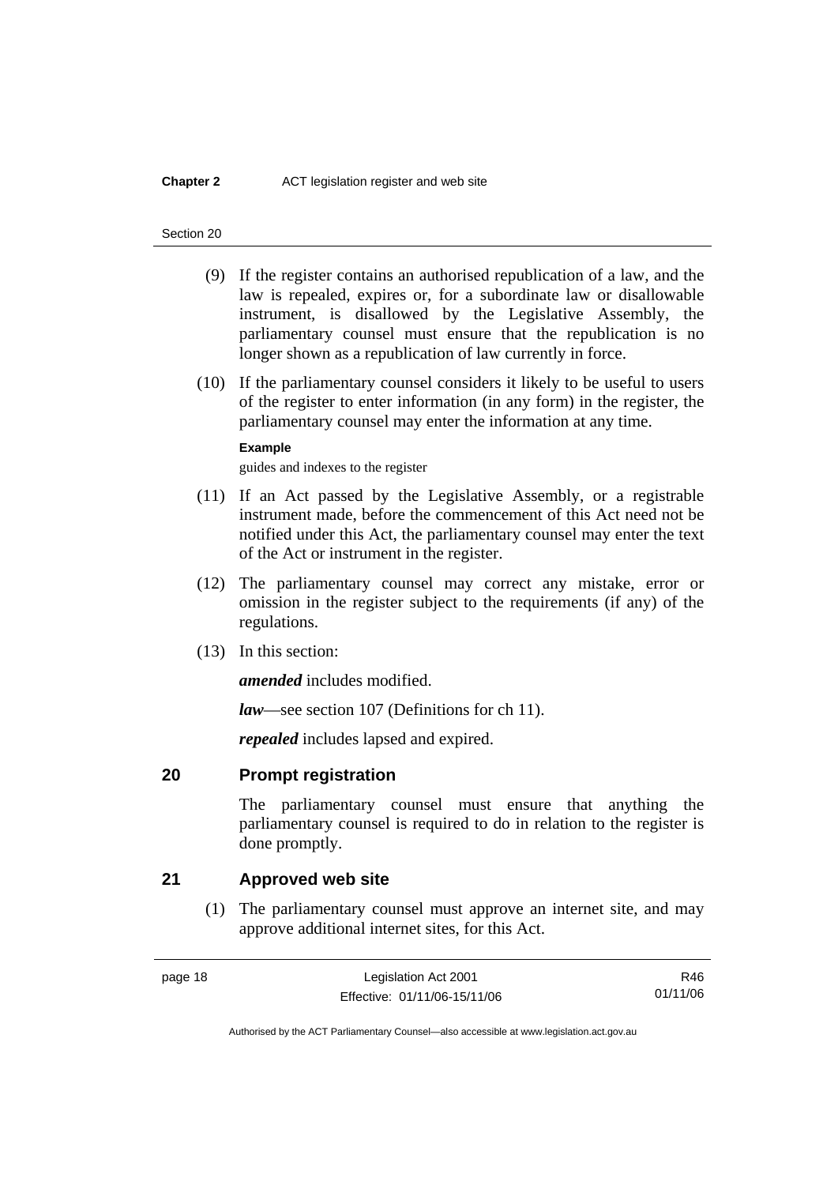(9) If the register contains an authorised republication of a law, and the law is repealed, expires or, for a subordinate law or disallowable instrument, is disallowed by the Legislative Assembly, the parliamentary counsel must ensure that the republication is no longer shown as a republication of law currently in force.

(10) If the parliamentary counsel considers it likely to be useful to users of the register to enter information (in any form) in the register, the parliamentary counsel may enter the information at any time.

**Example**

guides and indexes to the register

(11) If an Act passed by the Legislative Assembly, or a registrable instrument made, before the commencement of this Act need not be notified under this Act, the parliamentary counsel may enter the text of the Act or instrument in the register.

(12) The parliamentary counsel may correct any mistake, error or omission in the register subject to the requirements (if any) of the regulations.

(13) In this section:

***amended*** includes modified.

***law***—see section 107 (Definitions for ch 11).

***repealed*** includes lapsed and expired.

## 20 Prompt registration

The parliamentary counsel must ensure that anything the parliamentary counsel is required to do in relation to the register is done promptly.

## 21 Approved web site

(1) The parliamentary counsel must approve an internet site, and may approve additional internet sites, for this Act.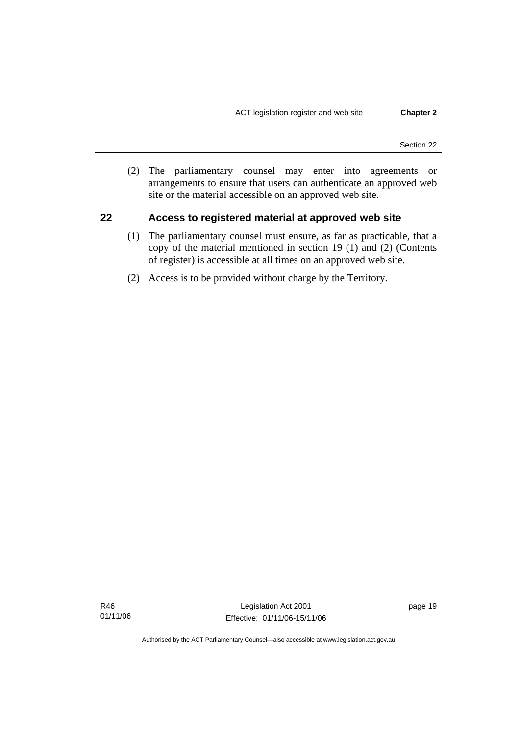(2) The parliamentary counsel may enter into agreements or arrangements to ensure that users can authenticate an approved web site or the material accessible on an approved web site.

## 22 Access to registered material at approved web site

(1) The parliamentary counsel must ensure, as far as practicable, that a copy of the material mentioned in section 19 (1) and (2) (Contents of register) is accessible at all times on an approved web site.

(2) Access is to be provided without charge by the Territory.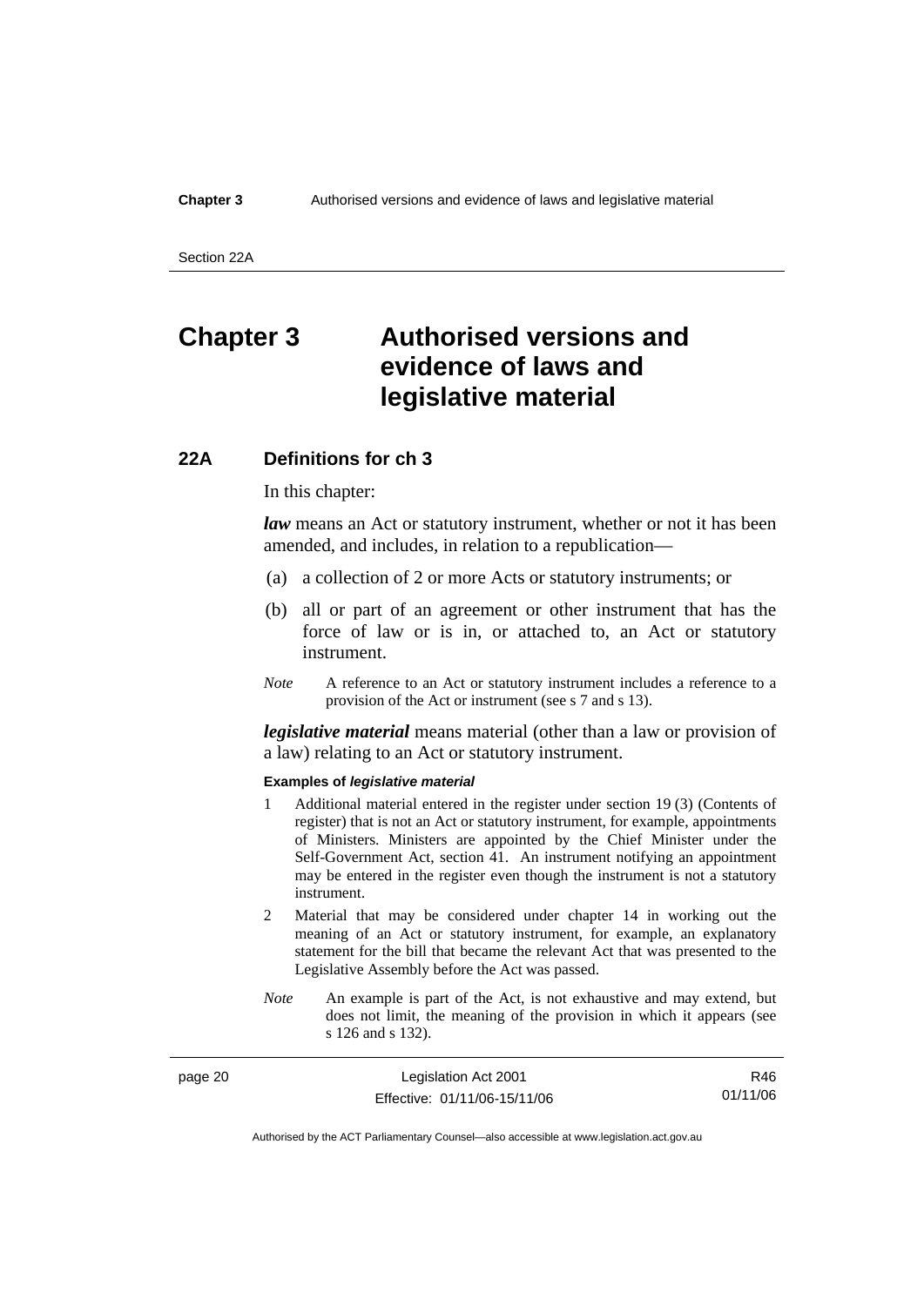# Chapter 3 Authorised versions and evidence of laws and legislative material

## 22A Definitions for ch 3

In this chapter:

***law*** means an Act or statutory instrument, whether or not it has been amended, and includes, in relation to a republication—

(a) a collection of 2 or more Acts or statutory instruments; or

(b) all or part of an agreement or other instrument that has the force of law or is in, or attached to, an Act or statutory instrument.

*Note* A reference to an Act or statutory instrument includes a reference to a provision of the Act or instrument (see s 7 and s 13).

***legislative material*** means material (other than a law or provision of a law) relating to an Act or statutory instrument.

**Examples of *legislative material***

1 Additional material entered in the register under section 19 (3) (Contents of register) that is not an Act or statutory instrument, for example, appointments of Ministers. Ministers are appointed by the Chief Minister under the Self-Government Act, section 41. An instrument notifying an appointment may be entered in the register even though the instrument is not a statutory instrument.

2 Material that may be considered under chapter 14 in working out the meaning of an Act or statutory instrument, for example, an explanatory statement for the bill that became the relevant Act that was presented to the Legislative Assembly before the Act was passed.

*Note* An example is part of the Act, is not exhaustive and may extend, but does not limit, the meaning of the provision in which it appears (see s 126 and s 132).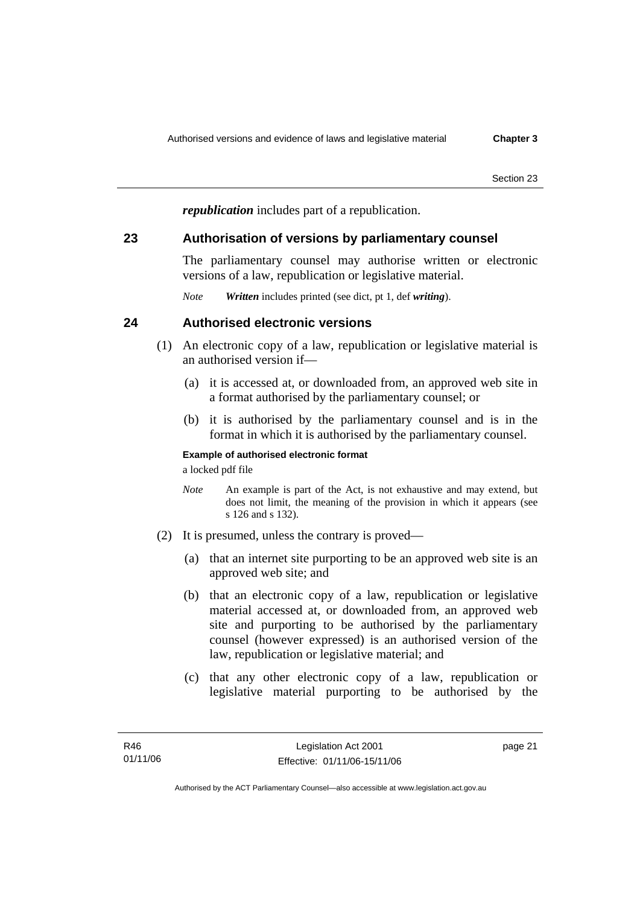***republication*** includes part of a republication.

## 23 Authorisation of versions by parliamentary counsel

The parliamentary counsel may authorise written or electronic versions of a law, republication or legislative material.

*Note* ***Written*** includes printed (see dict, pt 1, def ***writing***).

## 24 Authorised electronic versions

(1) An electronic copy of a law, republication or legislative material is an authorised version if—

(a) it is accessed at, or downloaded from, an approved web site in a format authorised by the parliamentary counsel; or

(b) it is authorised by the parliamentary counsel and is in the format in which it is authorised by the parliamentary counsel.

**Example of authorised electronic format**

a locked pdf file

*Note* An example is part of the Act, is not exhaustive and may extend, but does not limit, the meaning of the provision in which it appears (see s 126 and s 132).

(2) It is presumed, unless the contrary is proved—

(a) that an internet site purporting to be an approved web site is an approved web site; and

(b) that an electronic copy of a law, republication or legislative material accessed at, or downloaded from, an approved web site and purporting to be authorised by the parliamentary counsel (however expressed) is an authorised version of the law, republication or legislative material; and

(c) that any other electronic copy of a law, republication or legislative material purporting to be authorised by the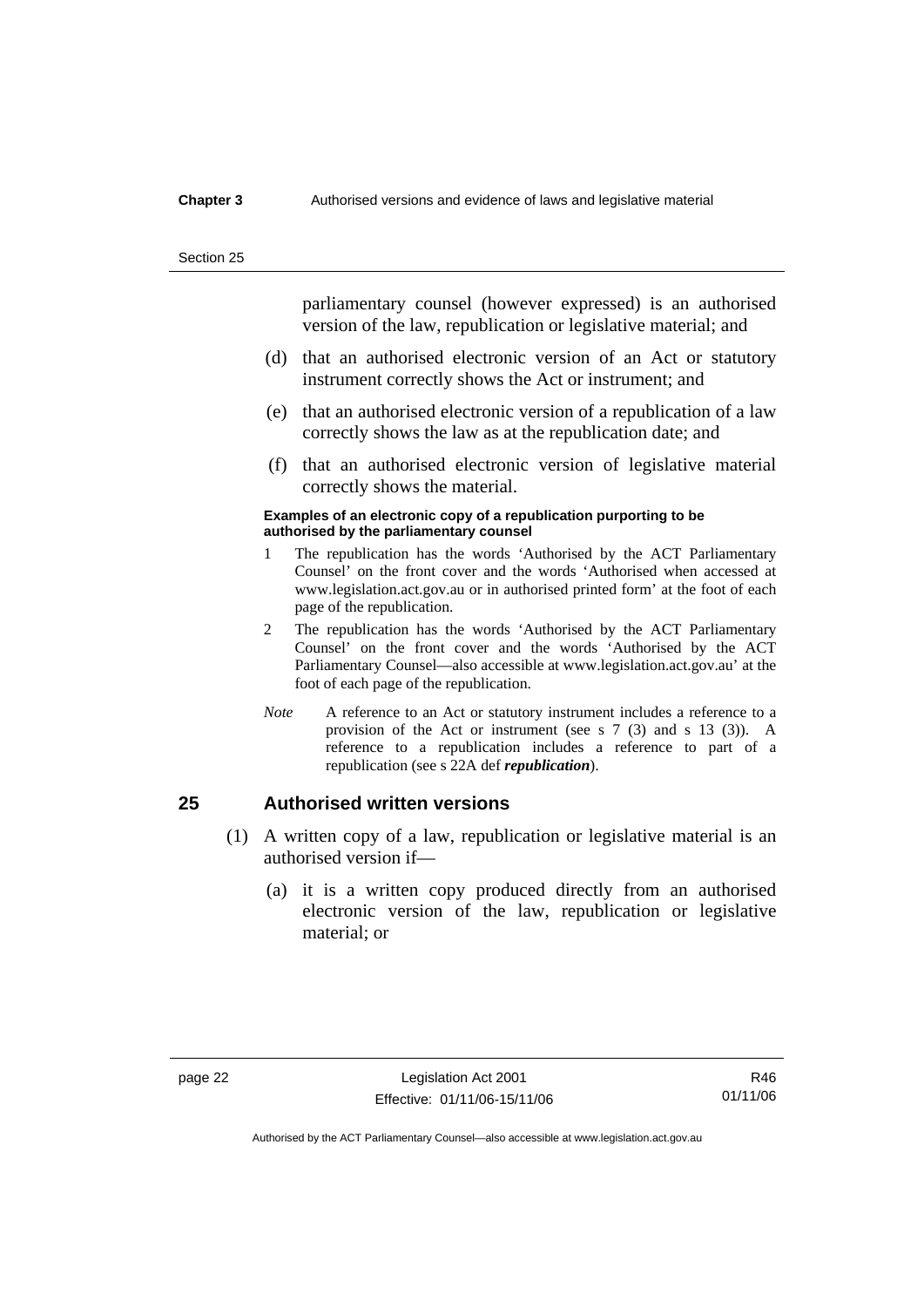parliamentary counsel (however expressed) is an authorised version of the law, republication or legislative material; and

(d) that an authorised electronic version of an Act or statutory instrument correctly shows the Act or instrument; and

(e) that an authorised electronic version of a republication of a law correctly shows the law as at the republication date; and

(f) that an authorised electronic version of legislative material correctly shows the material.

**Examples of an electronic copy of a republication purporting to be authorised by the parliamentary counsel**

1 The republication has the words 'Authorised by the ACT Parliamentary Counsel' on the front cover and the words 'Authorised when accessed at www.legislation.act.gov.au or in authorised printed form' at the foot of each page of the republication.

2 The republication has the words 'Authorised by the ACT Parliamentary Counsel' on the front cover and the words 'Authorised by the ACT Parliamentary Counsel—also accessible at www.legislation.act.gov.au' at the foot of each page of the republication.

*Note* A reference to an Act or statutory instrument includes a reference to a provision of the Act or instrument (see s 7 (3) and s 13 (3)). A reference to a republication includes a reference to part of a republication (see s 22A def ***republication***).

## 25 Authorised written versions

(1) A written copy of a law, republication or legislative material is an authorised version if—

(a) it is a written copy produced directly from an authorised electronic version of the law, republication or legislative material; or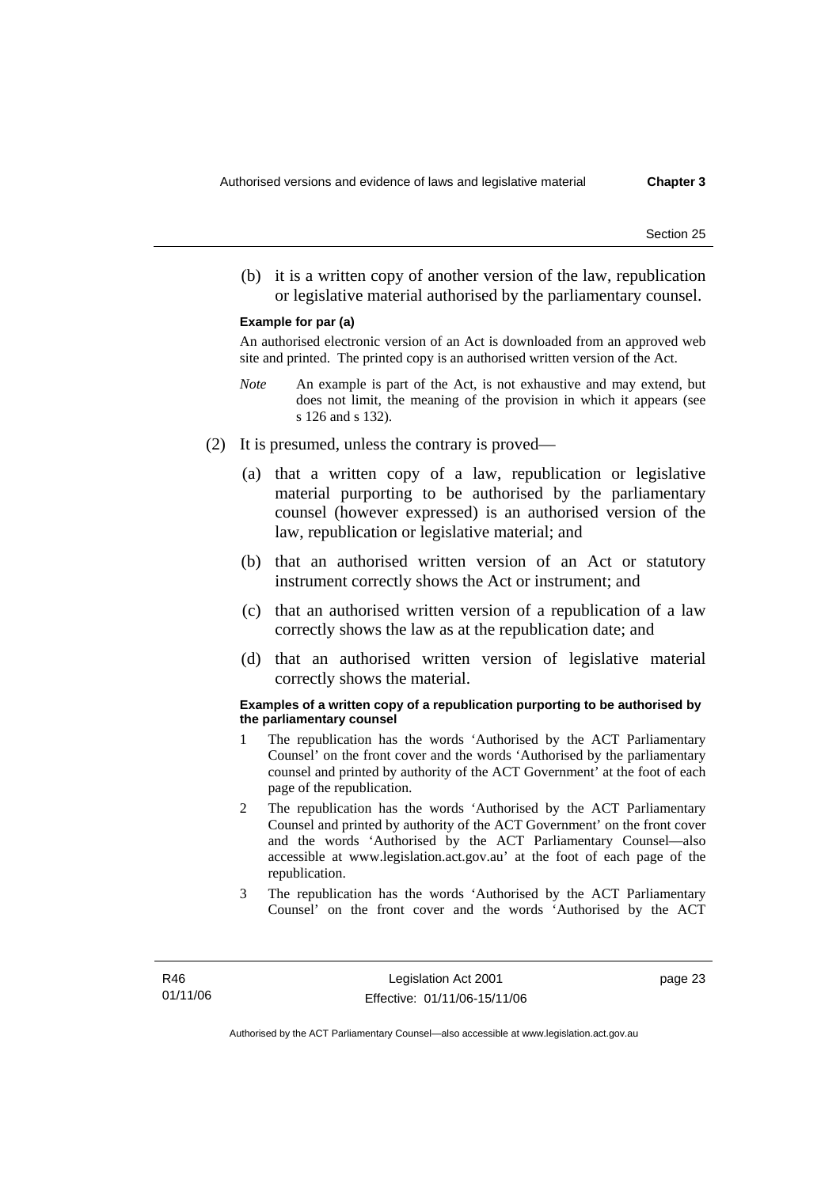(b) it is a written copy of another version of the law, republication or legislative material authorised by the parliamentary counsel.

**Example for par (a)**

An authorised electronic version of an Act is downloaded from an approved web site and printed. The printed copy is an authorised written version of the Act.

*Note* An example is part of the Act, is not exhaustive and may extend, but does not limit, the meaning of the provision in which it appears (see s 126 and s 132).

(2) It is presumed, unless the contrary is proved—

(a) that a written copy of a law, republication or legislative material purporting to be authorised by the parliamentary counsel (however expressed) is an authorised version of the law, republication or legislative material; and

(b) that an authorised written version of an Act or statutory instrument correctly shows the Act or instrument; and

(c) that an authorised written version of a republication of a law correctly shows the law as at the republication date; and

(d) that an authorised written version of legislative material correctly shows the material.

**Examples of a written copy of a republication purporting to be authorised by the parliamentary counsel**

1 The republication has the words 'Authorised by the ACT Parliamentary Counsel' on the front cover and the words 'Authorised by the parliamentary counsel and printed by authority of the ACT Government' at the foot of each page of the republication.

2 The republication has the words 'Authorised by the ACT Parliamentary Counsel and printed by authority of the ACT Government' on the front cover and the words 'Authorised by the ACT Parliamentary Counsel—also accessible at www.legislation.act.gov.au' at the foot of each page of the republication.

3 The republication has the words 'Authorised by the ACT Parliamentary Counsel' on the front cover and the words 'Authorised by the ACT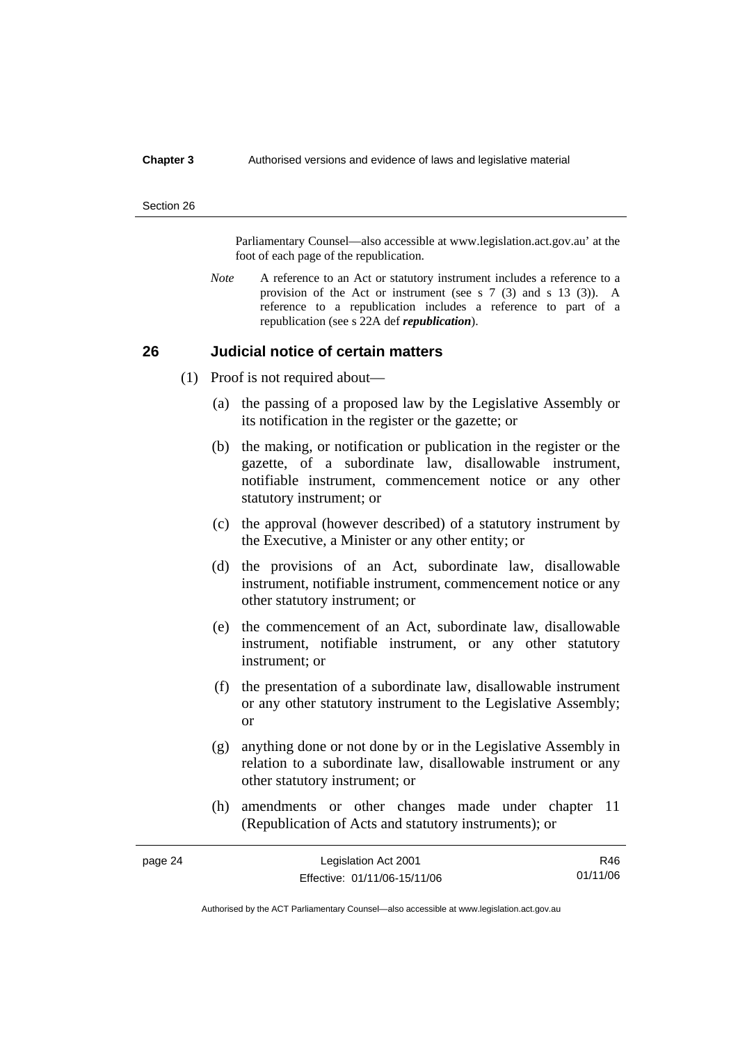Parliamentary Counsel—also accessible at www.legislation.act.gov.au' at the foot of each page of the republication.

*Note* A reference to an Act or statutory instrument includes a reference to a provision of the Act or instrument (see s 7 (3) and s 13 (3)). A reference to a republication includes a reference to part of a republication (see s 22A def ***republication***).

## 26 Judicial notice of certain matters

(1) Proof is not required about—

(a) the passing of a proposed law by the Legislative Assembly or its notification in the register or the gazette; or

(b) the making, or notification or publication in the register or the gazette, of a subordinate law, disallowable instrument, notifiable instrument, commencement notice or any other statutory instrument; or

(c) the approval (however described) of a statutory instrument by the Executive, a Minister or any other entity; or

(d) the provisions of an Act, subordinate law, disallowable instrument, notifiable instrument, commencement notice or any other statutory instrument; or

(e) the commencement of an Act, subordinate law, disallowable instrument, notifiable instrument, or any other statutory instrument; or

(f) the presentation of a subordinate law, disallowable instrument or any other statutory instrument to the Legislative Assembly; or

(g) anything done or not done by or in the Legislative Assembly in relation to a subordinate law, disallowable instrument or any other statutory instrument; or

(h) amendments or other changes made under chapter 11 (Republication of Acts and statutory instruments); or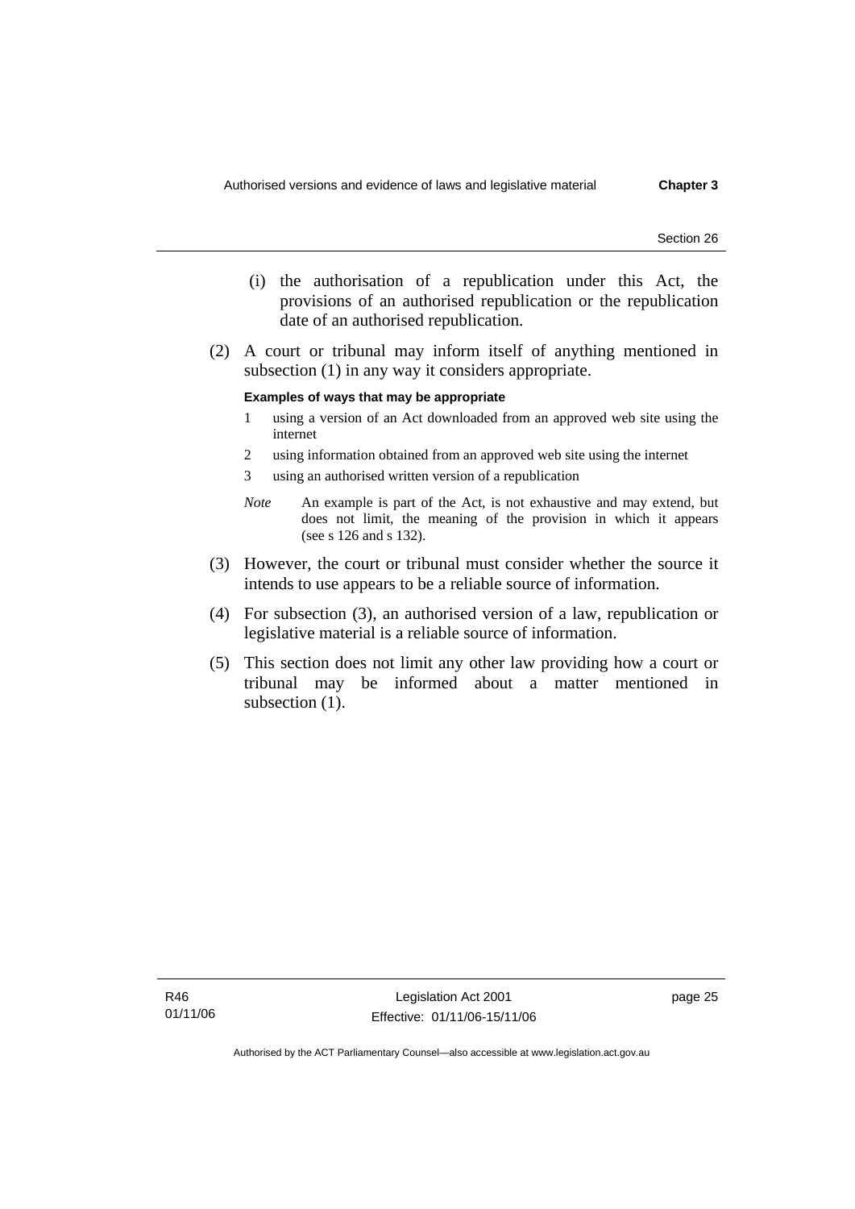(i) the authorisation of a republication under this Act, the provisions of an authorised republication or the republication date of an authorised republication.

(2) A court or tribunal may inform itself of anything mentioned in subsection (1) in any way it considers appropriate.

**Examples of ways that may be appropriate**

1 using a version of an Act downloaded from an approved web site using the internet

2 using information obtained from an approved web site using the internet

3 using an authorised written version of a republication

*Note* An example is part of the Act, is not exhaustive and may extend, but does not limit, the meaning of the provision in which it appears (see s 126 and s 132).

(3) However, the court or tribunal must consider whether the source it intends to use appears to be a reliable source of information.

(4) For subsection (3), an authorised version of a law, republication or legislative material is a reliable source of information.

(5) This section does not limit any other law providing how a court or tribunal may be informed about a matter mentioned in subsection (1).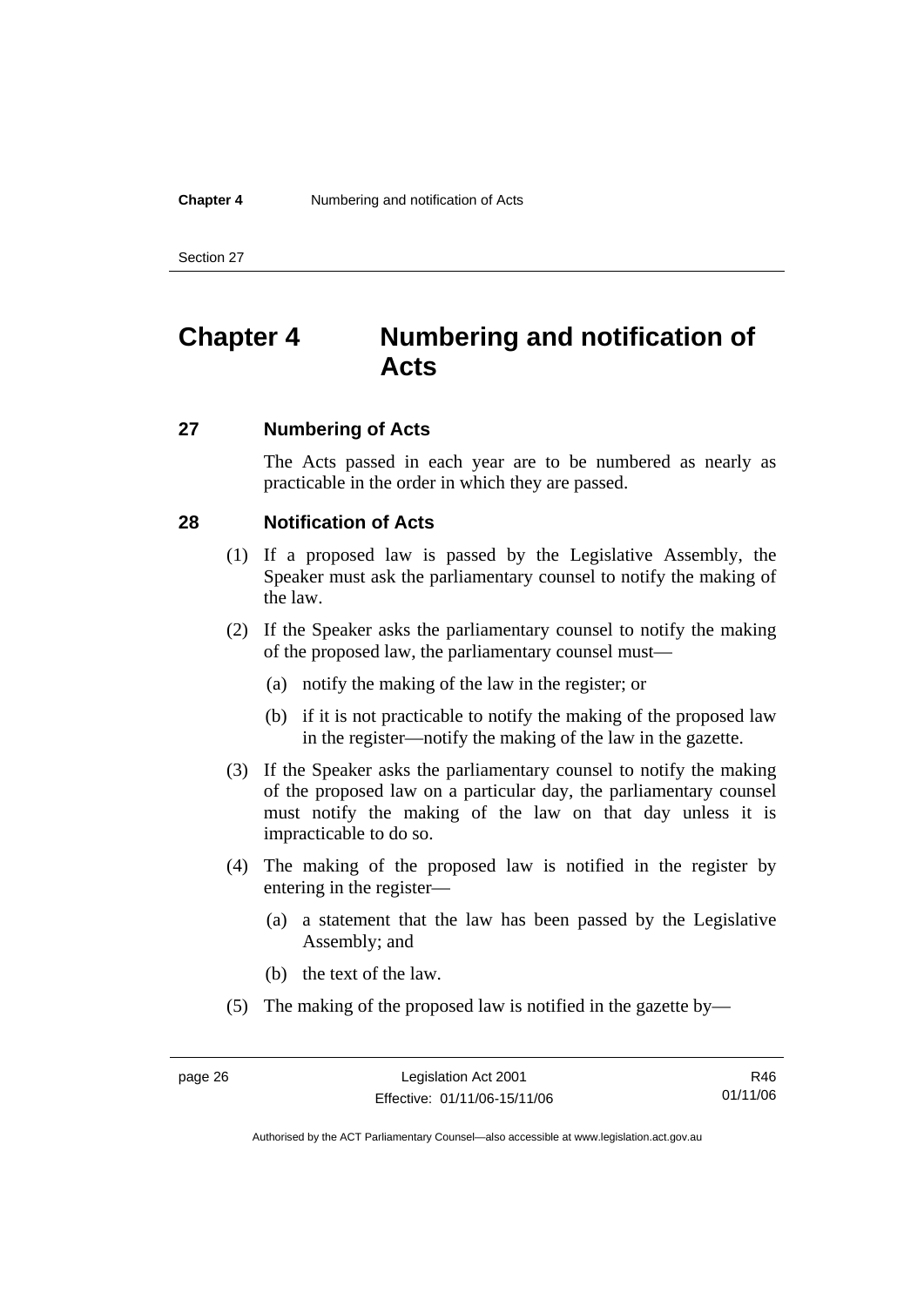# Chapter 4 Numbering and notification of Acts

## 27 Numbering of Acts

The Acts passed in each year are to be numbered as nearly as practicable in the order in which they are passed.

## 28 Notification of Acts

(1) If a proposed law is passed by the Legislative Assembly, the Speaker must ask the parliamentary counsel to notify the making of the law.

(2) If the Speaker asks the parliamentary counsel to notify the making of the proposed law, the parliamentary counsel must—

(a) notify the making of the law in the register; or

(b) if it is not practicable to notify the making of the proposed law in the register—notify the making of the law in the gazette.

(3) If the Speaker asks the parliamentary counsel to notify the making of the proposed law on a particular day, the parliamentary counsel must notify the making of the law on that day unless it is impracticable to do so.

(4) The making of the proposed law is notified in the register by entering in the register—

(a) a statement that the law has been passed by the Legislative Assembly; and

(b) the text of the law.

(5) The making of the proposed law is notified in the gazette by—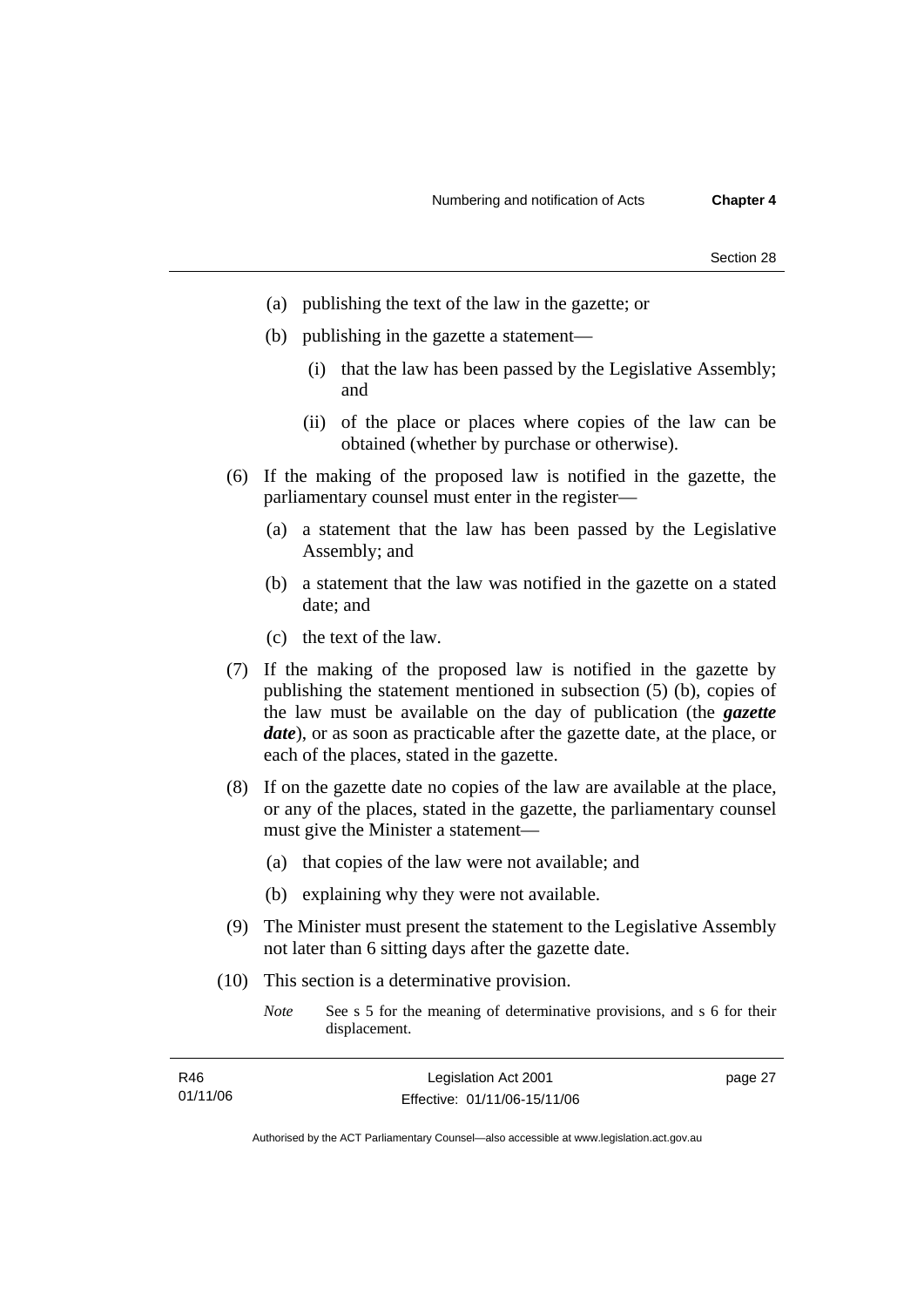(a) publishing the text of the law in the gazette; or

(b) publishing in the gazette a statement—

(i) that the law has been passed by the Legislative Assembly; and

(ii) of the place or places where copies of the law can be obtained (whether by purchase or otherwise).

(6) If the making of the proposed law is notified in the gazette, the parliamentary counsel must enter in the register—

(a) a statement that the law has been passed by the Legislative Assembly; and

(b) a statement that the law was notified in the gazette on a stated date; and

(c) the text of the law.

(7) If the making of the proposed law is notified in the gazette by publishing the statement mentioned in subsection (5) (b), copies of the law must be available on the day of publication (the ***gazette date***), or as soon as practicable after the gazette date, at the place, or each of the places, stated in the gazette.

(8) If on the gazette date no copies of the law are available at the place, or any of the places, stated in the gazette, the parliamentary counsel must give the Minister a statement—

(a) that copies of the law were not available; and

(b) explaining why they were not available.

(9) The Minister must present the statement to the Legislative Assembly not later than 6 sitting days after the gazette date.

(10) This section is a determinative provision.

*Note* See s 5 for the meaning of determinative provisions, and s 6 for their displacement.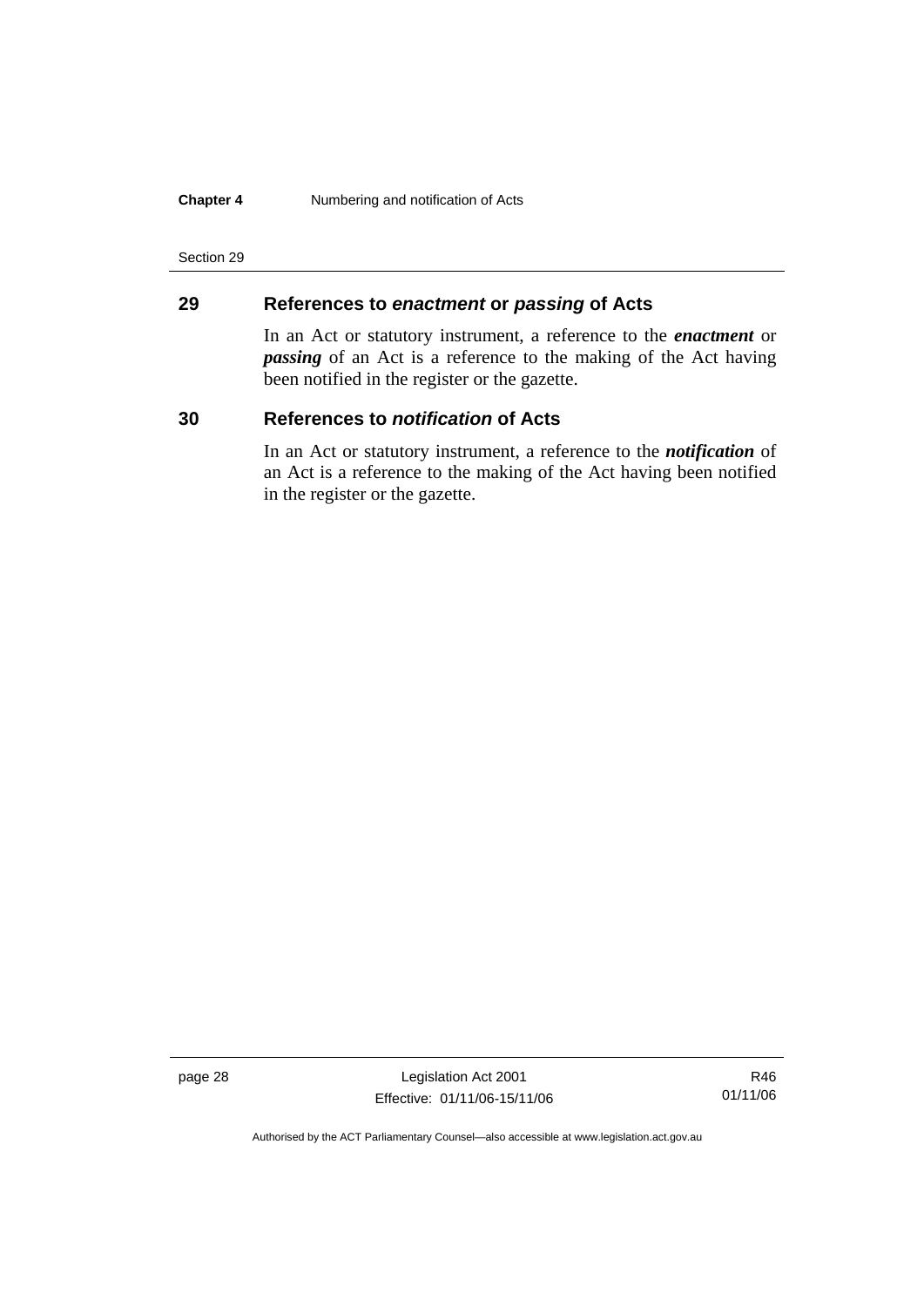## 29 References to *enactment* or *passing* of Acts

In an Act or statutory instrument, a reference to the ***enactment*** or ***passing*** of an Act is a reference to the making of the Act having been notified in the register or the gazette.

## 30 References to *notification* of Acts

In an Act or statutory instrument, a reference to the ***notification*** of an Act is a reference to the making of the Act having been notified in the register or the gazette.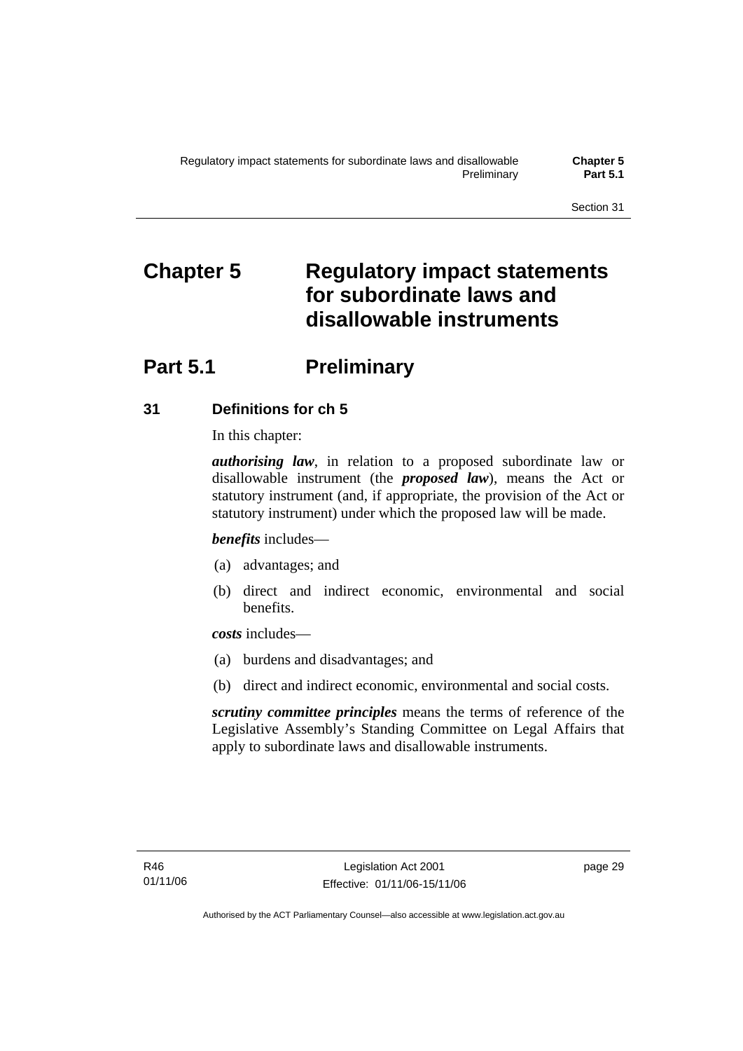# Chapter 5 Regulatory impact statements for subordinate laws and disallowable instruments

## Part 5.1 Preliminary

### 31 Definitions for ch 5

In this chapter:

***authorising law***, in relation to a proposed subordinate law or disallowable instrument (the ***proposed law***), means the Act or statutory instrument (and, if appropriate, the provision of the Act or statutory instrument) under which the proposed law will be made.

***benefits*** includes—

(a) advantages; and

(b) direct and indirect economic, environmental and social benefits.

***costs*** includes—

(a) burdens and disadvantages; and

(b) direct and indirect economic, environmental and social costs.

***scrutiny committee principles*** means the terms of reference of the Legislative Assembly's Standing Committee on Legal Affairs that apply to subordinate laws and disallowable instruments.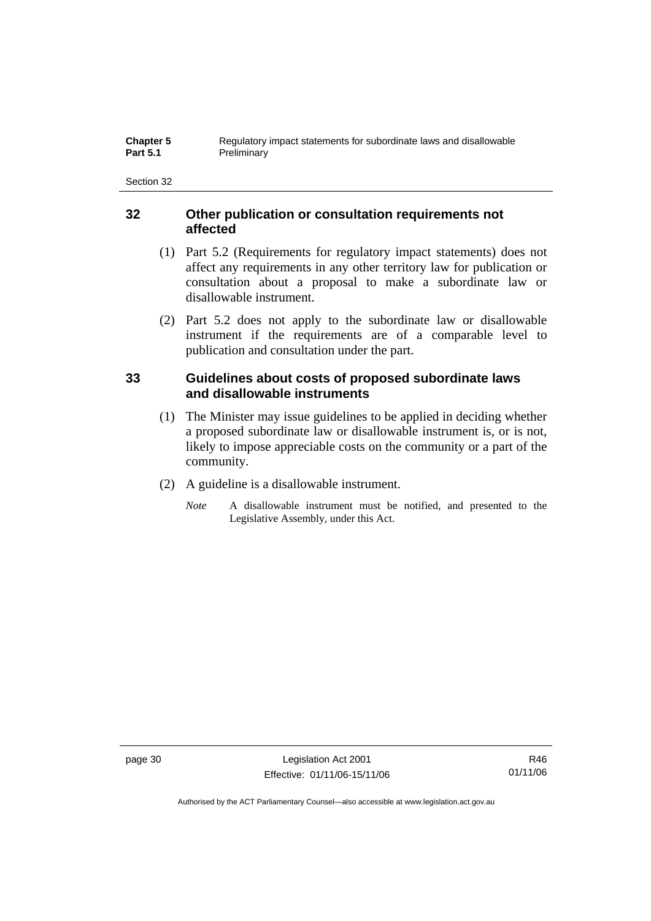## 32 Other publication or consultation requirements not affected

(1) Part 5.2 (Requirements for regulatory impact statements) does not affect any requirements in any other territory law for publication or consultation about a proposal to make a subordinate law or disallowable instrument.

(2) Part 5.2 does not apply to the subordinate law or disallowable instrument if the requirements are of a comparable level to publication and consultation under the part.

## 33 Guidelines about costs of proposed subordinate laws and disallowable instruments

(1) The Minister may issue guidelines to be applied in deciding whether a proposed subordinate law or disallowable instrument is, or is not, likely to impose appreciable costs on the community or a part of the community.

(2) A guideline is a disallowable instrument.

*Note* A disallowable instrument must be notified, and presented to the Legislative Assembly, under this Act.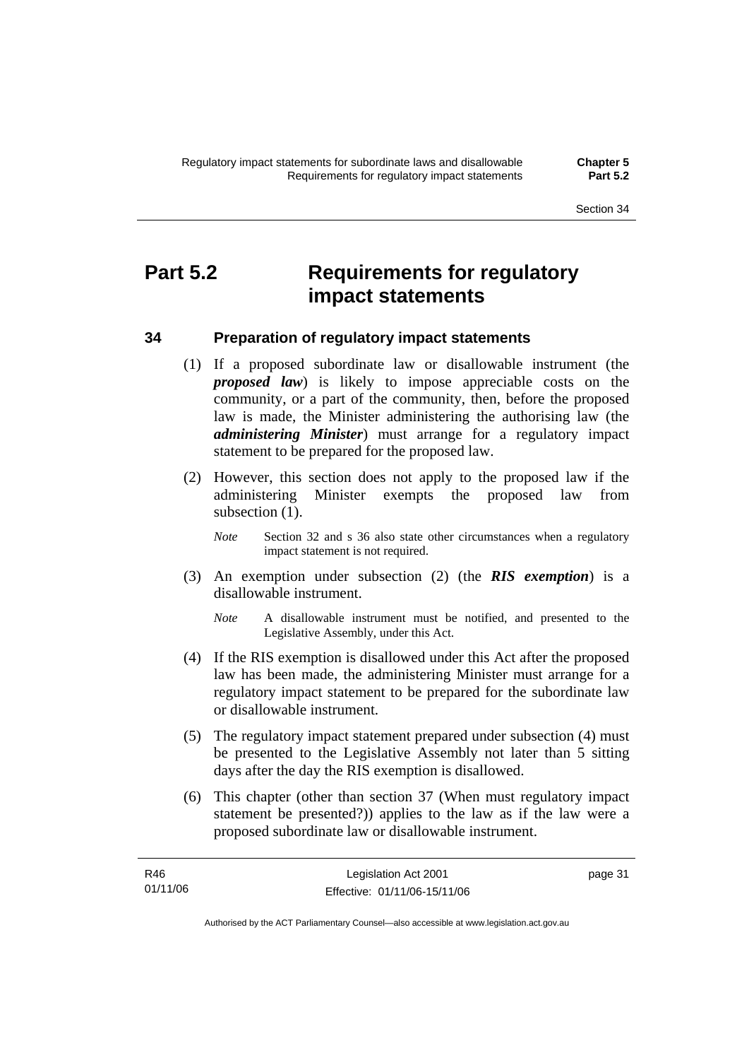# Part 5.2 Requirements for regulatory impact statements

## 34 Preparation of regulatory impact statements

(1) If a proposed subordinate law or disallowable instrument (the ***proposed law***) is likely to impose appreciable costs on the community, or a part of the community, then, before the proposed law is made, the Minister administering the authorising law (the ***administering Minister***) must arrange for a regulatory impact statement to be prepared for the proposed law.

(2) However, this section does not apply to the proposed law if the administering Minister exempts the proposed law from subsection (1).

*Note* Section 32 and s 36 also state other circumstances when a regulatory impact statement is not required.

(3) An exemption under subsection (2) (the ***RIS exemption***) is a disallowable instrument.

*Note* A disallowable instrument must be notified, and presented to the Legislative Assembly, under this Act.

(4) If the RIS exemption is disallowed under this Act after the proposed law has been made, the administering Minister must arrange for a regulatory impact statement to be prepared for the subordinate law or disallowable instrument.

(5) The regulatory impact statement prepared under subsection (4) must be presented to the Legislative Assembly not later than 5 sitting days after the day the RIS exemption is disallowed.

(6) This chapter (other than section 37 (When must regulatory impact statement be presented?)) applies to the law as if the law were a proposed subordinate law or disallowable instrument.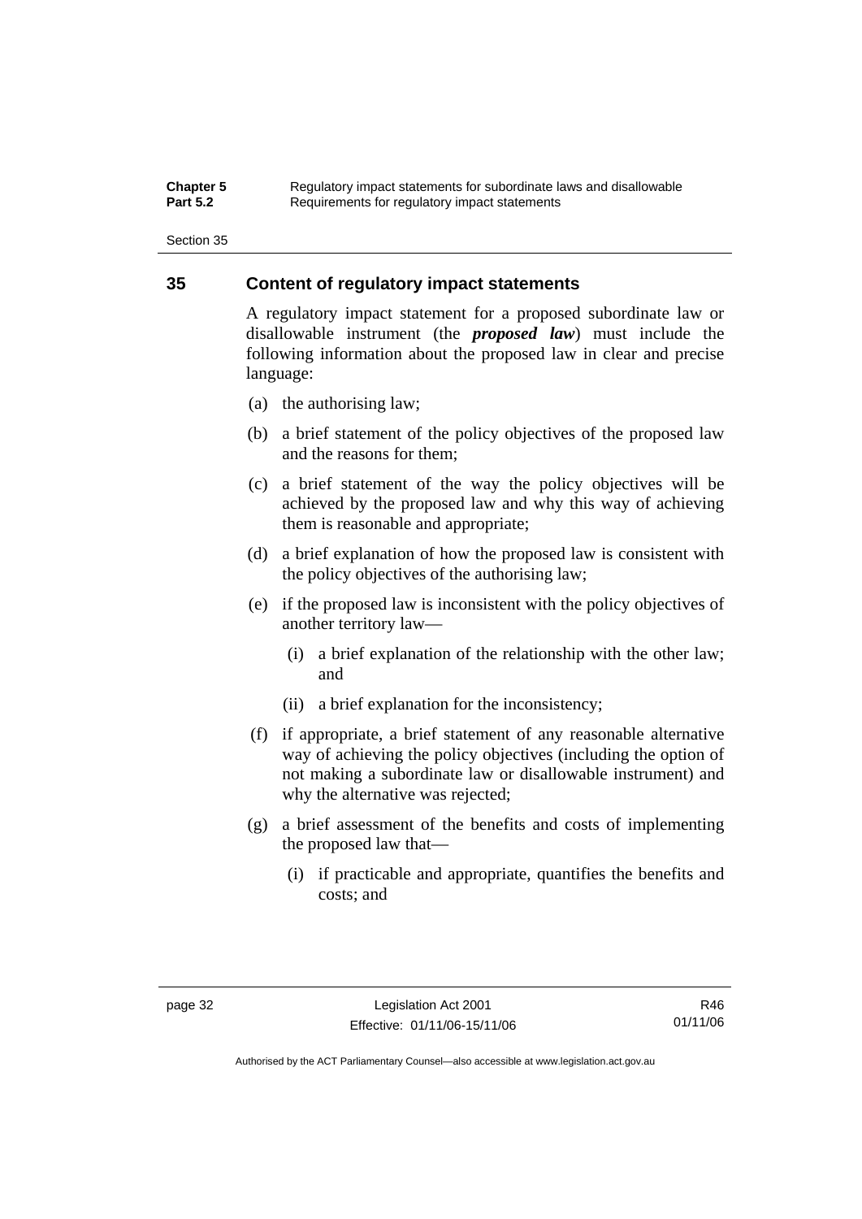## 35 Content of regulatory impact statements

A regulatory impact statement for a proposed subordinate law or disallowable instrument (the ***proposed law***) must include the following information about the proposed law in clear and precise language:

(a) the authorising law;

(b) a brief statement of the policy objectives of the proposed law and the reasons for them;

(c) a brief statement of the way the policy objectives will be achieved by the proposed law and why this way of achieving them is reasonable and appropriate;

(d) a brief explanation of how the proposed law is consistent with the policy objectives of the authorising law;

(e) if the proposed law is inconsistent with the policy objectives of another territory law—

 (i) a brief explanation of the relationship with the other law; and

 (ii) a brief explanation for the inconsistency;

(f) if appropriate, a brief statement of any reasonable alternative way of achieving the policy objectives (including the option of not making a subordinate law or disallowable instrument) and why the alternative was rejected;

(g) a brief assessment of the benefits and costs of implementing the proposed law that—

 (i) if practicable and appropriate, quantifies the benefits and costs; and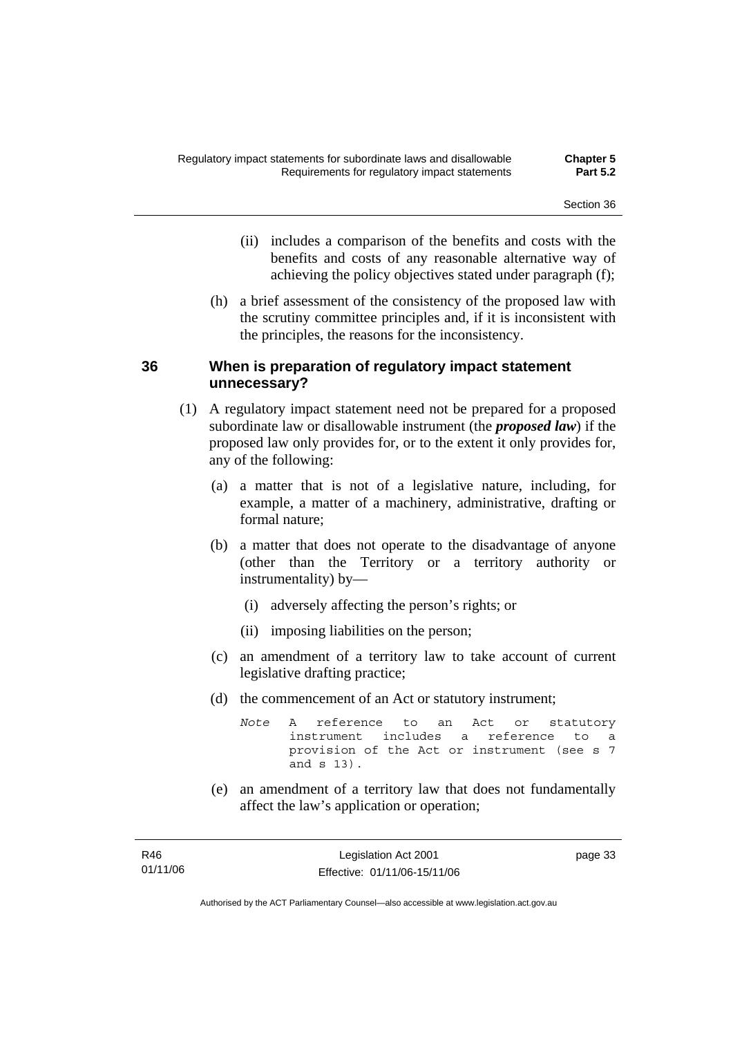(ii) includes a comparison of the benefits and costs with the benefits and costs of any reasonable alternative way of achieving the policy objectives stated under paragraph (f);

(h) a brief assessment of the consistency of the proposed law with the scrutiny committee principles and, if it is inconsistent with the principles, the reasons for the inconsistency.

## 36 When is preparation of regulatory impact statement unnecessary?

(1) A regulatory impact statement need not be prepared for a proposed subordinate law or disallowable instrument (the ***proposed law***) if the proposed law only provides for, or to the extent it only provides for, any of the following:

(a) a matter that is not of a legislative nature, including, for example, a matter of a machinery, administrative, drafting or formal nature;

(b) a matter that does not operate to the disadvantage of anyone (other than the Territory or a territory authority or instrumentality) by—

(i) adversely affecting the person's rights; or

(ii) imposing liabilities on the person;

(c) an amendment of a territory law to take account of current legislative drafting practice;

(d) the commencement of an Act or statutory instrument;

*Note* A reference to an Act or statutory instrument includes a reference to a provision of the Act or instrument (see s 7 and s 13).

(e) an amendment of a territory law that does not fundamentally affect the law's application or operation;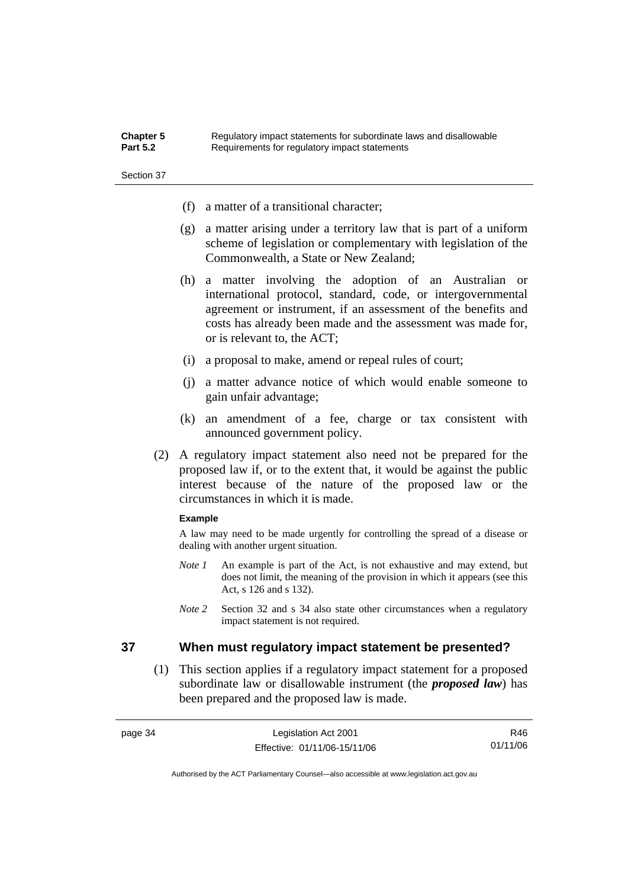(f) a matter of a transitional character;

(g) a matter arising under a territory law that is part of a uniform scheme of legislation or complementary with legislation of the Commonwealth, a State or New Zealand;

(h) a matter involving the adoption of an Australian or international protocol, standard, code, or intergovernmental agreement or instrument, if an assessment of the benefits and costs has already been made and the assessment was made for, or is relevant to, the ACT;

(i) a proposal to make, amend or repeal rules of court;

(j) a matter advance notice of which would enable someone to gain unfair advantage;

(k) an amendment of a fee, charge or tax consistent with announced government policy.

(2) A regulatory impact statement also need not be prepared for the proposed law if, or to the extent that, it would be against the public interest because of the nature of the proposed law or the circumstances in which it is made.

**Example**

A law may need to be made urgently for controlling the spread of a disease or dealing with another urgent situation.

*Note 1* An example is part of the Act, is not exhaustive and may extend, but does not limit, the meaning of the provision in which it appears (see this Act, s 126 and s 132).

*Note 2* Section 32 and s 34 also state other circumstances when a regulatory impact statement is not required.

## 37 When must regulatory impact statement be presented?

(1) This section applies if a regulatory impact statement for a proposed subordinate law or disallowable instrument (the ***proposed law***) has been prepared and the proposed law is made.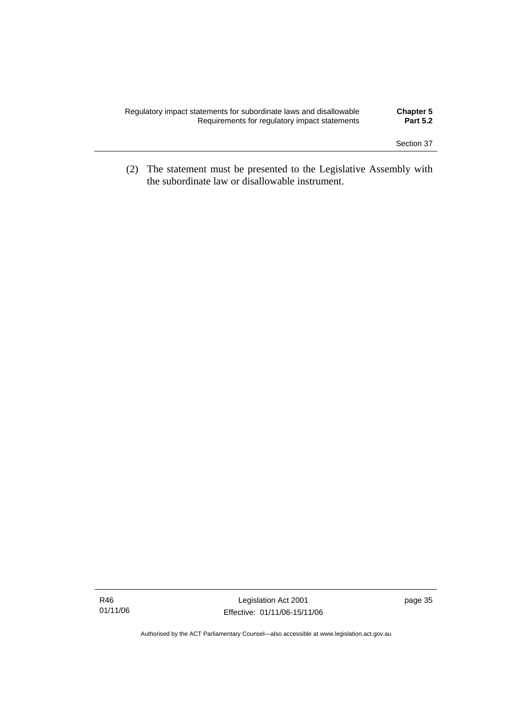(2) The statement must be presented to the Legislative Assembly with the subordinate law or disallowable instrument.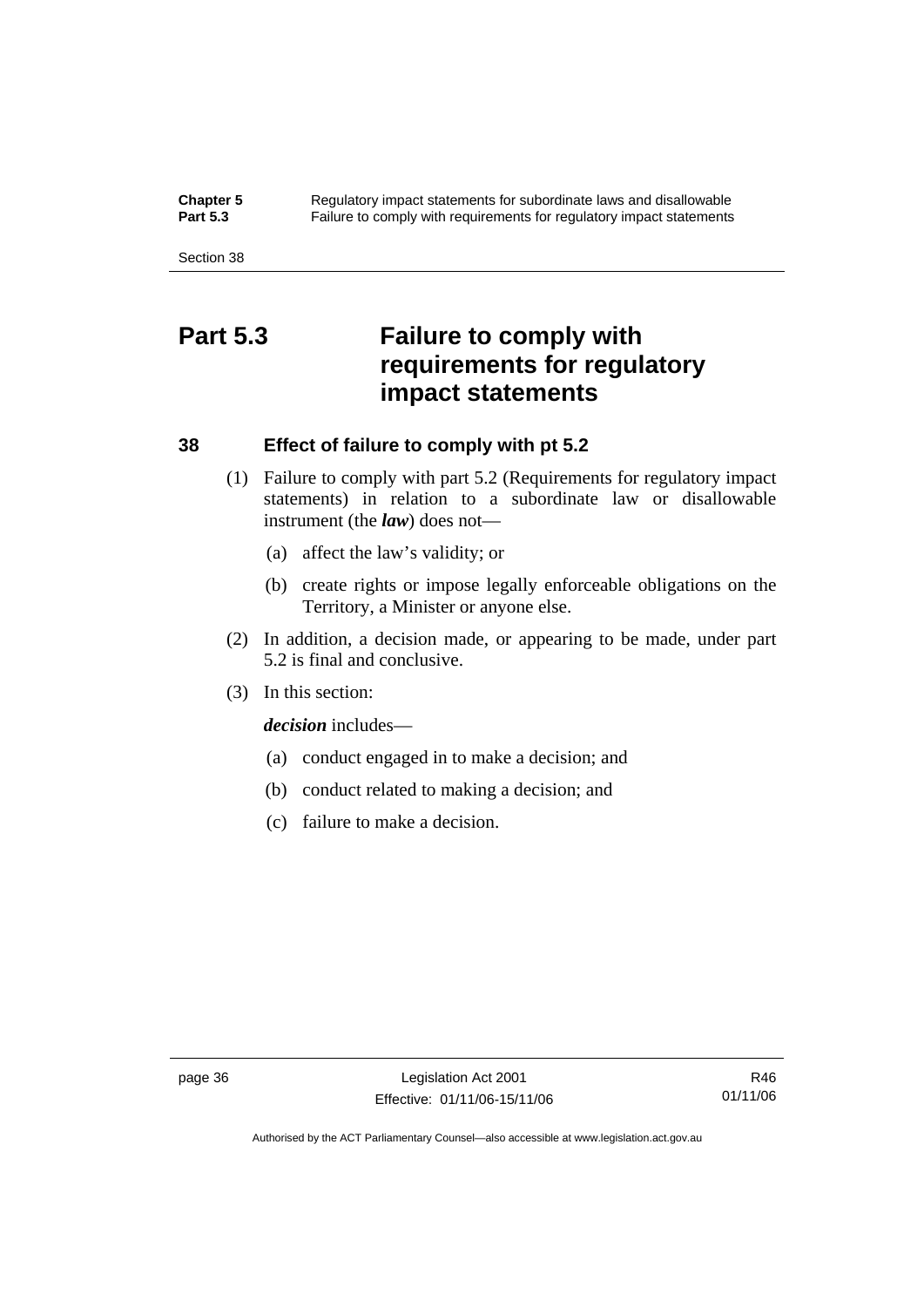# Part 5.3 Failure to comply with requirements for regulatory impact statements

## 38 Effect of failure to comply with pt 5.2

(1) Failure to comply with part 5.2 (Requirements for regulatory impact statements) in relation to a subordinate law or disallowable instrument (the ***law***) does not—

(a) affect the law's validity; or

(b) create rights or impose legally enforceable obligations on the Territory, a Minister or anyone else.

(2) In addition, a decision made, or appearing to be made, under part 5.2 is final and conclusive.

(3) In this section:

***decision*** includes—

(a) conduct engaged in to make a decision; and

(b) conduct related to making a decision; and

(c) failure to make a decision.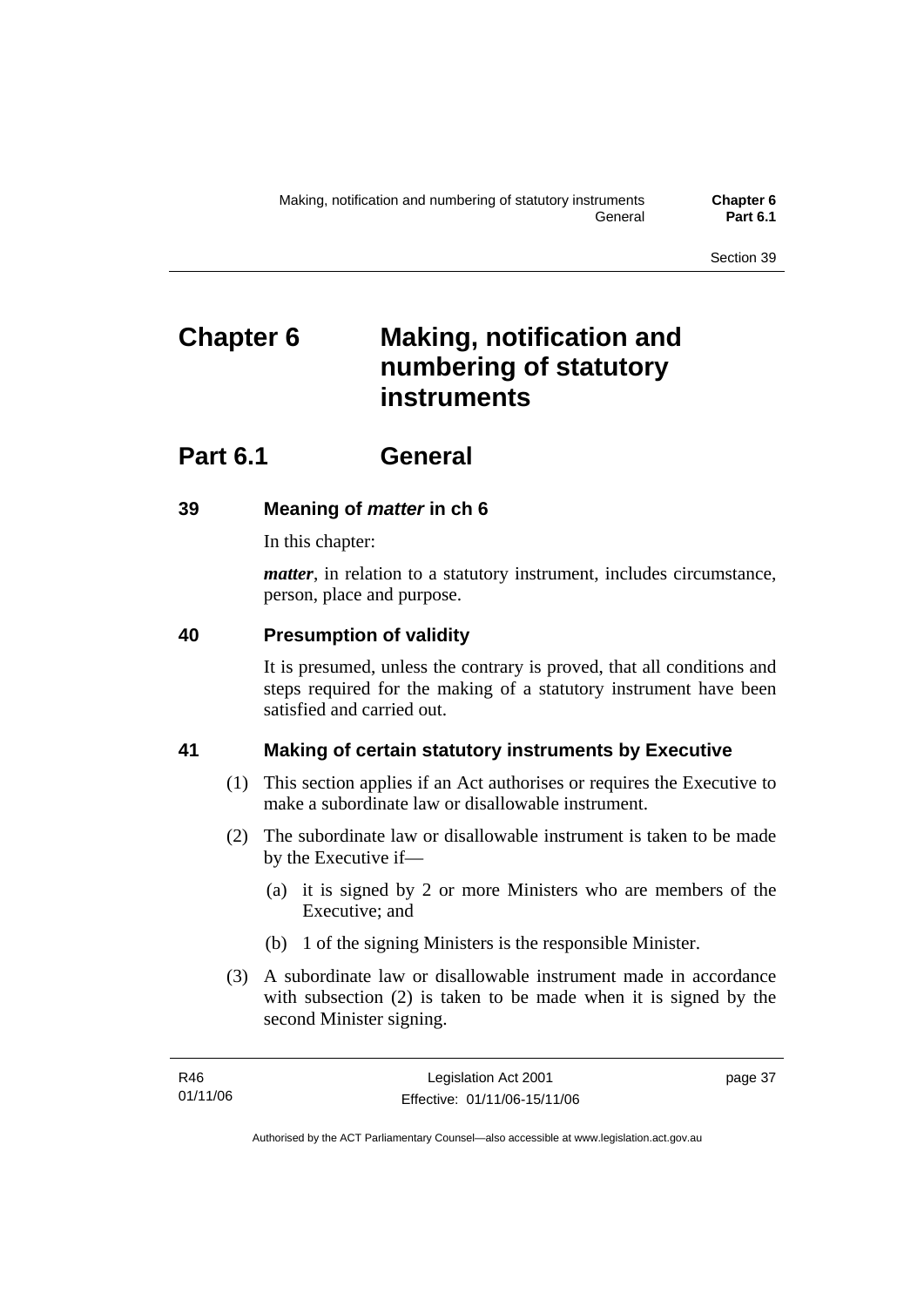# Chapter 6 Making, notification and numbering of statutory instruments

## Part 6.1 General

### 39 Meaning of *matter* in ch 6

In this chapter:

***matter***, in relation to a statutory instrument, includes circumstance, person, place and purpose.

### 40 Presumption of validity

It is presumed, unless the contrary is proved, that all conditions and steps required for the making of a statutory instrument have been satisfied and carried out.

### 41 Making of certain statutory instruments by Executive

(1) This section applies if an Act authorises or requires the Executive to make a subordinate law or disallowable instrument.

(2) The subordinate law or disallowable instrument is taken to be made by the Executive if—

(a) it is signed by 2 or more Ministers who are members of the Executive; and

(b) 1 of the signing Ministers is the responsible Minister.

(3) A subordinate law or disallowable instrument made in accordance with subsection (2) is taken to be made when it is signed by the second Minister signing.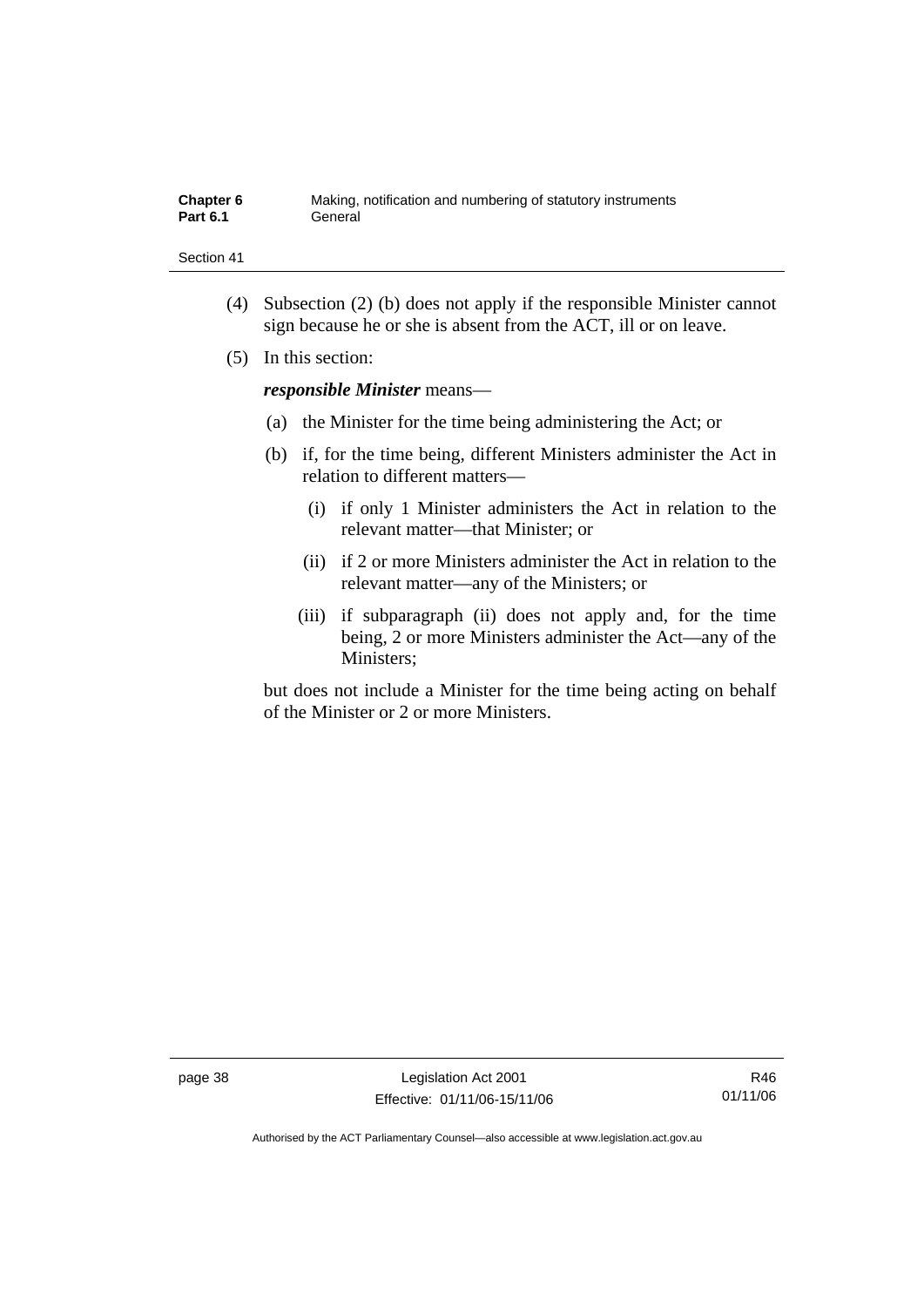(4) Subsection (2) (b) does not apply if the responsible Minister cannot sign because he or she is absent from the ACT, ill or on leave.

(5) In this section:

***responsible Minister*** means—

(a) the Minister for the time being administering the Act; or

(b) if, for the time being, different Ministers administer the Act in relation to different matters—

(i) if only 1 Minister administers the Act in relation to the relevant matter—that Minister; or

(ii) if 2 or more Ministers administer the Act in relation to the relevant matter—any of the Ministers; or

(iii) if subparagraph (ii) does not apply and, for the time being, 2 or more Ministers administer the Act—any of the Ministers;

but does not include a Minister for the time being acting on behalf of the Minister or 2 or more Ministers.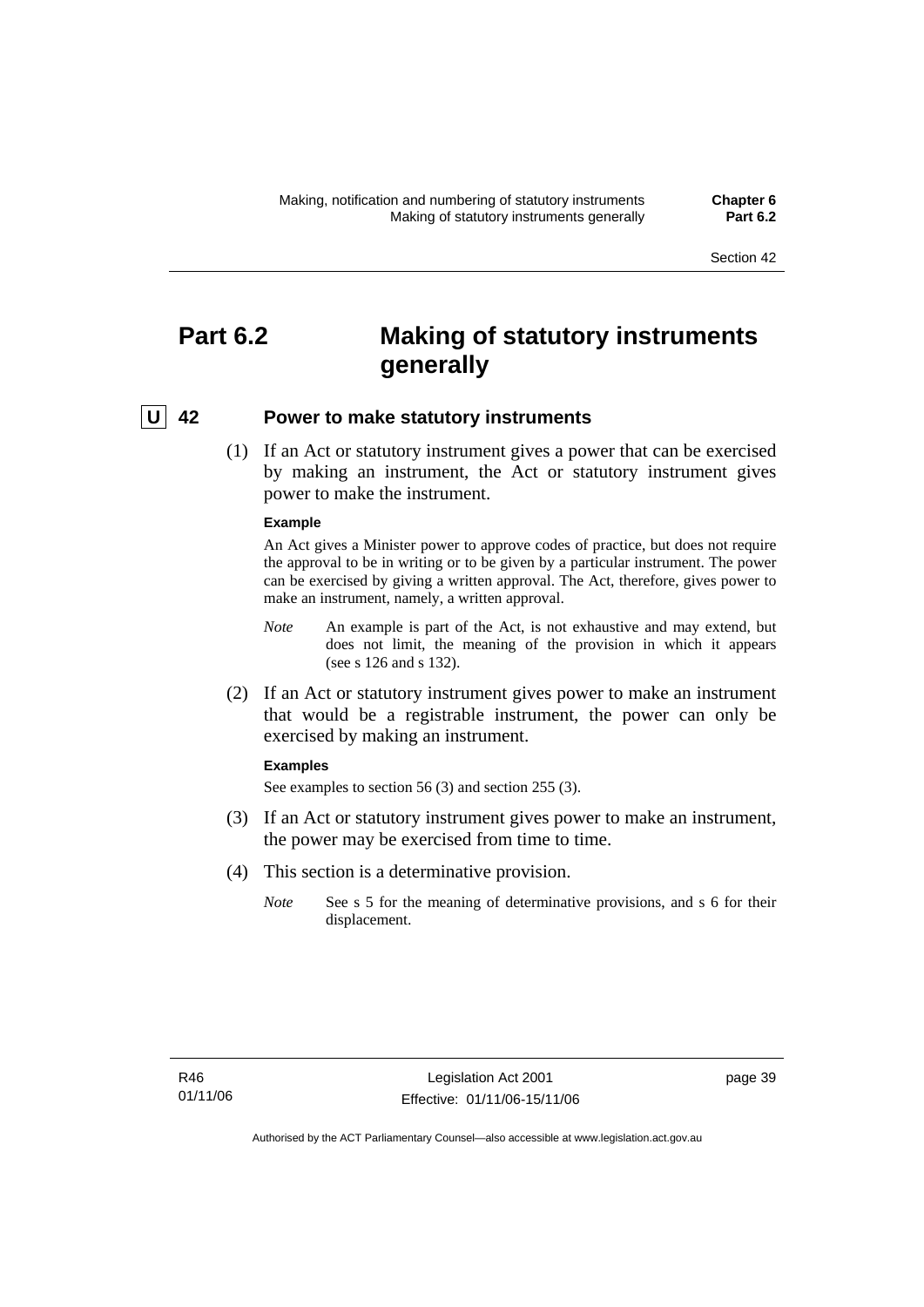# Part 6.2 Making of statutory instruments generally

## U 42 Power to make statutory instruments

(1) If an Act or statutory instrument gives a power that can be exercised by making an instrument, the Act or statutory instrument gives power to make the instrument.

**Example**

An Act gives a Minister power to approve codes of practice, but does not require the approval to be in writing or to be given by a particular instrument. The power can be exercised by giving a written approval. The Act, therefore, gives power to make an instrument, namely, a written approval.

*Note* An example is part of the Act, is not exhaustive and may extend, but does not limit, the meaning of the provision in which it appears (see s 126 and s 132).

(2) If an Act or statutory instrument gives power to make an instrument that would be a registrable instrument, the power can only be exercised by making an instrument.

**Examples**

See examples to section 56 (3) and section 255 (3).

(3) If an Act or statutory instrument gives power to make an instrument, the power may be exercised from time to time.

(4) This section is a determinative provision.

*Note* See s 5 for the meaning of determinative provisions, and s 6 for their displacement.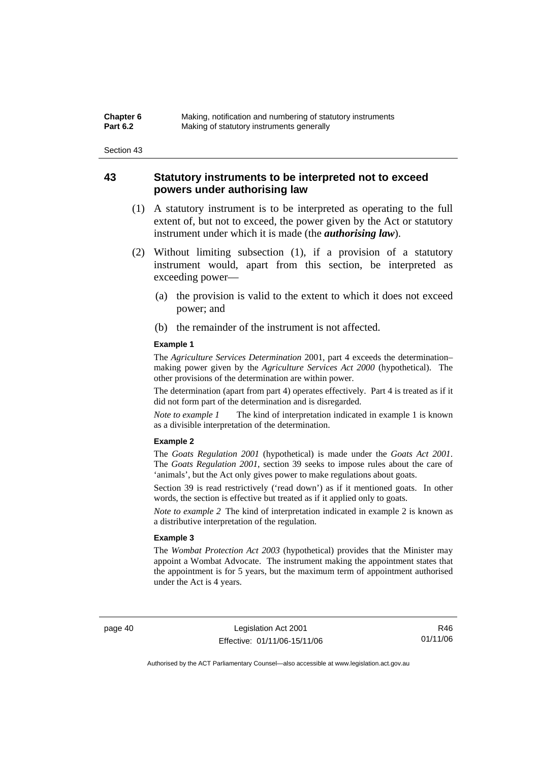## 43 Statutory instruments to be interpreted not to exceed powers under authorising law

(1) A statutory instrument is to be interpreted as operating to the full extent of, but not to exceed, the power given by the Act or statutory instrument under which it is made (the ***authorising law***).

(2) Without limiting subsection (1), if a provision of a statutory instrument would, apart from this section, be interpreted as exceeding power—

(a) the provision is valid to the extent to which it does not exceed power; and

(b) the remainder of the instrument is not affected.

**Example 1**

The *Agriculture Services Determination* 2001, part 4 exceeds the determination–making power given by the *Agriculture Services Act 2000* (hypothetical). The other provisions of the determination are within power.

The determination (apart from part 4) operates effectively. Part 4 is treated as if it did not form part of the determination and is disregarded.

*Note to example 1* The kind of interpretation indicated in example 1 is known as a divisible interpretation of the determination.

**Example 2**

The *Goats Regulation 2001* (hypothetical) is made under the *Goats Act 2001*. The *Goats Regulation 2001*, section 39 seeks to impose rules about the care of 'animals', but the Act only gives power to make regulations about goats.

Section 39 is read restrictively ('read down') as if it mentioned goats. In other words, the section is effective but treated as if it applied only to goats.

*Note to example 2* The kind of interpretation indicated in example 2 is known as a distributive interpretation of the regulation.

**Example 3**

The *Wombat Protection Act 2003* (hypothetical) provides that the Minister may appoint a Wombat Advocate. The instrument making the appointment states that the appointment is for 5 years, but the maximum term of appointment authorised under the Act is 4 years.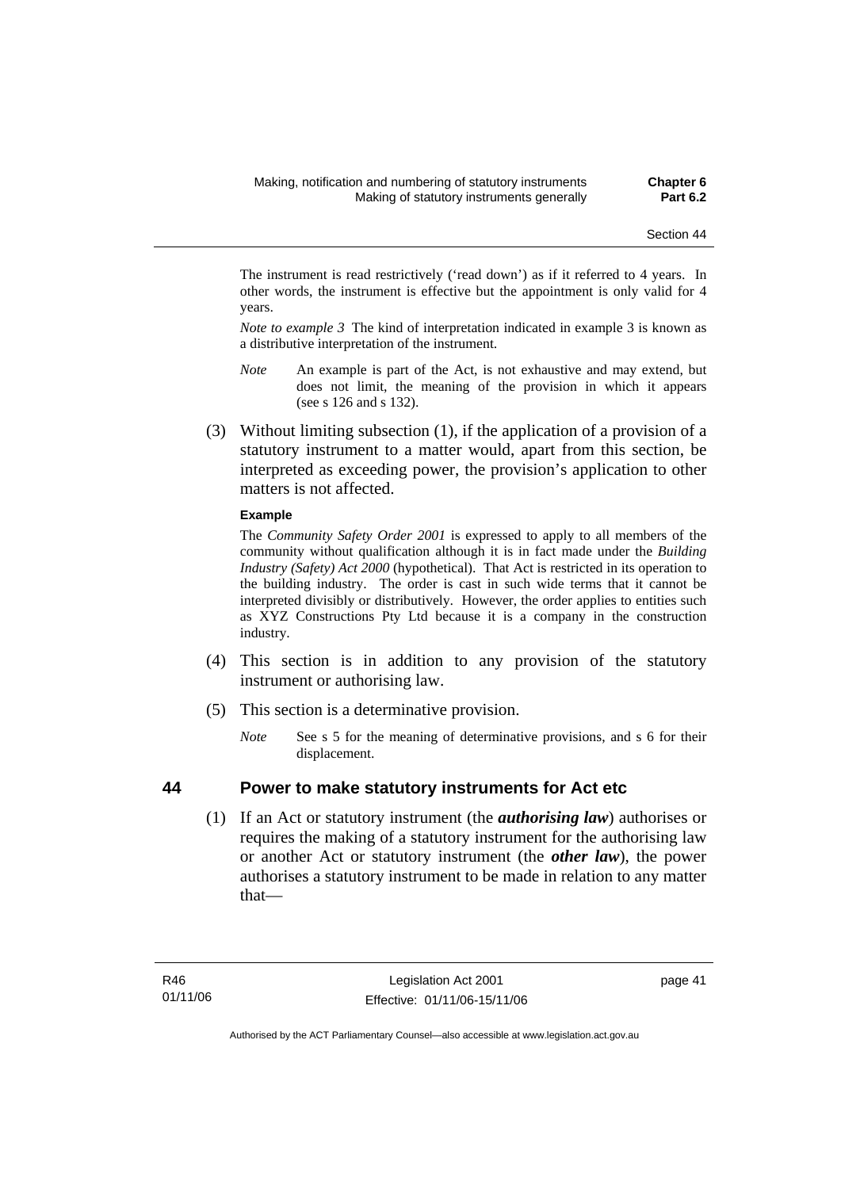The instrument is read restrictively ('read down') as if it referred to 4 years. In other words, the instrument is effective but the appointment is only valid for 4 years.

*Note to example 3* The kind of interpretation indicated in example 3 is known as a distributive interpretation of the instrument.

*Note* An example is part of the Act, is not exhaustive and may extend, but does not limit, the meaning of the provision in which it appears (see s 126 and s 132).

(3) Without limiting subsection (1), if the application of a provision of a statutory instrument to a matter would, apart from this section, be interpreted as exceeding power, the provision's application to other matters is not affected.

**Example**

The *Community Safety Order 2001* is expressed to apply to all members of the community without qualification although it is in fact made under the *Building Industry (Safety) Act 2000* (hypothetical). That Act is restricted in its operation to the building industry. The order is cast in such wide terms that it cannot be interpreted divisibly or distributively. However, the order applies to entities such as XYZ Constructions Pty Ltd because it is a company in the construction industry.

(4) This section is in addition to any provision of the statutory instrument or authorising law.

(5) This section is a determinative provision.

*Note* See s 5 for the meaning of determinative provisions, and s 6 for their displacement.

## 44 Power to make statutory instruments for Act etc

(1) If an Act or statutory instrument (the ***authorising law***) authorises or requires the making of a statutory instrument for the authorising law or another Act or statutory instrument (the ***other law***), the power authorises a statutory instrument to be made in relation to any matter that—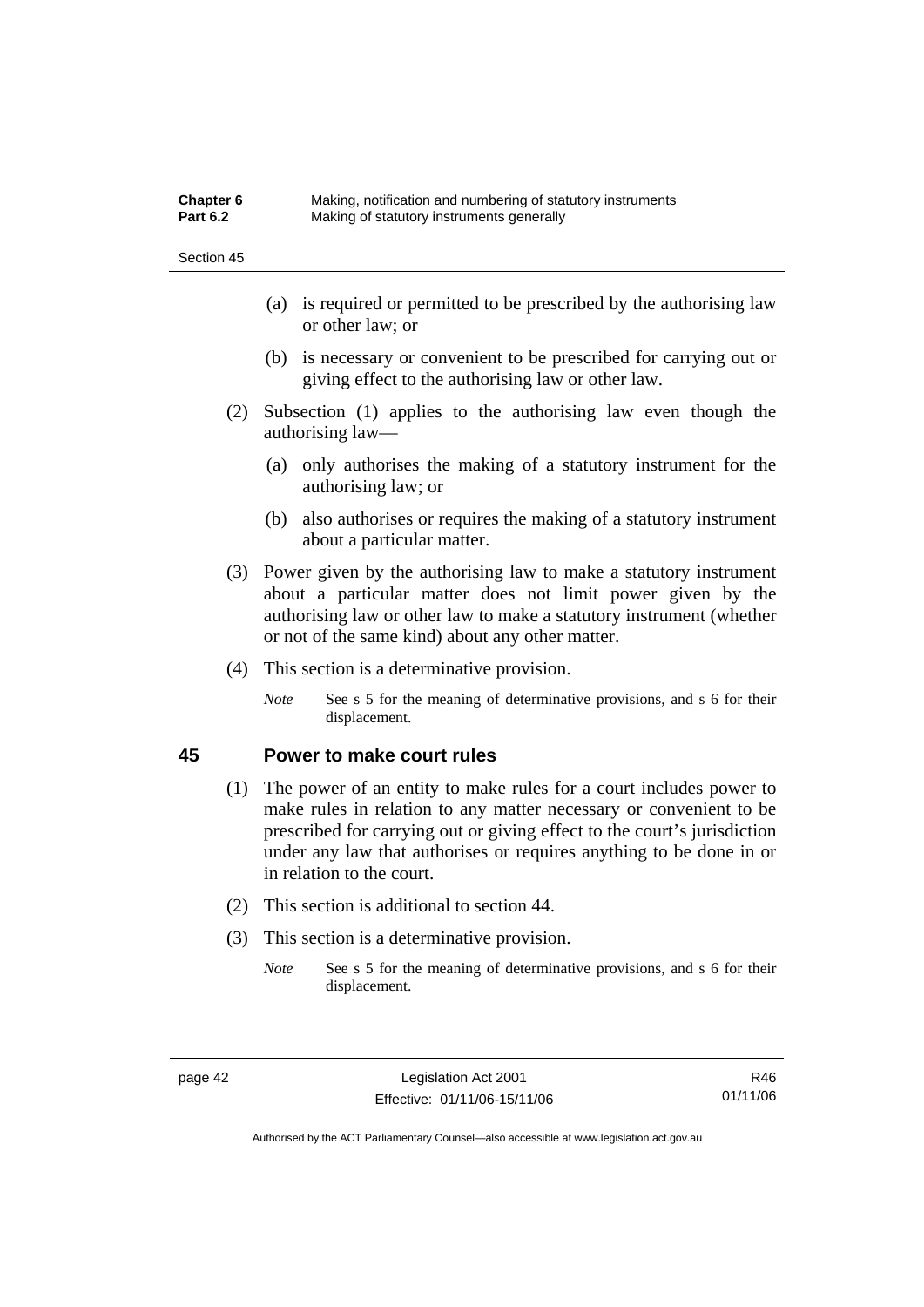(a) is required or permitted to be prescribed by the authorising law or other law; or

(b) is necessary or convenient to be prescribed for carrying out or giving effect to the authorising law or other law.

(2) Subsection (1) applies to the authorising law even though the authorising law—

(a) only authorises the making of a statutory instrument for the authorising law; or

(b) also authorises or requires the making of a statutory instrument about a particular matter.

(3) Power given by the authorising law to make a statutory instrument about a particular matter does not limit power given by the authorising law or other law to make a statutory instrument (whether or not of the same kind) about any other matter.

(4) This section is a determinative provision.

*Note* See s 5 for the meaning of determinative provisions, and s 6 for their displacement.

## 45 Power to make court rules

(1) The power of an entity to make rules for a court includes power to make rules in relation to any matter necessary or convenient to be prescribed for carrying out or giving effect to the court's jurisdiction under any law that authorises or requires anything to be done in or in relation to the court.

(2) This section is additional to section 44.

(3) This section is a determinative provision.

*Note* See s 5 for the meaning of determinative provisions, and s 6 for their displacement.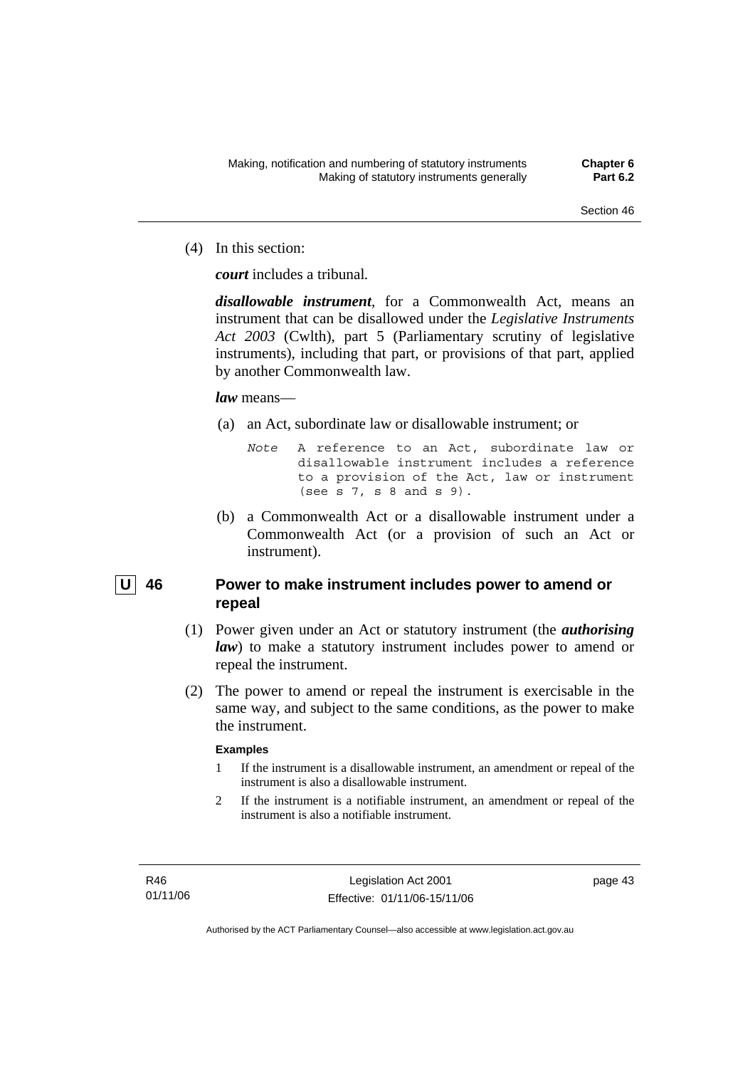(4) In this section:

***court*** includes a tribunal.

***disallowable instrument***, for a Commonwealth Act, means an instrument that can be disallowed under the *Legislative Instruments Act 2003* (Cwlth), part 5 (Parliamentary scrutiny of legislative instruments), including that part, or provisions of that part, applied by another Commonwealth law.

***law*** means—

(a) an Act, subordinate law or disallowable instrument; or

*Note* A reference to an Act, subordinate law or disallowable instrument includes a reference to a provision of the Act, law or instrument (see s 7, s 8 and s 9).

(b) a Commonwealth Act or a disallowable instrument under a Commonwealth Act (or a provision of such an Act or instrument).

## U 46 Power to make instrument includes power to amend or repeal

(1) Power given under an Act or statutory instrument (the ***authorising law***) to make a statutory instrument includes power to amend or repeal the instrument.

(2) The power to amend or repeal the instrument is exercisable in the same way, and subject to the same conditions, as the power to make the instrument.

**Examples**

1 If the instrument is a disallowable instrument, an amendment or repeal of the instrument is also a disallowable instrument.

2 If the instrument is a notifiable instrument, an amendment or repeal of the instrument is also a notifiable instrument.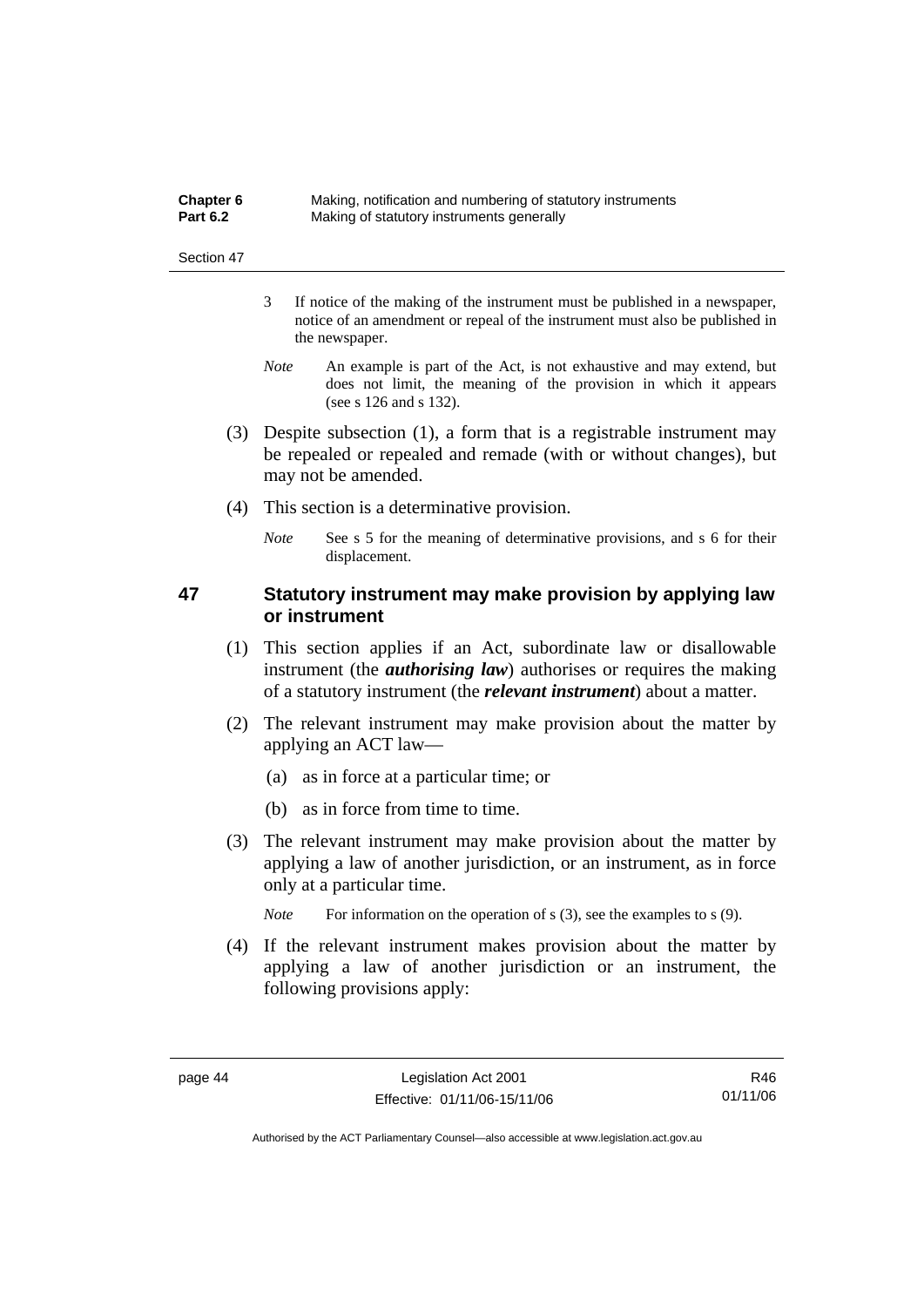3 If notice of the making of the instrument must be published in a newspaper, notice of an amendment or repeal of the instrument must also be published in the newspaper.

*Note* An example is part of the Act, is not exhaustive and may extend, but does not limit, the meaning of the provision in which it appears (see s 126 and s 132).

(3) Despite subsection (1), a form that is a registrable instrument may be repealed or repealed and remade (with or without changes), but may not be amended.

(4) This section is a determinative provision.

*Note* See s 5 for the meaning of determinative provisions, and s 6 for their displacement.

## 47 Statutory instrument may make provision by applying law or instrument

(1) This section applies if an Act, subordinate law or disallowable instrument (the ***authorising law***) authorises or requires the making of a statutory instrument (the ***relevant instrument***) about a matter.

(2) The relevant instrument may make provision about the matter by applying an ACT law—

(a) as in force at a particular time; or

(b) as in force from time to time.

(3) The relevant instrument may make provision about the matter by applying a law of another jurisdiction, or an instrument, as in force only at a particular time.

*Note* For information on the operation of s (3), see the examples to s (9).

(4) If the relevant instrument makes provision about the matter by applying a law of another jurisdiction or an instrument, the following provisions apply: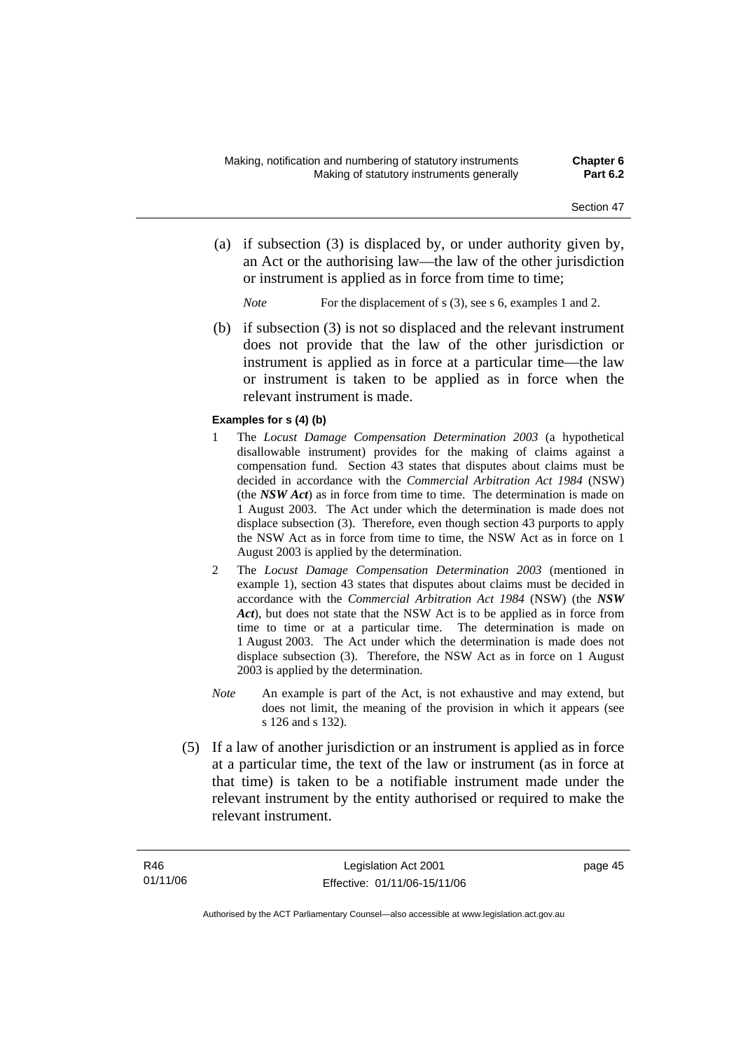(a) if subsection (3) is displaced by, or under authority given by, an Act or the authorising law—the law of the other jurisdiction or instrument is applied as in force from time to time;

*Note* For the displacement of s (3), see s 6, examples 1 and 2.

(b) if subsection (3) is not so displaced and the relevant instrument does not provide that the law of the other jurisdiction or instrument is applied as in force at a particular time—the law or instrument is taken to be applied as in force when the relevant instrument is made.

**Examples for s (4) (b)**

1 The *Locust Damage Compensation Determination 2003* (a hypothetical disallowable instrument) provides for the making of claims against a compensation fund. Section 43 states that disputes about claims must be decided in accordance with the *Commercial Arbitration Act 1984* (NSW) (the ***NSW Act***) as in force from time to time. The determination is made on 1 August 2003. The Act under which the determination is made does not displace subsection (3). Therefore, even though section 43 purports to apply the NSW Act as in force from time to time, the NSW Act as in force on 1 August 2003 is applied by the determination.

2 The *Locust Damage Compensation Determination 2003* (mentioned in example 1), section 43 states that disputes about claims must be decided in accordance with the *Commercial Arbitration Act 1984* (NSW) (the ***NSW Act***), but does not state that the NSW Act is to be applied as in force from time to time or at a particular time. The determination is made on 1 August 2003. The Act under which the determination is made does not displace subsection (3). Therefore, the NSW Act as in force on 1 August 2003 is applied by the determination.

*Note* An example is part of the Act, is not exhaustive and may extend, but does not limit, the meaning of the provision in which it appears (see s 126 and s 132).

(5) If a law of another jurisdiction or an instrument is applied as in force at a particular time, the text of the law or instrument (as in force at that time) is taken to be a notifiable instrument made under the relevant instrument by the entity authorised or required to make the relevant instrument.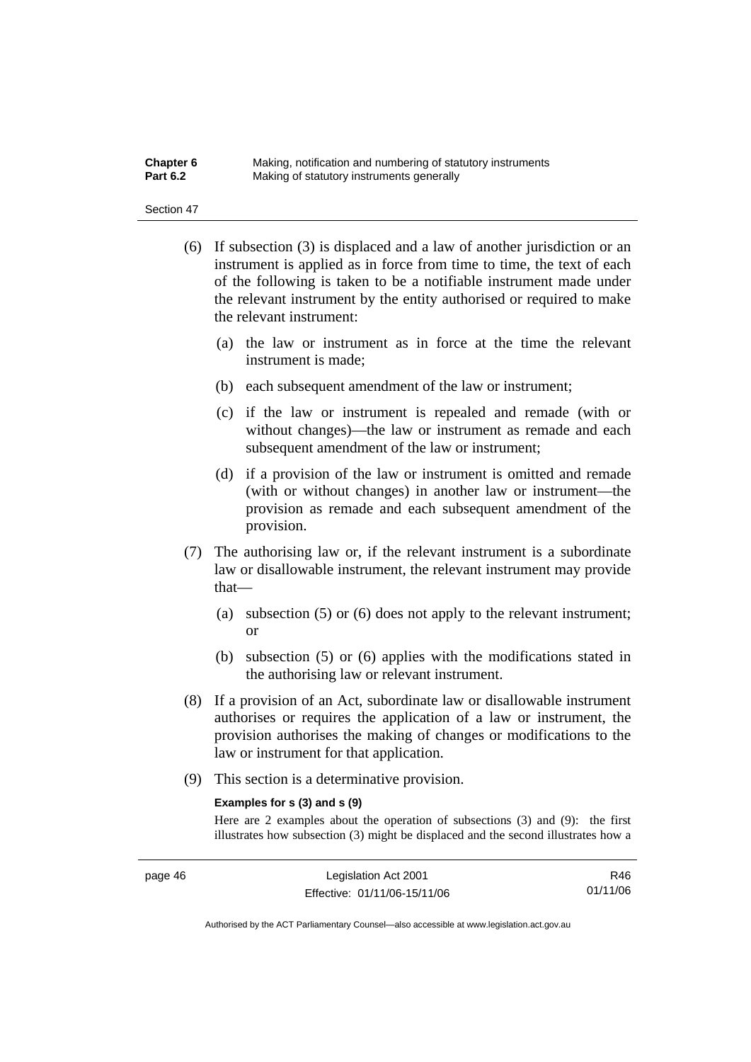(6) If subsection (3) is displaced and a law of another jurisdiction or an instrument is applied as in force from time to time, the text of each of the following is taken to be a notifiable instrument made under the relevant instrument by the entity authorised or required to make the relevant instrument:

- (a) the law or instrument as in force at the time the relevant instrument is made;
- (b) each subsequent amendment of the law or instrument;
- (c) if the law or instrument is repealed and remade (with or without changes)—the law or instrument as remade and each subsequent amendment of the law or instrument;
- (d) if a provision of the law or instrument is omitted and remade (with or without changes) in another law or instrument—the provision as remade and each subsequent amendment of the provision.

(7) The authorising law or, if the relevant instrument is a subordinate law or disallowable instrument, the relevant instrument may provide that—

- (a) subsection (5) or (6) does not apply to the relevant instrument; or
- (b) subsection (5) or (6) applies with the modifications stated in the authorising law or relevant instrument.

(8) If a provision of an Act, subordinate law or disallowable instrument authorises or requires the application of a law or instrument, the provision authorises the making of changes or modifications to the law or instrument for that application.

(9) This section is a determinative provision.

**Examples for s (3) and s (9)**

Here are 2 examples about the operation of subsections (3) and (9): the first illustrates how subsection (3) might be displaced and the second illustrates how a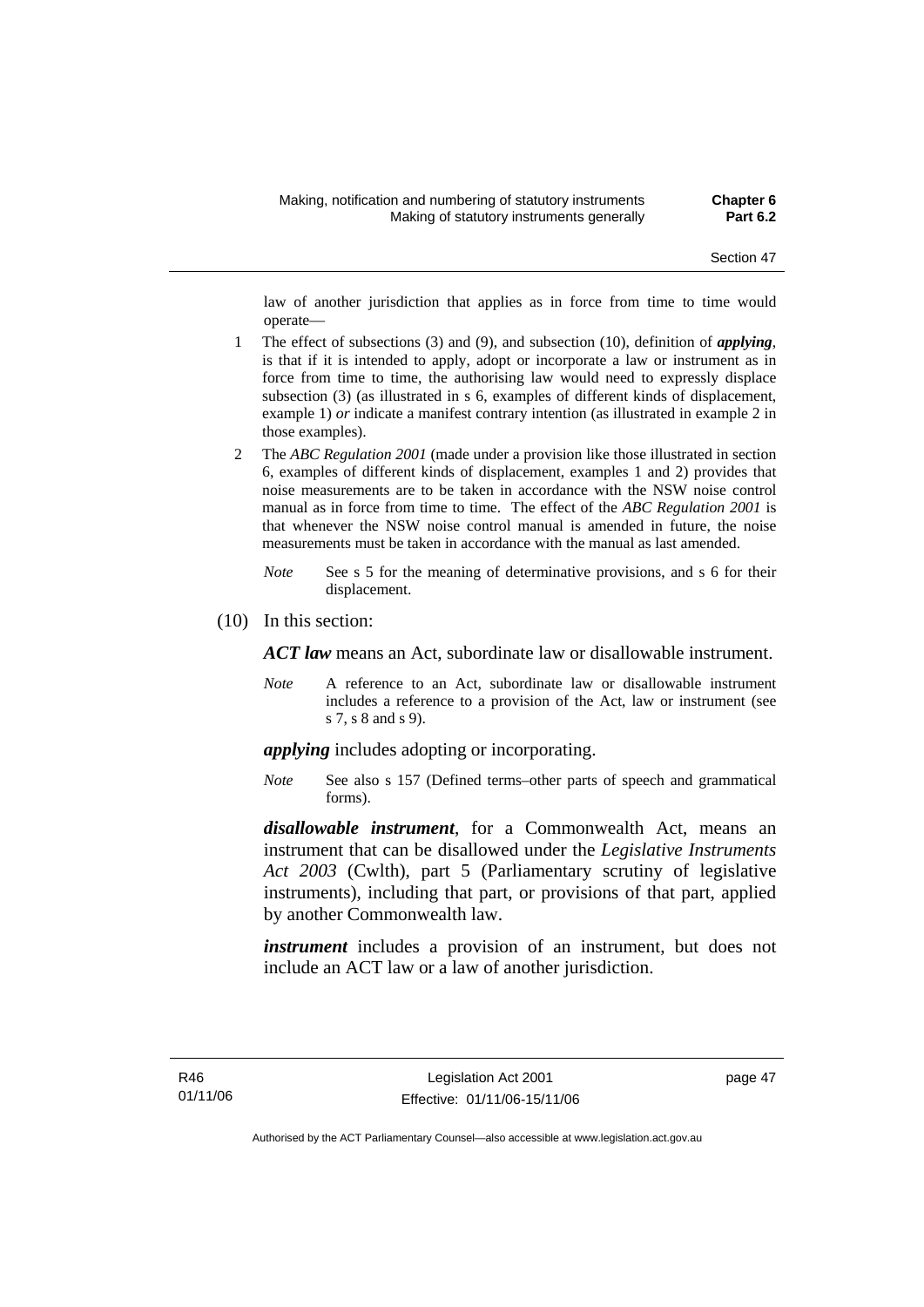law of another jurisdiction that applies as in force from time to time would operate—

1 The effect of subsections (3) and (9), and subsection (10), definition of ***applying***, is that if it is intended to apply, adopt or incorporate a law or instrument as in force from time to time, the authorising law would need to expressly displace subsection (3) (as illustrated in s 6, examples of different kinds of displacement, example 1) *or* indicate a manifest contrary intention (as illustrated in example 2 in those examples).

2 The *ABC Regulation 2001* (made under a provision like those illustrated in section 6, examples of different kinds of displacement, examples 1 and 2) provides that noise measurements are to be taken in accordance with the NSW noise control manual as in force from time to time. The effect of the *ABC Regulation 2001* is that whenever the NSW noise control manual is amended in future, the noise measurements must be taken in accordance with the manual as last amended.

*Note* See s 5 for the meaning of determinative provisions, and s 6 for their displacement.

(10) In this section:

***ACT law*** means an Act, subordinate law or disallowable instrument.

*Note* A reference to an Act, subordinate law or disallowable instrument includes a reference to a provision of the Act, law or instrument (see s 7, s 8 and s 9).

***applying*** includes adopting or incorporating.

*Note* See also s 157 (Defined terms–other parts of speech and grammatical forms).

***disallowable instrument***, for a Commonwealth Act, means an instrument that can be disallowed under the *Legislative Instruments Act 2003* (Cwlth), part 5 (Parliamentary scrutiny of legislative instruments), including that part, or provisions of that part, applied by another Commonwealth law.

***instrument*** includes a provision of an instrument, but does not include an ACT law or a law of another jurisdiction.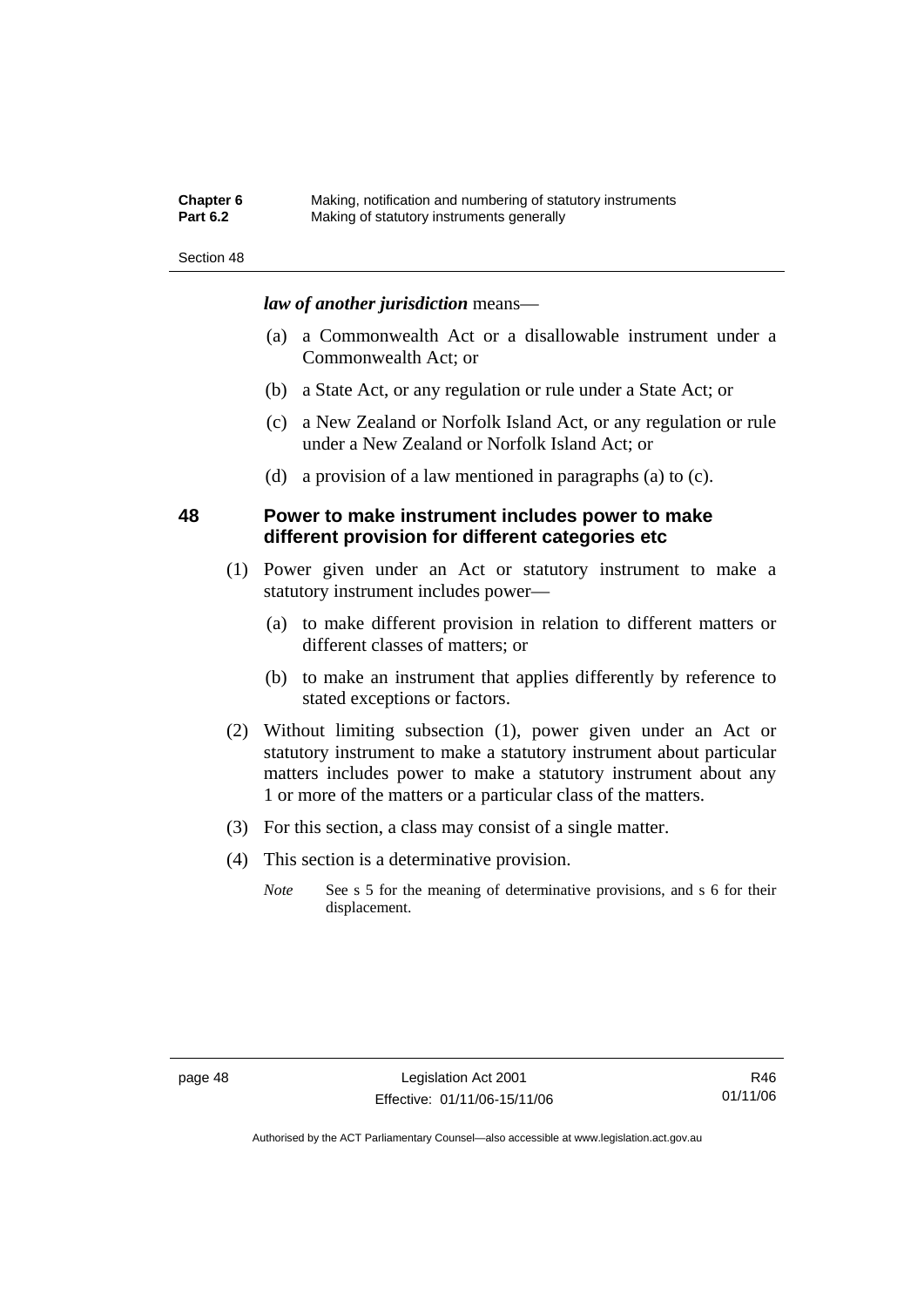***law of another jurisdiction*** means—

(a) a Commonwealth Act or a disallowable instrument under a Commonwealth Act; or

(b) a State Act, or any regulation or rule under a State Act; or

(c) a New Zealand or Norfolk Island Act, or any regulation or rule under a New Zealand or Norfolk Island Act; or

(d) a provision of a law mentioned in paragraphs (a) to (c).

## 48 Power to make instrument includes power to make different provision for different categories etc

(1) Power given under an Act or statutory instrument to make a statutory instrument includes power—

(a) to make different provision in relation to different matters or different classes of matters; or

(b) to make an instrument that applies differently by reference to stated exceptions or factors.

(2) Without limiting subsection (1), power given under an Act or statutory instrument to make a statutory instrument about particular matters includes power to make a statutory instrument about any 1 or more of the matters or a particular class of the matters.

(3) For this section, a class may consist of a single matter.

(4) This section is a determinative provision.

*Note* See s 5 for the meaning of determinative provisions, and s 6 for their displacement.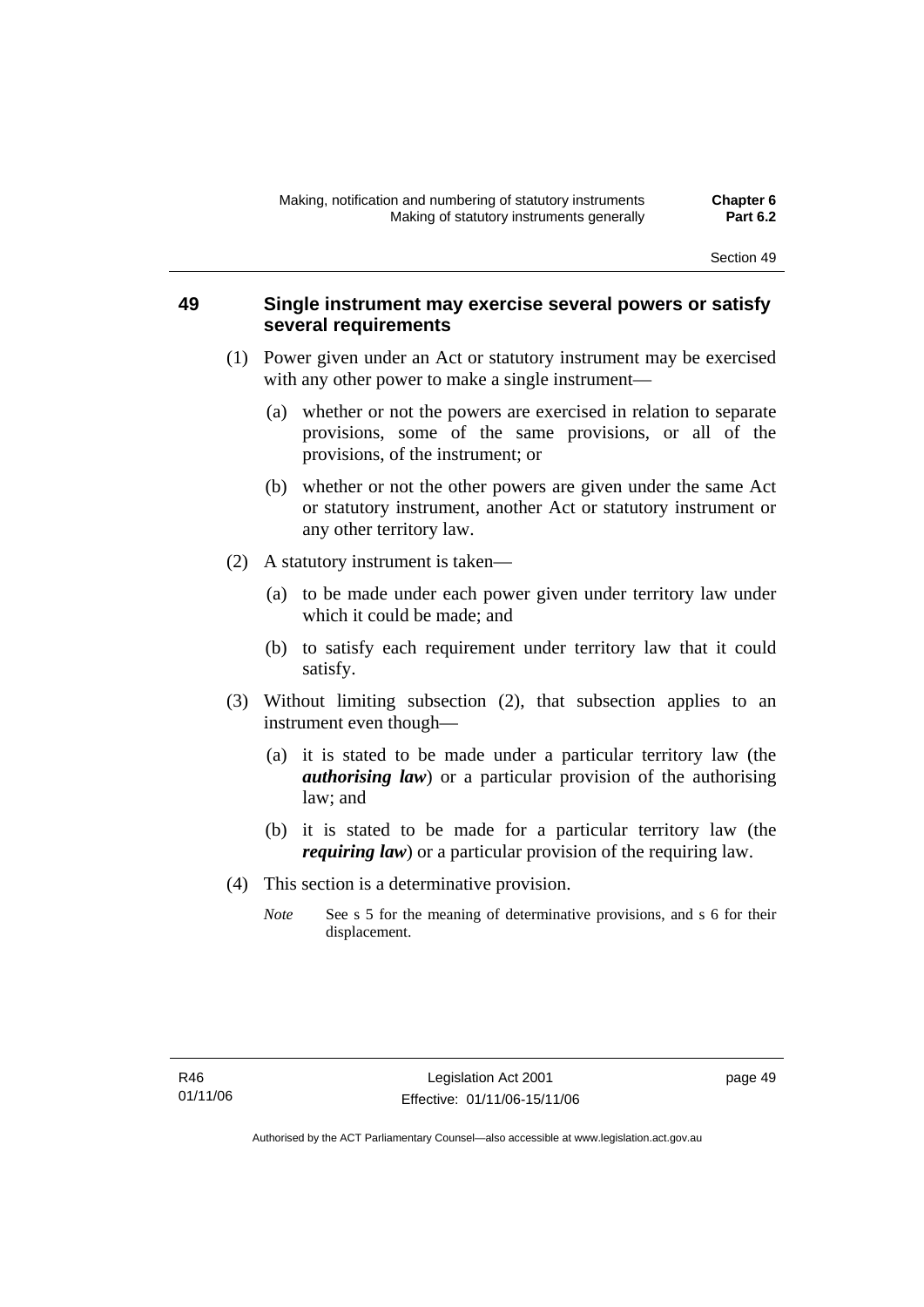## 49 Single instrument may exercise several powers or satisfy several requirements

(1) Power given under an Act or statutory instrument may be exercised with any other power to make a single instrument—

(a) whether or not the powers are exercised in relation to separate provisions, some of the same provisions, or all of the provisions, of the instrument; or

(b) whether or not the other powers are given under the same Act or statutory instrument, another Act or statutory instrument or any other territory law.

(2) A statutory instrument is taken—

(a) to be made under each power given under territory law under which it could be made; and

(b) to satisfy each requirement under territory law that it could satisfy.

(3) Without limiting subsection (2), that subsection applies to an instrument even though—

(a) it is stated to be made under a particular territory law (the ***authorising law***) or a particular provision of the authorising law; and

(b) it is stated to be made for a particular territory law (the ***requiring law***) or a particular provision of the requiring law.

(4) This section is a determinative provision.

*Note* See s 5 for the meaning of determinative provisions, and s 6 for their displacement.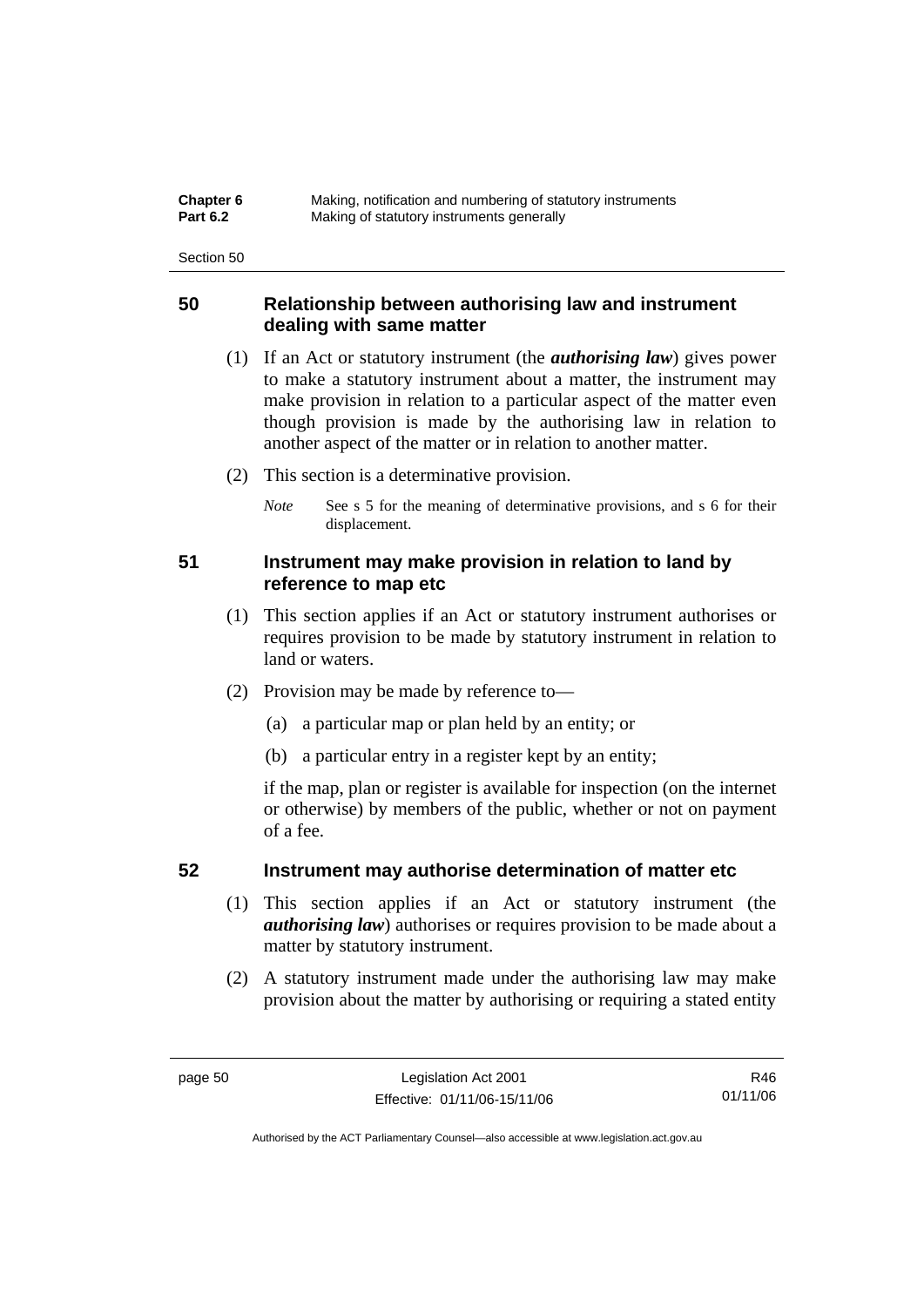## 50 Relationship between authorising law and instrument dealing with same matter

(1) If an Act or statutory instrument (the ***authorising law***) gives power to make a statutory instrument about a matter, the instrument may make provision in relation to a particular aspect of the matter even though provision is made by the authorising law in relation to another aspect of the matter or in relation to another matter.

(2) This section is a determinative provision.

*Note* See s 5 for the meaning of determinative provisions, and s 6 for their displacement.

## 51 Instrument may make provision in relation to land by reference to map etc

(1) This section applies if an Act or statutory instrument authorises or requires provision to be made by statutory instrument in relation to land or waters.

(2) Provision may be made by reference to—

(a) a particular map or plan held by an entity; or

(b) a particular entry in a register kept by an entity;

if the map, plan or register is available for inspection (on the internet or otherwise) by members of the public, whether or not on payment of a fee.

## 52 Instrument may authorise determination of matter etc

(1) This section applies if an Act or statutory instrument (the ***authorising law***) authorises or requires provision to be made about a matter by statutory instrument.

(2) A statutory instrument made under the authorising law may make provision about the matter by authorising or requiring a stated entity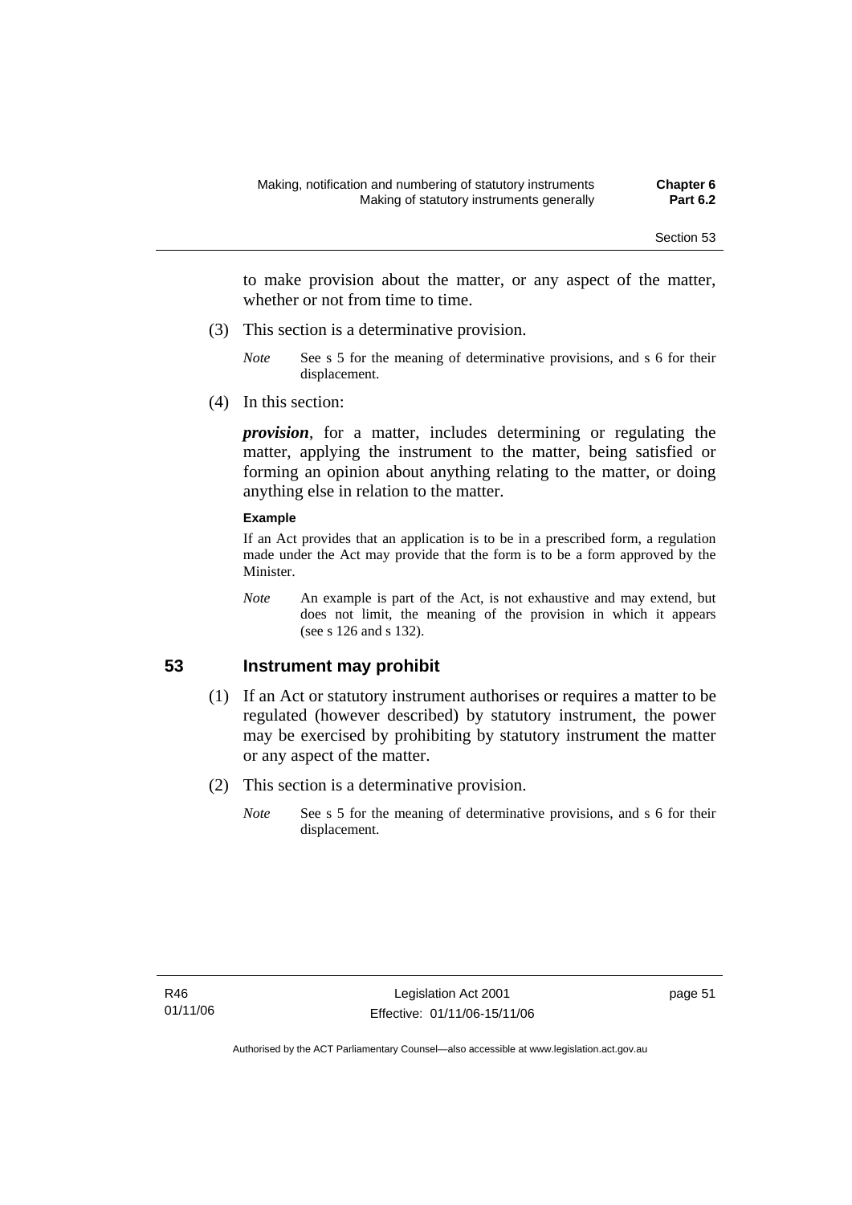to make provision about the matter, or any aspect of the matter, whether or not from time to time.

(3) This section is a determinative provision.

*Note* See s 5 for the meaning of determinative provisions, and s 6 for their displacement.

(4) In this section:

***provision***, for a matter, includes determining or regulating the matter, applying the instrument to the matter, being satisfied or forming an opinion about anything relating to the matter, or doing anything else in relation to the matter.

**Example**

If an Act provides that an application is to be in a prescribed form, a regulation made under the Act may provide that the form is to be a form approved by the Minister.

*Note* An example is part of the Act, is not exhaustive and may extend, but does not limit, the meaning of the provision in which it appears (see s 126 and s 132).

## 53 Instrument may prohibit

(1) If an Act or statutory instrument authorises or requires a matter to be regulated (however described) by statutory instrument, the power may be exercised by prohibiting by statutory instrument the matter or any aspect of the matter.

(2) This section is a determinative provision.

*Note* See s 5 for the meaning of determinative provisions, and s 6 for their displacement.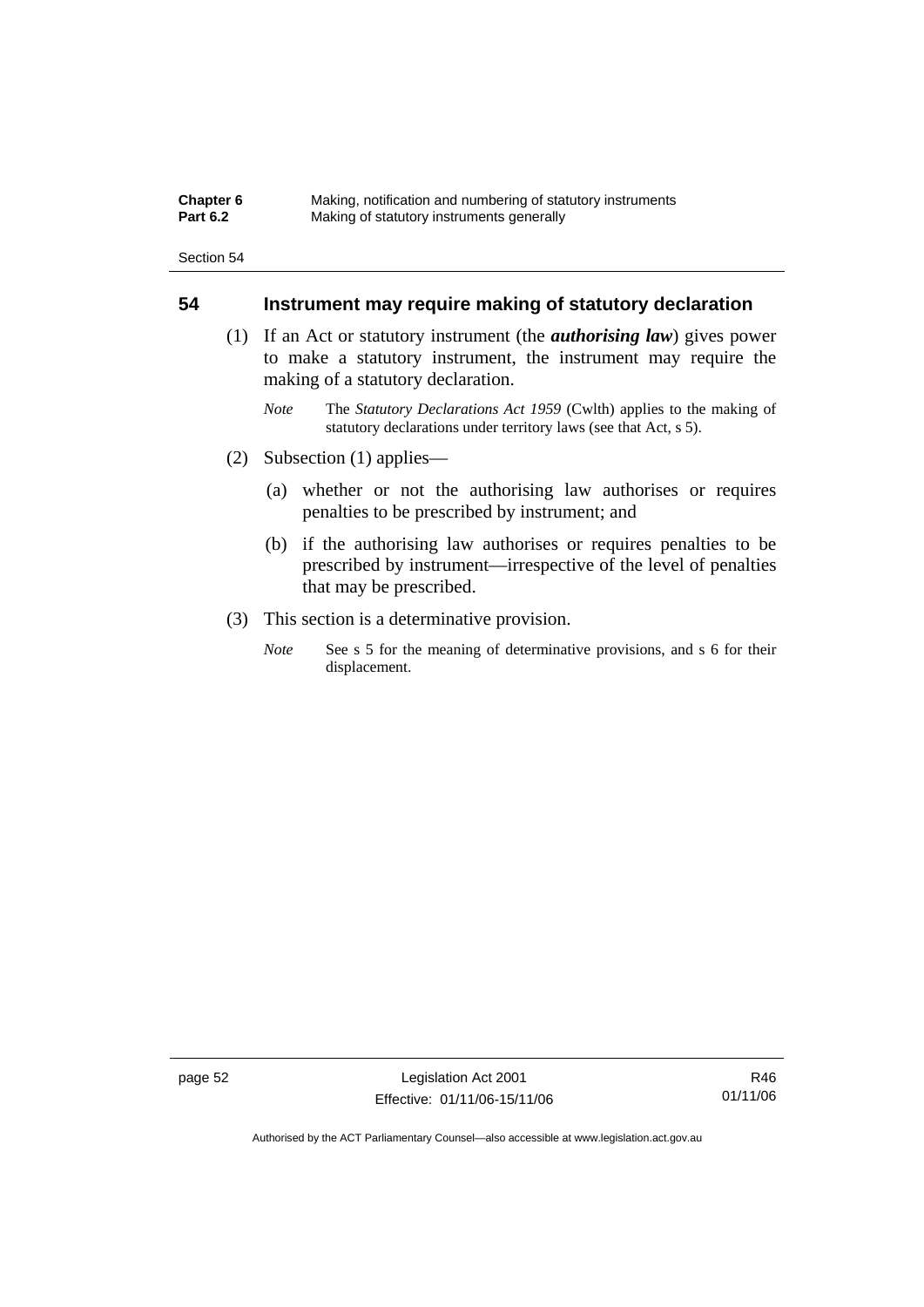## 54 Instrument may require making of statutory declaration

(1) If an Act or statutory instrument (the ***authorising law***) gives power to make a statutory instrument, the instrument may require the making of a statutory declaration.

*Note* The *Statutory Declarations Act 1959* (Cwlth) applies to the making of statutory declarations under territory laws (see that Act, s 5).

(2) Subsection (1) applies—

(a) whether or not the authorising law authorises or requires penalties to be prescribed by instrument; and

(b) if the authorising law authorises or requires penalties to be prescribed by instrument—irrespective of the level of penalties that may be prescribed.

(3) This section is a determinative provision.

*Note* See s 5 for the meaning of determinative provisions, and s 6 for their displacement.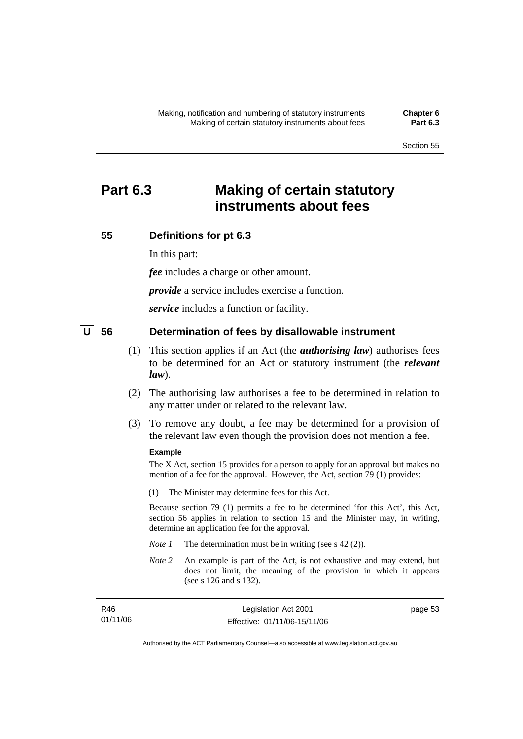# Part 6.3 Making of certain statutory instruments about fees

### 55 Definitions for pt 6.3

In this part:

***fee*** includes a charge or other amount.

***provide*** a service includes exercise a function.

***service*** includes a function or facility.

### U 56 Determination of fees by disallowable instrument

(1) This section applies if an Act (the ***authorising law***) authorises fees to be determined for an Act or statutory instrument (the ***relevant law***).

(2) The authorising law authorises a fee to be determined in relation to any matter under or related to the relevant law.

(3) To remove any doubt, a fee may be determined for a provision of the relevant law even though the provision does not mention a fee.

**Example**

The X Act, section 15 provides for a person to apply for an approval but makes no mention of a fee for the approval. However, the Act, section 79 (1) provides:

(1) The Minister may determine fees for this Act.

Because section 79 (1) permits a fee to be determined 'for this Act', this Act, section 56 applies in relation to section 15 and the Minister may, in writing, determine an application fee for the approval.

*Note 1* The determination must be in writing (see s 42 (2)).

*Note 2* An example is part of the Act, is not exhaustive and may extend, but does not limit, the meaning of the provision in which it appears (see s 126 and s 132).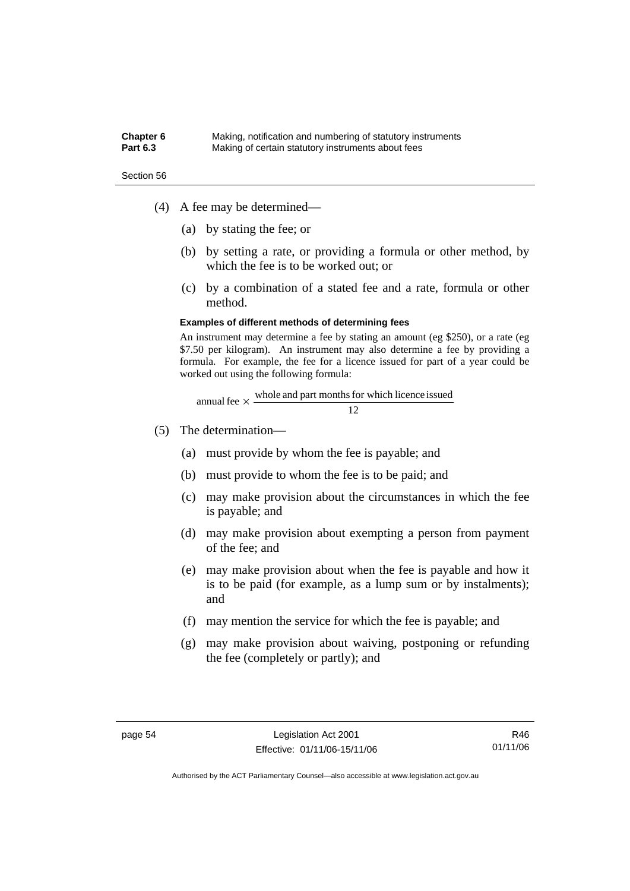(4) A fee may be determined—

(a) by stating the fee; or

(b) by setting a rate, or providing a formula or other method, by which the fee is to be worked out; or

(c) by a combination of a stated fee and a rate, formula or other method.

**Examples of different methods of determining fees**

An instrument may determine a fee by stating an amount (eg $250), or a rate (eg $7.50 per kilogram). An instrument may also determine a fee by providing a formula. For example, the fee for a licence issued for part of a year could be worked out using the following formula:

$$\text{annual fee} \times \frac{\text{whole and part months for which licence issued}}{12}$$

(5) The determination—

(a) must provide by whom the fee is payable; and

(b) must provide to whom the fee is to be paid; and

(c) may make provision about the circumstances in which the fee is payable; and

(d) may make provision about exempting a person from payment of the fee; and

(e) may make provision about when the fee is payable and how it is to be paid (for example, as a lump sum or by instalments); and

(f) may mention the service for which the fee is payable; and

(g) may make provision about waiving, postponing or refunding the fee (completely or partly); and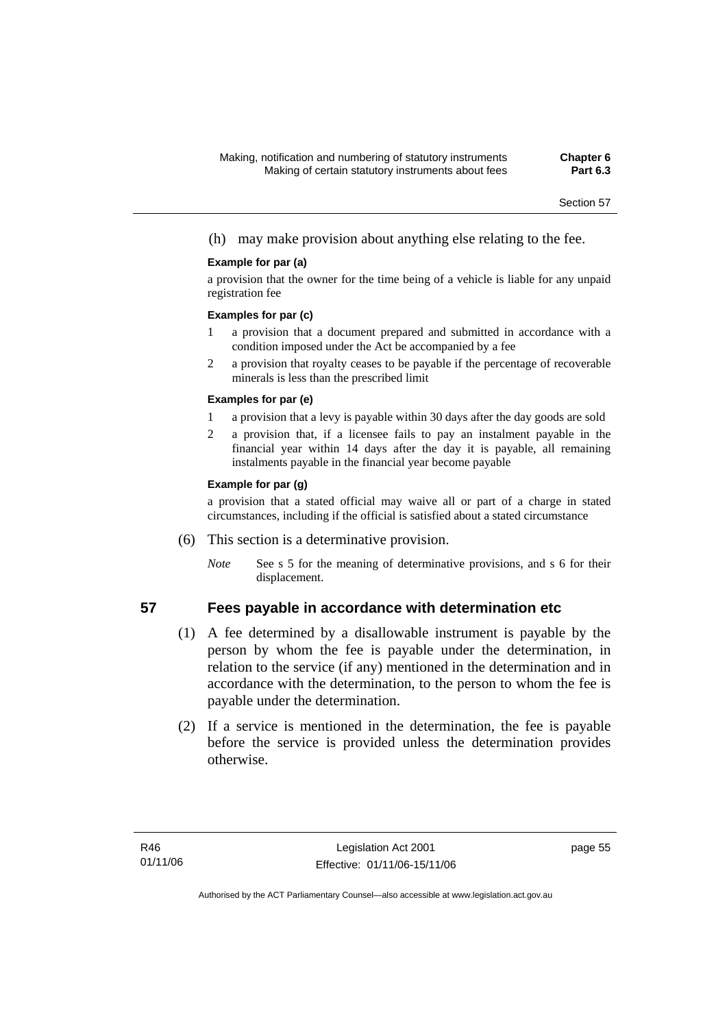(h) may make provision about anything else relating to the fee.

**Example for par (a)**

a provision that the owner for the time being of a vehicle is liable for any unpaid registration fee

**Examples for par (c)**

1 a provision that a document prepared and submitted in accordance with a condition imposed under the Act be accompanied by a fee

2 a provision that royalty ceases to be payable if the percentage of recoverable minerals is less than the prescribed limit

**Examples for par (e)**

1 a provision that a levy is payable within 30 days after the day goods are sold

2 a provision that, if a licensee fails to pay an instalment payable in the financial year within 14 days after the day it is payable, all remaining instalments payable in the financial year become payable

**Example for par (g)**

a provision that a stated official may waive all or part of a charge in stated circumstances, including if the official is satisfied about a stated circumstance

(6) This section is a determinative provision.

*Note* See s 5 for the meaning of determinative provisions, and s 6 for their displacement.

## 57 Fees payable in accordance with determination etc

(1) A fee determined by a disallowable instrument is payable by the person by whom the fee is payable under the determination, in relation to the service (if any) mentioned in the determination and in accordance with the determination, to the person to whom the fee is payable under the determination.

(2) If a service is mentioned in the determination, the fee is payable before the service is provided unless the determination provides otherwise.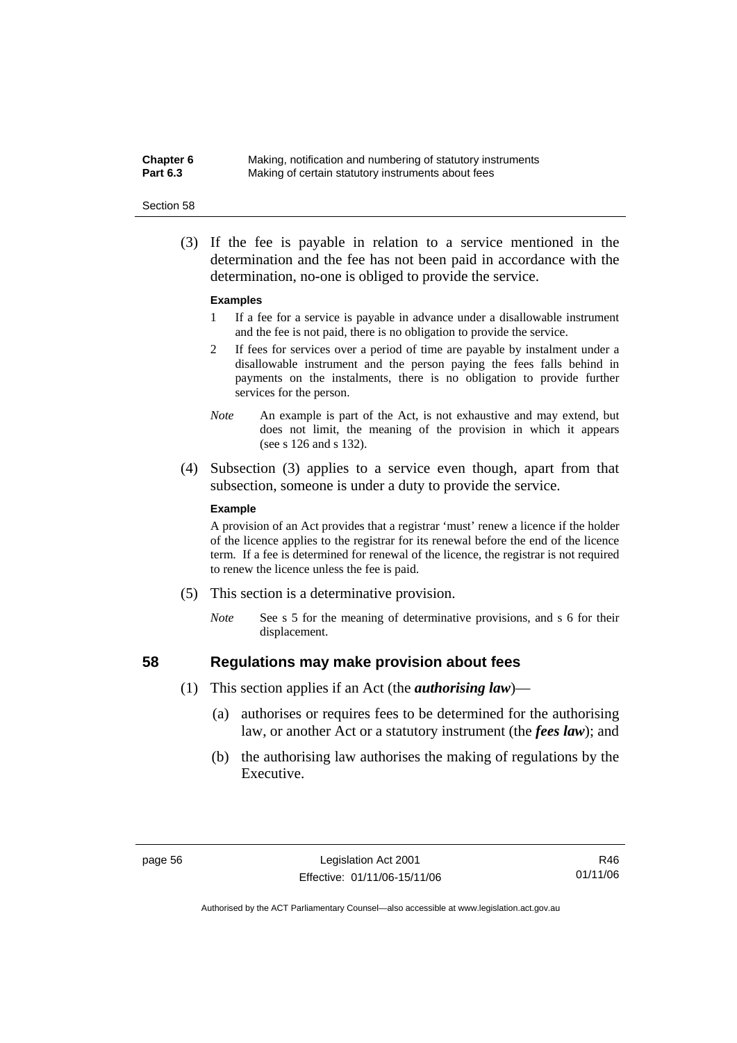(3) If the fee is payable in relation to a service mentioned in the determination and the fee has not been paid in accordance with the determination, no-one is obliged to provide the service.

**Examples**

1 If a fee for a service is payable in advance under a disallowable instrument and the fee is not paid, there is no obligation to provide the service.

2 If fees for services over a period of time are payable by instalment under a disallowable instrument and the person paying the fees falls behind in payments on the instalments, there is no obligation to provide further services for the person.

*Note* An example is part of the Act, is not exhaustive and may extend, but does not limit, the meaning of the provision in which it appears (see s 126 and s 132).

(4) Subsection (3) applies to a service even though, apart from that subsection, someone is under a duty to provide the service.

**Example**

A provision of an Act provides that a registrar 'must' renew a licence if the holder of the licence applies to the registrar for its renewal before the end of the licence term. If a fee is determined for renewal of the licence, the registrar is not required to renew the licence unless the fee is paid.

(5) This section is a determinative provision.

*Note* See s 5 for the meaning of determinative provisions, and s 6 for their displacement.

## 58 Regulations may make provision about fees

(1) This section applies if an Act (the ***authorising law***)—

(a) authorises or requires fees to be determined for the authorising law, or another Act or a statutory instrument (the ***fees law***); and

(b) the authorising law authorises the making of regulations by the Executive.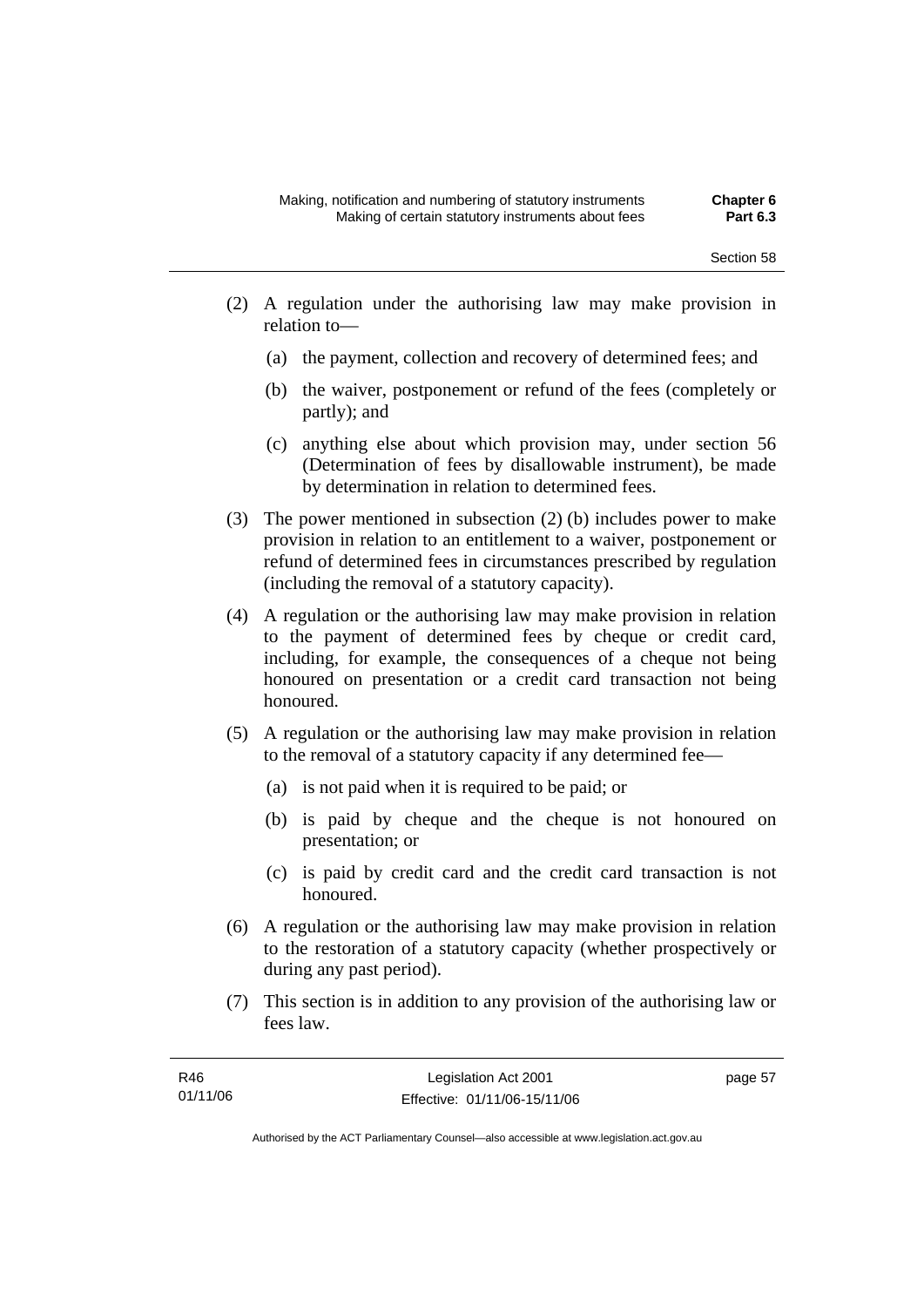(2) A regulation under the authorising law may make provision in relation to—

  (a) the payment, collection and recovery of determined fees; and

  (b) the waiver, postponement or refund of the fees (completely or partly); and

  (c) anything else about which provision may, under section 56 (Determination of fees by disallowable instrument), be made by determination in relation to determined fees.

(3) The power mentioned in subsection (2) (b) includes power to make provision in relation to an entitlement to a waiver, postponement or refund of determined fees in circumstances prescribed by regulation (including the removal of a statutory capacity).

(4) A regulation or the authorising law may make provision in relation to the payment of determined fees by cheque or credit card, including, for example, the consequences of a cheque not being honoured on presentation or a credit card transaction not being honoured.

(5) A regulation or the authorising law may make provision in relation to the removal of a statutory capacity if any determined fee—

  (a) is not paid when it is required to be paid; or

  (b) is paid by cheque and the cheque is not honoured on presentation; or

  (c) is paid by credit card and the credit card transaction is not honoured.

(6) A regulation or the authorising law may make provision in relation to the restoration of a statutory capacity (whether prospectively or during any past period).

(7) This section is in addition to any provision of the authorising law or fees law.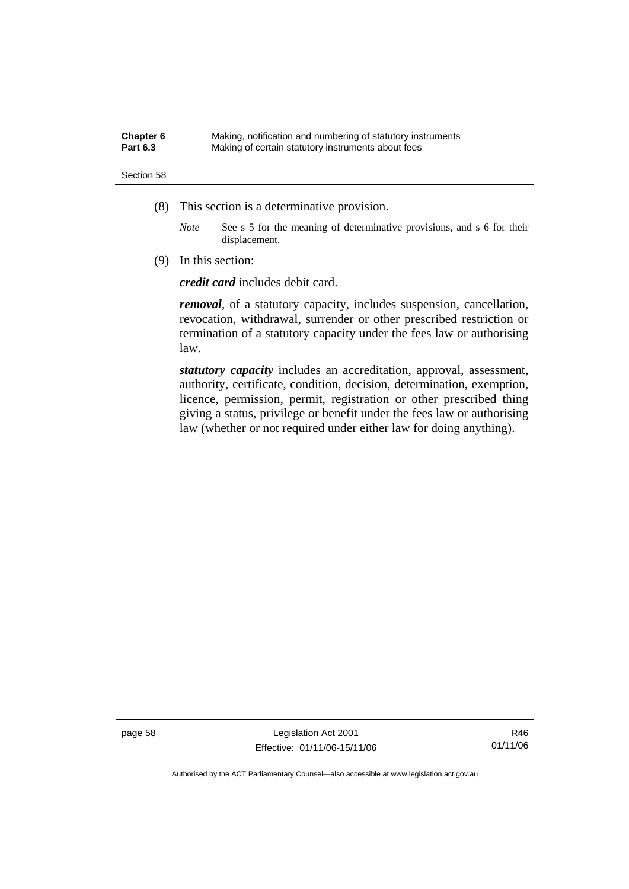(8) This section is a determinative provision.

*Note* See s 5 for the meaning of determinative provisions, and s 6 for their displacement.

(9) In this section:

***credit card*** includes debit card.

***removal***, of a statutory capacity, includes suspension, cancellation, revocation, withdrawal, surrender or other prescribed restriction or termination of a statutory capacity under the fees law or authorising law.

***statutory capacity*** includes an accreditation, approval, assessment, authority, certificate, condition, decision, determination, exemption, licence, permission, permit, registration or other prescribed thing giving a status, privilege or benefit under the fees law or authorising law (whether or not required under either law for doing anything).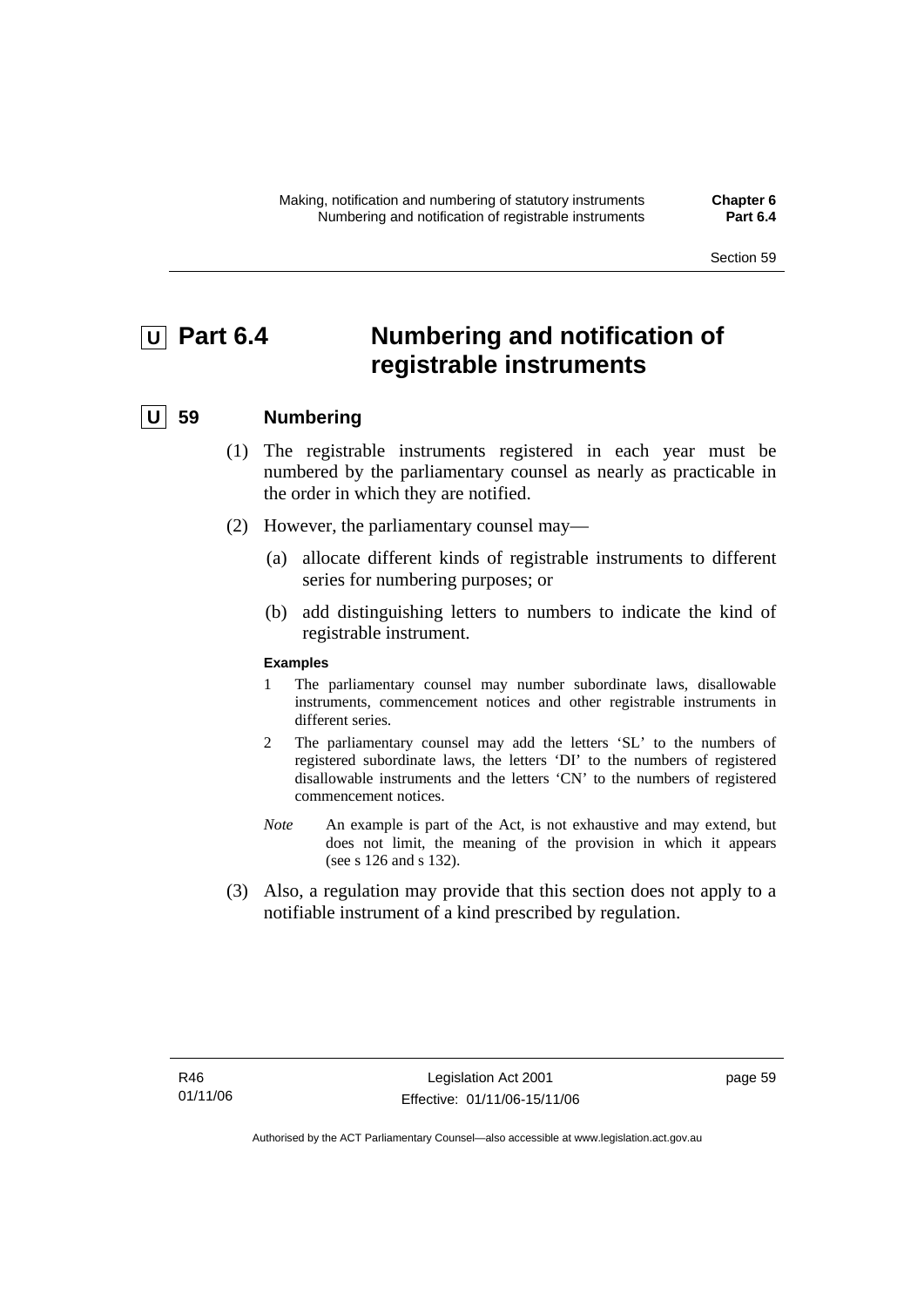# U Part 6.4 Numbering and notification of registrable instruments

## U 59 Numbering

(1) The registrable instruments registered in each year must be numbered by the parliamentary counsel as nearly as practicable in the order in which they are notified.

(2) However, the parliamentary counsel may—

(a) allocate different kinds of registrable instruments to different series for numbering purposes; or

(b) add distinguishing letters to numbers to indicate the kind of registrable instrument.

**Examples**

1 The parliamentary counsel may number subordinate laws, disallowable instruments, commencement notices and other registrable instruments in different series.

2 The parliamentary counsel may add the letters 'SL' to the numbers of registered subordinate laws, the letters 'DI' to the numbers of registered disallowable instruments and the letters 'CN' to the numbers of registered commencement notices.

*Note* An example is part of the Act, is not exhaustive and may extend, but does not limit, the meaning of the provision in which it appears (see s 126 and s 132).

(3) Also, a regulation may provide that this section does not apply to a notifiable instrument of a kind prescribed by regulation.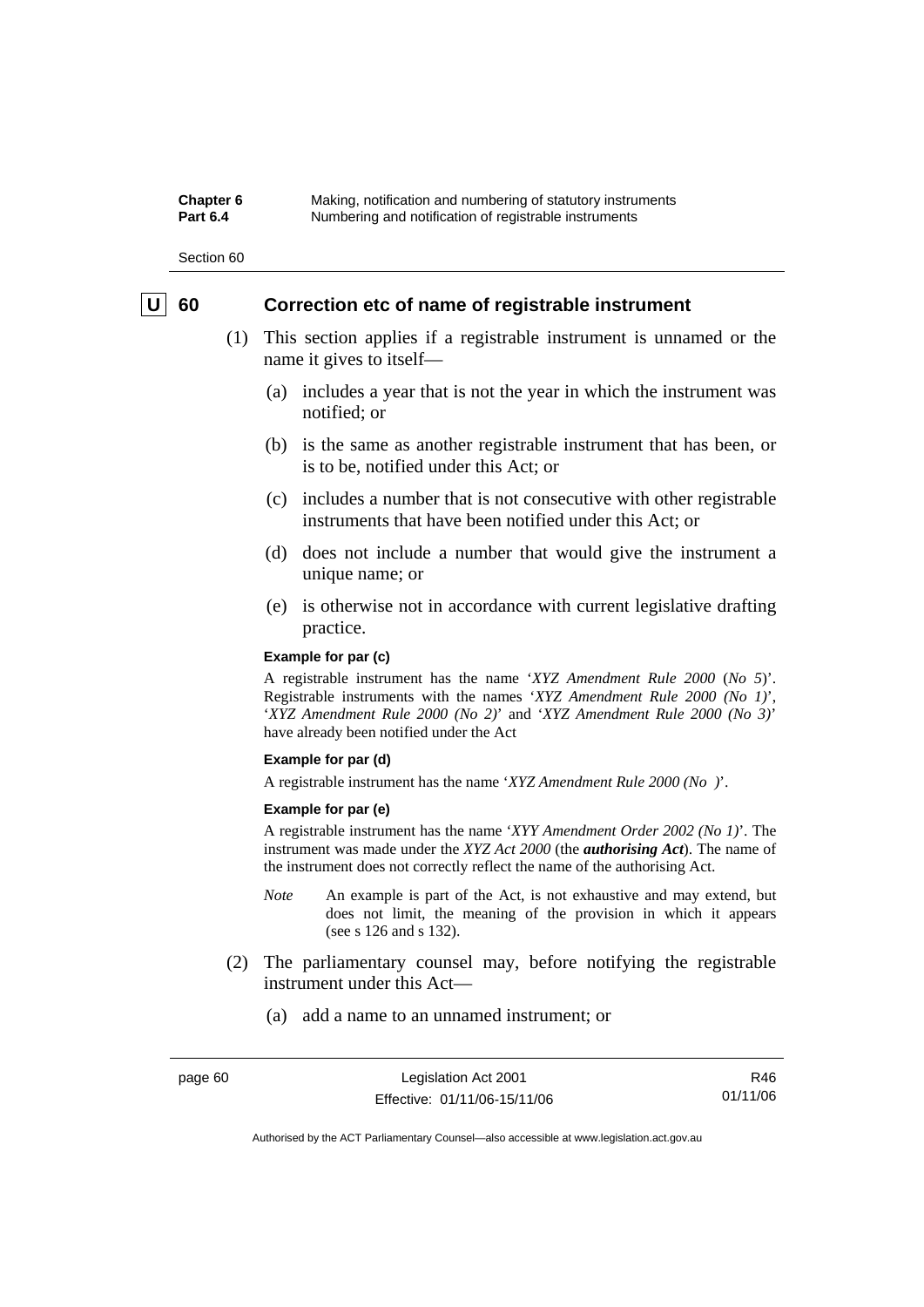## U 60 Correction etc of name of registrable instrument

(1) This section applies if a registrable instrument is unnamed or the name it gives to itself—

(a) includes a year that is not the year in which the instrument was notified; or

(b) is the same as another registrable instrument that has been, or is to be, notified under this Act; or

(c) includes a number that is not consecutive with other registrable instruments that have been notified under this Act; or

(d) does not include a number that would give the instrument a unique name; or

(e) is otherwise not in accordance with current legislative drafting practice.

**Example for par (c)**

A registrable instrument has the name '*XYZ Amendment Rule 2000* (*No 5*)'. Registrable instruments with the names '*XYZ Amendment Rule 2000 (No 1)*', '*XYZ Amendment Rule 2000 (No 2)*' and '*XYZ Amendment Rule 2000 (No 3)*' have already been notified under the Act

**Example for par (d)**

A registrable instrument has the name '*XYZ Amendment Rule 2000 (No )*'.

**Example for par (e)**

A registrable instrument has the name '*XYY Amendment Order 2002 (No 1)*'. The instrument was made under the *XYZ Act 2000* (the ***authorising Act***). The name of the instrument does not correctly reflect the name of the authorising Act.

*Note* An example is part of the Act, is not exhaustive and may extend, but does not limit, the meaning of the provision in which it appears (see s 126 and s 132).

(2) The parliamentary counsel may, before notifying the registrable instrument under this Act—

(a) add a name to an unnamed instrument; or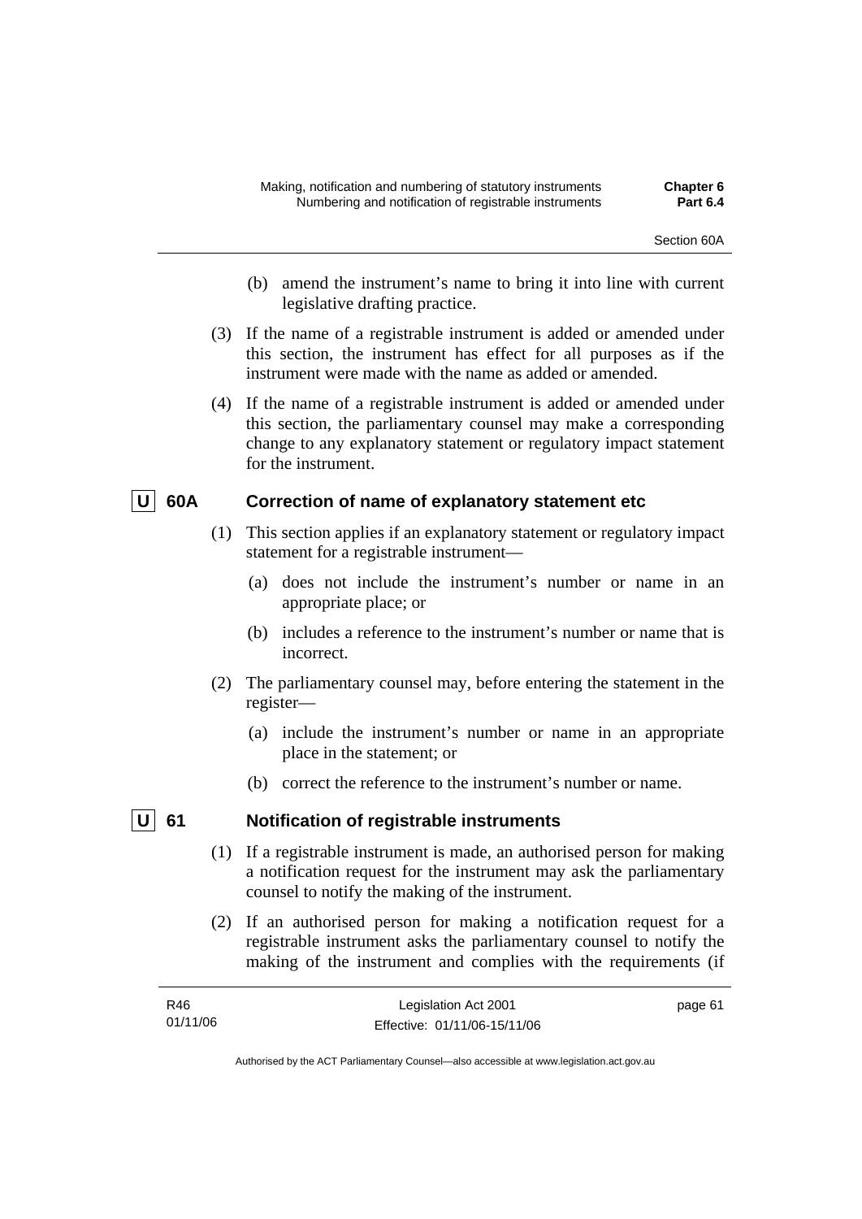(b) amend the instrument's name to bring it into line with current legislative drafting practice.

(3) If the name of a registrable instrument is added or amended under this section, the instrument has effect for all purposes as if the instrument were made with the name as added or amended.

(4) If the name of a registrable instrument is added or amended under this section, the parliamentary counsel may make a corresponding change to any explanatory statement or regulatory impact statement for the instrument.

### U 60A Correction of name of explanatory statement etc

(1) This section applies if an explanatory statement or regulatory impact statement for a registrable instrument—

(a) does not include the instrument's number or name in an appropriate place; or

(b) includes a reference to the instrument's number or name that is incorrect.

(2) The parliamentary counsel may, before entering the statement in the register—

(a) include the instrument's number or name in an appropriate place in the statement; or

(b) correct the reference to the instrument's number or name.

### U 61 Notification of registrable instruments

(1) If a registrable instrument is made, an authorised person for making a notification request for the instrument may ask the parliamentary counsel to notify the making of the instrument.

(2) If an authorised person for making a notification request for a registrable instrument asks the parliamentary counsel to notify the making of the instrument and complies with the requirements (if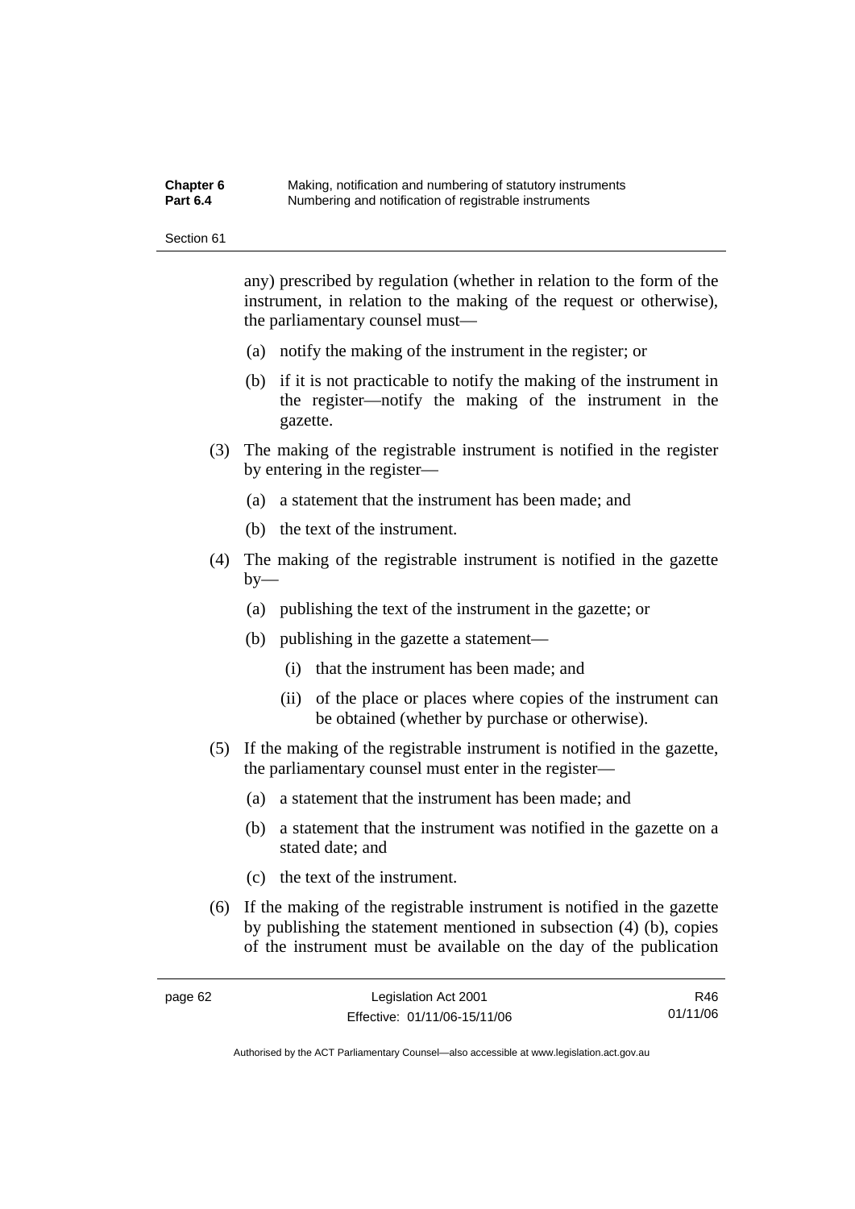any) prescribed by regulation (whether in relation to the form of the instrument, in relation to the making of the request or otherwise), the parliamentary counsel must—

(a) notify the making of the instrument in the register; or

(b) if it is not practicable to notify the making of the instrument in the register—notify the making of the instrument in the gazette.

(3) The making of the registrable instrument is notified in the register by entering in the register—

(a) a statement that the instrument has been made; and

(b) the text of the instrument.

(4) The making of the registrable instrument is notified in the gazette by—

(a) publishing the text of the instrument in the gazette; or

(b) publishing in the gazette a statement—

(i) that the instrument has been made; and

(ii) of the place or places where copies of the instrument can be obtained (whether by purchase or otherwise).

(5) If the making of the registrable instrument is notified in the gazette, the parliamentary counsel must enter in the register—

(a) a statement that the instrument has been made; and

(b) a statement that the instrument was notified in the gazette on a stated date; and

(c) the text of the instrument.

(6) If the making of the registrable instrument is notified in the gazette by publishing the statement mentioned in subsection (4) (b), copies of the instrument must be available on the day of the publication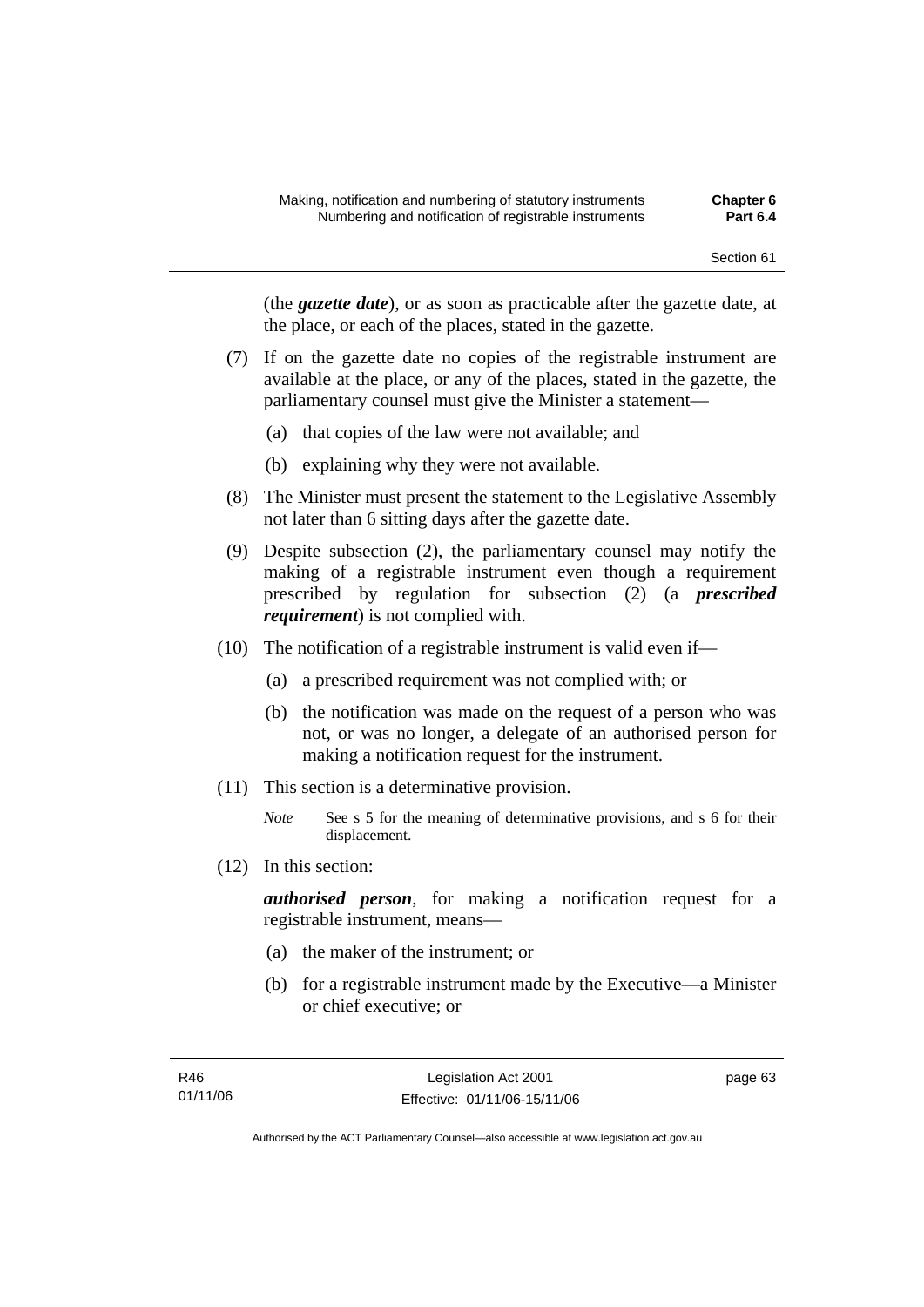(the ***gazette date***), or as soon as practicable after the gazette date, at the place, or each of the places, stated in the gazette.

(7) If on the gazette date no copies of the registrable instrument are available at the place, or any of the places, stated in the gazette, the parliamentary counsel must give the Minister a statement—

(a) that copies of the law were not available; and

(b) explaining why they were not available.

(8) The Minister must present the statement to the Legislative Assembly not later than 6 sitting days after the gazette date.

(9) Despite subsection (2), the parliamentary counsel may notify the making of a registrable instrument even though a requirement prescribed by regulation for subsection (2) (a ***prescribed requirement***) is not complied with.

(10) The notification of a registrable instrument is valid even if—

(a) a prescribed requirement was not complied with; or

(b) the notification was made on the request of a person who was not, or was no longer, a delegate of an authorised person for making a notification request for the instrument.

(11) This section is a determinative provision.

*Note* See s 5 for the meaning of determinative provisions, and s 6 for their displacement.

(12) In this section:

***authorised person***, for making a notification request for a registrable instrument, means—

(a) the maker of the instrument; or

(b) for a registrable instrument made by the Executive—a Minister or chief executive; or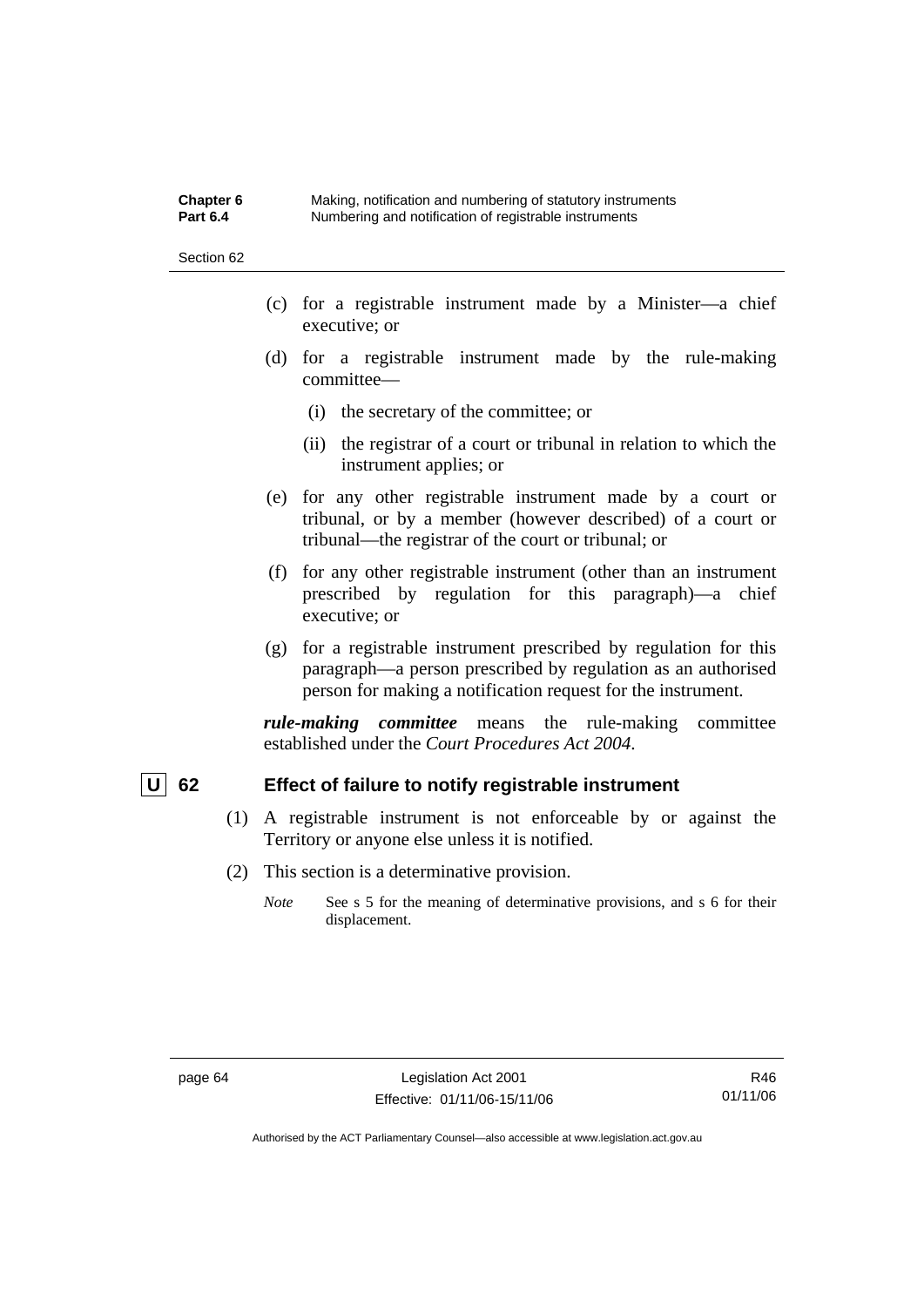(c) for a registrable instrument made by a Minister—a chief executive; or

(d) for a registrable instrument made by the rule-making committee—

  (i) the secretary of the committee; or

  (ii) the registrar of a court or tribunal in relation to which the instrument applies; or

(e) for any other registrable instrument made by a court or tribunal, or by a member (however described) of a court or tribunal—the registrar of the court or tribunal; or

(f) for any other registrable instrument (other than an instrument prescribed by regulation for this paragraph)—a chief executive; or

(g) for a registrable instrument prescribed by regulation for this paragraph—a person prescribed by regulation as an authorised person for making a notification request for the instrument.

***rule-making committee*** means the rule-making committee established under the *Court Procedures Act 2004*.

## U 62 Effect of failure to notify registrable instrument

(1) A registrable instrument is not enforceable by or against the Territory or anyone else unless it is notified.

(2) This section is a determinative provision.

*Note* See s 5 for the meaning of determinative provisions, and s 6 for their displacement.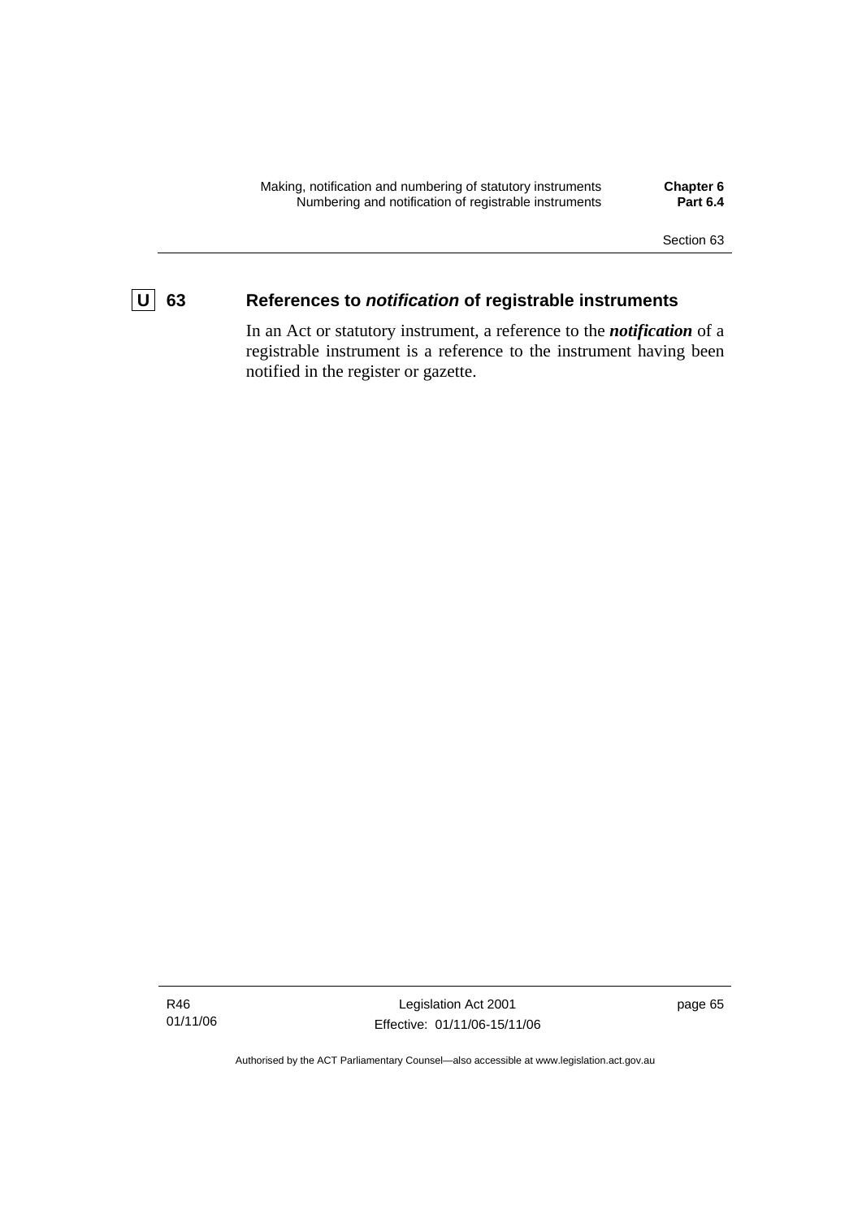### U 63 References to *notification* of registrable instruments

In an Act or statutory instrument, a reference to the ***notification*** of a registrable instrument is a reference to the instrument having been notified in the register or gazette.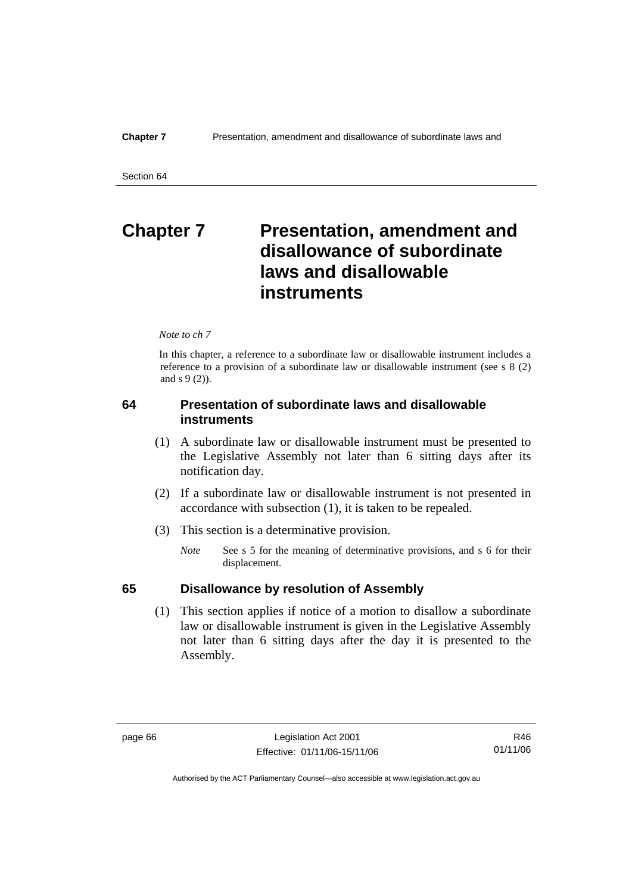# Chapter 7 Presentation, amendment and disallowance of subordinate laws and disallowable instruments

*Note to ch 7*

In this chapter, a reference to a subordinate law or disallowable instrument includes a reference to a provision of a subordinate law or disallowable instrument (see s 8 (2) and s 9 (2)).

## 64 Presentation of subordinate laws and disallowable instruments

(1) A subordinate law or disallowable instrument must be presented to the Legislative Assembly not later than 6 sitting days after its notification day.

(2) If a subordinate law or disallowable instrument is not presented in accordance with subsection (1), it is taken to be repealed.

(3) This section is a determinative provision.

*Note* See s 5 for the meaning of determinative provisions, and s 6 for their displacement.

## 65 Disallowance by resolution of Assembly

(1) This section applies if notice of a motion to disallow a subordinate law or disallowable instrument is given in the Legislative Assembly not later than 6 sitting days after the day it is presented to the Assembly.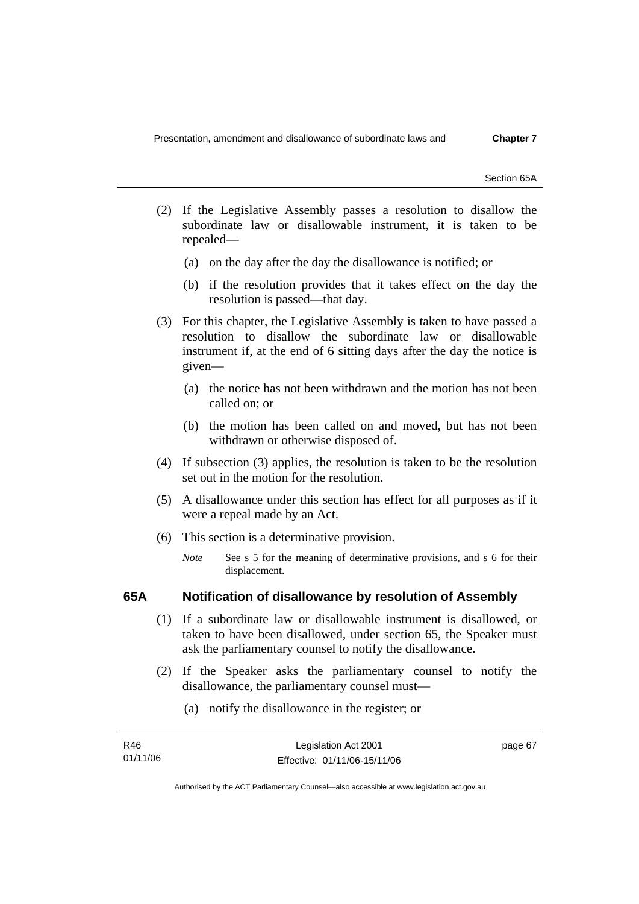(2) If the Legislative Assembly passes a resolution to disallow the subordinate law or disallowable instrument, it is taken to be repealed—

(a) on the day after the day the disallowance is notified; or

(b) if the resolution provides that it takes effect on the day the resolution is passed—that day.

(3) For this chapter, the Legislative Assembly is taken to have passed a resolution to disallow the subordinate law or disallowable instrument if, at the end of 6 sitting days after the day the notice is given—

(a) the notice has not been withdrawn and the motion has not been called on; or

(b) the motion has been called on and moved, but has not been withdrawn or otherwise disposed of.

(4) If subsection (3) applies, the resolution is taken to be the resolution set out in the motion for the resolution.

(5) A disallowance under this section has effect for all purposes as if it were a repeal made by an Act.

(6) This section is a determinative provision.

*Note* See s 5 for the meaning of determinative provisions, and s 6 for their displacement.

### 65A Notification of disallowance by resolution of Assembly

(1) If a subordinate law or disallowable instrument is disallowed, or taken to have been disallowed, under section 65, the Speaker must ask the parliamentary counsel to notify the disallowance.

(2) If the Speaker asks the parliamentary counsel to notify the disallowance, the parliamentary counsel must—

(a) notify the disallowance in the register; or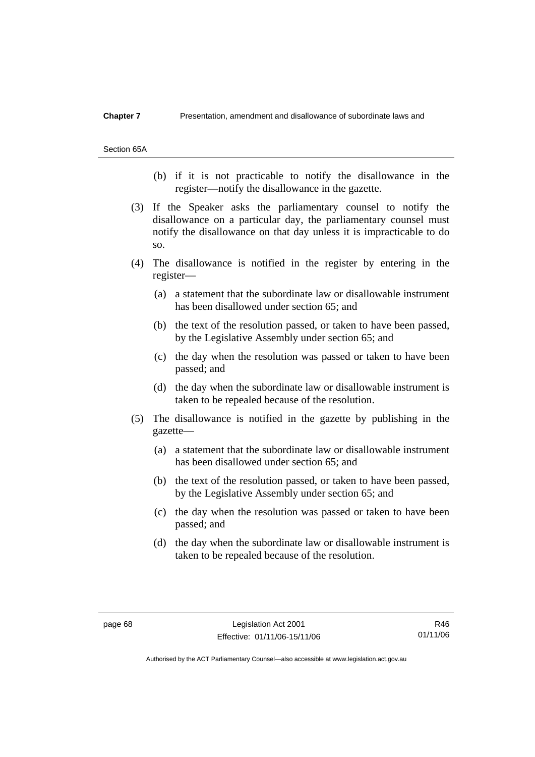(b) if it is not practicable to notify the disallowance in the register—notify the disallowance in the gazette.

(3) If the Speaker asks the parliamentary counsel to notify the disallowance on a particular day, the parliamentary counsel must notify the disallowance on that day unless it is impracticable to do so.

(4) The disallowance is notified in the register by entering in the register—

(a) a statement that the subordinate law or disallowable instrument has been disallowed under section 65; and

(b) the text of the resolution passed, or taken to have been passed, by the Legislative Assembly under section 65; and

(c) the day when the resolution was passed or taken to have been passed; and

(d) the day when the subordinate law or disallowable instrument is taken to be repealed because of the resolution.

(5) The disallowance is notified in the gazette by publishing in the gazette—

(a) a statement that the subordinate law or disallowable instrument has been disallowed under section 65; and

(b) the text of the resolution passed, or taken to have been passed, by the Legislative Assembly under section 65; and

(c) the day when the resolution was passed or taken to have been passed; and

(d) the day when the subordinate law or disallowable instrument is taken to be repealed because of the resolution.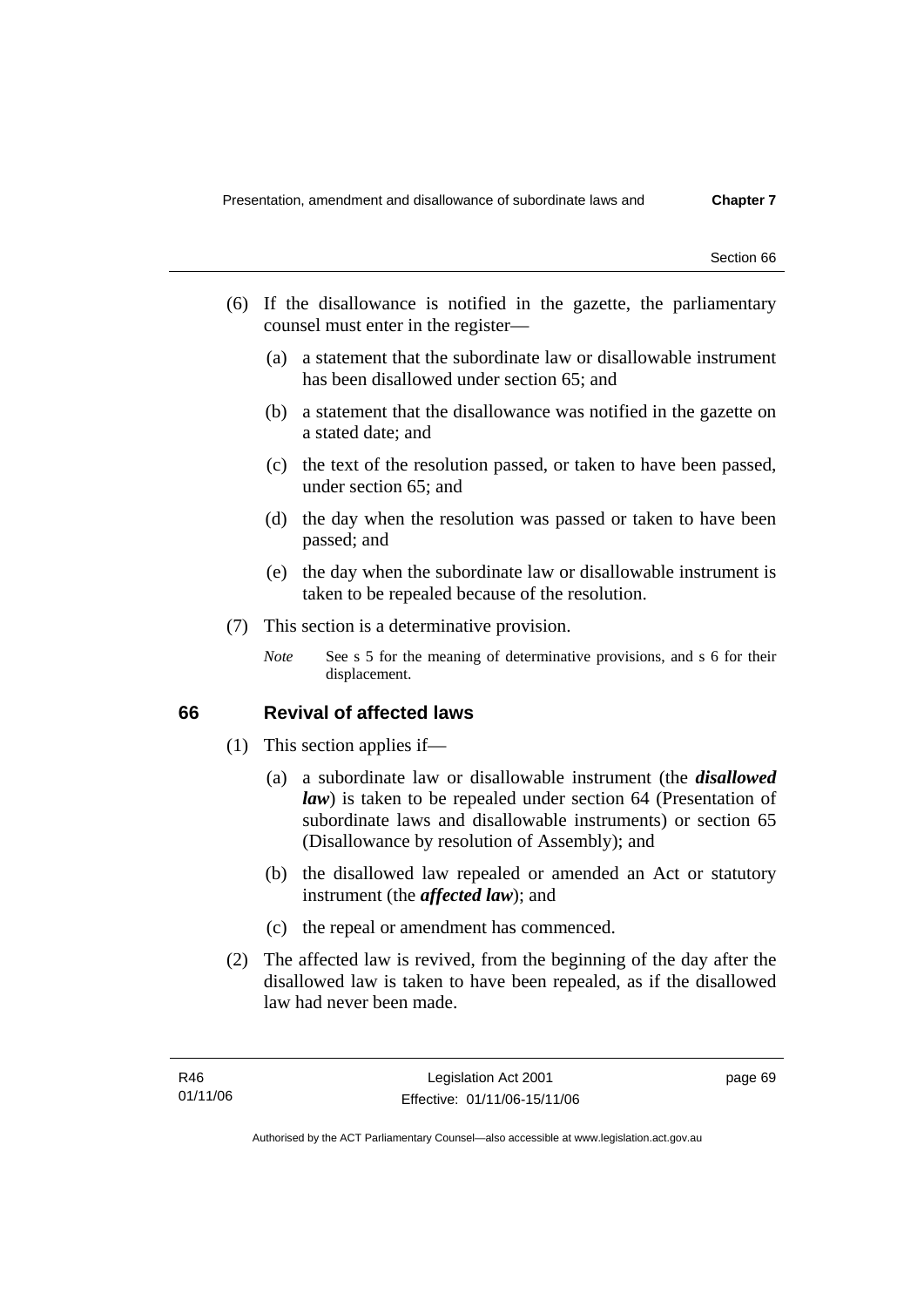(6) If the disallowance is notified in the gazette, the parliamentary counsel must enter in the register—

(a) a statement that the subordinate law or disallowable instrument has been disallowed under section 65; and

(b) a statement that the disallowance was notified in the gazette on a stated date; and

(c) the text of the resolution passed, or taken to have been passed, under section 65; and

(d) the day when the resolution was passed or taken to have been passed; and

(e) the day when the subordinate law or disallowable instrument is taken to be repealed because of the resolution.

(7) This section is a determinative provision.

*Note* See s 5 for the meaning of determinative provisions, and s 6 for their displacement.

## 66 Revival of affected laws

(1) This section applies if—

(a) a subordinate law or disallowable instrument (the ***disallowed law***) is taken to be repealed under section 64 (Presentation of subordinate laws and disallowable instruments) or section 65 (Disallowance by resolution of Assembly); and

(b) the disallowed law repealed or amended an Act or statutory instrument (the ***affected law***); and

(c) the repeal or amendment has commenced.

(2) The affected law is revived, from the beginning of the day after the disallowed law is taken to have been repealed, as if the disallowed law had never been made.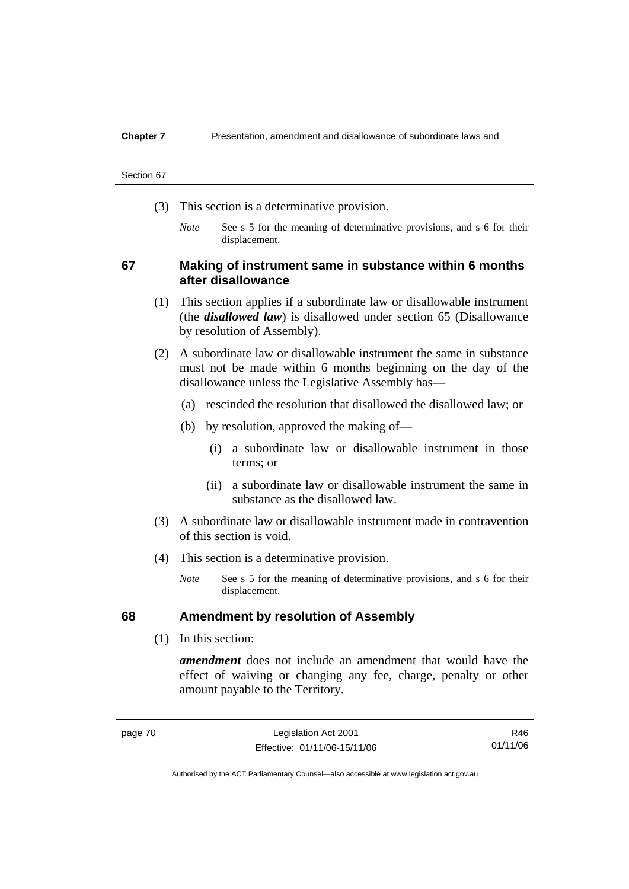(3) This section is a determinative provision.

*Note* See s 5 for the meaning of determinative provisions, and s 6 for their displacement.

### 67 Making of instrument same in substance within 6 months after disallowance

(1) This section applies if a subordinate law or disallowable instrument (the ***disallowed law***) is disallowed under section 65 (Disallowance by resolution of Assembly).

(2) A subordinate law or disallowable instrument the same in substance must not be made within 6 months beginning on the day of the disallowance unless the Legislative Assembly has—

(a) rescinded the resolution that disallowed the disallowed law; or

(b) by resolution, approved the making of—

(i) a subordinate law or disallowable instrument in those terms; or

(ii) a subordinate law or disallowable instrument the same in substance as the disallowed law.

(3) A subordinate law or disallowable instrument made in contravention of this section is void.

(4) This section is a determinative provision.

*Note* See s 5 for the meaning of determinative provisions, and s 6 for their displacement.

### 68 Amendment by resolution of Assembly

(1) In this section:

***amendment*** does not include an amendment that would have the effect of waiving or changing any fee, charge, penalty or other amount payable to the Territory.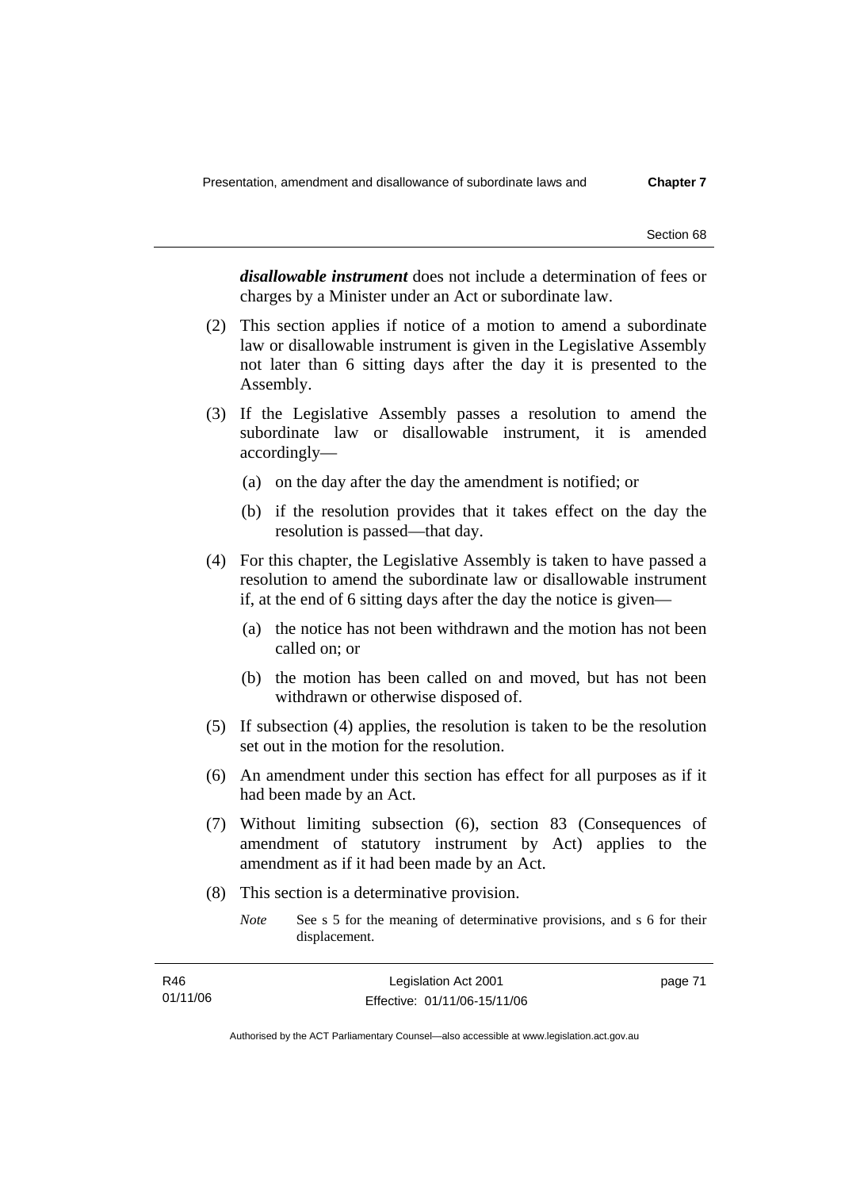***disallowable instrument*** does not include a determination of fees or charges by a Minister under an Act or subordinate law.

(2) This section applies if notice of a motion to amend a subordinate law or disallowable instrument is given in the Legislative Assembly not later than 6 sitting days after the day it is presented to the Assembly.

(3) If the Legislative Assembly passes a resolution to amend the subordinate law or disallowable instrument, it is amended accordingly—

(a) on the day after the day the amendment is notified; or

(b) if the resolution provides that it takes effect on the day the resolution is passed—that day.

(4) For this chapter, the Legislative Assembly is taken to have passed a resolution to amend the subordinate law or disallowable instrument if, at the end of 6 sitting days after the day the notice is given—

(a) the notice has not been withdrawn and the motion has not been called on; or

(b) the motion has been called on and moved, but has not been withdrawn or otherwise disposed of.

(5) If subsection (4) applies, the resolution is taken to be the resolution set out in the motion for the resolution.

(6) An amendment under this section has effect for all purposes as if it had been made by an Act.

(7) Without limiting subsection (6), section 83 (Consequences of amendment of statutory instrument by Act) applies to the amendment as if it had been made by an Act.

(8) This section is a determinative provision.

*Note* See s 5 for the meaning of determinative provisions, and s 6 for their displacement.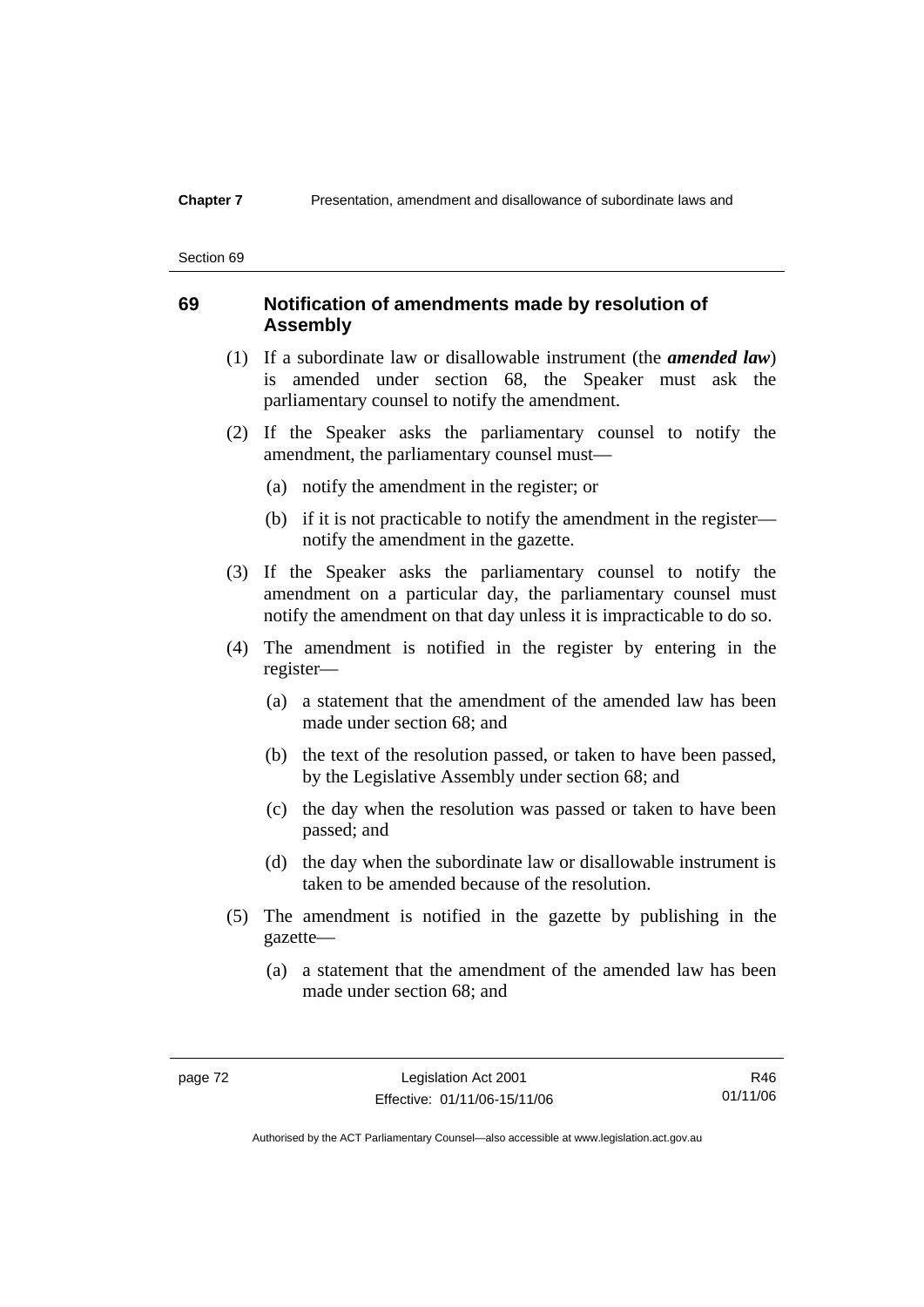## 69 Notification of amendments made by resolution of Assembly

(1) If a subordinate law or disallowable instrument (the ***amended law***) is amended under section 68, the Speaker must ask the parliamentary counsel to notify the amendment.

(2) If the Speaker asks the parliamentary counsel to notify the amendment, the parliamentary counsel must—

(a) notify the amendment in the register; or

(b) if it is not practicable to notify the amendment in the register—notify the amendment in the gazette.

(3) If the Speaker asks the parliamentary counsel to notify the amendment on a particular day, the parliamentary counsel must notify the amendment on that day unless it is impracticable to do so.

(4) The amendment is notified in the register by entering in the register—

(a) a statement that the amendment of the amended law has been made under section 68; and

(b) the text of the resolution passed, or taken to have been passed, by the Legislative Assembly under section 68; and

(c) the day when the resolution was passed or taken to have been passed; and

(d) the day when the subordinate law or disallowable instrument is taken to be amended because of the resolution.

(5) The amendment is notified in the gazette by publishing in the gazette—

(a) a statement that the amendment of the amended law has been made under section 68; and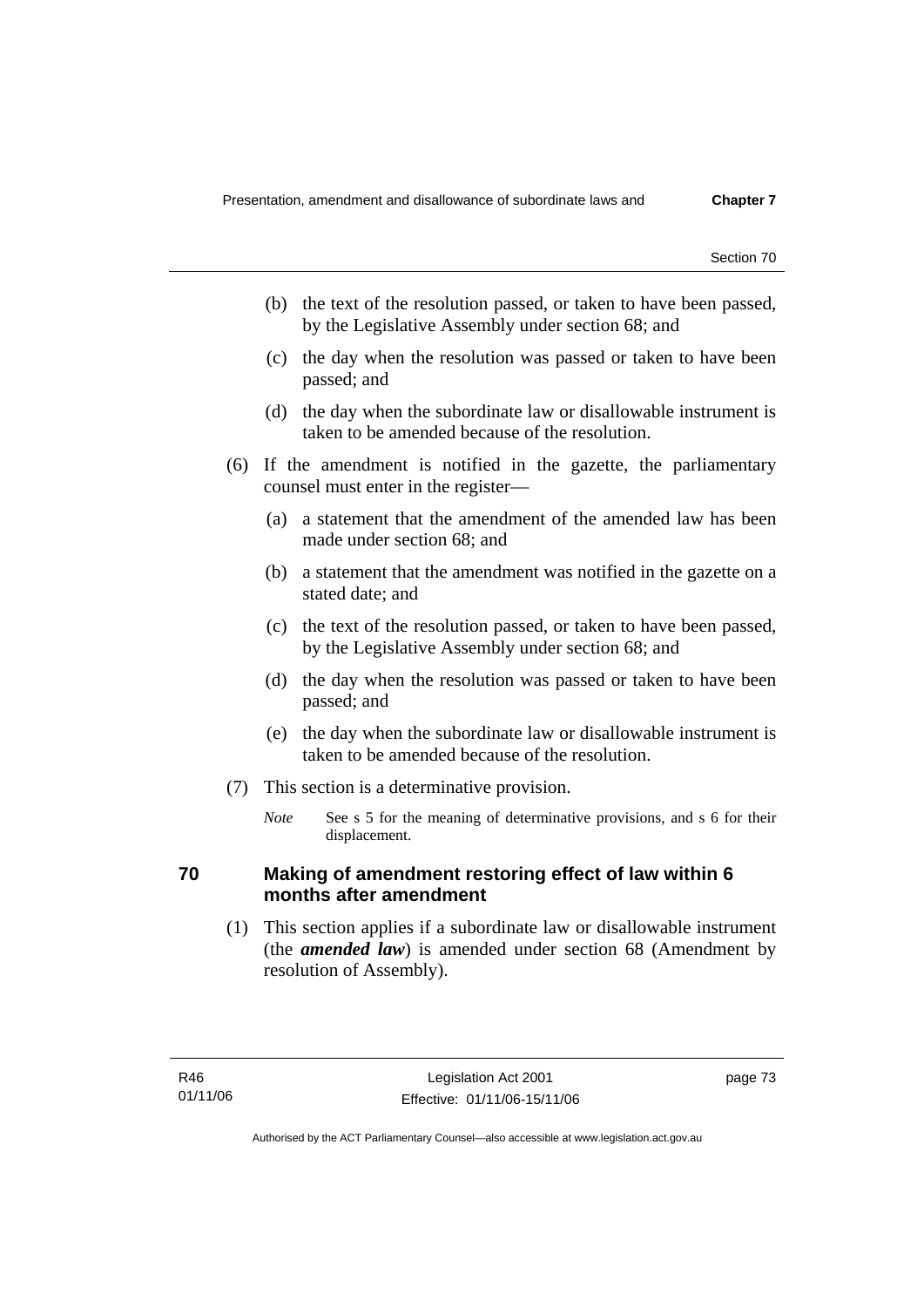(b) the text of the resolution passed, or taken to have been passed, by the Legislative Assembly under section 68; and

(c) the day when the resolution was passed or taken to have been passed; and

(d) the day when the subordinate law or disallowable instrument is taken to be amended because of the resolution.

(6) If the amendment is notified in the gazette, the parliamentary counsel must enter in the register—

(a) a statement that the amendment of the amended law has been made under section 68; and

(b) a statement that the amendment was notified in the gazette on a stated date; and

(c) the text of the resolution passed, or taken to have been passed, by the Legislative Assembly under section 68; and

(d) the day when the resolution was passed or taken to have been passed; and

(e) the day when the subordinate law or disallowable instrument is taken to be amended because of the resolution.

(7) This section is a determinative provision.

*Note* See s 5 for the meaning of determinative provisions, and s 6 for their displacement.

### 70 Making of amendment restoring effect of law within 6 months after amendment

(1) This section applies if a subordinate law or disallowable instrument (the ***amended law***) is amended under section 68 (Amendment by resolution of Assembly).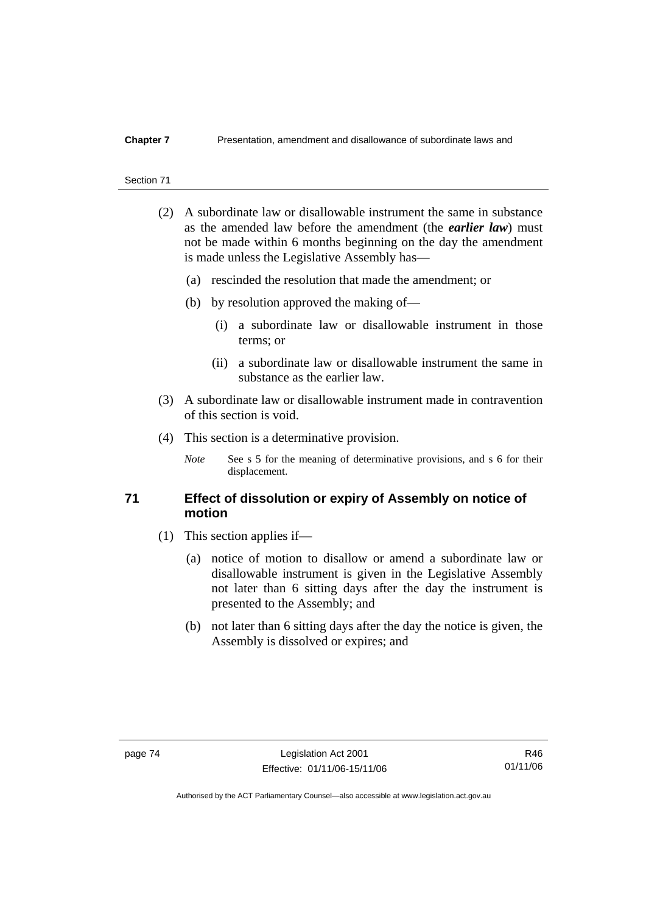(2) A subordinate law or disallowable instrument the same in substance as the amended law before the amendment (the ***earlier law***) must not be made within 6 months beginning on the day the amendment is made unless the Legislative Assembly has—

(a) rescinded the resolution that made the amendment; or

(b) by resolution approved the making of—

(i) a subordinate law or disallowable instrument in those terms; or

(ii) a subordinate law or disallowable instrument the same in substance as the earlier law.

(3) A subordinate law or disallowable instrument made in contravention of this section is void.

(4) This section is a determinative provision.

*Note* See s 5 for the meaning of determinative provisions, and s 6 for their displacement.

## 71 Effect of dissolution or expiry of Assembly on notice of motion

(1) This section applies if—

(a) notice of motion to disallow or amend a subordinate law or disallowable instrument is given in the Legislative Assembly not later than 6 sitting days after the day the instrument is presented to the Assembly; and

(b) not later than 6 sitting days after the day the notice is given, the Assembly is dissolved or expires; and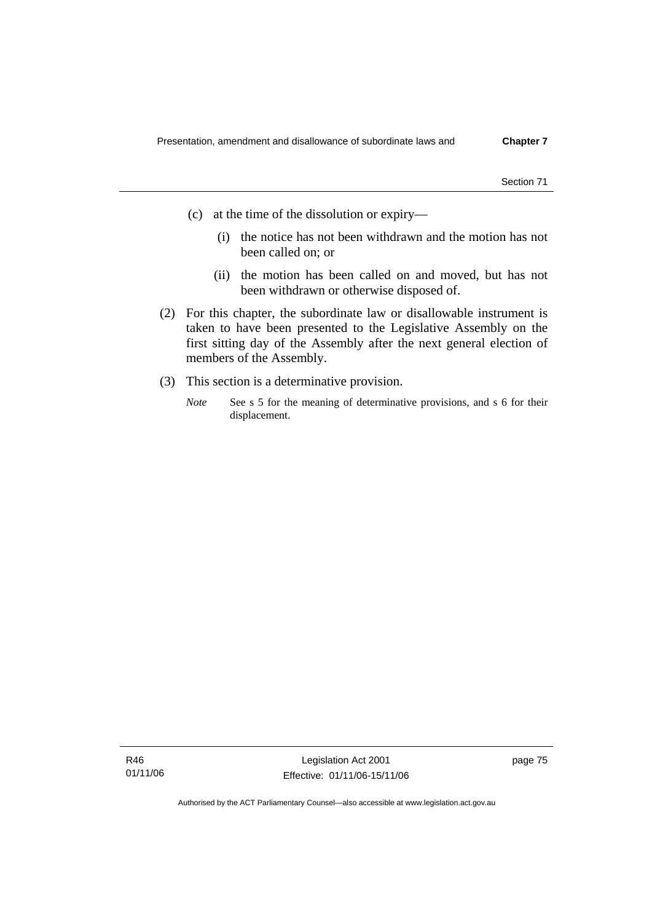(c) at the time of the dissolution or expiry—

(i) the notice has not been withdrawn and the motion has not been called on; or

(ii) the motion has been called on and moved, but has not been withdrawn or otherwise disposed of.

(2) For this chapter, the subordinate law or disallowable instrument is taken to have been presented to the Legislative Assembly on the first sitting day of the Assembly after the next general election of members of the Assembly.

(3) This section is a determinative provision.

*Note* See s 5 for the meaning of determinative provisions, and s 6 for their displacement.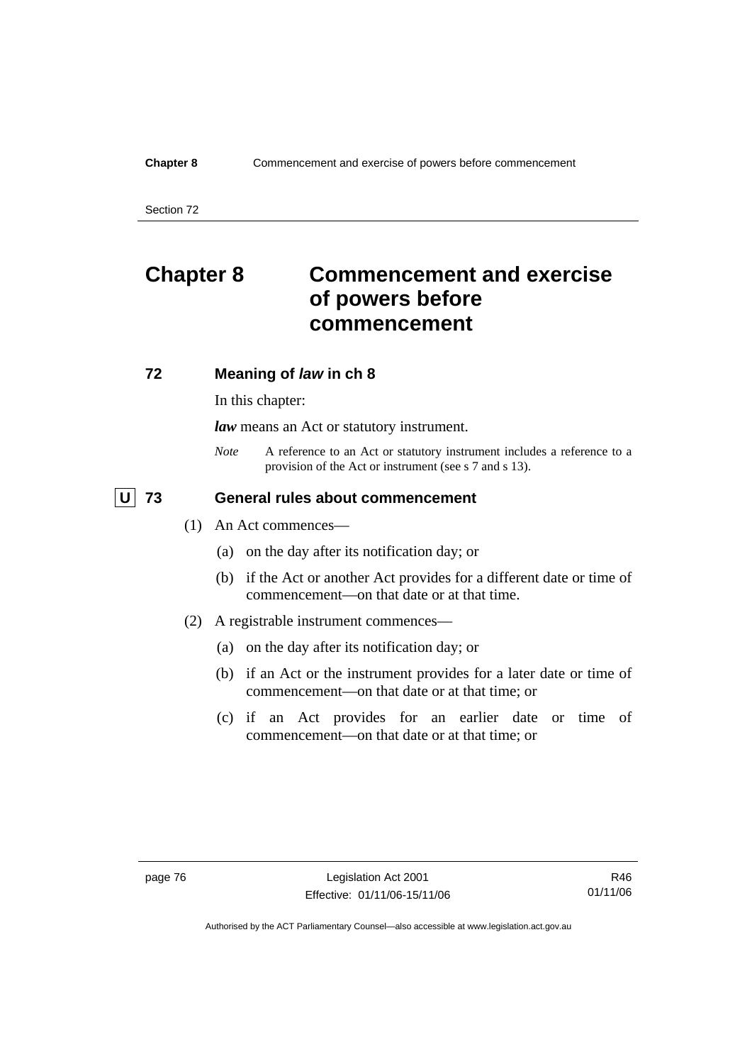# Chapter 8 Commencement and exercise of powers before commencement

## 72 Meaning of *law* in ch 8

In this chapter:

***law*** means an Act or statutory instrument.

*Note* A reference to an Act or statutory instrument includes a reference to a provision of the Act or instrument (see s 7 and s 13).

## U 73 General rules about commencement

(1) An Act commences—

(a) on the day after its notification day; or

(b) if the Act or another Act provides for a different date or time of commencement—on that date or at that time.

(2) A registrable instrument commences—

(a) on the day after its notification day; or

(b) if an Act or the instrument provides for a later date or time of commencement—on that date or at that time; or

(c) if an Act provides for an earlier date or time of commencement—on that date or at that time; or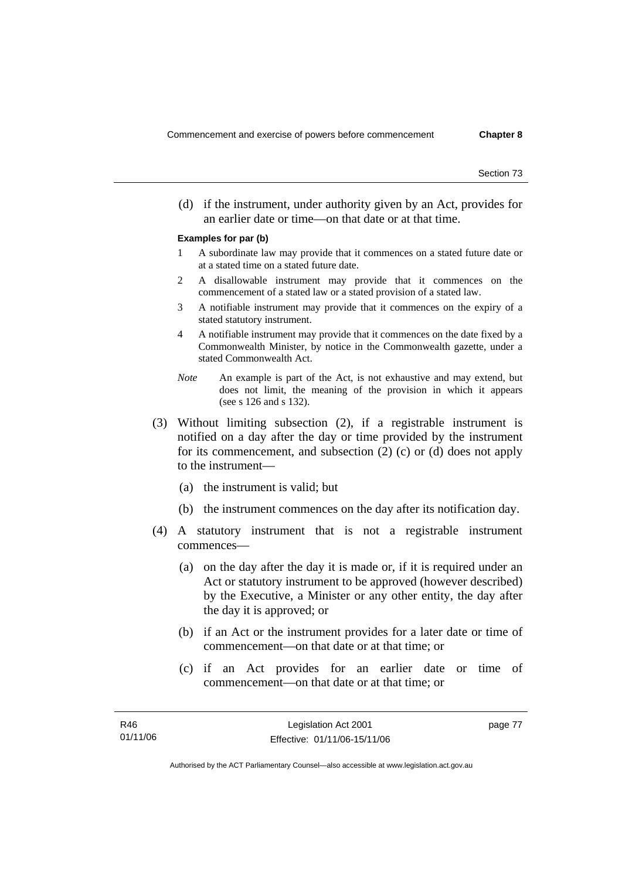(d) if the instrument, under authority given by an Act, provides for an earlier date or time—on that date or at that time.

**Examples for par (b)**

1 A subordinate law may provide that it commences on a stated future date or at a stated time on a stated future date.

2 A disallowable instrument may provide that it commences on the commencement of a stated law or a stated provision of a stated law.

3 A notifiable instrument may provide that it commences on the expiry of a stated statutory instrument.

4 A notifiable instrument may provide that it commences on the date fixed by a Commonwealth Minister, by notice in the Commonwealth gazette, under a stated Commonwealth Act.

*Note* An example is part of the Act, is not exhaustive and may extend, but does not limit, the meaning of the provision in which it appears (see s 126 and s 132).

(3) Without limiting subsection (2), if a registrable instrument is notified on a day after the day or time provided by the instrument for its commencement, and subsection (2) (c) or (d) does not apply to the instrument—

(a) the instrument is valid; but

(b) the instrument commences on the day after its notification day.

(4) A statutory instrument that is not a registrable instrument commences—

(a) on the day after the day it is made or, if it is required under an Act or statutory instrument to be approved (however described) by the Executive, a Minister or any other entity, the day after the day it is approved; or

(b) if an Act or the instrument provides for a later date or time of commencement—on that date or at that time; or

(c) if an Act provides for an earlier date or time of commencement—on that date or at that time; or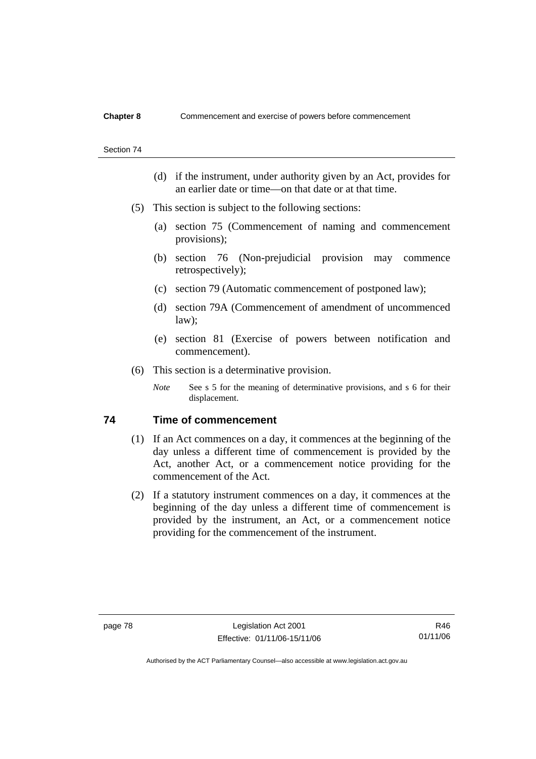(d) if the instrument, under authority given by an Act, provides for an earlier date or time—on that date or at that time.

(5) This section is subject to the following sections:

(a) section 75 (Commencement of naming and commencement provisions);

(b) section 76 (Non-prejudicial provision may commence retrospectively);

(c) section 79 (Automatic commencement of postponed law);

(d) section 79A (Commencement of amendment of uncommenced law);

(e) section 81 (Exercise of powers between notification and commencement).

(6) This section is a determinative provision.

*Note* See s 5 for the meaning of determinative provisions, and s 6 for their displacement.

## 74 Time of commencement

(1) If an Act commences on a day, it commences at the beginning of the day unless a different time of commencement is provided by the Act, another Act, or a commencement notice providing for the commencement of the Act.

(2) If a statutory instrument commences on a day, it commences at the beginning of the day unless a different time of commencement is provided by the instrument, an Act, or a commencement notice providing for the commencement of the instrument.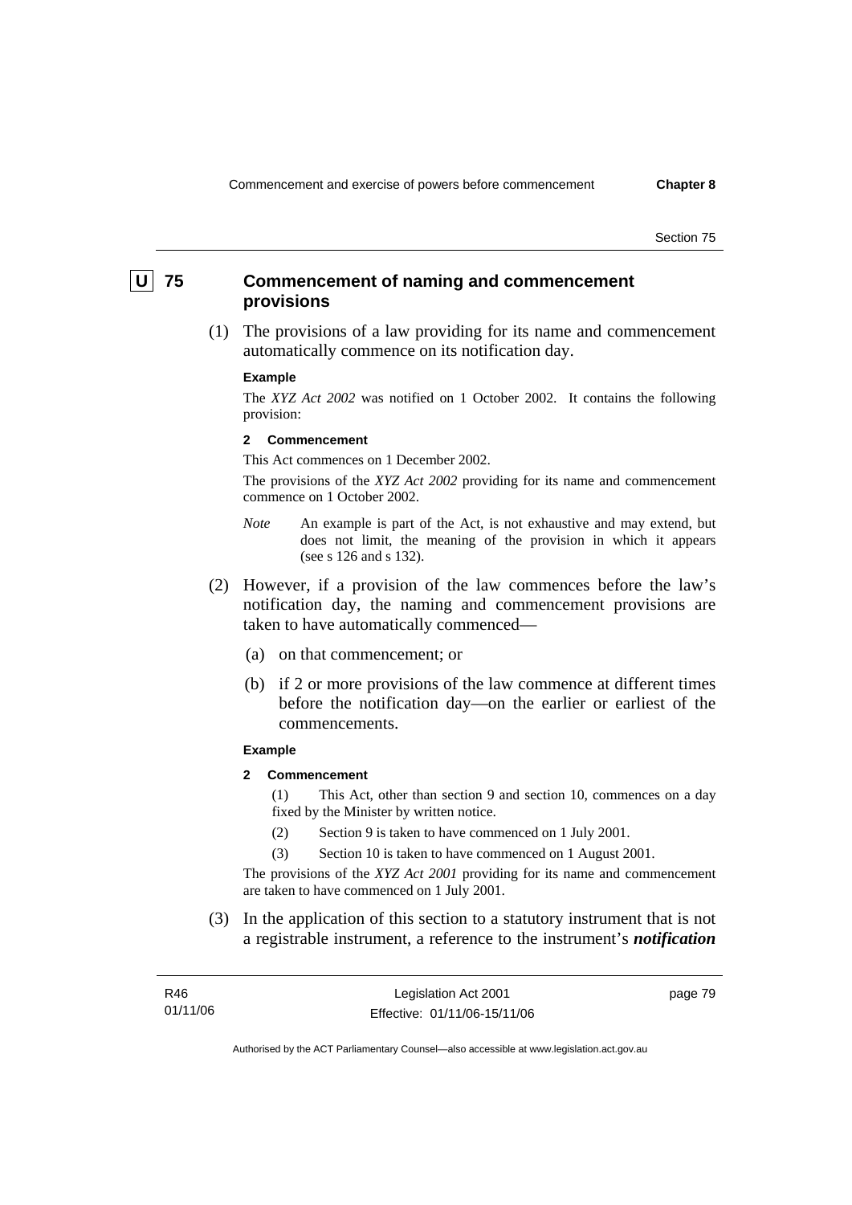## U 75 Commencement of naming and commencement provisions

(1) The provisions of a law providing for its name and commencement automatically commence on its notification day.

**Example**

The *XYZ Act 2002* was notified on 1 October 2002. It contains the following provision:

**2 Commencement**

This Act commences on 1 December 2002.

The provisions of the *XYZ Act 2002* providing for its name and commencement commence on 1 October 2002.

*Note* An example is part of the Act, is not exhaustive and may extend, but does not limit, the meaning of the provision in which it appears (see s 126 and s 132).

(2) However, if a provision of the law commences before the law's notification day, the naming and commencement provisions are taken to have automatically commenced—

(a) on that commencement; or

(b) if 2 or more provisions of the law commence at different times before the notification day—on the earlier or earliest of the commencements.

**Example**

**2 Commencement**

(1) This Act, other than section 9 and section 10, commences on a day fixed by the Minister by written notice.

(2) Section 9 is taken to have commenced on 1 July 2001.

(3) Section 10 is taken to have commenced on 1 August 2001.

The provisions of the *XYZ Act 2001* providing for its name and commencement are taken to have commenced on 1 July 2001.

(3) In the application of this section to a statutory instrument that is not a registrable instrument, a reference to the instrument's ***notification***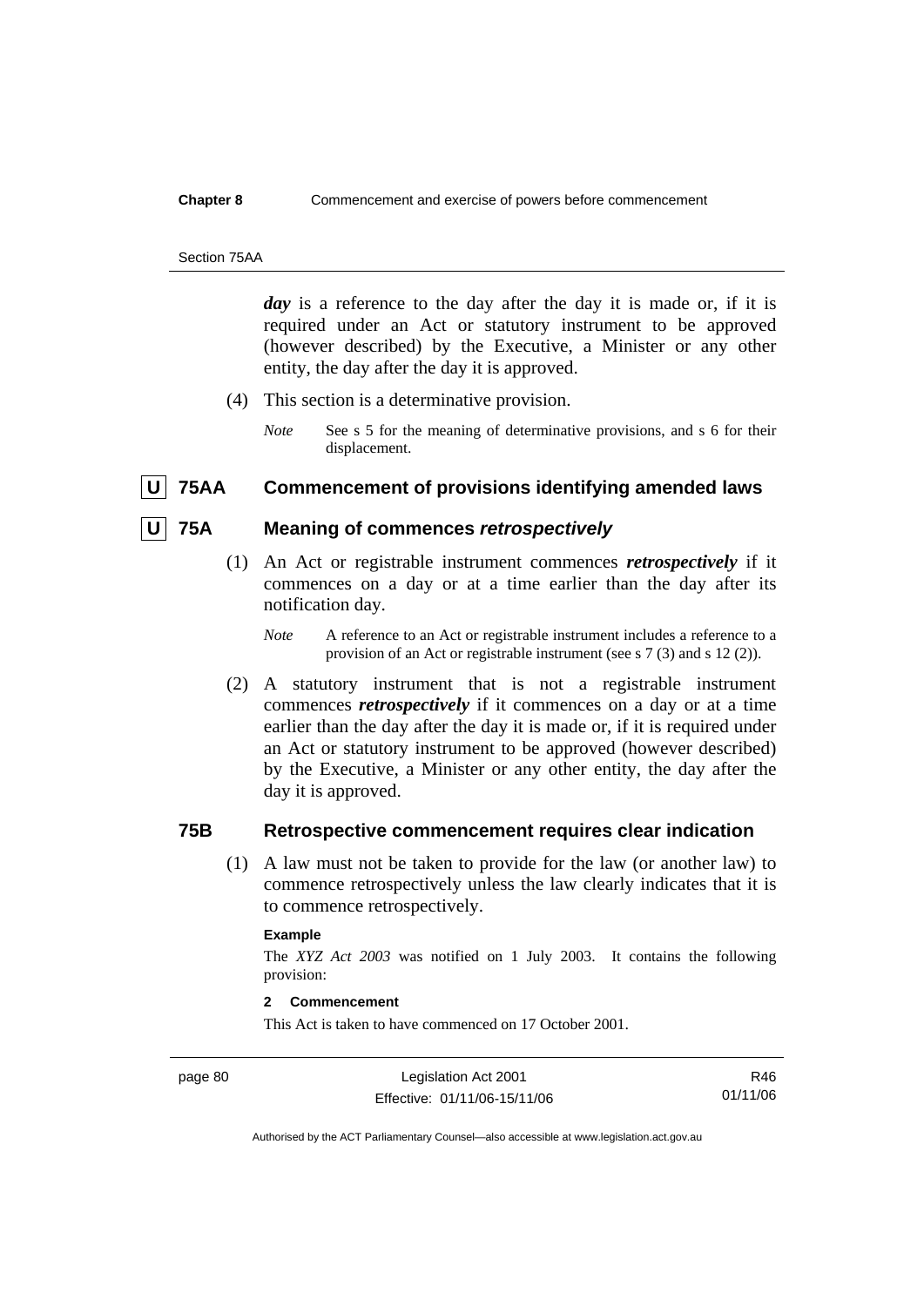***day*** is a reference to the day after the day it is made or, if it is required under an Act or statutory instrument to be approved (however described) by the Executive, a Minister or any other entity, the day after the day it is approved.

(4) This section is a determinative provision.

*Note* See s 5 for the meaning of determinative provisions, and s 6 for their displacement.

### U 75AA Commencement of provisions identifying amended laws

### U 75A Meaning of commences *retrospectively*

(1) An Act or registrable instrument commences ***retrospectively*** if it commences on a day or at a time earlier than the day after its notification day.

*Note* A reference to an Act or registrable instrument includes a reference to a provision of an Act or registrable instrument (see s 7 (3) and s 12 (2)).

(2) A statutory instrument that is not a registrable instrument commences ***retrospectively*** if it commences on a day or at a time earlier than the day after the day it is made or, if it is required under an Act or statutory instrument to be approved (however described) by the Executive, a Minister or any other entity, the day after the day it is approved.

### 75B Retrospective commencement requires clear indication

(1) A law must not be taken to provide for the law (or another law) to commence retrospectively unless the law clearly indicates that it is to commence retrospectively.

**Example**

The *XYZ Act 2003* was notified on 1 July 2003. It contains the following provision:

**2 Commencement**

This Act is taken to have commenced on 17 October 2001.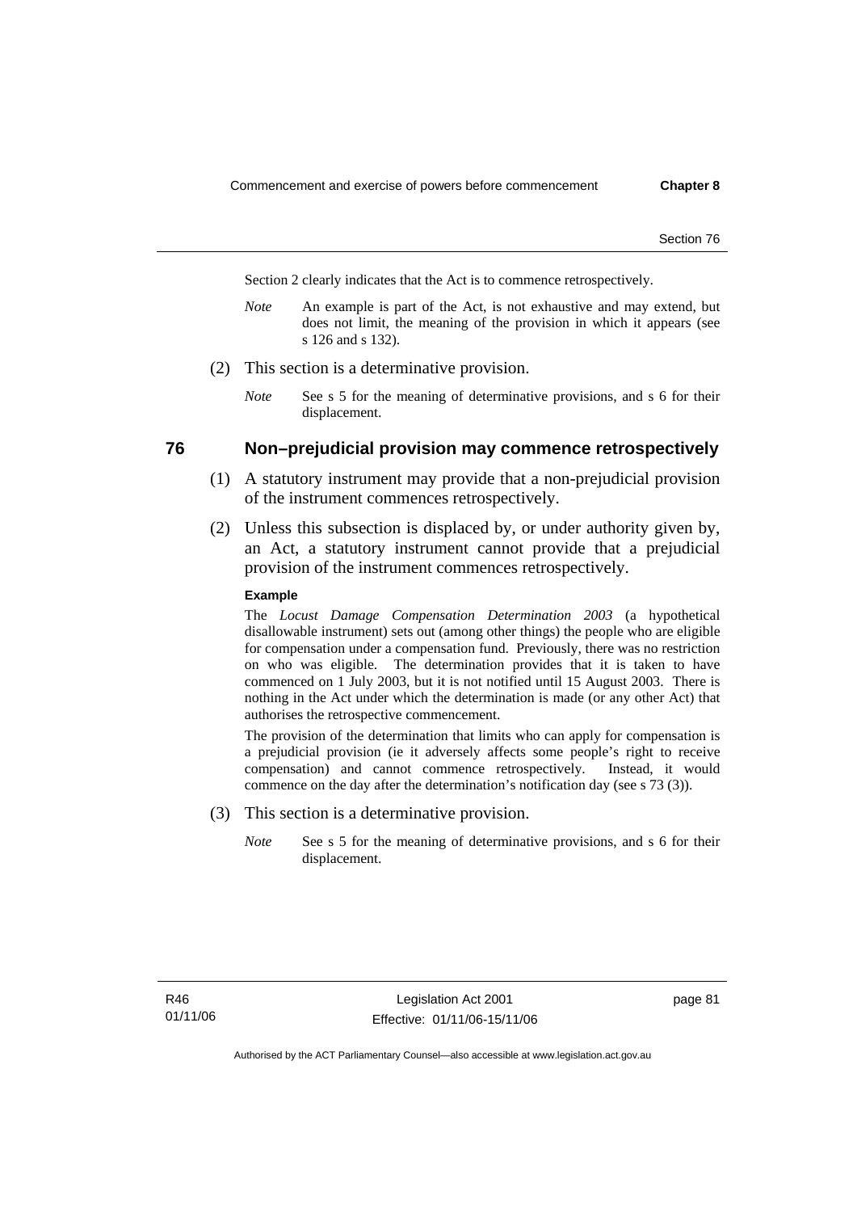Section 2 clearly indicates that the Act is to commence retrospectively.

*Note* An example is part of the Act, is not exhaustive and may extend, but does not limit, the meaning of the provision in which it appears (see s 126 and s 132).

(2) This section is a determinative provision.

*Note* See s 5 for the meaning of determinative provisions, and s 6 for their displacement.

## 76 Non–prejudicial provision may commence retrospectively

(1) A statutory instrument may provide that a non-prejudicial provision of the instrument commences retrospectively.

(2) Unless this subsection is displaced by, or under authority given by, an Act, a statutory instrument cannot provide that a prejudicial provision of the instrument commences retrospectively.

**Example**

The *Locust Damage Compensation Determination 2003* (a hypothetical disallowable instrument) sets out (among other things) the people who are eligible for compensation under a compensation fund. Previously, there was no restriction on who was eligible. The determination provides that it is taken to have commenced on 1 July 2003, but it is not notified until 15 August 2003. There is nothing in the Act under which the determination is made (or any other Act) that authorises the retrospective commencement.

The provision of the determination that limits who can apply for compensation is a prejudicial provision (ie it adversely affects some people's right to receive compensation) and cannot commence retrospectively. Instead, it would commence on the day after the determination's notification day (see s 73 (3)).

(3) This section is a determinative provision.

*Note* See s 5 for the meaning of determinative provisions, and s 6 for their displacement.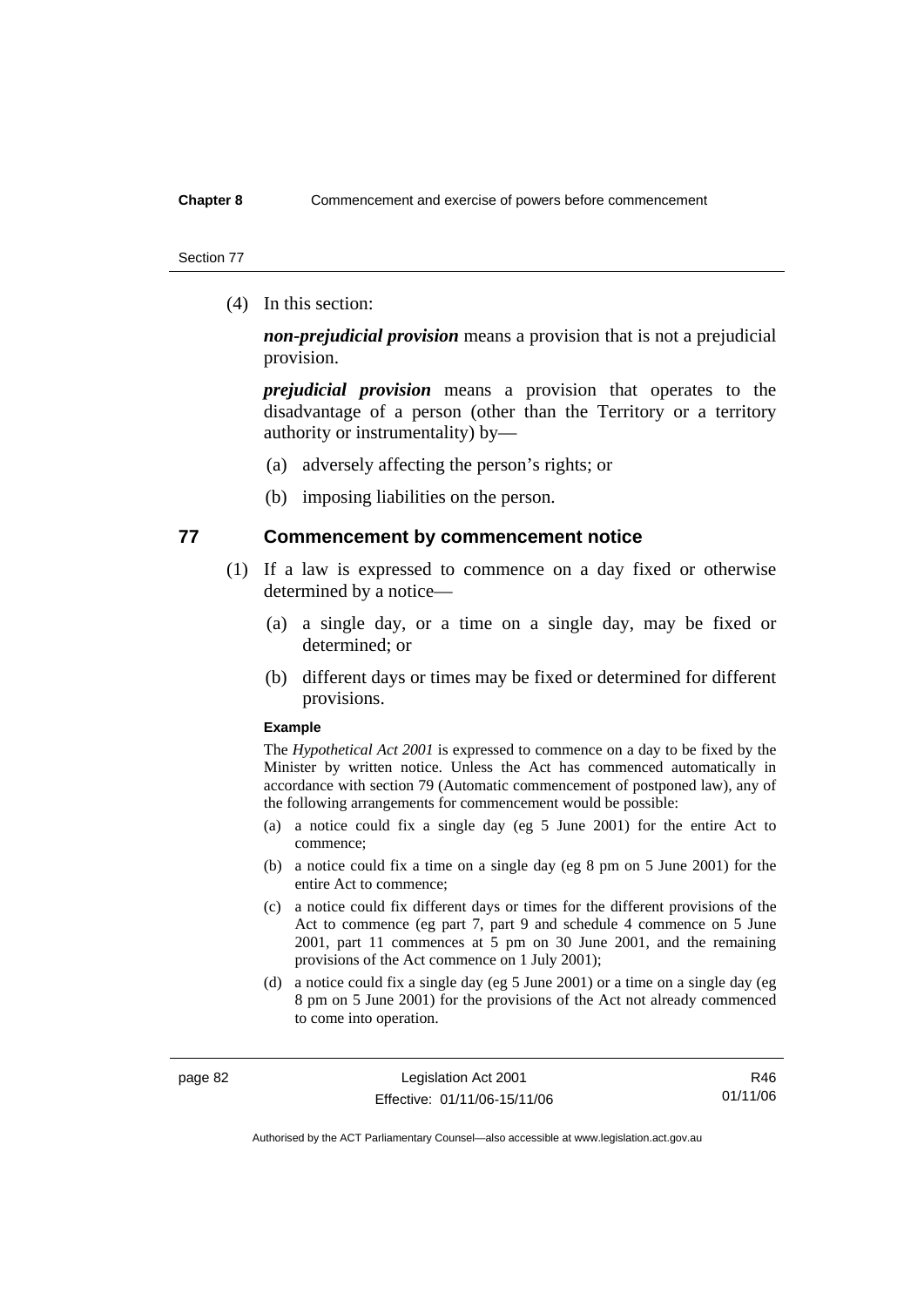(4) In this section:

***non-prejudicial provision*** means a provision that is not a prejudicial provision.

***prejudicial provision*** means a provision that operates to the disadvantage of a person (other than the Territory or a territory authority or instrumentality) by—

(a) adversely affecting the person's rights; or

(b) imposing liabilities on the person.

## 77 Commencement by commencement notice

(1) If a law is expressed to commence on a day fixed or otherwise determined by a notice—

(a) a single day, or a time on a single day, may be fixed or determined; or

(b) different days or times may be fixed or determined for different provisions.

**Example**

The *Hypothetical Act 2001* is expressed to commence on a day to be fixed by the Minister by written notice. Unless the Act has commenced automatically in accordance with section 79 (Automatic commencement of postponed law), any of the following arrangements for commencement would be possible:

(a) a notice could fix a single day (eg 5 June 2001) for the entire Act to commence;

(b) a notice could fix a time on a single day (eg 8 pm on 5 June 2001) for the entire Act to commence;

(c) a notice could fix different days or times for the different provisions of the Act to commence (eg part 7, part 9 and schedule 4 commence on 5 June 2001, part 11 commences at 5 pm on 30 June 2001, and the remaining provisions of the Act commence on 1 July 2001);

(d) a notice could fix a single day (eg 5 June 2001) or a time on a single day (eg 8 pm on 5 June 2001) for the provisions of the Act not already commenced to come into operation.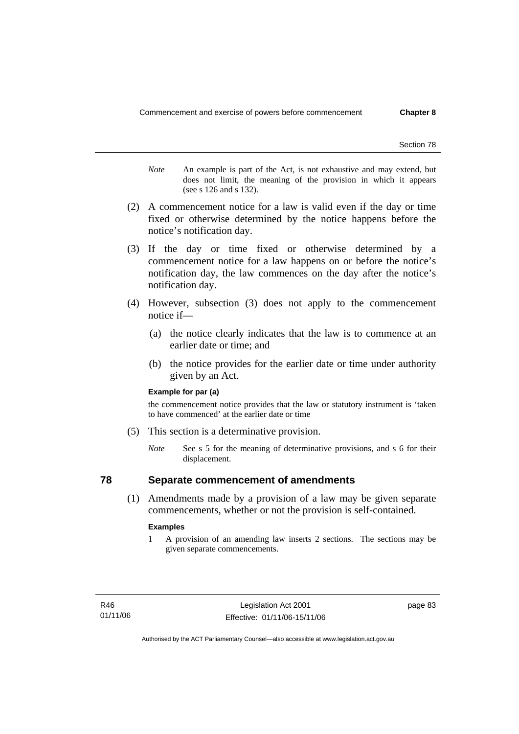*Note* An example is part of the Act, is not exhaustive and may extend, but does not limit, the meaning of the provision in which it appears (see s 126 and s 132).

(2) A commencement notice for a law is valid even if the day or time fixed or otherwise determined by the notice happens before the notice's notification day.

(3) If the day or time fixed or otherwise determined by a commencement notice for a law happens on or before the notice's notification day, the law commences on the day after the notice's notification day.

(4) However, subsection (3) does not apply to the commencement notice if—

(a) the notice clearly indicates that the law is to commence at an earlier date or time; and

(b) the notice provides for the earlier date or time under authority given by an Act.

**Example for par (a)**

the commencement notice provides that the law or statutory instrument is 'taken to have commenced' at the earlier date or time

(5) This section is a determinative provision.

*Note* See s 5 for the meaning of determinative provisions, and s 6 for their displacement.

## 78 Separate commencement of amendments

(1) Amendments made by a provision of a law may be given separate commencements, whether or not the provision is self-contained.

**Examples**

1 A provision of an amending law inserts 2 sections. The sections may be given separate commencements.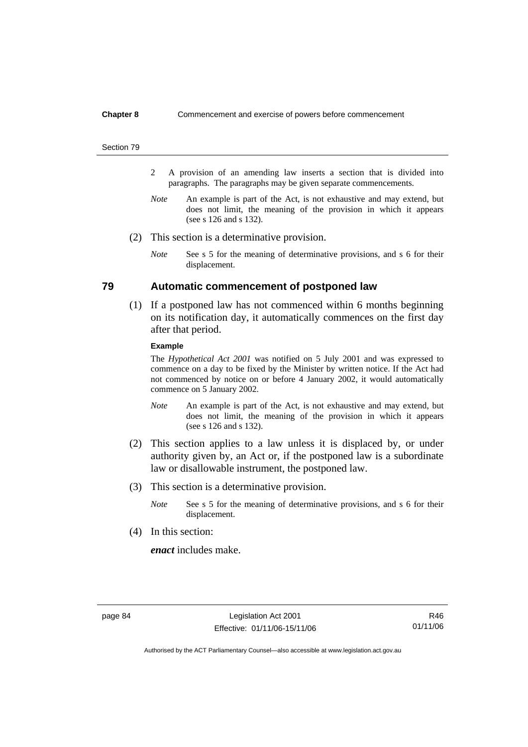2 A provision of an amending law inserts a section that is divided into paragraphs. The paragraphs may be given separate commencements.

*Note* An example is part of the Act, is not exhaustive and may extend, but does not limit, the meaning of the provision in which it appears (see s 126 and s 132).

(2) This section is a determinative provision.

*Note* See s 5 for the meaning of determinative provisions, and s 6 for their displacement.

## 79 Automatic commencement of postponed law

(1) If a postponed law has not commenced within 6 months beginning on its notification day, it automatically commences on the first day after that period.

**Example**

The *Hypothetical Act 2001* was notified on 5 July 2001 and was expressed to commence on a day to be fixed by the Minister by written notice. If the Act had not commenced by notice on or before 4 January 2002, it would automatically commence on 5 January 2002.

*Note* An example is part of the Act, is not exhaustive and may extend, but does not limit, the meaning of the provision in which it appears (see s 126 and s 132).

(2) This section applies to a law unless it is displaced by, or under authority given by, an Act or, if the postponed law is a subordinate law or disallowable instrument, the postponed law.

(3) This section is a determinative provision.

*Note* See s 5 for the meaning of determinative provisions, and s 6 for their displacement.

(4) In this section:

***enact*** includes make.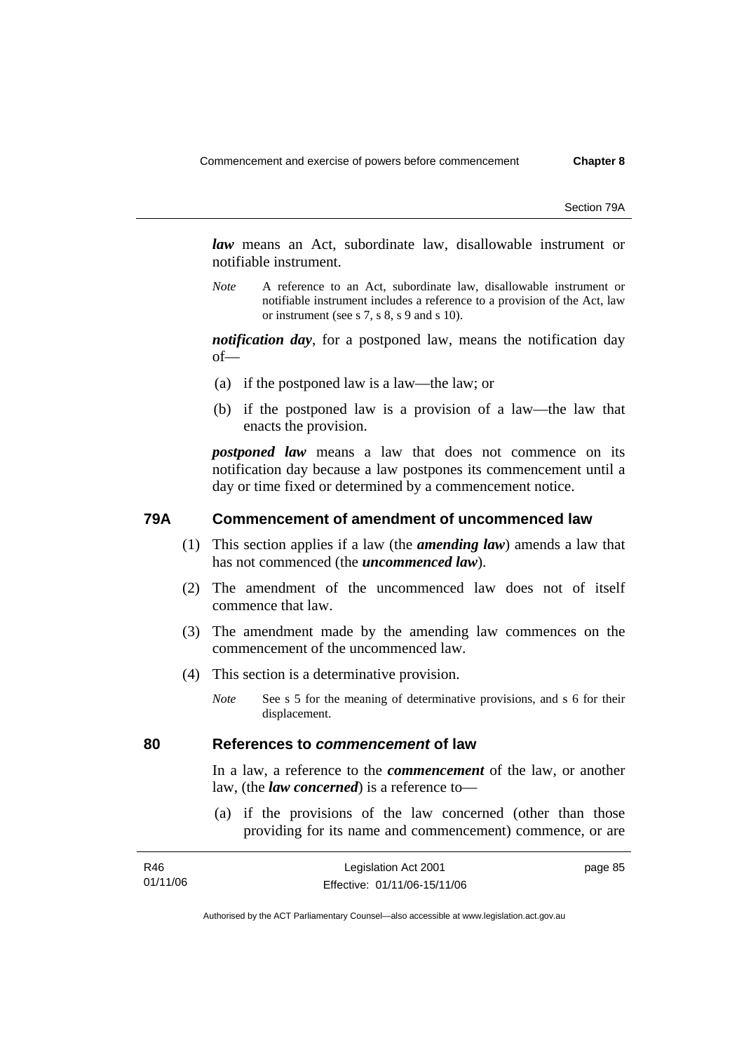***law*** means an Act, subordinate law, disallowable instrument or notifiable instrument.

*Note* A reference to an Act, subordinate law, disallowable instrument or notifiable instrument includes a reference to a provision of the Act, law or instrument (see s 7, s 8, s 9 and s 10).

***notification day***, for a postponed law, means the notification day of—

(a) if the postponed law is a law—the law; or

(b) if the postponed law is a provision of a law—the law that enacts the provision.

***postponed law*** means a law that does not commence on its notification day because a law postpones its commencement until a day or time fixed or determined by a commencement notice.

## 79A Commencement of amendment of uncommenced law

(1) This section applies if a law (the ***amending law***) amends a law that has not commenced (the ***uncommenced law***).

(2) The amendment of the uncommenced law does not of itself commence that law.

(3) The amendment made by the amending law commences on the commencement of the uncommenced law.

(4) This section is a determinative provision.

*Note* See s 5 for the meaning of determinative provisions, and s 6 for their displacement.

## 80 References to *commencement* of law

In a law, a reference to the ***commencement*** of the law, or another law, (the ***law concerned***) is a reference to—

(a) if the provisions of the law concerned (other than those providing for its name and commencement) commence, or are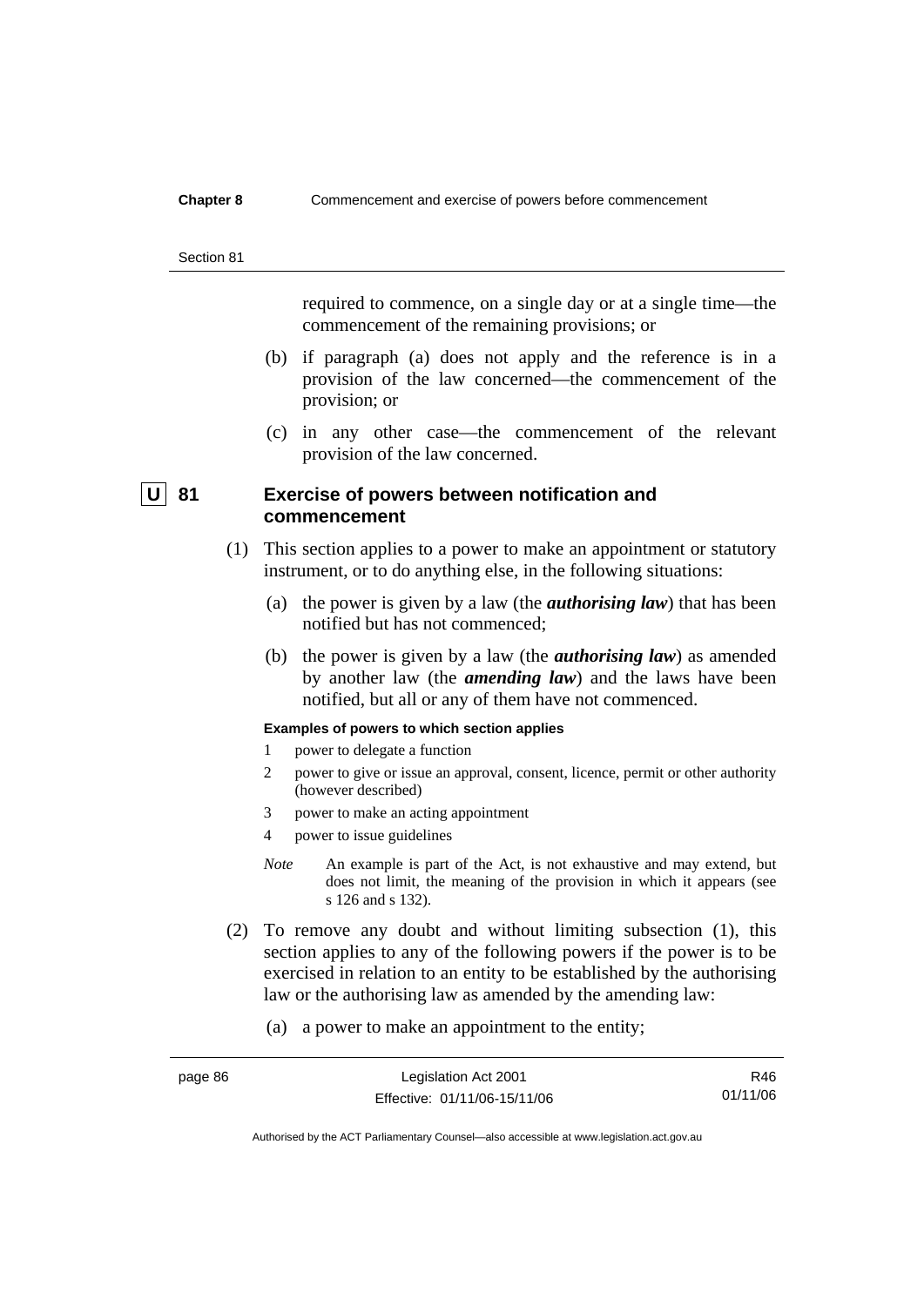required to commence, on a single day or at a single time—the commencement of the remaining provisions; or

(b) if paragraph (a) does not apply and the reference is in a provision of the law concerned—the commencement of the provision; or

(c) in any other case—the commencement of the relevant provision of the law concerned.

## U 81 Exercise of powers between notification and commencement

(1) This section applies to a power to make an appointment or statutory instrument, or to do anything else, in the following situations:

(a) the power is given by a law (the ***authorising law***) that has been notified but has not commenced;

(b) the power is given by a law (the ***authorising law***) as amended by another law (the ***amending law***) and the laws have been notified, but all or any of them have not commenced.

**Examples of powers to which section applies**

1 power to delegate a function

2 power to give or issue an approval, consent, licence, permit or other authority (however described)

3 power to make an acting appointment

4 power to issue guidelines

*Note* An example is part of the Act, is not exhaustive and may extend, but does not limit, the meaning of the provision in which it appears (see s 126 and s 132).

(2) To remove any doubt and without limiting subsection (1), this section applies to any of the following powers if the power is to be exercised in relation to an entity to be established by the authorising law or the authorising law as amended by the amending law:

(a) a power to make an appointment to the entity;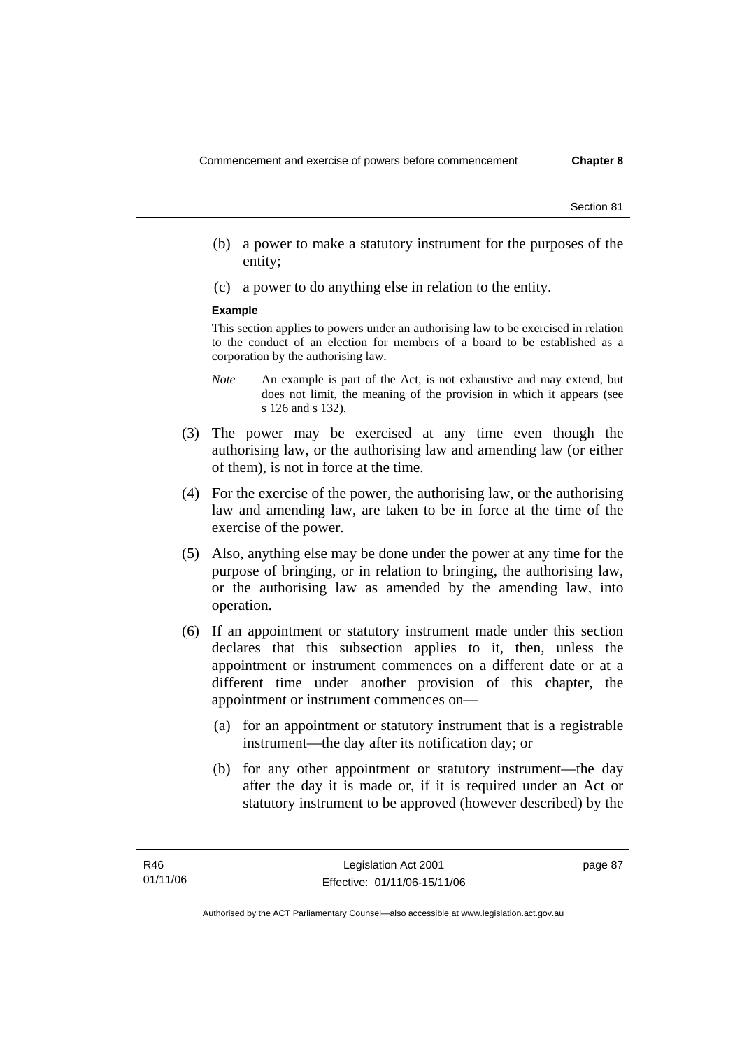(b) a power to make a statutory instrument for the purposes of the entity;

(c) a power to do anything else in relation to the entity.

**Example**

This section applies to powers under an authorising law to be exercised in relation to the conduct of an election for members of a board to be established as a corporation by the authorising law.

*Note* An example is part of the Act, is not exhaustive and may extend, but does not limit, the meaning of the provision in which it appears (see s 126 and s 132).

(3) The power may be exercised at any time even though the authorising law, or the authorising law and amending law (or either of them), is not in force at the time.

(4) For the exercise of the power, the authorising law, or the authorising law and amending law, are taken to be in force at the time of the exercise of the power.

(5) Also, anything else may be done under the power at any time for the purpose of bringing, or in relation to bringing, the authorising law, or the authorising law as amended by the amending law, into operation.

(6) If an appointment or statutory instrument made under this section declares that this subsection applies to it, then, unless the appointment or instrument commences on a different date or at a different time under another provision of this chapter, the appointment or instrument commences on—

(a) for an appointment or statutory instrument that is a registrable instrument—the day after its notification day; or

(b) for any other appointment or statutory instrument—the day after the day it is made or, if it is required under an Act or statutory instrument to be approved (however described) by the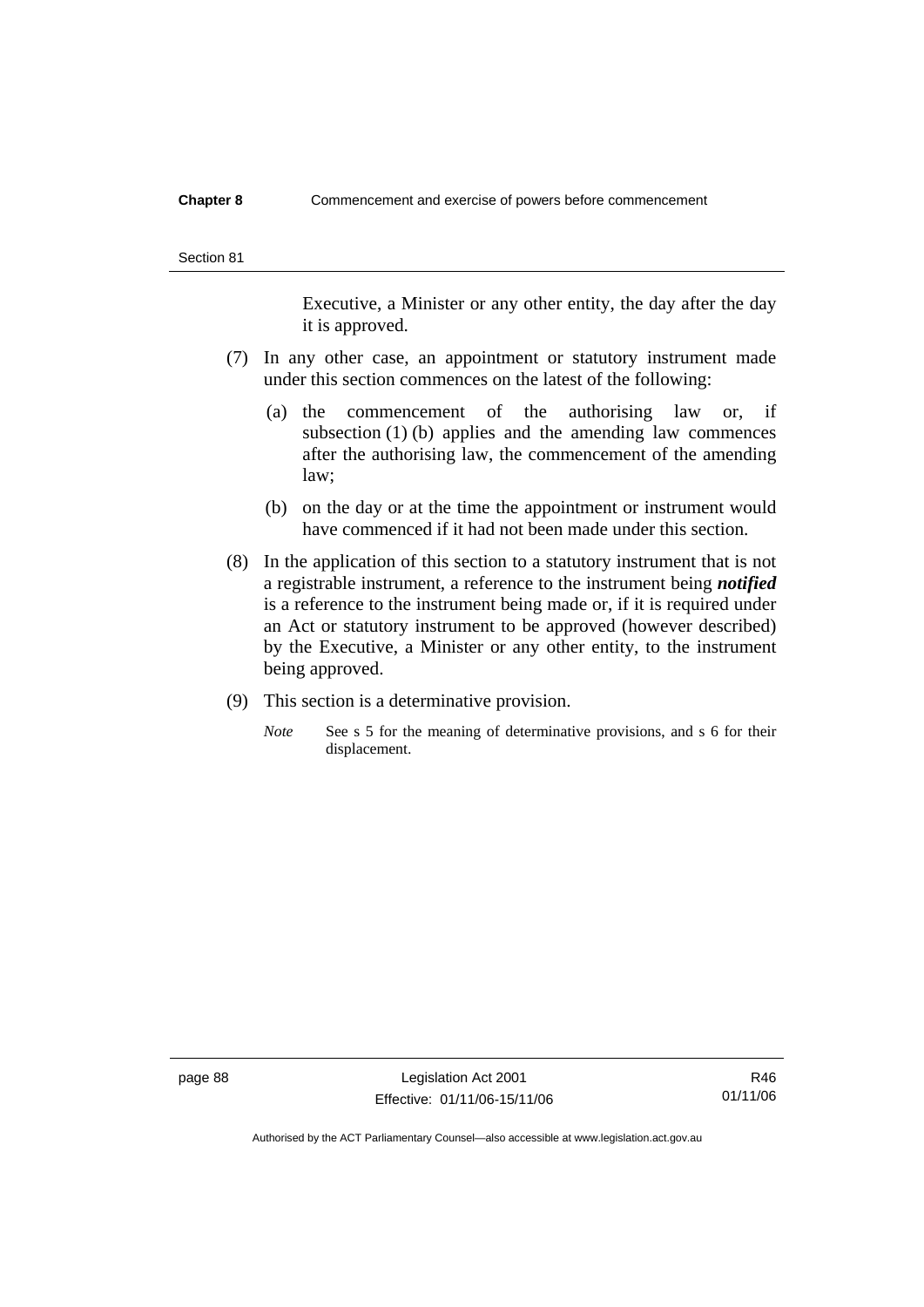Executive, a Minister or any other entity, the day after the day it is approved.

(7) In any other case, an appointment or statutory instrument made under this section commences on the latest of the following:

(a) the commencement of the authorising law or, if subsection (1) (b) applies and the amending law commences after the authorising law, the commencement of the amending law;

(b) on the day or at the time the appointment or instrument would have commenced if it had not been made under this section.

(8) In the application of this section to a statutory instrument that is not a registrable instrument, a reference to the instrument being ***notified*** is a reference to the instrument being made or, if it is required under an Act or statutory instrument to be approved (however described) by the Executive, a Minister or any other entity, to the instrument being approved.

(9) This section is a determinative provision.

*Note* See s 5 for the meaning of determinative provisions, and s 6 for their displacement.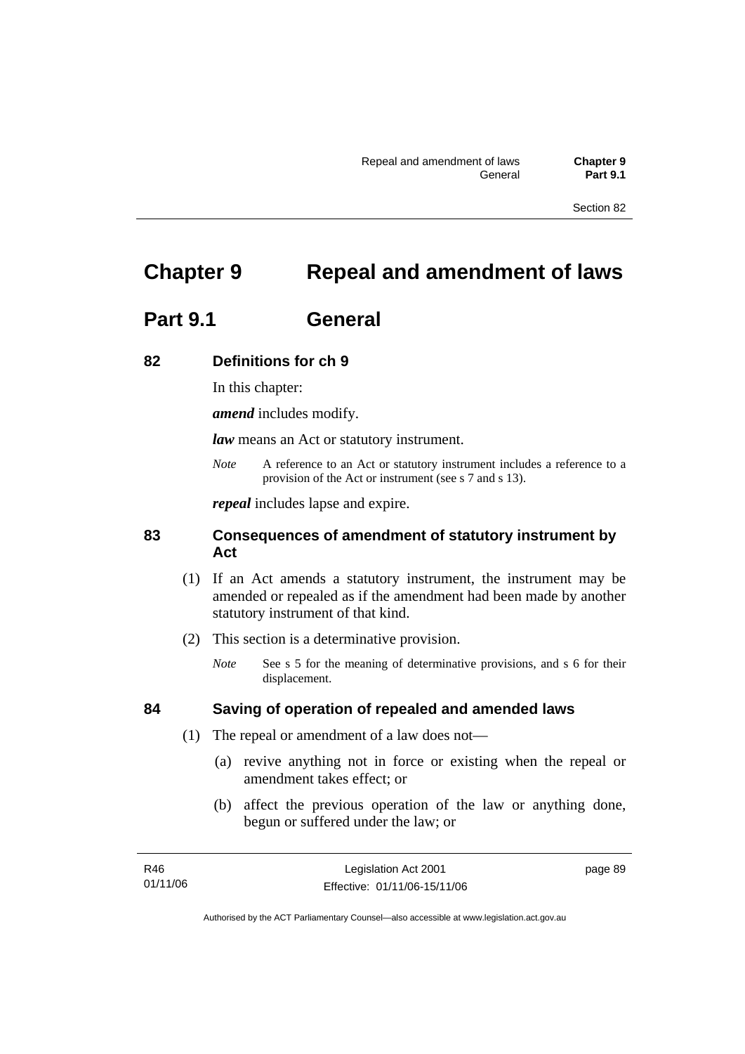# Chapter 9 Repeal and amendment of laws

## Part 9.1 General

### 82 Definitions for ch 9

In this chapter:

***amend*** includes modify.

***law*** means an Act or statutory instrument.

*Note* A reference to an Act or statutory instrument includes a reference to a provision of the Act or instrument (see s 7 and s 13).

***repeal*** includes lapse and expire.

### 83 Consequences of amendment of statutory instrument by Act

(1) If an Act amends a statutory instrument, the instrument may be amended or repealed as if the amendment had been made by another statutory instrument of that kind.

(2) This section is a determinative provision.

*Note* See s 5 for the meaning of determinative provisions, and s 6 for their displacement.

### 84 Saving of operation of repealed and amended laws

(1) The repeal or amendment of a law does not—

(a) revive anything not in force or existing when the repeal or amendment takes effect; or

(b) affect the previous operation of the law or anything done, begun or suffered under the law; or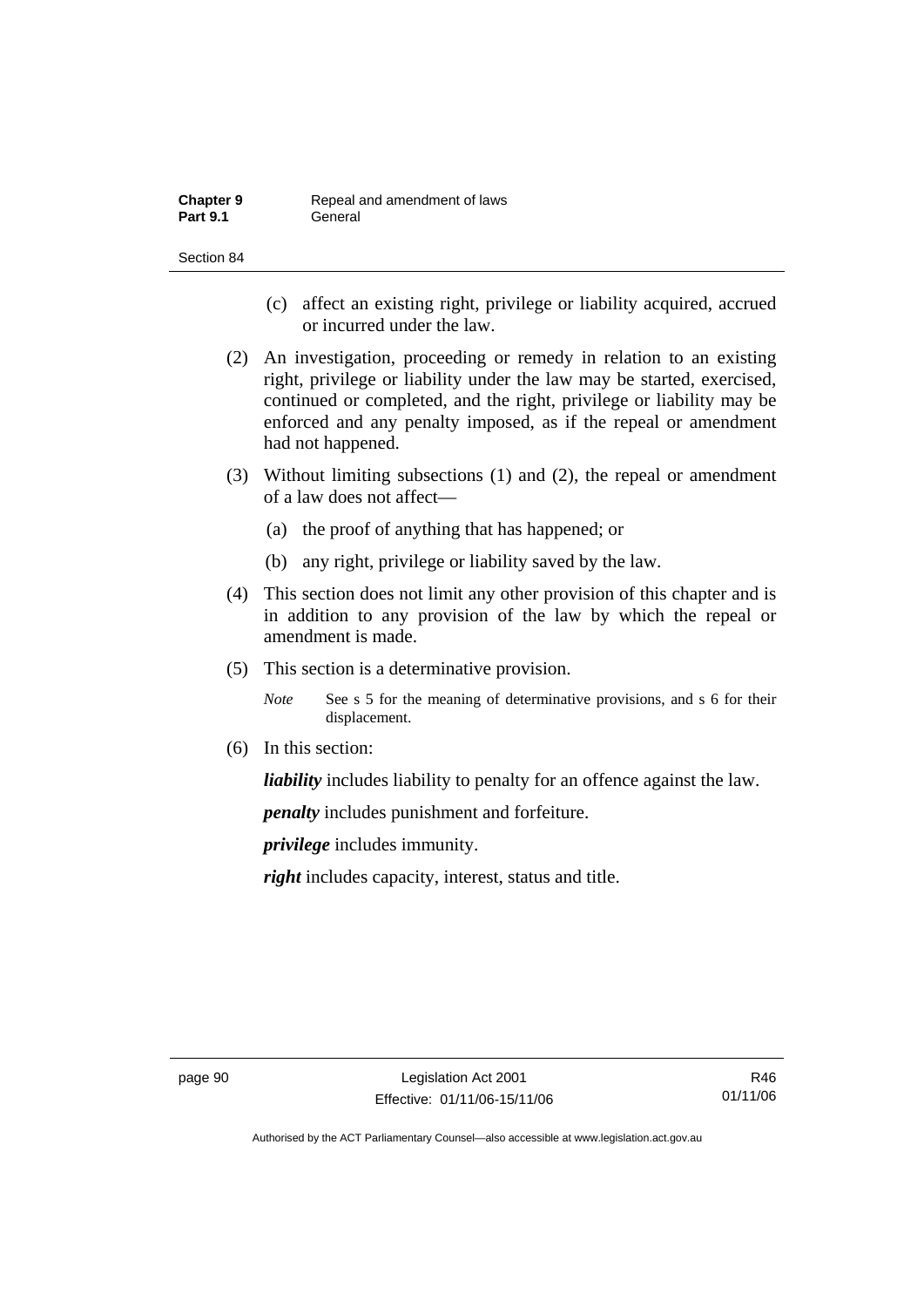(c) affect an existing right, privilege or liability acquired, accrued or incurred under the law.

(2) An investigation, proceeding or remedy in relation to an existing right, privilege or liability under the law may be started, exercised, continued or completed, and the right, privilege or liability may be enforced and any penalty imposed, as if the repeal or amendment had not happened.

(3) Without limiting subsections (1) and (2), the repeal or amendment of a law does not affect—

(a) the proof of anything that has happened; or

(b) any right, privilege or liability saved by the law.

(4) This section does not limit any other provision of this chapter and is in addition to any provision of the law by which the repeal or amendment is made.

(5) This section is a determinative provision.

*Note* See s 5 for the meaning of determinative provisions, and s 6 for their displacement.

(6) In this section:

***liability*** includes liability to penalty for an offence against the law.

***penalty*** includes punishment and forfeiture.

***privilege*** includes immunity.

***right*** includes capacity, interest, status and title.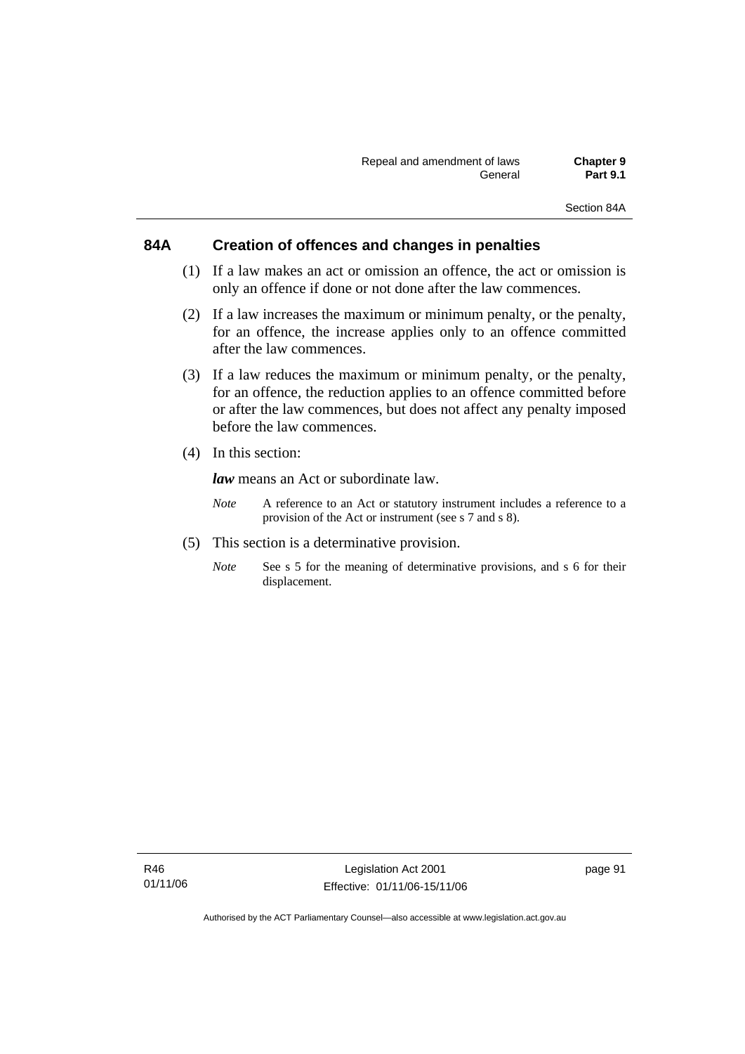## 84A Creation of offences and changes in penalties

(1) If a law makes an act or omission an offence, the act or omission is only an offence if done or not done after the law commences.

(2) If a law increases the maximum or minimum penalty, or the penalty, for an offence, the increase applies only to an offence committed after the law commences.

(3) If a law reduces the maximum or minimum penalty, or the penalty, for an offence, the reduction applies to an offence committed before or after the law commences, but does not affect any penalty imposed before the law commences.

(4) In this section:

***law*** means an Act or subordinate law.

*Note* A reference to an Act or statutory instrument includes a reference to a provision of the Act or instrument (see s 7 and s 8).

(5) This section is a determinative provision.

*Note* See s 5 for the meaning of determinative provisions, and s 6 for their displacement.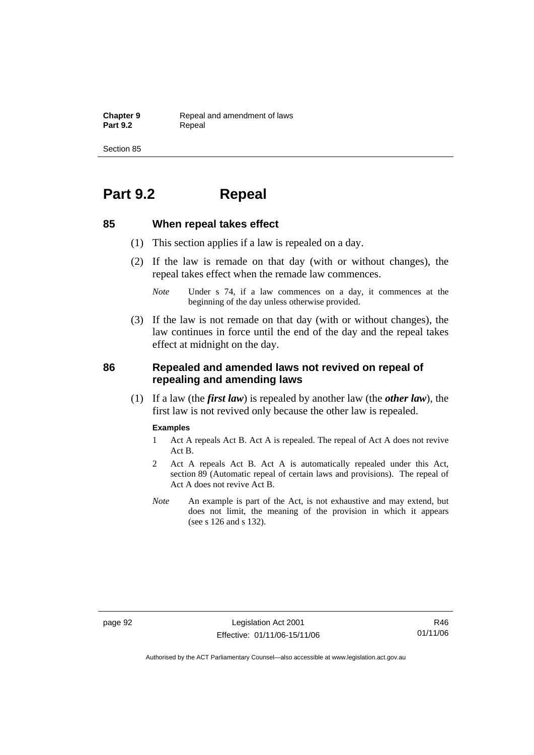# Part 9.2 Repeal

## 85 When repeal takes effect

(1) This section applies if a law is repealed on a day.

(2) If the law is remade on that day (with or without changes), the repeal takes effect when the remade law commences.

*Note* Under s 74, if a law commences on a day, it commences at the beginning of the day unless otherwise provided.

(3) If the law is not remade on that day (with or without changes), the law continues in force until the end of the day and the repeal takes effect at midnight on the day.

## 86 Repealed and amended laws not revived on repeal of repealing and amending laws

(1) If a law (the ***first law***) is repealed by another law (the ***other law***), the first law is not revived only because the other law is repealed.

**Examples**

1 Act A repeals Act B. Act A is repealed. The repeal of Act A does not revive Act B.

2 Act A repeals Act B. Act A is automatically repealed under this Act, section 89 (Automatic repeal of certain laws and provisions). The repeal of Act A does not revive Act B.

*Note* An example is part of the Act, is not exhaustive and may extend, but does not limit, the meaning of the provision in which it appears (see s 126 and s 132).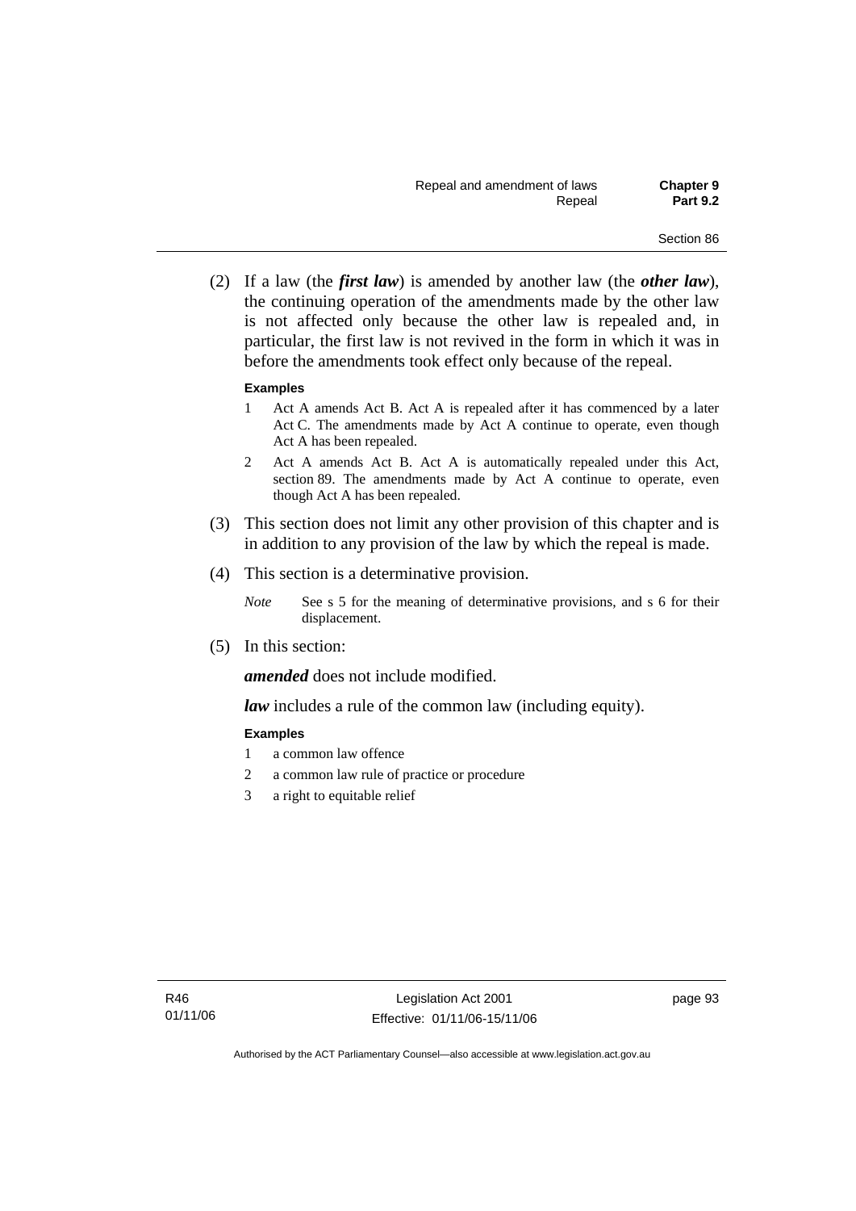(2) If a law (the ***first law***) is amended by another law (the ***other law***), the continuing operation of the amendments made by the other law is not affected only because the other law is repealed and, in particular, the first law is not revived in the form in which it was in before the amendments took effect only because of the repeal.

**Examples**

1. Act A amends Act B. Act A is repealed after it has commenced by a later Act C. The amendments made by Act A continue to operate, even though Act A has been repealed.
2. Act A amends Act B. Act A is automatically repealed under this Act, section 89. The amendments made by Act A continue to operate, even though Act A has been repealed.

(3) This section does not limit any other provision of this chapter and is in addition to any provision of the law by which the repeal is made.

(4) This section is a determinative provision.

*Note* See s 5 for the meaning of determinative provisions, and s 6 for their displacement.

(5) In this section:

***amended*** does not include modified.

***law*** includes a rule of the common law (including equity).

**Examples**

1. a common law offence
2. a common law rule of practice or procedure
3. a right to equitable relief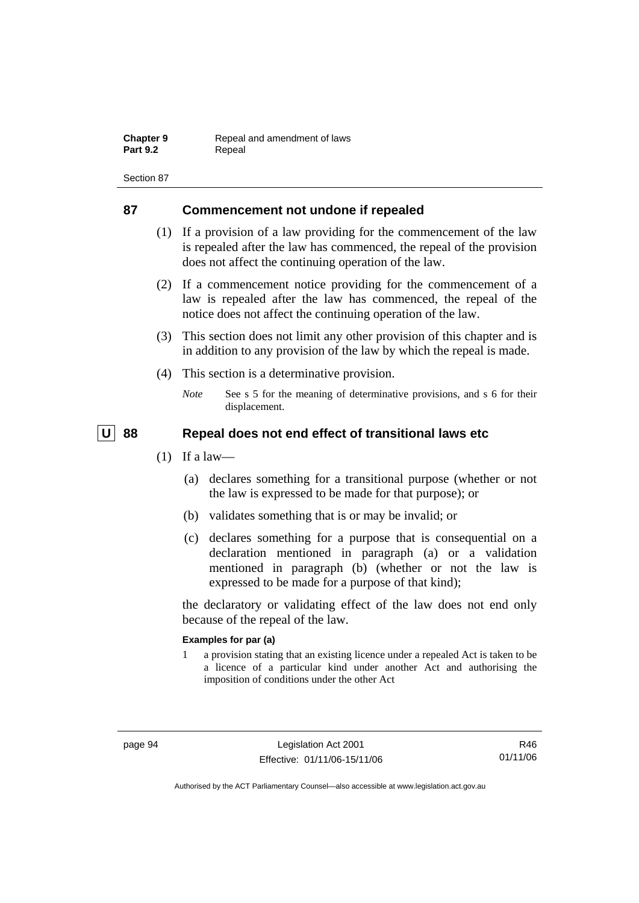## 87 Commencement not undone if repealed

(1) If a provision of a law providing for the commencement of the law is repealed after the law has commenced, the repeal of the provision does not affect the continuing operation of the law.

(2) If a commencement notice providing for the commencement of a law is repealed after the law has commenced, the repeal of the notice does not affect the continuing operation of the law.

(3) This section does not limit any other provision of this chapter and is in addition to any provision of the law by which the repeal is made.

(4) This section is a determinative provision.

*Note* See s 5 for the meaning of determinative provisions, and s 6 for their displacement.

## U 88 Repeal does not end effect of transitional laws etc

(1) If a law—

(a) declares something for a transitional purpose (whether or not the law is expressed to be made for that purpose); or

(b) validates something that is or may be invalid; or

(c) declares something for a purpose that is consequential on a declaration mentioned in paragraph (a) or a validation mentioned in paragraph (b) (whether or not the law is expressed to be made for a purpose of that kind);

the declaratory or validating effect of the law does not end only because of the repeal of the law.

**Examples for par (a)**

1 a provision stating that an existing licence under a repealed Act is taken to be a licence of a particular kind under another Act and authorising the imposition of conditions under the other Act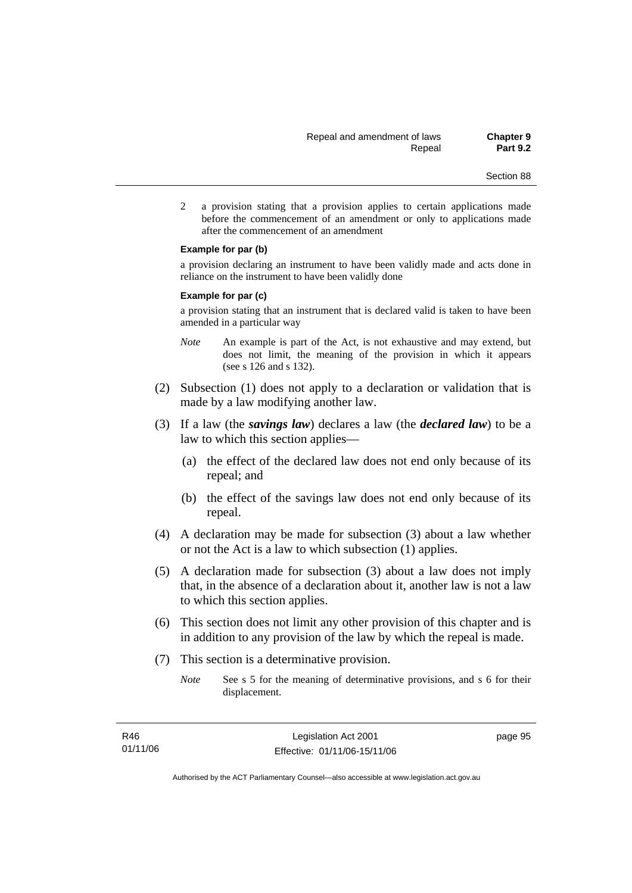2 a provision stating that a provision applies to certain applications made before the commencement of an amendment or only to applications made after the commencement of an amendment

**Example for par (b)**

a provision declaring an instrument to have been validly made and acts done in reliance on the instrument to have been validly done

**Example for par (c)**

a provision stating that an instrument that is declared valid is taken to have been amended in a particular way

*Note* An example is part of the Act, is not exhaustive and may extend, but does not limit, the meaning of the provision in which it appears (see s 126 and s 132).

(2) Subsection (1) does not apply to a declaration or validation that is made by a law modifying another law.

(3) If a law (the ***savings law***) declares a law (the ***declared law***) to be a law to which this section applies—

(a) the effect of the declared law does not end only because of its repeal; and

(b) the effect of the savings law does not end only because of its repeal.

(4) A declaration may be made for subsection (3) about a law whether or not the Act is a law to which subsection (1) applies.

(5) A declaration made for subsection (3) about a law does not imply that, in the absence of a declaration about it, another law is not a law to which this section applies.

(6) This section does not limit any other provision of this chapter and is in addition to any provision of the law by which the repeal is made.

(7) This section is a determinative provision.

*Note* See s 5 for the meaning of determinative provisions, and s 6 for their displacement.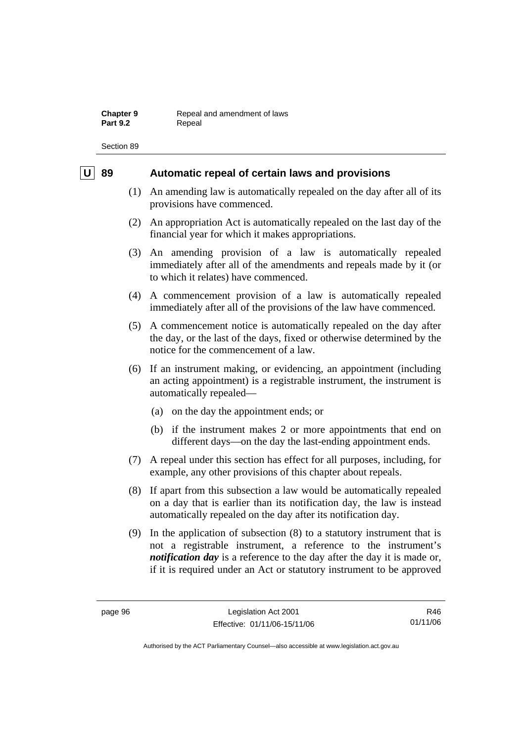## U 89 Automatic repeal of certain laws and provisions

(1) An amending law is automatically repealed on the day after all of its provisions have commenced.

(2) An appropriation Act is automatically repealed on the last day of the financial year for which it makes appropriations.

(3) An amending provision of a law is automatically repealed immediately after all of the amendments and repeals made by it (or to which it relates) have commenced.

(4) A commencement provision of a law is automatically repealed immediately after all of the provisions of the law have commenced.

(5) A commencement notice is automatically repealed on the day after the day, or the last of the days, fixed or otherwise determined by the notice for the commencement of a law.

(6) If an instrument making, or evidencing, an appointment (including an acting appointment) is a registrable instrument, the instrument is automatically repealed—

- (a) on the day the appointment ends; or
- (b) if the instrument makes 2 or more appointments that end on different days—on the day the last-ending appointment ends.

(7) A repeal under this section has effect for all purposes, including, for example, any other provisions of this chapter about repeals.

(8) If apart from this subsection a law would be automatically repealed on a day that is earlier than its notification day, the law is instead automatically repealed on the day after its notification day.

(9) In the application of subsection (8) to a statutory instrument that is not a registrable instrument, a reference to the instrument's ***notification day*** is a reference to the day after the day it is made or, if it is required under an Act or statutory instrument to be approved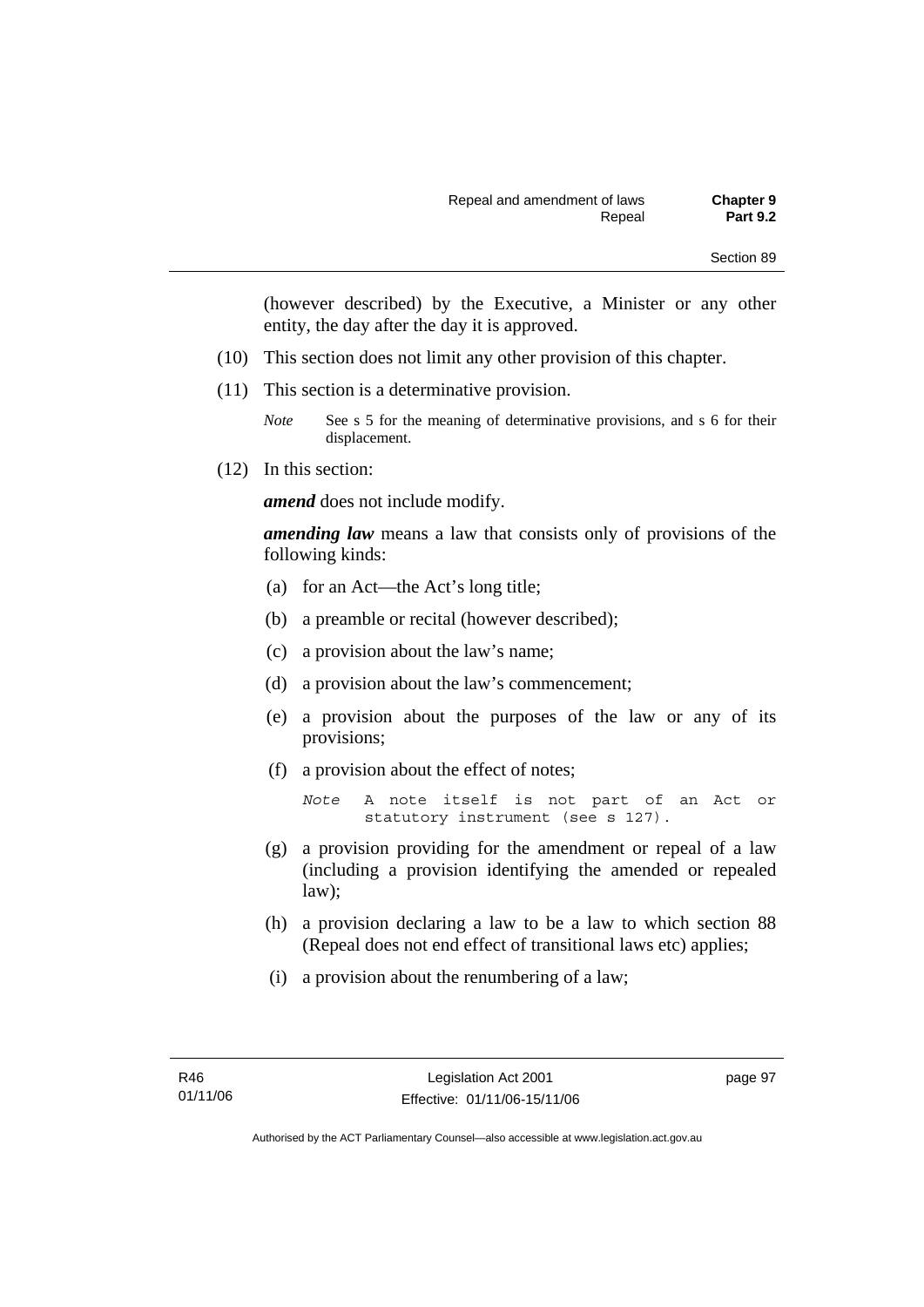(however described) by the Executive, a Minister or any other entity, the day after the day it is approved.

(10) This section does not limit any other provision of this chapter.

(11) This section is a determinative provision.

*Note* See s 5 for the meaning of determinative provisions, and s 6 for their displacement.

(12) In this section:

***amend*** does not include modify.

***amending law*** means a law that consists only of provisions of the following kinds:

(a) for an Act—the Act's long title;

(b) a preamble or recital (however described);

(c) a provision about the law's name;

(d) a provision about the law's commencement;

(e) a provision about the purposes of the law or any of its provisions;

(f) a provision about the effect of notes;

*Note* A note itself is not part of an Act or statutory instrument (see s 127).

(g) a provision providing for the amendment or repeal of a law (including a provision identifying the amended or repealed law);

(h) a provision declaring a law to be a law to which section 88 (Repeal does not end effect of transitional laws etc) applies;

(i) a provision about the renumbering of a law;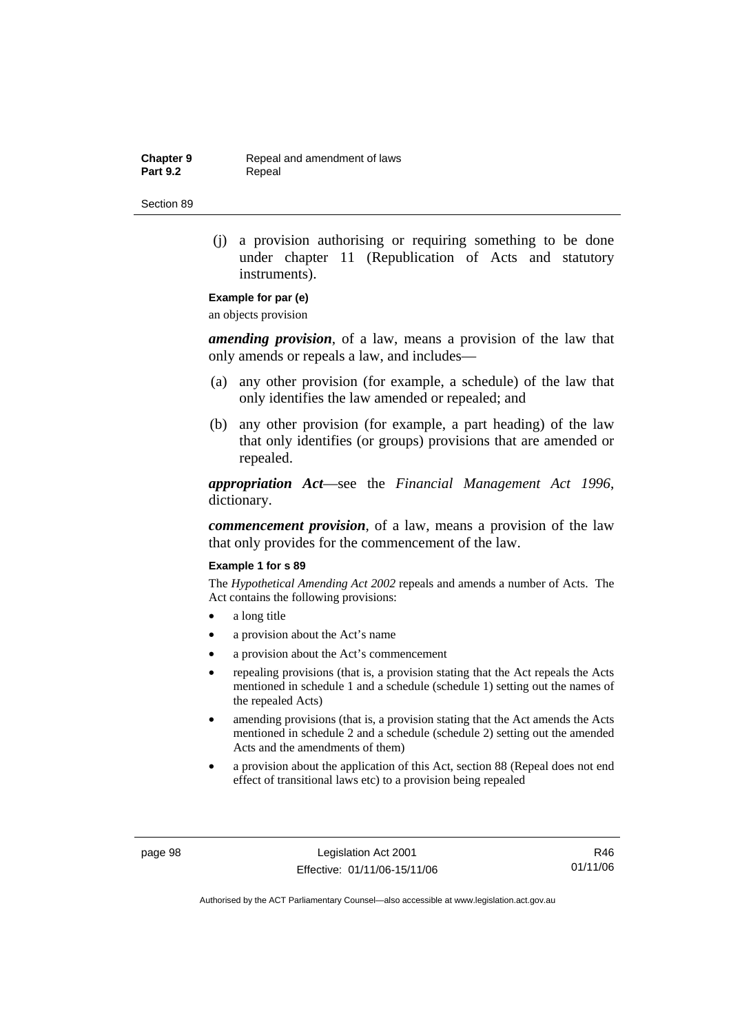(j) a provision authorising or requiring something to be done under chapter 11 (Republication of Acts and statutory instruments).

**Example for par (e)**

an objects provision

***amending provision***, of a law, means a provision of the law that only amends or repeals a law, and includes—

(a) any other provision (for example, a schedule) of the law that only identifies the law amended or repealed; and

(b) any other provision (for example, a part heading) of the law that only identifies (or groups) provisions that are amended or repealed.

***appropriation Act***—see the *Financial Management Act 1996*, dictionary.

***commencement provision***, of a law, means a provision of the law that only provides for the commencement of the law.

**Example 1 for s 89**

The *Hypothetical Amending Act 2002* repeals and amends a number of Acts. The Act contains the following provisions:

- a long title
- a provision about the Act's name
- a provision about the Act's commencement
- repealing provisions (that is, a provision stating that the Act repeals the Acts mentioned in schedule 1 and a schedule (schedule 1) setting out the names of the repealed Acts)
- amending provisions (that is, a provision stating that the Act amends the Acts mentioned in schedule 2 and a schedule (schedule 2) setting out the amended Acts and the amendments of them)
- a provision about the application of this Act, section 88 (Repeal does not end effect of transitional laws etc) to a provision being repealed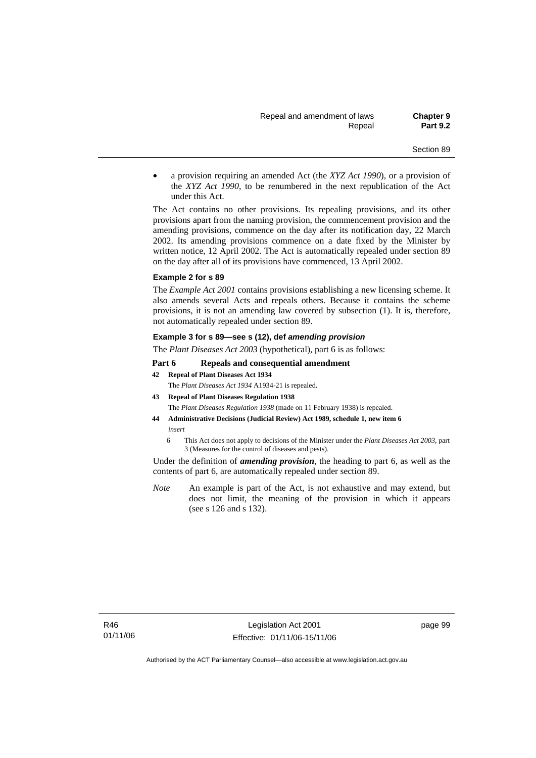- a provision requiring an amended Act (the *XYZ Act 1990*), or a provision of the *XYZ Act 1990*, to be renumbered in the next republication of the Act under this Act.

The Act contains no other provisions. Its repealing provisions, and its other provisions apart from the naming provision, the commencement provision and the amending provisions, commence on the day after its notification day, 22 March 2002. Its amending provisions commence on a date fixed by the Minister by written notice, 12 April 2002. The Act is automatically repealed under section 89 on the day after all of its provisions have commenced, 13 April 2002.

**Example 2 for s 89**

The *Example Act 2001* contains provisions establishing a new licensing scheme. It also amends several Acts and repeals others. Because it contains the scheme provisions, it is not an amending law covered by subsection (1). It is, therefore, not automatically repealed under section 89.

**Example 3 for s 89—see s (12), def *amending provision***

The *Plant Diseases Act 2003* (hypothetical), part 6 is as follows:

**Part 6 Repeals and consequential amendment**

**42 Repeal of Plant Diseases Act 1934**

The *Plant Diseases Act 1934* A1934-21 is repealed.

**43 Repeal of Plant Diseases Regulation 1938**

The *Plant Diseases Regulation 1938* (made on 11 February 1938) is repealed.

**44 Administrative Decisions (Judicial Review) Act 1989, schedule 1, new item 6**

*insert*

6 This Act does not apply to decisions of the Minister under the *Plant Diseases Act 2003*, part 3 (Measures for the control of diseases and pests).

Under the definition of ***amending provision***, the heading to part 6, as well as the contents of part 6, are automatically repealed under section 89.

*Note* An example is part of the Act, is not exhaustive and may extend, but does not limit, the meaning of the provision in which it appears (see s 126 and s 132).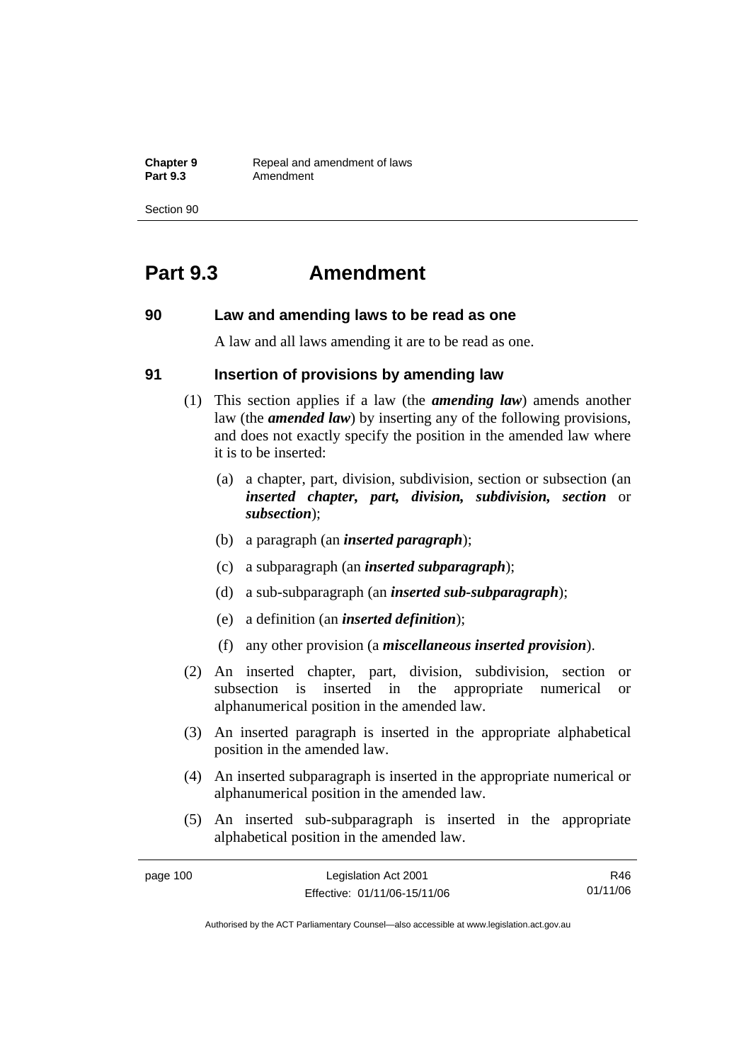# Part 9.3 Amendment

### 90 Law and amending laws to be read as one

A law and all laws amending it are to be read as one.

### 91 Insertion of provisions by amending law

(1) This section applies if a law (the ***amending law***) amends another law (the ***amended law***) by inserting any of the following provisions, and does not exactly specify the position in the amended law where it is to be inserted:

(a) a chapter, part, division, subdivision, section or subsection (an ***inserted chapter, part, division, subdivision, section*** or ***subsection***);

(b) a paragraph (an ***inserted paragraph***);

(c) a subparagraph (an ***inserted subparagraph***);

(d) a sub-subparagraph (an ***inserted sub-subparagraph***);

(e) a definition (an ***inserted definition***);

(f) any other provision (a ***miscellaneous inserted provision***).

(2) An inserted chapter, part, division, subdivision, section or subsection is inserted in the appropriate numerical or alphanumerical position in the amended law.

(3) An inserted paragraph is inserted in the appropriate alphabetical position in the amended law.

(4) An inserted subparagraph is inserted in the appropriate numerical or alphanumerical position in the amended law.

(5) An inserted sub-subparagraph is inserted in the appropriate alphabetical position in the amended law.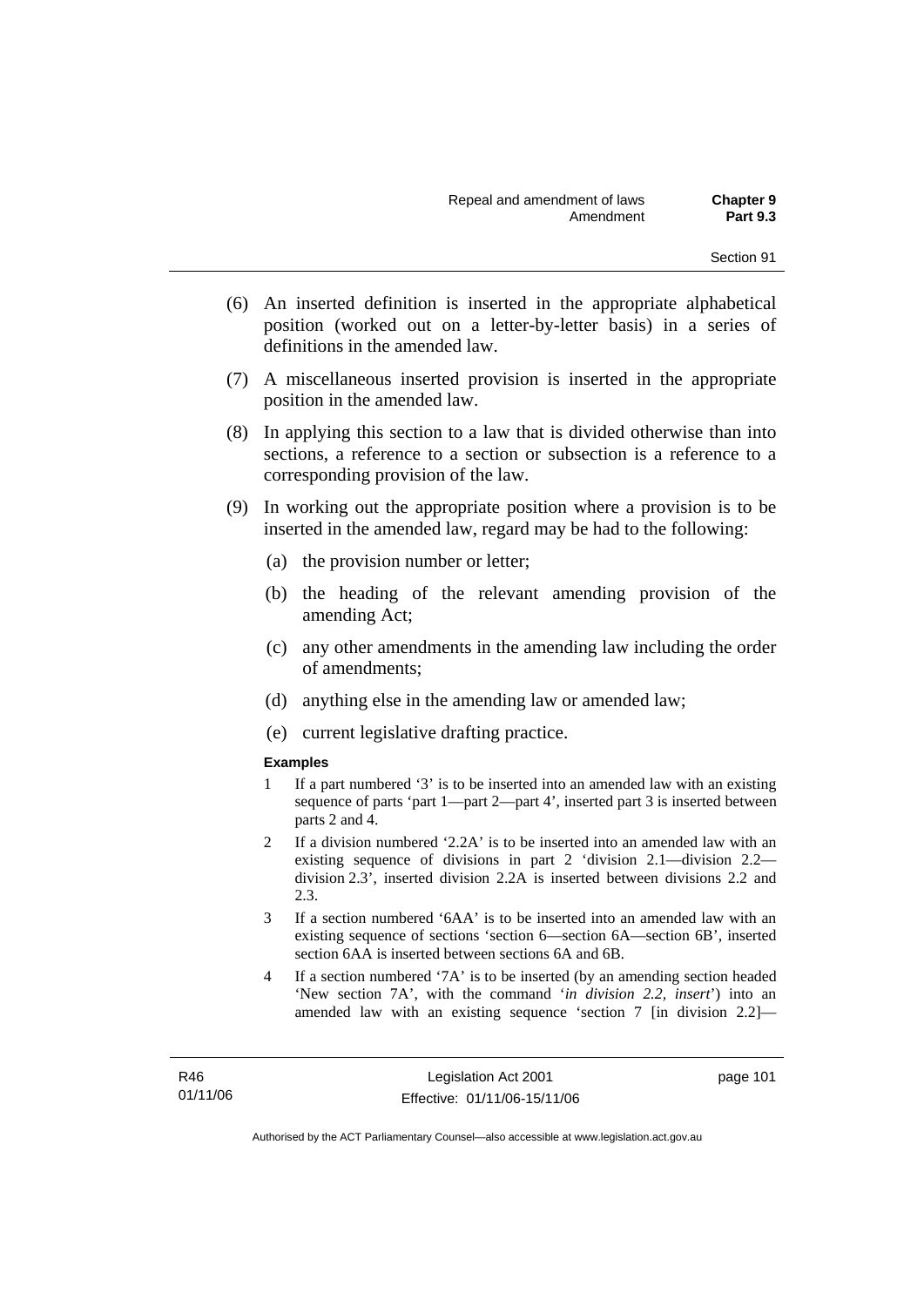(6) An inserted definition is inserted in the appropriate alphabetical position (worked out on a letter-by-letter basis) in a series of definitions in the amended law.

(7) A miscellaneous inserted provision is inserted in the appropriate position in the amended law.

(8) In applying this section to a law that is divided otherwise than into sections, a reference to a section or subsection is a reference to a corresponding provision of the law.

(9) In working out the appropriate position where a provision is to be inserted in the amended law, regard may be had to the following:

(a) the provision number or letter;

(b) the heading of the relevant amending provision of the amending Act;

(c) any other amendments in the amending law including the order of amendments;

(d) anything else in the amending law or amended law;

(e) current legislative drafting practice.

**Examples**

1 If a part numbered '3' is to be inserted into an amended law with an existing sequence of parts 'part 1—part 2—part 4', inserted part 3 is inserted between parts 2 and 4.

2 If a division numbered '2.2A' is to be inserted into an amended law with an existing sequence of divisions in part 2 'division 2.1—division 2.2—division 2.3', inserted division 2.2A is inserted between divisions 2.2 and 2.3.

3 If a section numbered '6AA' is to be inserted into an amended law with an existing sequence of sections 'section 6—section 6A—section 6B', inserted section 6AA is inserted between sections 6A and 6B.

4 If a section numbered '7A' is to be inserted (by an amending section headed 'New section 7A', with the command '*in division 2.2, insert*') into an amended law with an existing sequence 'section 7 [in division 2.2]—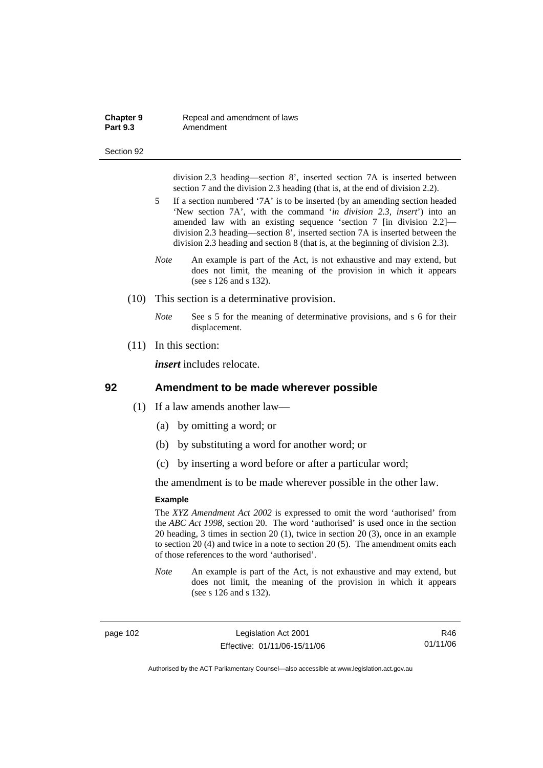division 2.3 heading—section 8', inserted section 7A is inserted between section 7 and the division 2.3 heading (that is, at the end of division 2.2).

5 If a section numbered '7A' is to be inserted (by an amending section headed 'New section 7A', with the command '*in division 2.3, insert*') into an amended law with an existing sequence 'section 7 [in division 2.2]—division 2.3 heading—section 8', inserted section 7A is inserted between the division 2.3 heading and section 8 (that is, at the beginning of division 2.3).

*Note* An example is part of the Act, is not exhaustive and may extend, but does not limit, the meaning of the provision in which it appears (see s 126 and s 132).

(10) This section is a determinative provision.

*Note* See s 5 for the meaning of determinative provisions, and s 6 for their displacement.

(11) In this section:

***insert*** includes relocate.

## 92 Amendment to be made wherever possible

(1) If a law amends another law—

(a) by omitting a word; or

(b) by substituting a word for another word; or

(c) by inserting a word before or after a particular word;

the amendment is to be made wherever possible in the other law.

**Example**

The *XYZ Amendment Act 2002* is expressed to omit the word 'authorised' from the *ABC Act 1998*, section 20. The word 'authorised' is used once in the section 20 heading, 3 times in section 20 (1), twice in section 20 (3), once in an example to section 20 (4) and twice in a note to section 20 (5). The amendment omits each of those references to the word 'authorised'.

*Note* An example is part of the Act, is not exhaustive and may extend, but does not limit, the meaning of the provision in which it appears (see s 126 and s 132).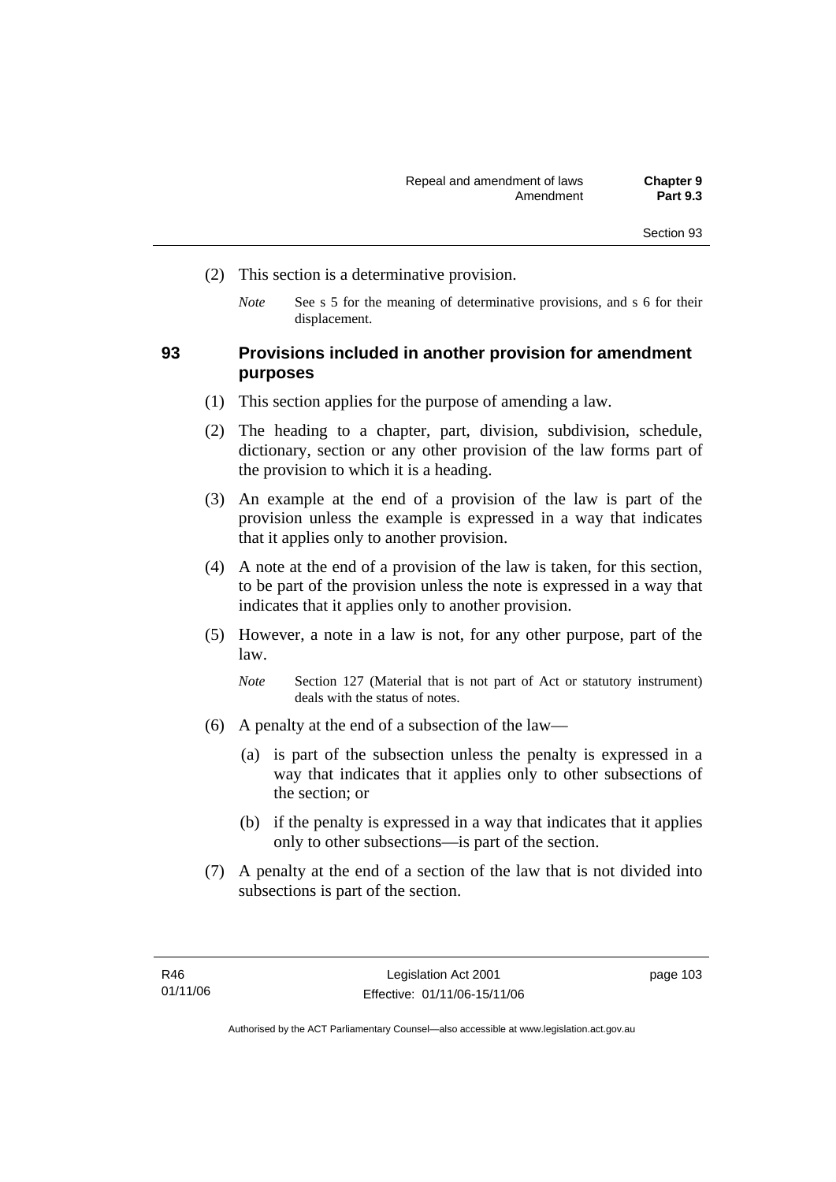(2) This section is a determinative provision.

*Note* See s 5 for the meaning of determinative provisions, and s 6 for their displacement.

## 93 Provisions included in another provision for amendment purposes

(1) This section applies for the purpose of amending a law.

(2) The heading to a chapter, part, division, subdivision, schedule, dictionary, section or any other provision of the law forms part of the provision to which it is a heading.

(3) An example at the end of a provision of the law is part of the provision unless the example is expressed in a way that indicates that it applies only to another provision.

(4) A note at the end of a provision of the law is taken, for this section, to be part of the provision unless the note is expressed in a way that indicates that it applies only to another provision.

(5) However, a note in a law is not, for any other purpose, part of the law.

*Note* Section 127 (Material that is not part of Act or statutory instrument) deals with the status of notes.

(6) A penalty at the end of a subsection of the law—

(a) is part of the subsection unless the penalty is expressed in a way that indicates that it applies only to other subsections of the section; or

(b) if the penalty is expressed in a way that indicates that it applies only to other subsections—is part of the section.

(7) A penalty at the end of a section of the law that is not divided into subsections is part of the section.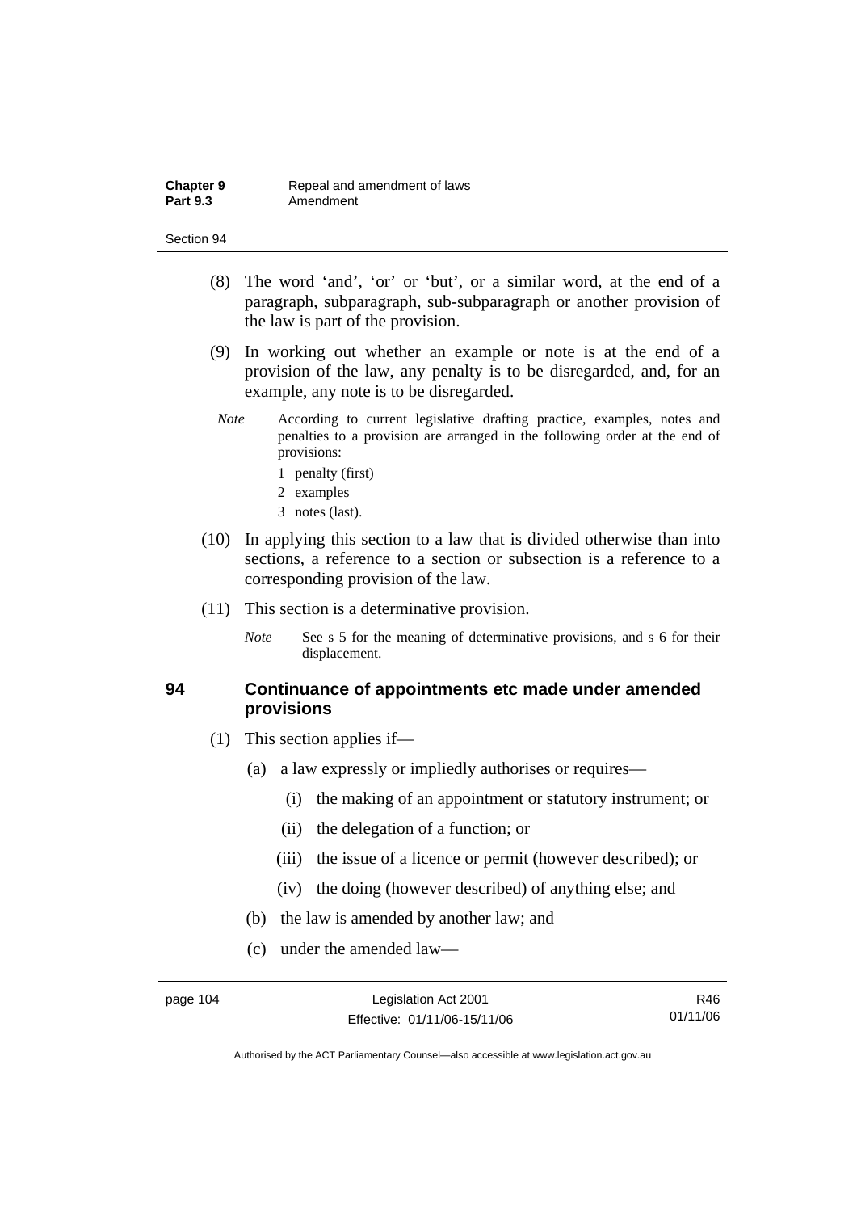(8) The word 'and', 'or' or 'but', or a similar word, at the end of a paragraph, subparagraph, sub-subparagraph or another provision of the law is part of the provision.

(9) In working out whether an example or note is at the end of a provision of the law, any penalty is to be disregarded, and, for an example, any note is to be disregarded.

*Note* According to current legislative drafting practice, examples, notes and penalties to a provision are arranged in the following order at the end of provisions:

1 penalty (first)

2 examples

3 notes (last).

(10) In applying this section to a law that is divided otherwise than into sections, a reference to a section or subsection is a reference to a corresponding provision of the law.

(11) This section is a determinative provision.

*Note* See s 5 for the meaning of determinative provisions, and s 6 for their displacement.

## 94 Continuance of appointments etc made under amended provisions

(1) This section applies if—

(a) a law expressly or impliedly authorises or requires—

(i) the making of an appointment or statutory instrument; or

(ii) the delegation of a function; or

(iii) the issue of a licence or permit (however described); or

(iv) the doing (however described) of anything else; and

(b) the law is amended by another law; and

(c) under the amended law—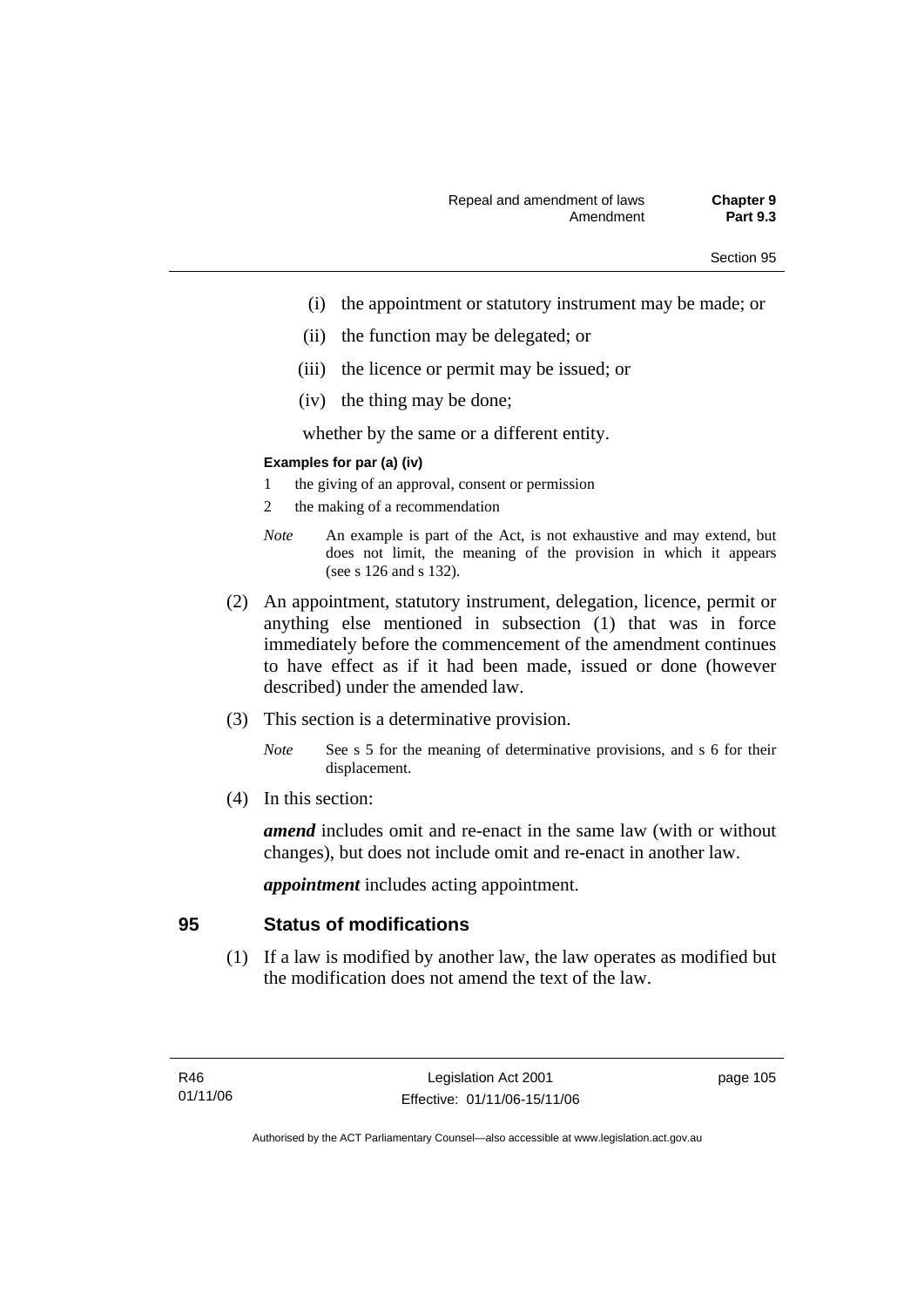(i) the appointment or statutory instrument may be made; or

(ii) the function may be delegated; or

(iii) the licence or permit may be issued; or

(iv) the thing may be done;

whether by the same or a different entity.

**Examples for par (a) (iv)**

1 the giving of an approval, consent or permission

2 the making of a recommendation

*Note* An example is part of the Act, is not exhaustive and may extend, but does not limit, the meaning of the provision in which it appears (see s 126 and s 132).

(2) An appointment, statutory instrument, delegation, licence, permit or anything else mentioned in subsection (1) that was in force immediately before the commencement of the amendment continues to have effect as if it had been made, issued or done (however described) under the amended law.

(3) This section is a determinative provision.

*Note* See s 5 for the meaning of determinative provisions, and s 6 for their displacement.

(4) In this section:

***amend*** includes omit and re-enact in the same law (with or without changes), but does not include omit and re-enact in another law.

***appointment*** includes acting appointment.

## 95 Status of modifications

(1) If a law is modified by another law, the law operates as modified but the modification does not amend the text of the law.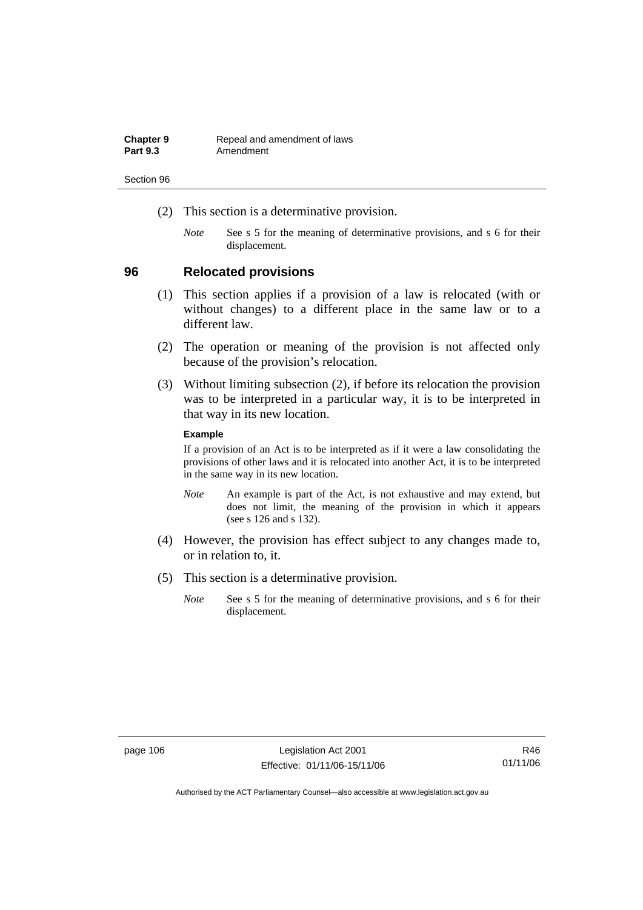(2) This section is a determinative provision.

*Note* See s 5 for the meaning of determinative provisions, and s 6 for their displacement.

## 96 Relocated provisions

(1) This section applies if a provision of a law is relocated (with or without changes) to a different place in the same law or to a different law.

(2) The operation or meaning of the provision is not affected only because of the provision's relocation.

(3) Without limiting subsection (2), if before its relocation the provision was to be interpreted in a particular way, it is to be interpreted in that way in its new location.

**Example**

If a provision of an Act is to be interpreted as if it were a law consolidating the provisions of other laws and it is relocated into another Act, it is to be interpreted in the same way in its new location.

*Note* An example is part of the Act, is not exhaustive and may extend, but does not limit, the meaning of the provision in which it appears (see s 126 and s 132).

(4) However, the provision has effect subject to any changes made to, or in relation to, it.

(5) This section is a determinative provision.

*Note* See s 5 for the meaning of determinative provisions, and s 6 for their displacement.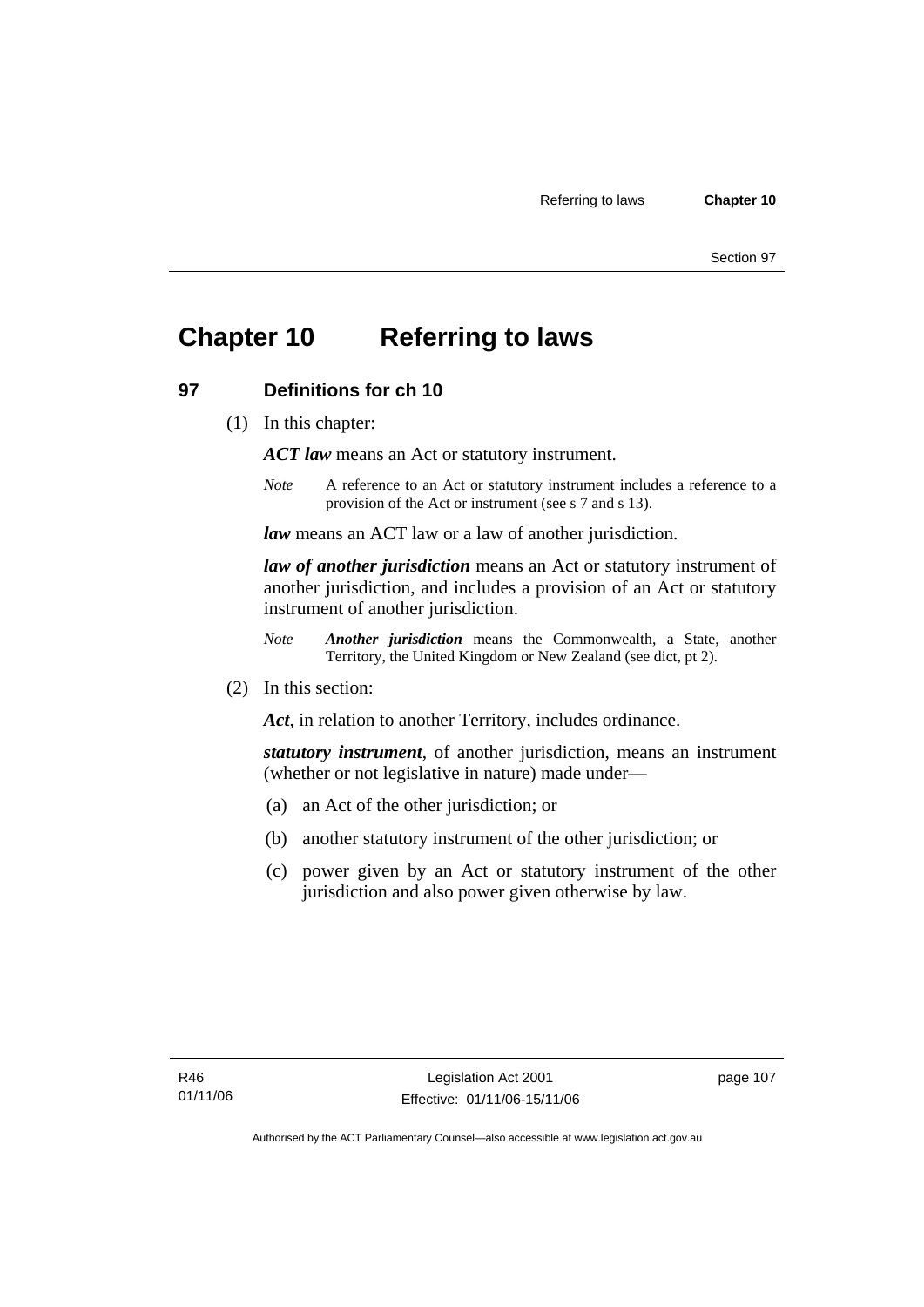# Chapter 10 Referring to laws

## 97 Definitions for ch 10

(1) In this chapter:

***ACT law*** means an Act or statutory instrument.

*Note* A reference to an Act or statutory instrument includes a reference to a provision of the Act or instrument (see s 7 and s 13).

***law*** means an ACT law or a law of another jurisdiction.

***law of another jurisdiction*** means an Act or statutory instrument of another jurisdiction, and includes a provision of an Act or statutory instrument of another jurisdiction.

*Note* ***Another jurisdiction*** means the Commonwealth, a State, another Territory, the United Kingdom or New Zealand (see dict, pt 2).

(2) In this section:

***Act***, in relation to another Territory, includes ordinance.

***statutory instrument***, of another jurisdiction, means an instrument (whether or not legislative in nature) made under—

(a) an Act of the other jurisdiction; or

(b) another statutory instrument of the other jurisdiction; or

(c) power given by an Act or statutory instrument of the other jurisdiction and also power given otherwise by law.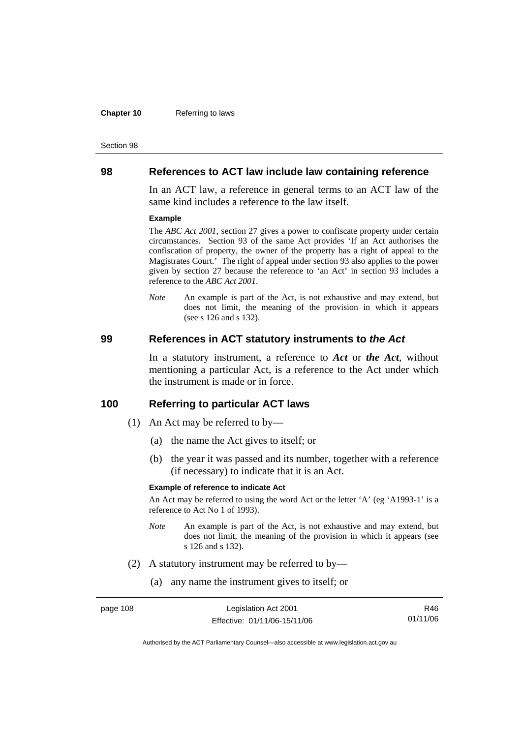## 98 References to ACT law include law containing reference

In an ACT law, a reference in general terms to an ACT law of the same kind includes a reference to the law itself.

**Example**

The *ABC Act 2001*, section 27 gives a power to confiscate property under certain circumstances. Section 93 of the same Act provides 'If an Act authorises the confiscation of property, the owner of the property has a right of appeal to the Magistrates Court.' The right of appeal under section 93 also applies to the power given by section 27 because the reference to 'an Act' in section 93 includes a reference to the *ABC Act 2001*.

*Note* An example is part of the Act, is not exhaustive and may extend, but does not limit, the meaning of the provision in which it appears (see s 126 and s 132).

## 99 References in ACT statutory instruments to *the Act*

In a statutory instrument, a reference to ***Act*** or ***the Act***, without mentioning a particular Act, is a reference to the Act under which the instrument is made or in force.

## 100 Referring to particular ACT laws

(1) An Act may be referred to by—

(a) the name the Act gives to itself; or

(b) the year it was passed and its number, together with a reference (if necessary) to indicate that it is an Act.

**Example of reference to indicate Act**

An Act may be referred to using the word Act or the letter 'A' (eg 'A1993-1' is a reference to Act No 1 of 1993).

*Note* An example is part of the Act, is not exhaustive and may extend, but does not limit, the meaning of the provision in which it appears (see s 126 and s 132).

(2) A statutory instrument may be referred to by—

(a) any name the instrument gives to itself; or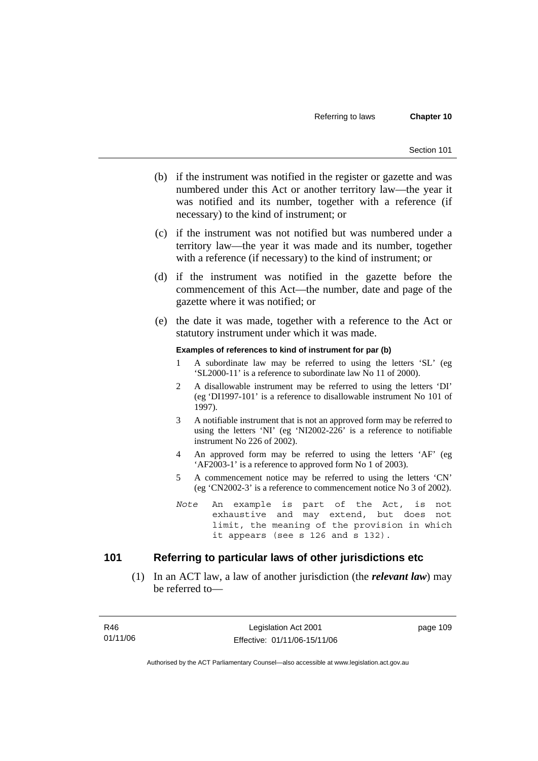(b) if the instrument was notified in the register or gazette and was numbered under this Act or another territory law—the year it was notified and its number, together with a reference (if necessary) to the kind of instrument; or

(c) if the instrument was not notified but was numbered under a territory law—the year it was made and its number, together with a reference (if necessary) to the kind of instrument; or

(d) if the instrument was notified in the gazette before the commencement of this Act—the number, date and page of the gazette where it was notified; or

(e) the date it was made, together with a reference to the Act or statutory instrument under which it was made.

**Examples of references to kind of instrument for par (b)**

1 A subordinate law may be referred to using the letters 'SL' (eg 'SL2000-11' is a reference to subordinate law No 11 of 2000).

2 A disallowable instrument may be referred to using the letters 'DI' (eg 'DI1997-101' is a reference to disallowable instrument No 101 of 1997).

3 A notifiable instrument that is not an approved form may be referred to using the letters 'NI' (eg 'NI2002-226' is a reference to notifiable instrument No 226 of 2002).

4 An approved form may be referred to using the letters 'AF' (eg 'AF2003-1' is a reference to approved form No 1 of 2003).

5 A commencement notice may be referred to using the letters 'CN' (eg 'CN2002-3' is a reference to commencement notice No 3 of 2002).

*Note* An example is part of the Act, is not exhaustive and may extend, but does not limit, the meaning of the provision in which it appears (see s 126 and s 132).

## 101 Referring to particular laws of other jurisdictions etc

(1) In an ACT law, a law of another jurisdiction (the ***relevant law***) may be referred to—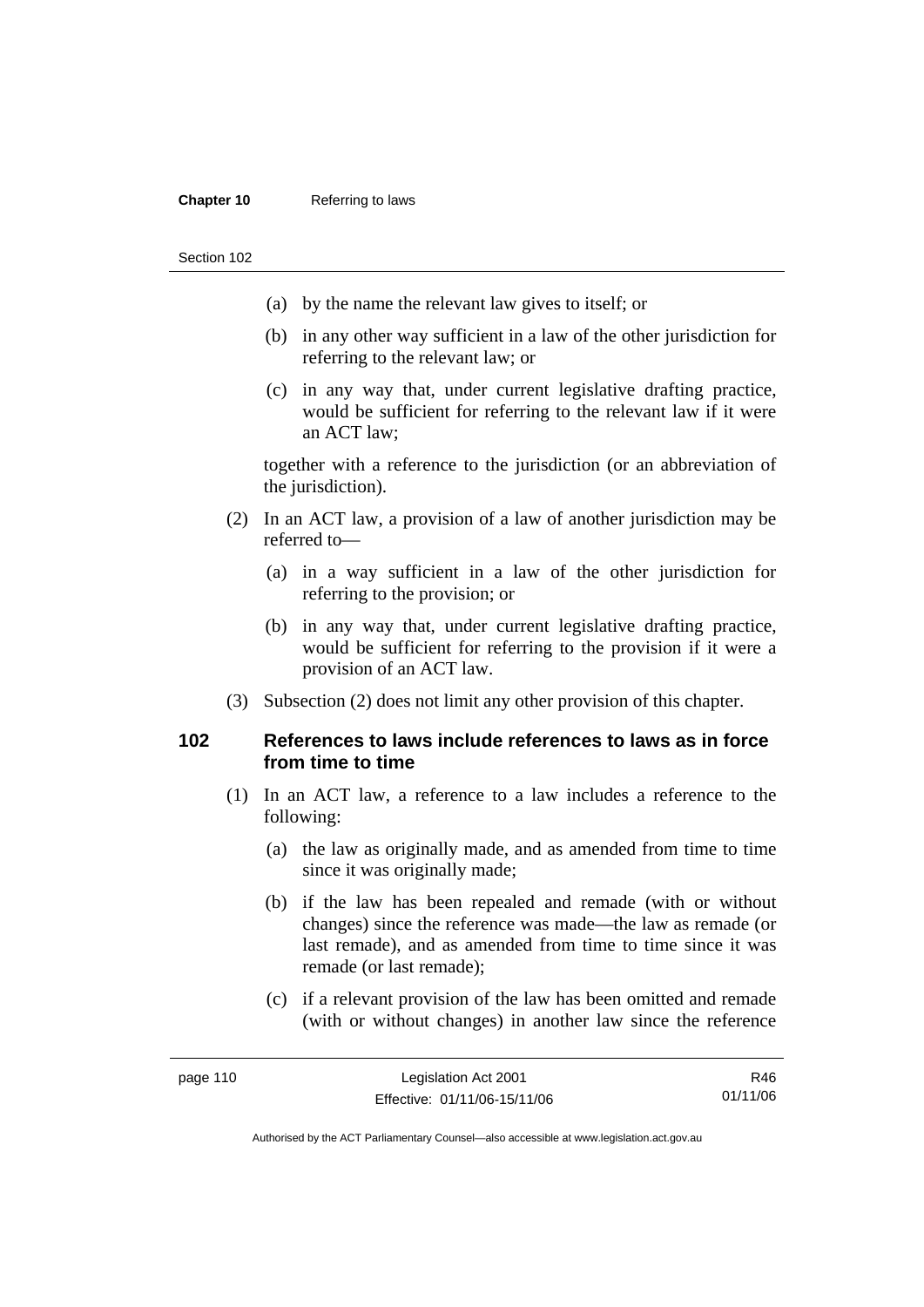(a) by the name the relevant law gives to itself; or

(b) in any other way sufficient in a law of the other jurisdiction for referring to the relevant law; or

(c) in any way that, under current legislative drafting practice, would be sufficient for referring to the relevant law if it were an ACT law;

together with a reference to the jurisdiction (or an abbreviation of the jurisdiction).

(2) In an ACT law, a provision of a law of another jurisdiction may be referred to—

(a) in a way sufficient in a law of the other jurisdiction for referring to the provision; or

(b) in any way that, under current legislative drafting practice, would be sufficient for referring to the provision if it were a provision of an ACT law.

(3) Subsection (2) does not limit any other provision of this chapter.

### 102 References to laws include references to laws as in force from time to time

(1) In an ACT law, a reference to a law includes a reference to the following:

(a) the law as originally made, and as amended from time to time since it was originally made;

(b) if the law has been repealed and remade (with or without changes) since the reference was made—the law as remade (or last remade), and as amended from time to time since it was remade (or last remade);

(c) if a relevant provision of the law has been omitted and remade (with or without changes) in another law since the reference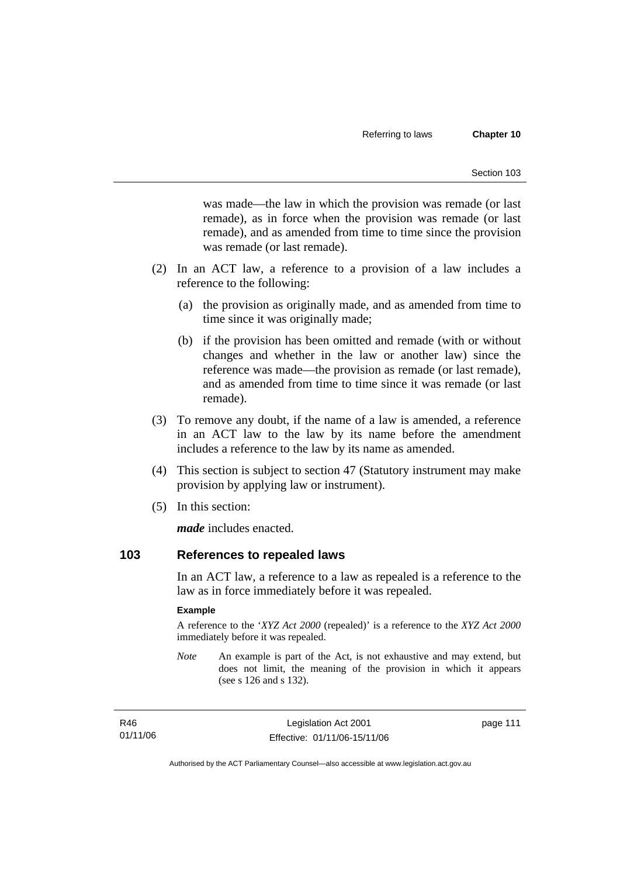was made—the law in which the provision was remade (or last remade), as in force when the provision was remade (or last remade), and as amended from time to time since the provision was remade (or last remade).

(2) In an ACT law, a reference to a provision of a law includes a reference to the following:

(a) the provision as originally made, and as amended from time to time since it was originally made;

(b) if the provision has been omitted and remade (with or without changes and whether in the law or another law) since the reference was made—the provision as remade (or last remade), and as amended from time to time since it was remade (or last remade).

(3) To remove any doubt, if the name of a law is amended, a reference in an ACT law to the law by its name before the amendment includes a reference to the law by its name as amended.

(4) This section is subject to section 47 (Statutory instrument may make provision by applying law or instrument).

(5) In this section:

***made*** includes enacted.

## 103 References to repealed laws

In an ACT law, a reference to a law as repealed is a reference to the law as in force immediately before it was repealed.

**Example**

A reference to the '*XYZ Act 2000* (repealed)' is a reference to the *XYZ Act 2000* immediately before it was repealed.

*Note* An example is part of the Act, is not exhaustive and may extend, but does not limit, the meaning of the provision in which it appears (see s 126 and s 132).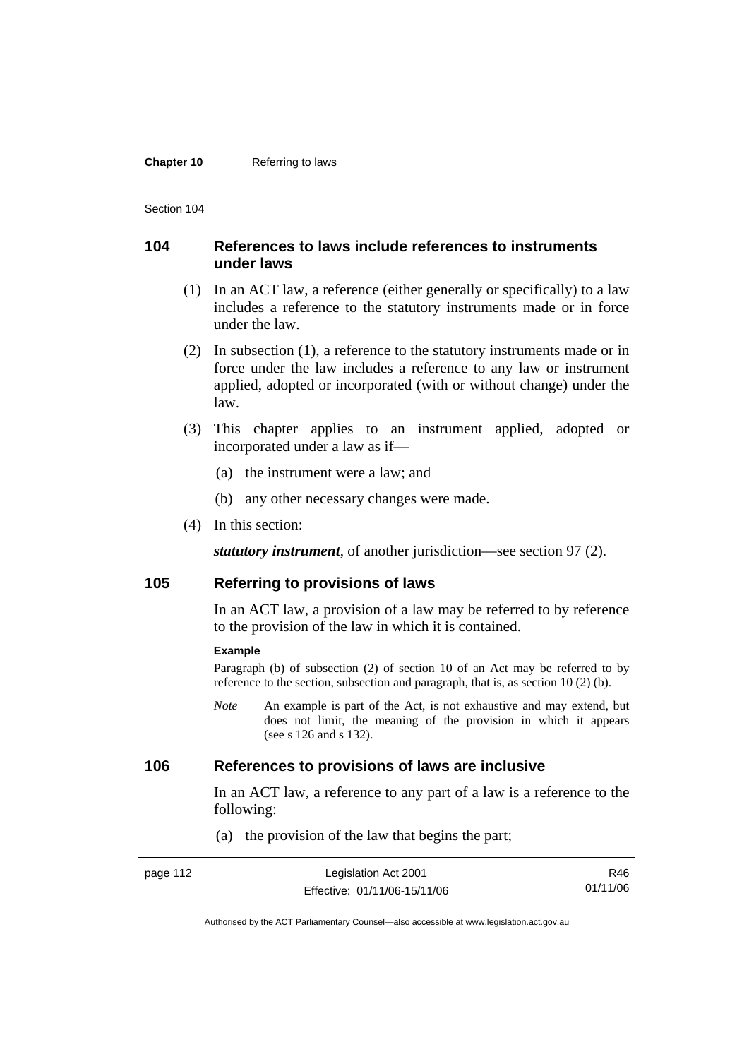## 104 References to laws include references to instruments under laws

(1) In an ACT law, a reference (either generally or specifically) to a law includes a reference to the statutory instruments made or in force under the law.

(2) In subsection (1), a reference to the statutory instruments made or in force under the law includes a reference to any law or instrument applied, adopted or incorporated (with or without change) under the law.

(3) This chapter applies to an instrument applied, adopted or incorporated under a law as if—

(a) the instrument were a law; and

(b) any other necessary changes were made.

(4) In this section:

***statutory instrument***, of another jurisdiction—see section 97 (2).

## 105 Referring to provisions of laws

In an ACT law, a provision of a law may be referred to by reference to the provision of the law in which it is contained.

**Example**

Paragraph (b) of subsection (2) of section 10 of an Act may be referred to by reference to the section, subsection and paragraph, that is, as section 10 (2) (b).

*Note* An example is part of the Act, is not exhaustive and may extend, but does not limit, the meaning of the provision in which it appears (see s 126 and s 132).

## 106 References to provisions of laws are inclusive

In an ACT law, a reference to any part of a law is a reference to the following:

(a) the provision of the law that begins the part;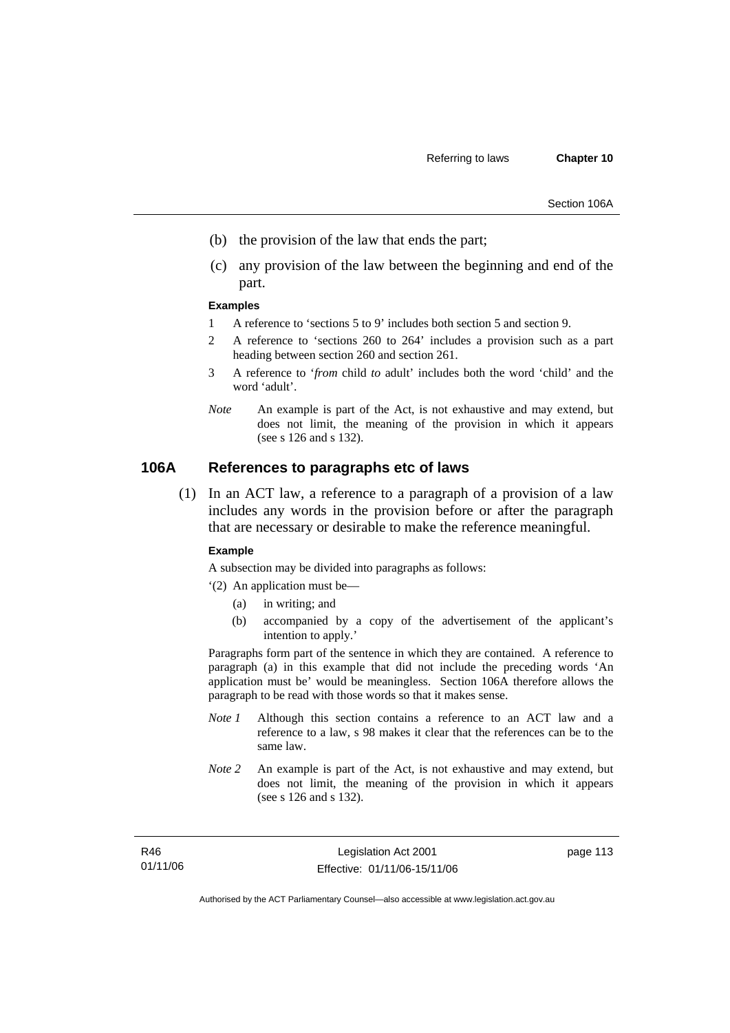(b) the provision of the law that ends the part;

(c) any provision of the law between the beginning and end of the part.

**Examples**

1 A reference to 'sections 5 to 9' includes both section 5 and section 9.

2 A reference to 'sections 260 to 264' includes a provision such as a part heading between section 260 and section 261.

3 A reference to '*from* child *to* adult' includes both the word 'child' and the word 'adult'.

*Note* An example is part of the Act, is not exhaustive and may extend, but does not limit, the meaning of the provision in which it appears (see s 126 and s 132).

## 106A References to paragraphs etc of laws

(1) In an ACT law, a reference to a paragraph of a provision of a law includes any words in the provision before or after the paragraph that are necessary or desirable to make the reference meaningful.

**Example**

A subsection may be divided into paragraphs as follows:

'(2) An application must be—

(a) in writing; and

(b) accompanied by a copy of the advertisement of the applicant's intention to apply.'

Paragraphs form part of the sentence in which they are contained. A reference to paragraph (a) in this example that did not include the preceding words 'An application must be' would be meaningless. Section 106A therefore allows the paragraph to be read with those words so that it makes sense.

*Note 1* Although this section contains a reference to an ACT law and a reference to a law, s 98 makes it clear that the references can be to the same law.

*Note 2* An example is part of the Act, is not exhaustive and may extend, but does not limit, the meaning of the provision in which it appears (see s 126 and s 132).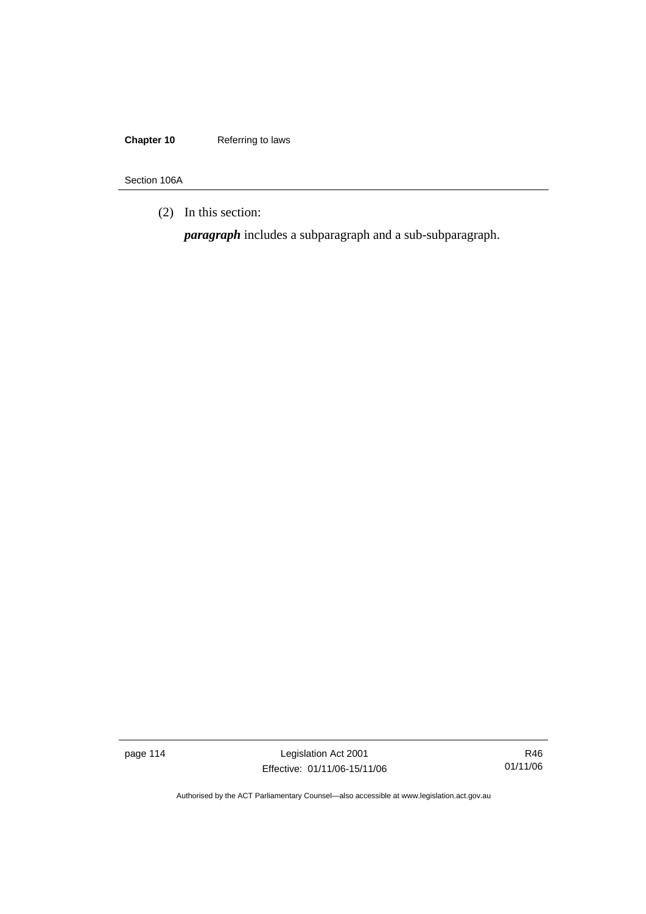(2) In this section:

***paragraph*** includes a subparagraph and a sub-subparagraph.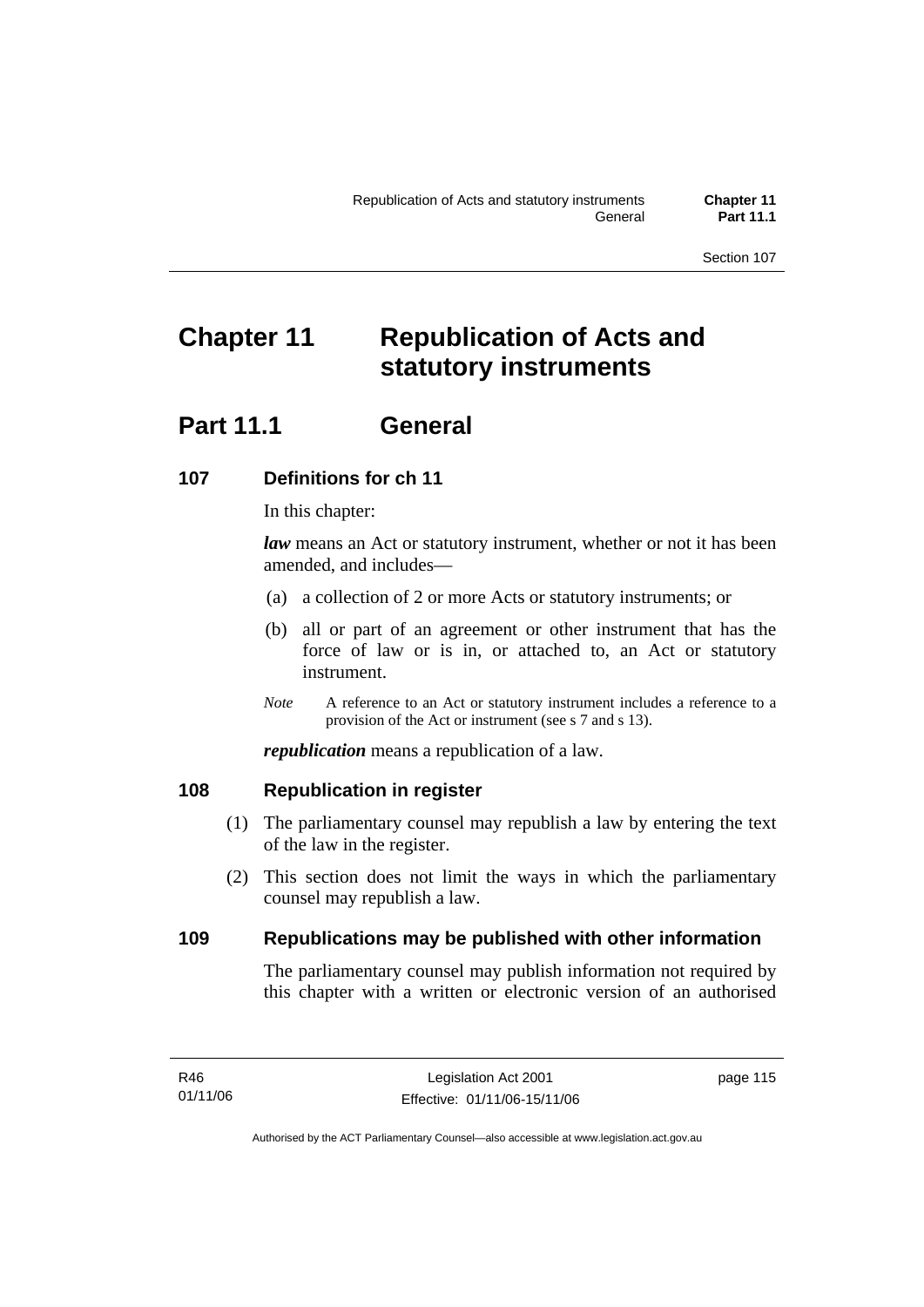# Chapter 11 Republication of Acts and statutory instruments

## Part 11.1 General

### 107 Definitions for ch 11

In this chapter:

***law*** means an Act or statutory instrument, whether or not it has been amended, and includes—

(a) a collection of 2 or more Acts or statutory instruments; or

(b) all or part of an agreement or other instrument that has the force of law or is in, or attached to, an Act or statutory instrument.

*Note* A reference to an Act or statutory instrument includes a reference to a provision of the Act or instrument (see s 7 and s 13).

***republication*** means a republication of a law.

### 108 Republication in register

(1) The parliamentary counsel may republish a law by entering the text of the law in the register.

(2) This section does not limit the ways in which the parliamentary counsel may republish a law.

### 109 Republications may be published with other information

The parliamentary counsel may publish information not required by this chapter with a written or electronic version of an authorised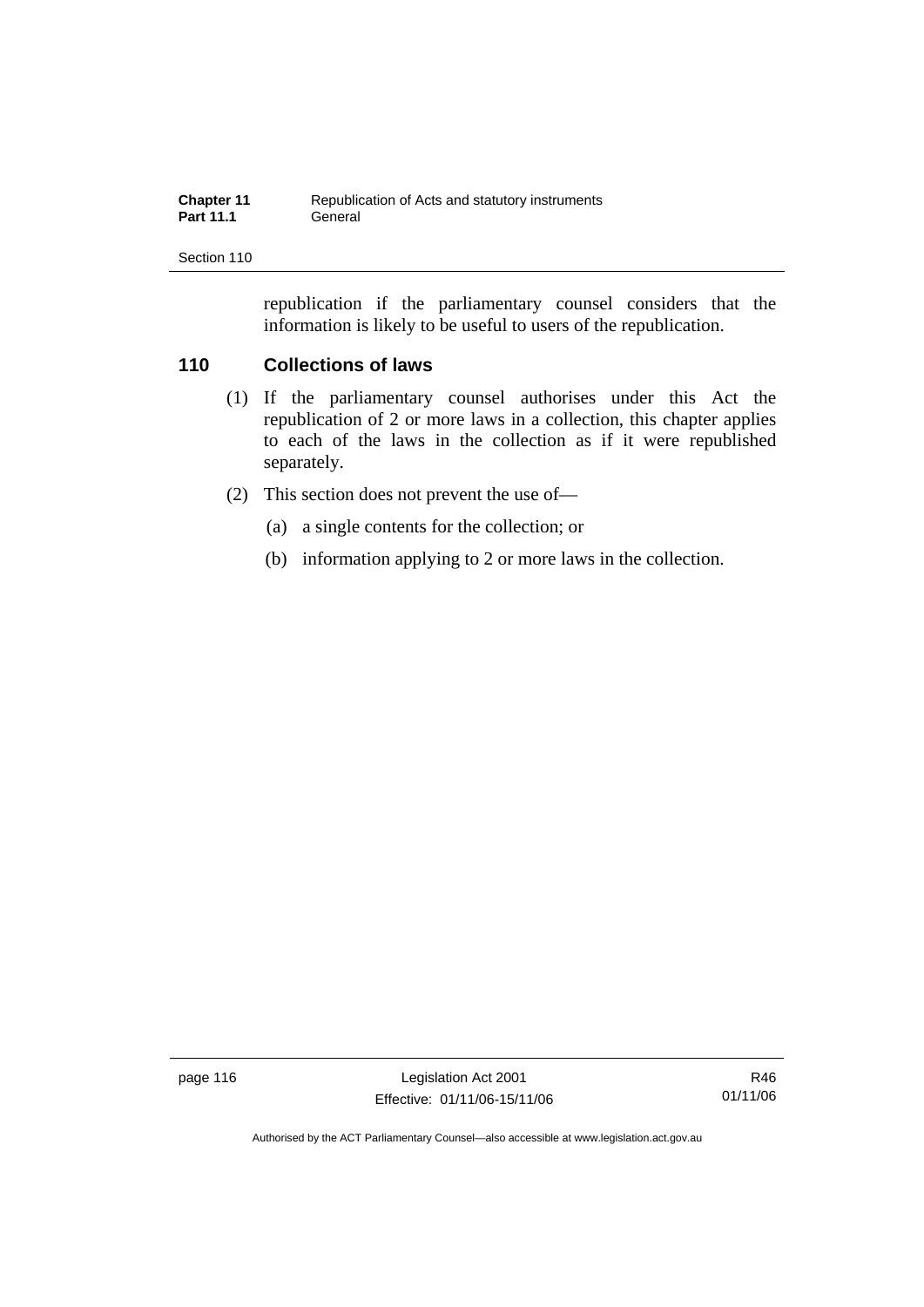republication if the parliamentary counsel considers that the information is likely to be useful to users of the republication.

## 110 Collections of laws

(1) If the parliamentary counsel authorises under this Act the republication of 2 or more laws in a collection, this chapter applies to each of the laws in the collection as if it were republished separately.

(2) This section does not prevent the use of—

(a) a single contents for the collection; or

(b) information applying to 2 or more laws in the collection.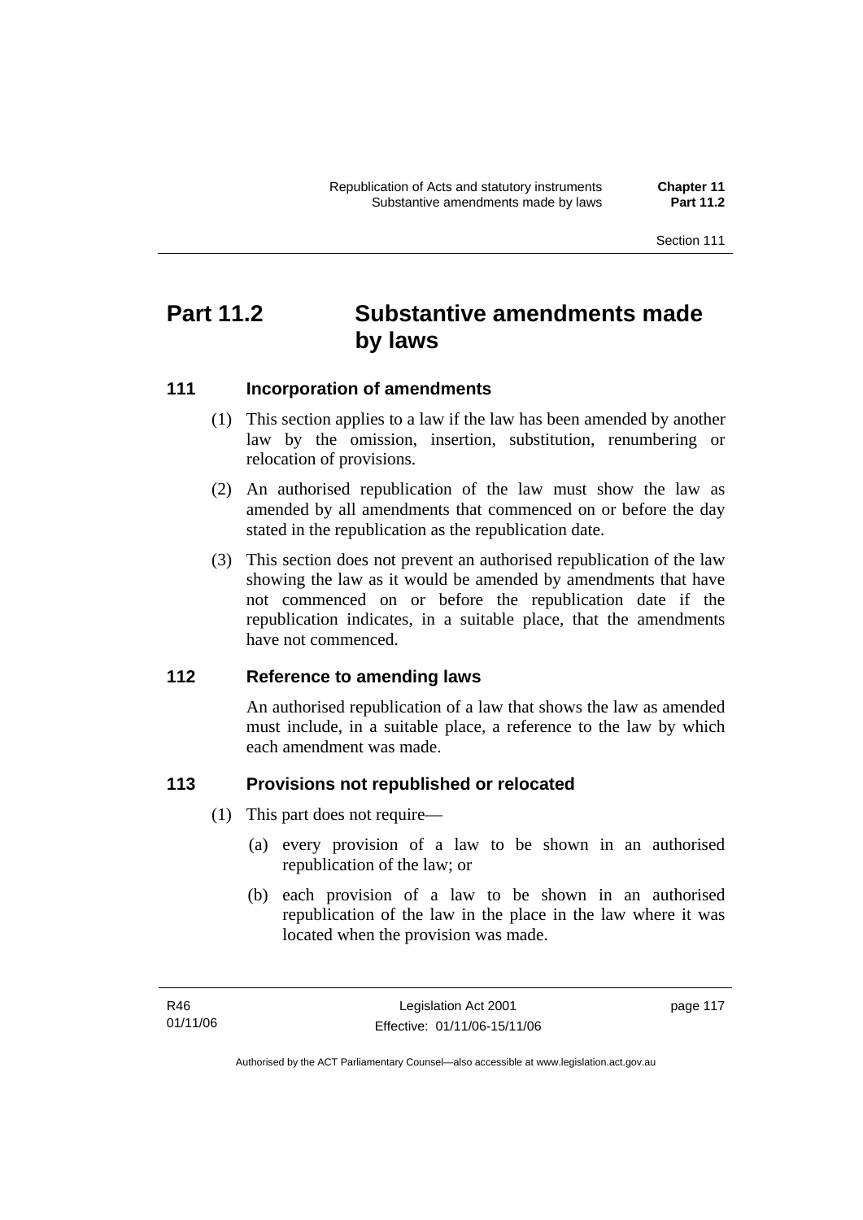# Part 11.2 Substantive amendments made by laws

## 111 Incorporation of amendments

(1) This section applies to a law if the law has been amended by another law by the omission, insertion, substitution, renumbering or relocation of provisions.

(2) An authorised republication of the law must show the law as amended by all amendments that commenced on or before the day stated in the republication as the republication date.

(3) This section does not prevent an authorised republication of the law showing the law as it would be amended by amendments that have not commenced on or before the republication date if the republication indicates, in a suitable place, that the amendments have not commenced.

## 112 Reference to amending laws

An authorised republication of a law that shows the law as amended must include, in a suitable place, a reference to the law by which each amendment was made.

## 113 Provisions not republished or relocated

(1) This part does not require—

(a) every provision of a law to be shown in an authorised republication of the law; or

(b) each provision of a law to be shown in an authorised republication of the law in the place in the law where it was located when the provision was made.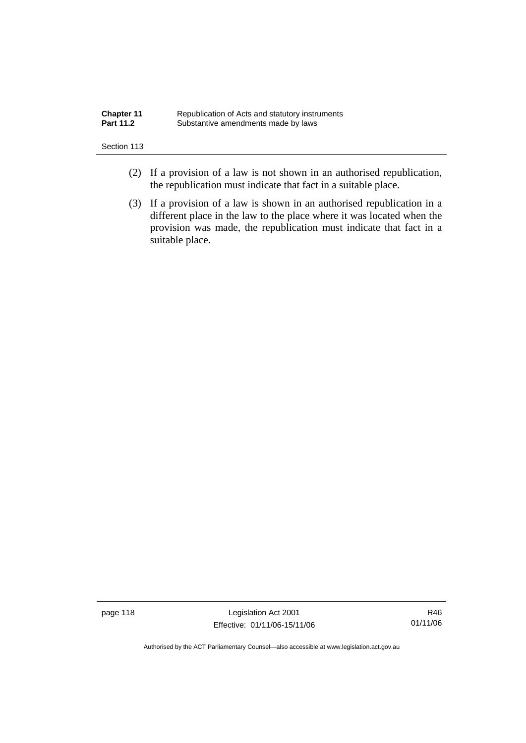(2) If a provision of a law is not shown in an authorised republication, the republication must indicate that fact in a suitable place.

(3) If a provision of a law is shown in an authorised republication in a different place in the law to the place where it was located when the provision was made, the republication must indicate that fact in a suitable place.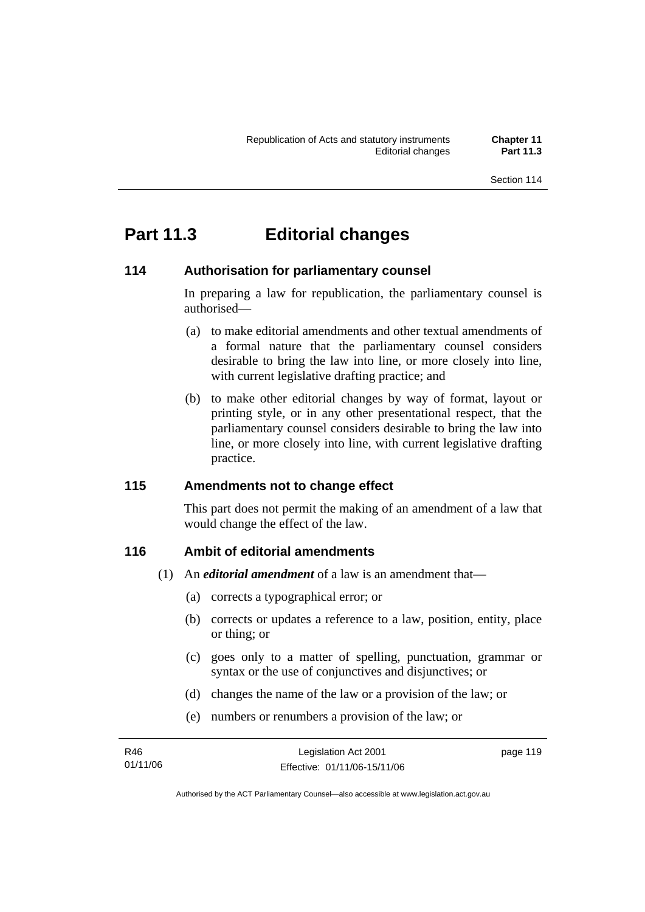# Part 11.3 Editorial changes

## 114 Authorisation for parliamentary counsel

In preparing a law for republication, the parliamentary counsel is authorised—

(a) to make editorial amendments and other textual amendments of a formal nature that the parliamentary counsel considers desirable to bring the law into line, or more closely into line, with current legislative drafting practice; and

(b) to make other editorial changes by way of format, layout or printing style, or in any other presentational respect, that the parliamentary counsel considers desirable to bring the law into line, or more closely into line, with current legislative drafting practice.

## 115 Amendments not to change effect

This part does not permit the making of an amendment of a law that would change the effect of the law.

## 116 Ambit of editorial amendments

(1) An ***editorial amendment*** of a law is an amendment that—

(a) corrects a typographical error; or

(b) corrects or updates a reference to a law, position, entity, place or thing; or

(c) goes only to a matter of spelling, punctuation, grammar or syntax or the use of conjunctives and disjunctives; or

(d) changes the name of the law or a provision of the law; or

(e) numbers or renumbers a provision of the law; or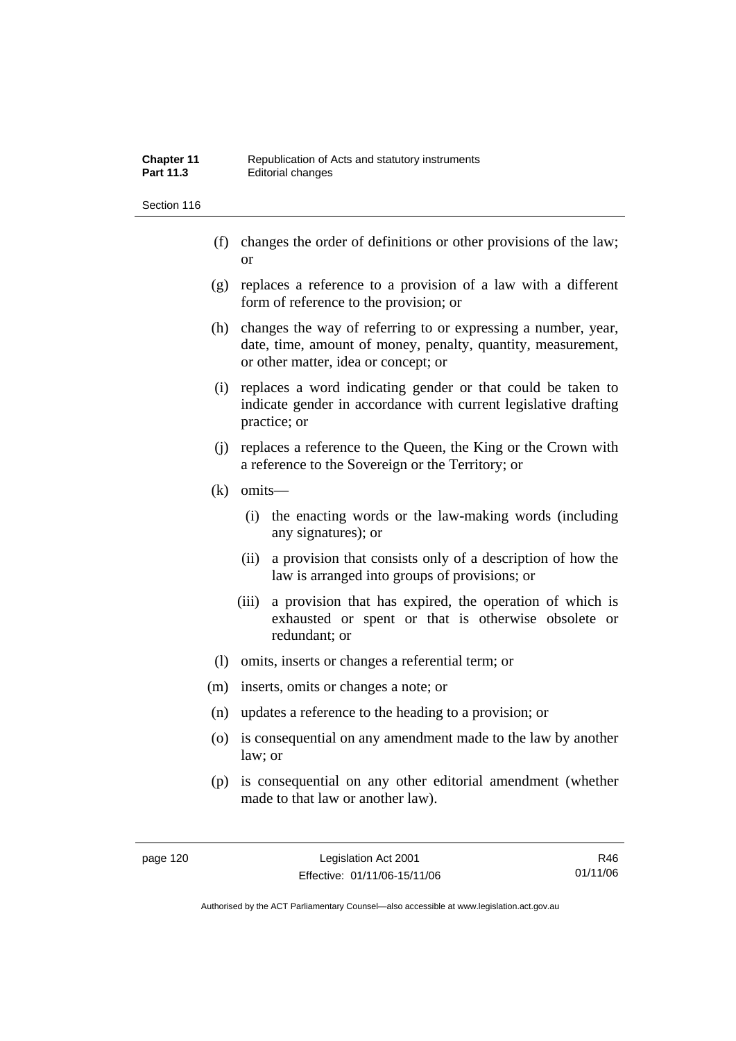(f) changes the order of definitions or other provisions of the law; or

(g) replaces a reference to a provision of a law with a different form of reference to the provision; or

(h) changes the way of referring to or expressing a number, year, date, time, amount of money, penalty, quantity, measurement, or other matter, idea or concept; or

(i) replaces a word indicating gender or that could be taken to indicate gender in accordance with current legislative drafting practice; or

(j) replaces a reference to the Queen, the King or the Crown with a reference to the Sovereign or the Territory; or

(k) omits—

(i) the enacting words or the law-making words (including any signatures); or

(ii) a provision that consists only of a description of how the law is arranged into groups of provisions; or

(iii) a provision that has expired, the operation of which is exhausted or spent or that is otherwise obsolete or redundant; or

(l) omits, inserts or changes a referential term; or

(m) inserts, omits or changes a note; or

(n) updates a reference to the heading to a provision; or

(o) is consequential on any amendment made to the law by another law; or

(p) is consequential on any other editorial amendment (whether made to that law or another law).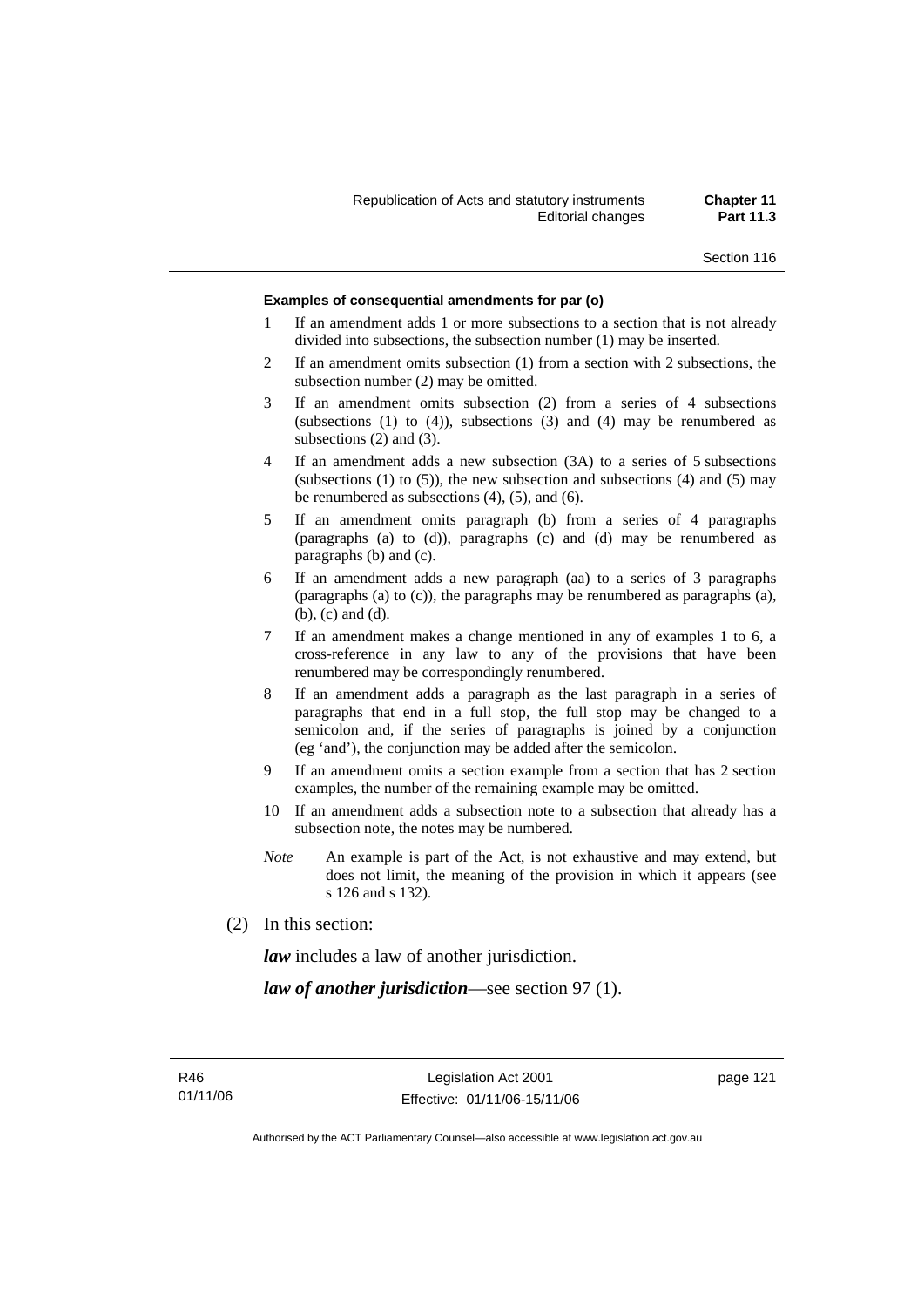**Examples of consequential amendments for par (o)**

1 If an amendment adds 1 or more subsections to a section that is not already divided into subsections, the subsection number (1) may be inserted.

2 If an amendment omits subsection (1) from a section with 2 subsections, the subsection number (2) may be omitted.

3 If an amendment omits subsection (2) from a series of 4 subsections (subsections (1) to (4)), subsections (3) and (4) may be renumbered as subsections (2) and (3).

4 If an amendment adds a new subsection (3A) to a series of 5 subsections (subsections (1) to (5)), the new subsection and subsections (4) and (5) may be renumbered as subsections (4), (5), and (6).

5 If an amendment omits paragraph (b) from a series of 4 paragraphs (paragraphs (a) to (d)), paragraphs (c) and (d) may be renumbered as paragraphs (b) and (c).

6 If an amendment adds a new paragraph (aa) to a series of 3 paragraphs (paragraphs (a) to (c)), the paragraphs may be renumbered as paragraphs (a), (b), (c) and (d).

7 If an amendment makes a change mentioned in any of examples 1 to 6, a cross-reference in any law to any of the provisions that have been renumbered may be correspondingly renumbered.

8 If an amendment adds a paragraph as the last paragraph in a series of paragraphs that end in a full stop, the full stop may be changed to a semicolon and, if the series of paragraphs is joined by a conjunction (eg 'and'), the conjunction may be added after the semicolon.

9 If an amendment omits a section example from a section that has 2 section examples, the number of the remaining example may be omitted.

10 If an amendment adds a subsection note to a subsection that already has a subsection note, the notes may be numbered.

*Note* An example is part of the Act, is not exhaustive and may extend, but does not limit, the meaning of the provision in which it appears (see s 126 and s 132).

(2) In this section:

***law*** includes a law of another jurisdiction.

***law of another jurisdiction***—see section 97 (1).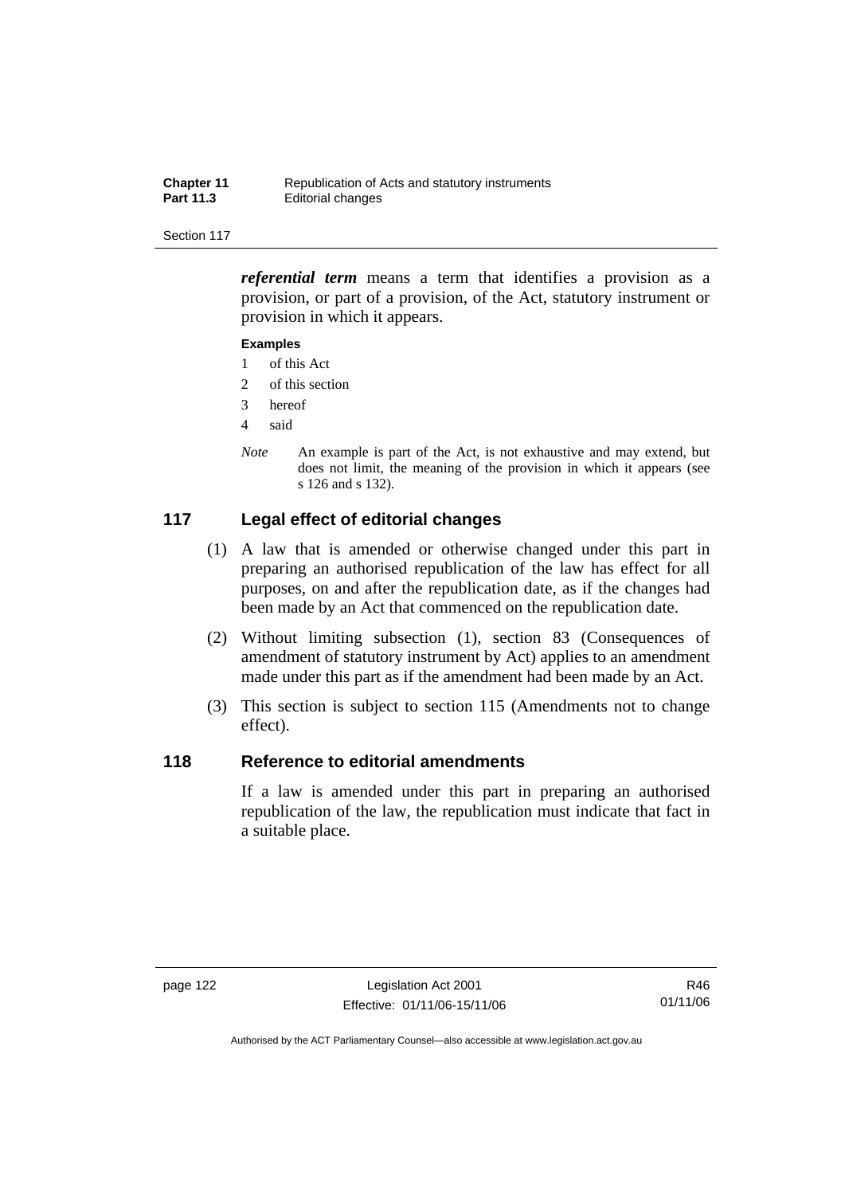***referential term*** means a term that identifies a provision as a provision, or part of a provision, of the Act, statutory instrument or provision in which it appears.

**Examples**

1 of this Act

2 of this section

3 hereof

4 said

*Note* An example is part of the Act, is not exhaustive and may extend, but does not limit, the meaning of the provision in which it appears (see s 126 and s 132).

## 117 Legal effect of editorial changes

(1) A law that is amended or otherwise changed under this part in preparing an authorised republication of the law has effect for all purposes, on and after the republication date, as if the changes had been made by an Act that commenced on the republication date.

(2) Without limiting subsection (1), section 83 (Consequences of amendment of statutory instrument by Act) applies to an amendment made under this part as if the amendment had been made by an Act.

(3) This section is subject to section 115 (Amendments not to change effect).

## 118 Reference to editorial amendments

If a law is amended under this part in preparing an authorised republication of the law, the republication must indicate that fact in a suitable place.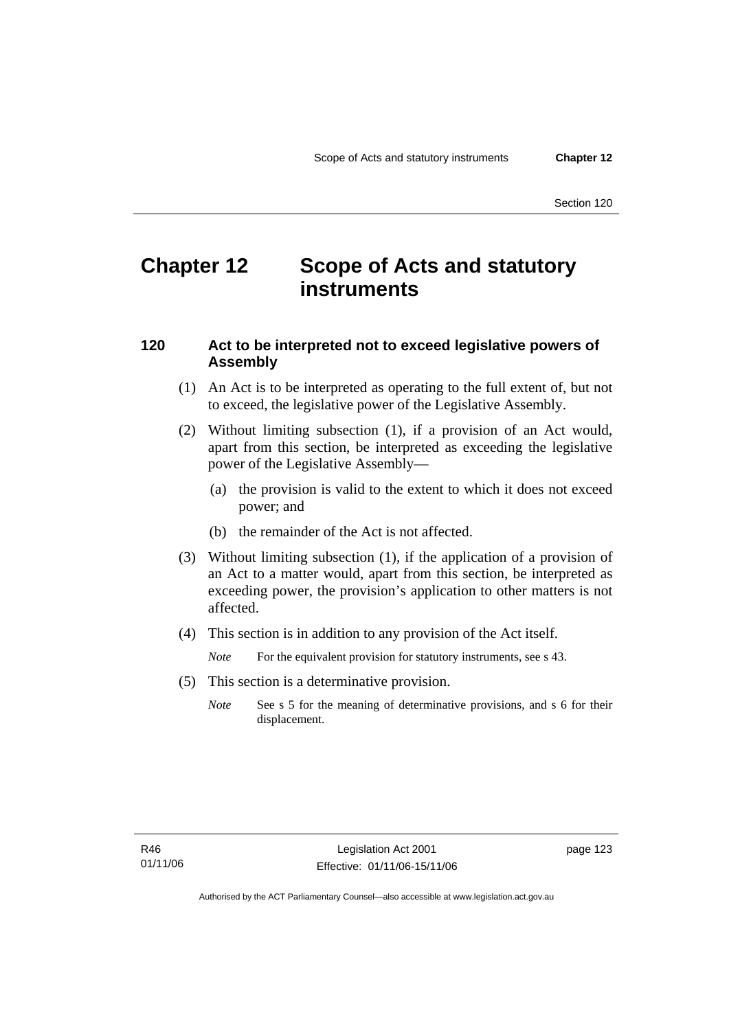# Chapter 12 Scope of Acts and statutory instruments

### 120 Act to be interpreted not to exceed legislative powers of Assembly

(1) An Act is to be interpreted as operating to the full extent of, but not to exceed, the legislative power of the Legislative Assembly.

(2) Without limiting subsection (1), if a provision of an Act would, apart from this section, be interpreted as exceeding the legislative power of the Legislative Assembly—

(a) the provision is valid to the extent to which it does not exceed power; and

(b) the remainder of the Act is not affected.

(3) Without limiting subsection (1), if the application of a provision of an Act to a matter would, apart from this section, be interpreted as exceeding power, the provision's application to other matters is not affected.

(4) This section is in addition to any provision of the Act itself.

*Note* For the equivalent provision for statutory instruments, see s 43.

(5) This section is a determinative provision.

*Note* See s 5 for the meaning of determinative provisions, and s 6 for their displacement.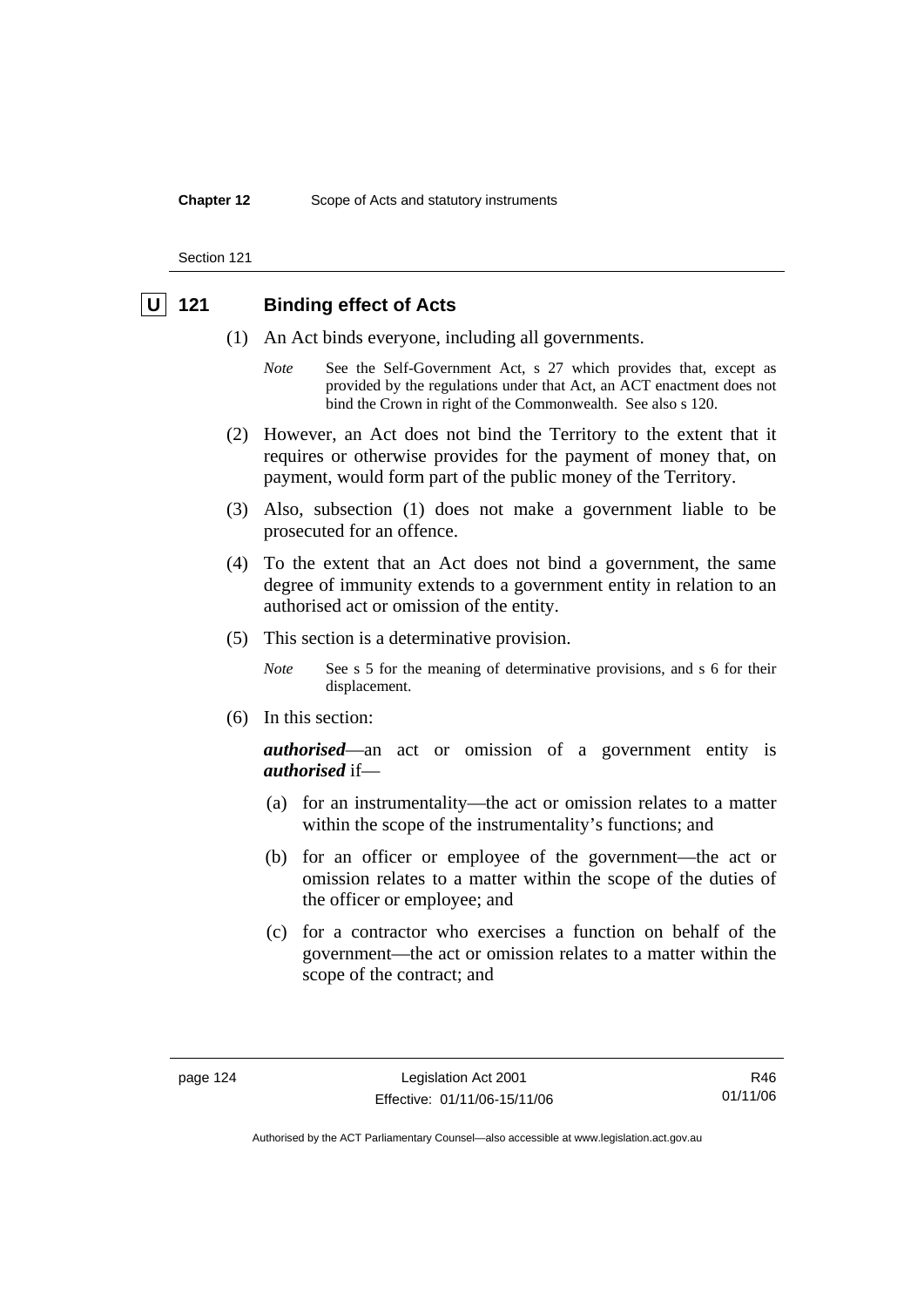## U 121 Binding effect of Acts

(1) An Act binds everyone, including all governments.

*Note* See the Self-Government Act, s 27 which provides that, except as provided by the regulations under that Act, an ACT enactment does not bind the Crown in right of the Commonwealth. See also s 120.

(2) However, an Act does not bind the Territory to the extent that it requires or otherwise provides for the payment of money that, on payment, would form part of the public money of the Territory.

(3) Also, subsection (1) does not make a government liable to be prosecuted for an offence.

(4) To the extent that an Act does not bind a government, the same degree of immunity extends to a government entity in relation to an authorised act or omission of the entity.

(5) This section is a determinative provision.

*Note* See s 5 for the meaning of determinative provisions, and s 6 for their displacement.

(6) In this section:

***authorised***—an act or omission of a government entity is ***authorised*** if—

(a) for an instrumentality—the act or omission relates to a matter within the scope of the instrumentality's functions; and

(b) for an officer or employee of the government—the act or omission relates to a matter within the scope of the duties of the officer or employee; and

(c) for a contractor who exercises a function on behalf of the government—the act or omission relates to a matter within the scope of the contract; and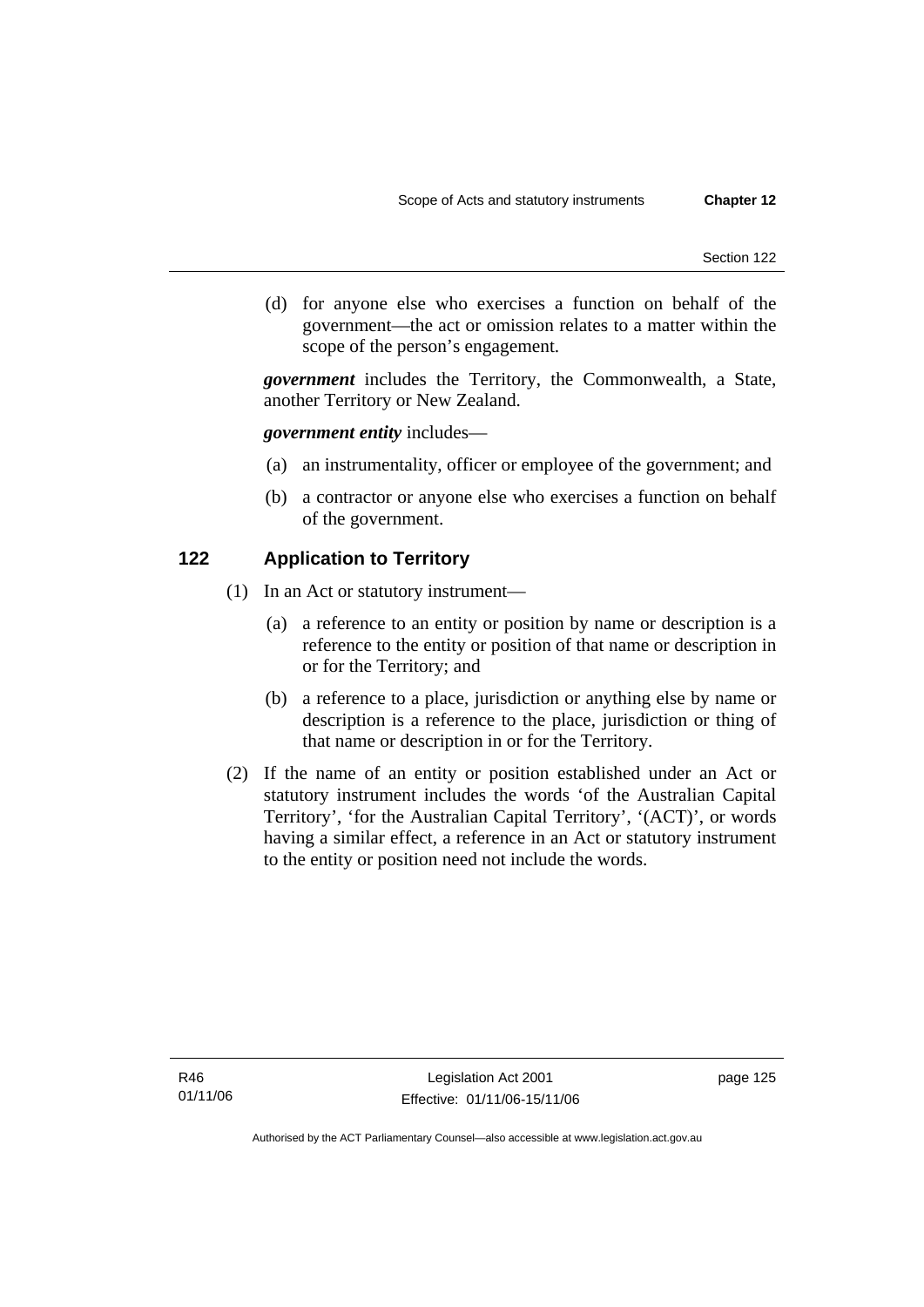(d) for anyone else who exercises a function on behalf of the government—the act or omission relates to a matter within the scope of the person's engagement.

***government*** includes the Territory, the Commonwealth, a State, another Territory or New Zealand.

***government entity*** includes—

(a) an instrumentality, officer or employee of the government; and

(b) a contractor or anyone else who exercises a function on behalf of the government.

## 122 Application to Territory

(1) In an Act or statutory instrument—

(a) a reference to an entity or position by name or description is a reference to the entity or position of that name or description in or for the Territory; and

(b) a reference to a place, jurisdiction or anything else by name or description is a reference to the place, jurisdiction or thing of that name or description in or for the Territory.

(2) If the name of an entity or position established under an Act or statutory instrument includes the words 'of the Australian Capital Territory', 'for the Australian Capital Territory', '(ACT)', or words having a similar effect, a reference in an Act or statutory instrument to the entity or position need not include the words.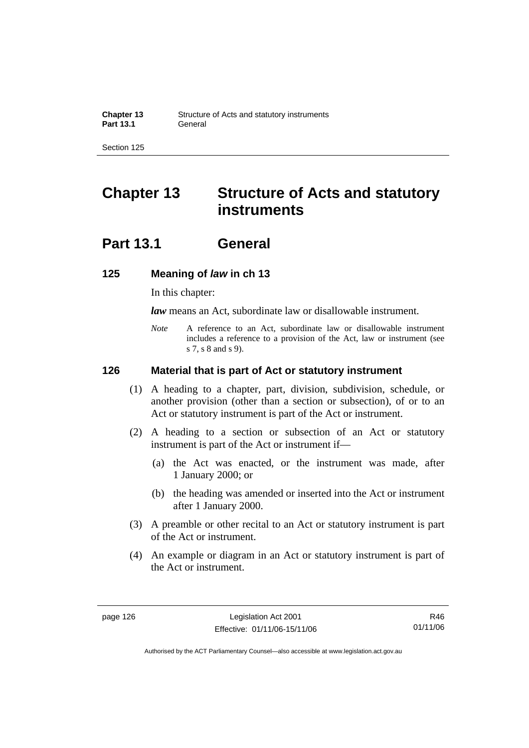# Chapter 13 Structure of Acts and statutory instruments

## Part 13.1 General

### 125 Meaning of *law* in ch 13

In this chapter:

***law*** means an Act, subordinate law or disallowable instrument.

*Note* A reference to an Act, subordinate law or disallowable instrument includes a reference to a provision of the Act, law or instrument (see s 7, s 8 and s 9).

### 126 Material that is part of Act or statutory instrument

(1) A heading to a chapter, part, division, subdivision, schedule, or another provision (other than a section or subsection), of or to an Act or statutory instrument is part of the Act or instrument.

(2) A heading to a section or subsection of an Act or statutory instrument is part of the Act or instrument if—

(a) the Act was enacted, or the instrument was made, after 1 January 2000; or

(b) the heading was amended or inserted into the Act or instrument after 1 January 2000.

(3) A preamble or other recital to an Act or statutory instrument is part of the Act or instrument.

(4) An example or diagram in an Act or statutory instrument is part of the Act or instrument.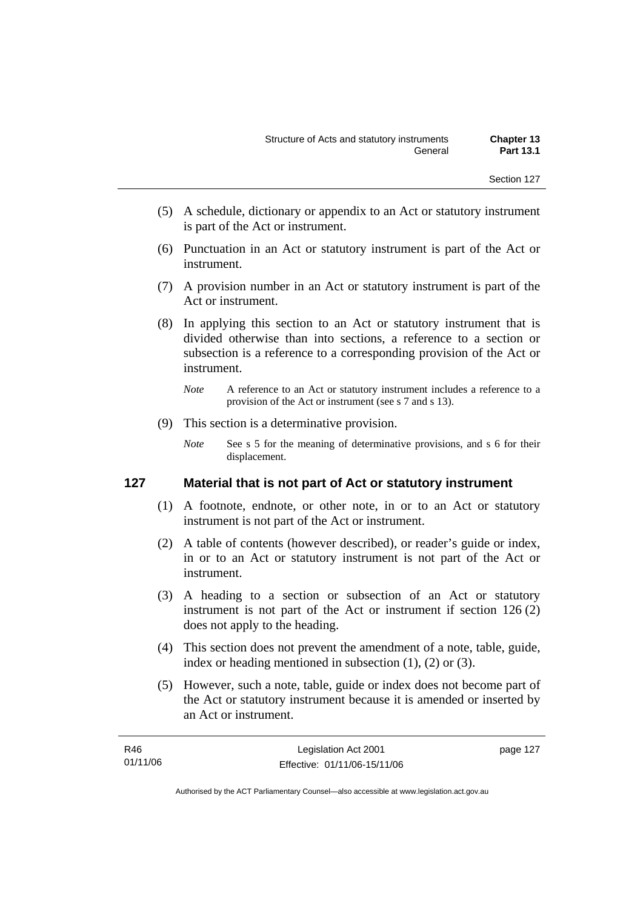(5) A schedule, dictionary or appendix to an Act or statutory instrument is part of the Act or instrument.

(6) Punctuation in an Act or statutory instrument is part of the Act or instrument.

(7) A provision number in an Act or statutory instrument is part of the Act or instrument.

(8) In applying this section to an Act or statutory instrument that is divided otherwise than into sections, a reference to a section or subsection is a reference to a corresponding provision of the Act or instrument.

*Note* A reference to an Act or statutory instrument includes a reference to a provision of the Act or instrument (see s 7 and s 13).

(9) This section is a determinative provision.

*Note* See s 5 for the meaning of determinative provisions, and s 6 for their displacement.

## 127 Material that is not part of Act or statutory instrument

(1) A footnote, endnote, or other note, in or to an Act or statutory instrument is not part of the Act or instrument.

(2) A table of contents (however described), or reader's guide or index, in or to an Act or statutory instrument is not part of the Act or instrument.

(3) A heading to a section or subsection of an Act or statutory instrument is not part of the Act or instrument if section 126 (2) does not apply to the heading.

(4) This section does not prevent the amendment of a note, table, guide, index or heading mentioned in subsection (1), (2) or (3).

(5) However, such a note, table, guide or index does not become part of the Act or statutory instrument because it is amended or inserted by an Act or instrument.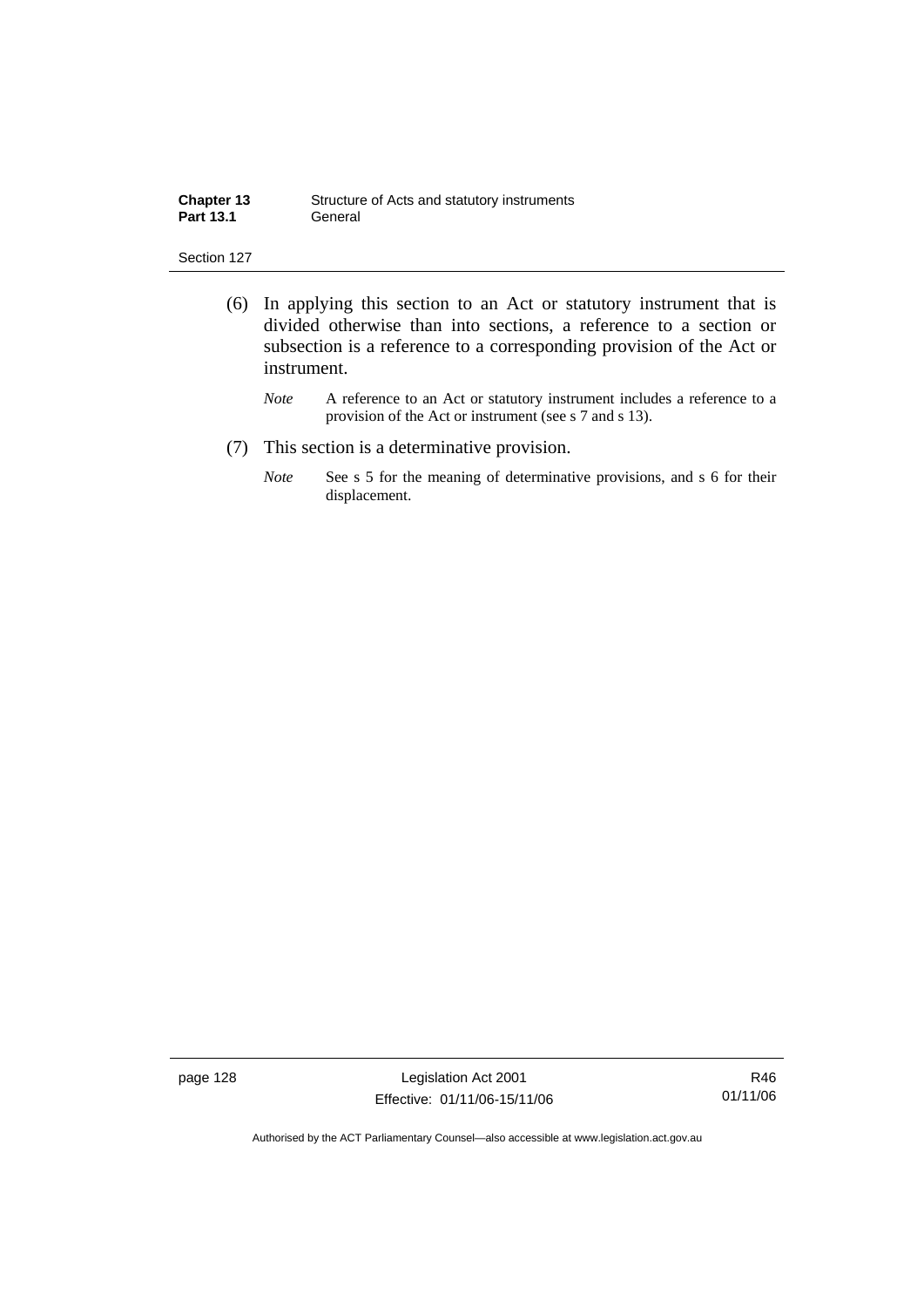(6) In applying this section to an Act or statutory instrument that is divided otherwise than into sections, a reference to a section or subsection is a reference to a corresponding provision of the Act or instrument.

*Note* A reference to an Act or statutory instrument includes a reference to a provision of the Act or instrument (see s 7 and s 13).

(7) This section is a determinative provision.

*Note* See s 5 for the meaning of determinative provisions, and s 6 for their displacement.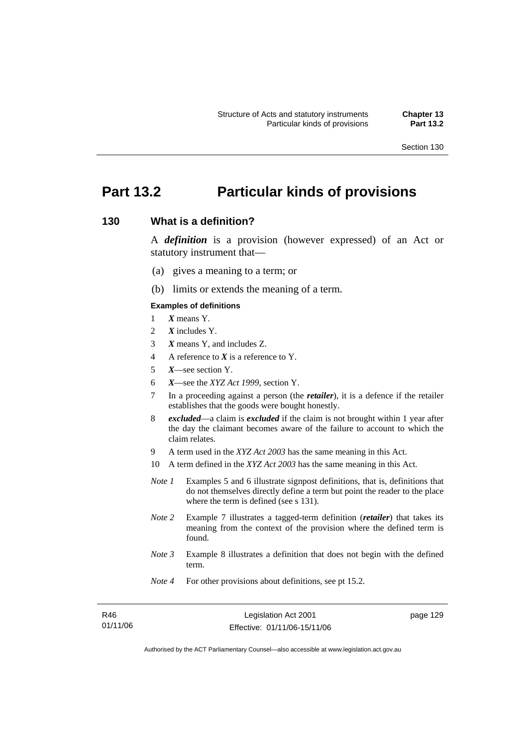# Part 13.2 Particular kinds of provisions

## 130 What is a definition?

A ***definition*** is a provision (however expressed) of an Act or statutory instrument that—

(a) gives a meaning to a term; or

(b) limits or extends the meaning of a term.

**Examples of definitions**

1 ***X*** means Y.

2 ***X*** includes Y.

3 ***X*** means Y, and includes Z.

4 A reference to ***X*** is a reference to Y.

5 ***X***—see section Y.

6 ***X***—see the *XYZ Act 1999*, section Y.

7 In a proceeding against a person (the ***retailer***), it is a defence if the retailer establishes that the goods were bought honestly.

8 ***excluded***—a claim is ***excluded*** if the claim is not brought within 1 year after the day the claimant becomes aware of the failure to account to which the claim relates.

9 A term used in the *XYZ Act 2003* has the same meaning in this Act.

10 A term defined in the *XYZ Act 2003* has the same meaning in this Act.

*Note 1* Examples 5 and 6 illustrate signpost definitions, that is, definitions that do not themselves directly define a term but point the reader to the place where the term is defined (see s 131).

*Note 2* Example 7 illustrates a tagged-term definition (***retailer***) that takes its meaning from the context of the provision where the defined term is found.

*Note 3* Example 8 illustrates a definition that does not begin with the defined term.

*Note 4* For other provisions about definitions, see pt 15.2.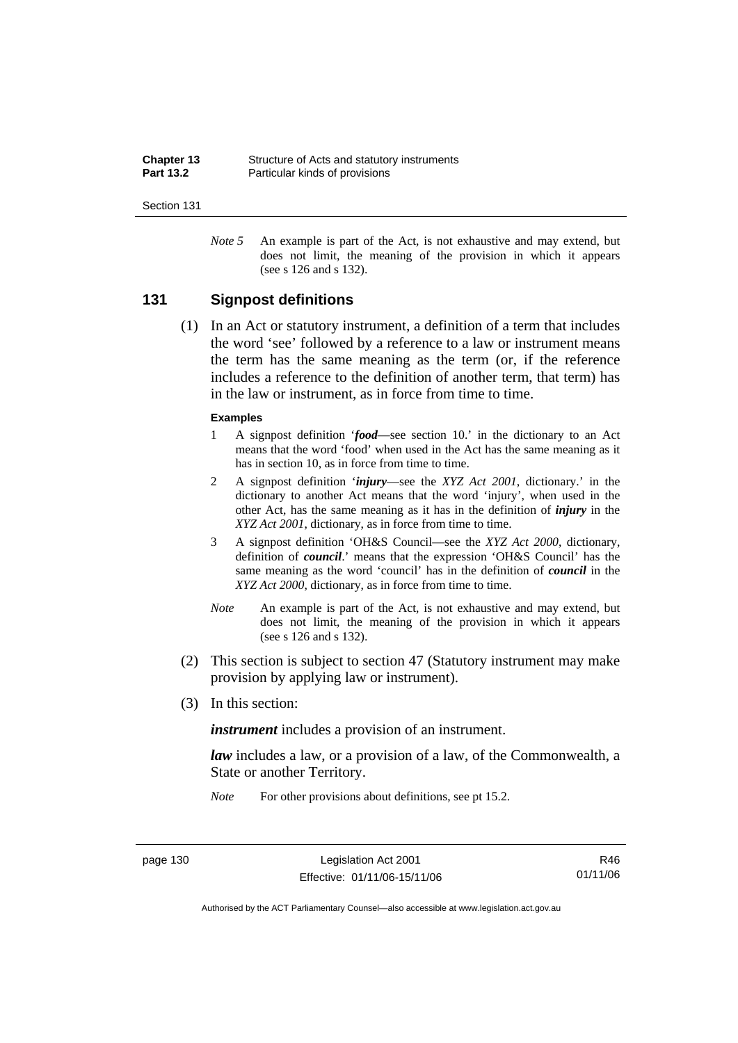*Note 5* An example is part of the Act, is not exhaustive and may extend, but does not limit, the meaning of the provision in which it appears (see s 126 and s 132).

## 131 Signpost definitions

(1) In an Act or statutory instrument, a definition of a term that includes the word 'see' followed by a reference to a law or instrument means the term has the same meaning as the term (or, if the reference includes a reference to the definition of another term, that term) has in the law or instrument, as in force from time to time.

**Examples**

1 A signpost definition '***food***—see section 10.' in the dictionary to an Act means that the word 'food' when used in the Act has the same meaning as it has in section 10, as in force from time to time.

2 A signpost definition '***injury***—see the *XYZ Act 2001*, dictionary.' in the dictionary to another Act means that the word 'injury', when used in the other Act, has the same meaning as it has in the definition of ***injury*** in the *XYZ Act 2001*, dictionary, as in force from time to time.

3 A signpost definition 'OH&S Council—see the *XYZ Act 2000*, dictionary, definition of ***council***.' means that the expression 'OH&S Council' has the same meaning as the word 'council' has in the definition of ***council*** in the *XYZ Act 2000*, dictionary, as in force from time to time.

*Note* An example is part of the Act, is not exhaustive and may extend, but does not limit, the meaning of the provision in which it appears (see s 126 and s 132).

(2) This section is subject to section 47 (Statutory instrument may make provision by applying law or instrument).

(3) In this section:

***instrument*** includes a provision of an instrument.

***law*** includes a law, or a provision of a law, of the Commonwealth, a State or another Territory.

*Note* For other provisions about definitions, see pt 15.2.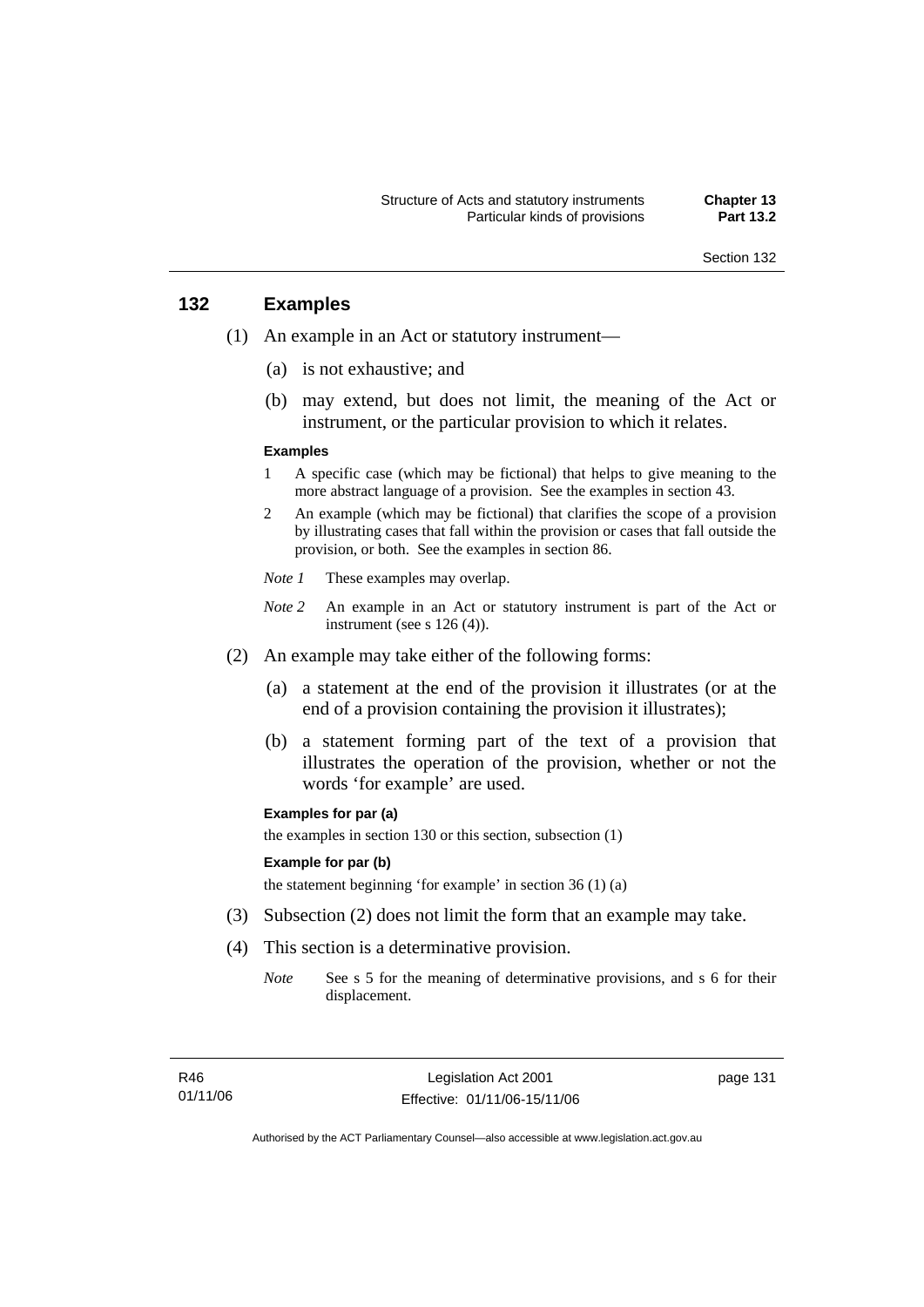## 132 Examples

(1) An example in an Act or statutory instrument—

(a) is not exhaustive; and

(b) may extend, but does not limit, the meaning of the Act or instrument, or the particular provision to which it relates.

**Examples**

1 A specific case (which may be fictional) that helps to give meaning to the more abstract language of a provision. See the examples in section 43.

2 An example (which may be fictional) that clarifies the scope of a provision by illustrating cases that fall within the provision or cases that fall outside the provision, or both. See the examples in section 86.

*Note 1* These examples may overlap.

*Note 2* An example in an Act or statutory instrument is part of the Act or instrument (see s 126 (4)).

(2) An example may take either of the following forms:

(a) a statement at the end of the provision it illustrates (or at the end of a provision containing the provision it illustrates);

(b) a statement forming part of the text of a provision that illustrates the operation of the provision, whether or not the words 'for example' are used.

**Examples for par (a)**

the examples in section 130 or this section, subsection (1)

**Example for par (b)**

the statement beginning 'for example' in section 36 (1) (a)

(3) Subsection (2) does not limit the form that an example may take.

(4) This section is a determinative provision.

*Note* See s 5 for the meaning of determinative provisions, and s 6 for their displacement.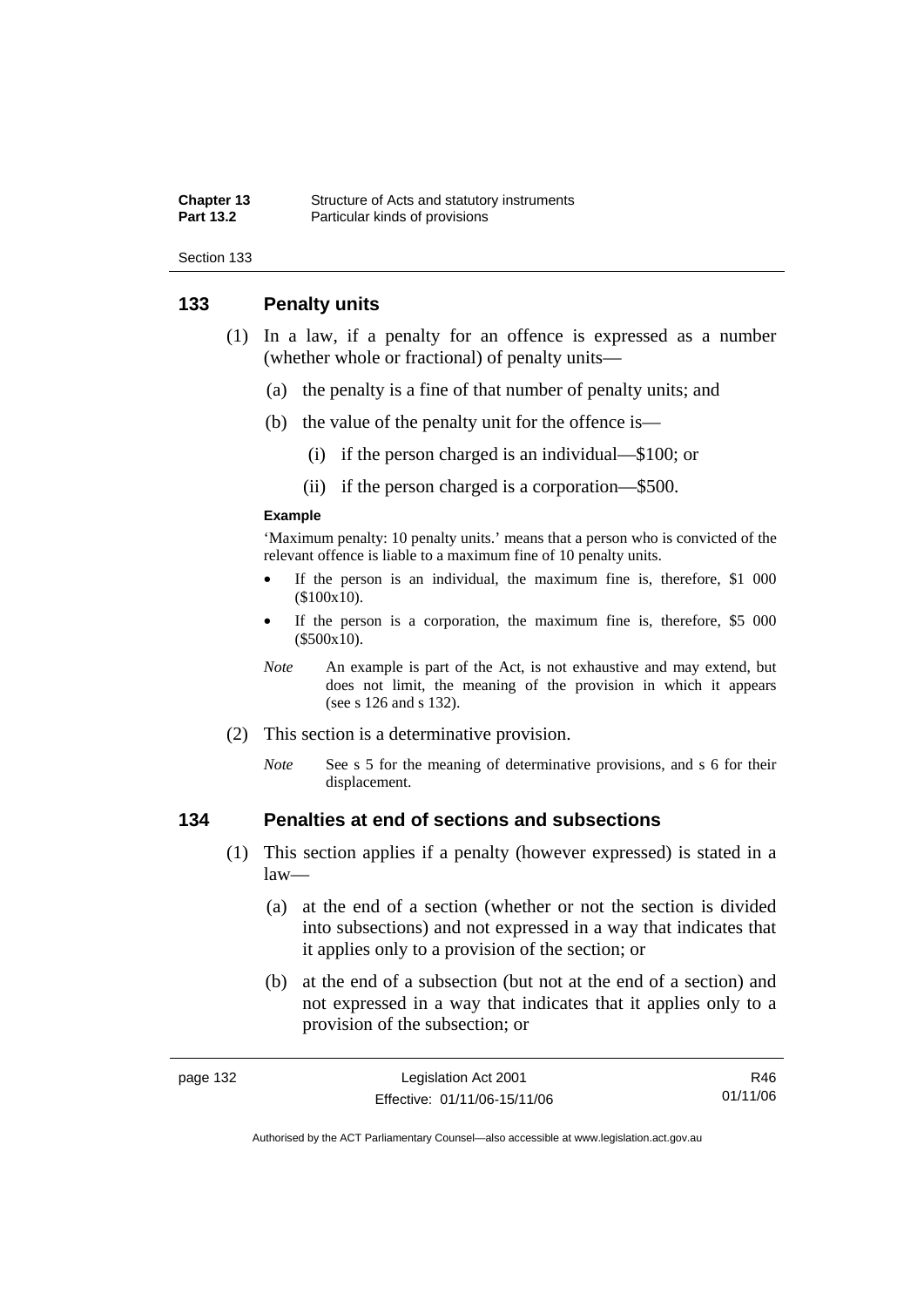## 133 Penalty units

(1) In a law, if a penalty for an offence is expressed as a number (whether whole or fractional) of penalty units—

(a) the penalty is a fine of that number of penalty units; and

(b) the value of the penalty unit for the offence is—

(i) if the person charged is an individual—$100; or

(ii) if the person charged is a corporation—$500.

**Example**

'Maximum penalty: 10 penalty units.' means that a person who is convicted of the relevant offence is liable to a maximum fine of 10 penalty units.

- If the person is an individual, the maximum fine is, therefore, $1 000 ($100x10).
- If the person is a corporation, the maximum fine is, therefore, $5 000 ($500x10).

*Note* An example is part of the Act, is not exhaustive and may extend, but does not limit, the meaning of the provision in which it appears (see s 126 and s 132).

(2) This section is a determinative provision.

*Note* See s 5 for the meaning of determinative provisions, and s 6 for their displacement.

## 134 Penalties at end of sections and subsections

(1) This section applies if a penalty (however expressed) is stated in a law—

(a) at the end of a section (whether or not the section is divided into subsections) and not expressed in a way that indicates that it applies only to a provision of the section; or

(b) at the end of a subsection (but not at the end of a section) and not expressed in a way that indicates that it applies only to a provision of the subsection; or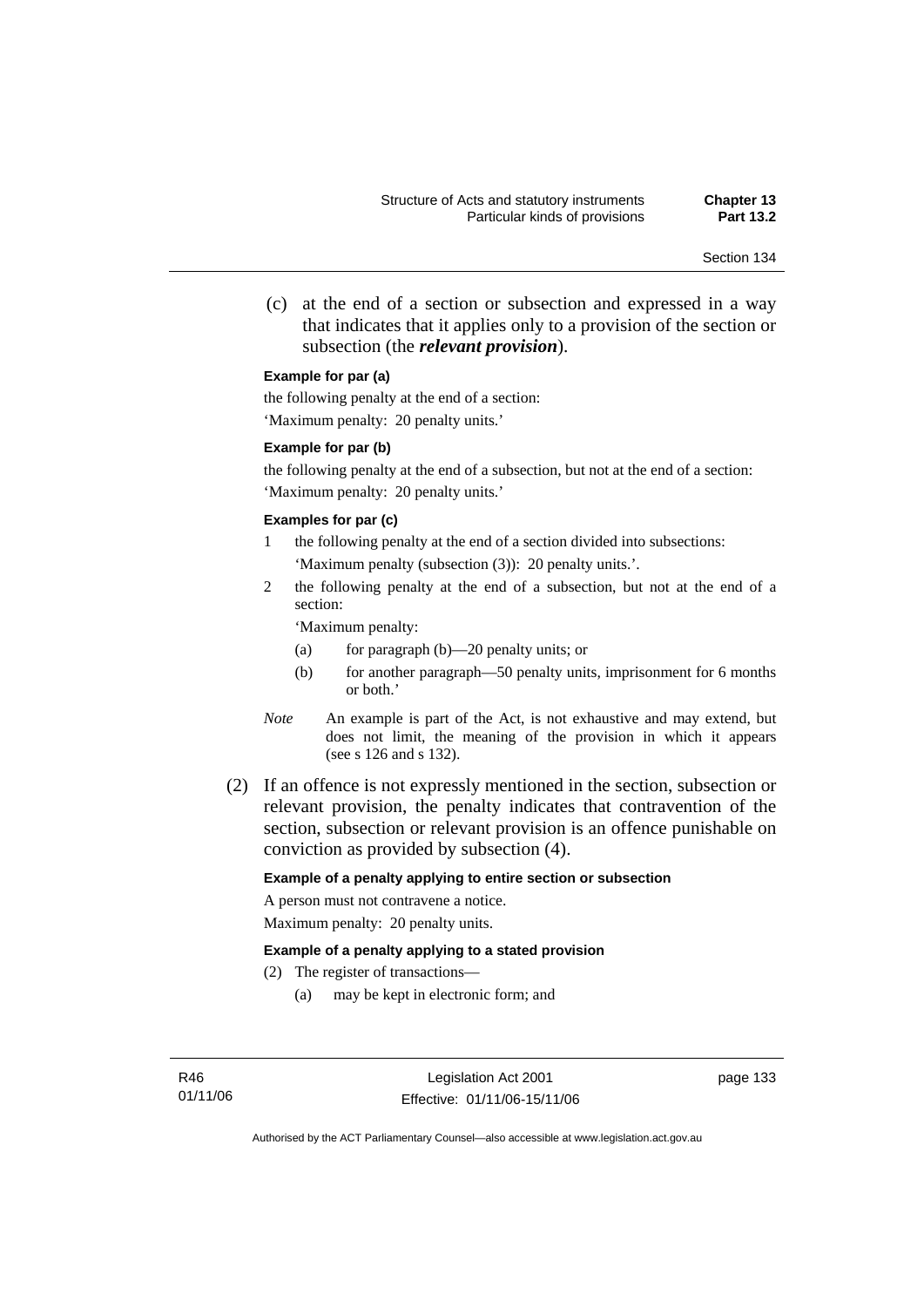(c) at the end of a section or subsection and expressed in a way that indicates that it applies only to a provision of the section or subsection (the ***relevant provision***).

**Example for par (a)**

the following penalty at the end of a section:

'Maximum penalty: 20 penalty units.'

**Example for par (b)**

the following penalty at the end of a subsection, but not at the end of a section:

'Maximum penalty: 20 penalty units.'

**Examples for par (c)**

1 the following penalty at the end of a section divided into subsections:

'Maximum penalty (subsection (3)): 20 penalty units.'.

2 the following penalty at the end of a subsection, but not at the end of a section:

'Maximum penalty:

(a) for paragraph (b)—20 penalty units; or

(b) for another paragraph—50 penalty units, imprisonment for 6 months or both.'

*Note* An example is part of the Act, is not exhaustive and may extend, but does not limit, the meaning of the provision in which it appears (see s 126 and s 132).

(2) If an offence is not expressly mentioned in the section, subsection or relevant provision, the penalty indicates that contravention of the section, subsection or relevant provision is an offence punishable on conviction as provided by subsection (4).

**Example of a penalty applying to entire section or subsection**

A person must not contravene a notice.

Maximum penalty: 20 penalty units.

**Example of a penalty applying to a stated provision**

(2) The register of transactions—

(a) may be kept in electronic form; and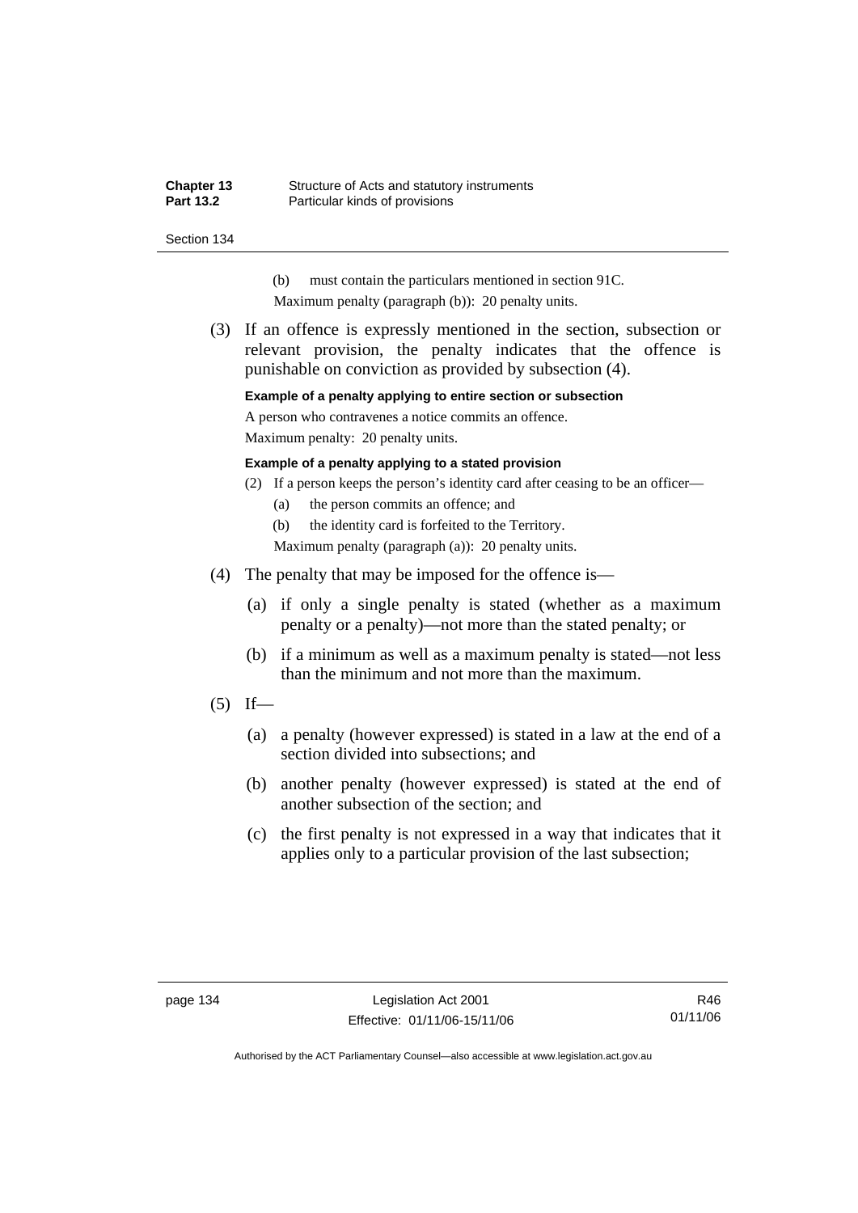(b) must contain the particulars mentioned in section 91C.

Maximum penalty (paragraph (b)): 20 penalty units.

(3) If an offence is expressly mentioned in the section, subsection or relevant provision, the penalty indicates that the offence is punishable on conviction as provided by subsection (4).

**Example of a penalty applying to entire section or subsection**

A person who contravenes a notice commits an offence.

Maximum penalty: 20 penalty units.

**Example of a penalty applying to a stated provision**

(2) If a person keeps the person's identity card after ceasing to be an officer—

(a) the person commits an offence; and

(b) the identity card is forfeited to the Territory.

Maximum penalty (paragraph (a)): 20 penalty units.

(4) The penalty that may be imposed for the offence is—

(a) if only a single penalty is stated (whether as a maximum penalty or a penalty)—not more than the stated penalty; or

(b) if a minimum as well as a maximum penalty is stated—not less than the minimum and not more than the maximum.

(5) If—

(a) a penalty (however expressed) is stated in a law at the end of a section divided into subsections; and

(b) another penalty (however expressed) is stated at the end of another subsection of the section; and

(c) the first penalty is not expressed in a way that indicates that it applies only to a particular provision of the last subsection;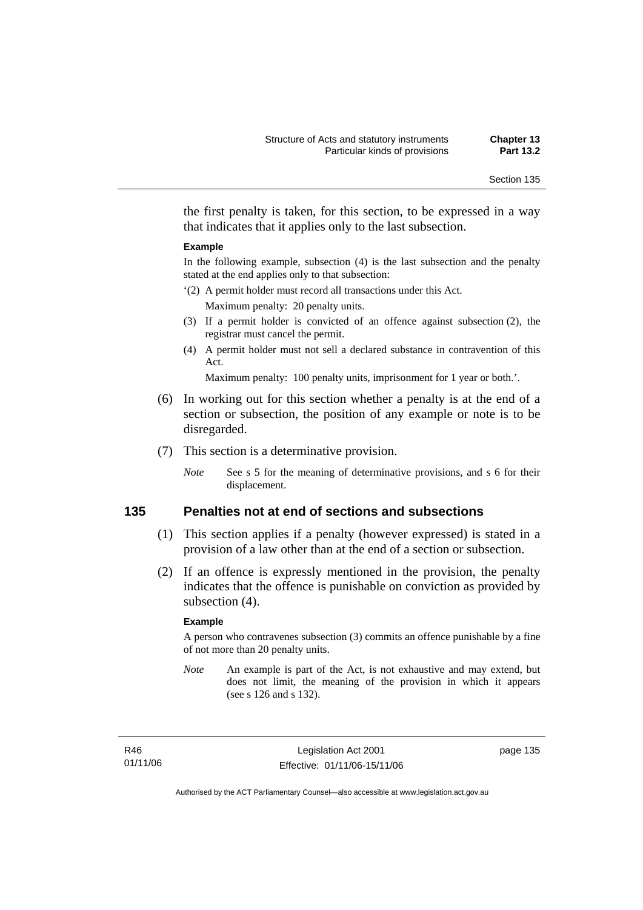the first penalty is taken, for this section, to be expressed in a way that indicates that it applies only to the last subsection.

**Example**

In the following example, subsection (4) is the last subsection and the penalty stated at the end applies only to that subsection:

'(2) A permit holder must record all transactions under this Act.

Maximum penalty: 20 penalty units.

(3) If a permit holder is convicted of an offence against subsection (2), the registrar must cancel the permit.

(4) A permit holder must not sell a declared substance in contravention of this Act.

Maximum penalty: 100 penalty units, imprisonment for 1 year or both.'.

(6) In working out for this section whether a penalty is at the end of a section or subsection, the position of any example or note is to be disregarded.

(7) This section is a determinative provision.

*Note* See s 5 for the meaning of determinative provisions, and s 6 for their displacement.

## 135 Penalties not at end of sections and subsections

(1) This section applies if a penalty (however expressed) is stated in a provision of a law other than at the end of a section or subsection.

(2) If an offence is expressly mentioned in the provision, the penalty indicates that the offence is punishable on conviction as provided by subsection (4).

**Example**

A person who contravenes subsection (3) commits an offence punishable by a fine of not more than 20 penalty units.

*Note* An example is part of the Act, is not exhaustive and may extend, but does not limit, the meaning of the provision in which it appears (see s 126 and s 132).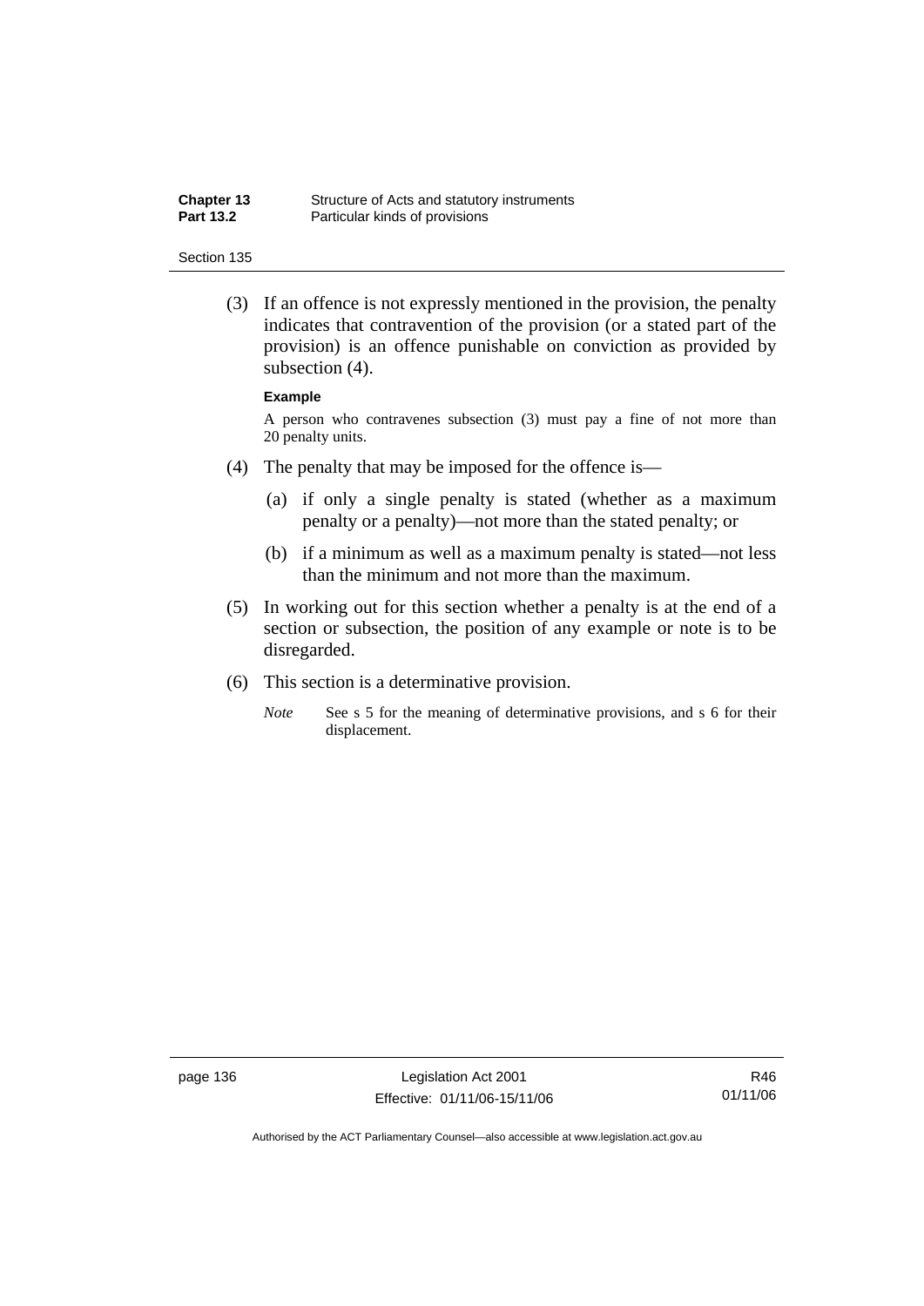(3) If an offence is not expressly mentioned in the provision, the penalty indicates that contravention of the provision (or a stated part of the provision) is an offence punishable on conviction as provided by subsection (4).

**Example**

A person who contravenes subsection (3) must pay a fine of not more than 20 penalty units.

(4) The penalty that may be imposed for the offence is—

(a) if only a single penalty is stated (whether as a maximum penalty or a penalty)—not more than the stated penalty; or

(b) if a minimum as well as a maximum penalty is stated—not less than the minimum and not more than the maximum.

(5) In working out for this section whether a penalty is at the end of a section or subsection, the position of any example or note is to be disregarded.

(6) This section is a determinative provision.

*Note* See s 5 for the meaning of determinative provisions, and s 6 for their displacement.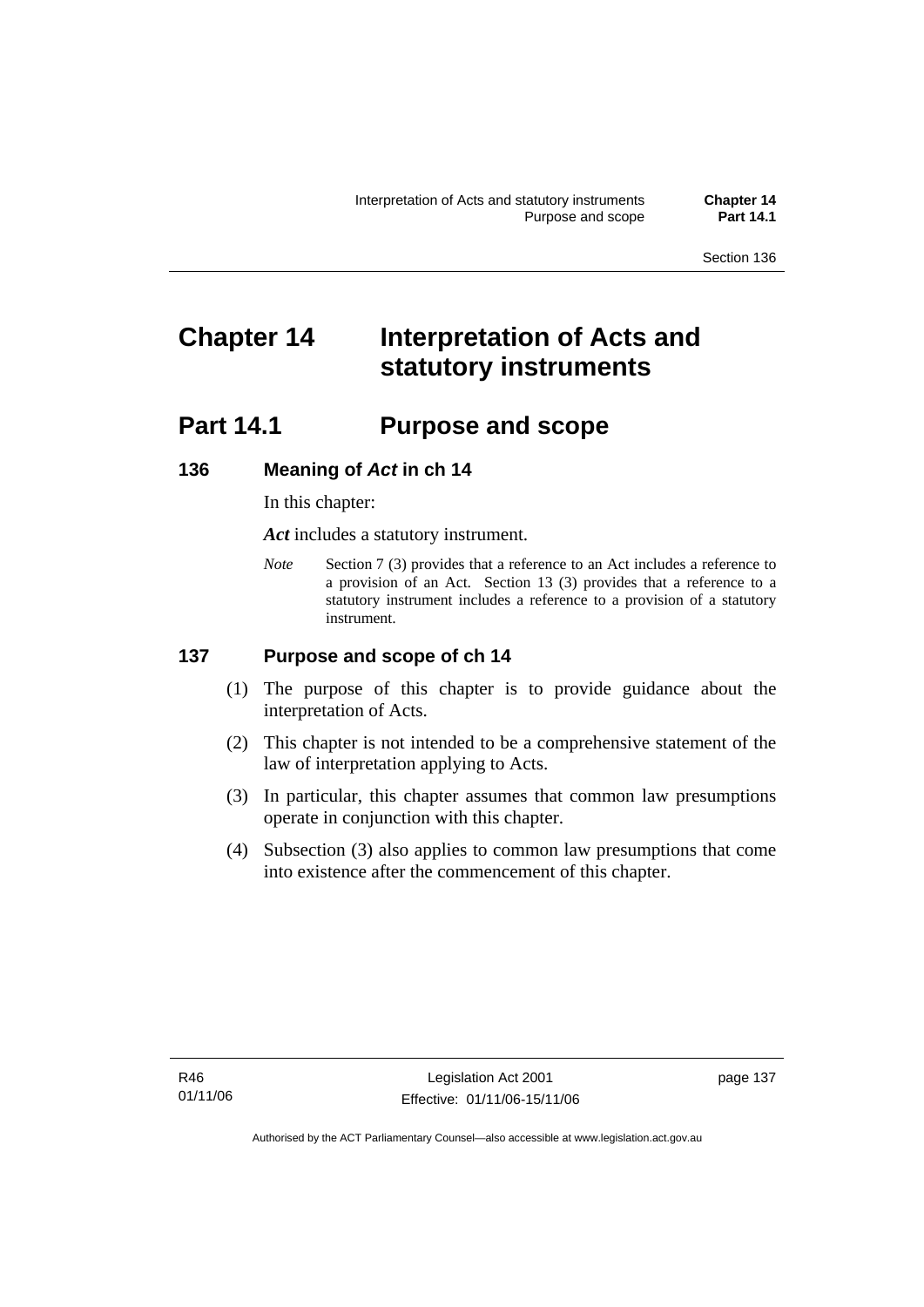# Chapter 14 Interpretation of Acts and statutory instruments

## Part 14.1 Purpose and scope

### 136 Meaning of *Act* in ch 14

In this chapter:

***Act*** includes a statutory instrument.

*Note* Section 7 (3) provides that a reference to an Act includes a reference to a provision of an Act. Section 13 (3) provides that a reference to a statutory instrument includes a reference to a provision of a statutory instrument.

### 137 Purpose and scope of ch 14

(1) The purpose of this chapter is to provide guidance about the interpretation of Acts.

(2) This chapter is not intended to be a comprehensive statement of the law of interpretation applying to Acts.

(3) In particular, this chapter assumes that common law presumptions operate in conjunction with this chapter.

(4) Subsection (3) also applies to common law presumptions that come into existence after the commencement of this chapter.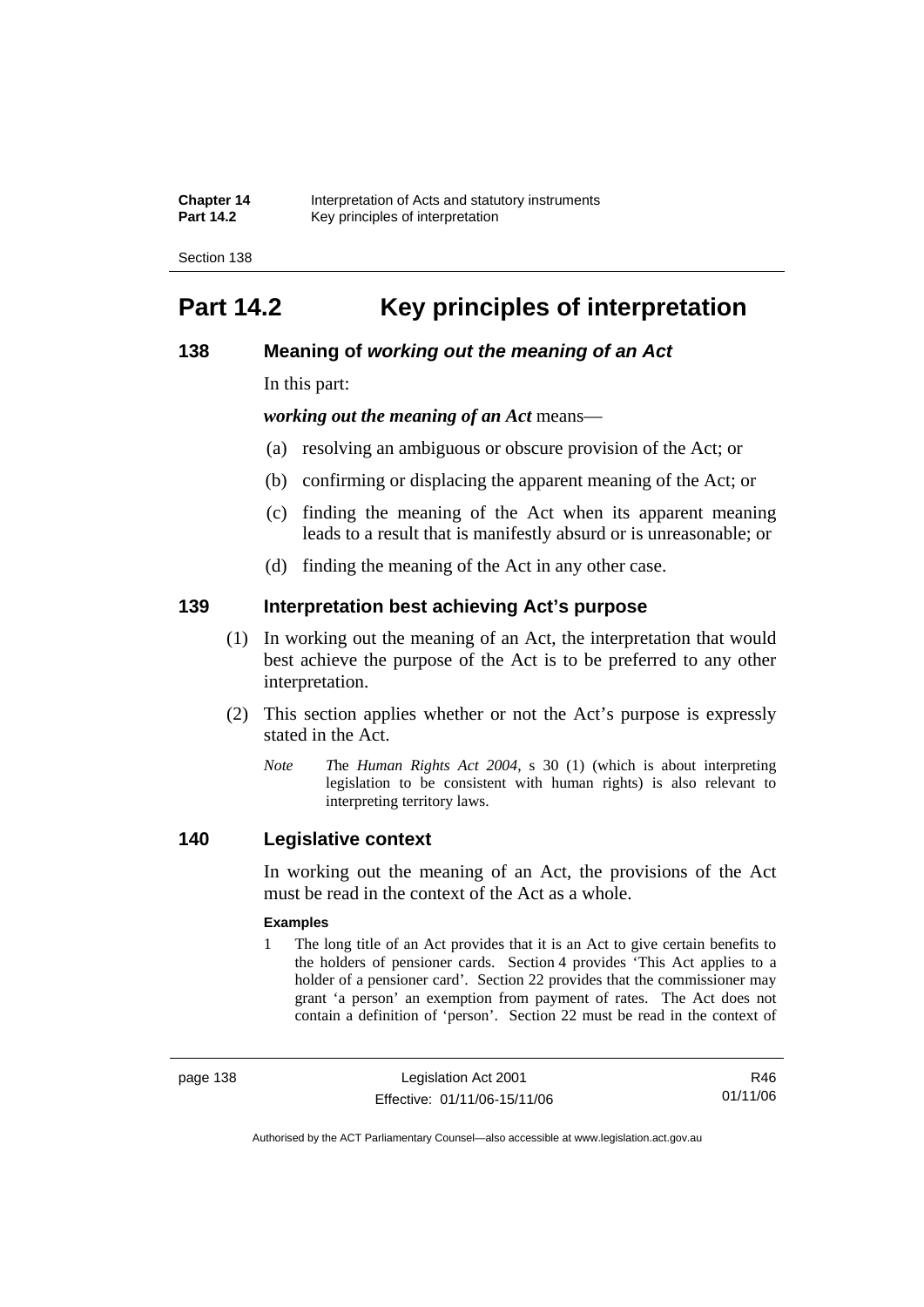# Part 14.2 Key principles of interpretation

## 138 Meaning of *working out the meaning of an Act*

In this part:

***working out the meaning of an Act*** means—

(a) resolving an ambiguous or obscure provision of the Act; or

(b) confirming or displacing the apparent meaning of the Act; or

(c) finding the meaning of the Act when its apparent meaning leads to a result that is manifestly absurd or is unreasonable; or

(d) finding the meaning of the Act in any other case.

## 139 Interpretation best achieving Act's purpose

(1) In working out the meaning of an Act, the interpretation that would best achieve the purpose of the Act is to be preferred to any other interpretation.

(2) This section applies whether or not the Act's purpose is expressly stated in the Act.

*Note* *T*he *Human Rights Act 2004*, s 30 (1) (which is about interpreting legislation to be consistent with human rights) is also relevant to interpreting territory laws.

## 140 Legislative context

In working out the meaning of an Act, the provisions of the Act must be read in the context of the Act as a whole.

**Examples**

1 The long title of an Act provides that it is an Act to give certain benefits to the holders of pensioner cards. Section 4 provides 'This Act applies to a holder of a pensioner card'. Section 22 provides that the commissioner may grant 'a person' an exemption from payment of rates. The Act does not contain a definition of 'person'. Section 22 must be read in the context of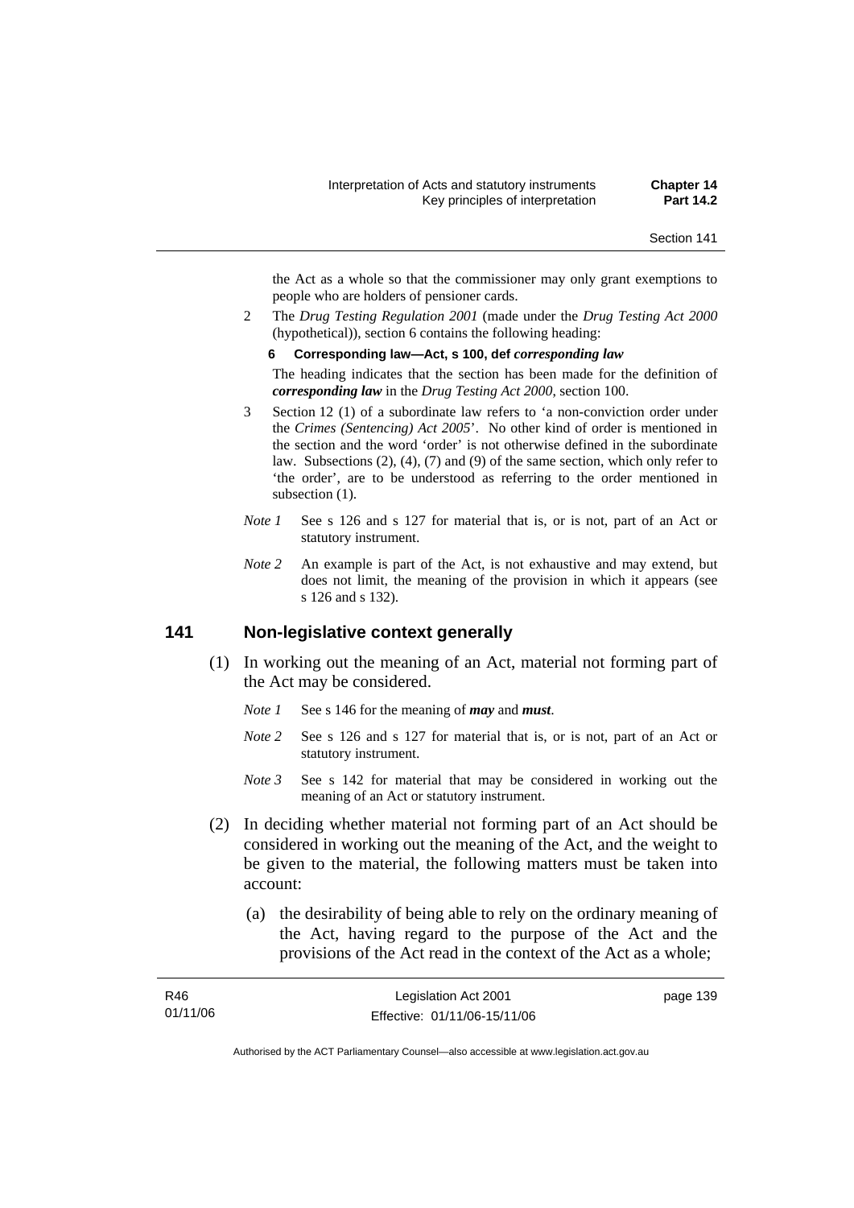the Act as a whole so that the commissioner may only grant exemptions to people who are holders of pensioner cards.

2 The *Drug Testing Regulation 2001* (made under the *Drug Testing Act 2000* (hypothetical)), section 6 contains the following heading:

**6 Corresponding law—Act, s 100, def *corresponding law***

The heading indicates that the section has been made for the definition of ***corresponding law*** in the *Drug Testing Act 2000*, section 100.

3 Section 12 (1) of a subordinate law refers to 'a non-conviction order under the *Crimes (Sentencing) Act 2005*'. No other kind of order is mentioned in the section and the word 'order' is not otherwise defined in the subordinate law. Subsections (2), (4), (7) and (9) of the same section, which only refer to 'the order', are to be understood as referring to the order mentioned in subsection (1).

*Note 1* See s 126 and s 127 for material that is, or is not, part of an Act or statutory instrument.

*Note 2* An example is part of the Act, is not exhaustive and may extend, but does not limit, the meaning of the provision in which it appears (see s 126 and s 132).

## 141 Non-legislative context generally

(1) In working out the meaning of an Act, material not forming part of the Act may be considered.

*Note 1* See s 146 for the meaning of ***may*** and ***must***.

*Note 2* See s 126 and s 127 for material that is, or is not, part of an Act or statutory instrument.

*Note 3* See s 142 for material that may be considered in working out the meaning of an Act or statutory instrument.

(2) In deciding whether material not forming part of an Act should be considered in working out the meaning of the Act, and the weight to be given to the material, the following matters must be taken into account:

(a) the desirability of being able to rely on the ordinary meaning of the Act, having regard to the purpose of the Act and the provisions of the Act read in the context of the Act as a whole;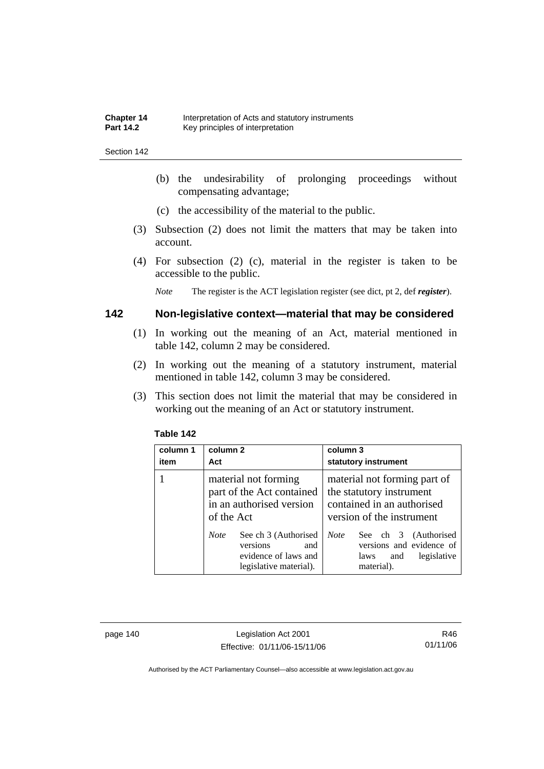(b) the undesirability of prolonging proceedings without compensating advantage;

(c) the accessibility of the material to the public.

(3) Subsection (2) does not limit the matters that may be taken into account.

(4) For subsection (2) (c), material in the register is taken to be accessible to the public.

*Note* The register is the ACT legislation register (see dict, pt 2, def ***register***).

## 142 Non-legislative context—material that may be considered

(1) In working out the meaning of an Act, material mentioned in table 142, column 2 may be considered.

(2) In working out the meaning of a statutory instrument, material mentioned in table 142, column 3 may be considered.

(3) This section does not limit the material that may be considered in working out the meaning of an Act or statutory instrument.

**Table 142**

| column 1 item | column 2 Act | column 3 statutory instrument |
|---|---|---|
| 1 | material not forming part of the Act contained in an authorised version of the Act<br><br>*Note* See ch 3 (Authorised versions and evidence of laws and legislative material). | material not forming part of the statutory instrument contained in an authorised version of the instrument<br><br>*Note* See ch 3 (Authorised versions and evidence of laws and legislative material). |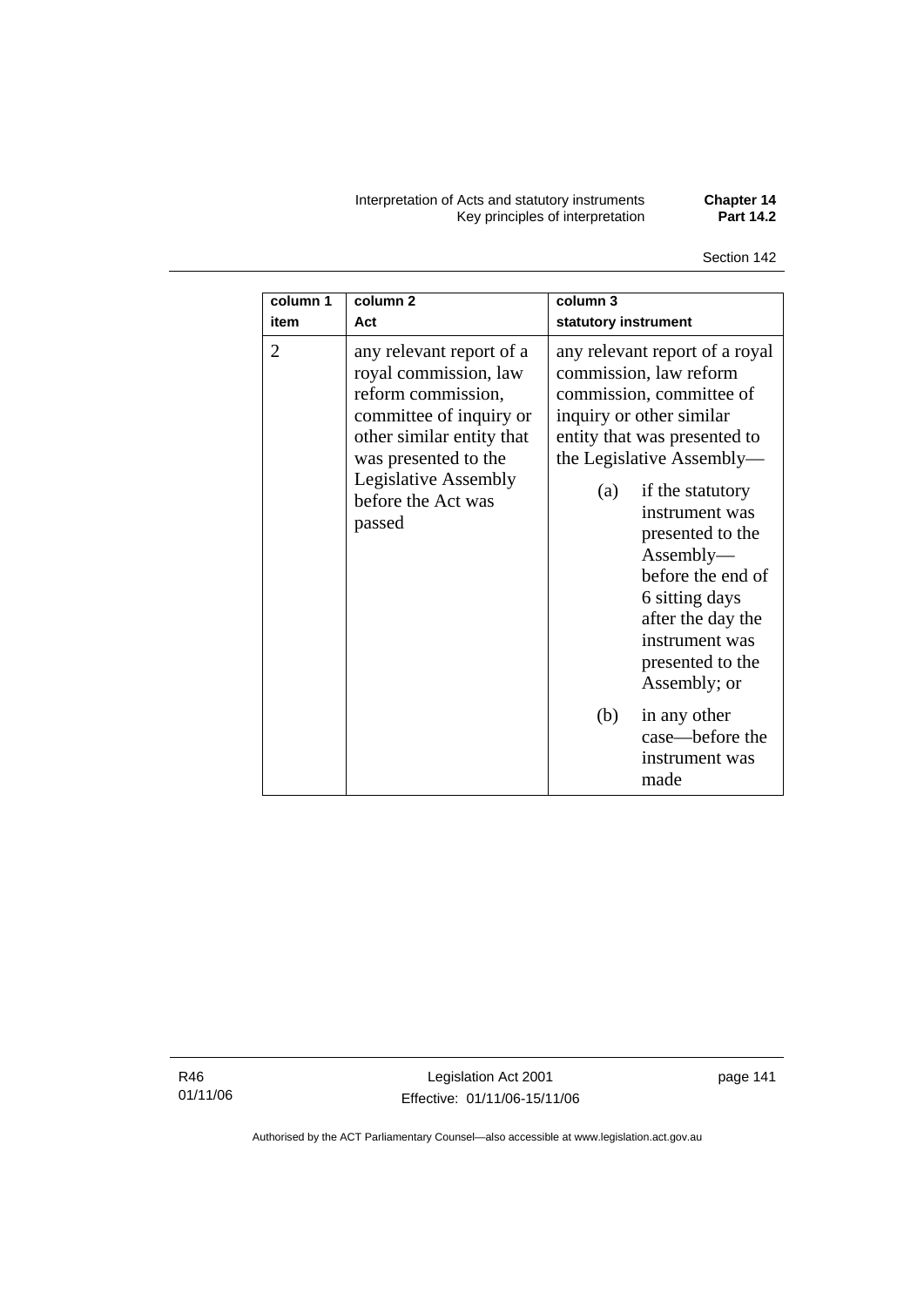| column 1<br>item | column 2<br>Act | column 3<br>statutory instrument |
|---|---|---|
| 2 | any relevant report of a royal commission, law reform commission, committee of inquiry or other similar entity that was presented to the Legislative Assembly before the Act was passed | any relevant report of a royal commission, law reform commission, committee of inquiry or other similar entity that was presented to the Legislative Assembly—<br>(a) if the statutory instrument was presented to the Assembly—before the end of 6 sitting days after the day the instrument was presented to the Assembly; or<br>(b) in any other case—before the instrument was made |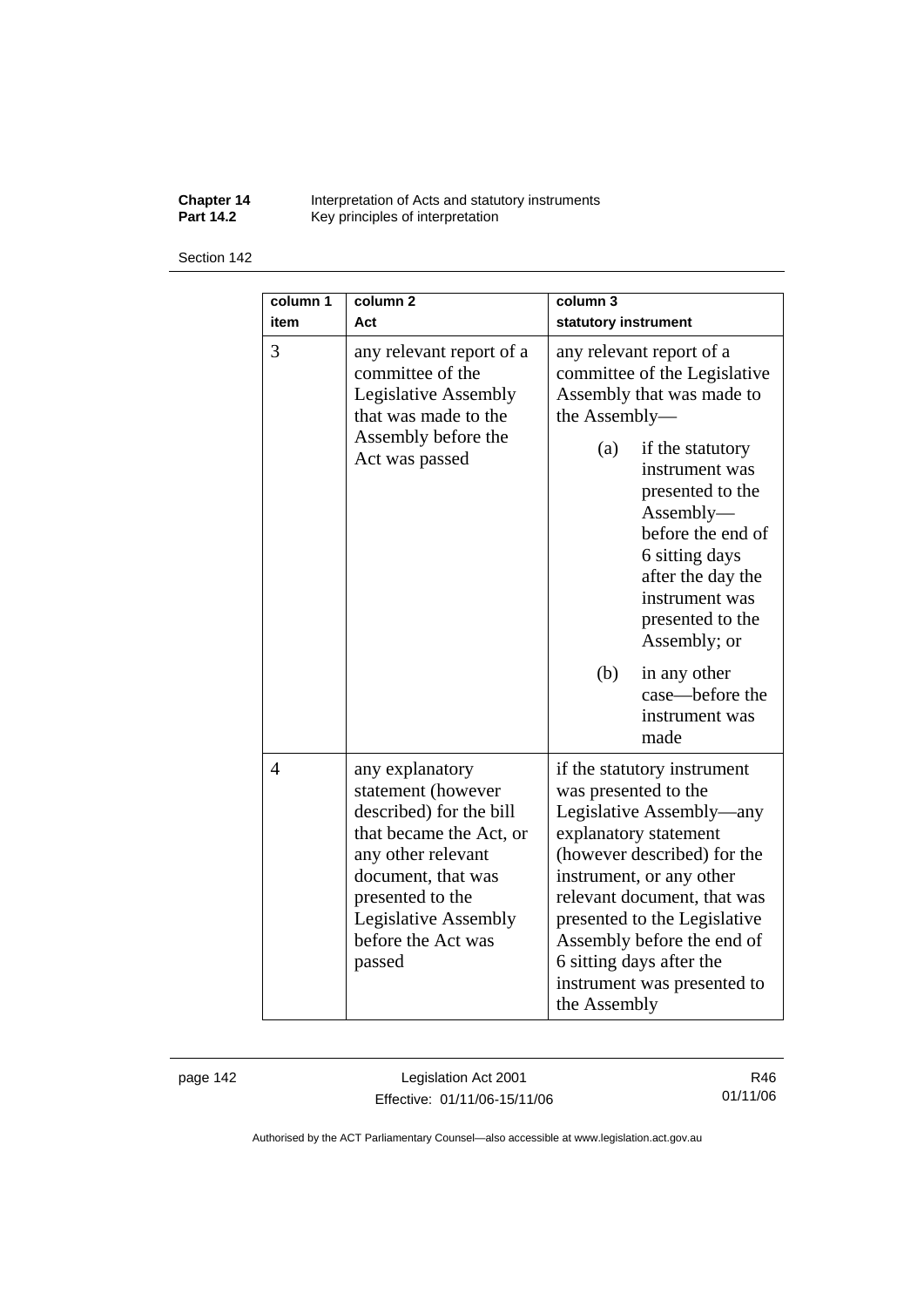| column 1<br>item | column 2<br>Act | column 3<br>statutory instrument |
|---|---|---|
| 3 | any relevant report of a committee of the Legislative Assembly that was made to the Assembly before the Act was passed | any relevant report of a committee of the Legislative Assembly that was made to the Assembly—<br>(a) if the statutory instrument was presented to the Assembly—before the end of 6 sitting days after the day the instrument was presented to the Assembly; or<br>(b) in any other case—before the instrument was made |
| 4 | any explanatory statement (however described) for the bill that became the Act, or any other relevant document, that was presented to the Legislative Assembly before the Act was passed | if the statutory instrument was presented to the Legislative Assembly—any explanatory statement (however described) for the instrument, or any other relevant document, that was presented to the Legislative Assembly before the end of 6 sitting days after the instrument was presented to the Assembly |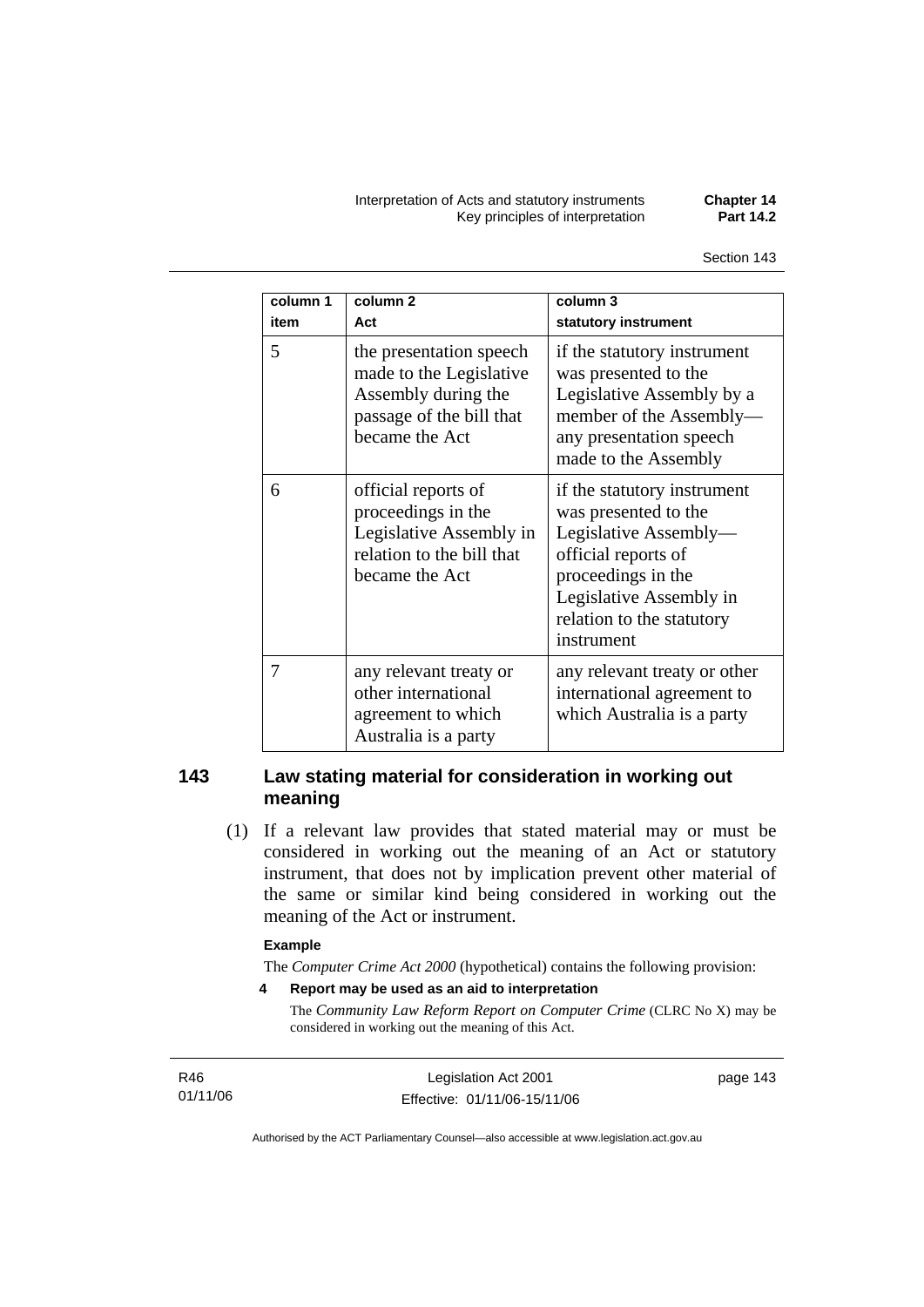| column 1<br>item | column 2<br>Act | column 3<br>statutory instrument |
|---|---|---|
| 5 | the presentation speech made to the Legislative Assembly during the passage of the bill that became the Act | if the statutory instrument was presented to the Legislative Assembly by a member of the Assembly—any presentation speech made to the Assembly |
| 6 | official reports of proceedings in the Legislative Assembly in relation to the bill that became the Act | if the statutory instrument was presented to the Legislative Assembly—official reports of proceedings in the Legislative Assembly in relation to the statutory instrument |
| 7 | any relevant treaty or other international agreement to which Australia is a party | any relevant treaty or other international agreement to which Australia is a party |

## 143 Law stating material for consideration in working out meaning

(1) If a relevant law provides that stated material may or must be considered in working out the meaning of an Act or statutory instrument, that does not by implication prevent other material of the same or similar kind being considered in working out the meaning of the Act or instrument.

**Example**

The *Computer Crime Act 2000* (hypothetical) contains the following provision:

**4 Report may be used as an aid to interpretation**

The *Community Law Reform Report on Computer Crime* (CLRC No X) may be considered in working out the meaning of this Act.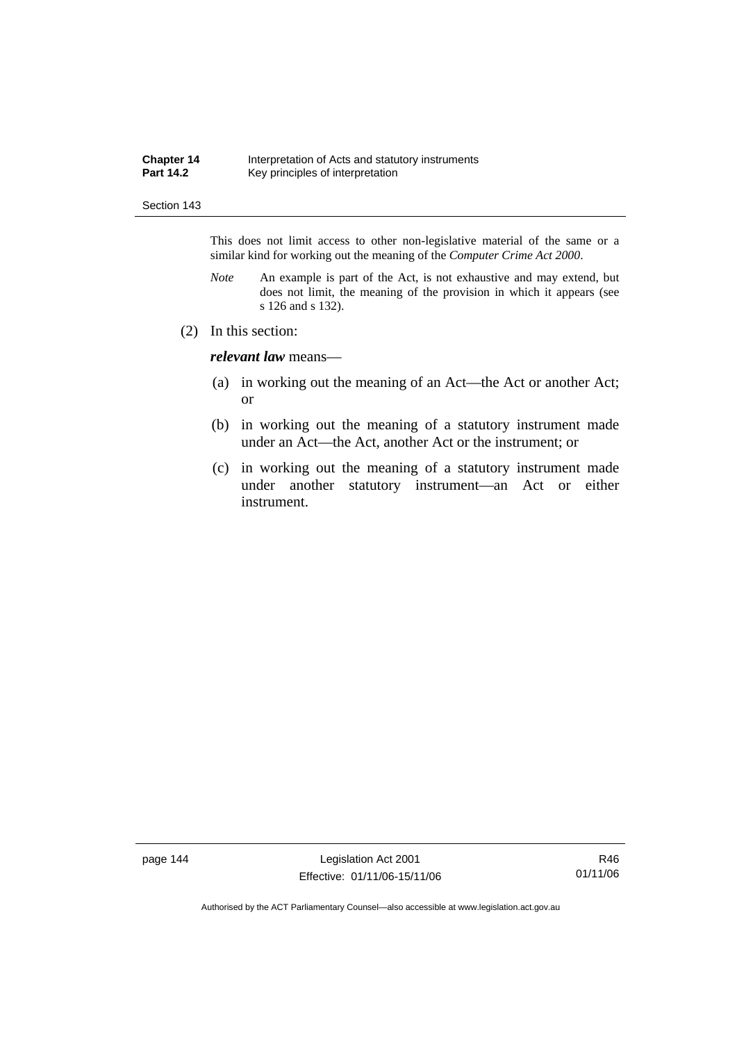This does not limit access to other non-legislative material of the same or a similar kind for working out the meaning of the *Computer Crime Act 2000*.

*Note* An example is part of the Act, is not exhaustive and may extend, but does not limit, the meaning of the provision in which it appears (see s 126 and s 132).

(2) In this section:

***relevant law*** means—

(a) in working out the meaning of an Act—the Act or another Act; or

(b) in working out the meaning of a statutory instrument made under an Act—the Act, another Act or the instrument; or

(c) in working out the meaning of a statutory instrument made under another statutory instrument—an Act or either instrument.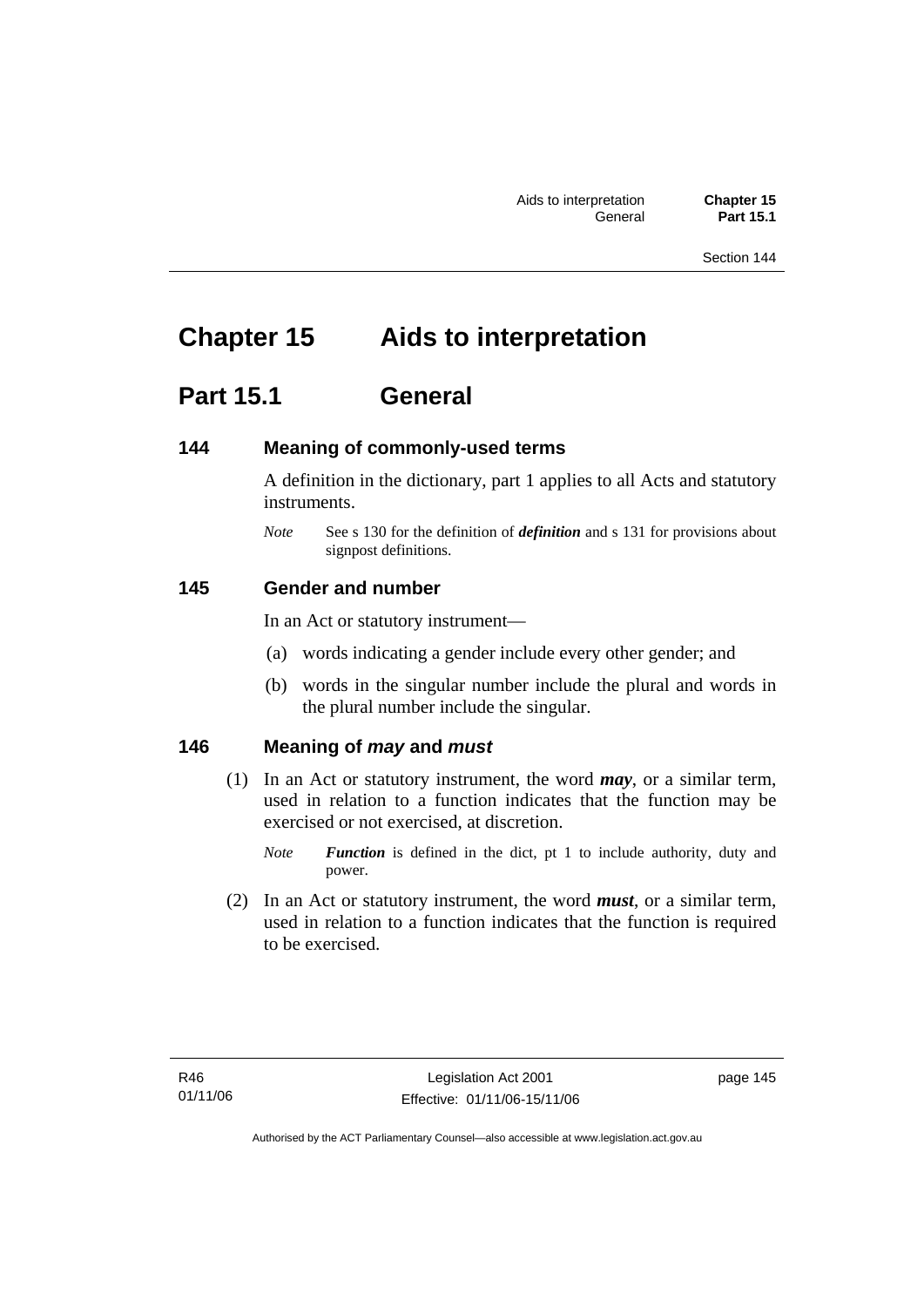# Chapter 15 Aids to interpretation

## Part 15.1 General

### 144 Meaning of commonly-used terms

A definition in the dictionary, part 1 applies to all Acts and statutory instruments.

*Note* See s 130 for the definition of ***definition*** and s 131 for provisions about signpost definitions.

### 145 Gender and number

In an Act or statutory instrument—

(a) words indicating a gender include every other gender; and

(b) words in the singular number include the plural and words in the plural number include the singular.

### 146 Meaning of *may* and *must*

(1) In an Act or statutory instrument, the word ***may***, or a similar term, used in relation to a function indicates that the function may be exercised or not exercised, at discretion.

*Note* ***Function*** is defined in the dict, pt 1 to include authority, duty and power.

(2) In an Act or statutory instrument, the word ***must***, or a similar term, used in relation to a function indicates that the function is required to be exercised.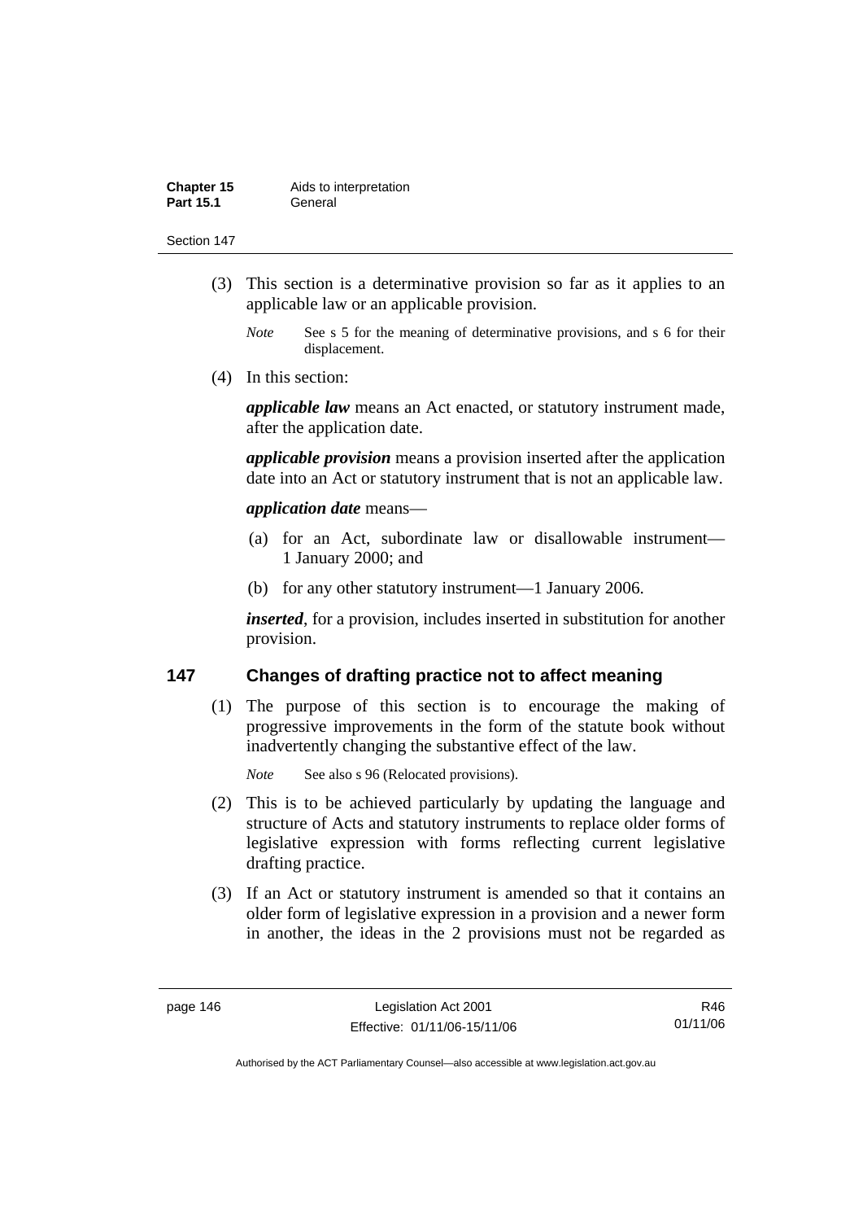(3) This section is a determinative provision so far as it applies to an applicable law or an applicable provision.

*Note* See s 5 for the meaning of determinative provisions, and s 6 for their displacement.

(4) In this section:

***applicable law*** means an Act enacted, or statutory instrument made, after the application date.

***applicable provision*** means a provision inserted after the application date into an Act or statutory instrument that is not an applicable law.

***application date*** means—

(a) for an Act, subordinate law or disallowable instrument—1 January 2000; and

(b) for any other statutory instrument—1 January 2006.

***inserted***, for a provision, includes inserted in substitution for another provision.

## 147 Changes of drafting practice not to affect meaning

(1) The purpose of this section is to encourage the making of progressive improvements in the form of the statute book without inadvertently changing the substantive effect of the law.

*Note* See also s 96 (Relocated provisions).

(2) This is to be achieved particularly by updating the language and structure of Acts and statutory instruments to replace older forms of legislative expression with forms reflecting current legislative drafting practice.

(3) If an Act or statutory instrument is amended so that it contains an older form of legislative expression in a provision and a newer form in another, the ideas in the 2 provisions must not be regarded as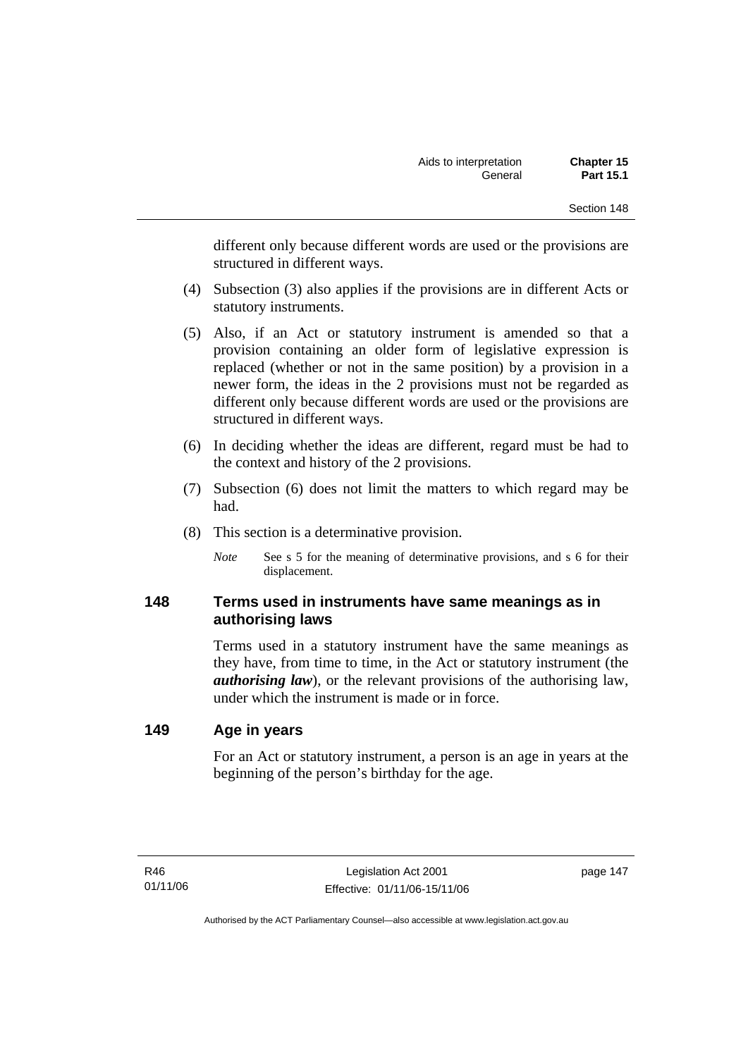different only because different words are used or the provisions are structured in different ways.

(4) Subsection (3) also applies if the provisions are in different Acts or statutory instruments.

(5) Also, if an Act or statutory instrument is amended so that a provision containing an older form of legislative expression is replaced (whether or not in the same position) by a provision in a newer form, the ideas in the 2 provisions must not be regarded as different only because different words are used or the provisions are structured in different ways.

(6) In deciding whether the ideas are different, regard must be had to the context and history of the 2 provisions.

(7) Subsection (6) does not limit the matters to which regard may be had.

(8) This section is a determinative provision.

*Note* See s 5 for the meaning of determinative provisions, and s 6 for their displacement.

## 148 Terms used in instruments have same meanings as in authorising laws

Terms used in a statutory instrument have the same meanings as they have, from time to time, in the Act or statutory instrument (the ***authorising law***), or the relevant provisions of the authorising law, under which the instrument is made or in force.

## 149 Age in years

For an Act or statutory instrument, a person is an age in years at the beginning of the person's birthday for the age.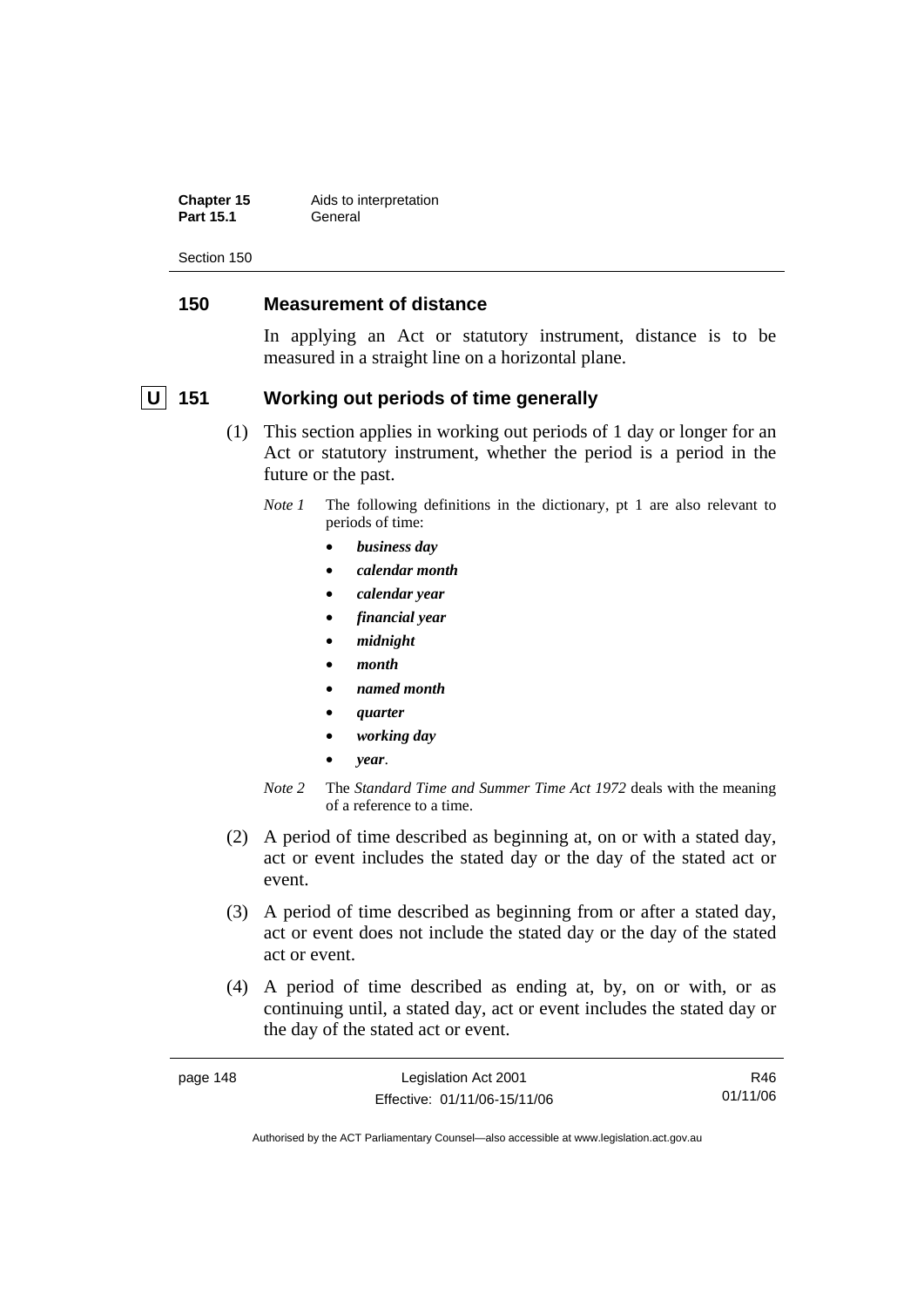## 150 Measurement of distance

In applying an Act or statutory instrument, distance is to be measured in a straight line on a horizontal plane.

## U 151 Working out periods of time generally

(1) This section applies in working out periods of 1 day or longer for an Act or statutory instrument, whether the period is a period in the future or the past.

*Note 1* The following definitions in the dictionary, pt 1 are also relevant to periods of time:

- ***business day***
- ***calendar month***
- ***calendar year***
- ***financial year***
- ***midnight***
- ***month***
- ***named month***
- ***quarter***
- ***working day***
- ***year***.

*Note 2* The *Standard Time and Summer Time Act 1972* deals with the meaning of a reference to a time.

(2) A period of time described as beginning at, on or with a stated day, act or event includes the stated day or the day of the stated act or event.

(3) A period of time described as beginning from or after a stated day, act or event does not include the stated day or the day of the stated act or event.

(4) A period of time described as ending at, by, on or with, or as continuing until, a stated day, act or event includes the stated day or the day of the stated act or event.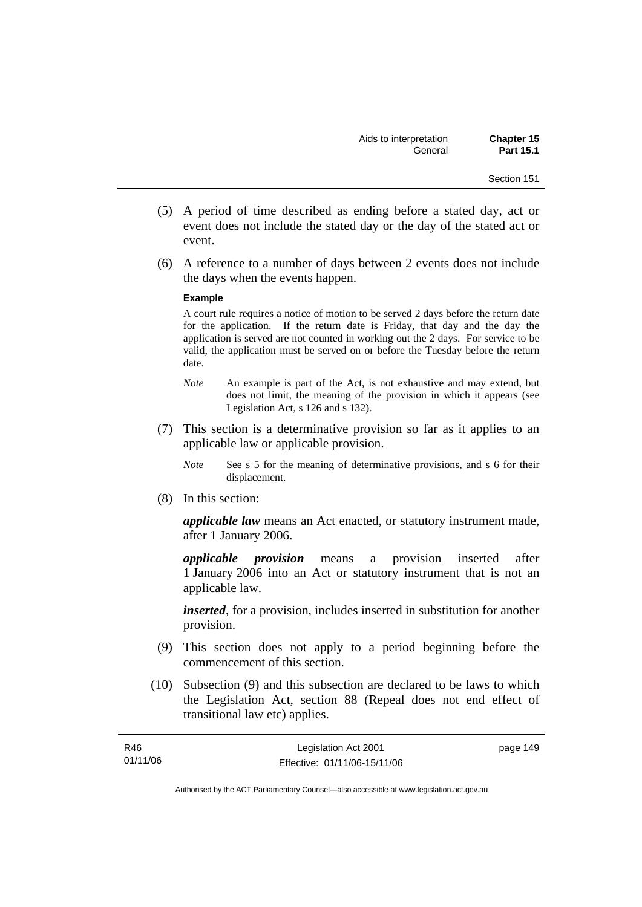(5) A period of time described as ending before a stated day, act or event does not include the stated day or the day of the stated act or event.

(6) A reference to a number of days between 2 events does not include the days when the events happen.

**Example**

A court rule requires a notice of motion to be served 2 days before the return date for the application. If the return date is Friday, that day and the day the application is served are not counted in working out the 2 days. For service to be valid, the application must be served on or before the Tuesday before the return date.

*Note* An example is part of the Act, is not exhaustive and may extend, but does not limit, the meaning of the provision in which it appears (see Legislation Act, s 126 and s 132).

(7) This section is a determinative provision so far as it applies to an applicable law or applicable provision.

*Note* See s 5 for the meaning of determinative provisions, and s 6 for their displacement.

(8) In this section:

***applicable law*** means an Act enacted, or statutory instrument made, after 1 January 2006.

***applicable provision*** means a provision inserted after 1 January 2006 into an Act or statutory instrument that is not an applicable law.

***inserted***, for a provision, includes inserted in substitution for another provision.

(9) This section does not apply to a period beginning before the commencement of this section.

(10) Subsection (9) and this subsection are declared to be laws to which the Legislation Act, section 88 (Repeal does not end effect of transitional law etc) applies.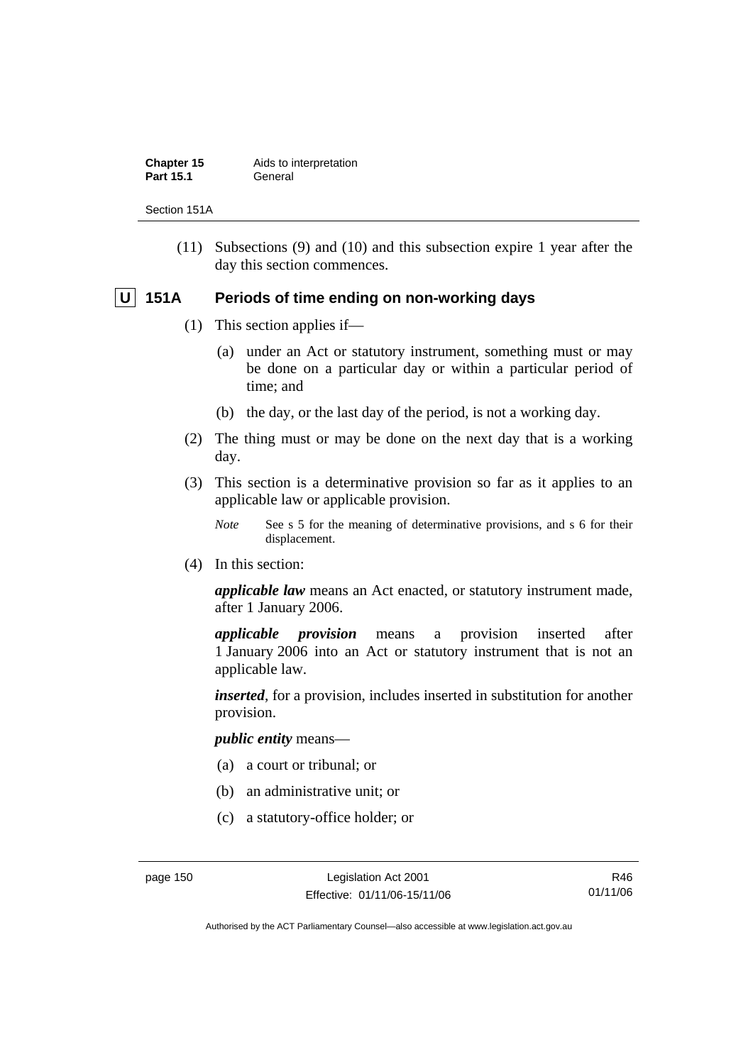(11) Subsections (9) and (10) and this subsection expire 1 year after the day this section commences.

## U 151A Periods of time ending on non-working days

(1) This section applies if—

(a) under an Act or statutory instrument, something must or may be done on a particular day or within a particular period of time; and

(b) the day, or the last day of the period, is not a working day.

(2) The thing must or may be done on the next day that is a working day.

(3) This section is a determinative provision so far as it applies to an applicable law or applicable provision.

*Note* See s 5 for the meaning of determinative provisions, and s 6 for their displacement.

(4) In this section:

***applicable law*** means an Act enacted, or statutory instrument made, after 1 January 2006.

***applicable provision*** means a provision inserted after 1 January 2006 into an Act or statutory instrument that is not an applicable law.

***inserted***, for a provision, includes inserted in substitution for another provision.

***public entity*** means—

(a) a court or tribunal; or

(b) an administrative unit; or

(c) a statutory-office holder; or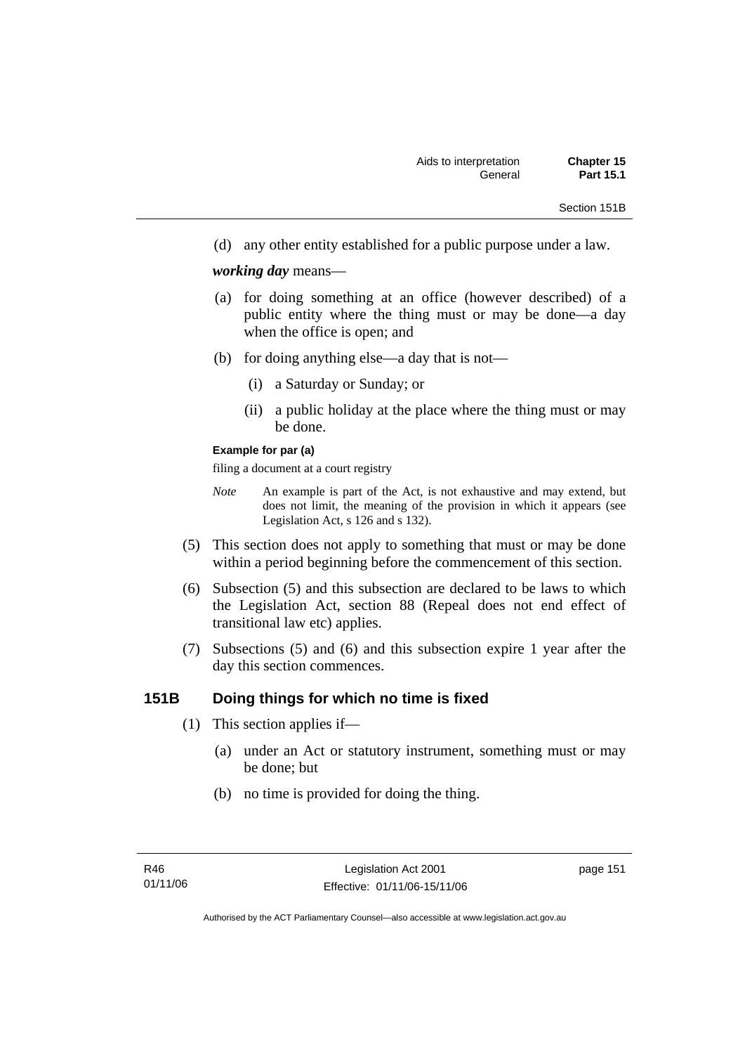(d) any other entity established for a public purpose under a law.

***working day*** means—

(a) for doing something at an office (however described) of a public entity where the thing must or may be done—a day when the office is open; and

(b) for doing anything else—a day that is not—

(i) a Saturday or Sunday; or

(ii) a public holiday at the place where the thing must or may be done.

**Example for par (a)**

filing a document at a court registry

*Note* An example is part of the Act, is not exhaustive and may extend, but does not limit, the meaning of the provision in which it appears (see Legislation Act, s 126 and s 132).

(5) This section does not apply to something that must or may be done within a period beginning before the commencement of this section.

(6) Subsection (5) and this subsection are declared to be laws to which the Legislation Act, section 88 (Repeal does not end effect of transitional law etc) applies.

(7) Subsections (5) and (6) and this subsection expire 1 year after the day this section commences.

## 151B Doing things for which no time is fixed

(1) This section applies if—

(a) under an Act or statutory instrument, something must or may be done; but

(b) no time is provided for doing the thing.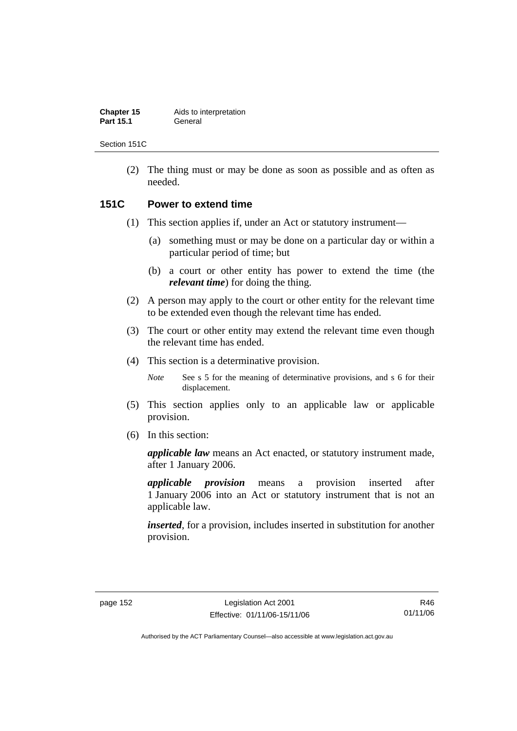(2) The thing must or may be done as soon as possible and as often as needed.

## 151C Power to extend time

(1) This section applies if, under an Act or statutory instrument—

(a) something must or may be done on a particular day or within a particular period of time; but

(b) a court or other entity has power to extend the time (the ***relevant time***) for doing the thing.

(2) A person may apply to the court or other entity for the relevant time to be extended even though the relevant time has ended.

(3) The court or other entity may extend the relevant time even though the relevant time has ended.

(4) This section is a determinative provision.

*Note* See s 5 for the meaning of determinative provisions, and s 6 for their displacement.

(5) This section applies only to an applicable law or applicable provision.

(6) In this section:

***applicable law*** means an Act enacted, or statutory instrument made, after 1 January 2006.

***applicable provision*** means a provision inserted after 1 January 2006 into an Act or statutory instrument that is not an applicable law.

***inserted***, for a provision, includes inserted in substitution for another provision.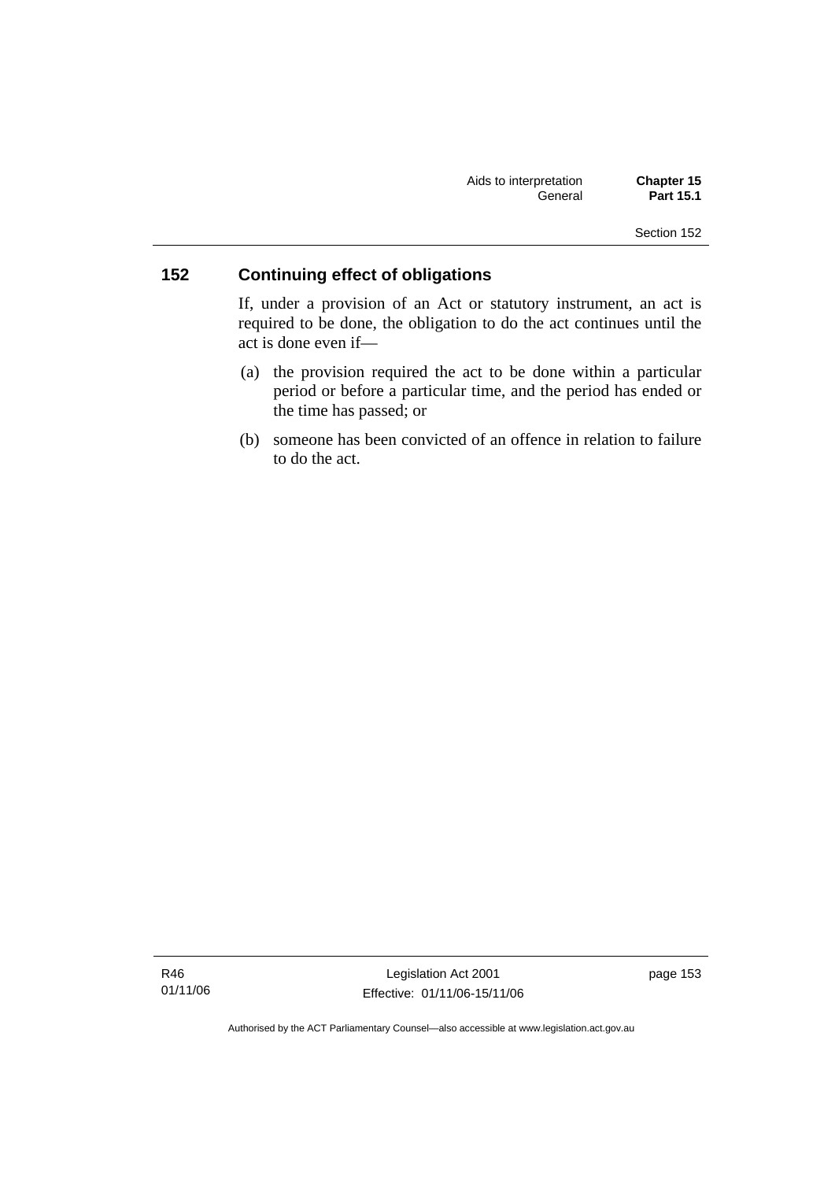## 152 Continuing effect of obligations

If, under a provision of an Act or statutory instrument, an act is required to be done, the obligation to do the act continues until the act is done even if—

(a) the provision required the act to be done within a particular period or before a particular time, and the period has ended or the time has passed; or

(b) someone has been convicted of an offence in relation to failure to do the act.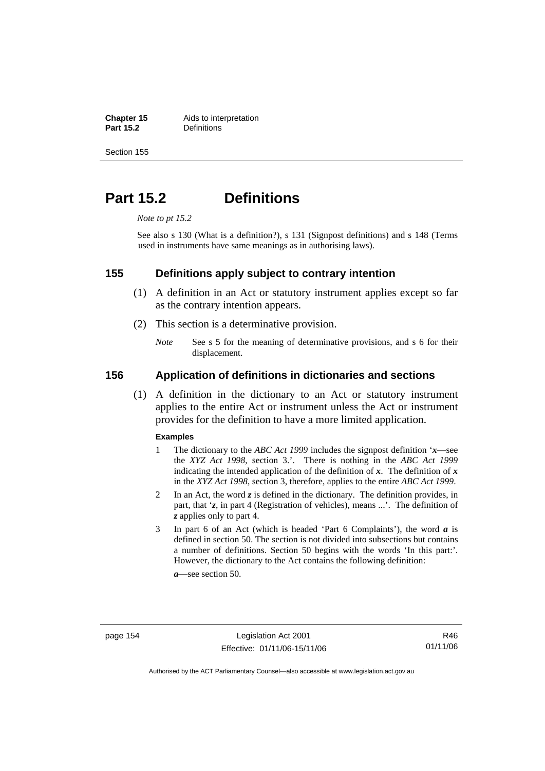# Part 15.2 Definitions

*Note to pt 15.2*

See also s 130 (What is a definition?), s 131 (Signpost definitions) and s 148 (Terms used in instruments have same meanings as in authorising laws).

## 155 Definitions apply subject to contrary intention

(1) A definition in an Act or statutory instrument applies except so far as the contrary intention appears.

(2) This section is a determinative provision.

*Note* See s 5 for the meaning of determinative provisions, and s 6 for their displacement.

## 156 Application of definitions in dictionaries and sections

(1) A definition in the dictionary to an Act or statutory instrument applies to the entire Act or instrument unless the Act or instrument provides for the definition to have a more limited application.

**Examples**

1 The dictionary to the *ABC Act 1999* includes the signpost definition '***x***—see the *XYZ Act 1998*, section 3.'. There is nothing in the *ABC Act 1999* indicating the intended application of the definition of ***x***. The definition of ***x*** in the *XYZ Act 1998*, section 3, therefore, applies to the entire *ABC Act 1999*.

2 In an Act, the word ***z*** is defined in the dictionary. The definition provides, in part, that '***z***, in part 4 (Registration of vehicles), means ...'. The definition of ***z*** applies only to part 4.

3 In part 6 of an Act (which is headed 'Part 6 Complaints'), the word ***a*** is defined in section 50. The section is not divided into subsections but contains a number of definitions. Section 50 begins with the words 'In this part:'. However, the dictionary to the Act contains the following definition:

***a***—see section 50.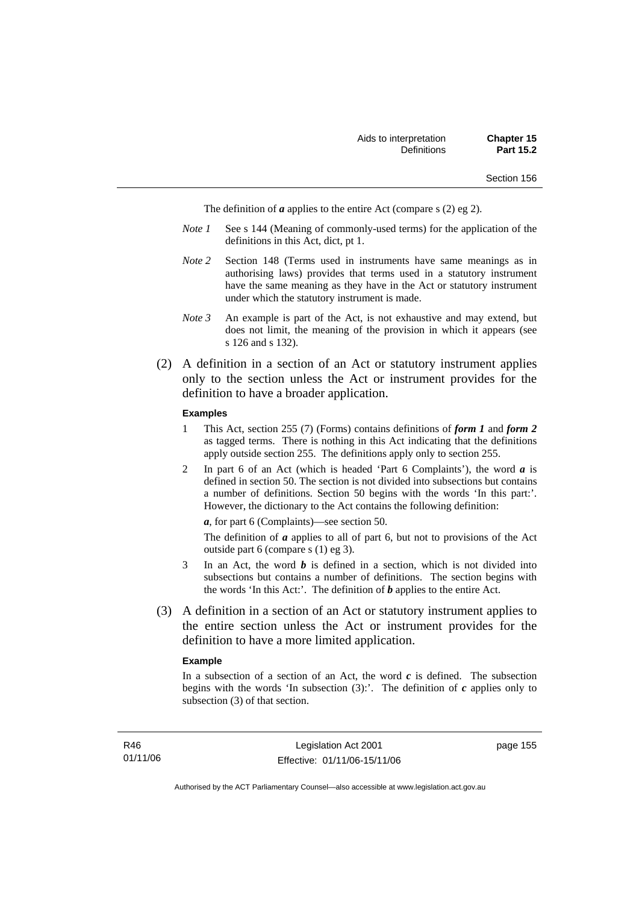The definition of ***a*** applies to the entire Act (compare s (2) eg 2).

*Note 1* See s 144 (Meaning of commonly-used terms) for the application of the definitions in this Act, dict, pt 1.

*Note 2* Section 148 (Terms used in instruments have same meanings as in authorising laws) provides that terms used in a statutory instrument have the same meaning as they have in the Act or statutory instrument under which the statutory instrument is made.

*Note 3* An example is part of the Act, is not exhaustive and may extend, but does not limit, the meaning of the provision in which it appears (see s 126 and s 132).

(2) A definition in a section of an Act or statutory instrument applies only to the section unless the Act or instrument provides for the definition to have a broader application.

**Examples**

1 This Act, section 255 (7) (Forms) contains definitions of ***form 1*** and ***form 2*** as tagged terms. There is nothing in this Act indicating that the definitions apply outside section 255. The definitions apply only to section 255.

2 In part 6 of an Act (which is headed 'Part 6 Complaints'), the word ***a*** is defined in section 50. The section is not divided into subsections but contains a number of definitions. Section 50 begins with the words 'In this part:'. However, the dictionary to the Act contains the following definition:

***a***, for part 6 (Complaints)—see section 50.

The definition of ***a*** applies to all of part 6, but not to provisions of the Act outside part 6 (compare s (1) eg 3).

3 In an Act, the word ***b*** is defined in a section, which is not divided into subsections but contains a number of definitions. The section begins with the words 'In this Act:'. The definition of ***b*** applies to the entire Act.

(3) A definition in a section of an Act or statutory instrument applies to the entire section unless the Act or instrument provides for the definition to have a more limited application.

**Example**

In a subsection of a section of an Act, the word ***c*** is defined. The subsection begins with the words 'In subsection (3):'. The definition of ***c*** applies only to subsection (3) of that section.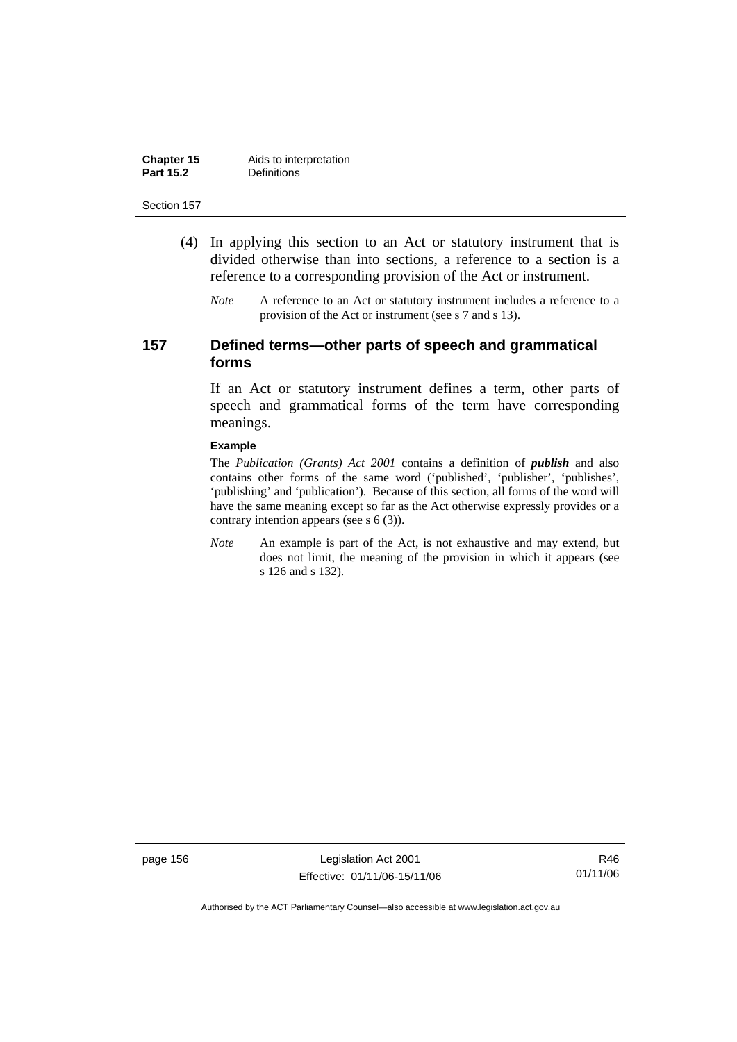(4) In applying this section to an Act or statutory instrument that is divided otherwise than into sections, a reference to a section is a reference to a corresponding provision of the Act or instrument.

*Note* A reference to an Act or statutory instrument includes a reference to a provision of the Act or instrument (see s 7 and s 13).

## 157 Defined terms—other parts of speech and grammatical forms

If an Act or statutory instrument defines a term, other parts of speech and grammatical forms of the term have corresponding meanings.

**Example**

The *Publication (Grants) Act 2001* contains a definition of ***publish*** and also contains other forms of the same word ('published', 'publisher', 'publishes', 'publishing' and 'publication'). Because of this section, all forms of the word will have the same meaning except so far as the Act otherwise expressly provides or a contrary intention appears (see s 6 (3)).

*Note* An example is part of the Act, is not exhaustive and may extend, but does not limit, the meaning of the provision in which it appears (see s 126 and s 132).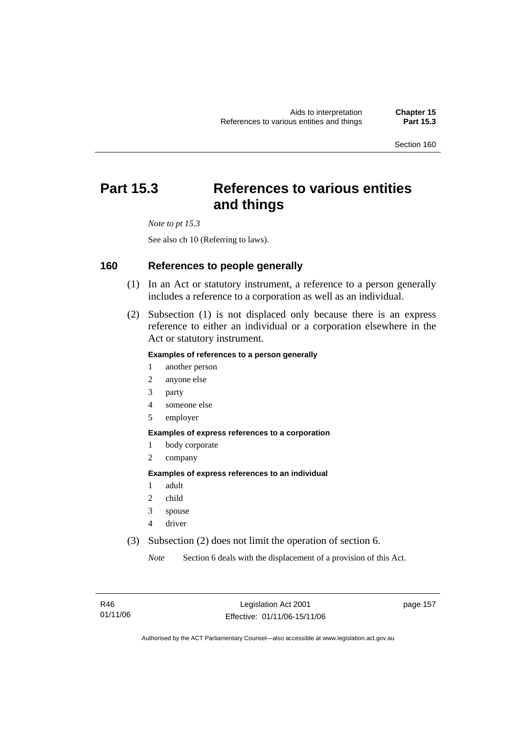# Part 15.3 References to various entities and things

*Note to pt 15.3*

See also ch 10 (Referring to laws).

## 160 References to people generally

(1) In an Act or statutory instrument, a reference to a person generally includes a reference to a corporation as well as an individual.

(2) Subsection (1) is not displaced only because there is an express reference to either an individual or a corporation elsewhere in the Act or statutory instrument.

**Examples of references to a person generally**

1 another person
2 anyone else
3 party
4 someone else
5 employer

**Examples of express references to a corporation**

1 body corporate
2 company

**Examples of express references to an individual**

1 adult
2 child
3 spouse
4 driver

(3) Subsection (2) does not limit the operation of section 6.

*Note* Section 6 deals with the displacement of a provision of this Act.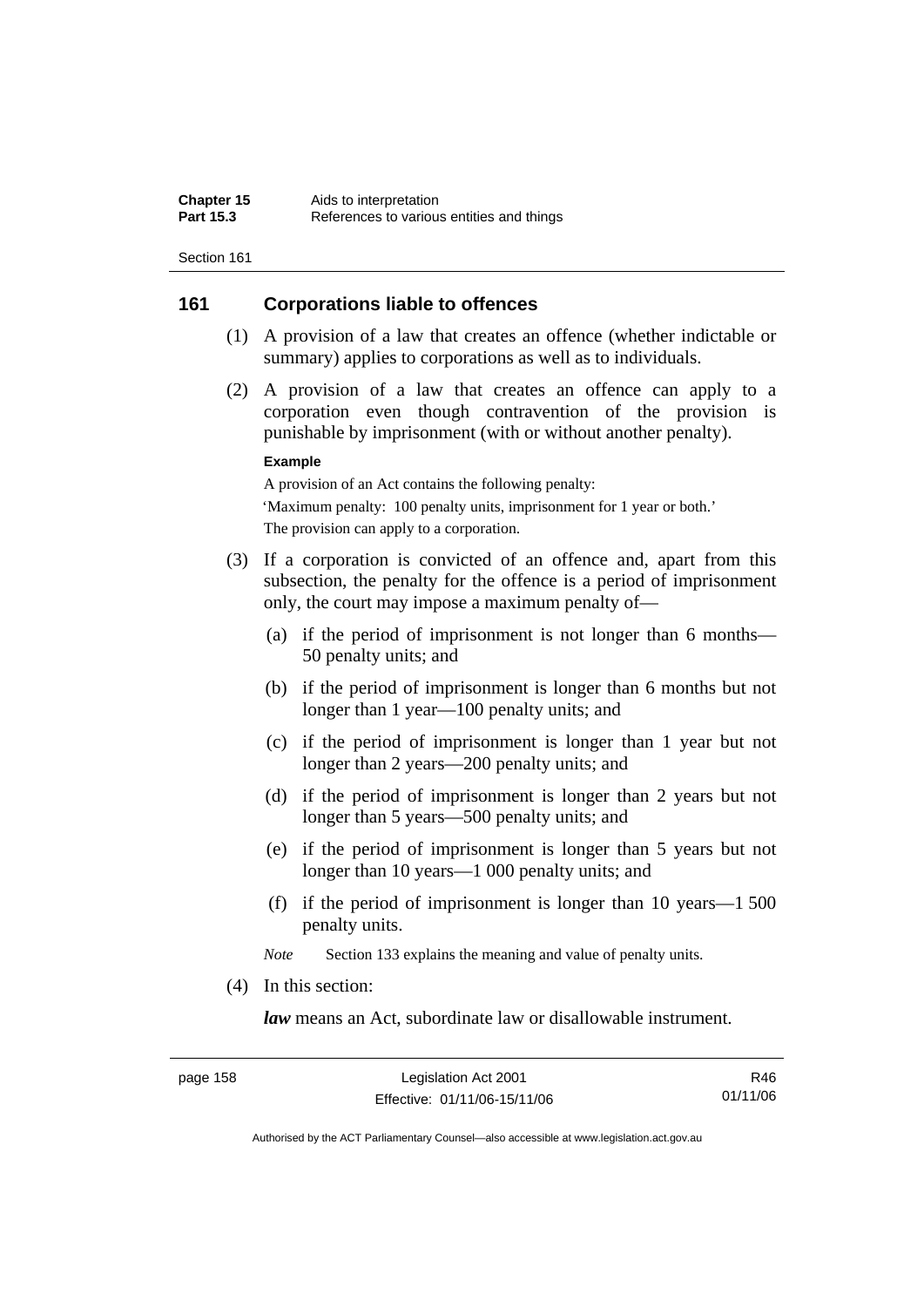## 161 Corporations liable to offences

(1) A provision of a law that creates an offence (whether indictable or summary) applies to corporations as well as to individuals.

(2) A provision of a law that creates an offence can apply to a corporation even though contravention of the provision is punishable by imprisonment (with or without another penalty).

**Example**

A provision of an Act contains the following penalty:

'Maximum penalty: 100 penalty units, imprisonment for 1 year or both.'

The provision can apply to a corporation.

(3) If a corporation is convicted of an offence and, apart from this subsection, the penalty for the offence is a period of imprisonment only, the court may impose a maximum penalty of—

(a) if the period of imprisonment is not longer than 6 months—50 penalty units; and

(b) if the period of imprisonment is longer than 6 months but not longer than 1 year—100 penalty units; and

(c) if the period of imprisonment is longer than 1 year but not longer than 2 years—200 penalty units; and

(d) if the period of imprisonment is longer than 2 years but not longer than 5 years—500 penalty units; and

(e) if the period of imprisonment is longer than 5 years but not longer than 10 years—1 000 penalty units; and

(f) if the period of imprisonment is longer than 10 years—1 500 penalty units.

*Note* Section 133 explains the meaning and value of penalty units.

(4) In this section:

***law*** means an Act, subordinate law or disallowable instrument.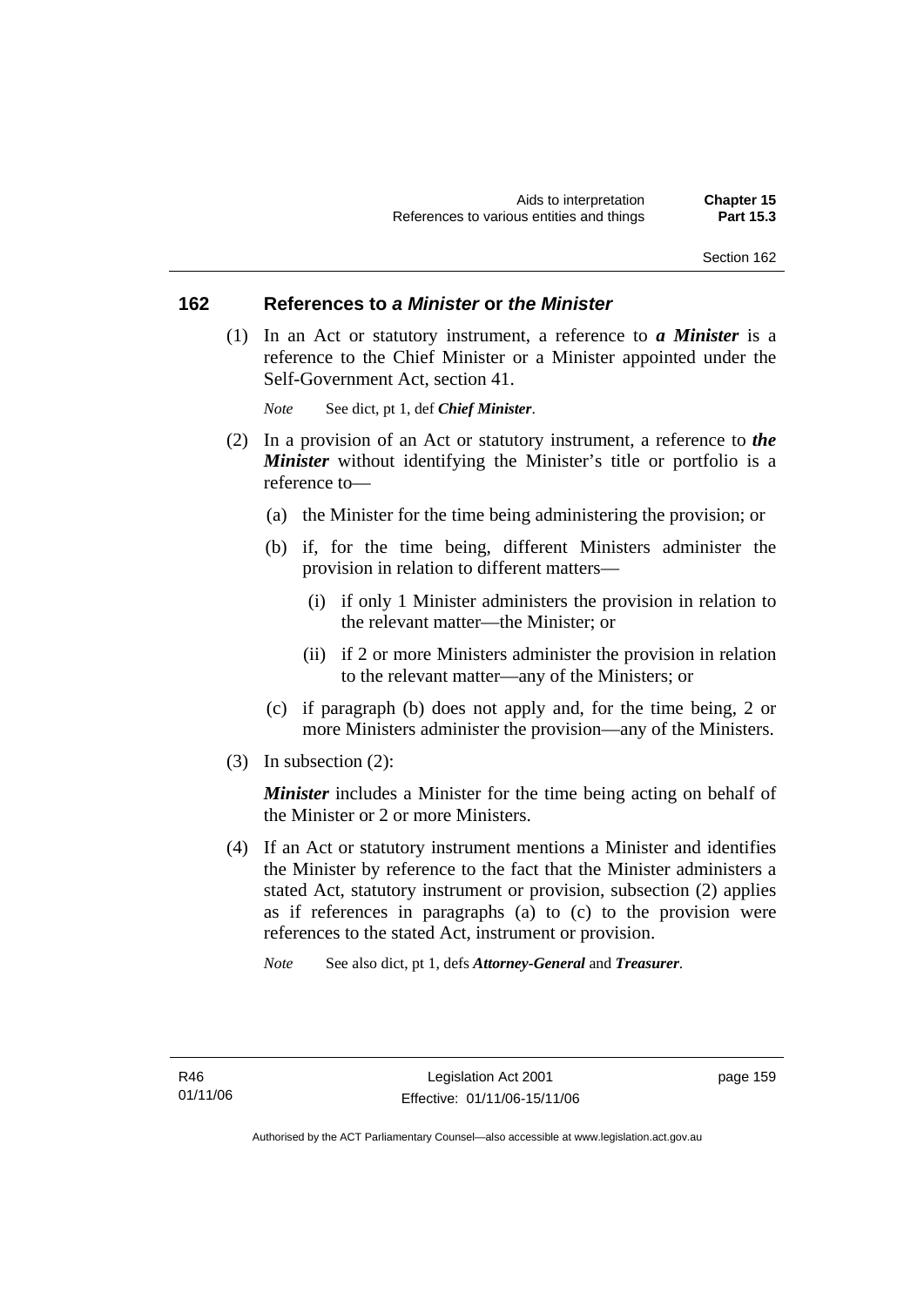## 162 References to *a Minister* or *the Minister*

(1) In an Act or statutory instrument, a reference to ***a Minister*** is a reference to the Chief Minister or a Minister appointed under the Self-Government Act, section 41.

*Note* See dict, pt 1, def ***Chief Minister***.

(2) In a provision of an Act or statutory instrument, a reference to ***the Minister*** without identifying the Minister's title or portfolio is a reference to—

(a) the Minister for the time being administering the provision; or

(b) if, for the time being, different Ministers administer the provision in relation to different matters—

(i) if only 1 Minister administers the provision in relation to the relevant matter—the Minister; or

(ii) if 2 or more Ministers administer the provision in relation to the relevant matter—any of the Ministers; or

(c) if paragraph (b) does not apply and, for the time being, 2 or more Ministers administer the provision—any of the Ministers.

(3) In subsection (2):

***Minister*** includes a Minister for the time being acting on behalf of the Minister or 2 or more Ministers.

(4) If an Act or statutory instrument mentions a Minister and identifies the Minister by reference to the fact that the Minister administers a stated Act, statutory instrument or provision, subsection (2) applies as if references in paragraphs (a) to (c) to the provision were references to the stated Act, instrument or provision.

*Note* See also dict, pt 1, defs ***Attorney-General*** and ***Treasurer***.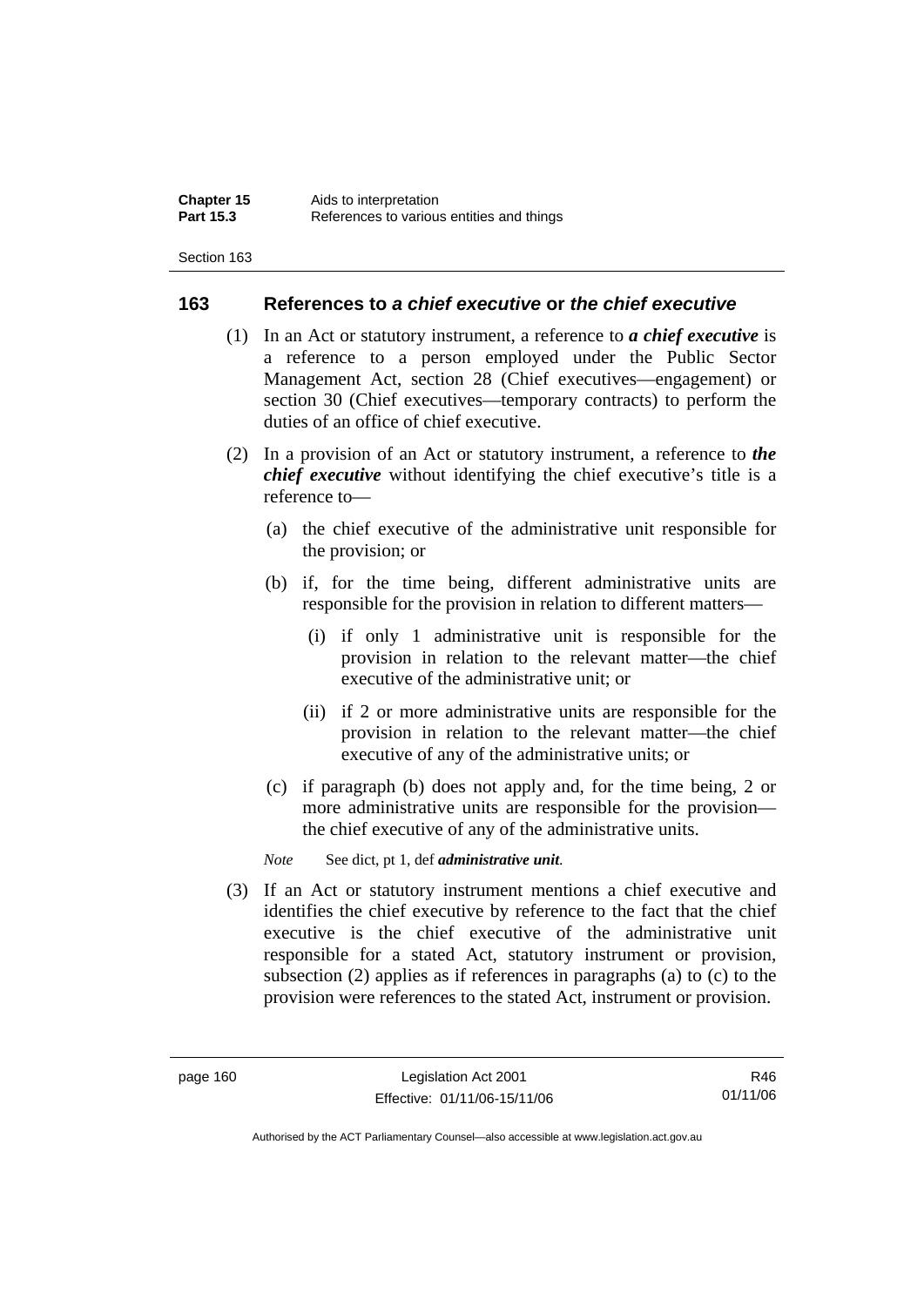## 163 References to *a chief executive* or *the chief executive*

(1) In an Act or statutory instrument, a reference to ***a chief executive*** is a reference to a person employed under the Public Sector Management Act, section 28 (Chief executives—engagement) or section 30 (Chief executives—temporary contracts) to perform the duties of an office of chief executive.

(2) In a provision of an Act or statutory instrument, a reference to ***the chief executive*** without identifying the chief executive's title is a reference to—

(a) the chief executive of the administrative unit responsible for the provision; or

(b) if, for the time being, different administrative units are responsible for the provision in relation to different matters—

(i) if only 1 administrative unit is responsible for the provision in relation to the relevant matter—the chief executive of the administrative unit; or

(ii) if 2 or more administrative units are responsible for the provision in relation to the relevant matter—the chief executive of any of the administrative units; or

(c) if paragraph (b) does not apply and, for the time being, 2 or more administrative units are responsible for the provision—the chief executive of any of the administrative units.

*Note* See dict, pt 1, def ***administrative unit***.

(3) If an Act or statutory instrument mentions a chief executive and identifies the chief executive by reference to the fact that the chief executive is the chief executive of the administrative unit responsible for a stated Act, statutory instrument or provision, subsection (2) applies as if references in paragraphs (a) to (c) to the provision were references to the stated Act, instrument or provision.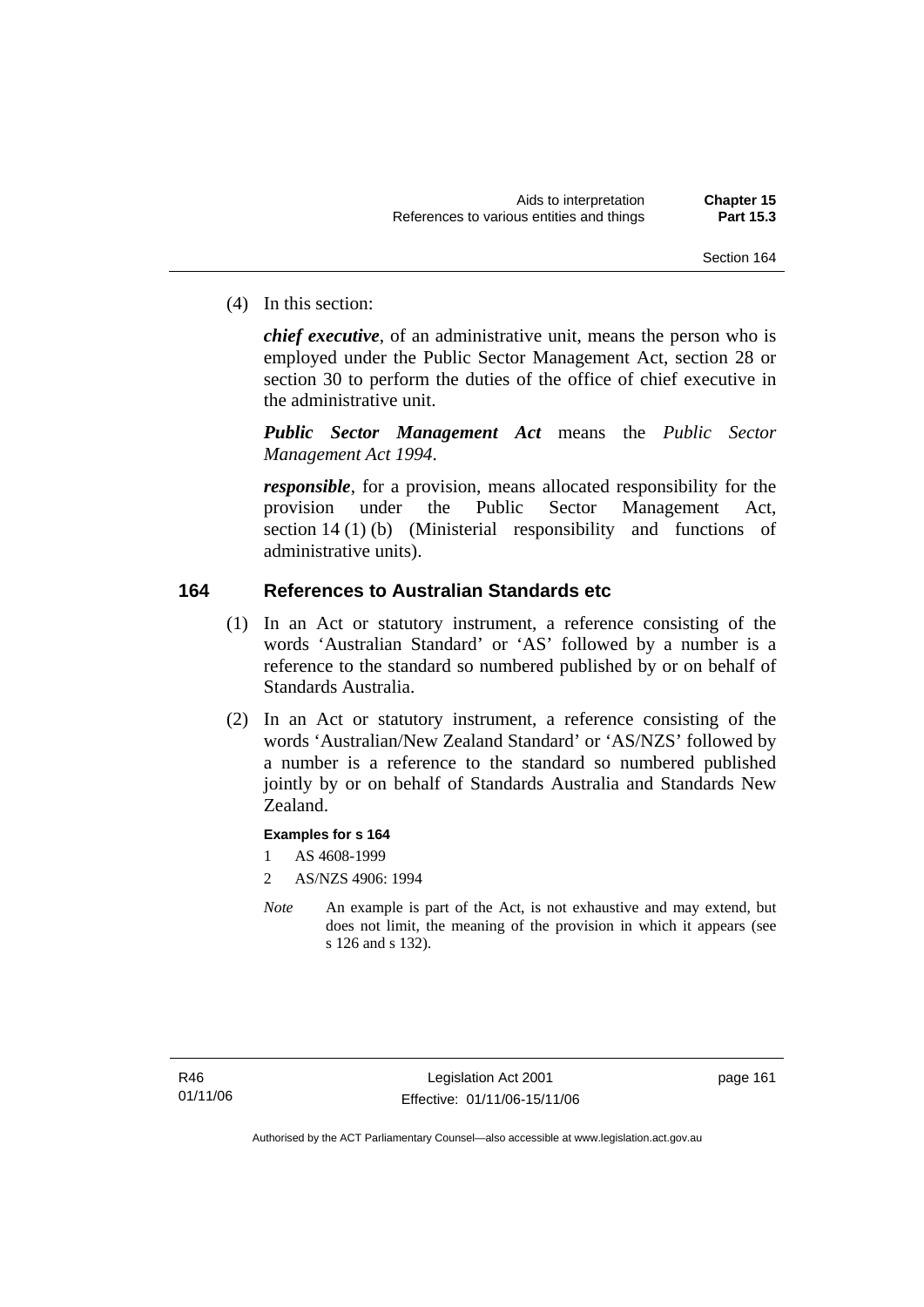(4) In this section:

***chief executive***, of an administrative unit, means the person who is employed under the Public Sector Management Act, section 28 or section 30 to perform the duties of the office of chief executive in the administrative unit.

***Public Sector Management Act*** means the *Public Sector Management Act 1994*.

***responsible***, for a provision, means allocated responsibility for the provision under the Public Sector Management Act, section 14 (1) (b) (Ministerial responsibility and functions of administrative units).

## 164 References to Australian Standards etc

(1) In an Act or statutory instrument, a reference consisting of the words 'Australian Standard' or 'AS' followed by a number is a reference to the standard so numbered published by or on behalf of Standards Australia.

(2) In an Act or statutory instrument, a reference consisting of the words 'Australian/New Zealand Standard' or 'AS/NZS' followed by a number is a reference to the standard so numbered published jointly by or on behalf of Standards Australia and Standards New Zealand.

**Examples for s 164**

1 AS 4608-1999

2 AS/NZS 4906: 1994

*Note* An example is part of the Act, is not exhaustive and may extend, but does not limit, the meaning of the provision in which it appears (see s 126 and s 132).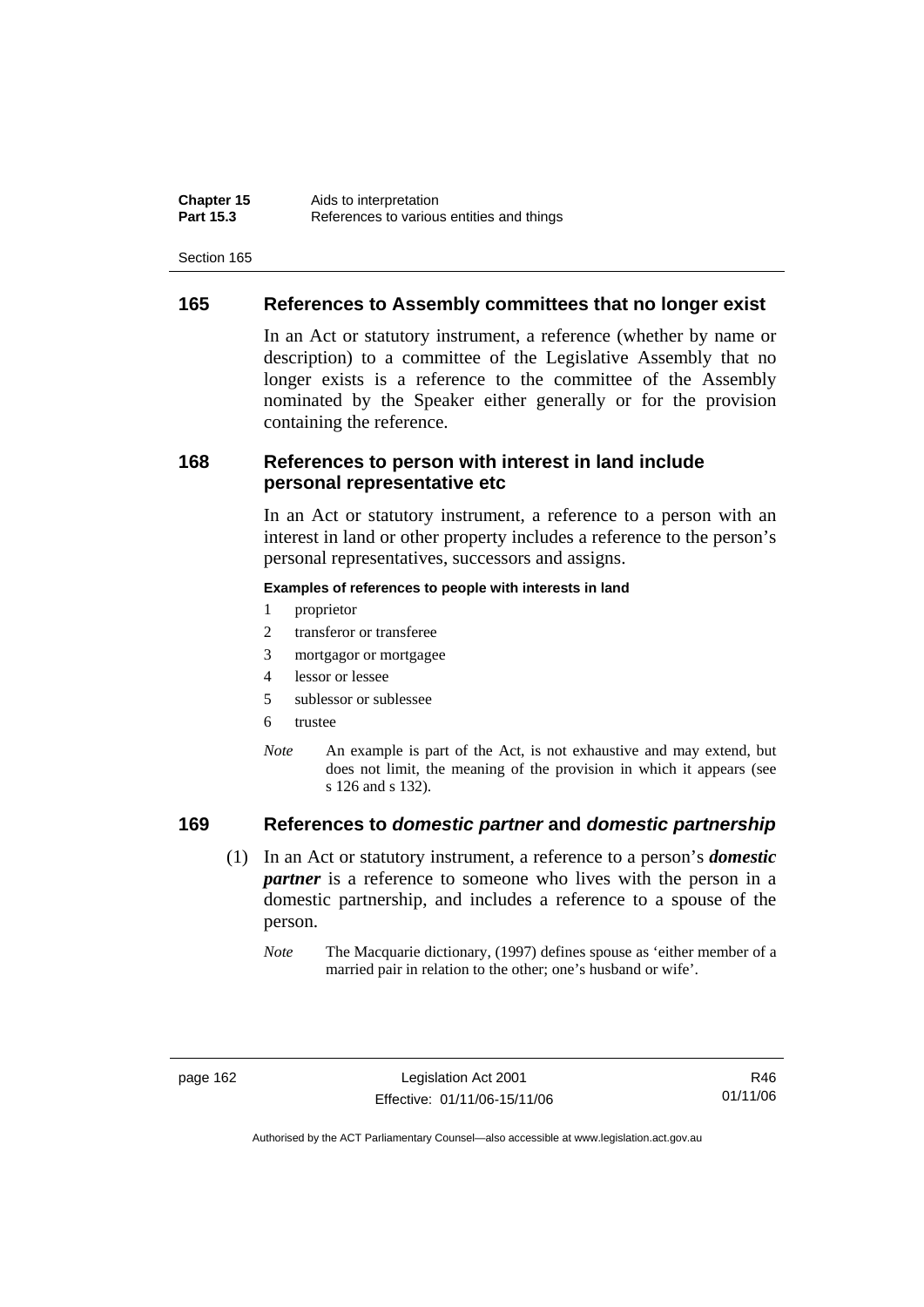## 165 References to Assembly committees that no longer exist

In an Act or statutory instrument, a reference (whether by name or description) to a committee of the Legislative Assembly that no longer exists is a reference to the committee of the Assembly nominated by the Speaker either generally or for the provision containing the reference.

## 168 References to person with interest in land include personal representative etc

In an Act or statutory instrument, a reference to a person with an interest in land or other property includes a reference to the person's personal representatives, successors and assigns.

**Examples of references to people with interests in land**

1 proprietor
2 transferor or transferee
3 mortgagor or mortgagee
4 lessor or lessee
5 sublessor or sublessee
6 trustee

*Note* An example is part of the Act, is not exhaustive and may extend, but does not limit, the meaning of the provision in which it appears (see s 126 and s 132).

## 169 References to *domestic partner* and *domestic partnership*

(1) In an Act or statutory instrument, a reference to a person's ***domestic partner*** is a reference to someone who lives with the person in a domestic partnership, and includes a reference to a spouse of the person.

*Note* The Macquarie dictionary, (1997) defines spouse as 'either member of a married pair in relation to the other; one's husband or wife'.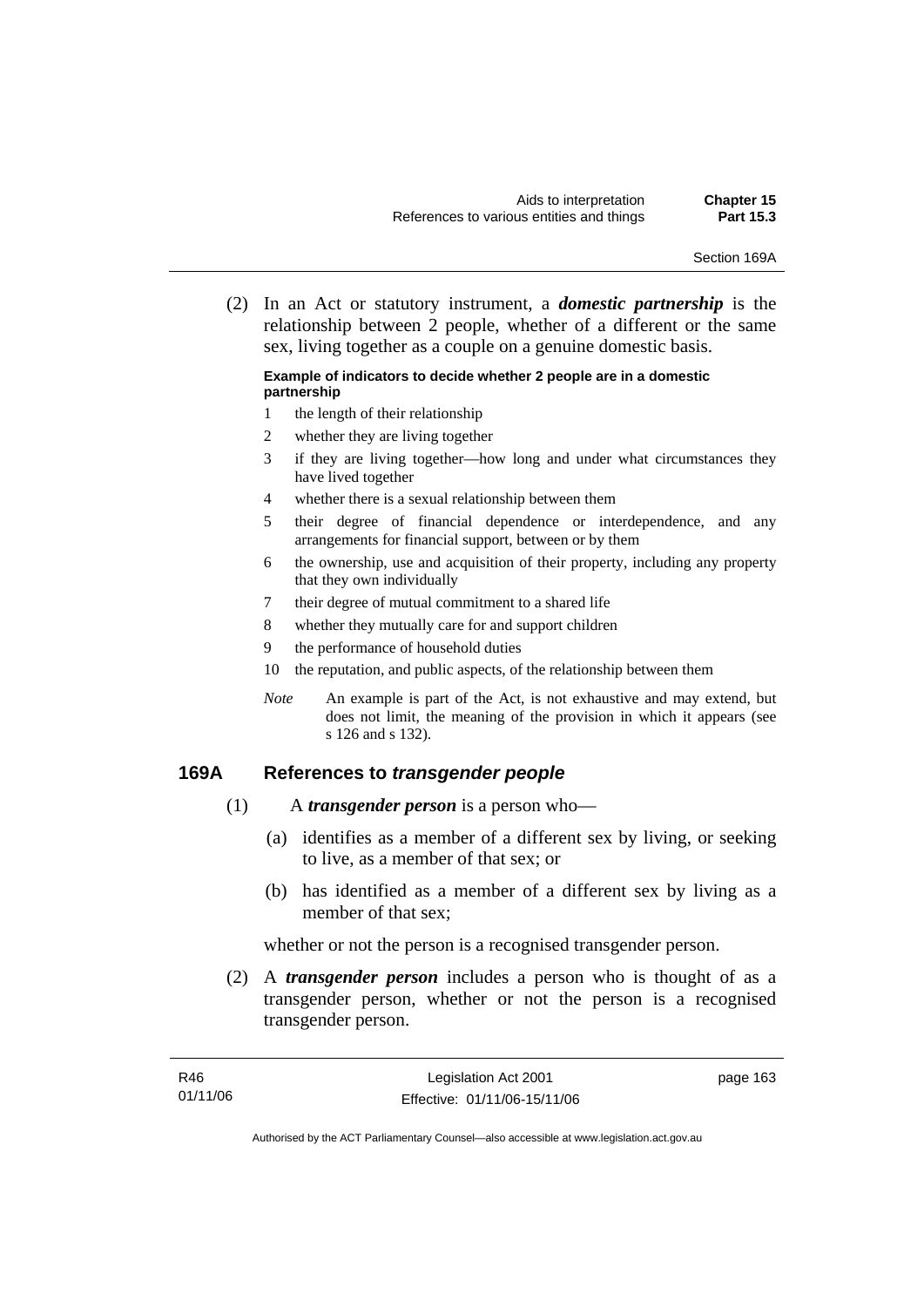(2) In an Act or statutory instrument, a ***domestic partnership*** is the relationship between 2 people, whether of a different or the same sex, living together as a couple on a genuine domestic basis.

**Example of indicators to decide whether 2 people are in a domestic partnership**

1 the length of their relationship
2 whether they are living together
3 if they are living together—how long and under what circumstances they have lived together
4 whether there is a sexual relationship between them
5 their degree of financial dependence or interdependence, and any arrangements for financial support, between or by them
6 the ownership, use and acquisition of their property, including any property that they own individually
7 their degree of mutual commitment to a shared life
8 whether they mutually care for and support children
9 the performance of household duties
10 the reputation, and public aspects, of the relationship between them

*Note* An example is part of the Act, is not exhaustive and may extend, but does not limit, the meaning of the provision in which it appears (see s 126 and s 132).

## 169A References to *transgender people*

(1) A ***transgender person*** is a person who—

(a) identifies as a member of a different sex by living, or seeking to live, as a member of that sex; or

(b) has identified as a member of a different sex by living as a member of that sex;

whether or not the person is a recognised transgender person.

(2) A ***transgender person*** includes a person who is thought of as a transgender person, whether or not the person is a recognised transgender person.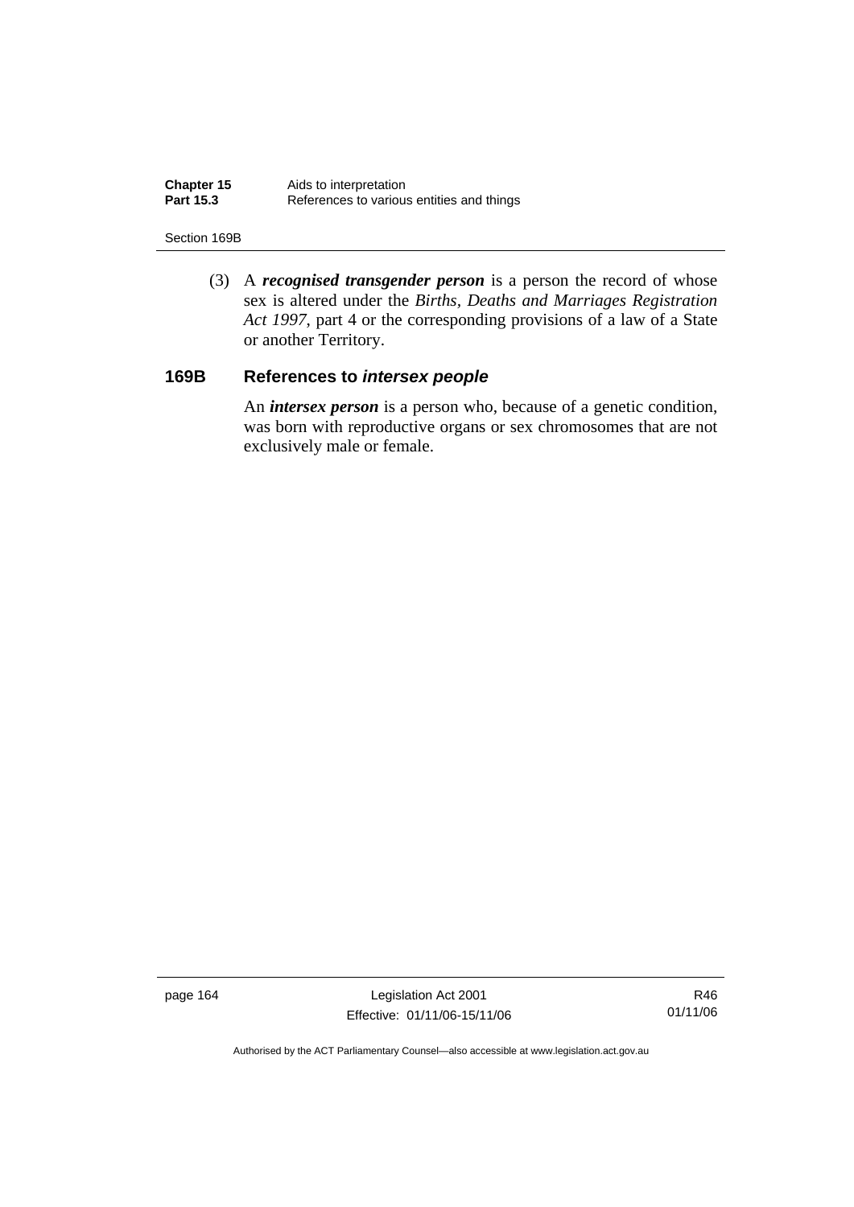(3) A ***recognised transgender person*** is a person the record of whose sex is altered under the *Births, Deaths and Marriages Registration Act 1997*, part 4 or the corresponding provisions of a law of a State or another Territory.

## 169B References to *intersex people*

An ***intersex person*** is a person who, because of a genetic condition, was born with reproductive organs or sex chromosomes that are not exclusively male or female.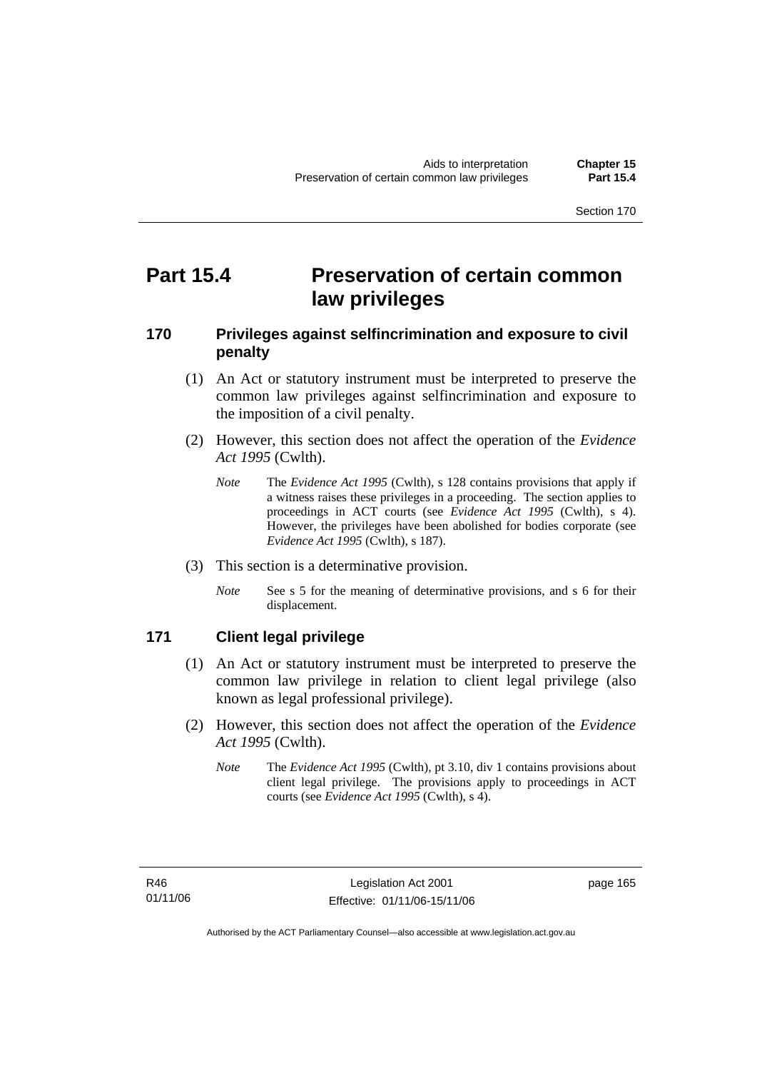# Part 15.4 Preservation of certain common law privileges

## 170 Privileges against selfincrimination and exposure to civil penalty

(1) An Act or statutory instrument must be interpreted to preserve the common law privileges against selfincrimination and exposure to the imposition of a civil penalty.

(2) However, this section does not affect the operation of the *Evidence Act 1995* (Cwlth).

*Note* The *Evidence Act 1995* (Cwlth), s 128 contains provisions that apply if a witness raises these privileges in a proceeding. The section applies to proceedings in ACT courts (see *Evidence Act 1995* (Cwlth), s 4). However, the privileges have been abolished for bodies corporate (see *Evidence Act 1995* (Cwlth), s 187).

(3) This section is a determinative provision.

*Note* See s 5 for the meaning of determinative provisions, and s 6 for their displacement.

## 171 Client legal privilege

(1) An Act or statutory instrument must be interpreted to preserve the common law privilege in relation to client legal privilege (also known as legal professional privilege).

(2) However, this section does not affect the operation of the *Evidence Act 1995* (Cwlth).

*Note* The *Evidence Act 1995* (Cwlth), pt 3.10, div 1 contains provisions about client legal privilege. The provisions apply to proceedings in ACT courts (see *Evidence Act 1995* (Cwlth), s 4).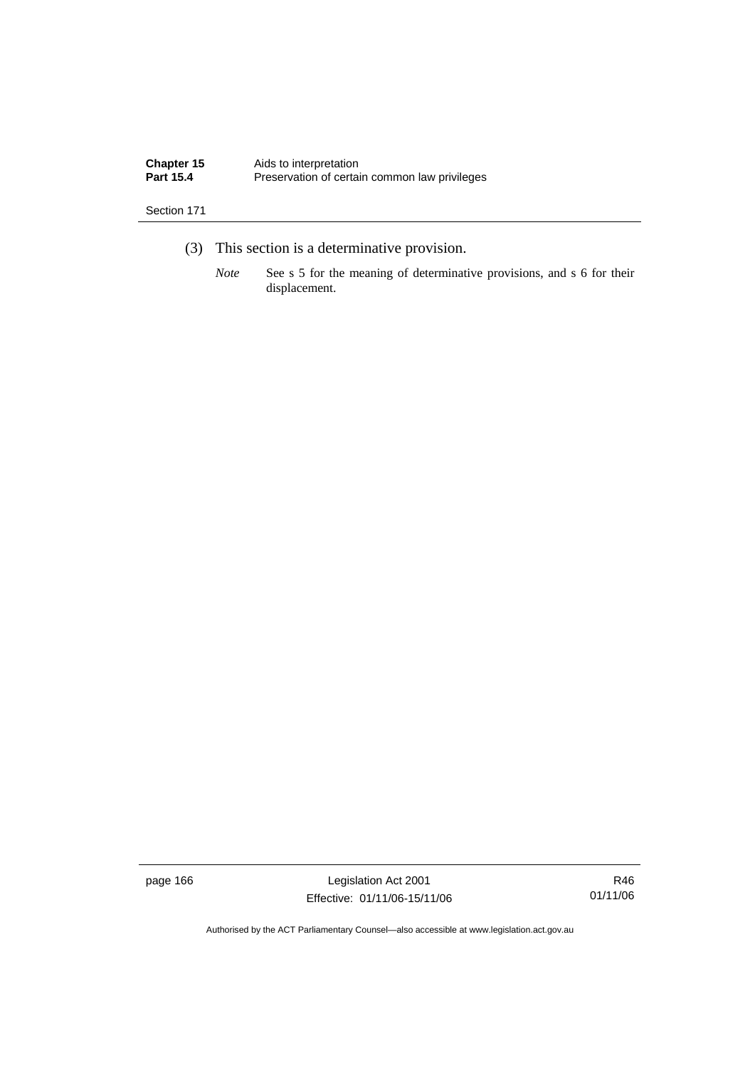(3) This section is a determinative provision.

*Note* See s 5 for the meaning of determinative provisions, and s 6 for their displacement.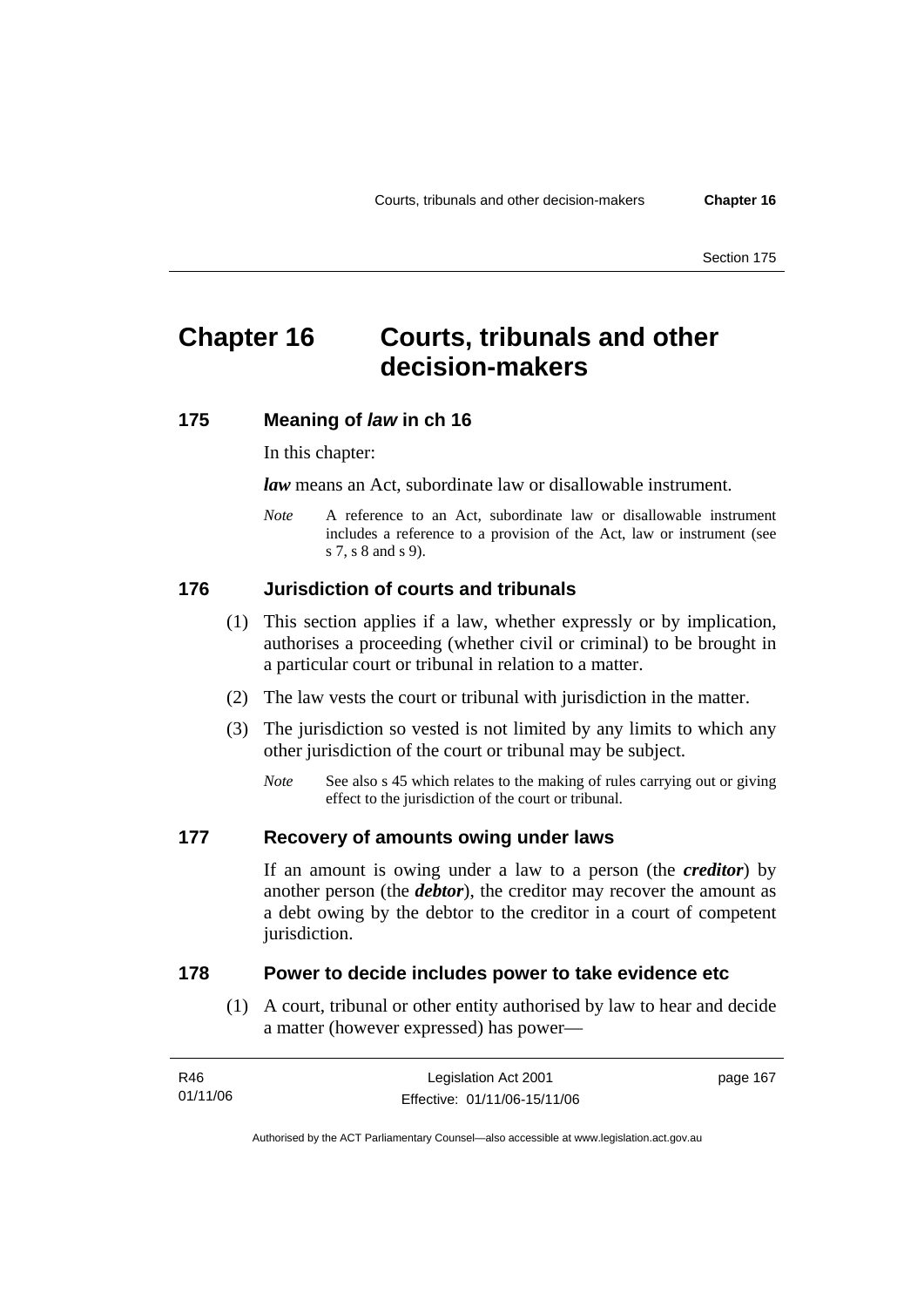# Chapter 16 Courts, tribunals and other decision-makers

## 175 Meaning of *law* in ch 16

In this chapter:

***law*** means an Act, subordinate law or disallowable instrument.

*Note* A reference to an Act, subordinate law or disallowable instrument includes a reference to a provision of the Act, law or instrument (see s 7, s 8 and s 9).

## 176 Jurisdiction of courts and tribunals

(1) This section applies if a law, whether expressly or by implication, authorises a proceeding (whether civil or criminal) to be brought in a particular court or tribunal in relation to a matter.

(2) The law vests the court or tribunal with jurisdiction in the matter.

(3) The jurisdiction so vested is not limited by any limits to which any other jurisdiction of the court or tribunal may be subject.

*Note* See also s 45 which relates to the making of rules carrying out or giving effect to the jurisdiction of the court or tribunal.

## 177 Recovery of amounts owing under laws

If an amount is owing under a law to a person (the ***creditor***) by another person (the ***debtor***), the creditor may recover the amount as a debt owing by the debtor to the creditor in a court of competent jurisdiction.

## 178 Power to decide includes power to take evidence etc

(1) A court, tribunal or other entity authorised by law to hear and decide a matter (however expressed) has power—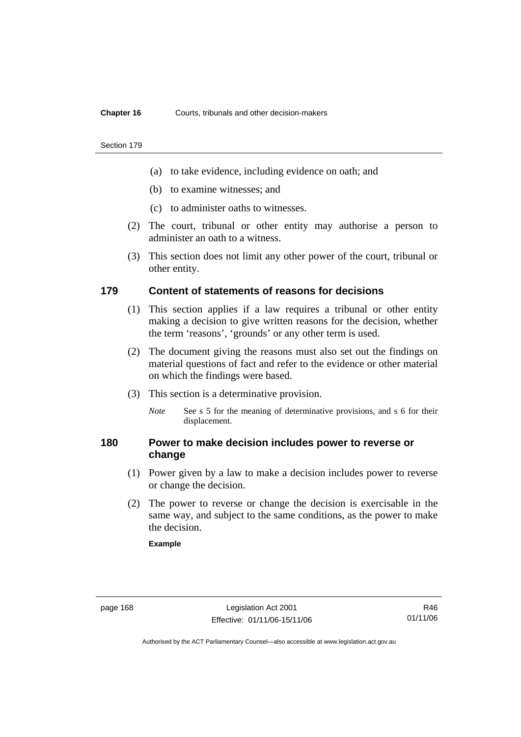(a) to take evidence, including evidence on oath; and

(b) to examine witnesses; and

(c) to administer oaths to witnesses.

(2) The court, tribunal or other entity may authorise a person to administer an oath to a witness.

(3) This section does not limit any other power of the court, tribunal or other entity.

## 179 Content of statements of reasons for decisions

(1) This section applies if a law requires a tribunal or other entity making a decision to give written reasons for the decision, whether the term 'reasons', 'grounds' or any other term is used.

(2) The document giving the reasons must also set out the findings on material questions of fact and refer to the evidence or other material on which the findings were based.

(3) This section is a determinative provision.

*Note* See s 5 for the meaning of determinative provisions, and s 6 for their displacement.

## 180 Power to make decision includes power to reverse or change

(1) Power given by a law to make a decision includes power to reverse or change the decision.

(2) The power to reverse or change the decision is exercisable in the same way, and subject to the same conditions, as the power to make the decision.

**Example**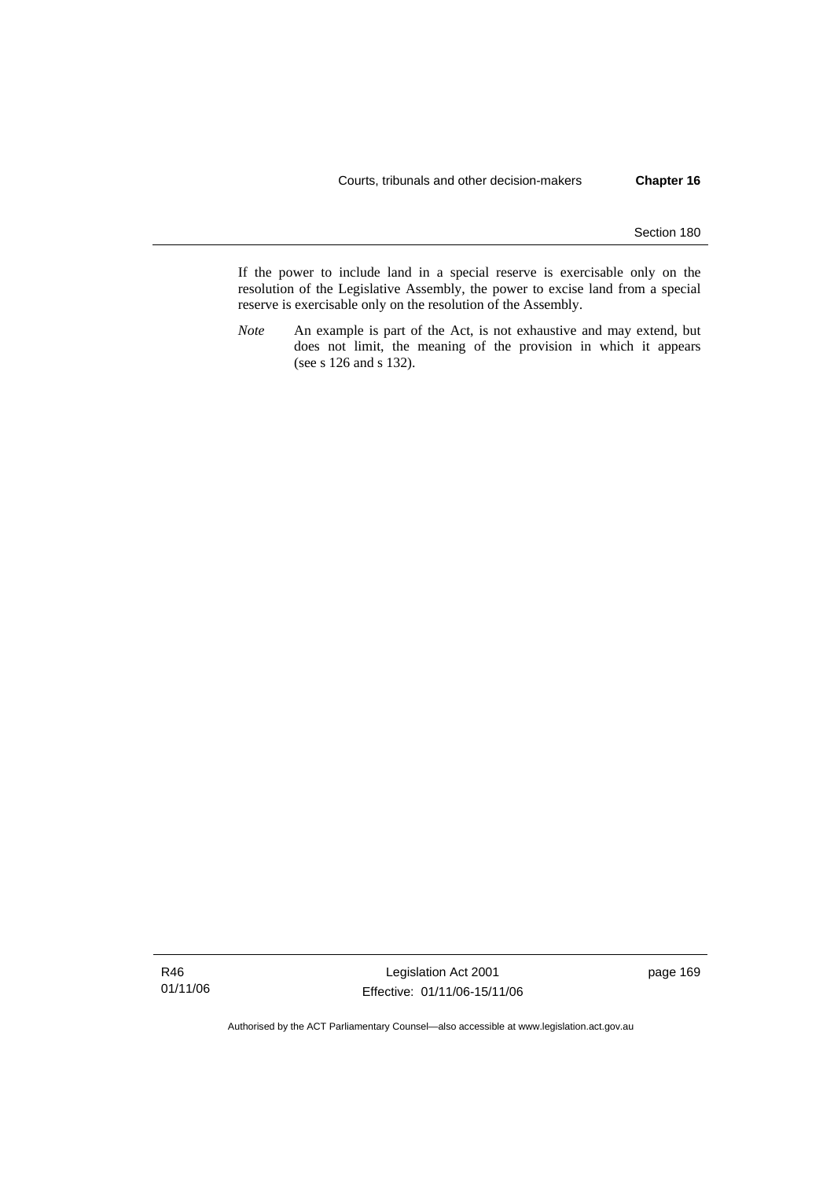If the power to include land in a special reserve is exercisable only on the resolution of the Legislative Assembly, the power to excise land from a special reserve is exercisable only on the resolution of the Assembly.

*Note* An example is part of the Act, is not exhaustive and may extend, but does not limit, the meaning of the provision in which it appears (see s 126 and s 132).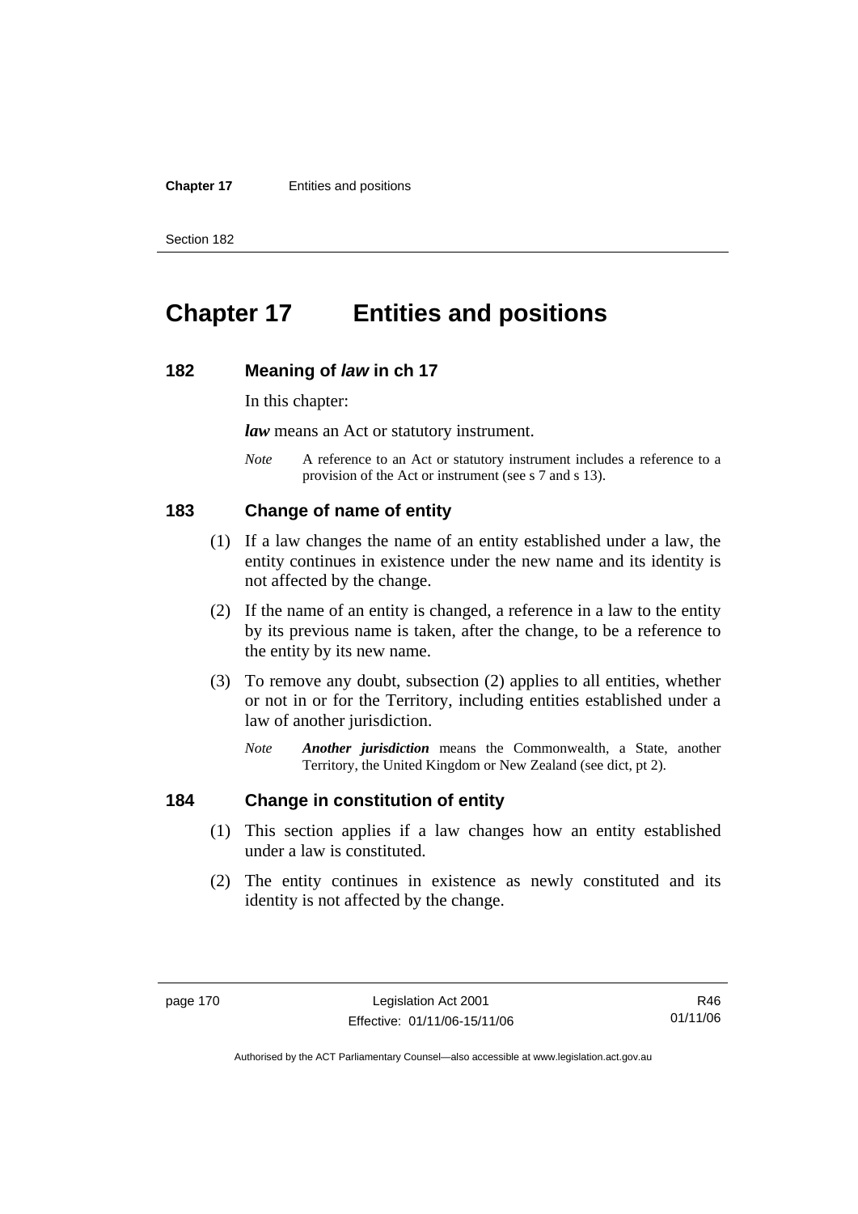# Chapter 17 Entities and positions

## 182 Meaning of *law* in ch 17

In this chapter:

***law*** means an Act or statutory instrument.

*Note* A reference to an Act or statutory instrument includes a reference to a provision of the Act or instrument (see s 7 and s 13).

## 183 Change of name of entity

(1) If a law changes the name of an entity established under a law, the entity continues in existence under the new name and its identity is not affected by the change.

(2) If the name of an entity is changed, a reference in a law to the entity by its previous name is taken, after the change, to be a reference to the entity by its new name.

(3) To remove any doubt, subsection (2) applies to all entities, whether or not in or for the Territory, including entities established under a law of another jurisdiction.

*Note* ***Another jurisdiction*** means the Commonwealth, a State, another Territory, the United Kingdom or New Zealand (see dict, pt 2).

## 184 Change in constitution of entity

(1) This section applies if a law changes how an entity established under a law is constituted.

(2) The entity continues in existence as newly constituted and its identity is not affected by the change.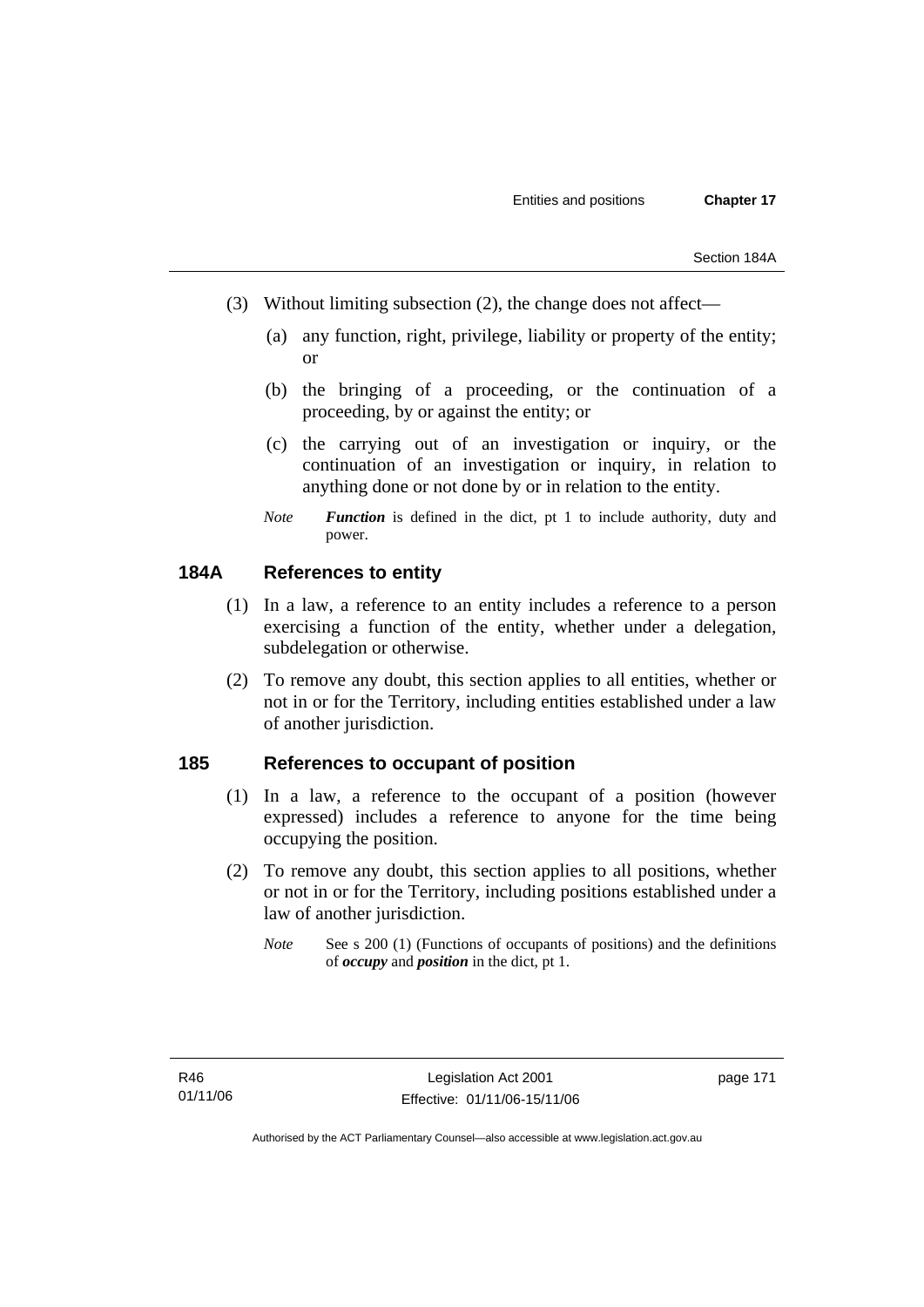(3) Without limiting subsection (2), the change does not affect—

(a) any function, right, privilege, liability or property of the entity; or

(b) the bringing of a proceeding, or the continuation of a proceeding, by or against the entity; or

(c) the carrying out of an investigation or inquiry, or the continuation of an investigation or inquiry, in relation to anything done or not done by or in relation to the entity.

*Note* ***Function*** is defined in the dict, pt 1 to include authority, duty and power.

## 184A References to entity

(1) In a law, a reference to an entity includes a reference to a person exercising a function of the entity, whether under a delegation, subdelegation or otherwise.

(2) To remove any doubt, this section applies to all entities, whether or not in or for the Territory, including entities established under a law of another jurisdiction.

## 185 References to occupant of position

(1) In a law, a reference to the occupant of a position (however expressed) includes a reference to anyone for the time being occupying the position.

(2) To remove any doubt, this section applies to all positions, whether or not in or for the Territory, including positions established under a law of another jurisdiction.

*Note* See s 200 (1) (Functions of occupants of positions) and the definitions of ***occupy*** and ***position*** in the dict, pt 1.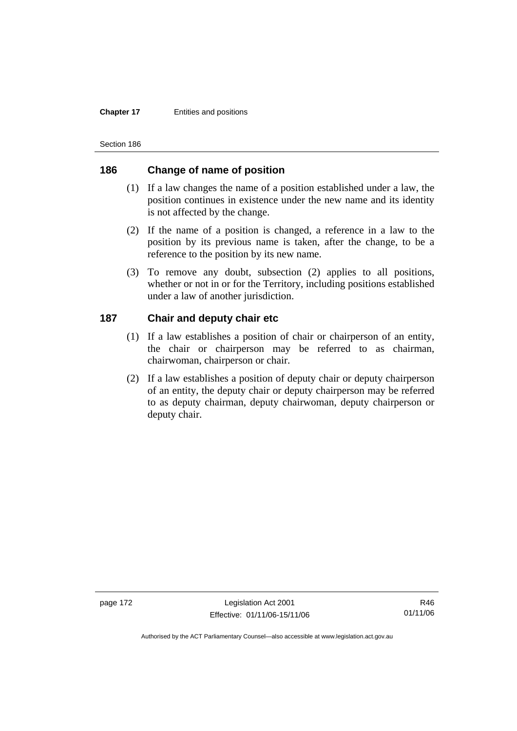## 186 Change of name of position

(1) If a law changes the name of a position established under a law, the position continues in existence under the new name and its identity is not affected by the change.

(2) If the name of a position is changed, a reference in a law to the position by its previous name is taken, after the change, to be a reference to the position by its new name.

(3) To remove any doubt, subsection (2) applies to all positions, whether or not in or for the Territory, including positions established under a law of another jurisdiction.

## 187 Chair and deputy chair etc

(1) If a law establishes a position of chair or chairperson of an entity, the chair or chairperson may be referred to as chairman, chairwoman, chairperson or chair.

(2) If a law establishes a position of deputy chair or deputy chairperson of an entity, the deputy chair or deputy chairperson may be referred to as deputy chairman, deputy chairwoman, deputy chairperson or deputy chair.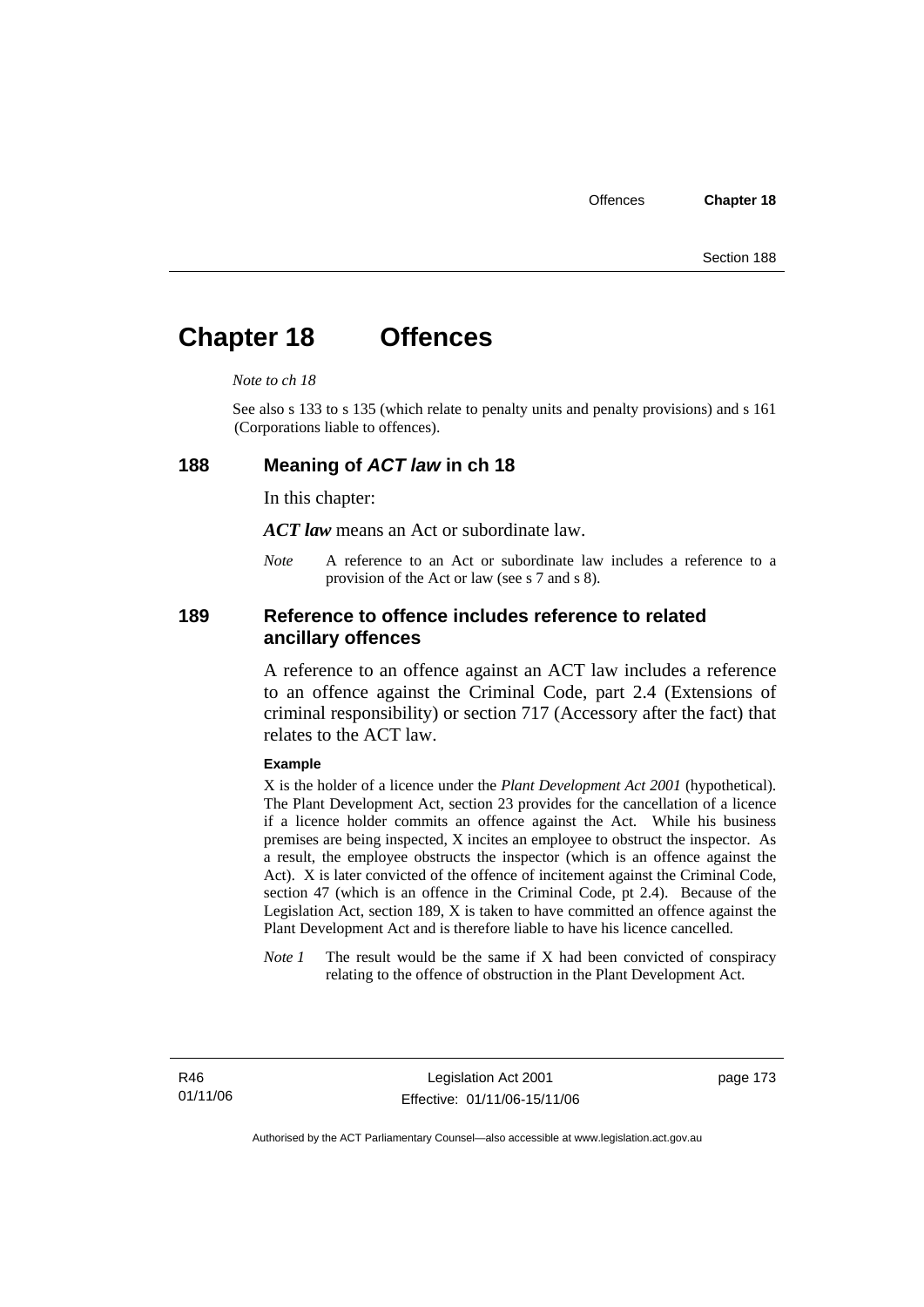# Chapter 18 Offences

*Note to ch 18*

See also s 133 to s 135 (which relate to penalty units and penalty provisions) and s 161 (Corporations liable to offences).

## 188 Meaning of *ACT law* in ch 18

In this chapter:

***ACT law*** means an Act or subordinate law.

*Note* A reference to an Act or subordinate law includes a reference to a provision of the Act or law (see s 7 and s 8).

## 189 Reference to offence includes reference to related ancillary offences

A reference to an offence against an ACT law includes a reference to an offence against the Criminal Code, part 2.4 (Extensions of criminal responsibility) or section 717 (Accessory after the fact) that relates to the ACT law.

**Example**

X is the holder of a licence under the *Plant Development Act 2001* (hypothetical). The Plant Development Act, section 23 provides for the cancellation of a licence if a licence holder commits an offence against the Act. While his business premises are being inspected, X incites an employee to obstruct the inspector. As a result, the employee obstructs the inspector (which is an offence against the Act). X is later convicted of the offence of incitement against the Criminal Code, section 47 (which is an offence in the Criminal Code, pt 2.4). Because of the Legislation Act, section 189, X is taken to have committed an offence against the Plant Development Act and is therefore liable to have his licence cancelled.

*Note 1* The result would be the same if X had been convicted of conspiracy relating to the offence of obstruction in the Plant Development Act.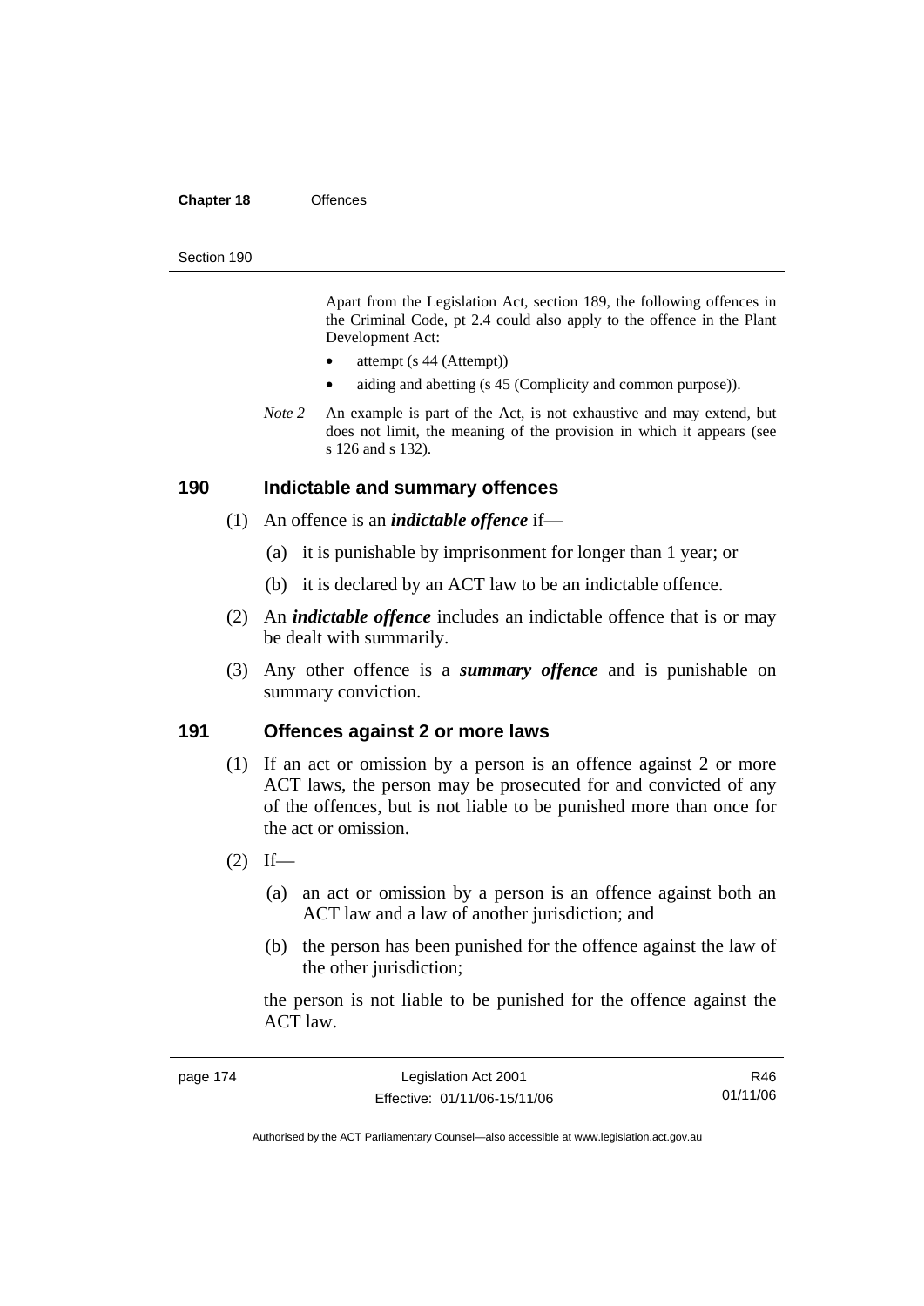Apart from the Legislation Act, section 189, the following offences in the Criminal Code, pt 2.4 could also apply to the offence in the Plant Development Act:

- attempt (s 44 (Attempt))
- aiding and abetting (s 45 (Complicity and common purpose)).

*Note 2* An example is part of the Act, is not exhaustive and may extend, but does not limit, the meaning of the provision in which it appears (see s 126 and s 132).

## 190 Indictable and summary offences

(1) An offence is an ***indictable offence*** if—

(a) it is punishable by imprisonment for longer than 1 year; or

(b) it is declared by an ACT law to be an indictable offence.

(2) An ***indictable offence*** includes an indictable offence that is or may be dealt with summarily.

(3) Any other offence is a ***summary offence*** and is punishable on summary conviction.

## 191 Offences against 2 or more laws

(1) If an act or omission by a person is an offence against 2 or more ACT laws, the person may be prosecuted for and convicted of any of the offences, but is not liable to be punished more than once for the act or omission.

(2) If—

(a) an act or omission by a person is an offence against both an ACT law and a law of another jurisdiction; and

(b) the person has been punished for the offence against the law of the other jurisdiction;

the person is not liable to be punished for the offence against the ACT law.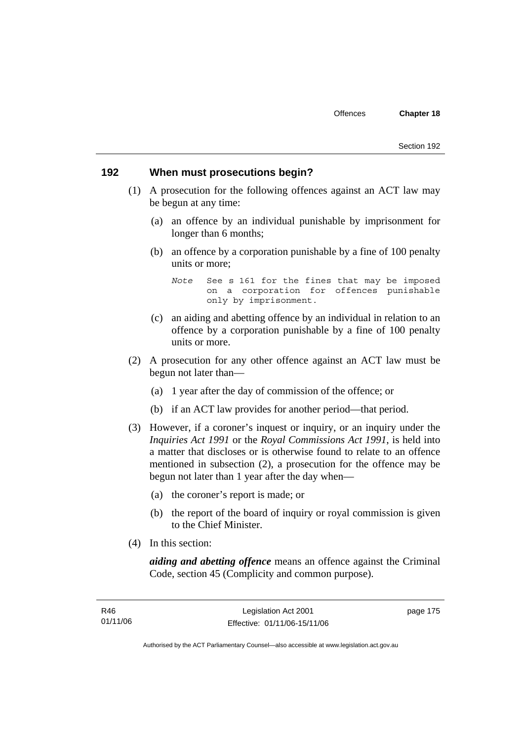## 192 When must prosecutions begin?

(1) A prosecution for the following offences against an ACT law may be begun at any time:

(a) an offence by an individual punishable by imprisonment for longer than 6 months;

(b) an offence by a corporation punishable by a fine of 100 penalty units or more;

*Note* See s 161 for the fines that may be imposed on a corporation for offences punishable only by imprisonment.

(c) an aiding and abetting offence by an individual in relation to an offence by a corporation punishable by a fine of 100 penalty units or more.

(2) A prosecution for any other offence against an ACT law must be begun not later than—

(a) 1 year after the day of commission of the offence; or

(b) if an ACT law provides for another period—that period.

(3) However, if a coroner's inquest or inquiry, or an inquiry under the *Inquiries Act 1991* or the *Royal Commissions Act 1991*, is held into a matter that discloses or is otherwise found to relate to an offence mentioned in subsection (2), a prosecution for the offence may be begun not later than 1 year after the day when—

(a) the coroner's report is made; or

(b) the report of the board of inquiry or royal commission is given to the Chief Minister.

(4) In this section:

***aiding and abetting offence*** means an offence against the Criminal Code, section 45 (Complicity and common purpose).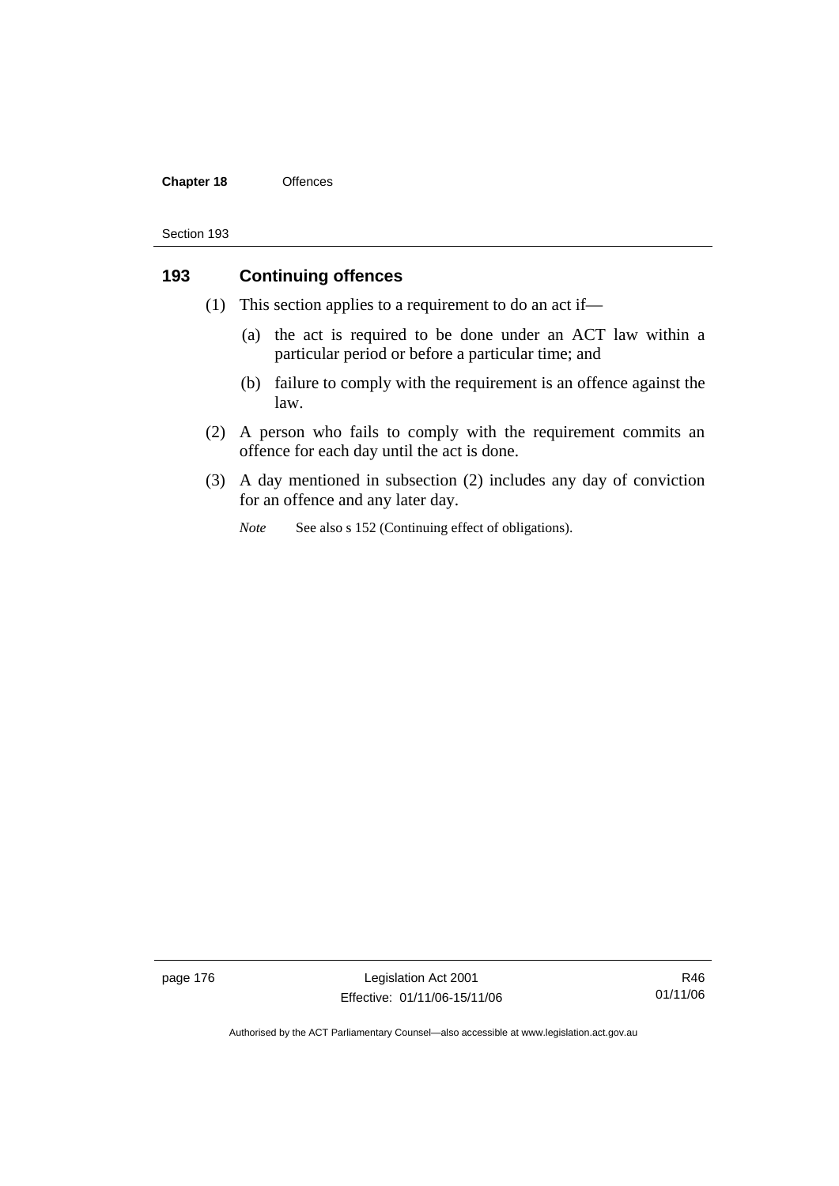## 193 Continuing offences

(1) This section applies to a requirement to do an act if—

(a) the act is required to be done under an ACT law within a particular period or before a particular time; and

(b) failure to comply with the requirement is an offence against the law.

(2) A person who fails to comply with the requirement commits an offence for each day until the act is done.

(3) A day mentioned in subsection (2) includes any day of conviction for an offence and any later day.

*Note* See also s 152 (Continuing effect of obligations).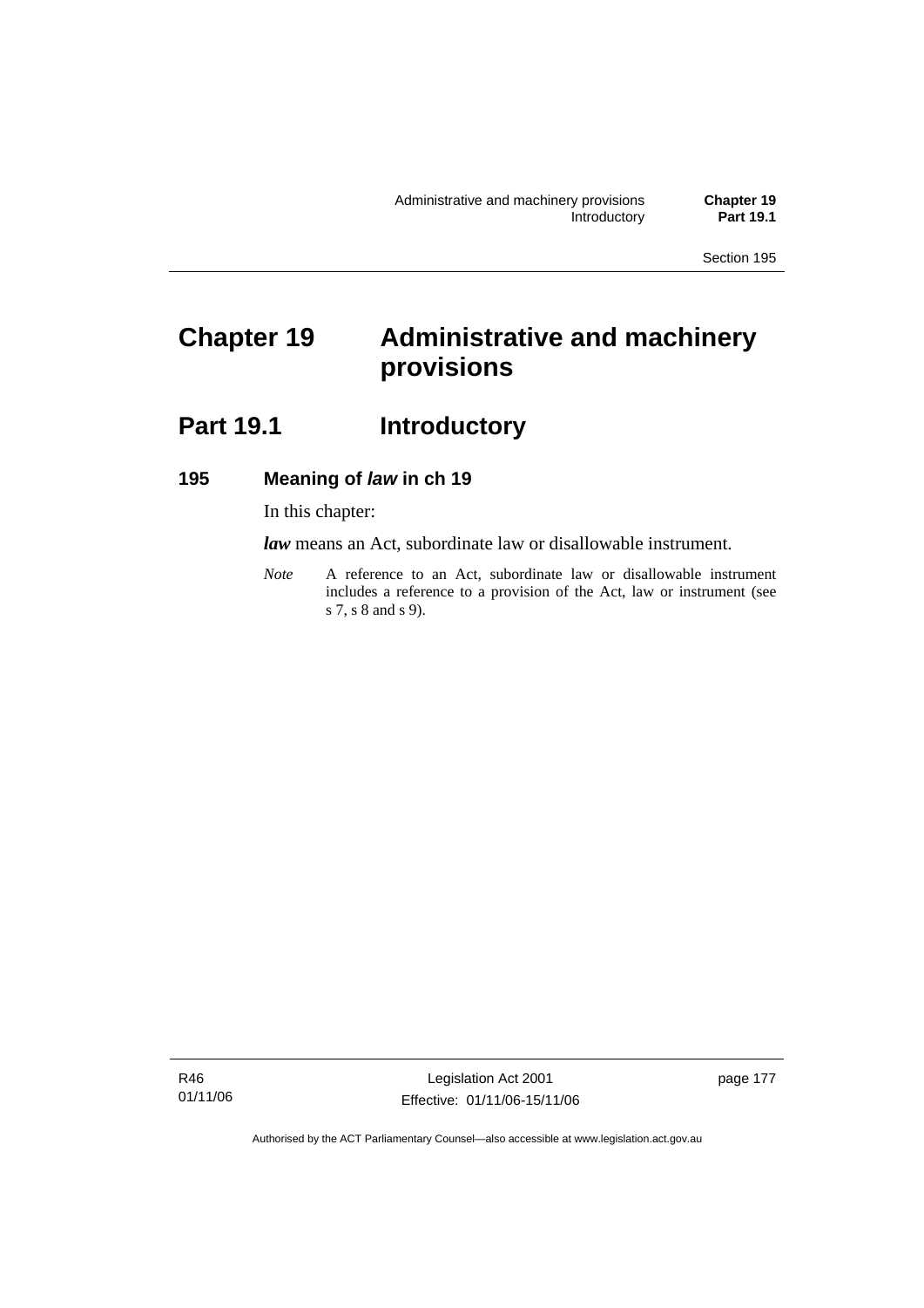# Chapter 19 Administrative and machinery provisions

## Part 19.1 Introductory

### 195 Meaning of *law* in ch 19

In this chapter:

***law*** means an Act, subordinate law or disallowable instrument.

*Note* A reference to an Act, subordinate law or disallowable instrument includes a reference to a provision of the Act, law or instrument (see s 7, s 8 and s 9).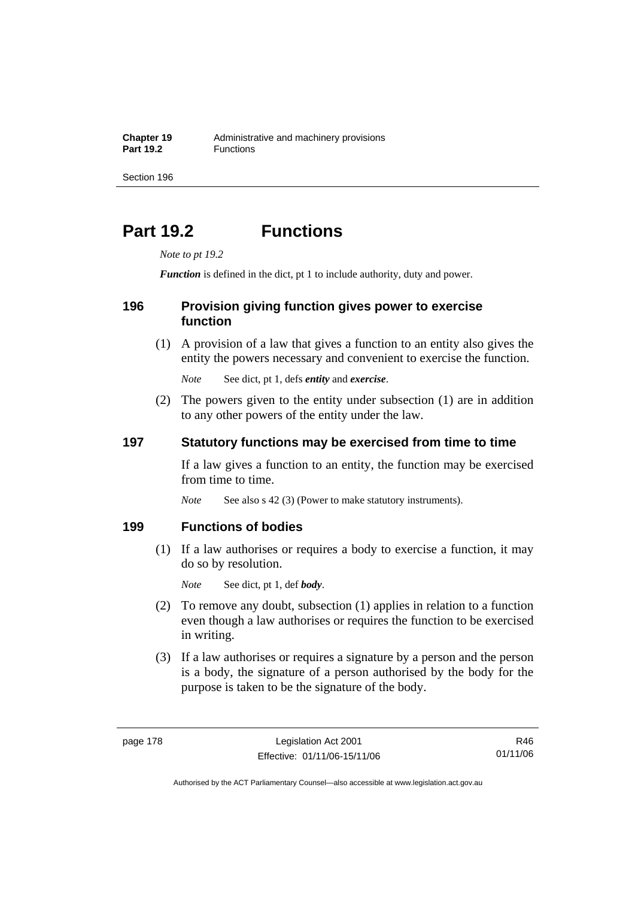# Part 19.2 Functions

*Note to pt 19.2*

***Function*** is defined in the dict, pt 1 to include authority, duty and power.

## 196 Provision giving function gives power to exercise function

(1) A provision of a law that gives a function to an entity also gives the entity the powers necessary and convenient to exercise the function.

*Note* See dict, pt 1, defs ***entity*** and ***exercise***.

(2) The powers given to the entity under subsection (1) are in addition to any other powers of the entity under the law.

## 197 Statutory functions may be exercised from time to time

If a law gives a function to an entity, the function may be exercised from time to time.

*Note* See also s 42 (3) (Power to make statutory instruments).

## 199 Functions of bodies

(1) If a law authorises or requires a body to exercise a function, it may do so by resolution.

*Note* See dict, pt 1, def ***body***.

(2) To remove any doubt, subsection (1) applies in relation to a function even though a law authorises or requires the function to be exercised in writing.

(3) If a law authorises or requires a signature by a person and the person is a body, the signature of a person authorised by the body for the purpose is taken to be the signature of the body.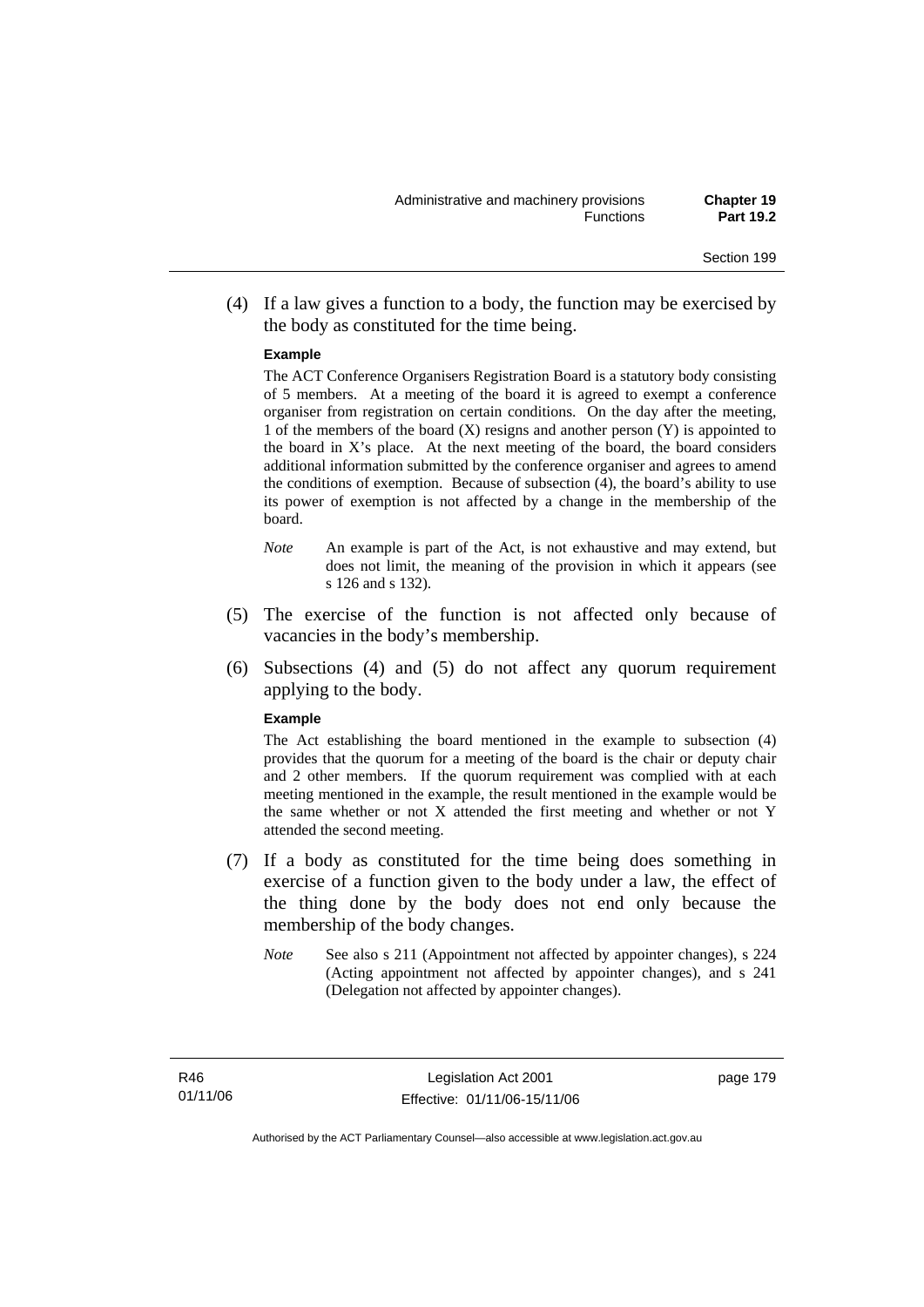(4) If a law gives a function to a body, the function may be exercised by the body as constituted for the time being.

**Example**

The ACT Conference Organisers Registration Board is a statutory body consisting of 5 members. At a meeting of the board it is agreed to exempt a conference organiser from registration on certain conditions. On the day after the meeting, 1 of the members of the board (X) resigns and another person (Y) is appointed to the board in X's place. At the next meeting of the board, the board considers additional information submitted by the conference organiser and agrees to amend the conditions of exemption. Because of subsection (4), the board's ability to use its power of exemption is not affected by a change in the membership of the board.

*Note* An example is part of the Act, is not exhaustive and may extend, but does not limit, the meaning of the provision in which it appears (see s 126 and s 132).

(5) The exercise of the function is not affected only because of vacancies in the body's membership.

(6) Subsections (4) and (5) do not affect any quorum requirement applying to the body.

**Example**

The Act establishing the board mentioned in the example to subsection (4) provides that the quorum for a meeting of the board is the chair or deputy chair and 2 other members. If the quorum requirement was complied with at each meeting mentioned in the example, the result mentioned in the example would be the same whether or not X attended the first meeting and whether or not Y attended the second meeting.

(7) If a body as constituted for the time being does something in exercise of a function given to the body under a law, the effect of the thing done by the body does not end only because the membership of the body changes.

*Note* See also s 211 (Appointment not affected by appointer changes), s 224 (Acting appointment not affected by appointer changes), and s 241 (Delegation not affected by appointer changes).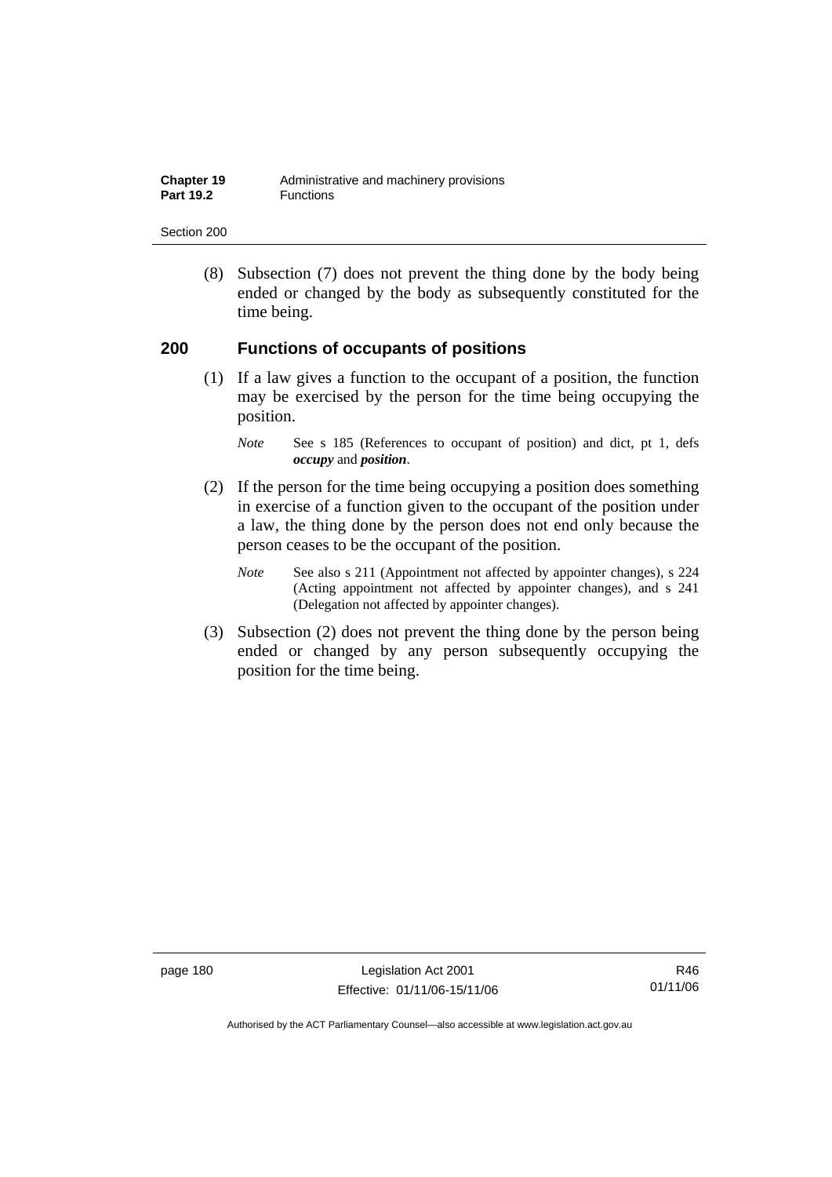(8) Subsection (7) does not prevent the thing done by the body being ended or changed by the body as subsequently constituted for the time being.

## 200 Functions of occupants of positions

(1) If a law gives a function to the occupant of a position, the function may be exercised by the person for the time being occupying the position.

*Note* See s 185 (References to occupant of position) and dict, pt 1, defs ***occupy*** and ***position***.

(2) If the person for the time being occupying a position does something in exercise of a function given to the occupant of the position under a law, the thing done by the person does not end only because the person ceases to be the occupant of the position.

*Note* See also s 211 (Appointment not affected by appointer changes), s 224 (Acting appointment not affected by appointer changes), and s 241 (Delegation not affected by appointer changes).

(3) Subsection (2) does not prevent the thing done by the person being ended or changed by any person subsequently occupying the position for the time being.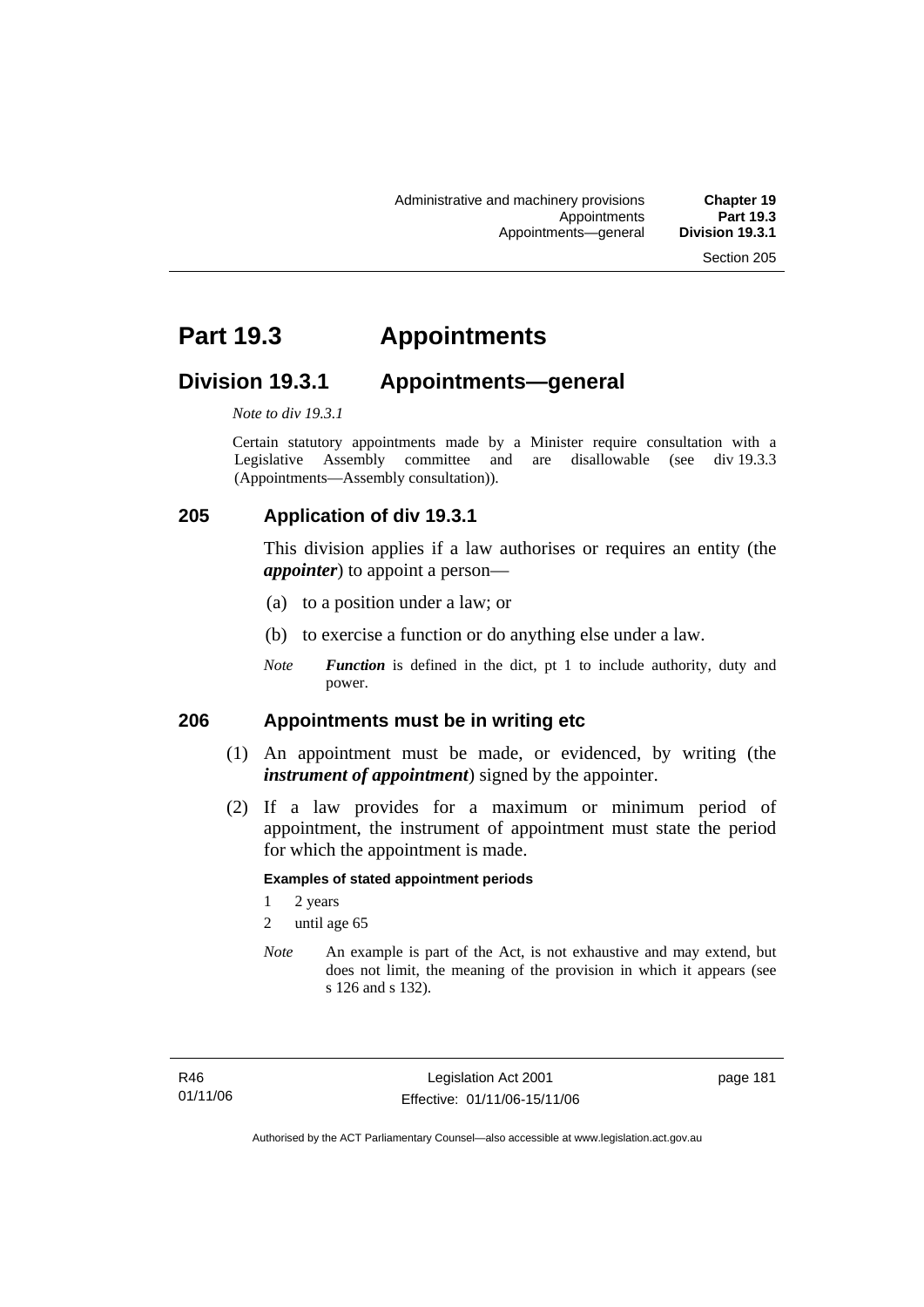# Part 19.3 Appointments

## Division 19.3.1 Appointments—general

*Note to div 19.3.1*

Certain statutory appointments made by a Minister require consultation with a Legislative Assembly committee and are disallowable (see div 19.3.3 (Appointments—Assembly consultation)).

### 205 Application of div 19.3.1

This division applies if a law authorises or requires an entity (the ***appointer***) to appoint a person—

(a) to a position under a law; or

(b) to exercise a function or do anything else under a law.

*Note* ***Function*** is defined in the dict, pt 1 to include authority, duty and power.

### 206 Appointments must be in writing etc

(1) An appointment must be made, or evidenced, by writing (the ***instrument of appointment***) signed by the appointer.

(2) If a law provides for a maximum or minimum period of appointment, the instrument of appointment must state the period for which the appointment is made.

**Examples of stated appointment periods**

1 2 years

2 until age 65

*Note* An example is part of the Act, is not exhaustive and may extend, but does not limit, the meaning of the provision in which it appears (see s 126 and s 132).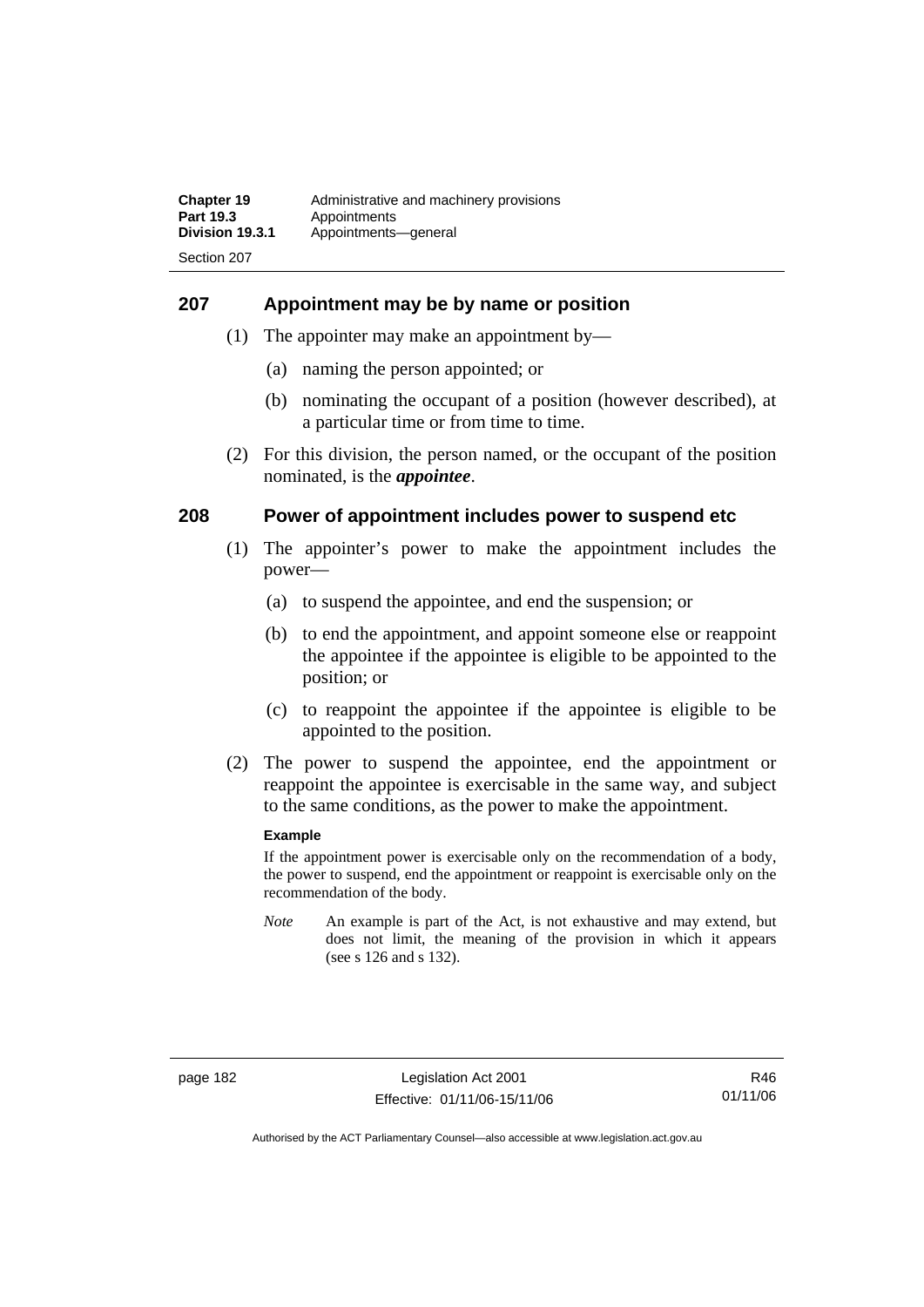## 207 Appointment may be by name or position

(1) The appointer may make an appointment by—

(a) naming the person appointed; or

(b) nominating the occupant of a position (however described), at a particular time or from time to time.

(2) For this division, the person named, or the occupant of the position nominated, is the ***appointee***.

## 208 Power of appointment includes power to suspend etc

(1) The appointer's power to make the appointment includes the power—

(a) to suspend the appointee, and end the suspension; or

(b) to end the appointment, and appoint someone else or reappoint the appointee if the appointee is eligible to be appointed to the position; or

(c) to reappoint the appointee if the appointee is eligible to be appointed to the position.

(2) The power to suspend the appointee, end the appointment or reappoint the appointee is exercisable in the same way, and subject to the same conditions, as the power to make the appointment.

**Example**

If the appointment power is exercisable only on the recommendation of a body, the power to suspend, end the appointment or reappoint is exercisable only on the recommendation of the body.

*Note* An example is part of the Act, is not exhaustive and may extend, but does not limit, the meaning of the provision in which it appears (see s 126 and s 132).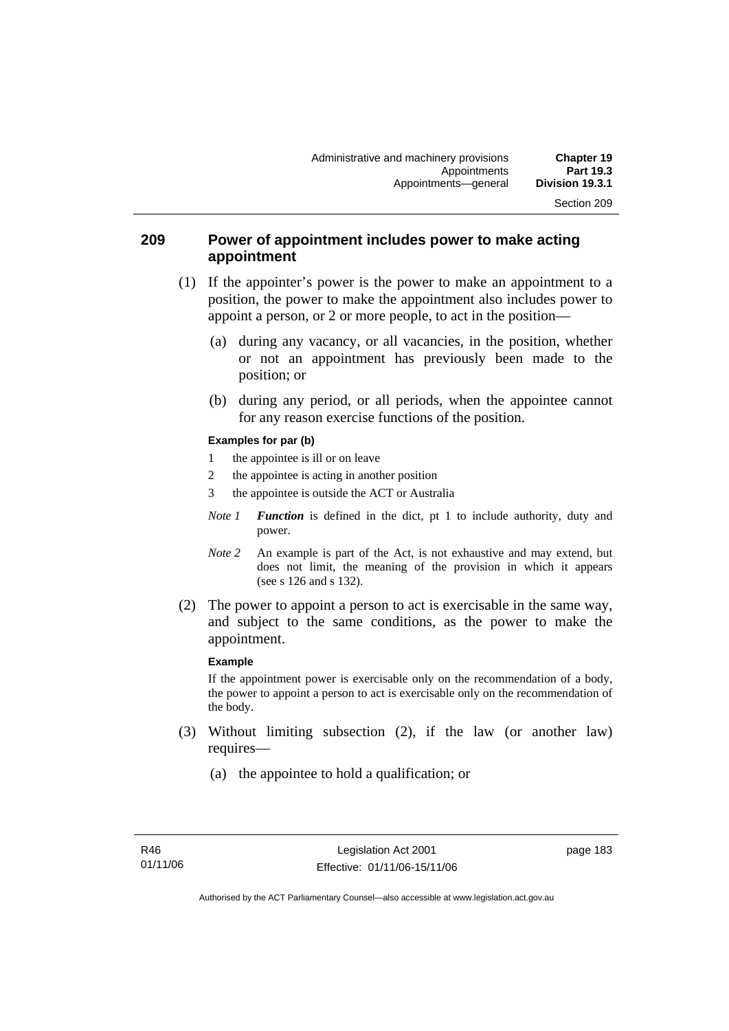## 209 Power of appointment includes power to make acting appointment

(1) If the appointer's power is the power to make an appointment to a position, the power to make the appointment also includes power to appoint a person, or 2 or more people, to act in the position—

(a) during any vacancy, or all vacancies, in the position, whether or not an appointment has previously been made to the position; or

(b) during any period, or all periods, when the appointee cannot for any reason exercise functions of the position.

**Examples for par (b)**

1 the appointee is ill or on leave

2 the appointee is acting in another position

3 the appointee is outside the ACT or Australia

*Note 1* ***Function*** is defined in the dict, pt 1 to include authority, duty and power.

*Note 2* An example is part of the Act, is not exhaustive and may extend, but does not limit, the meaning of the provision in which it appears (see s 126 and s 132).

(2) The power to appoint a person to act is exercisable in the same way, and subject to the same conditions, as the power to make the appointment.

**Example**

If the appointment power is exercisable only on the recommendation of a body, the power to appoint a person to act is exercisable only on the recommendation of the body.

(3) Without limiting subsection (2), if the law (or another law) requires—

(a) the appointee to hold a qualification; or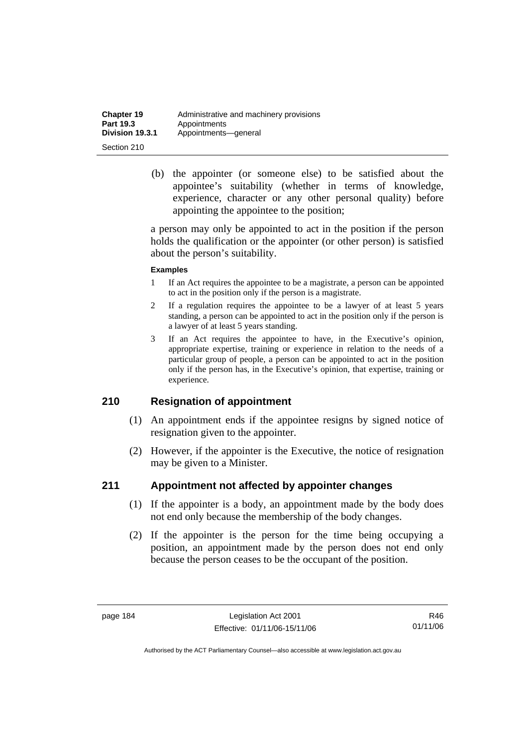(b) the appointer (or someone else) to be satisfied about the appointee's suitability (whether in terms of knowledge, experience, character or any other personal quality) before appointing the appointee to the position;

a person may only be appointed to act in the position if the person holds the qualification or the appointer (or other person) is satisfied about the person's suitability.

**Examples**

1 If an Act requires the appointee to be a magistrate, a person can be appointed to act in the position only if the person is a magistrate.

2 If a regulation requires the appointee to be a lawyer of at least 5 years standing, a person can be appointed to act in the position only if the person is a lawyer of at least 5 years standing.

3 If an Act requires the appointee to have, in the Executive's opinion, appropriate expertise, training or experience in relation to the needs of a particular group of people, a person can be appointed to act in the position only if the person has, in the Executive's opinion, that expertise, training or experience.

## 210 Resignation of appointment

(1) An appointment ends if the appointee resigns by signed notice of resignation given to the appointer.

(2) However, if the appointer is the Executive, the notice of resignation may be given to a Minister.

## 211 Appointment not affected by appointer changes

(1) If the appointer is a body, an appointment made by the body does not end only because the membership of the body changes.

(2) If the appointer is the person for the time being occupying a position, an appointment made by the person does not end only because the person ceases to be the occupant of the position.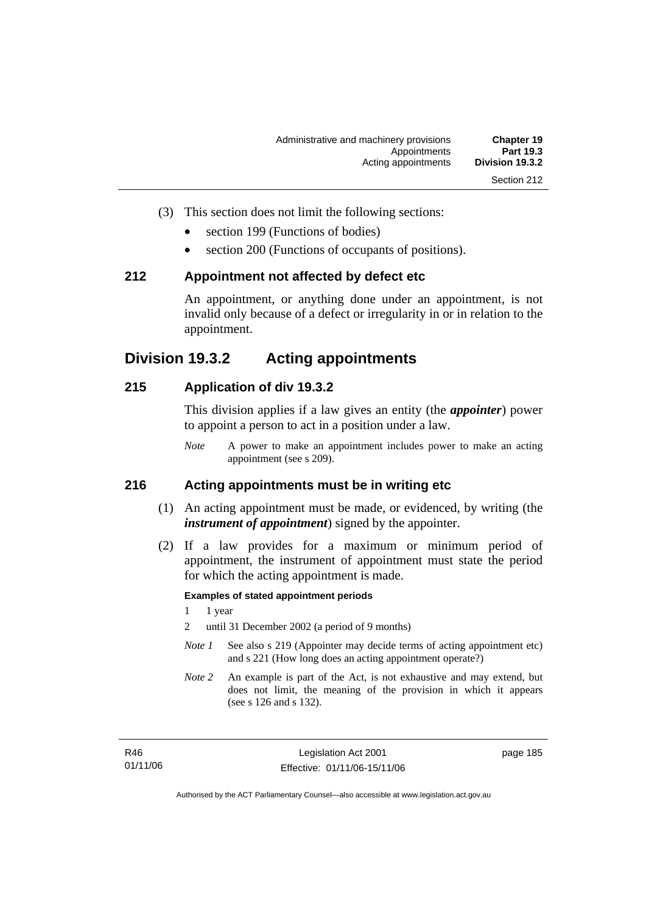(3) This section does not limit the following sections:

- section 199 (Functions of bodies)
- section 200 (Functions of occupants of positions).

### 212 Appointment not affected by defect etc

An appointment, or anything done under an appointment, is not invalid only because of a defect or irregularity in or in relation to the appointment.

## Division 19.3.2 Acting appointments

### 215 Application of div 19.3.2

This division applies if a law gives an entity (the ***appointer***) power to appoint a person to act in a position under a law.

*Note* A power to make an appointment includes power to make an acting appointment (see s 209).

### 216 Acting appointments must be in writing etc

(1) An acting appointment must be made, or evidenced, by writing (the ***instrument of appointment***) signed by the appointer.

(2) If a law provides for a maximum or minimum period of appointment, the instrument of appointment must state the period for which the acting appointment is made.

**Examples of stated appointment periods**

1 1 year

2 until 31 December 2002 (a period of 9 months)

*Note 1* See also s 219 (Appointer may decide terms of acting appointment etc) and s 221 (How long does an acting appointment operate?)

*Note 2* An example is part of the Act, is not exhaustive and may extend, but does not limit, the meaning of the provision in which it appears (see s 126 and s 132).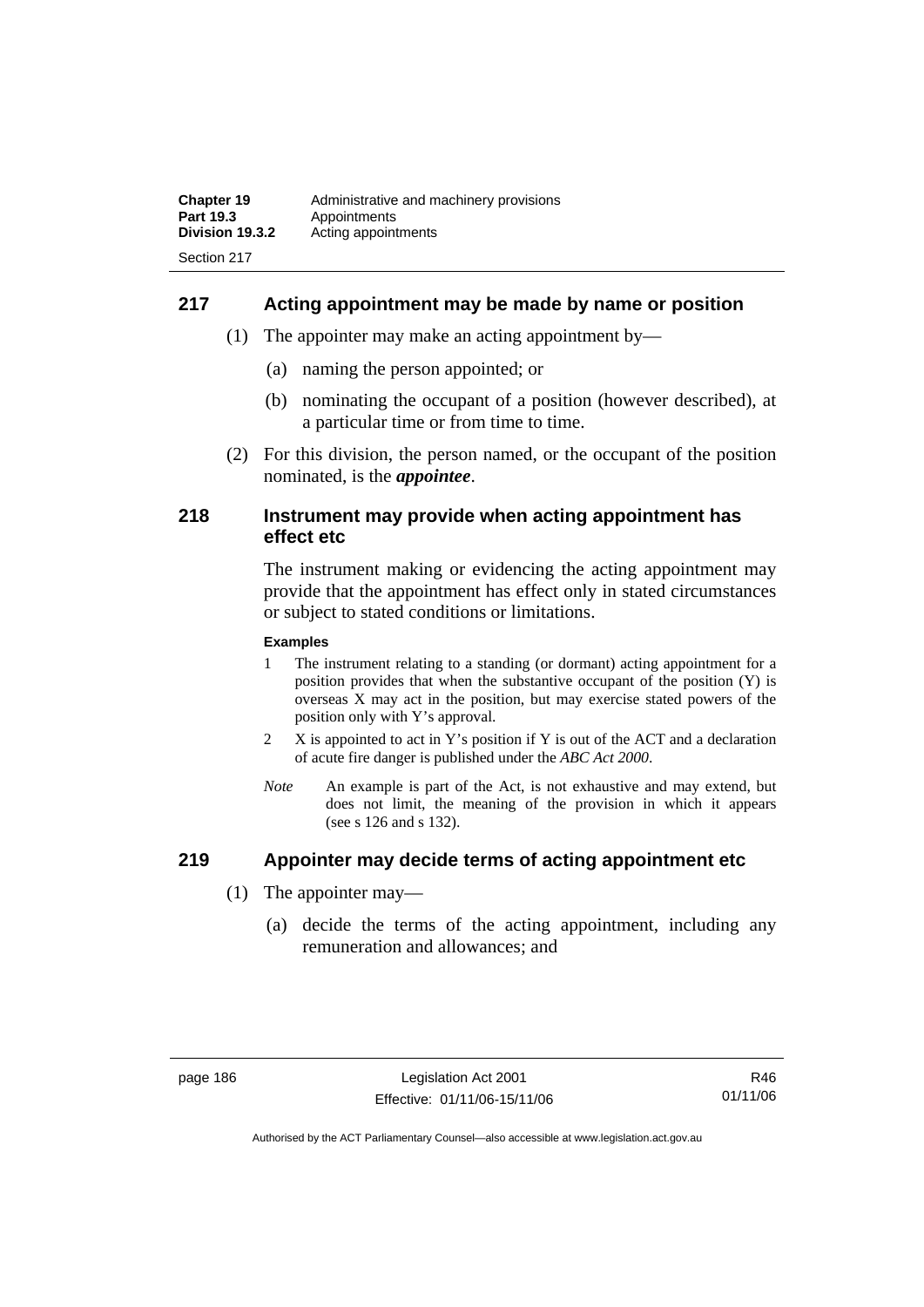## 217 Acting appointment may be made by name or position

(1) The appointer may make an acting appointment by—

(a) naming the person appointed; or

(b) nominating the occupant of a position (however described), at a particular time or from time to time.

(2) For this division, the person named, or the occupant of the position nominated, is the ***appointee***.

## 218 Instrument may provide when acting appointment has effect etc

The instrument making or evidencing the acting appointment may provide that the appointment has effect only in stated circumstances or subject to stated conditions or limitations.

**Examples**

1 The instrument relating to a standing (or dormant) acting appointment for a position provides that when the substantive occupant of the position (Y) is overseas X may act in the position, but may exercise stated powers of the position only with Y's approval.

2 X is appointed to act in Y's position if Y is out of the ACT and a declaration of acute fire danger is published under the *ABC Act 2000*.

*Note* An example is part of the Act, is not exhaustive and may extend, but does not limit, the meaning of the provision in which it appears (see s 126 and s 132).

## 219 Appointer may decide terms of acting appointment etc

(1) The appointer may—

(a) decide the terms of the acting appointment, including any remuneration and allowances; and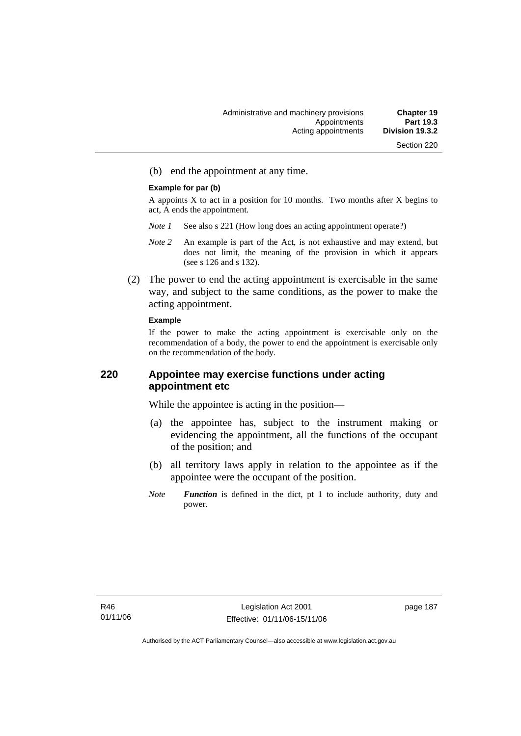(b) end the appointment at any time.

**Example for par (b)**

A appoints X to act in a position for 10 months. Two months after X begins to act, A ends the appointment.

*Note 1* See also s 221 (How long does an acting appointment operate?)

*Note 2* An example is part of the Act, is not exhaustive and may extend, but does not limit, the meaning of the provision in which it appears (see s 126 and s 132).

(2) The power to end the acting appointment is exercisable in the same way, and subject to the same conditions, as the power to make the acting appointment.

**Example**

If the power to make the acting appointment is exercisable only on the recommendation of a body, the power to end the appointment is exercisable only on the recommendation of the body.

## 220 Appointee may exercise functions under acting appointment etc

While the appointee is acting in the position—

(a) the appointee has, subject to the instrument making or evidencing the appointment, all the functions of the occupant of the position; and

(b) all territory laws apply in relation to the appointee as if the appointee were the occupant of the position.

*Note* ***Function*** is defined in the dict, pt 1 to include authority, duty and power.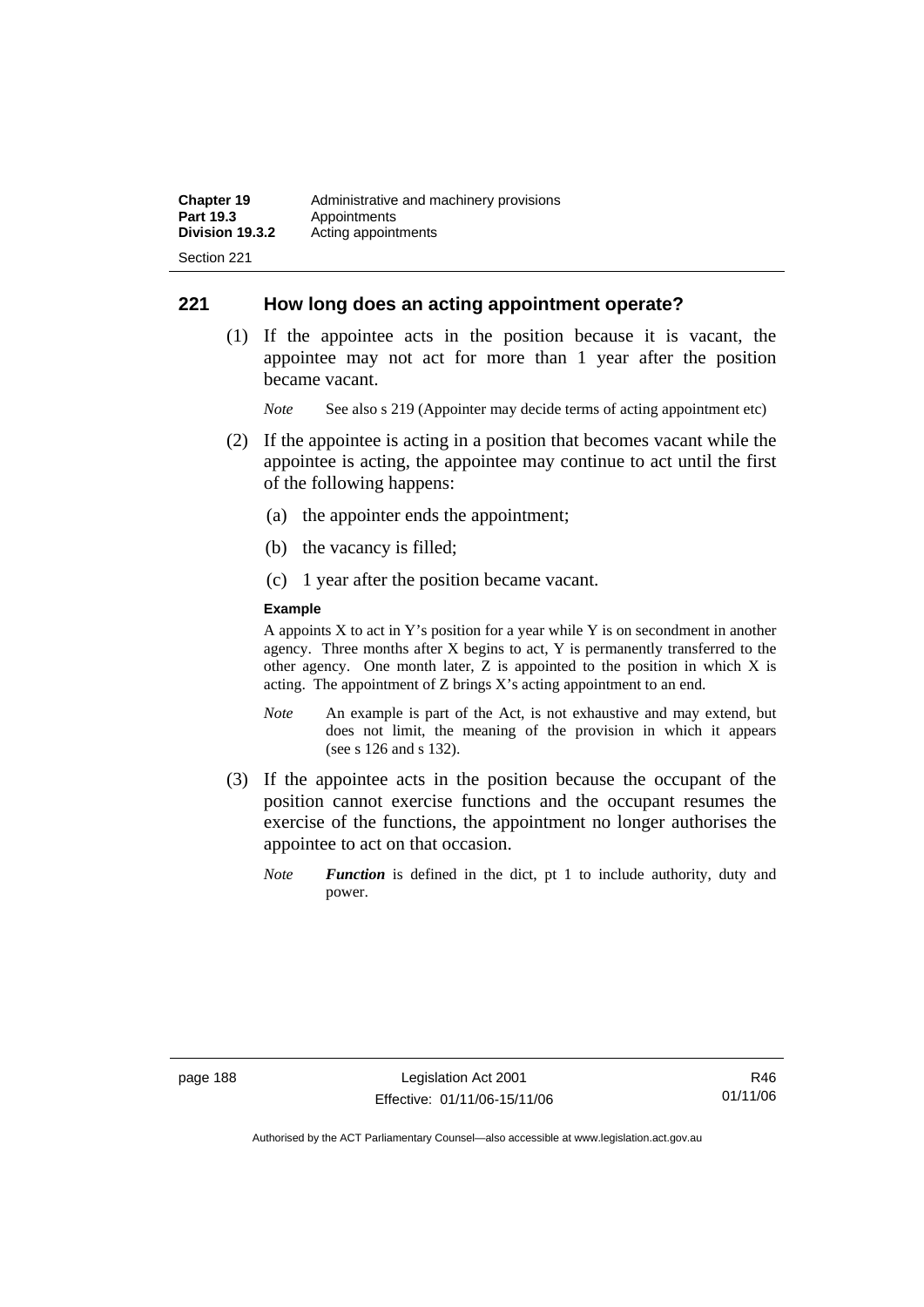## 221 How long does an acting appointment operate?

(1) If the appointee acts in the position because it is vacant, the appointee may not act for more than 1 year after the position became vacant.

*Note* See also s 219 (Appointer may decide terms of acting appointment etc)

(2) If the appointee is acting in a position that becomes vacant while the appointee is acting, the appointee may continue to act until the first of the following happens:

(a) the appointer ends the appointment;

(b) the vacancy is filled;

(c) 1 year after the position became vacant.

**Example**

A appoints X to act in Y's position for a year while Y is on secondment in another agency. Three months after X begins to act, Y is permanently transferred to the other agency. One month later, Z is appointed to the position in which X is acting. The appointment of Z brings X's acting appointment to an end.

*Note* An example is part of the Act, is not exhaustive and may extend, but does not limit, the meaning of the provision in which it appears (see s 126 and s 132).

(3) If the appointee acts in the position because the occupant of the position cannot exercise functions and the occupant resumes the exercise of the functions, the appointment no longer authorises the appointee to act on that occasion.

*Note* ***Function*** is defined in the dict, pt 1 to include authority, duty and power.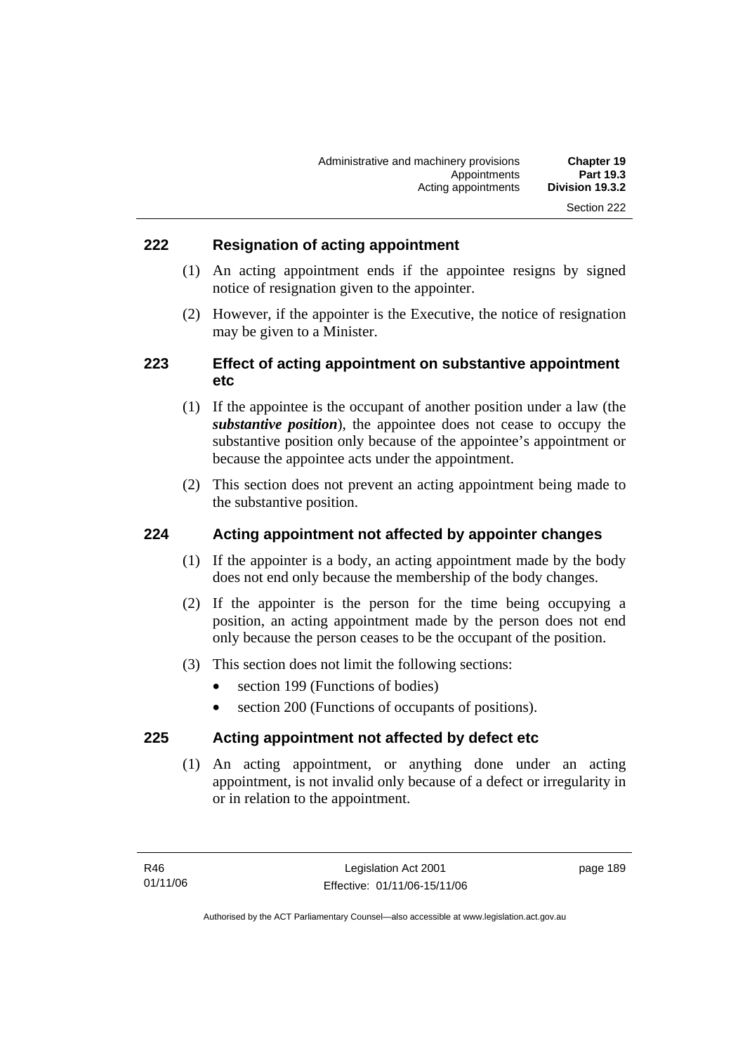### 222 Resignation of acting appointment

(1) An acting appointment ends if the appointee resigns by signed notice of resignation given to the appointer.

(2) However, if the appointer is the Executive, the notice of resignation may be given to a Minister.

### 223 Effect of acting appointment on substantive appointment etc

(1) If the appointee is the occupant of another position under a law (the ***substantive position***), the appointee does not cease to occupy the substantive position only because of the appointee's appointment or because the appointee acts under the appointment.

(2) This section does not prevent an acting appointment being made to the substantive position.

### 224 Acting appointment not affected by appointer changes

(1) If the appointer is a body, an acting appointment made by the body does not end only because the membership of the body changes.

(2) If the appointer is the person for the time being occupying a position, an acting appointment made by the person does not end only because the person ceases to be the occupant of the position.

(3) This section does not limit the following sections:

- section 199 (Functions of bodies)
- section 200 (Functions of occupants of positions).

### 225 Acting appointment not affected by defect etc

(1) An acting appointment, or anything done under an acting appointment, is not invalid only because of a defect or irregularity in or in relation to the appointment.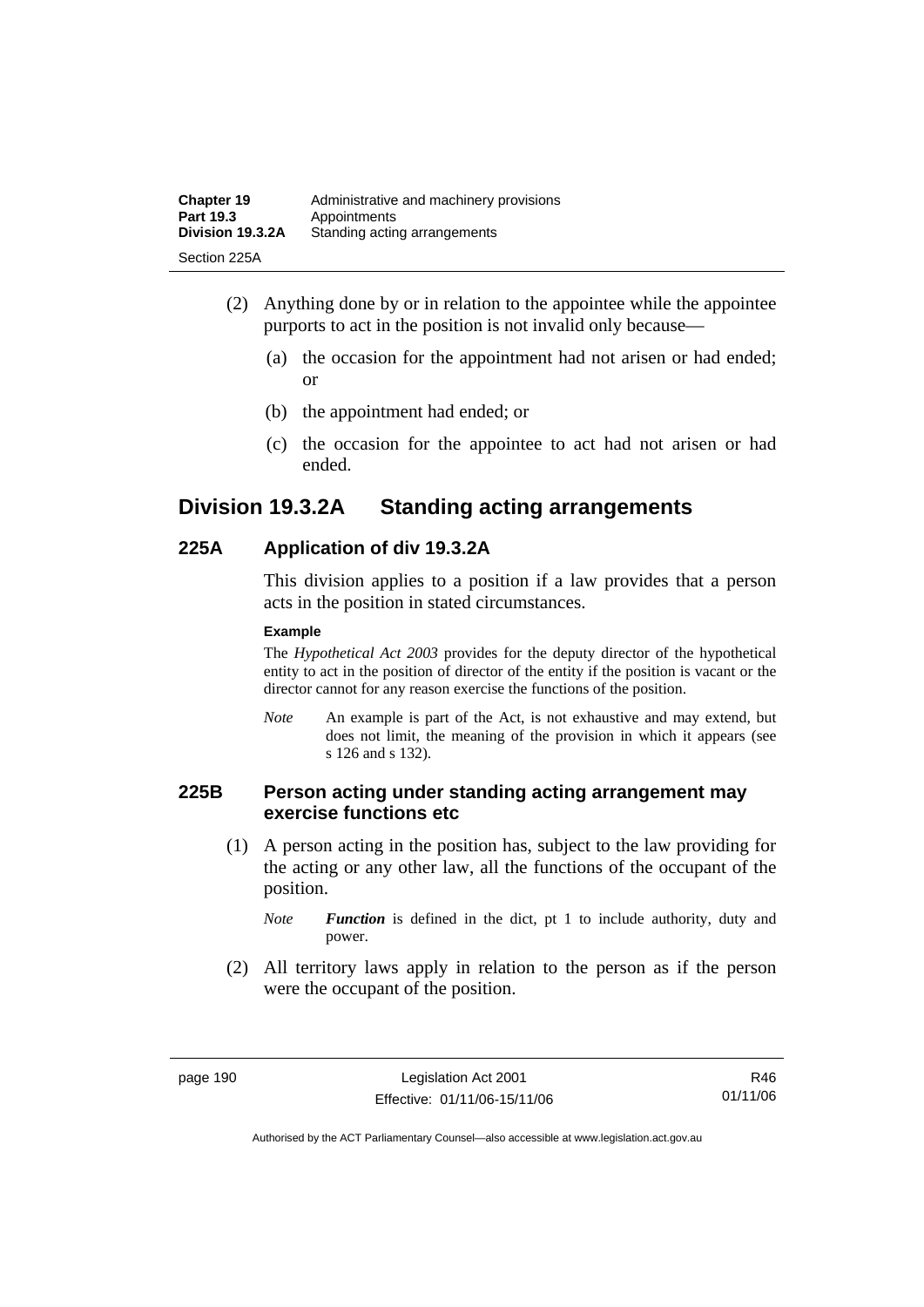(2) Anything done by or in relation to the appointee while the appointee purports to act in the position is not invalid only because—

(a) the occasion for the appointment had not arisen or had ended; or

(b) the appointment had ended; or

(c) the occasion for the appointee to act had not arisen or had ended.

## Division 19.3.2A Standing acting arrangements

### 225A Application of div 19.3.2A

This division applies to a position if a law provides that a person acts in the position in stated circumstances.

**Example**

The *Hypothetical Act 2003* provides for the deputy director of the hypothetical entity to act in the position of director of the entity if the position is vacant or the director cannot for any reason exercise the functions of the position.

*Note* An example is part of the Act, is not exhaustive and may extend, but does not limit, the meaning of the provision in which it appears (see s 126 and s 132).

### 225B Person acting under standing acting arrangement may exercise functions etc

(1) A person acting in the position has, subject to the law providing for the acting or any other law, all the functions of the occupant of the position.

*Note* ***Function*** is defined in the dict, pt 1 to include authority, duty and power.

(2) All territory laws apply in relation to the person as if the person were the occupant of the position.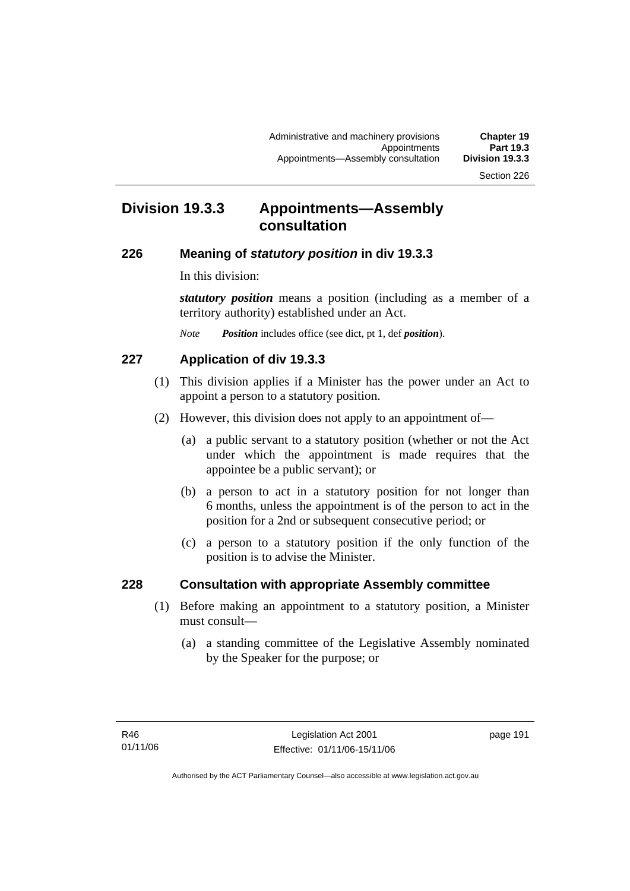## Division 19.3.3 Appointments—Assembly consultation

### 226 Meaning of *statutory position* in div 19.3.3

In this division:

***statutory position*** means a position (including as a member of a territory authority) established under an Act.

*Note* ***Position*** includes office (see dict, pt 1, def ***position***).

### 227 Application of div 19.3.3

(1) This division applies if a Minister has the power under an Act to appoint a person to a statutory position.

(2) However, this division does not apply to an appointment of—

(a) a public servant to a statutory position (whether or not the Act under which the appointment is made requires that the appointee be a public servant); or

(b) a person to act in a statutory position for not longer than 6 months, unless the appointment is of the person to act in the position for a 2nd or subsequent consecutive period; or

(c) a person to a statutory position if the only function of the position is to advise the Minister.

### 228 Consultation with appropriate Assembly committee

(1) Before making an appointment to a statutory position, a Minister must consult—

(a) a standing committee of the Legislative Assembly nominated by the Speaker for the purpose; or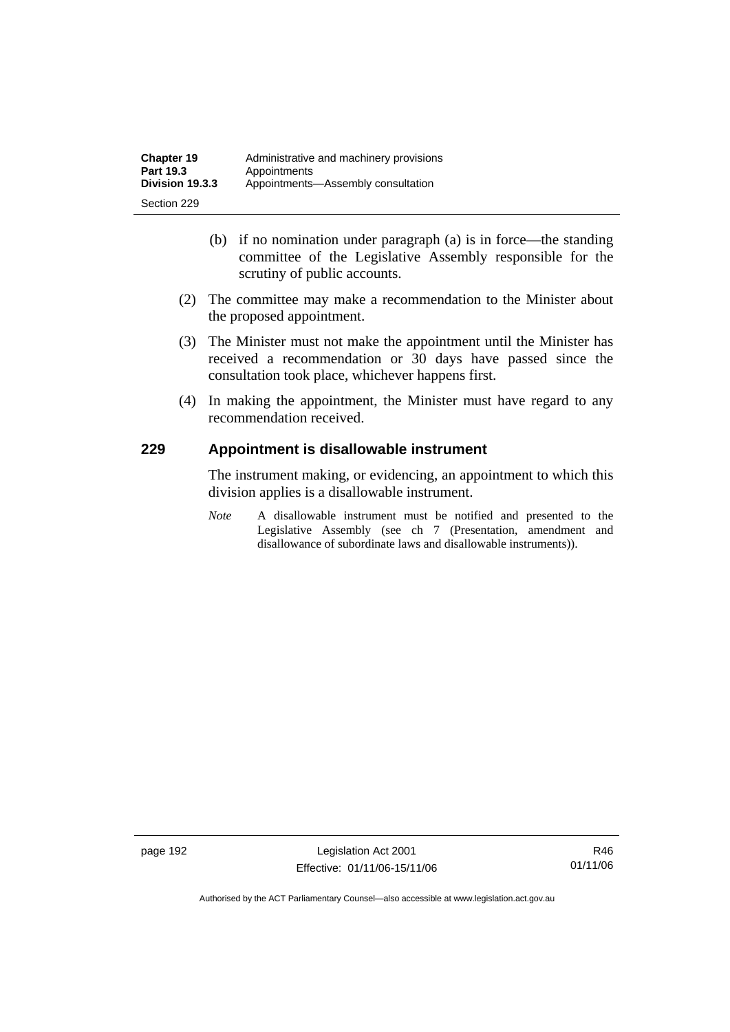(b) if no nomination under paragraph (a) is in force—the standing committee of the Legislative Assembly responsible for the scrutiny of public accounts.

(2) The committee may make a recommendation to the Minister about the proposed appointment.

(3) The Minister must not make the appointment until the Minister has received a recommendation or 30 days have passed since the consultation took place, whichever happens first.

(4) In making the appointment, the Minister must have regard to any recommendation received.

## 229 Appointment is disallowable instrument

The instrument making, or evidencing, an appointment to which this division applies is a disallowable instrument.

*Note* A disallowable instrument must be notified and presented to the Legislative Assembly (see ch 7 (Presentation, amendment and disallowance of subordinate laws and disallowable instruments)).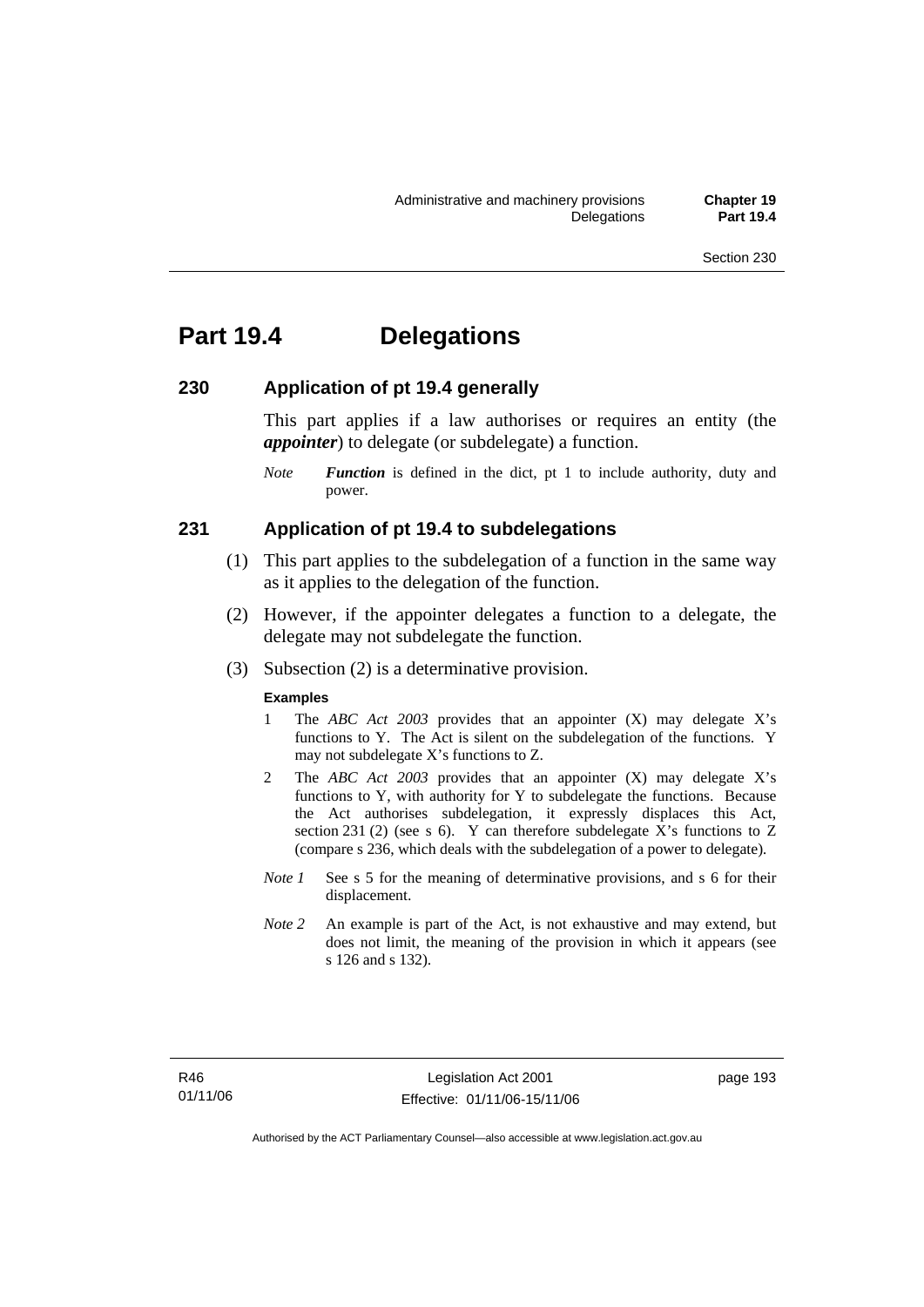# Part 19.4 Delegations

## 230 Application of pt 19.4 generally

This part applies if a law authorises or requires an entity (the ***appointer***) to delegate (or subdelegate) a function.

*Note* ***Function*** is defined in the dict, pt 1 to include authority, duty and power.

## 231 Application of pt 19.4 to subdelegations

(1) This part applies to the subdelegation of a function in the same way as it applies to the delegation of the function.

(2) However, if the appointer delegates a function to a delegate, the delegate may not subdelegate the function.

(3) Subsection (2) is a determinative provision.

**Examples**

1 The *ABC Act 2003* provides that an appointer (X) may delegate X's functions to Y. The Act is silent on the subdelegation of the functions. Y may not subdelegate X's functions to Z.

2 The *ABC Act 2003* provides that an appointer (X) may delegate X's functions to Y, with authority for Y to subdelegate the functions. Because the Act authorises subdelegation, it expressly displaces this Act, section 231 (2) (see s 6). Y can therefore subdelegate X's functions to Z (compare s 236, which deals with the subdelegation of a power to delegate).

*Note 1* See s 5 for the meaning of determinative provisions, and s 6 for their displacement.

*Note 2* An example is part of the Act, is not exhaustive and may extend, but does not limit, the meaning of the provision in which it appears (see s 126 and s 132).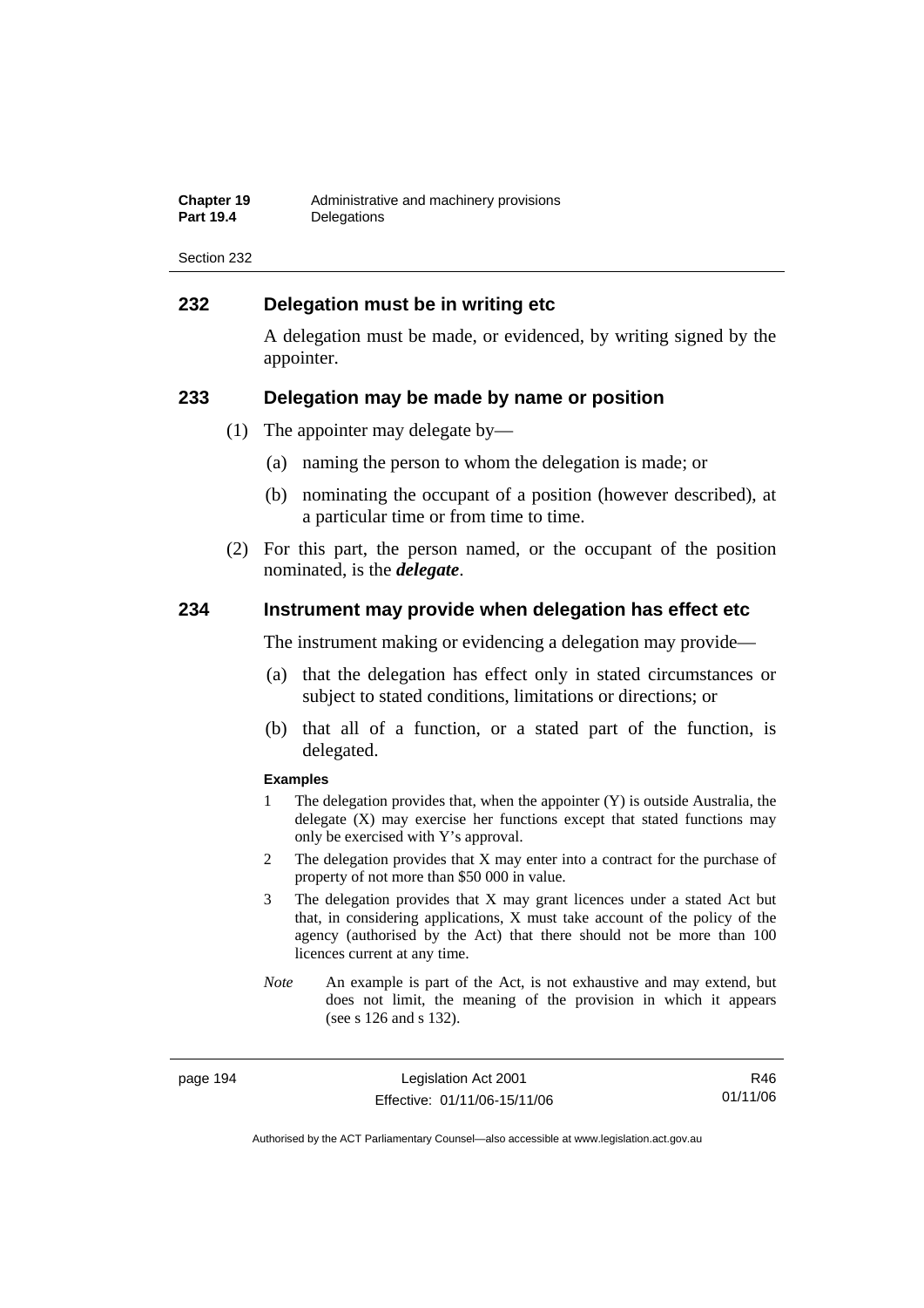## 232 Delegation must be in writing etc

A delegation must be made, or evidenced, by writing signed by the appointer.

## 233 Delegation may be made by name or position

(1) The appointer may delegate by—

(a) naming the person to whom the delegation is made; or

(b) nominating the occupant of a position (however described), at a particular time or from time to time.

(2) For this part, the person named, or the occupant of the position nominated, is the ***delegate***.

## 234 Instrument may provide when delegation has effect etc

The instrument making or evidencing a delegation may provide—

(a) that the delegation has effect only in stated circumstances or subject to stated conditions, limitations or directions; or

(b) that all of a function, or a stated part of the function, is delegated.

**Examples**

1 The delegation provides that, when the appointer (Y) is outside Australia, the delegate (X) may exercise her functions except that stated functions may only be exercised with Y's approval.

2 The delegation provides that X may enter into a contract for the purchase of property of not more than $50 000 in value.

3 The delegation provides that X may grant licences under a stated Act but that, in considering applications, X must take account of the policy of the agency (authorised by the Act) that there should not be more than 100 licences current at any time.

*Note* An example is part of the Act, is not exhaustive and may extend, but does not limit, the meaning of the provision in which it appears (see s 126 and s 132).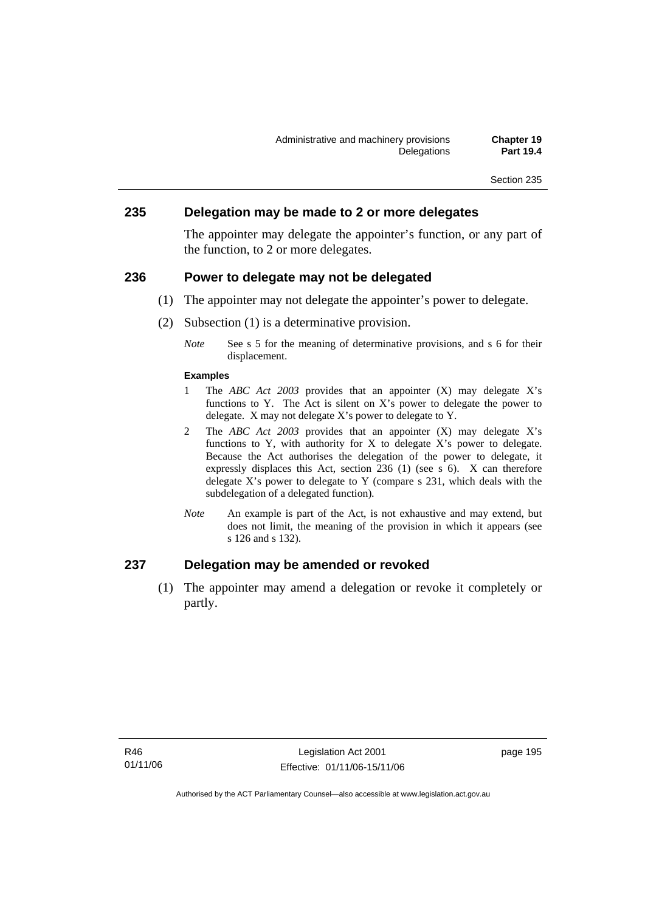## 235 Delegation may be made to 2 or more delegates

The appointer may delegate the appointer's function, or any part of the function, to 2 or more delegates.

## 236 Power to delegate may not be delegated

(1) The appointer may not delegate the appointer's power to delegate.

(2) Subsection (1) is a determinative provision.

*Note* See s 5 for the meaning of determinative provisions, and s 6 for their displacement.

**Examples**

1 The *ABC Act 2003* provides that an appointer (X) may delegate X's functions to Y. The Act is silent on X's power to delegate the power to delegate. X may not delegate X's power to delegate to Y.

2 The *ABC Act 2003* provides that an appointer (X) may delegate X's functions to Y, with authority for X to delegate X's power to delegate. Because the Act authorises the delegation of the power to delegate, it expressly displaces this Act, section 236 (1) (see s 6). X can therefore delegate X's power to delegate to Y (compare s 231, which deals with the subdelegation of a delegated function).

*Note* An example is part of the Act, is not exhaustive and may extend, but does not limit, the meaning of the provision in which it appears (see s 126 and s 132).

## 237 Delegation may be amended or revoked

(1) The appointer may amend a delegation or revoke it completely or partly.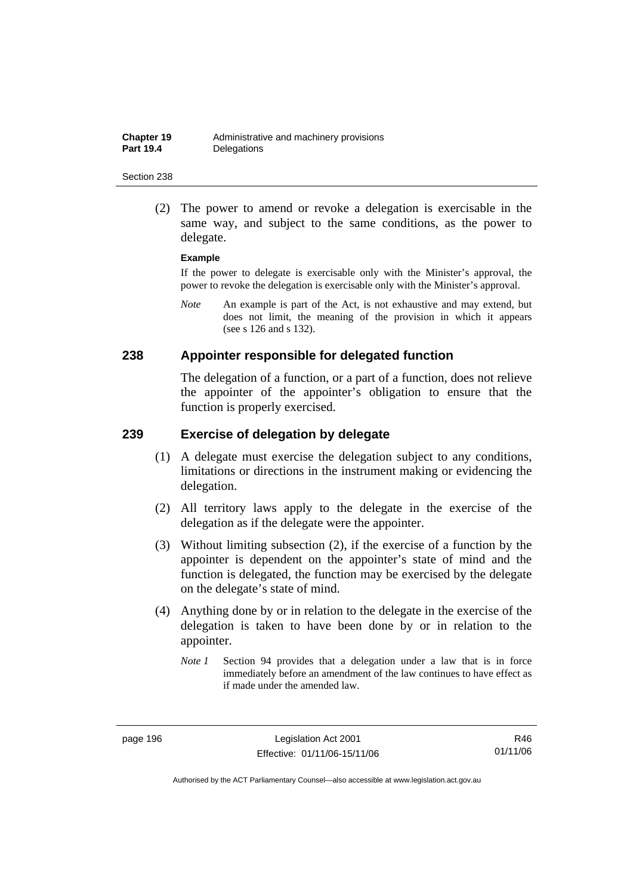(2) The power to amend or revoke a delegation is exercisable in the same way, and subject to the same conditions, as the power to delegate.

**Example**

If the power to delegate is exercisable only with the Minister's approval, the power to revoke the delegation is exercisable only with the Minister's approval.

*Note* An example is part of the Act, is not exhaustive and may extend, but does not limit, the meaning of the provision in which it appears (see s 126 and s 132).

## 238 Appointer responsible for delegated function

The delegation of a function, or a part of a function, does not relieve the appointer of the appointer's obligation to ensure that the function is properly exercised.

## 239 Exercise of delegation by delegate

(1) A delegate must exercise the delegation subject to any conditions, limitations or directions in the instrument making or evidencing the delegation.

(2) All territory laws apply to the delegate in the exercise of the delegation as if the delegate were the appointer.

(3) Without limiting subsection (2), if the exercise of a function by the appointer is dependent on the appointer's state of mind and the function is delegated, the function may be exercised by the delegate on the delegate's state of mind.

(4) Anything done by or in relation to the delegate in the exercise of the delegation is taken to have been done by or in relation to the appointer.

*Note 1* Section 94 provides that a delegation under a law that is in force immediately before an amendment of the law continues to have effect as if made under the amended law.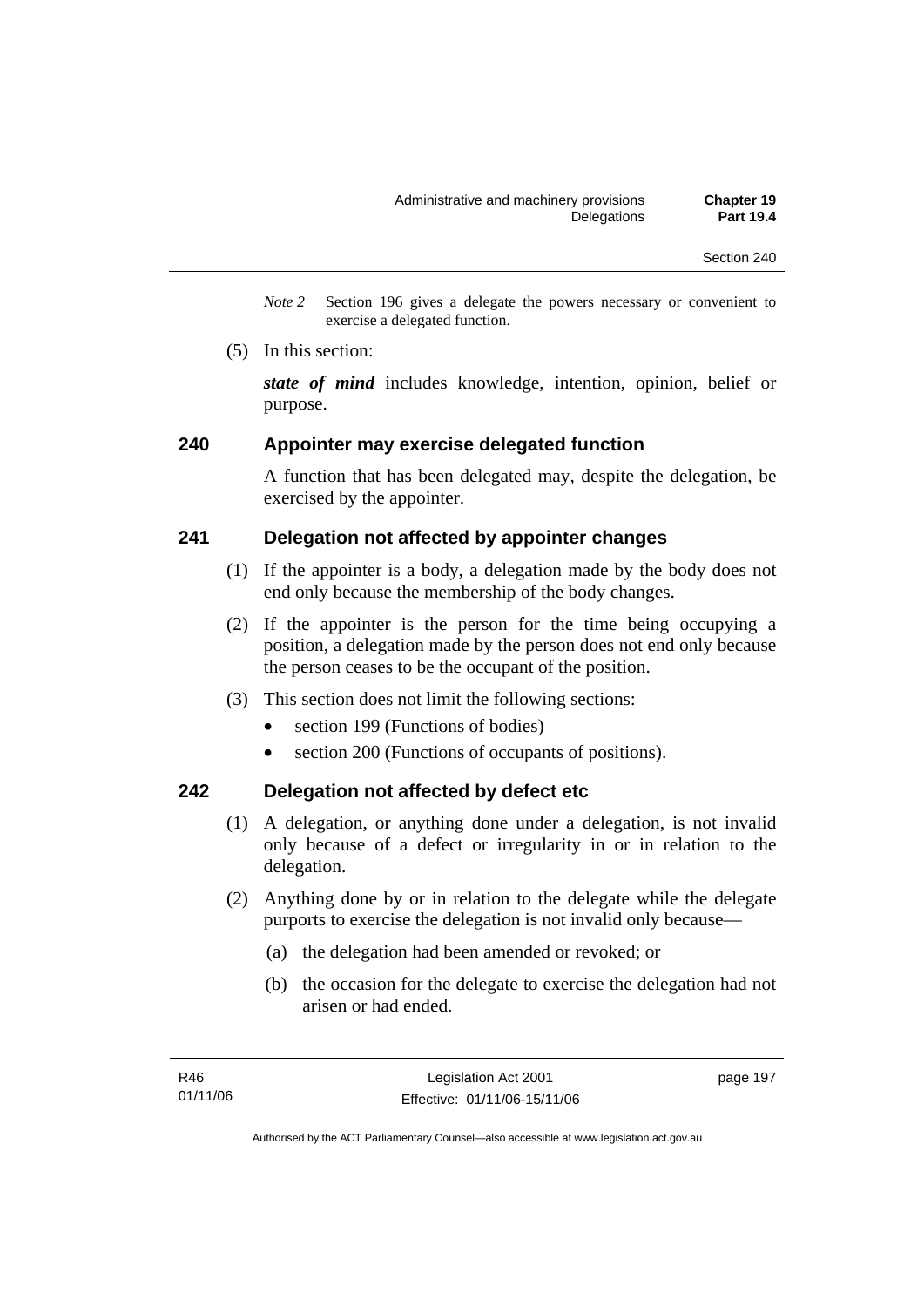*Note 2* Section 196 gives a delegate the powers necessary or convenient to exercise a delegated function.

(5) In this section:

***state of mind*** includes knowledge, intention, opinion, belief or purpose.

### 240 Appointer may exercise delegated function

A function that has been delegated may, despite the delegation, be exercised by the appointer.

### 241 Delegation not affected by appointer changes

(1) If the appointer is a body, a delegation made by the body does not end only because the membership of the body changes.

(2) If the appointer is the person for the time being occupying a position, a delegation made by the person does not end only because the person ceases to be the occupant of the position.

(3) This section does not limit the following sections:

- section 199 (Functions of bodies)
- section 200 (Functions of occupants of positions).

### 242 Delegation not affected by defect etc

(1) A delegation, or anything done under a delegation, is not invalid only because of a defect or irregularity in or in relation to the delegation.

(2) Anything done by or in relation to the delegate while the delegate purports to exercise the delegation is not invalid only because—

(a) the delegation had been amended or revoked; or

(b) the occasion for the delegate to exercise the delegation had not arisen or had ended.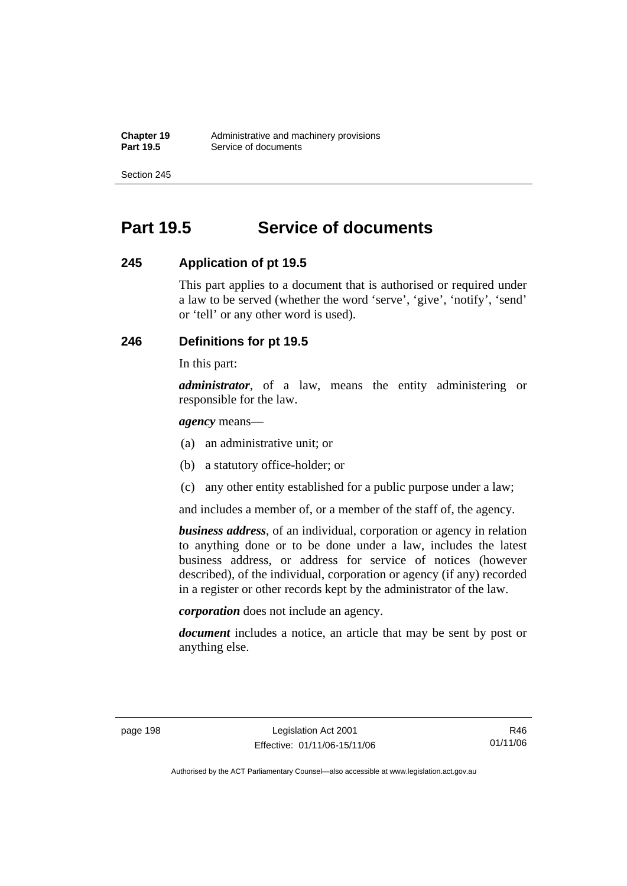# Part 19.5 Service of documents

## 245 Application of pt 19.5

This part applies to a document that is authorised or required under a law to be served (whether the word 'serve', 'give', 'notify', 'send' or 'tell' or any other word is used).

## 246 Definitions for pt 19.5

In this part:

***administrator***, of a law, means the entity administering or responsible for the law.

***agency*** means—

(a) an administrative unit; or

(b) a statutory office-holder; or

(c) any other entity established for a public purpose under a law;

and includes a member of, or a member of the staff of, the agency.

***business address***, of an individual, corporation or agency in relation to anything done or to be done under a law, includes the latest business address, or address for service of notices (however described), of the individual, corporation or agency (if any) recorded in a register or other records kept by the administrator of the law.

***corporation*** does not include an agency.

***document*** includes a notice, an article that may be sent by post or anything else.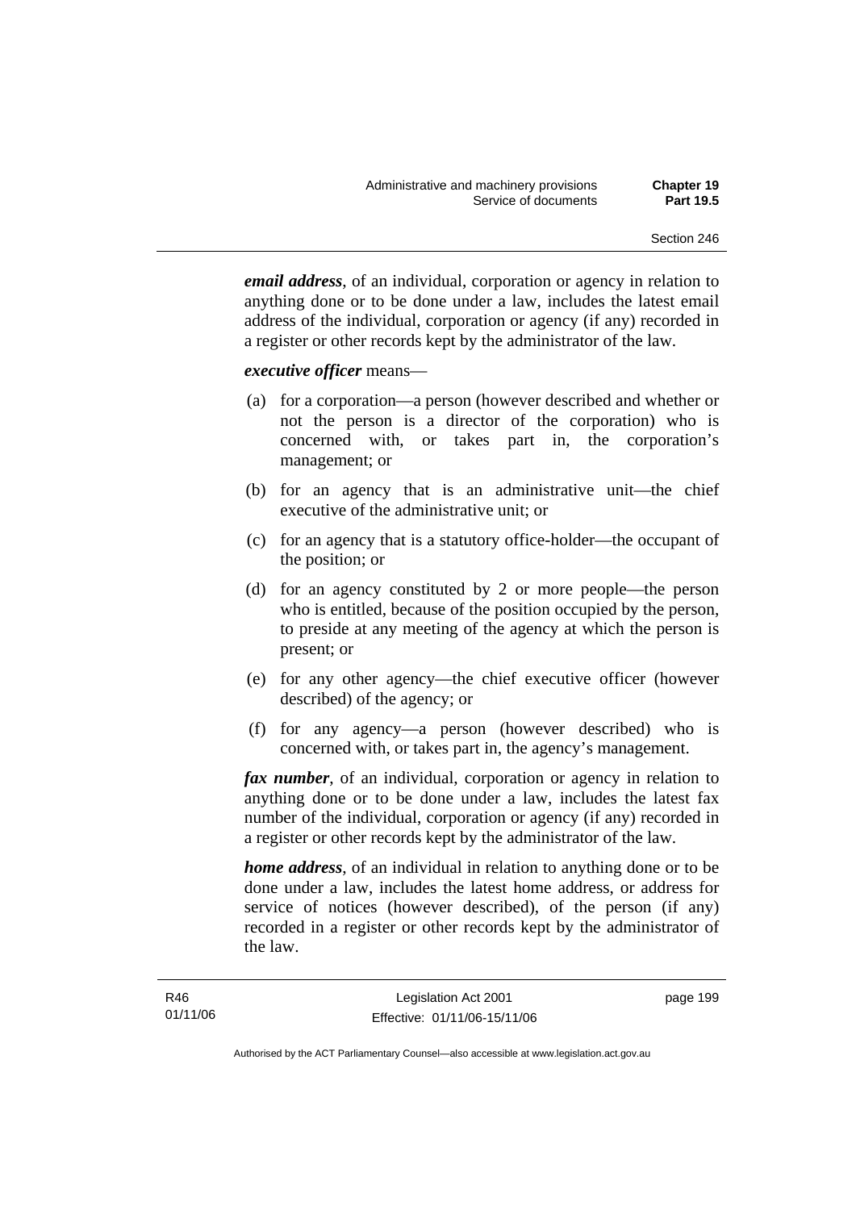***email address***, of an individual, corporation or agency in relation to anything done or to be done under a law, includes the latest email address of the individual, corporation or agency (if any) recorded in a register or other records kept by the administrator of the law.

***executive officer*** means—

(a) for a corporation—a person (however described and whether or not the person is a director of the corporation) who is concerned with, or takes part in, the corporation's management; or

(b) for an agency that is an administrative unit—the chief executive of the administrative unit; or

(c) for an agency that is a statutory office-holder—the occupant of the position; or

(d) for an agency constituted by 2 or more people—the person who is entitled, because of the position occupied by the person, to preside at any meeting of the agency at which the person is present; or

(e) for any other agency—the chief executive officer (however described) of the agency; or

(f) for any agency—a person (however described) who is concerned with, or takes part in, the agency's management.

***fax number***, of an individual, corporation or agency in relation to anything done or to be done under a law, includes the latest fax number of the individual, corporation or agency (if any) recorded in a register or other records kept by the administrator of the law.

***home address***, of an individual in relation to anything done or to be done under a law, includes the latest home address, or address for service of notices (however described), of the person (if any) recorded in a register or other records kept by the administrator of the law.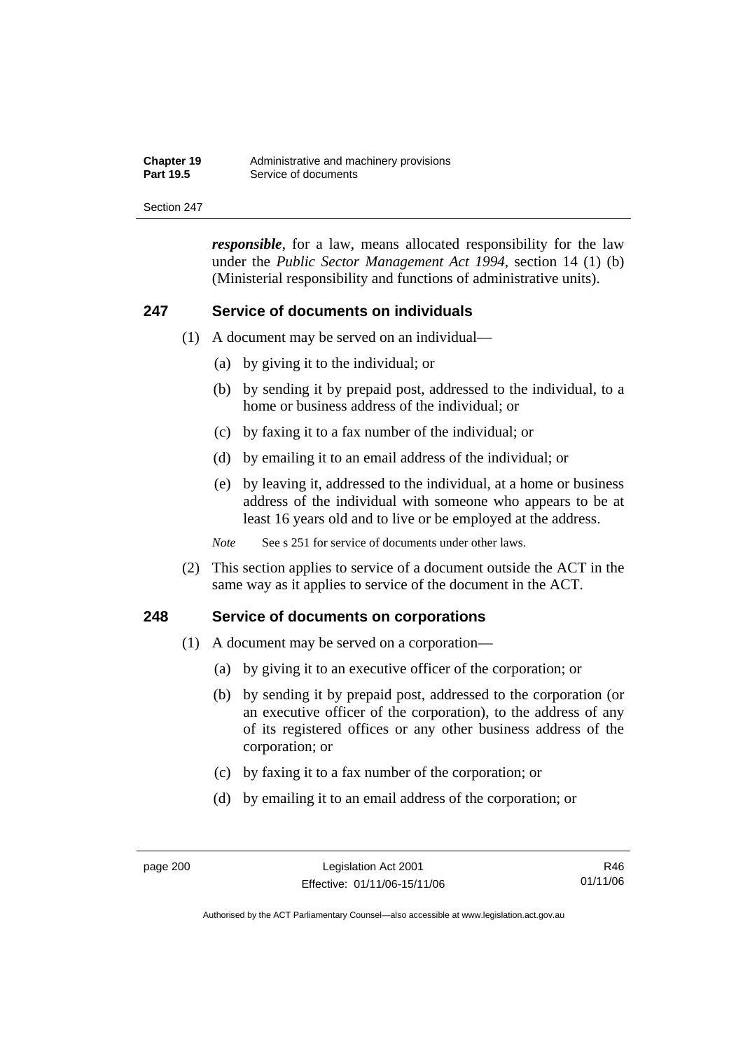***responsible***, for a law, means allocated responsibility for the law under the *Public Sector Management Act 1994*, section 14 (1) (b) (Ministerial responsibility and functions of administrative units).

## 247 Service of documents on individuals

(1) A document may be served on an individual—

(a) by giving it to the individual; or

(b) by sending it by prepaid post, addressed to the individual, to a home or business address of the individual; or

(c) by faxing it to a fax number of the individual; or

(d) by emailing it to an email address of the individual; or

(e) by leaving it, addressed to the individual, at a home or business address of the individual with someone who appears to be at least 16 years old and to live or be employed at the address.

*Note* See s 251 for service of documents under other laws.

(2) This section applies to service of a document outside the ACT in the same way as it applies to service of the document in the ACT.

## 248 Service of documents on corporations

(1) A document may be served on a corporation—

(a) by giving it to an executive officer of the corporation; or

(b) by sending it by prepaid post, addressed to the corporation (or an executive officer of the corporation), to the address of any of its registered offices or any other business address of the corporation; or

(c) by faxing it to a fax number of the corporation; or

(d) by emailing it to an email address of the corporation; or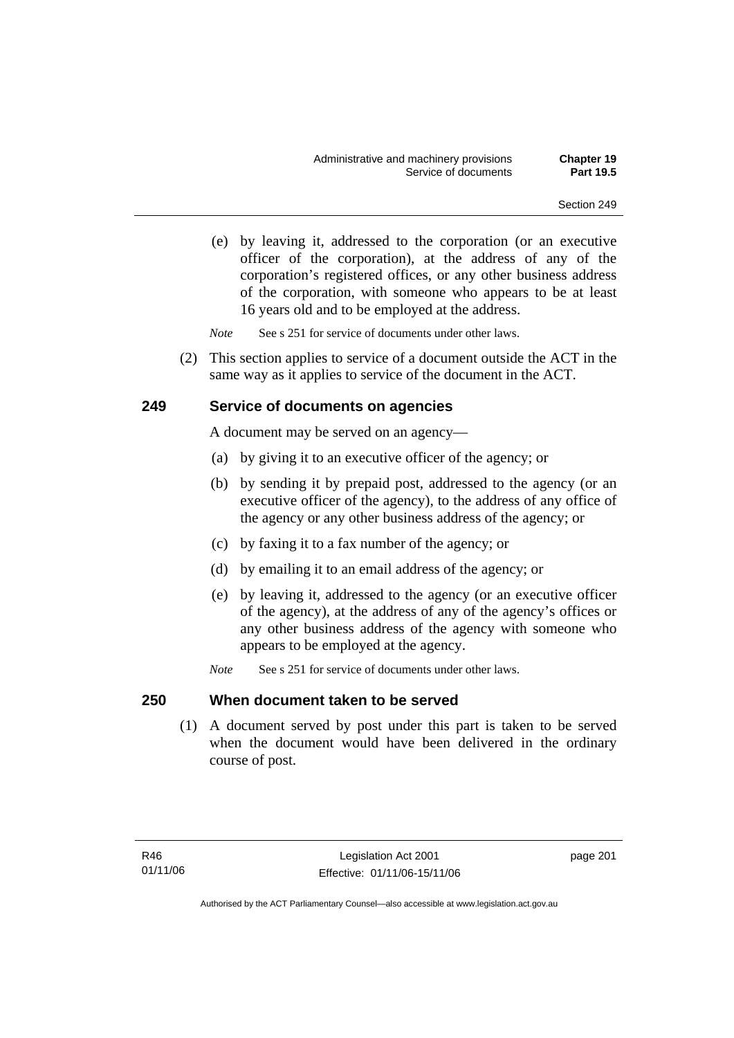(e) by leaving it, addressed to the corporation (or an executive officer of the corporation), at the address of any of the corporation's registered offices, or any other business address of the corporation, with someone who appears to be at least 16 years old and to be employed at the address.

*Note* See s 251 for service of documents under other laws.

(2) This section applies to service of a document outside the ACT in the same way as it applies to service of the document in the ACT.

## 249 Service of documents on agencies

A document may be served on an agency—

(a) by giving it to an executive officer of the agency; or

(b) by sending it by prepaid post, addressed to the agency (or an executive officer of the agency), to the address of any office of the agency or any other business address of the agency; or

(c) by faxing it to a fax number of the agency; or

(d) by emailing it to an email address of the agency; or

(e) by leaving it, addressed to the agency (or an executive officer of the agency), at the address of any of the agency's offices or any other business address of the agency with someone who appears to be employed at the agency.

*Note* See s 251 for service of documents under other laws.

## 250 When document taken to be served

(1) A document served by post under this part is taken to be served when the document would have been delivered in the ordinary course of post.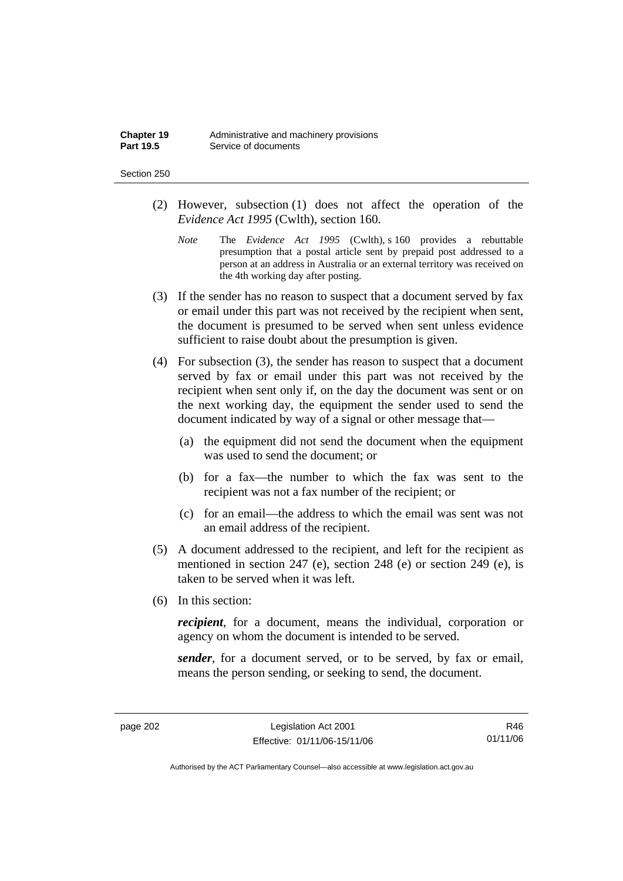(2) However, subsection (1) does not affect the operation of the *Evidence Act 1995* (Cwlth), section 160.

*Note* The *Evidence Act 1995* (Cwlth), s 160 provides a rebuttable presumption that a postal article sent by prepaid post addressed to a person at an address in Australia or an external territory was received on the 4th working day after posting.

(3) If the sender has no reason to suspect that a document served by fax or email under this part was not received by the recipient when sent, the document is presumed to be served when sent unless evidence sufficient to raise doubt about the presumption is given.

(4) For subsection (3), the sender has reason to suspect that a document served by fax or email under this part was not received by the recipient when sent only if, on the day the document was sent or on the next working day, the equipment the sender used to send the document indicated by way of a signal or other message that—

(a) the equipment did not send the document when the equipment was used to send the document; or

(b) for a fax—the number to which the fax was sent to the recipient was not a fax number of the recipient; or

(c) for an email—the address to which the email was sent was not an email address of the recipient.

(5) A document addressed to the recipient, and left for the recipient as mentioned in section 247 (e), section 248 (e) or section 249 (e), is taken to be served when it was left.

(6) In this section:

***recipient***, for a document, means the individual, corporation or agency on whom the document is intended to be served.

***sender***, for a document served, or to be served, by fax or email, means the person sending, or seeking to send, the document.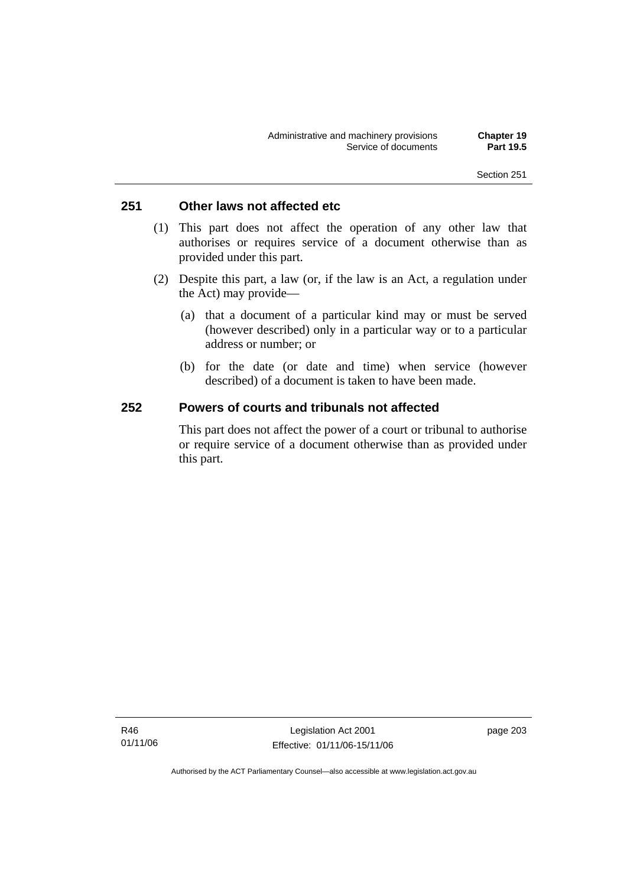## 251 Other laws not affected etc

(1) This part does not affect the operation of any other law that authorises or requires service of a document otherwise than as provided under this part.

(2) Despite this part, a law (or, if the law is an Act, a regulation under the Act) may provide—

(a) that a document of a particular kind may or must be served (however described) only in a particular way or to a particular address or number; or

(b) for the date (or date and time) when service (however described) of a document is taken to have been made.

## 252 Powers of courts and tribunals not affected

This part does not affect the power of a court or tribunal to authorise or require service of a document otherwise than as provided under this part.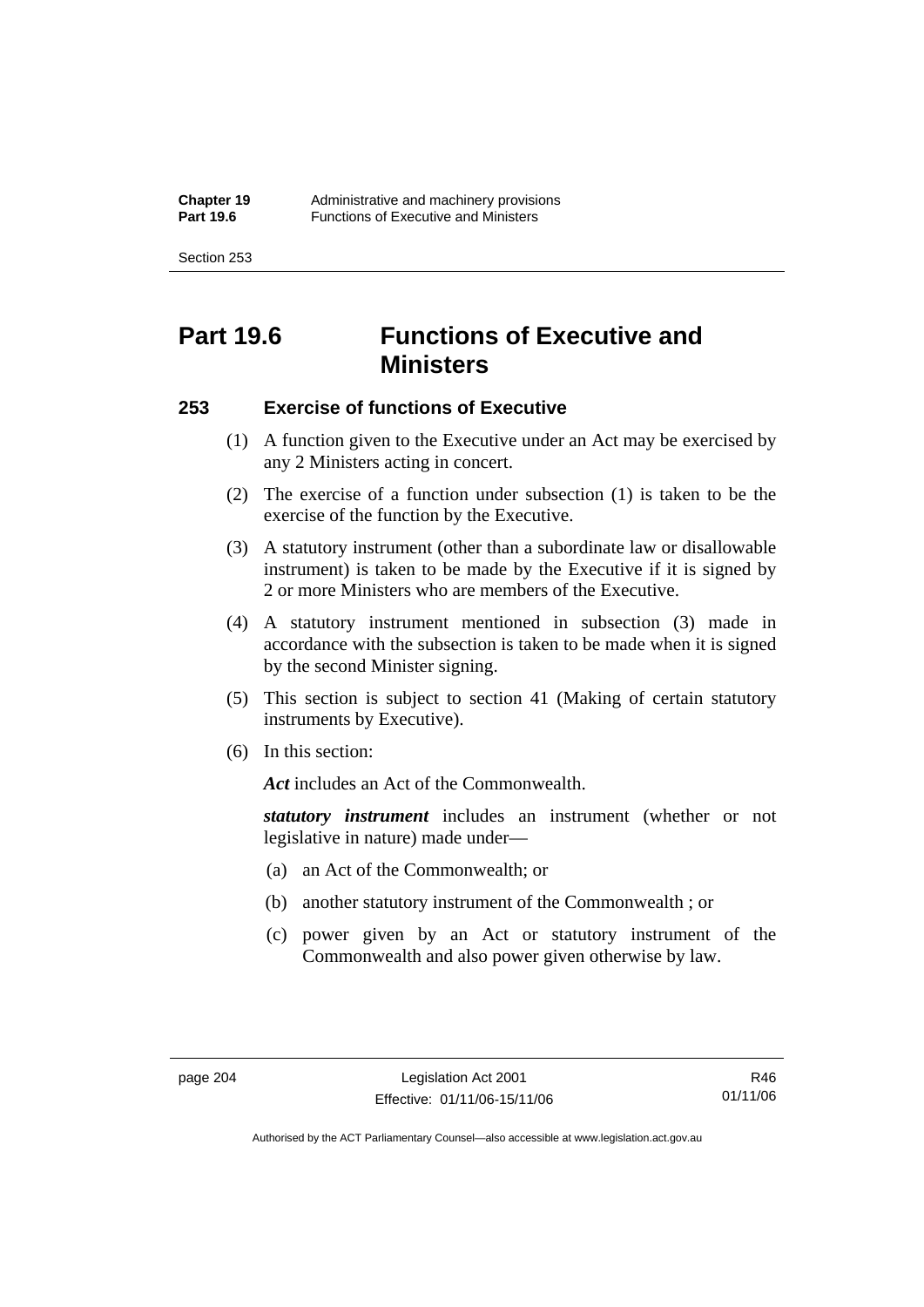# Part 19.6 Functions of Executive and Ministers

## 253 Exercise of functions of Executive

(1) A function given to the Executive under an Act may be exercised by any 2 Ministers acting in concert.

(2) The exercise of a function under subsection (1) is taken to be the exercise of the function by the Executive.

(3) A statutory instrument (other than a subordinate law or disallowable instrument) is taken to be made by the Executive if it is signed by 2 or more Ministers who are members of the Executive.

(4) A statutory instrument mentioned in subsection (3) made in accordance with the subsection is taken to be made when it is signed by the second Minister signing.

(5) This section is subject to section 41 (Making of certain statutory instruments by Executive).

(6) In this section:

***Act*** includes an Act of the Commonwealth.

***statutory instrument*** includes an instrument (whether or not legislative in nature) made under—

(a) an Act of the Commonwealth; or

(b) another statutory instrument of the Commonwealth ; or

(c) power given by an Act or statutory instrument of the Commonwealth and also power given otherwise by law.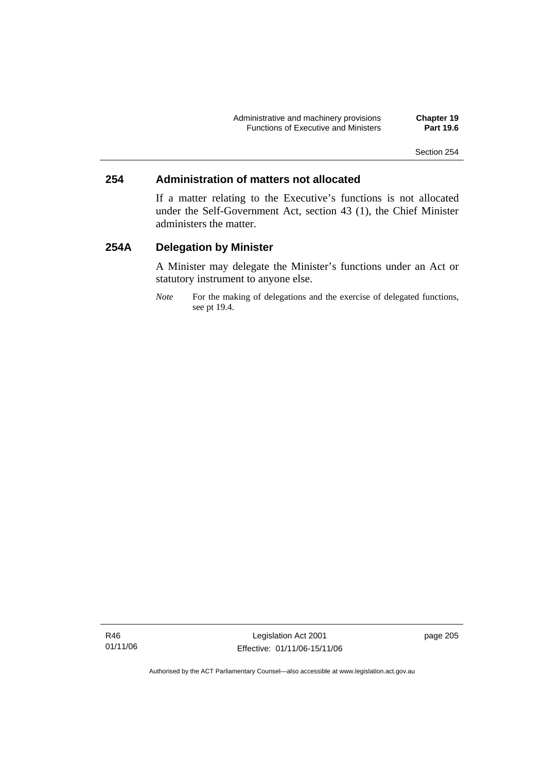## 254 Administration of matters not allocated

If a matter relating to the Executive's functions is not allocated under the Self-Government Act, section 43 (1), the Chief Minister administers the matter.

## 254A Delegation by Minister

A Minister may delegate the Minister's functions under an Act or statutory instrument to anyone else.

*Note* For the making of delegations and the exercise of delegated functions, see pt 19.4.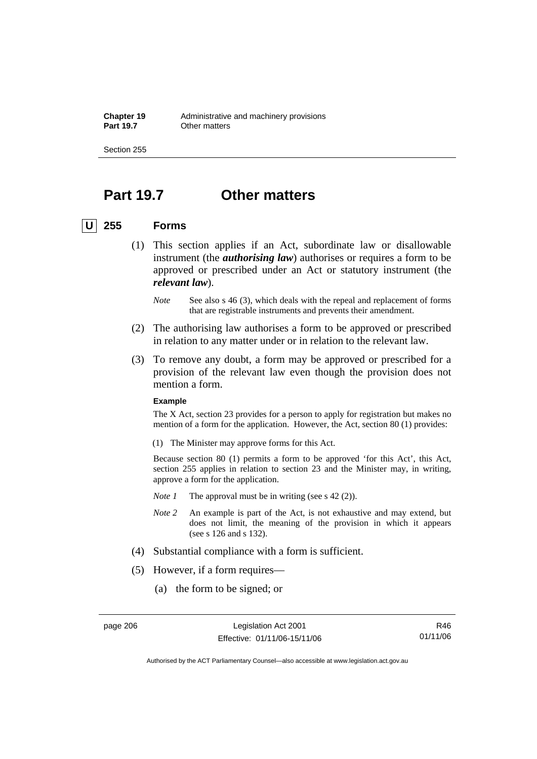# Part 19.7 Other matters

## U 255 Forms

(1) This section applies if an Act, subordinate law or disallowable instrument (the ***authorising law***) authorises or requires a form to be approved or prescribed under an Act or statutory instrument (the ***relevant law***).

*Note* See also s 46 (3), which deals with the repeal and replacement of forms that are registrable instruments and prevents their amendment.

(2) The authorising law authorises a form to be approved or prescribed in relation to any matter under or in relation to the relevant law.

(3) To remove any doubt, a form may be approved or prescribed for a provision of the relevant law even though the provision does not mention a form.

**Example**

The X Act, section 23 provides for a person to apply for registration but makes no mention of a form for the application. However, the Act, section 80 (1) provides:

(1) The Minister may approve forms for this Act.

Because section 80 (1) permits a form to be approved 'for this Act', this Act, section 255 applies in relation to section 23 and the Minister may, in writing, approve a form for the application.

*Note 1* The approval must be in writing (see s 42 (2)).

*Note 2* An example is part of the Act, is not exhaustive and may extend, but does not limit, the meaning of the provision in which it appears (see s 126 and s 132).

(4) Substantial compliance with a form is sufficient.

(5) However, if a form requires—

(a) the form to be signed; or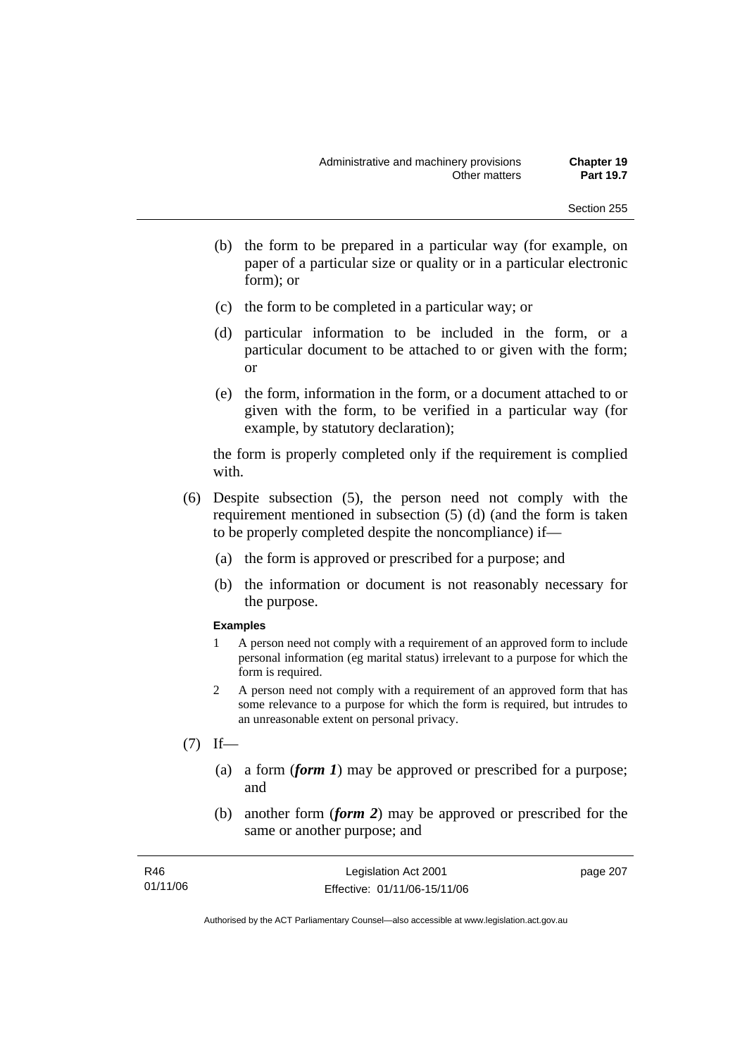(b) the form to be prepared in a particular way (for example, on paper of a particular size or quality or in a particular electronic form); or

(c) the form to be completed in a particular way; or

(d) particular information to be included in the form, or a particular document to be attached to or given with the form; or

(e) the form, information in the form, or a document attached to or given with the form, to be verified in a particular way (for example, by statutory declaration);

the form is properly completed only if the requirement is complied with.

(6) Despite subsection (5), the person need not comply with the requirement mentioned in subsection (5) (d) (and the form is taken to be properly completed despite the noncompliance) if—

(a) the form is approved or prescribed for a purpose; and

(b) the information or document is not reasonably necessary for the purpose.

**Examples**

1 A person need not comply with a requirement of an approved form to include personal information (eg marital status) irrelevant to a purpose for which the form is required.

2 A person need not comply with a requirement of an approved form that has some relevance to a purpose for which the form is required, but intrudes to an unreasonable extent on personal privacy.

(7) If—

(a) a form (***form 1***) may be approved or prescribed for a purpose; and

(b) another form (***form 2***) may be approved or prescribed for the same or another purpose; and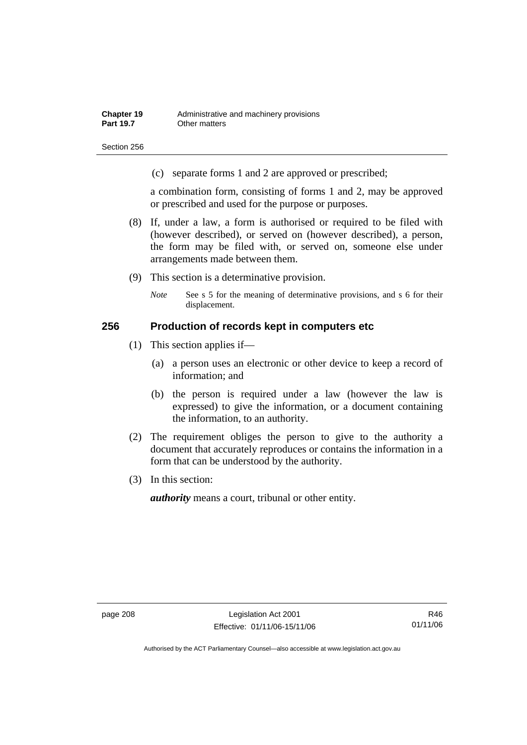(c) separate forms 1 and 2 are approved or prescribed;

a combination form, consisting of forms 1 and 2, may be approved or prescribed and used for the purpose or purposes.

(8) If, under a law, a form is authorised or required to be filed with (however described), or served on (however described), a person, the form may be filed with, or served on, someone else under arrangements made between them.

(9) This section is a determinative provision.

*Note* See s 5 for the meaning of determinative provisions, and s 6 for their displacement.

## 256 Production of records kept in computers etc

(1) This section applies if—

(a) a person uses an electronic or other device to keep a record of information; and

(b) the person is required under a law (however the law is expressed) to give the information, or a document containing the information, to an authority.

(2) The requirement obliges the person to give to the authority a document that accurately reproduces or contains the information in a form that can be understood by the authority.

(3) In this section:

***authority*** means a court, tribunal or other entity.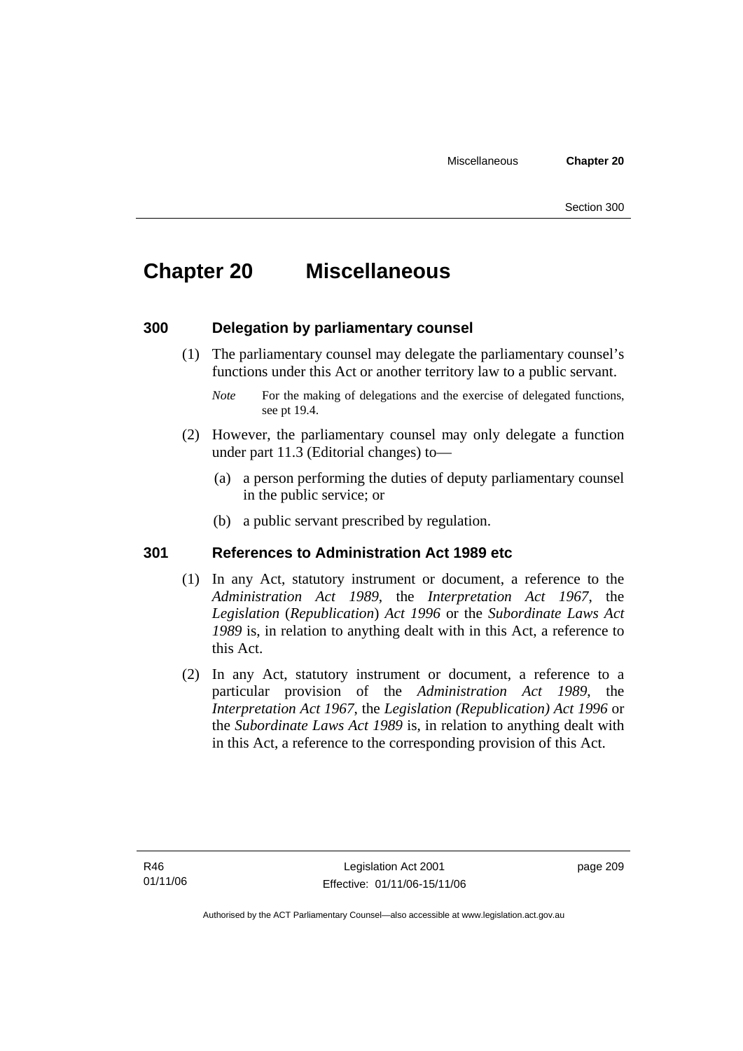# Chapter 20 Miscellaneous

## 300 Delegation by parliamentary counsel

(1) The parliamentary counsel may delegate the parliamentary counsel's functions under this Act or another territory law to a public servant.

*Note* For the making of delegations and the exercise of delegated functions, see pt 19.4.

(2) However, the parliamentary counsel may only delegate a function under part 11.3 (Editorial changes) to—

(a) a person performing the duties of deputy parliamentary counsel in the public service; or

(b) a public servant prescribed by regulation.

## 301 References to Administration Act 1989 etc

(1) In any Act, statutory instrument or document, a reference to the *Administration Act 1989*, the *Interpretation Act 1967*, the *Legislation* (*Republication*) *Act 1996* or the *Subordinate Laws Act 1989* is, in relation to anything dealt with in this Act, a reference to this Act.

(2) In any Act, statutory instrument or document, a reference to a particular provision of the *Administration Act 1989*, the *Interpretation Act 1967*, the *Legislation (Republication) Act 1996* or the *Subordinate Laws Act 1989* is, in relation to anything dealt with in this Act, a reference to the corresponding provision of this Act.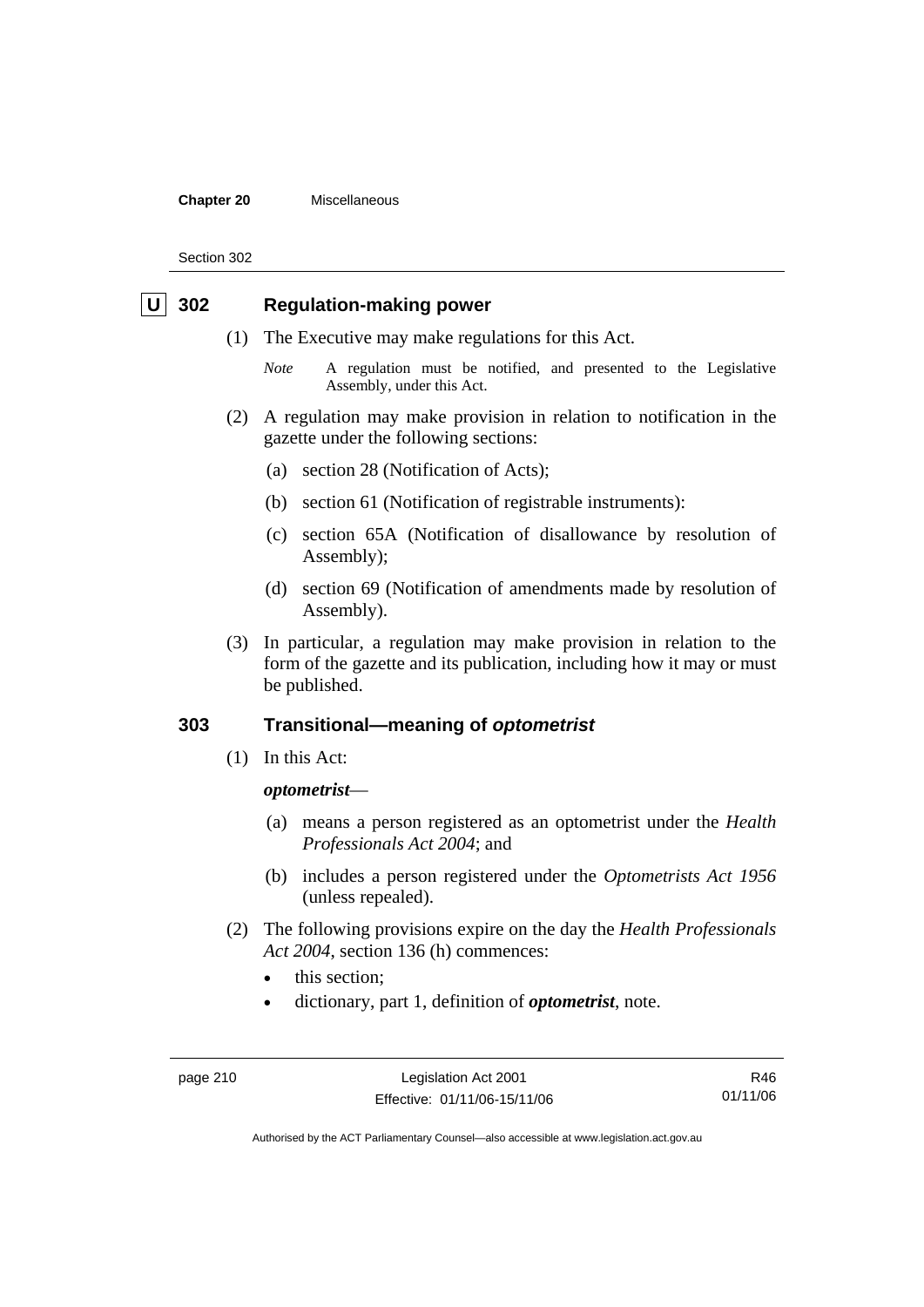## U 302 Regulation-making power

(1) The Executive may make regulations for this Act.

*Note* A regulation must be notified, and presented to the Legislative Assembly, under this Act.

(2) A regulation may make provision in relation to notification in the gazette under the following sections:

(a) section 28 (Notification of Acts);

(b) section 61 (Notification of registrable instruments):

(c) section 65A (Notification of disallowance by resolution of Assembly);

(d) section 69 (Notification of amendments made by resolution of Assembly).

(3) In particular, a regulation may make provision in relation to the form of the gazette and its publication, including how it may or must be published.

## 303 Transitional—meaning of *optometrist*

(1) In this Act:

***optometrist***—

(a) means a person registered as an optometrist under the *Health Professionals Act 2004*; and

(b) includes a person registered under the *Optometrists Act 1956* (unless repealed).

(2) The following provisions expire on the day the *Health Professionals Act 2004*, section 136 (h) commences:

- this section;
- dictionary, part 1, definition of ***optometrist***, note.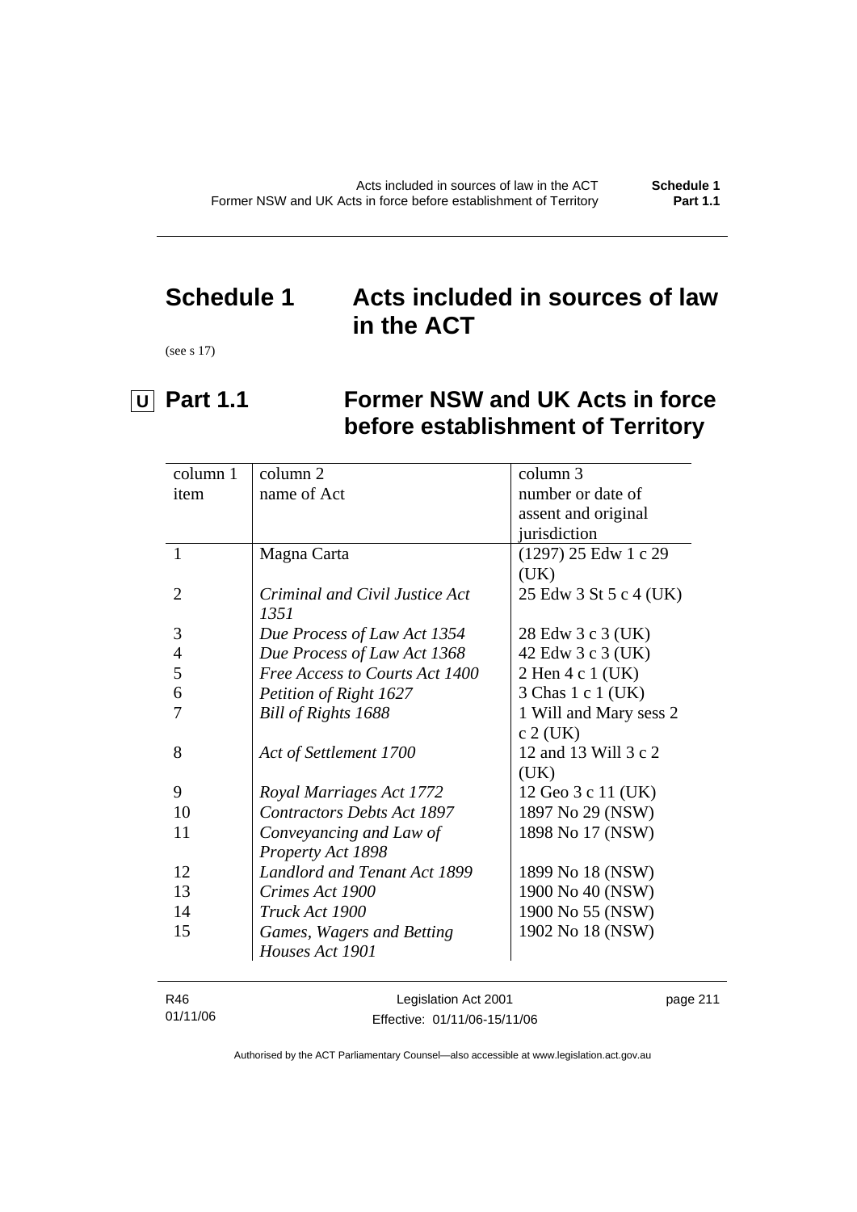# Schedule 1 Acts included in sources of law in the ACT

(see s 17)

## U Part 1.1 Former NSW and UK Acts in force before establishment of Territory

| column 1<br>item | column 2<br>name of Act | column 3<br>number or date of assent and original jurisdiction |
|---|---|---|
| 1 | Magna Carta | (1297) 25 Edw 1 c 29 (UK) |
| 2 | *Criminal and Civil Justice Act 1351* | 25 Edw 3 St 5 c 4 (UK) |
| 3 | *Due Process of Law Act 1354* | 28 Edw 3 c 3 (UK) |
| 4 | *Due Process of Law Act 1368* | 42 Edw 3 c 3 (UK) |
| 5 | *Free Access to Courts Act 1400* | 2 Hen 4 c 1 (UK) |
| 6 | *Petition of Right 1627* | 3 Chas 1 c 1 (UK) |
| 7 | *Bill of Rights 1688* | 1 Will and Mary sess 2 c 2 (UK) |
| 8 | *Act of Settlement 1700* | 12 and 13 Will 3 c 2 (UK) |
| 9 | *Royal Marriages Act 1772* | 12 Geo 3 c 11 (UK) |
| 10 | *Contractors Debts Act 1897* | 1897 No 29 (NSW) |
| 11 | *Conveyancing and Law of Property Act 1898* | 1898 No 17 (NSW) |
| 12 | *Landlord and Tenant Act 1899* | 1899 No 18 (NSW) |
| 13 | *Crimes Act 1900* | 1900 No 40 (NSW) |
| 14 | *Truck Act 1900* | 1900 No 55 (NSW) |
| 15 | *Games, Wagers and Betting Houses Act 1901* | 1902 No 18 (NSW) |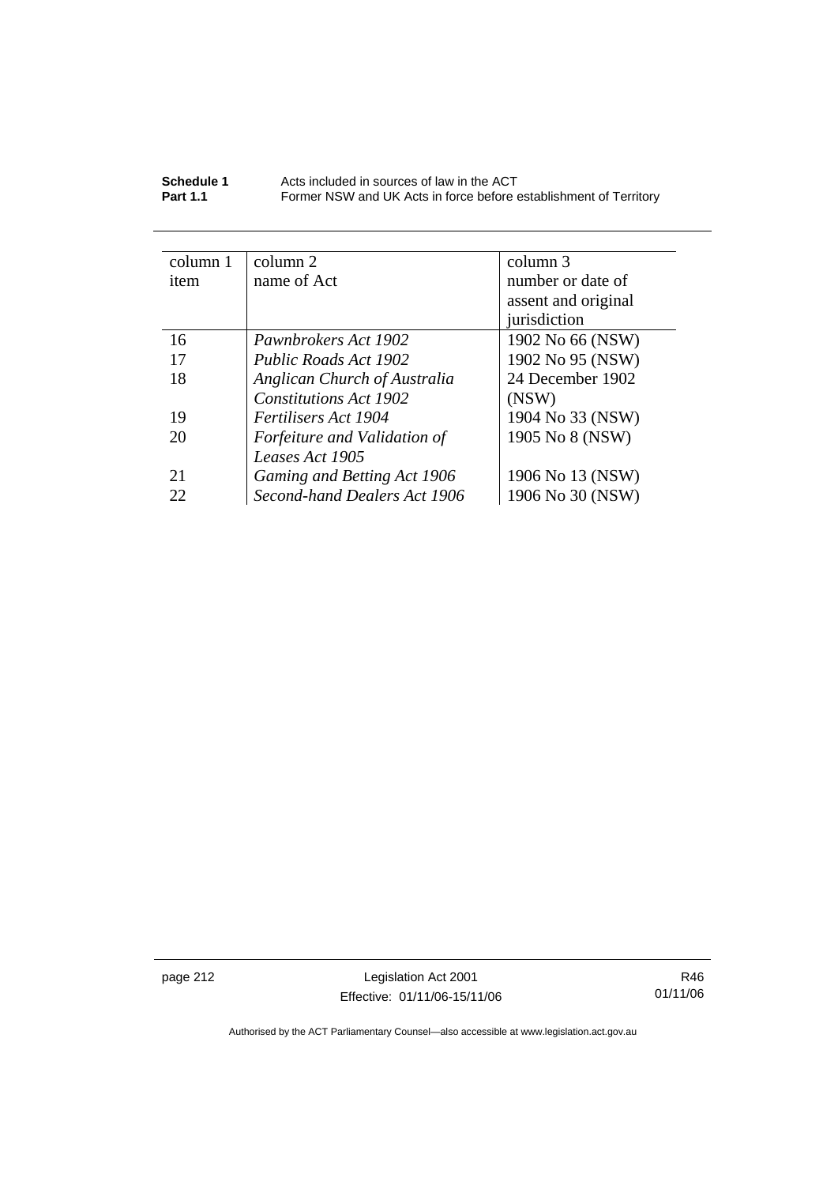| column 1 item | column 2 name of Act | column 3 number or date of assent and original jurisdiction |
|---|---|---|
| 16 | *Pawnbrokers Act 1902* | 1902 No 66 (NSW) |
| 17 | *Public Roads Act 1902* | 1902 No 95 (NSW) |
| 18 | *Anglican Church of Australia Constitutions Act 1902* | 24 December 1902 (NSW) |
| 19 | *Fertilisers Act 1904* | 1904 No 33 (NSW) |
| 20 | *Forfeiture and Validation of Leases Act 1905* | 1905 No 8 (NSW) |
| 21 | *Gaming and Betting Act 1906* | 1906 No 13 (NSW) |
| 22 | *Second-hand Dealers Act 1906* | 1906 No 30 (NSW) |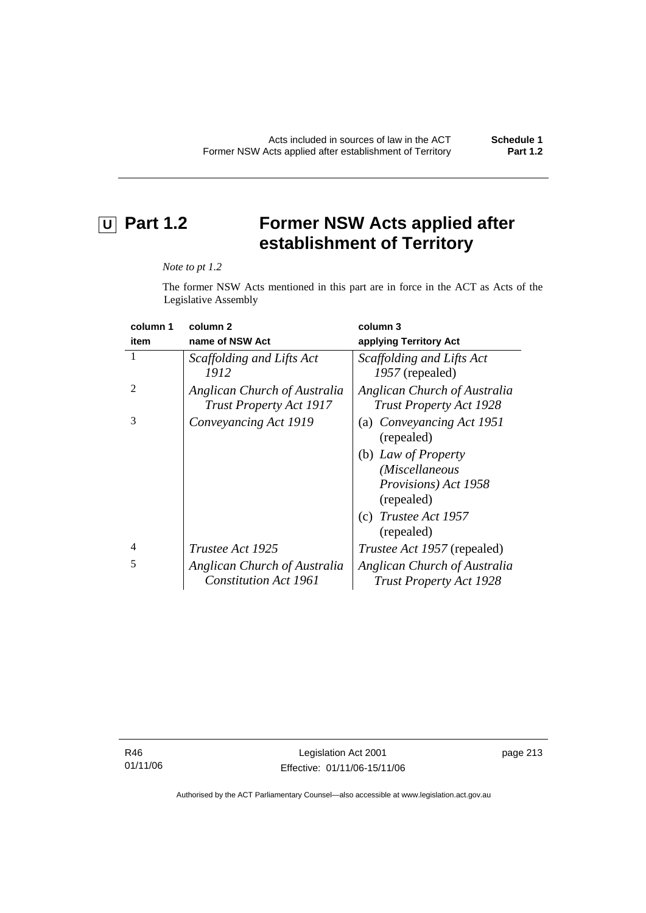# U Part 1.2 Former NSW Acts applied after establishment of Territory

*Note to pt 1.2*

The former NSW Acts mentioned in this part are in force in the ACT as Acts of the Legislative Assembly

| column 1<br>item | column 2<br>name of NSW Act | column 3<br>applying Territory Act |
|---|---|---|
| 1 | *Scaffolding and Lifts Act 1912* | *Scaffolding and Lifts Act 1957* (repealed) |
| 2 | *Anglican Church of Australia Trust Property Act 1917* | *Anglican Church of Australia Trust Property Act 1928* |
| 3 | *Conveyancing Act 1919* | (a) *Conveyancing Act 1951* (repealed)<br>(b) *Law of Property (Miscellaneous Provisions) Act 1958* (repealed)<br>(c) *Trustee Act 1957* (repealed) |
| 4 | *Trustee Act 1925* | *Trustee Act 1957* (repealed) |
| 5 | *Anglican Church of Australia Constitution Act 1961* | *Anglican Church of Australia Trust Property Act 1928* |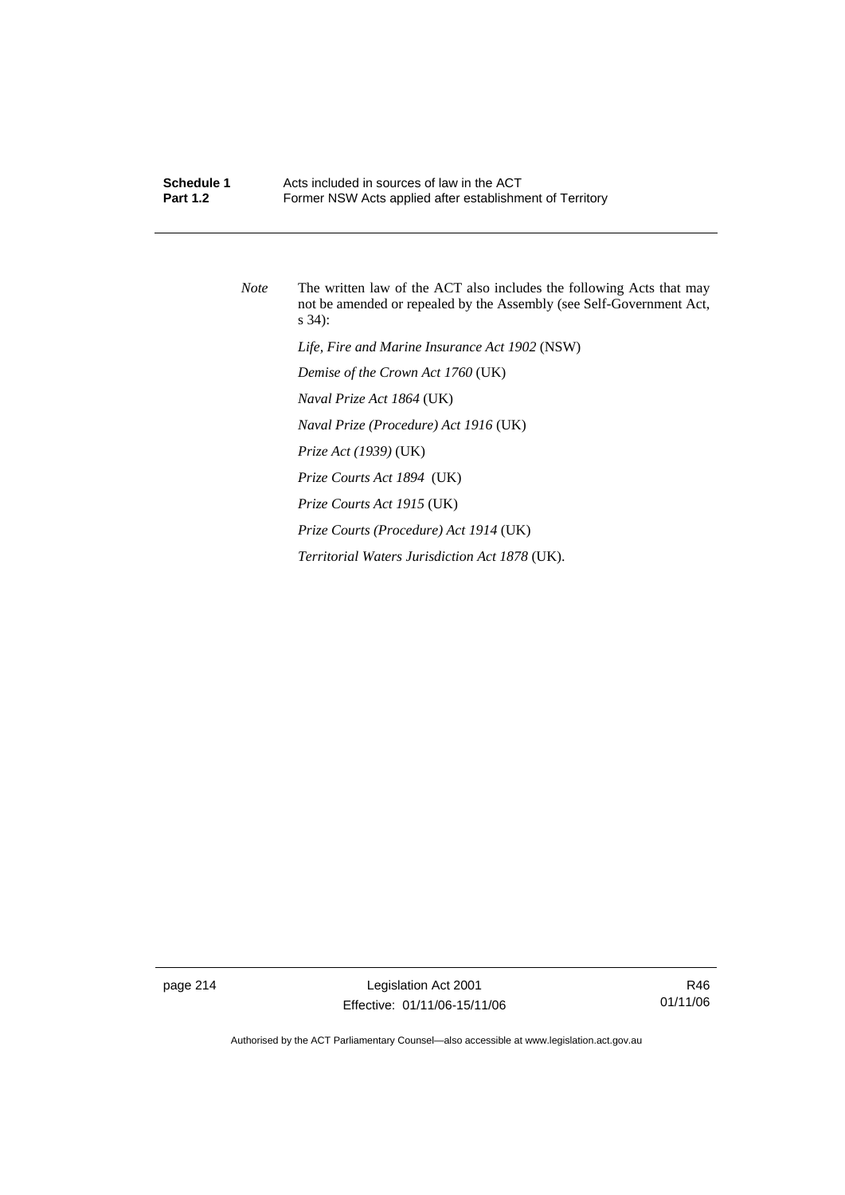*Note* The written law of the ACT also includes the following Acts that may not be amended or repealed by the Assembly (see Self-Government Act, s 34):

*Life, Fire and Marine Insurance Act 1902* (NSW)

*Demise of the Crown Act 1760* (UK)

*Naval Prize Act 1864* (UK)

*Naval Prize (Procedure) Act 1916* (UK)

*Prize Act (1939)* (UK)

*Prize Courts Act 1894* (UK)

*Prize Courts Act 1915* (UK)

*Prize Courts (Procedure) Act 1914* (UK)

*Territorial Waters Jurisdiction Act 1878* (UK).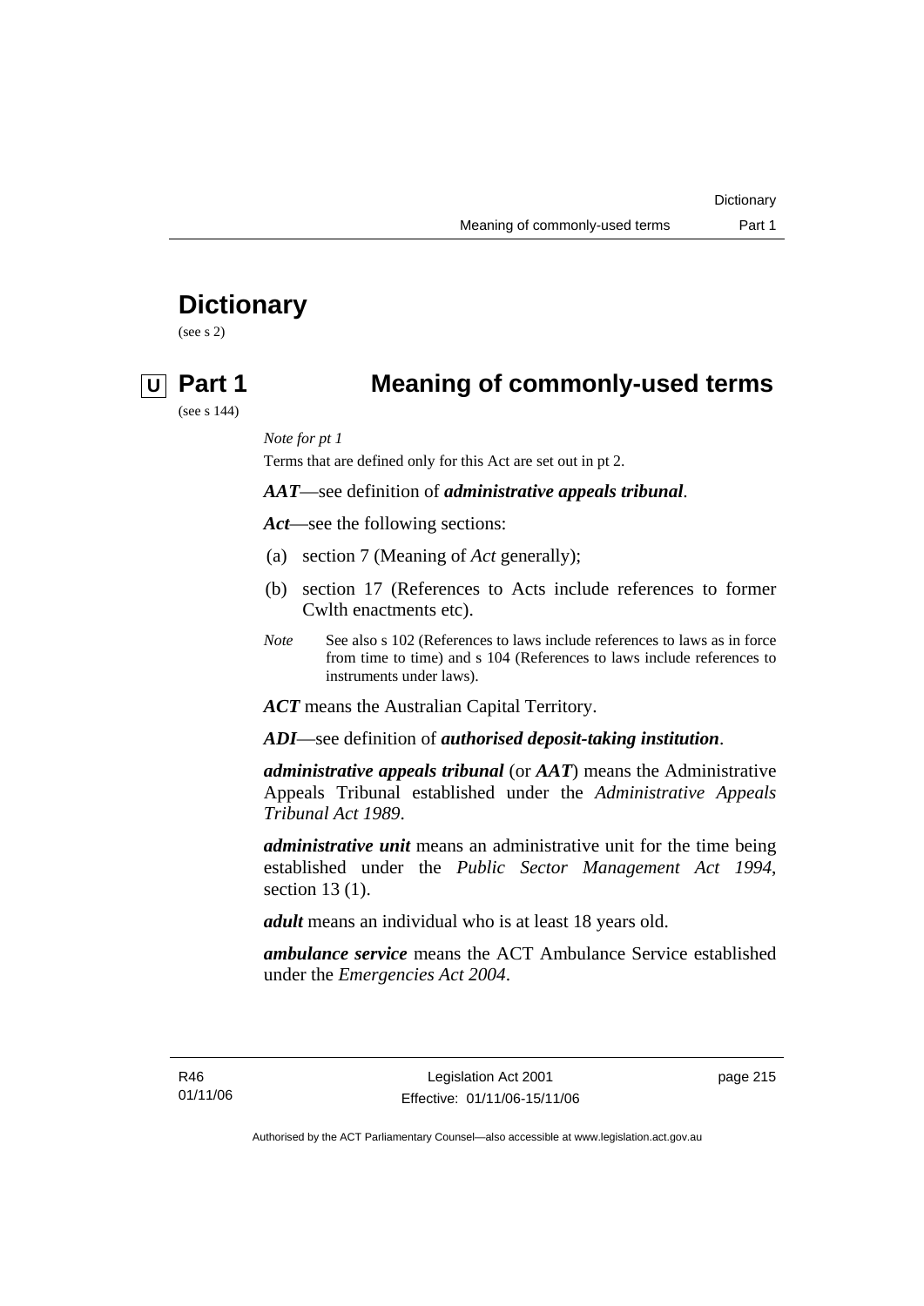# Dictionary

(see s 2)

## U Part 1 Meaning of commonly-used terms

(see s 144)

*Note for pt 1*

Terms that are defined only for this Act are set out in pt 2.

***AAT***—see definition of ***administrative appeals tribunal***.

***Act***—see the following sections:

(a) section 7 (Meaning of *Act* generally);

(b) section 17 (References to Acts include references to former Cwlth enactments etc).

*Note* See also s 102 (References to laws include references to laws as in force from time to time) and s 104 (References to laws include references to instruments under laws).

***ACT*** means the Australian Capital Territory.

***ADI***—see definition of ***authorised deposit-taking institution***.

***administrative appeals tribunal*** (or ***AAT***) means the Administrative Appeals Tribunal established under the *Administrative Appeals Tribunal Act 1989*.

***administrative unit*** means an administrative unit for the time being established under the *Public Sector Management Act 1994*, section 13 (1).

***adult*** means an individual who is at least 18 years old.

***ambulance service*** means the ACT Ambulance Service established under the *Emergencies Act 2004*.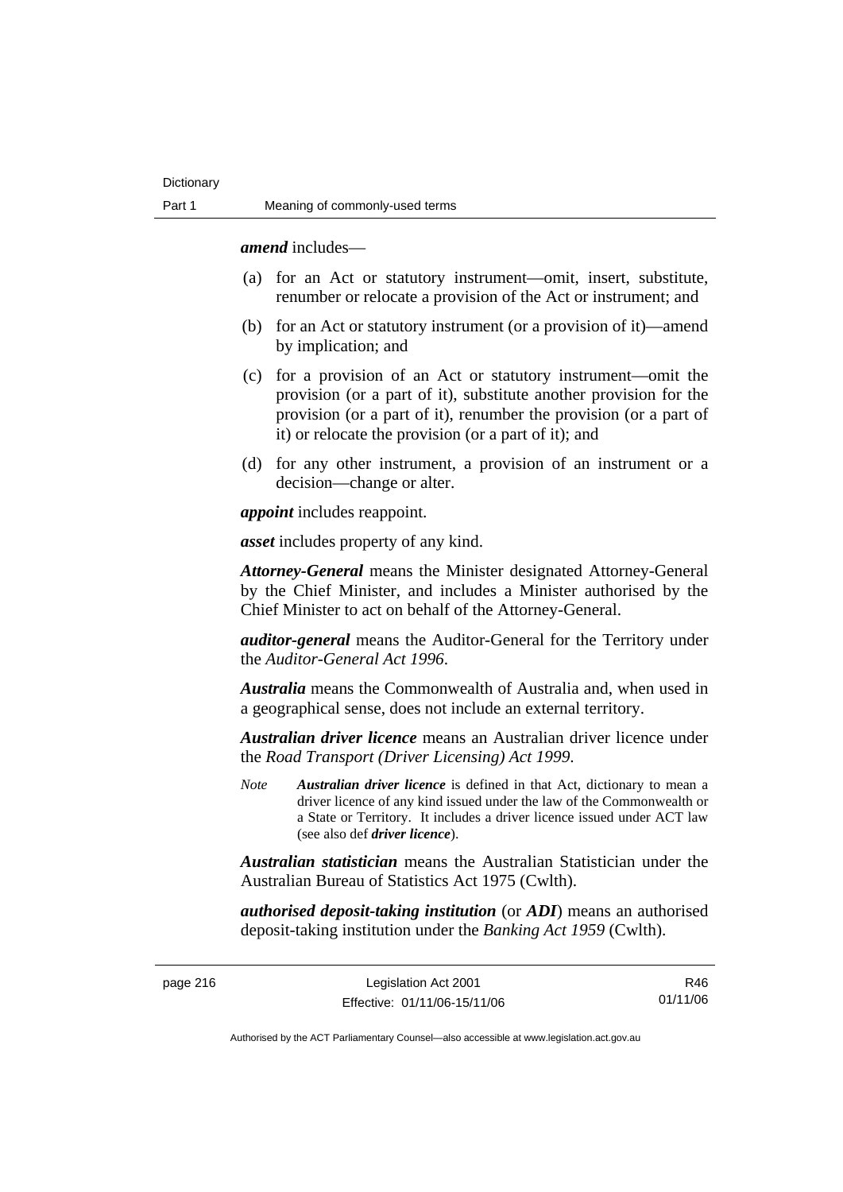***amend*** includes—

(a) for an Act or statutory instrument—omit, insert, substitute, renumber or relocate a provision of the Act or instrument; and

(b) for an Act or statutory instrument (or a provision of it)—amend by implication; and

(c) for a provision of an Act or statutory instrument—omit the provision (or a part of it), substitute another provision for the provision (or a part of it), renumber the provision (or a part of it) or relocate the provision (or a part of it); and

(d) for any other instrument, a provision of an instrument or a decision—change or alter.

***appoint*** includes reappoint.

***asset*** includes property of any kind.

***Attorney-General*** means the Minister designated Attorney-General by the Chief Minister, and includes a Minister authorised by the Chief Minister to act on behalf of the Attorney-General.

***auditor-general*** means the Auditor-General for the Territory under the *Auditor-General Act 1996*.

***Australia*** means the Commonwealth of Australia and, when used in a geographical sense, does not include an external territory.

***Australian driver licence*** means an Australian driver licence under the *Road Transport (Driver Licensing) Act 1999*.

*Note* ***Australian driver licence*** is defined in that Act, dictionary to mean a driver licence of any kind issued under the law of the Commonwealth or a State or Territory. It includes a driver licence issued under ACT law (see also def ***driver licence***).

***Australian statistician*** means the Australian Statistician under the Australian Bureau of Statistics Act 1975 (Cwlth).

***authorised deposit-taking institution*** (or ***ADI***) means an authorised deposit-taking institution under the *Banking Act 1959* (Cwlth).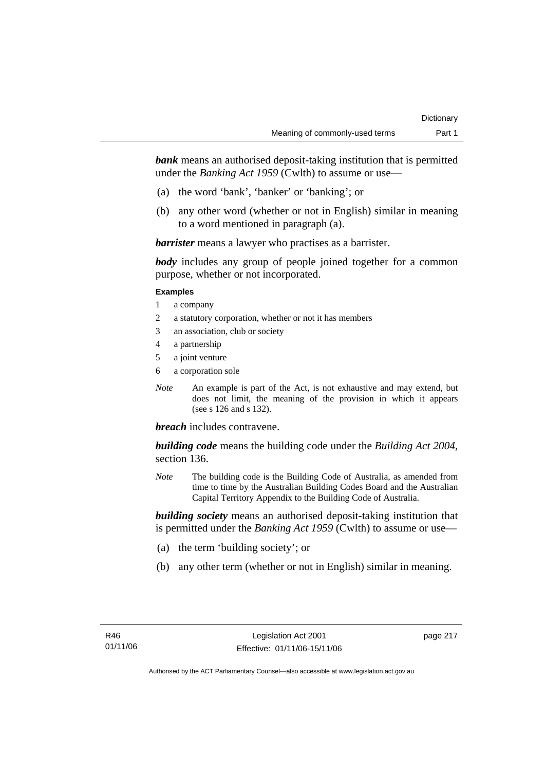***bank*** means an authorised deposit-taking institution that is permitted under the *Banking Act 1959* (Cwlth) to assume or use—

(a) the word 'bank', 'banker' or 'banking'; or

(b) any other word (whether or not in English) similar in meaning to a word mentioned in paragraph (a).

***barrister*** means a lawyer who practises as a barrister.

***body*** includes any group of people joined together for a common purpose, whether or not incorporated.

**Examples**

1 a company
2 a statutory corporation, whether or not it has members
3 an association, club or society
4 a partnership
5 a joint venture
6 a corporation sole

*Note* An example is part of the Act, is not exhaustive and may extend, but does not limit, the meaning of the provision in which it appears (see s 126 and s 132).

***breach*** includes contravene.

***building code*** means the building code under the *Building Act 2004*, section 136.

*Note* The building code is the Building Code of Australia, as amended from time to time by the Australian Building Codes Board and the Australian Capital Territory Appendix to the Building Code of Australia.

***building society*** means an authorised deposit-taking institution that is permitted under the *Banking Act 1959* (Cwlth) to assume or use—

(a) the term 'building society'; or

(b) any other term (whether or not in English) similar in meaning.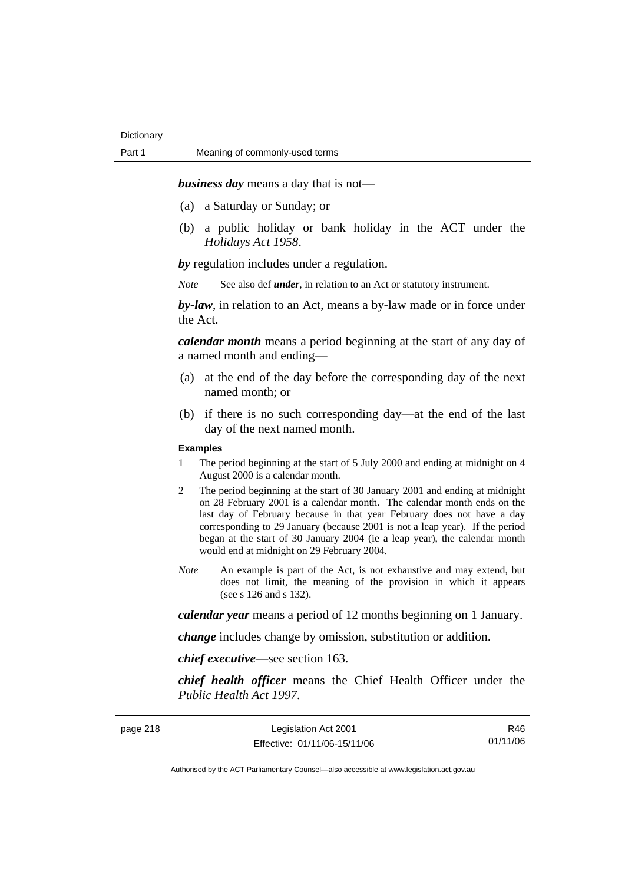***business day*** means a day that is not—

(a) a Saturday or Sunday; or

(b) a public holiday or bank holiday in the ACT under the *Holidays Act 1958*.

***by*** regulation includes under a regulation.

*Note* See also def ***under***, in relation to an Act or statutory instrument.

***by-law***, in relation to an Act, means a by-law made or in force under the Act.

***calendar month*** means a period beginning at the start of any day of a named month and ending—

(a) at the end of the day before the corresponding day of the next named month; or

(b) if there is no such corresponding day—at the end of the last day of the next named month.

**Examples**

1 The period beginning at the start of 5 July 2000 and ending at midnight on 4 August 2000 is a calendar month.

2 The period beginning at the start of 30 January 2001 and ending at midnight on 28 February 2001 is a calendar month. The calendar month ends on the last day of February because in that year February does not have a day corresponding to 29 January (because 2001 is not a leap year). If the period began at the start of 30 January 2004 (ie a leap year), the calendar month would end at midnight on 29 February 2004.

*Note* An example is part of the Act, is not exhaustive and may extend, but does not limit, the meaning of the provision in which it appears (see s 126 and s 132).

***calendar year*** means a period of 12 months beginning on 1 January.

***change*** includes change by omission, substitution or addition.

***chief executive***—see section 163.

***chief health officer*** means the Chief Health Officer under the *Public Health Act 1997*.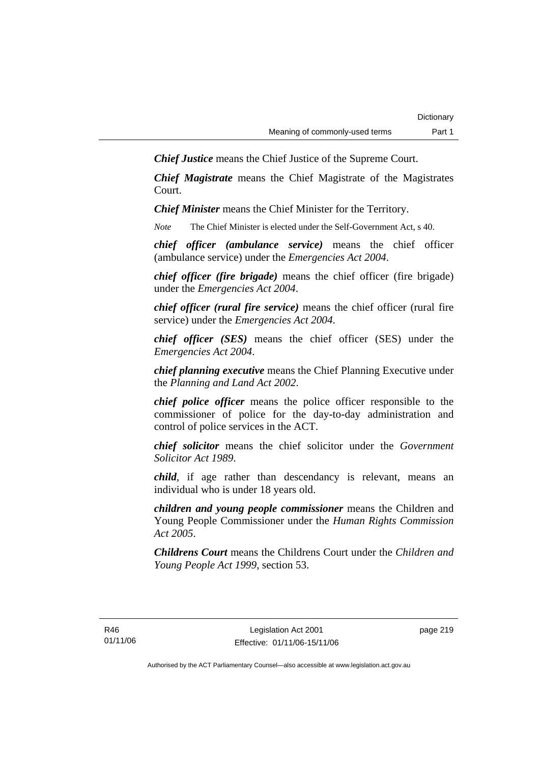***Chief Justice*** means the Chief Justice of the Supreme Court.

***Chief Magistrate*** means the Chief Magistrate of the Magistrates Court.

***Chief Minister*** means the Chief Minister for the Territory.

*Note* The Chief Minister is elected under the Self-Government Act, s 40.

***chief officer (ambulance service)*** means the chief officer (ambulance service) under the *Emergencies Act 2004*.

***chief officer (fire brigade)*** means the chief officer (fire brigade) under the *Emergencies Act 2004*.

***chief officer (rural fire service)*** means the chief officer (rural fire service) under the *Emergencies Act 2004*.

***chief officer (SES)*** means the chief officer (SES) under the *Emergencies Act 2004*.

***chief planning executive*** means the Chief Planning Executive under the *Planning and Land Act 2002*.

***chief police officer*** means the police officer responsible to the commissioner of police for the day-to-day administration and control of police services in the ACT.

***chief solicitor*** means the chief solicitor under the *Government Solicitor Act 1989*.

***child***, if age rather than descendancy is relevant, means an individual who is under 18 years old.

***children and young people commissioner*** means the Children and Young People Commissioner under the *Human Rights Commission Act 2005*.

***Childrens Court*** means the Childrens Court under the *Children and Young People Act 1999*, section 53.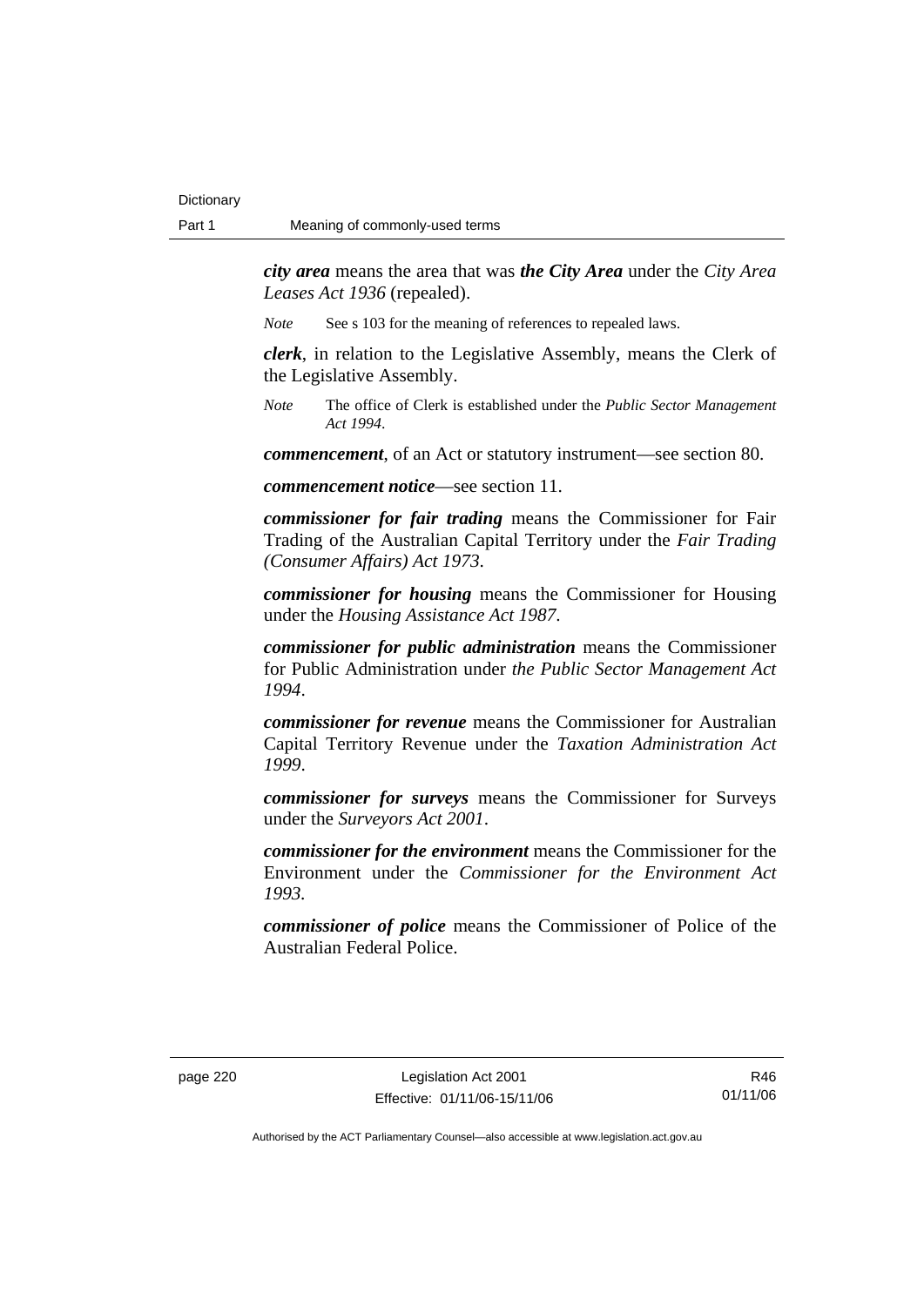***city area*** means the area that was ***the City Area*** under the *City Area Leases Act 1936* (repealed).

*Note* See s 103 for the meaning of references to repealed laws.

***clerk***, in relation to the Legislative Assembly, means the Clerk of the Legislative Assembly.

*Note* The office of Clerk is established under the *Public Sector Management Act 1994*.

***commencement***, of an Act or statutory instrument—see section 80.

***commencement notice***—see section 11.

***commissioner for fair trading*** means the Commissioner for Fair Trading of the Australian Capital Territory under the *Fair Trading (Consumer Affairs) Act 1973*.

***commissioner for housing*** means the Commissioner for Housing under the *Housing Assistance Act 1987*.

***commissioner for public administration*** means the Commissioner for Public Administration under *the Public Sector Management Act 1994*.

***commissioner for revenue*** means the Commissioner for Australian Capital Territory Revenue under the *Taxation Administration Act 1999*.

***commissioner for surveys*** means the Commissioner for Surveys under the *Surveyors Act 2001*.

***commissioner for the environment*** means the Commissioner for the Environment under the *Commissioner for the Environment Act 1993*.

***commissioner of police*** means the Commissioner of Police of the Australian Federal Police.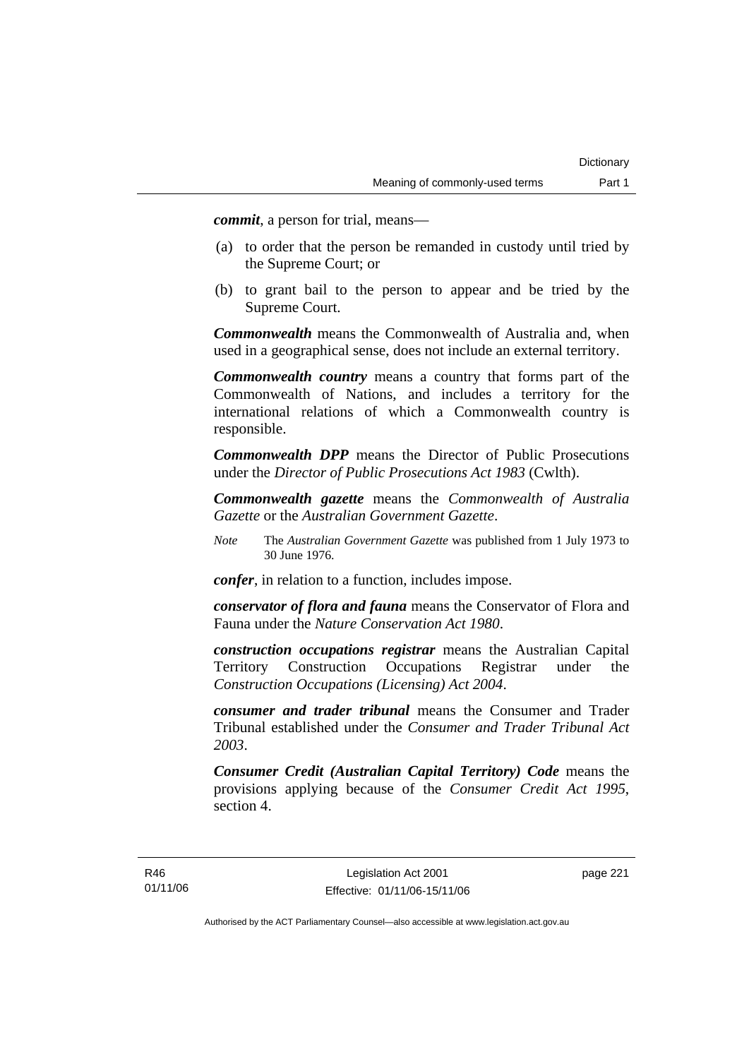***commit***, a person for trial, means—

(a) to order that the person be remanded in custody until tried by the Supreme Court; or

(b) to grant bail to the person to appear and be tried by the Supreme Court.

***Commonwealth*** means the Commonwealth of Australia and, when used in a geographical sense, does not include an external territory.

***Commonwealth country*** means a country that forms part of the Commonwealth of Nations, and includes a territory for the international relations of which a Commonwealth country is responsible.

***Commonwealth DPP*** means the Director of Public Prosecutions under the *Director of Public Prosecutions Act 1983* (Cwlth).

***Commonwealth gazette*** means the *Commonwealth of Australia Gazette* or the *Australian Government Gazette*.

*Note* The *Australian Government Gazette* was published from 1 July 1973 to 30 June 1976.

***confer***, in relation to a function, includes impose.

***conservator of flora and fauna*** means the Conservator of Flora and Fauna under the *Nature Conservation Act 1980*.

***construction occupations registrar*** means the Australian Capital Territory Construction Occupations Registrar under the *Construction Occupations (Licensing) Act 2004*.

***consumer and trader tribunal*** means the Consumer and Trader Tribunal established under the *Consumer and Trader Tribunal Act 2003*.

***Consumer Credit (Australian Capital Territory) Code*** means the provisions applying because of the *Consumer Credit Act 1995*, section 4.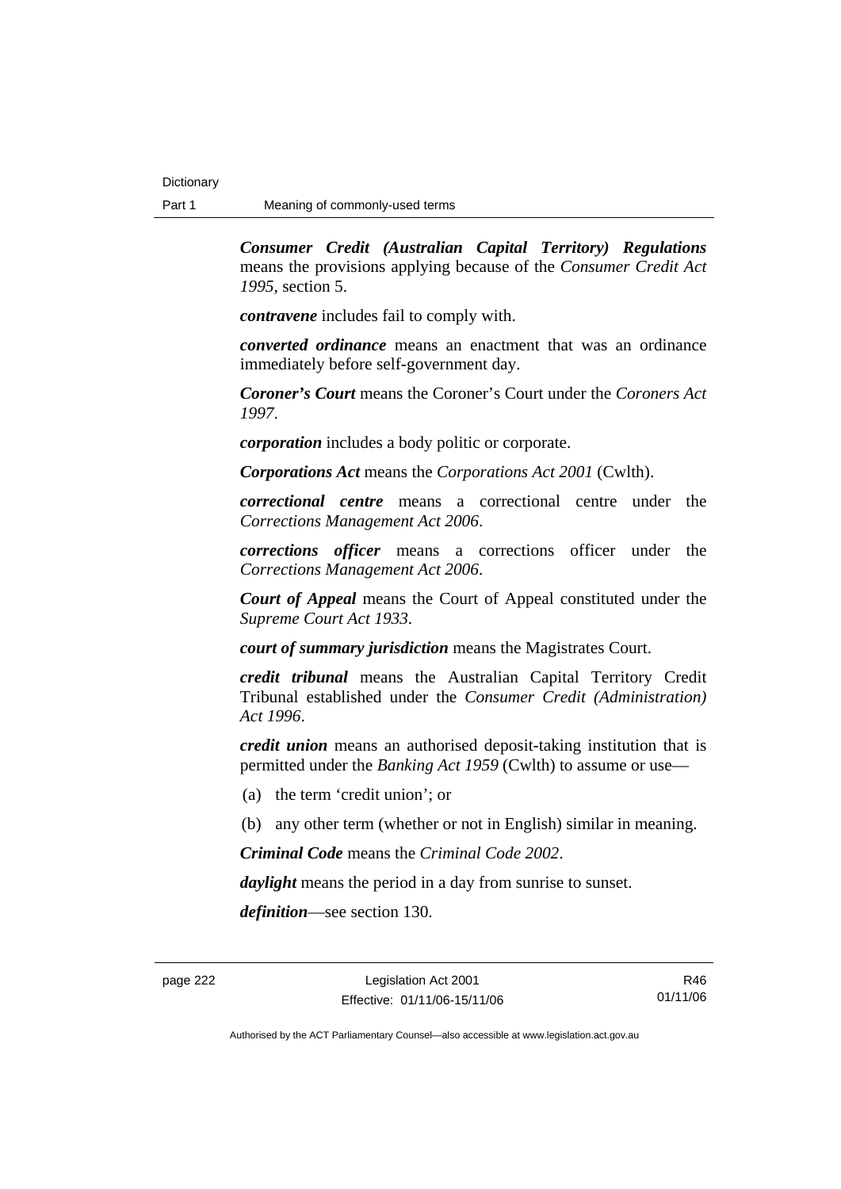***Consumer Credit (Australian Capital Territory) Regulations*** means the provisions applying because of the *Consumer Credit Act 1995*, section 5.

***contravene*** includes fail to comply with.

***converted ordinance*** means an enactment that was an ordinance immediately before self-government day.

***Coroner's Court*** means the Coroner's Court under the *Coroners Act 1997*.

***corporation*** includes a body politic or corporate.

***Corporations Act*** means the *Corporations Act 2001* (Cwlth).

***correctional centre*** means a correctional centre under the *Corrections Management Act 2006*.

***corrections officer*** means a corrections officer under the *Corrections Management Act 2006*.

***Court of Appeal*** means the Court of Appeal constituted under the *Supreme Court Act 1933*.

***court of summary jurisdiction*** means the Magistrates Court.

***credit tribunal*** means the Australian Capital Territory Credit Tribunal established under the *Consumer Credit (Administration) Act 1996*.

***credit union*** means an authorised deposit-taking institution that is permitted under the *Banking Act 1959* (Cwlth) to assume or use—

(a) the term 'credit union'; or

(b) any other term (whether or not in English) similar in meaning.

***Criminal Code*** means the *Criminal Code 2002*.

***daylight*** means the period in a day from sunrise to sunset.

***definition***—see section 130.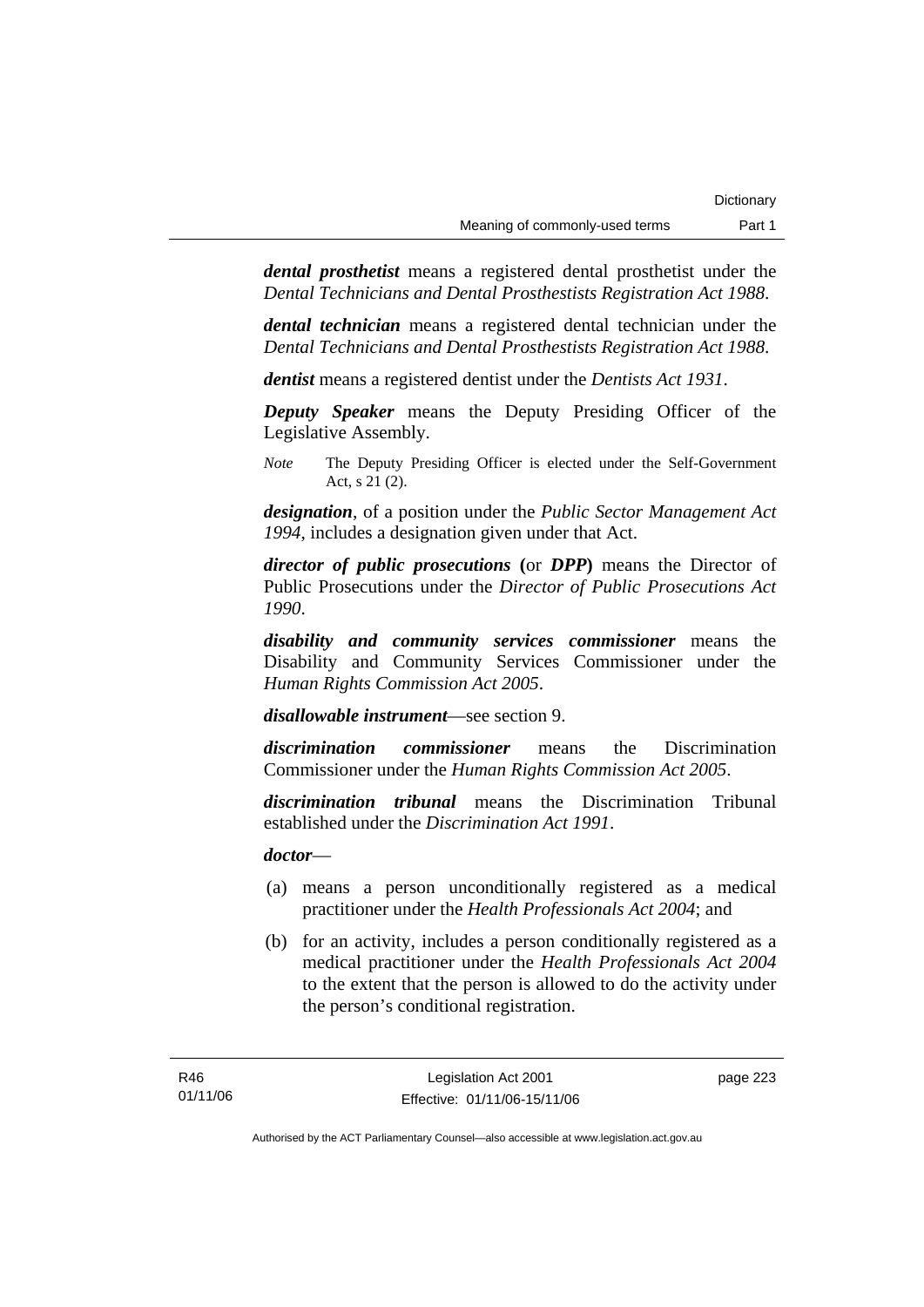***dental prosthetist*** means a registered dental prosthetist under the *Dental Technicians and Dental Prosthestists Registration Act 1988*.

***dental technician*** means a registered dental technician under the *Dental Technicians and Dental Prosthestists Registration Act 1988*.

***dentist*** means a registered dentist under the *Dentists Act 1931*.

***Deputy Speaker*** means the Deputy Presiding Officer of the Legislative Assembly.

*Note* The Deputy Presiding Officer is elected under the Self-Government Act, s 21 (2).

***designation***, of a position under the *Public Sector Management Act 1994*, includes a designation given under that Act.

***director of public prosecutions*** **(**or ***DPP*****)** means the Director of Public Prosecutions under the *Director of Public Prosecutions Act 1990*.

***disability and community services commissioner*** means the Disability and Community Services Commissioner under the *Human Rights Commission Act 2005*.

***disallowable instrument***—see section 9.

***discrimination commissioner*** means the Discrimination Commissioner under the *Human Rights Commission Act 2005*.

***discrimination tribunal*** means the Discrimination Tribunal established under the *Discrimination Act 1991*.

***doctor***—

(a) means a person unconditionally registered as a medical practitioner under the *Health Professionals Act 2004*; and

(b) for an activity, includes a person conditionally registered as a medical practitioner under the *Health Professionals Act 2004* to the extent that the person is allowed to do the activity under the person's conditional registration.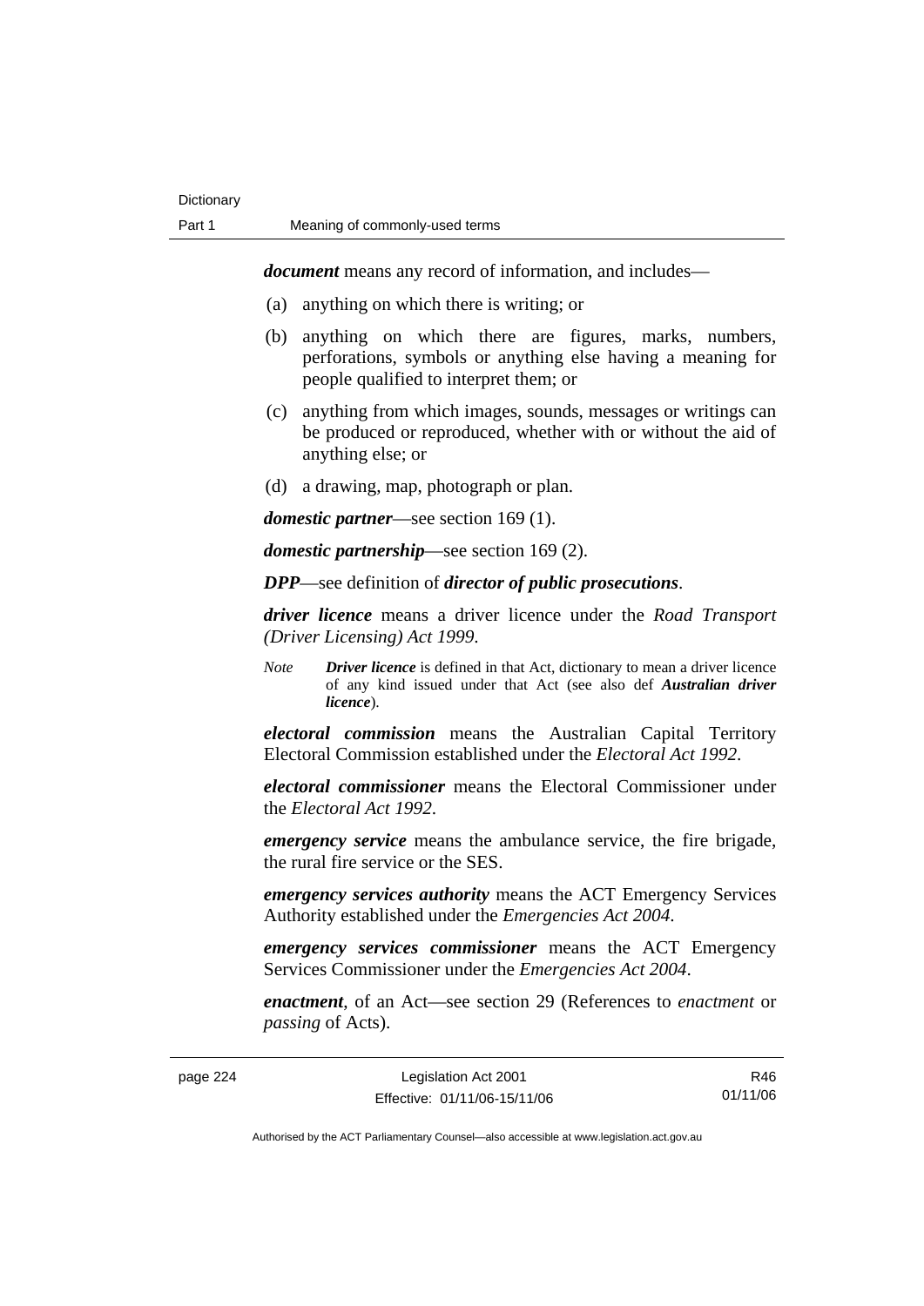***document*** means any record of information, and includes—

(a) anything on which there is writing; or

(b) anything on which there are figures, marks, numbers, perforations, symbols or anything else having a meaning for people qualified to interpret them; or

(c) anything from which images, sounds, messages or writings can be produced or reproduced, whether with or without the aid of anything else; or

(d) a drawing, map, photograph or plan.

***domestic partner***—see section 169 (1).

***domestic partnership***—see section 169 (2).

***DPP***—see definition of ***director of public prosecutions***.

***driver licence*** means a driver licence under the *Road Transport (Driver Licensing) Act 1999*.

*Note* ***Driver licence*** is defined in that Act, dictionary to mean a driver licence of any kind issued under that Act (see also def ***Australian driver licence***).

***electoral commission*** means the Australian Capital Territory Electoral Commission established under the *Electoral Act 1992*.

***electoral commissioner*** means the Electoral Commissioner under the *Electoral Act 1992*.

***emergency service*** means the ambulance service, the fire brigade, the rural fire service or the SES.

***emergency services authority*** means the ACT Emergency Services Authority established under the *Emergencies Act 2004*.

***emergency services commissioner*** means the ACT Emergency Services Commissioner under the *Emergencies Act 2004*.

***enactment***, of an Act—see section 29 (References to *enactment* or *passing* of Acts).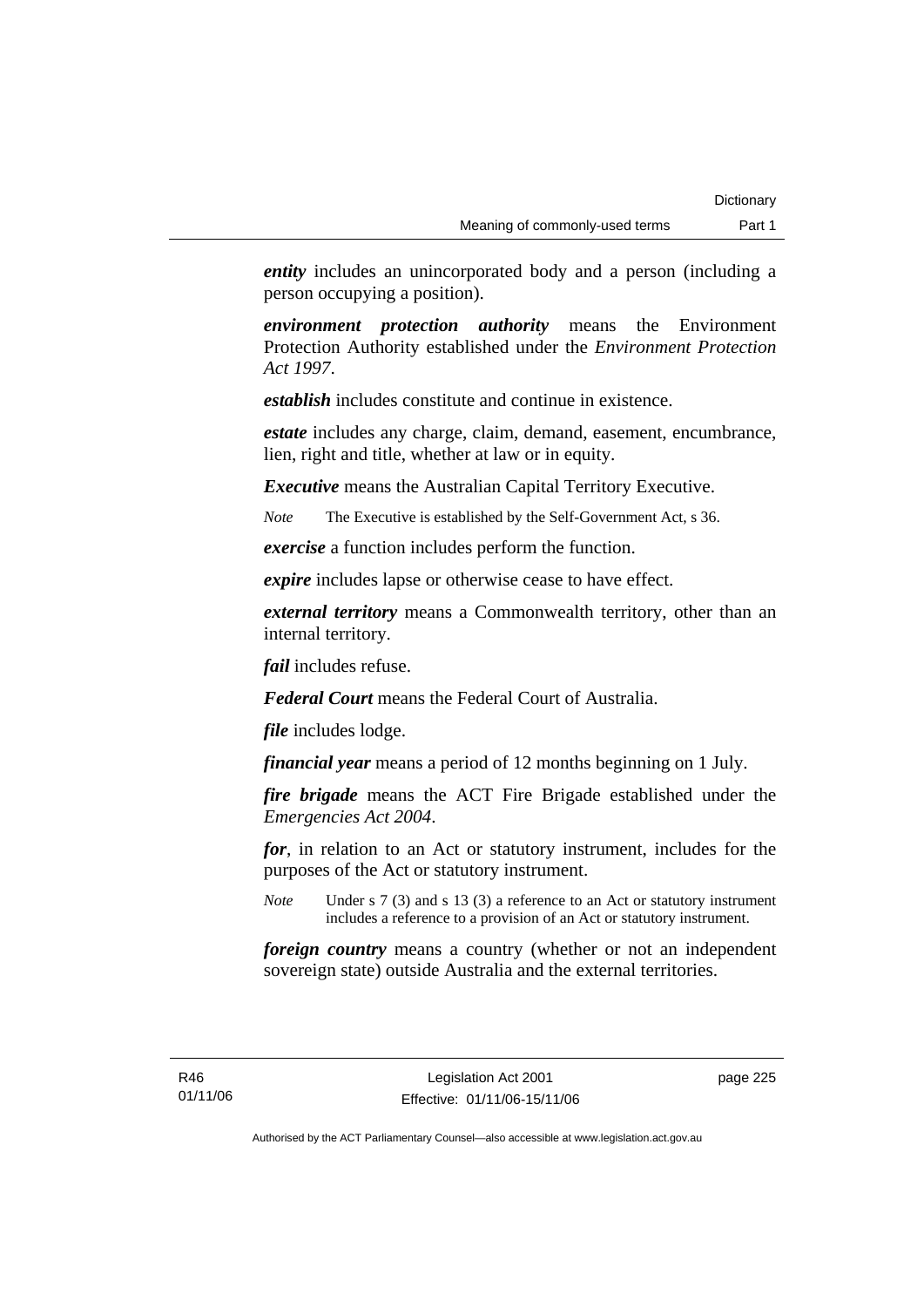***entity*** includes an unincorporated body and a person (including a person occupying a position).

***environment protection authority*** means the Environment Protection Authority established under the *Environment Protection Act 1997*.

***establish*** includes constitute and continue in existence.

***estate*** includes any charge, claim, demand, easement, encumbrance, lien, right and title, whether at law or in equity.

***Executive*** means the Australian Capital Territory Executive.

*Note* The Executive is established by the Self-Government Act, s 36.

***exercise*** a function includes perform the function.

***expire*** includes lapse or otherwise cease to have effect.

***external territory*** means a Commonwealth territory, other than an internal territory.

***fail*** includes refuse.

***Federal Court*** means the Federal Court of Australia.

***file*** includes lodge.

***financial year*** means a period of 12 months beginning on 1 July.

***fire brigade*** means the ACT Fire Brigade established under the *Emergencies Act 2004*.

***for***, in relation to an Act or statutory instrument, includes for the purposes of the Act or statutory instrument.

*Note* Under s 7 (3) and s 13 (3) a reference to an Act or statutory instrument includes a reference to a provision of an Act or statutory instrument.

***foreign country*** means a country (whether or not an independent sovereign state) outside Australia and the external territories.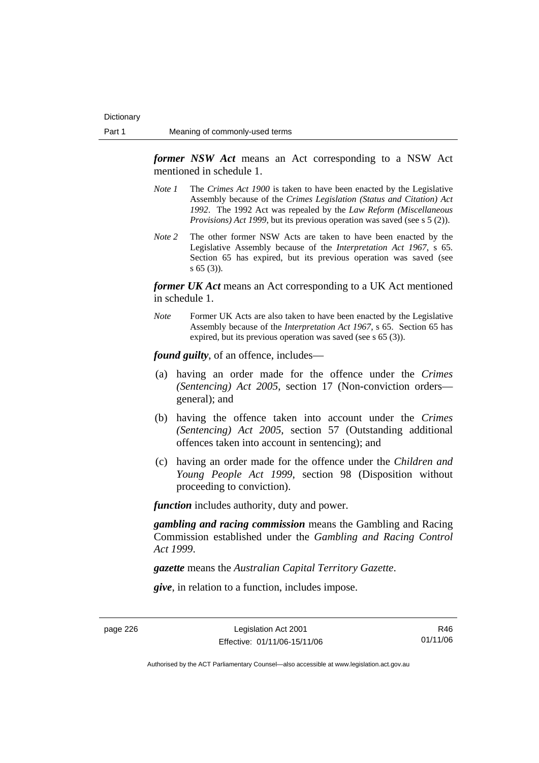***former NSW Act*** means an Act corresponding to a NSW Act mentioned in schedule 1.

*Note 1* The *Crimes Act 1900* is taken to have been enacted by the Legislative Assembly because of the *Crimes Legislation (Status and Citation) Act 1992*. The 1992 Act was repealed by the *Law Reform (Miscellaneous Provisions) Act 1999*, but its previous operation was saved (see s 5 (2)).

*Note 2* The other former NSW Acts are taken to have been enacted by the Legislative Assembly because of the *Interpretation Act 1967*, s 65. Section 65 has expired, but its previous operation was saved (see s 65 (3)).

***former UK Act*** means an Act corresponding to a UK Act mentioned in schedule 1.

*Note* Former UK Acts are also taken to have been enacted by the Legislative Assembly because of the *Interpretation Act 1967*, s 65. Section 65 has expired, but its previous operation was saved (see s 65 (3)).

***found guilty***, of an offence, includes—

(a) having an order made for the offence under the *Crimes (Sentencing) Act 2005*, section 17 (Non-conviction orders—general); and

(b) having the offence taken into account under the *Crimes (Sentencing) Act 2005*, section 57 (Outstanding additional offences taken into account in sentencing); and

(c) having an order made for the offence under the *Children and Young People Act 1999*, section 98 (Disposition without proceeding to conviction).

***function*** includes authority, duty and power.

***gambling and racing commission*** means the Gambling and Racing Commission established under the *Gambling and Racing Control Act 1999*.

***gazette*** means the *Australian Capital Territory Gazette*.

***give***, in relation to a function, includes impose.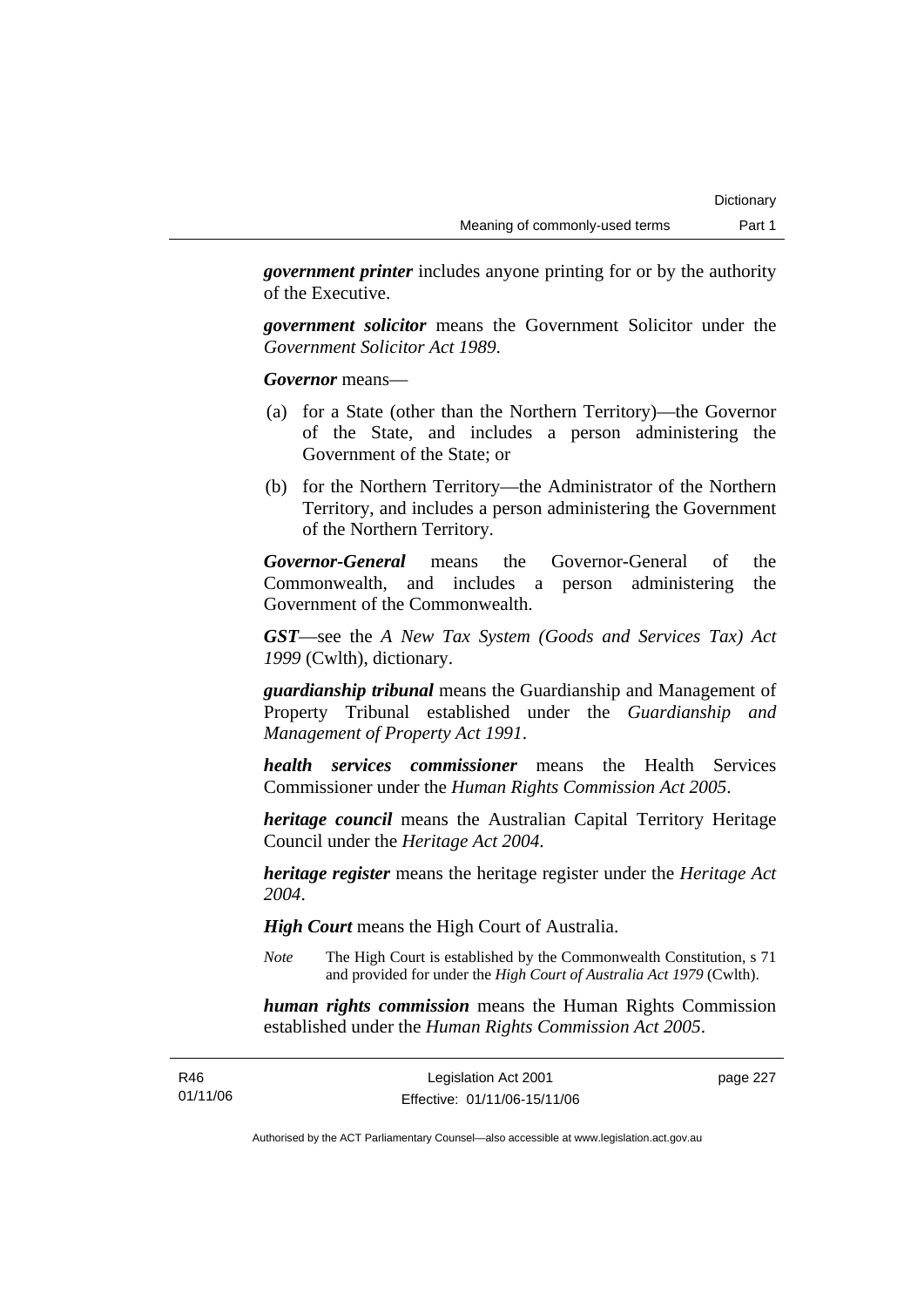***government printer*** includes anyone printing for or by the authority of the Executive.

***government solicitor*** means the Government Solicitor under the *Government Solicitor Act 1989*.

***Governor*** means—

(a) for a State (other than the Northern Territory)—the Governor of the State, and includes a person administering the Government of the State; or

(b) for the Northern Territory—the Administrator of the Northern Territory, and includes a person administering the Government of the Northern Territory.

***Governor-General*** means the Governor-General of the Commonwealth, and includes a person administering the Government of the Commonwealth.

***GST***—see the *A New Tax System (Goods and Services Tax) Act 1999* (Cwlth), dictionary.

***guardianship tribunal*** means the Guardianship and Management of Property Tribunal established under the *Guardianship and Management of Property Act 1991*.

***health services commissioner*** means the Health Services Commissioner under the *Human Rights Commission Act 2005*.

***heritage council*** means the Australian Capital Territory Heritage Council under the *Heritage Act 2004*.

***heritage register*** means the heritage register under the *Heritage Act 2004*.

***High Court*** means the High Court of Australia.

*Note* The High Court is established by the Commonwealth Constitution, s 71 and provided for under the *High Court of Australia Act 1979* (Cwlth).

***human rights commission*** means the Human Rights Commission established under the *Human Rights Commission Act 2005*.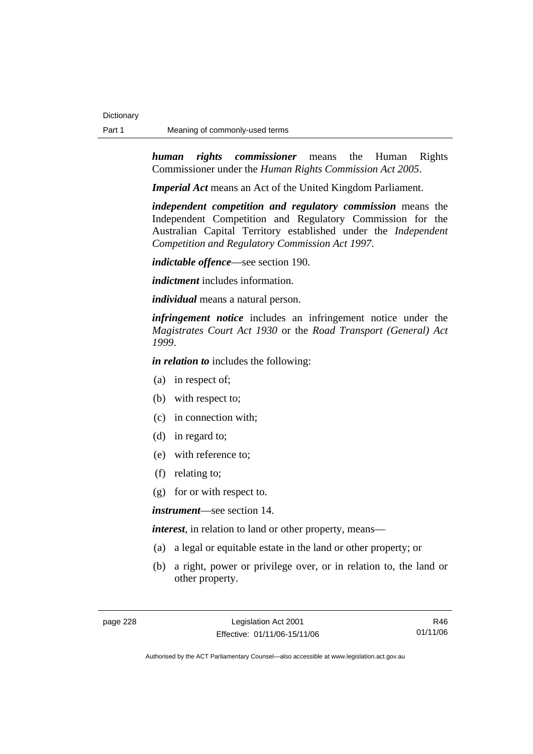***human rights commissioner*** means the Human Rights Commissioner under the *Human Rights Commission Act 2005*.

***Imperial Act*** means an Act of the United Kingdom Parliament.

***independent competition and regulatory commission*** means the Independent Competition and Regulatory Commission for the Australian Capital Territory established under the *Independent Competition and Regulatory Commission Act 1997*.

***indictable offence***—see section 190.

***indictment*** includes information.

***individual*** means a natural person.

***infringement notice*** includes an infringement notice under the *Magistrates Court Act 1930* or the *Road Transport (General) Act 1999*.

***in relation to*** includes the following:

(a) in respect of;

(b) with respect to;

(c) in connection with;

(d) in regard to;

(e) with reference to;

(f) relating to;

(g) for or with respect to.

***instrument***—see section 14.

***interest***, in relation to land or other property, means—

(a) a legal or equitable estate in the land or other property; or

(b) a right, power or privilege over, or in relation to, the land or other property.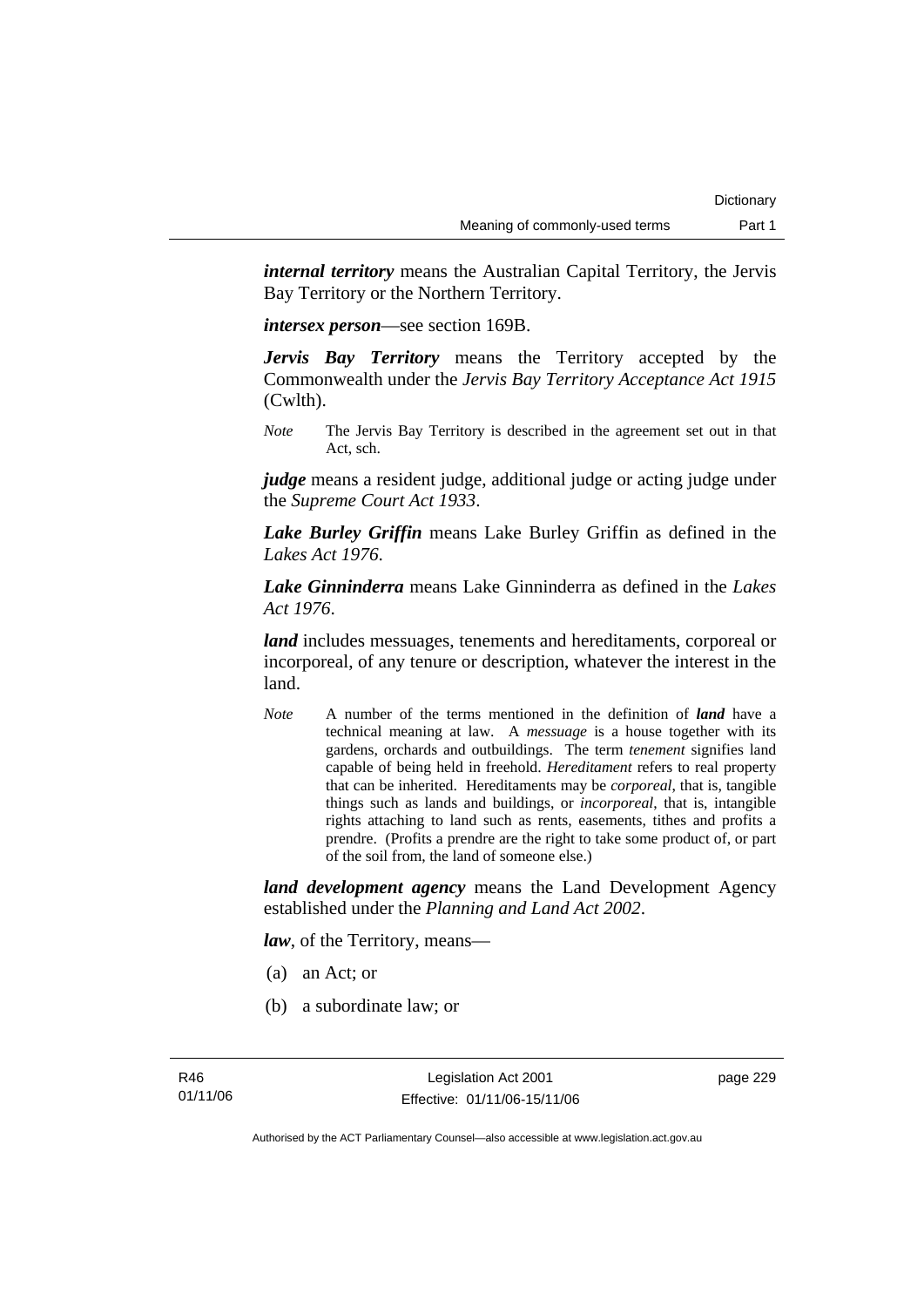***internal territory*** means the Australian Capital Territory, the Jervis Bay Territory or the Northern Territory.

***intersex person***—see section 169B.

***Jervis Bay Territory*** means the Territory accepted by the Commonwealth under the *Jervis Bay Territory Acceptance Act 1915* (Cwlth).

*Note* The Jervis Bay Territory is described in the agreement set out in that Act, sch.

***judge*** means a resident judge, additional judge or acting judge under the *Supreme Court Act 1933*.

***Lake Burley Griffin*** means Lake Burley Griffin as defined in the *Lakes Act 1976*.

***Lake Ginninderra*** means Lake Ginninderra as defined in the *Lakes Act 1976*.

***land*** includes messuages, tenements and hereditaments, corporeal or incorporeal, of any tenure or description, whatever the interest in the land.

*Note* A number of the terms mentioned in the definition of ***land*** have a technical meaning at law. A *messuage* is a house together with its gardens, orchards and outbuildings. The term *tenement* signifies land capable of being held in freehold. *Hereditament* refers to real property that can be inherited. Hereditaments may be *corporeal*, that is, tangible things such as lands and buildings, or *incorporeal*, that is, intangible rights attaching to land such as rents, easements, tithes and profits a prendre. (Profits a prendre are the right to take some product of, or part of the soil from, the land of someone else.)

***land development agency*** means the Land Development Agency established under the *Planning and Land Act 2002*.

***law***, of the Territory, means—

(a) an Act; or

(b) a subordinate law; or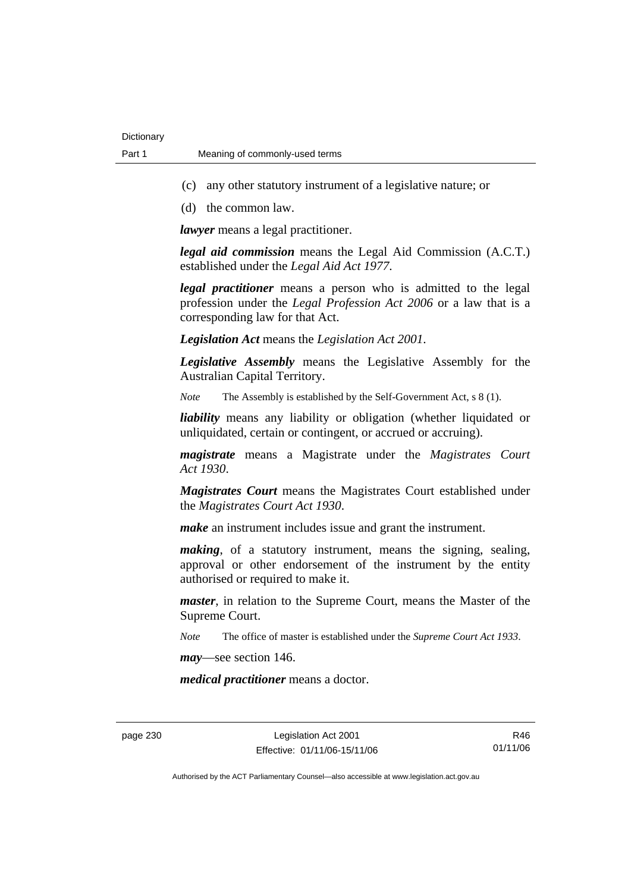(c) any other statutory instrument of a legislative nature; or

(d) the common law.

***lawyer*** means a legal practitioner.

***legal aid commission*** means the Legal Aid Commission (A.C.T.) established under the *Legal Aid Act 1977*.

***legal practitioner*** means a person who is admitted to the legal profession under the *Legal Profession Act 2006* or a law that is a corresponding law for that Act.

***Legislation Act*** means the *Legislation Act 2001*.

***Legislative Assembly*** means the Legislative Assembly for the Australian Capital Territory.

*Note* The Assembly is established by the Self-Government Act, s 8 (1).

***liability*** means any liability or obligation (whether liquidated or unliquidated, certain or contingent, or accrued or accruing).

***magistrate*** means a Magistrate under the *Magistrates Court Act 1930*.

***Magistrates Court*** means the Magistrates Court established under the *Magistrates Court Act 1930*.

***make*** an instrument includes issue and grant the instrument.

***making***, of a statutory instrument, means the signing, sealing, approval or other endorsement of the instrument by the entity authorised or required to make it.

***master***, in relation to the Supreme Court, means the Master of the Supreme Court.

*Note* The office of master is established under the *Supreme Court Act 1933*.

***may***—see section 146.

***medical practitioner*** means a doctor.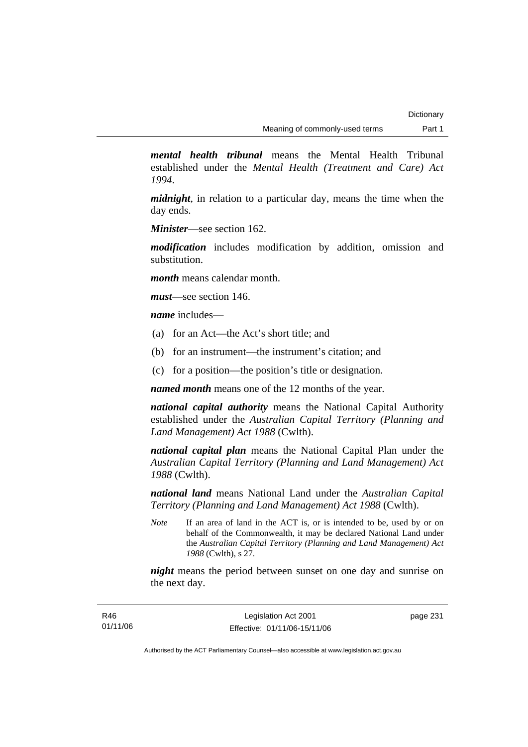***mental health tribunal*** means the Mental Health Tribunal established under the *Mental Health (Treatment and Care) Act 1994*.

***midnight***, in relation to a particular day, means the time when the day ends.

***Minister***—see section 162.

***modification*** includes modification by addition, omission and substitution.

***month*** means calendar month.

***must***—see section 146.

***name*** includes—

(a) for an Act—the Act's short title; and

(b) for an instrument—the instrument's citation; and

(c) for a position—the position's title or designation.

***named month*** means one of the 12 months of the year.

***national capital authority*** means the National Capital Authority established under the *Australian Capital Territory (Planning and Land Management) Act 1988* (Cwlth).

***national capital plan*** means the National Capital Plan under the *Australian Capital Territory (Planning and Land Management) Act 1988* (Cwlth).

***national land*** means National Land under the *Australian Capital Territory (Planning and Land Management) Act 1988* (Cwlth).

*Note* If an area of land in the ACT is, or is intended to be, used by or on behalf of the Commonwealth, it may be declared National Land under the *Australian Capital Territory (Planning and Land Management) Act 1988* (Cwlth), s 27.

***night*** means the period between sunset on one day and sunrise on the next day.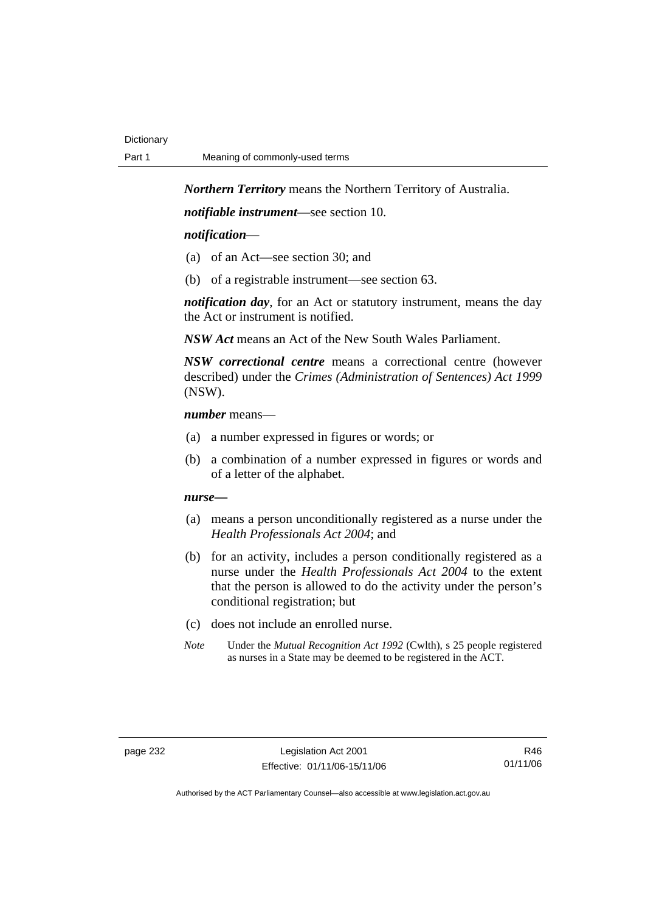***Northern Territory*** means the Northern Territory of Australia.

***notifiable instrument***—see section 10.

***notification***—

(a) of an Act—see section 30; and

(b) of a registrable instrument—see section 63.

***notification day***, for an Act or statutory instrument, means the day the Act or instrument is notified.

***NSW Act*** means an Act of the New South Wales Parliament.

***NSW correctional centre*** means a correctional centre (however described) under the *Crimes (Administration of Sentences) Act 1999* (NSW).

***number*** means—

(a) a number expressed in figures or words; or

(b) a combination of a number expressed in figures or words and of a letter of the alphabet.

***nurse***—

(a) means a person unconditionally registered as a nurse under the *Health Professionals Act 2004*; and

(b) for an activity, includes a person conditionally registered as a nurse under the *Health Professionals Act 2004* to the extent that the person is allowed to do the activity under the person's conditional registration; but

(c) does not include an enrolled nurse.

*Note* Under the *Mutual Recognition Act 1992* (Cwlth), s 25 people registered as nurses in a State may be deemed to be registered in the ACT.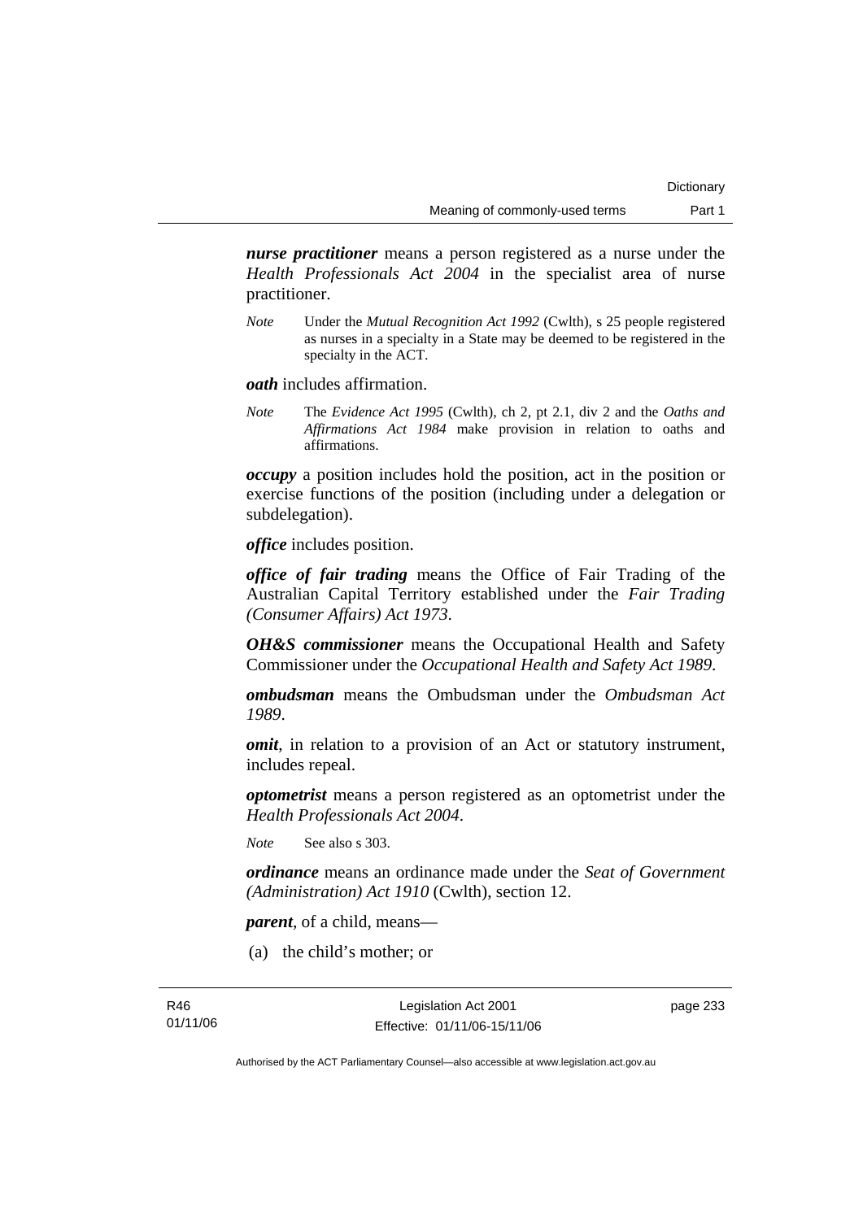***nurse practitioner*** means a person registered as a nurse under the *Health Professionals Act 2004* in the specialist area of nurse practitioner.

*Note* Under the *Mutual Recognition Act 1992* (Cwlth), s 25 people registered as nurses in a specialty in a State may be deemed to be registered in the specialty in the ACT.

***oath*** includes affirmation.

*Note* The *Evidence Act 1995* (Cwlth), ch 2, pt 2.1, div 2 and the *Oaths and Affirmations Act 1984* make provision in relation to oaths and affirmations.

***occupy*** a position includes hold the position, act in the position or exercise functions of the position (including under a delegation or subdelegation).

***office*** includes position.

***office of fair trading*** means the Office of Fair Trading of the Australian Capital Territory established under the *Fair Trading (Consumer Affairs) Act 1973*.

***OH&S commissioner*** means the Occupational Health and Safety Commissioner under the *Occupational Health and Safety Act 1989*.

***ombudsman*** means the Ombudsman under the *Ombudsman Act 1989*.

***omit***, in relation to a provision of an Act or statutory instrument, includes repeal.

***optometrist*** means a person registered as an optometrist under the *Health Professionals Act 2004*.

*Note* See also s 303.

***ordinance*** means an ordinance made under the *Seat of Government (Administration) Act 1910* (Cwlth), section 12.

***parent***, of a child, means—

(a) the child's mother; or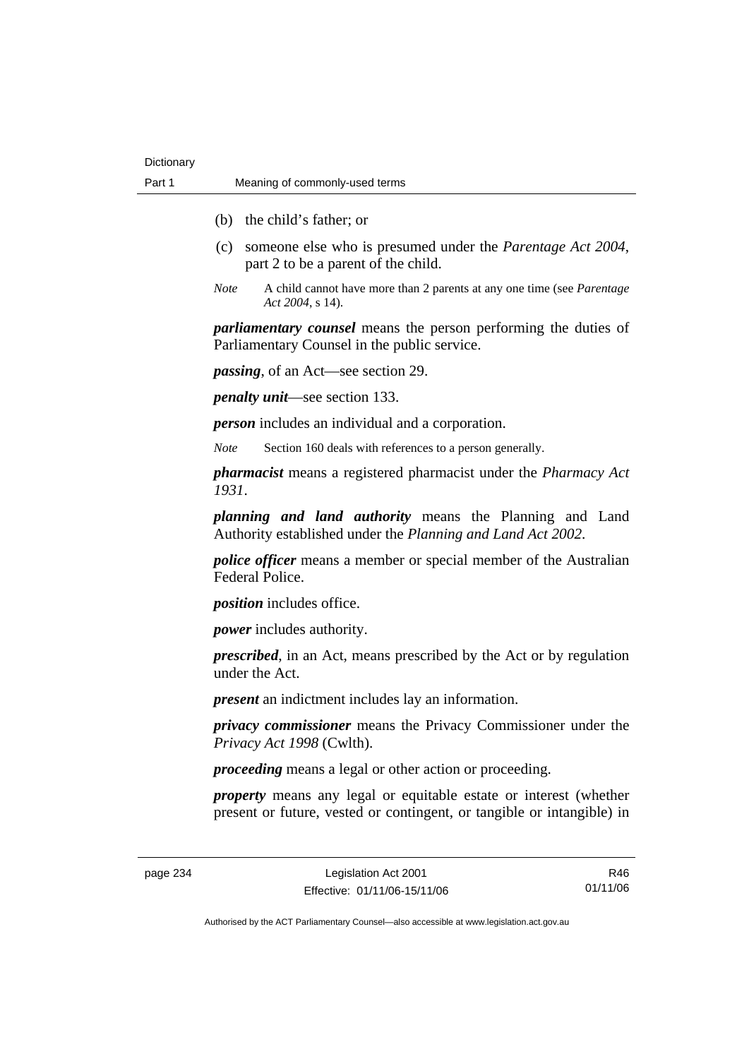(b) the child's father; or

(c) someone else who is presumed under the *Parentage Act 2004*, part 2 to be a parent of the child.

*Note* A child cannot have more than 2 parents at any one time (see *Parentage Act 2004*, s 14).

***parliamentary counsel*** means the person performing the duties of Parliamentary Counsel in the public service.

***passing***, of an Act—see section 29.

***penalty unit***—see section 133.

***person*** includes an individual and a corporation.

*Note* Section 160 deals with references to a person generally.

***pharmacist*** means a registered pharmacist under the *Pharmacy Act 1931*.

***planning and land authority*** means the Planning and Land Authority established under the *Planning and Land Act 2002*.

***police officer*** means a member or special member of the Australian Federal Police.

***position*** includes office.

***power*** includes authority.

***prescribed***, in an Act, means prescribed by the Act or by regulation under the Act.

***present*** an indictment includes lay an information.

***privacy commissioner*** means the Privacy Commissioner under the *Privacy Act 1998* (Cwlth).

***proceeding*** means a legal or other action or proceeding.

***property*** means any legal or equitable estate or interest (whether present or future, vested or contingent, or tangible or intangible) in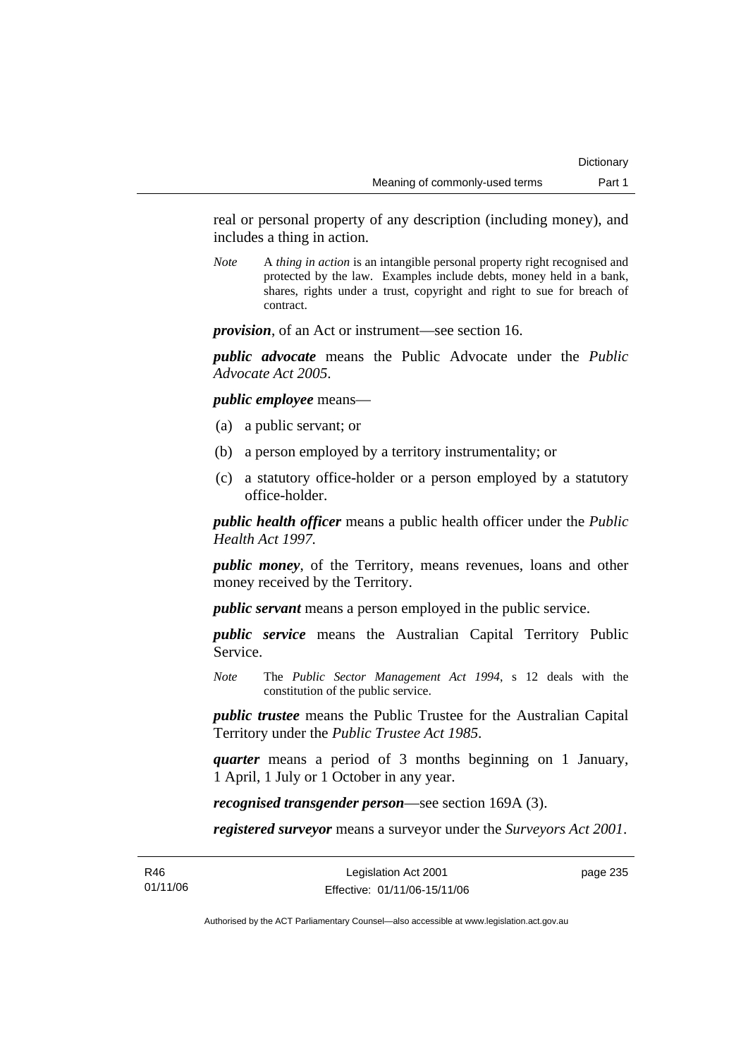real or personal property of any description (including money), and includes a thing in action.

*Note* A *thing in action* is an intangible personal property right recognised and protected by the law. Examples include debts, money held in a bank, shares, rights under a trust, copyright and right to sue for breach of contract.

***provision***, of an Act or instrument—see section 16.

***public advocate*** means the Public Advocate under the *Public Advocate Act 2005*.

***public employee*** means—

(a) a public servant; or

(b) a person employed by a territory instrumentality; or

(c) a statutory office-holder or a person employed by a statutory office-holder.

***public health officer*** means a public health officer under the *Public Health Act 1997*.

***public money***, of the Territory, means revenues, loans and other money received by the Territory.

***public servant*** means a person employed in the public service.

***public service*** means the Australian Capital Territory Public Service.

*Note* The *Public Sector Management Act 1994*, s 12 deals with the constitution of the public service.

***public trustee*** means the Public Trustee for the Australian Capital Territory under the *Public Trustee Act 1985*.

***quarter*** means a period of 3 months beginning on 1 January, 1 April, 1 July or 1 October in any year.

***recognised transgender person***—see section 169A (3).

***registered surveyor*** means a surveyor under the *Surveyors Act 2001*.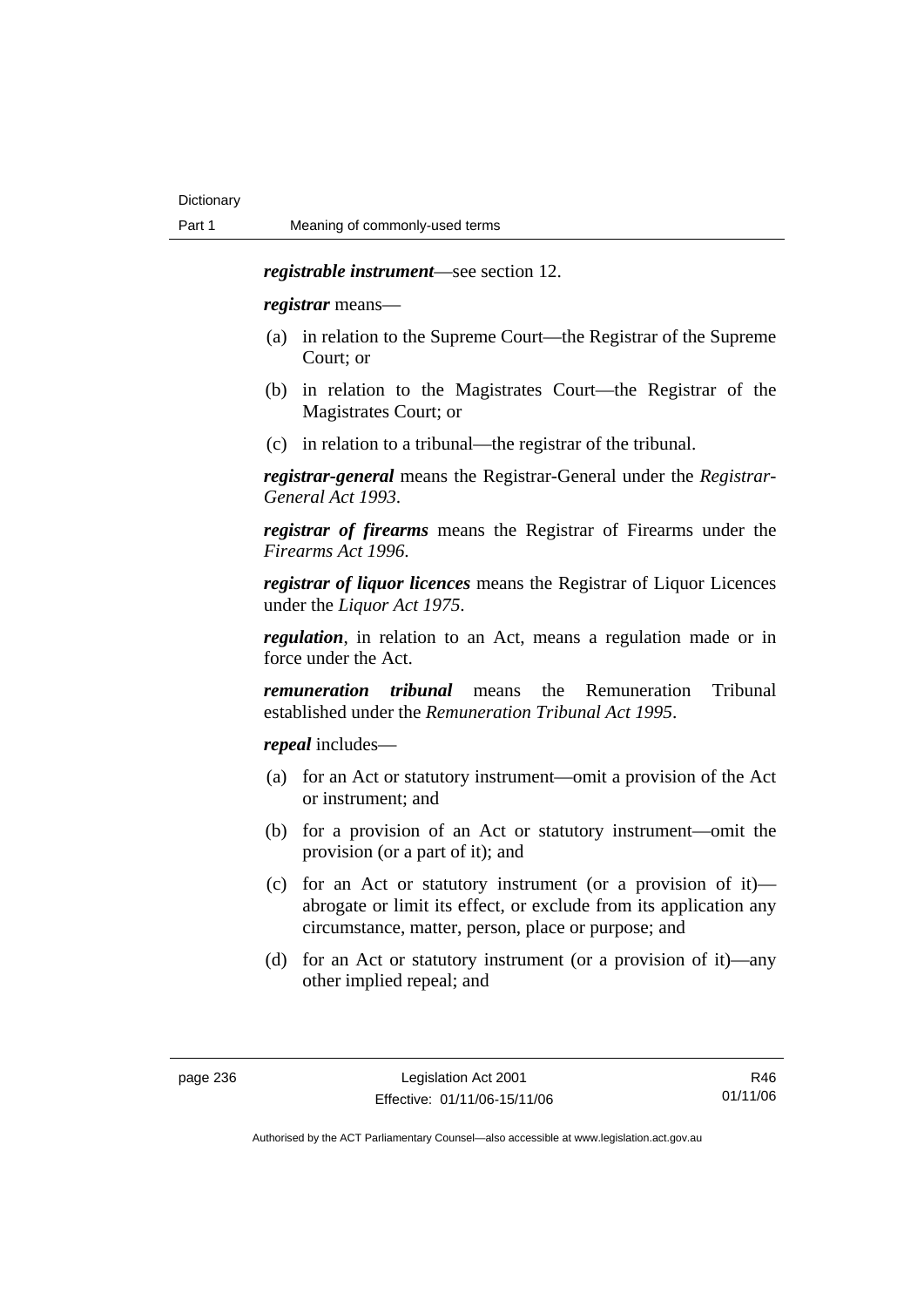***registrable instrument***—see section 12.

***registrar*** means—

- (a) in relation to the Supreme Court—the Registrar of the Supreme Court; or
- (b) in relation to the Magistrates Court—the Registrar of the Magistrates Court; or
- (c) in relation to a tribunal—the registrar of the tribunal.

***registrar-general*** means the Registrar-General under the *Registrar-General Act 1993*.

***registrar of firearms*** means the Registrar of Firearms under the *Firearms Act 1996*.

***registrar of liquor licences*** means the Registrar of Liquor Licences under the *Liquor Act 1975*.

***regulation***, in relation to an Act, means a regulation made or in force under the Act.

***remuneration tribunal*** means the Remuneration Tribunal established under the *Remuneration Tribunal Act 1995*.

***repeal*** includes—

- (a) for an Act or statutory instrument—omit a provision of the Act or instrument; and
- (b) for a provision of an Act or statutory instrument—omit the provision (or a part of it); and
- (c) for an Act or statutory instrument (or a provision of it)—abrogate or limit its effect, or exclude from its application any circumstance, matter, person, place or purpose; and
- (d) for an Act or statutory instrument (or a provision of it)—any other implied repeal; and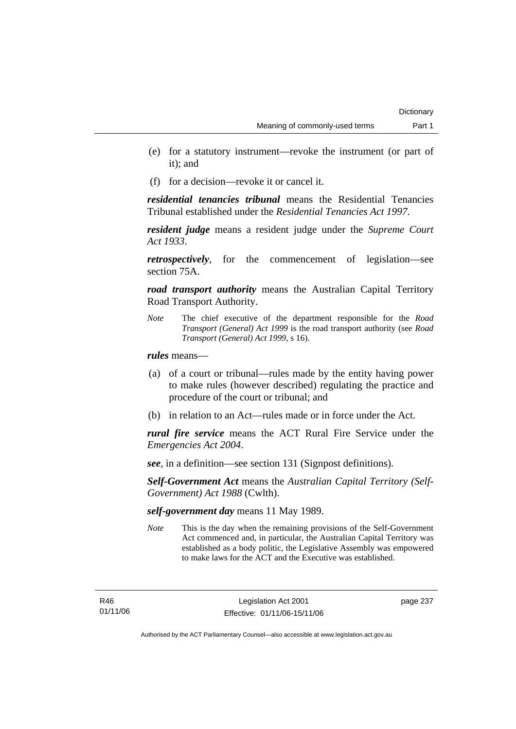(e) for a statutory instrument—revoke the instrument (or part of it); and

(f) for a decision—revoke it or cancel it.

***residential tenancies tribunal*** means the Residential Tenancies Tribunal established under the *Residential Tenancies Act 1997*.

***resident judge*** means a resident judge under the *Supreme Court Act 1933*.

***retrospectively***, for the commencement of legislation—see section 75A.

***road transport authority*** means the Australian Capital Territory Road Transport Authority.

*Note* The chief executive of the department responsible for the *Road Transport (General) Act 1999* is the road transport authority (see *Road Transport (General) Act 1999*, s 16).

***rules*** means—

(a) of a court or tribunal—rules made by the entity having power to make rules (however described) regulating the practice and procedure of the court or tribunal; and

(b) in relation to an Act—rules made or in force under the Act.

***rural fire service*** means the ACT Rural Fire Service under the *Emergencies Act 2004*.

***see***, in a definition—see section 131 (Signpost definitions).

***Self-Government Act*** means the *Australian Capital Territory (Self-Government) Act 1988* (Cwlth).

***self-government day*** means 11 May 1989.

*Note* This is the day when the remaining provisions of the Self-Government Act commenced and, in particular, the Australian Capital Territory was established as a body politic, the Legislative Assembly was empowered to make laws for the ACT and the Executive was established.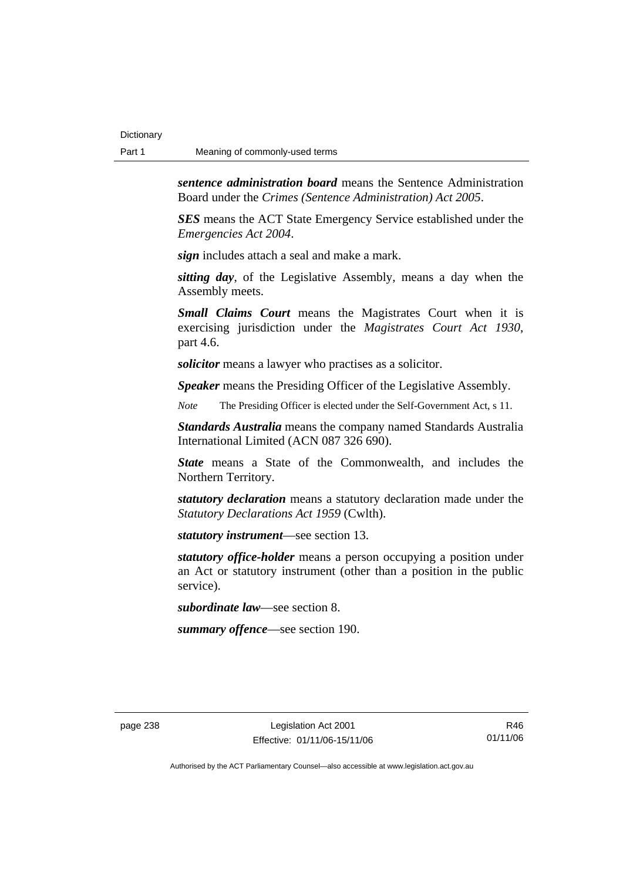***sentence administration board*** means the Sentence Administration Board under the *Crimes (Sentence Administration) Act 2005*.

***SES*** means the ACT State Emergency Service established under the *Emergencies Act 2004*.

***sign*** includes attach a seal and make a mark.

***sitting day***, of the Legislative Assembly, means a day when the Assembly meets.

***Small Claims Court*** means the Magistrates Court when it is exercising jurisdiction under the *Magistrates Court Act 1930*, part 4.6.

***solicitor*** means a lawyer who practises as a solicitor.

***Speaker*** means the Presiding Officer of the Legislative Assembly.

*Note* The Presiding Officer is elected under the Self-Government Act, s 11.

***Standards Australia*** means the company named Standards Australia International Limited (ACN 087 326 690).

***State*** means a State of the Commonwealth, and includes the Northern Territory.

***statutory declaration*** means a statutory declaration made under the *Statutory Declarations Act 1959* (Cwlth).

***statutory instrument***—see section 13.

***statutory office-holder*** means a person occupying a position under an Act or statutory instrument (other than a position in the public service).

***subordinate law***—see section 8.

***summary offence***—see section 190.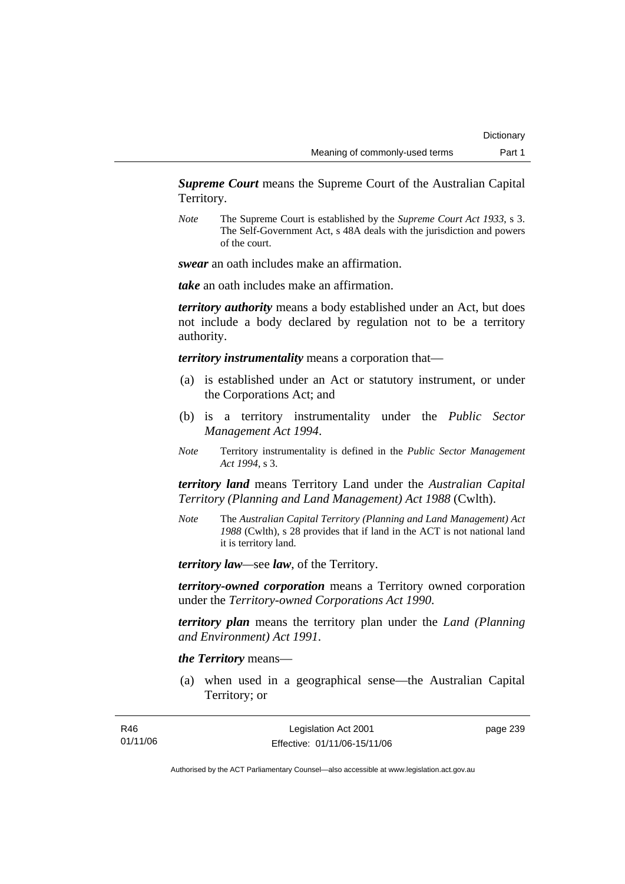***Supreme Court*** means the Supreme Court of the Australian Capital Territory.

*Note* The Supreme Court is established by the *Supreme Court Act 1933*, s 3. The Self-Government Act, s 48A deals with the jurisdiction and powers of the court.

***swear*** an oath includes make an affirmation.

***take*** an oath includes make an affirmation.

***territory authority*** means a body established under an Act, but does not include a body declared by regulation not to be a territory authority.

***territory instrumentality*** means a corporation that—

(a) is established under an Act or statutory instrument, or under the Corporations Act; and

(b) is a territory instrumentality under the *Public Sector Management Act 1994*.

*Note* Territory instrumentality is defined in the *Public Sector Management Act 1994*, s 3.

***territory land*** means Territory Land under the *Australian Capital Territory (Planning and Land Management) Act 1988* (Cwlth).

*Note* The *Australian Capital Territory (Planning and Land Management) Act 1988* (Cwlth), s 28 provides that if land in the ACT is not national land it is territory land.

***territory law***—see ***law***, of the Territory.

***territory-owned corporation*** means a Territory owned corporation under the *Territory-owned Corporations Act 1990*.

***territory plan*** means the territory plan under the *Land (Planning and Environment) Act 1991*.

***the Territory*** means—

(a) when used in a geographical sense—the Australian Capital Territory; or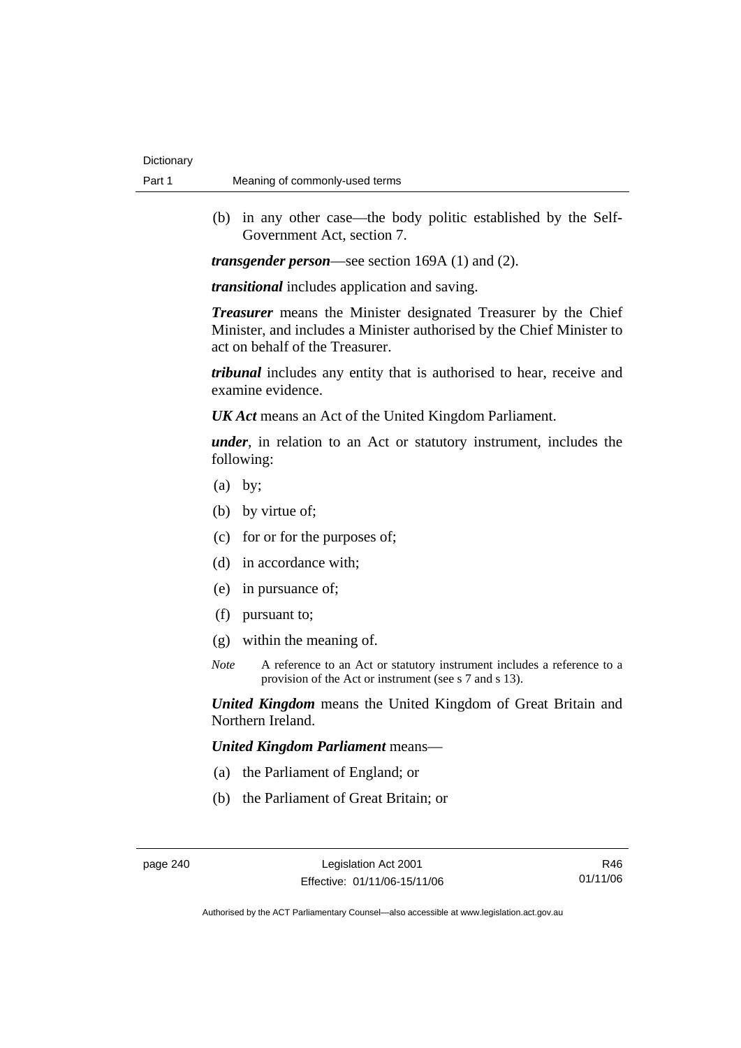(b) in any other case—the body politic established by the Self-Government Act, section 7.

***transgender person***—see section 169A (1) and (2).

***transitional*** includes application and saving.

***Treasurer*** means the Minister designated Treasurer by the Chief Minister, and includes a Minister authorised by the Chief Minister to act on behalf of the Treasurer.

***tribunal*** includes any entity that is authorised to hear, receive and examine evidence.

***UK Act*** means an Act of the United Kingdom Parliament.

***under***, in relation to an Act or statutory instrument, includes the following:

(a) by;

(b) by virtue of;

(c) for or for the purposes of;

(d) in accordance with;

(e) in pursuance of;

(f) pursuant to;

(g) within the meaning of.

*Note* A reference to an Act or statutory instrument includes a reference to a provision of the Act or instrument (see s 7 and s 13).

***United Kingdom*** means the United Kingdom of Great Britain and Northern Ireland.

***United Kingdom Parliament*** means—

(a) the Parliament of England; or

(b) the Parliament of Great Britain; or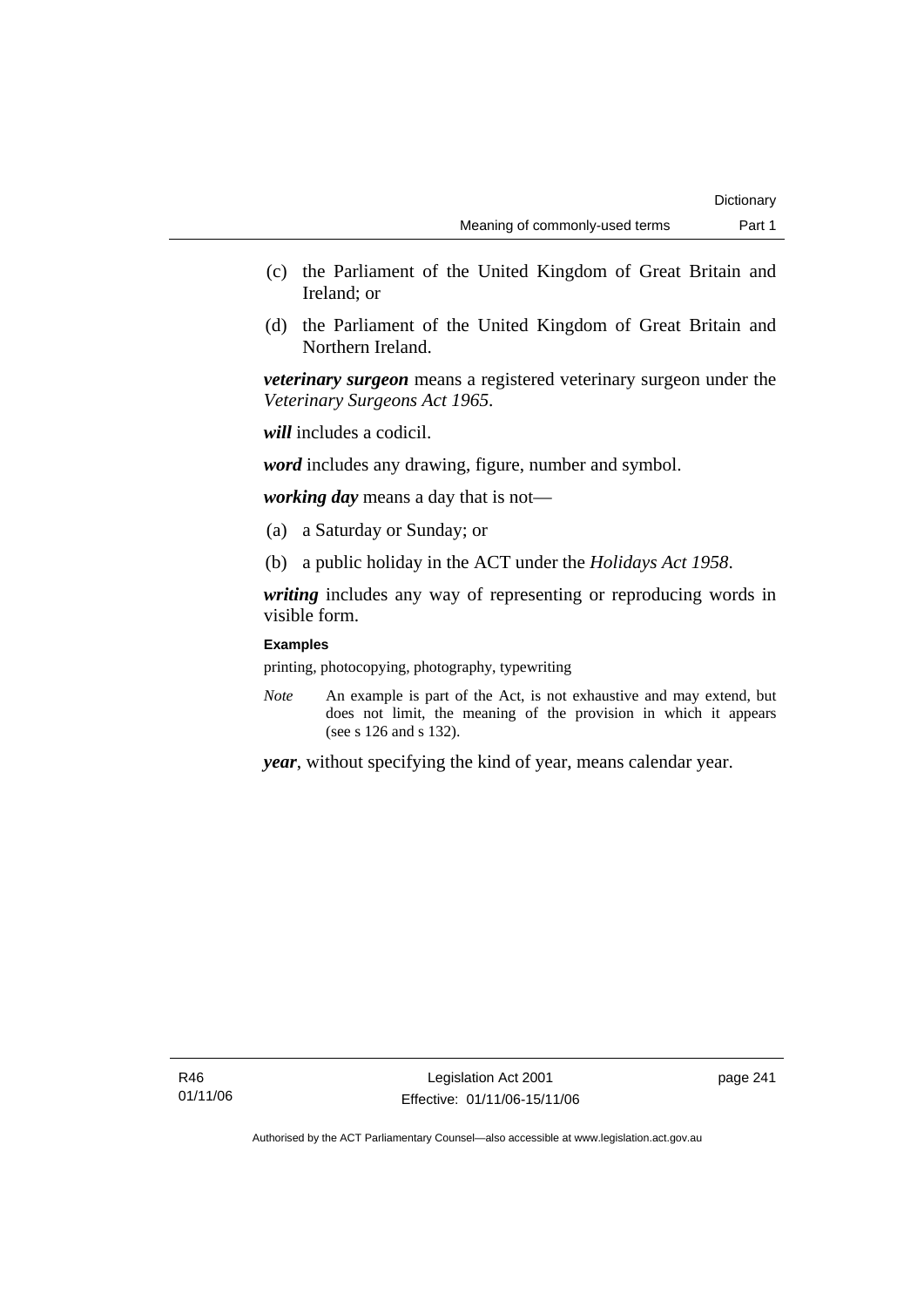(c) the Parliament of the United Kingdom of Great Britain and Ireland; or

(d) the Parliament of the United Kingdom of Great Britain and Northern Ireland.

***veterinary surgeon*** means a registered veterinary surgeon under the *Veterinary Surgeons Act 1965*.

***will*** includes a codicil.

***word*** includes any drawing, figure, number and symbol.

***working day*** means a day that is not—

(a) a Saturday or Sunday; or

(b) a public holiday in the ACT under the *Holidays Act 1958*.

***writing*** includes any way of representing or reproducing words in visible form.

**Examples**

printing, photocopying, photography, typewriting

*Note* An example is part of the Act, is not exhaustive and may extend, but does not limit, the meaning of the provision in which it appears (see s 126 and s 132).

***year***, without specifying the kind of year, means calendar year.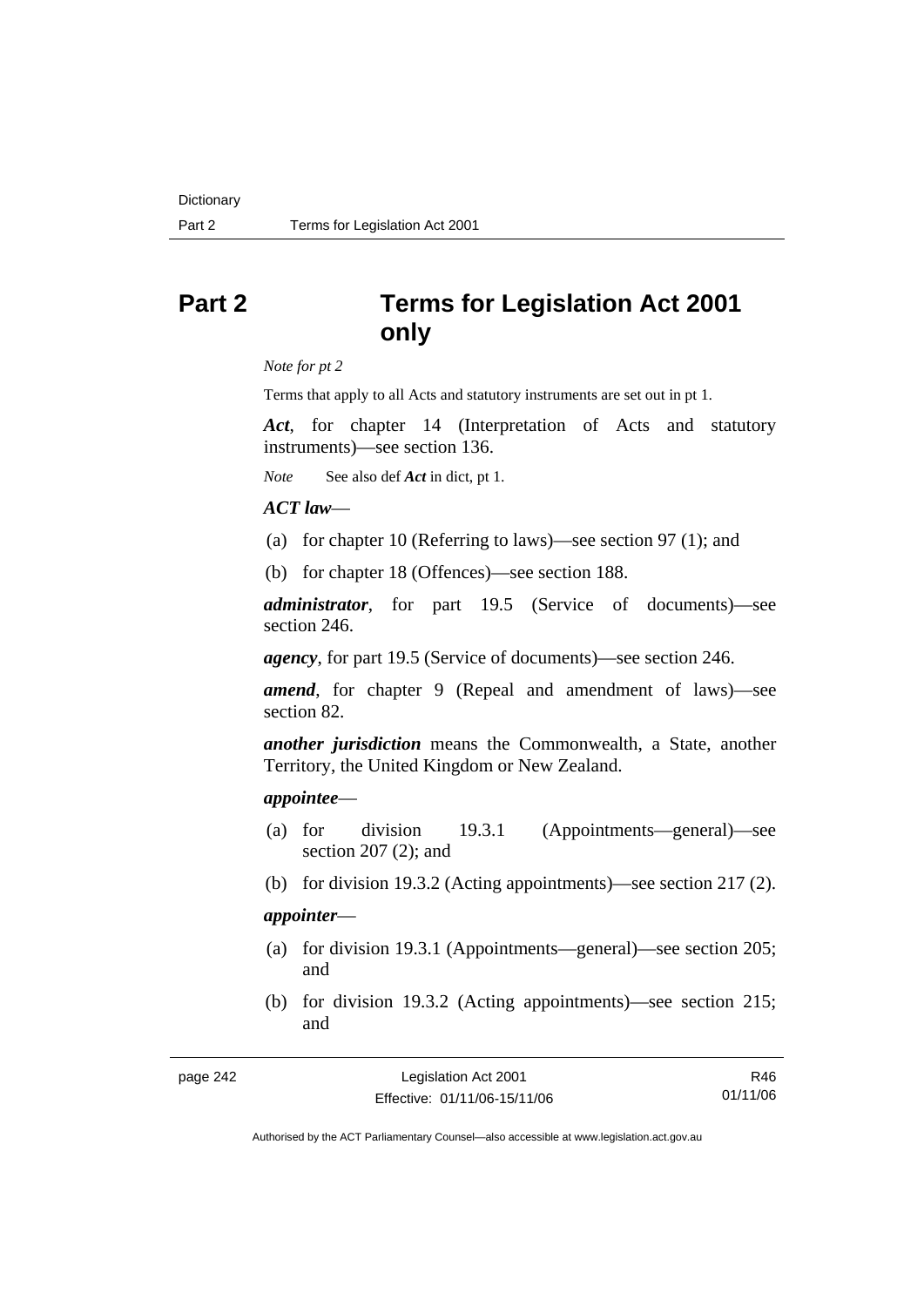# Part 2 Terms for Legislation Act 2001 only

*Note for pt 2*

Terms that apply to all Acts and statutory instruments are set out in pt 1.

***Act***, for chapter 14 (Interpretation of Acts and statutory instruments)—see section 136.

*Note* See also def ***Act*** in dict, pt 1.

***ACT law***—

(a) for chapter 10 (Referring to laws)—see section 97 (1); and

(b) for chapter 18 (Offences)—see section 188.

***administrator***, for part 19.5 (Service of documents)—see section 246.

***agency***, for part 19.5 (Service of documents)—see section 246.

***amend***, for chapter 9 (Repeal and amendment of laws)—see section 82.

***another jurisdiction*** means the Commonwealth, a State, another Territory, the United Kingdom or New Zealand.

***appointee***—

(a) for division 19.3.1 (Appointments—general)—see section 207 (2); and

(b) for division 19.3.2 (Acting appointments)—see section 217 (2).

***appointer***—

(a) for division 19.3.1 (Appointments—general)—see section 205; and

(b) for division 19.3.2 (Acting appointments)—see section 215; and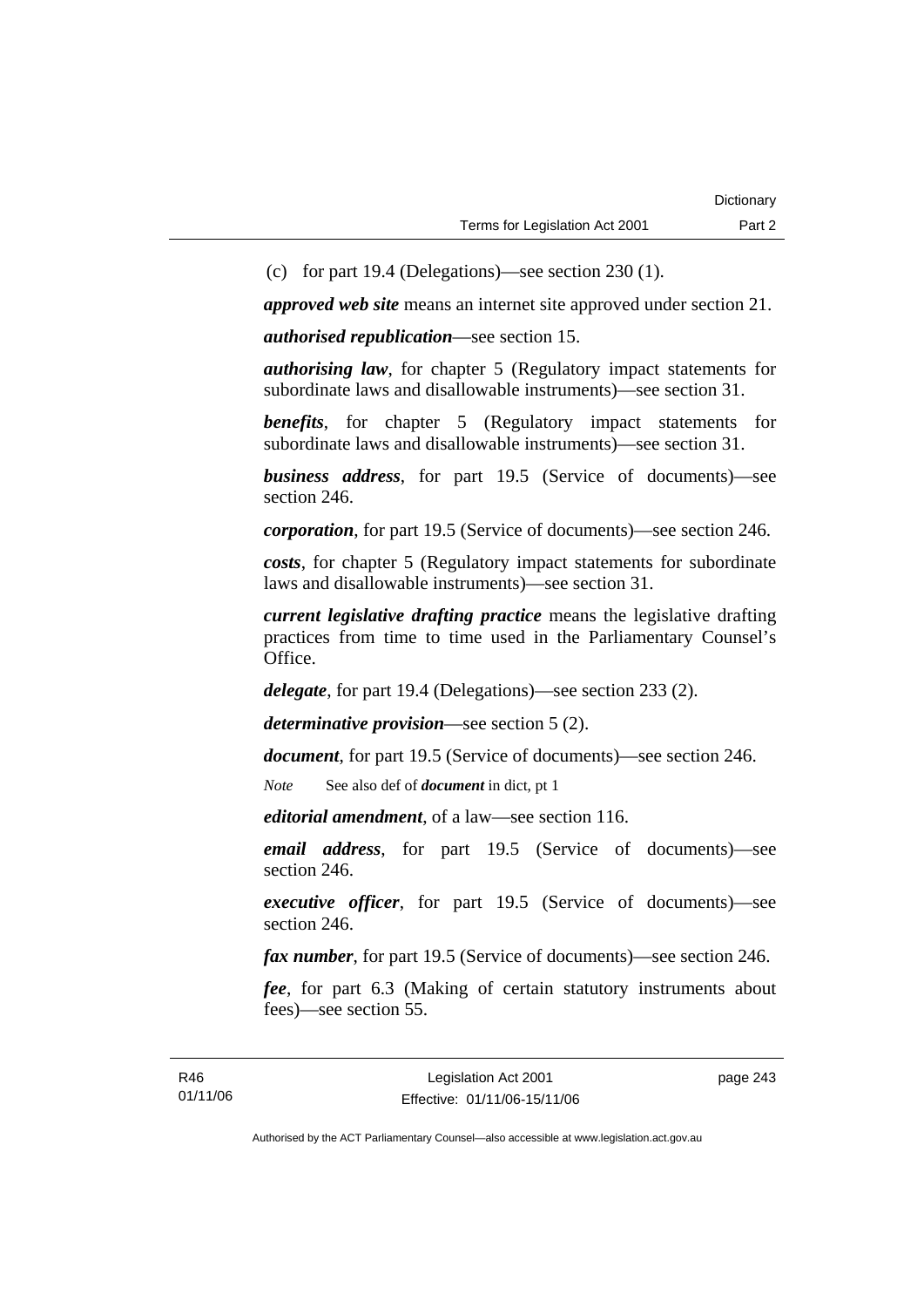(c) for part 19.4 (Delegations)—see section 230 (1).

***approved web site*** means an internet site approved under section 21.

***authorised republication***—see section 15.

***authorising law***, for chapter 5 (Regulatory impact statements for subordinate laws and disallowable instruments)—see section 31.

***benefits***, for chapter 5 (Regulatory impact statements for subordinate laws and disallowable instruments)—see section 31.

***business address***, for part 19.5 (Service of documents)—see section 246.

***corporation***, for part 19.5 (Service of documents)—see section 246.

***costs***, for chapter 5 (Regulatory impact statements for subordinate laws and disallowable instruments)—see section 31.

***current legislative drafting practice*** means the legislative drafting practices from time to time used in the Parliamentary Counsel's Office.

***delegate***, for part 19.4 (Delegations)—see section 233 (2).

***determinative provision***—see section 5 (2).

***document***, for part 19.5 (Service of documents)—see section 246.

*Note* See also def of ***document*** in dict, pt 1

***editorial amendment***, of a law—see section 116.

***email address***, for part 19.5 (Service of documents)—see section 246.

***executive officer***, for part 19.5 (Service of documents)—see section 246.

***fax number***, for part 19.5 (Service of documents)—see section 246.

***fee***, for part 6.3 (Making of certain statutory instruments about fees)—see section 55.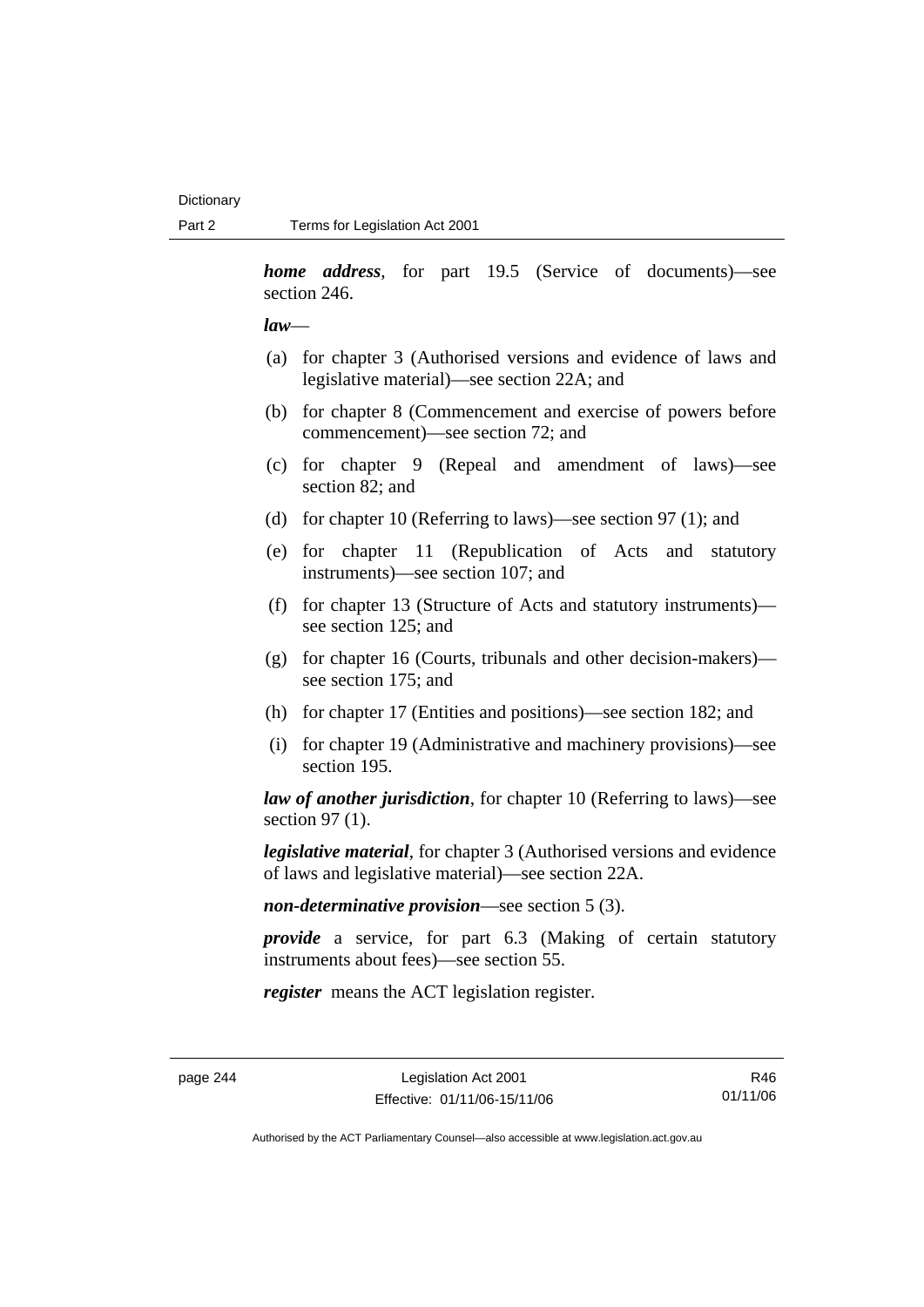***home address***, for part 19.5 (Service of documents)—see section 246.

***law***—

(a) for chapter 3 (Authorised versions and evidence of laws and legislative material)—see section 22A; and

(b) for chapter 8 (Commencement and exercise of powers before commencement)—see section 72; and

(c) for chapter 9 (Repeal and amendment of laws)—see section 82; and

(d) for chapter 10 (Referring to laws)—see section 97 (1); and

(e) for chapter 11 (Republication of Acts and statutory instruments)—see section 107; and

(f) for chapter 13 (Structure of Acts and statutory instruments)—see section 125; and

(g) for chapter 16 (Courts, tribunals and other decision-makers)—see section 175; and

(h) for chapter 17 (Entities and positions)—see section 182; and

(i) for chapter 19 (Administrative and machinery provisions)—see section 195.

***law of another jurisdiction***, for chapter 10 (Referring to laws)—see section 97 (1).

***legislative material***, for chapter 3 (Authorised versions and evidence of laws and legislative material)—see section 22A.

***non-determinative provision***—see section 5 (3).

***provide*** a service, for part 6.3 (Making of certain statutory instruments about fees)—see section 55.

***register*** means the ACT legislation register.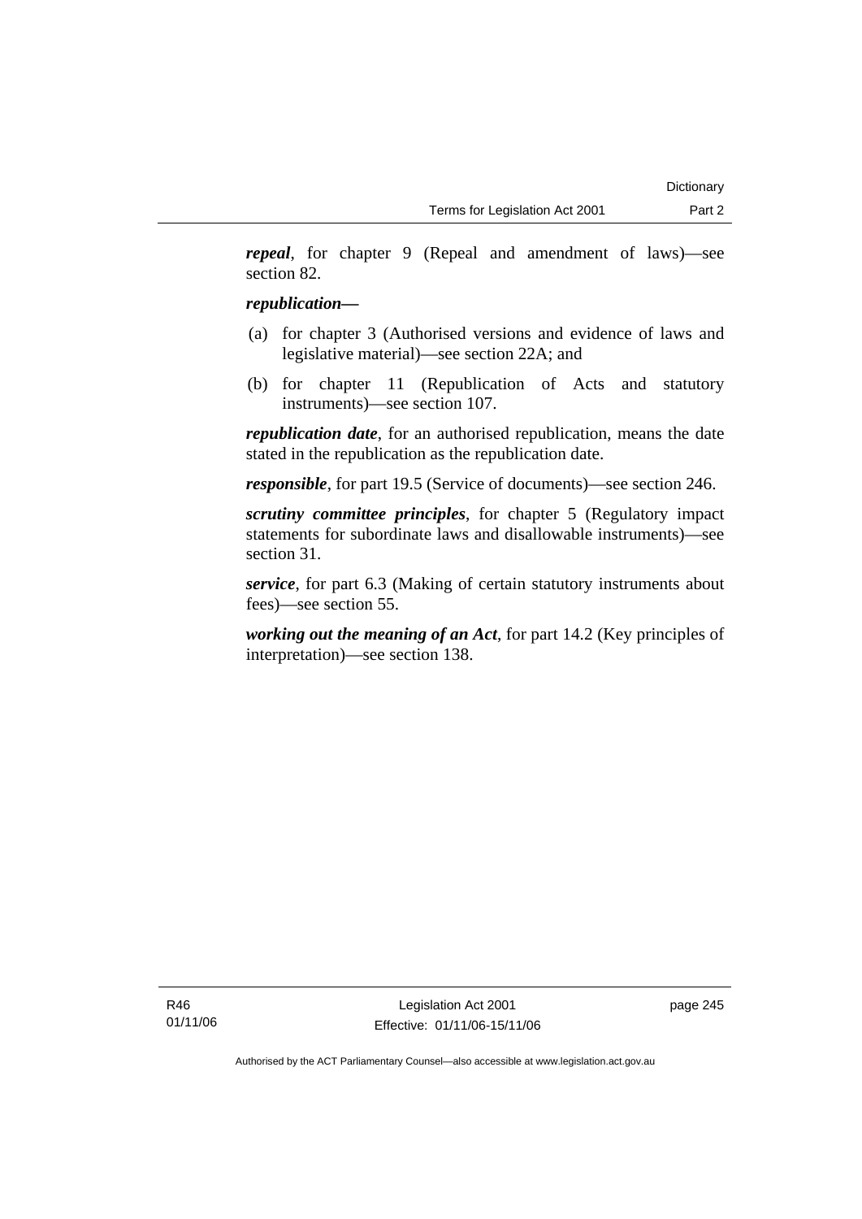***repeal***, for chapter 9 (Repeal and amendment of laws)—see section 82.

***republication—***

(a) for chapter 3 (Authorised versions and evidence of laws and legislative material)—see section 22A; and

(b) for chapter 11 (Republication of Acts and statutory instruments)—see section 107.

***republication date***, for an authorised republication, means the date stated in the republication as the republication date.

***responsible***, for part 19.5 (Service of documents)—see section 246.

***scrutiny committee principles***, for chapter 5 (Regulatory impact statements for subordinate laws and disallowable instruments)—see section 31.

***service***, for part 6.3 (Making of certain statutory instruments about fees)—see section 55.

***working out the meaning of an Act***, for part 14.2 (Key principles of interpretation)—see section 138.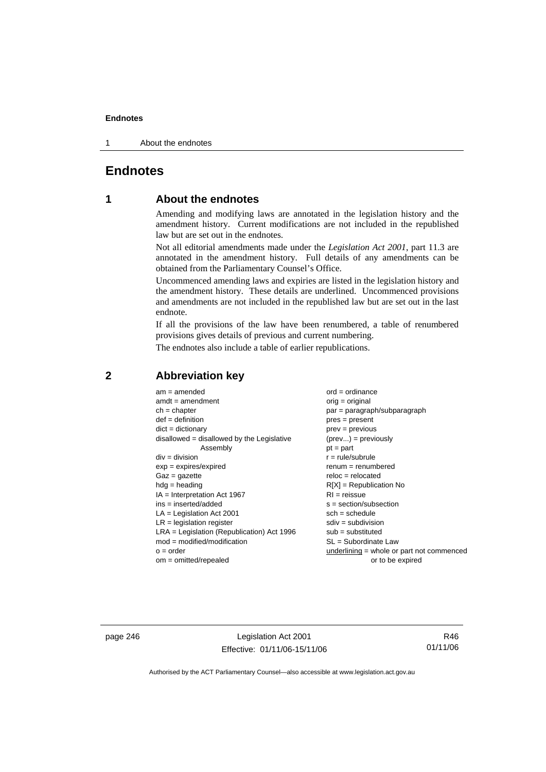# Endnotes

## 1 About the endnotes

Amending and modifying laws are annotated in the legislation history and the amendment history. Current modifications are not included in the republished law but are set out in the endnotes.

Not all editorial amendments made under the *Legislation Act 2001*, part 11.3 are annotated in the amendment history. Full details of any amendments can be obtained from the Parliamentary Counsel's Office.

Uncommenced amending laws and expiries are listed in the legislation history and the amendment history. These details are underlined. Uncommenced provisions and amendments are not included in the republished law but are set out in the last endnote.

If all the provisions of the law have been renumbered, a table of renumbered provisions gives details of previous and current numbering.

The endnotes also include a table of earlier republications.

## 2 Abbreviation key

am = amended
amdt = amendment
ch = chapter
def = definition
dict = dictionary
disallowed = disallowed by the Legislative Assembly
div = division
exp = expires/expired
Gaz = gazette
hdg = heading
IA = Interpretation Act 1967
ins = inserted/added
LA = Legislation Act 2001
LR = legislation register
LRA = Legislation (Republication) Act 1996
mod = modified/modification
o = order
om = omitted/repealed
ord = ordinance
orig = original
par = paragraph/subparagraph
pres = present
prev = previous
(prev...) = previously
pt = part
r = rule/subrule
renum = renumbered
reloc = relocated
R[X] = Republication No
RI = reissue
s = section/subsection
sch = schedule
sdiv = subdivision
sub = substituted
SL = Subordinate Law
underlining = whole or part not commenced or to be expired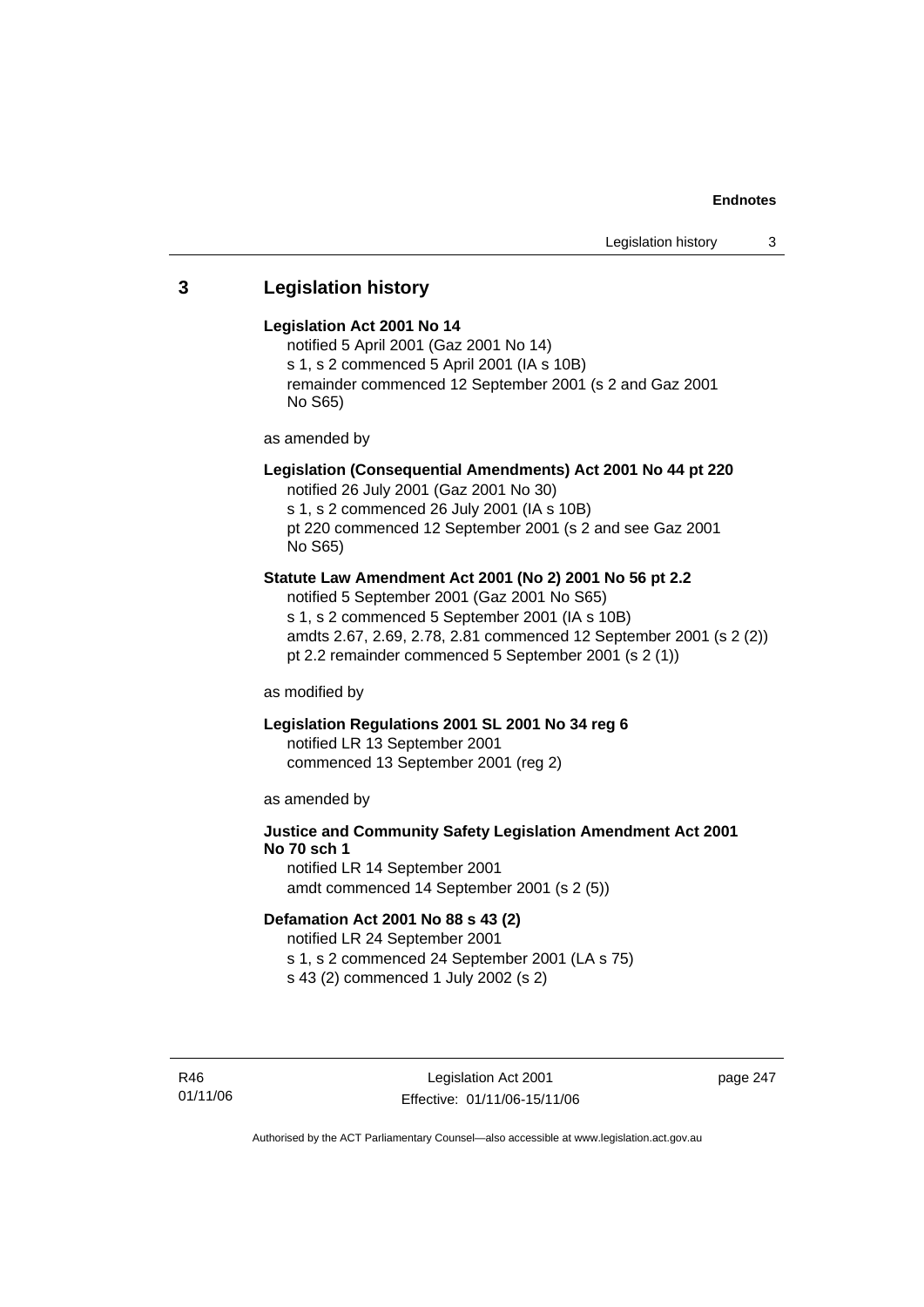## 3 Legislation history

**Legislation Act 2001 No 14**

notified 5 April 2001 (Gaz 2001 No 14)
s 1, s 2 commenced 5 April 2001 (IA s 10B)
remainder commenced 12 September 2001 (s 2 and Gaz 2001 No S65)

as amended by

**Legislation (Consequential Amendments) Act 2001 No 44 pt 220**

notified 26 July 2001 (Gaz 2001 No 30)
s 1, s 2 commenced 26 July 2001 (IA s 10B)
pt 220 commenced 12 September 2001 (s 2 and see Gaz 2001 No S65)

**Statute Law Amendment Act 2001 (No 2) 2001 No 56 pt 2.2**

notified 5 September 2001 (Gaz 2001 No S65)
s 1, s 2 commenced 5 September 2001 (IA s 10B)
amdts 2.67, 2.69, 2.78, 2.81 commenced 12 September 2001 (s 2 (2))
pt 2.2 remainder commenced 5 September 2001 (s 2 (1))

as modified by

**Legislation Regulations 2001 SL 2001 No 34 reg 6**

notified LR 13 September 2001
commenced 13 September 2001 (reg 2)

as amended by

**Justice and Community Safety Legislation Amendment Act 2001 No 70 sch 1**

notified LR 14 September 2001
amdt commenced 14 September 2001 (s 2 (5))

**Defamation Act 2001 No 88 s 43 (2)**

notified LR 24 September 2001
s 1, s 2 commenced 24 September 2001 (LA s 75)
s 43 (2) commenced 1 July 2002 (s 2)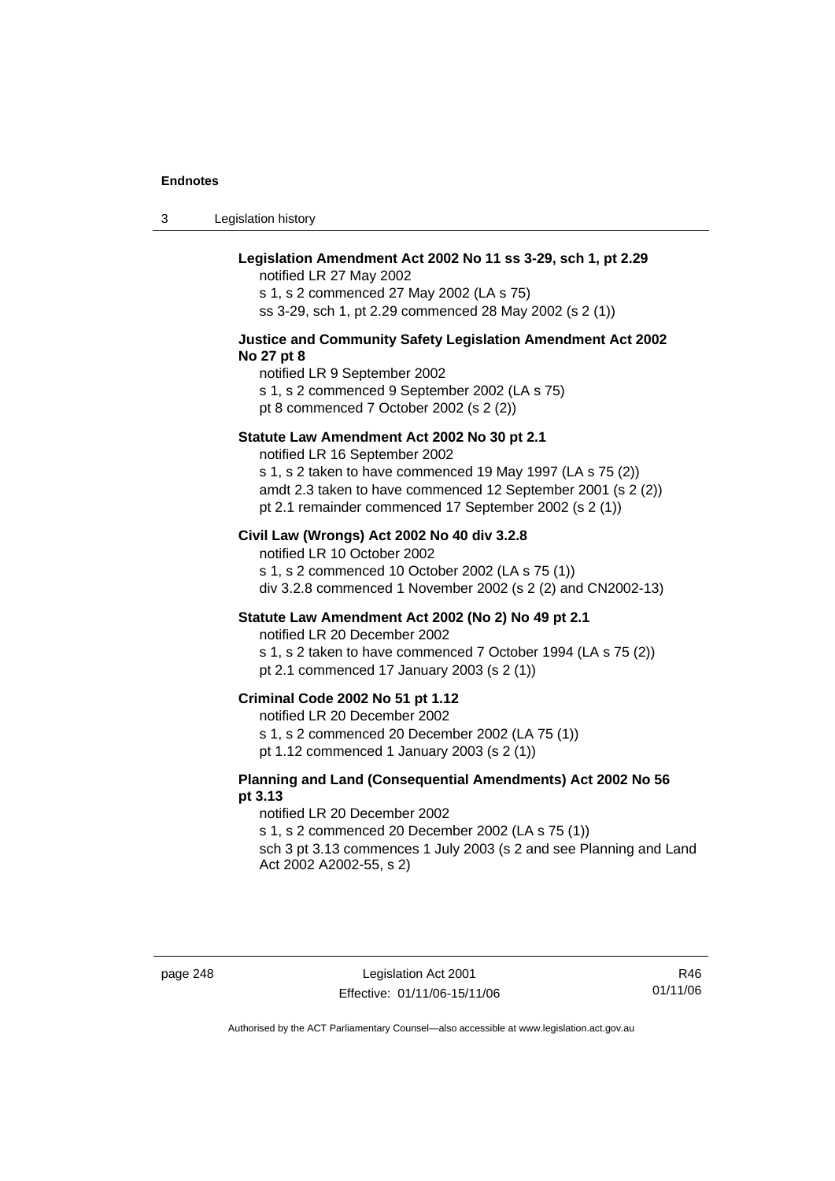**Legislation Amendment Act 2002 No 11 ss 3-29, sch 1, pt 2.29**

notified LR 27 May 2002
s 1, s 2 commenced 27 May 2002 (LA s 75)
ss 3-29, sch 1, pt 2.29 commenced 28 May 2002 (s 2 (1))

**Justice and Community Safety Legislation Amendment Act 2002 No 27 pt 8**

notified LR 9 September 2002
s 1, s 2 commenced 9 September 2002 (LA s 75)
pt 8 commenced 7 October 2002 (s 2 (2))

**Statute Law Amendment Act 2002 No 30 pt 2.1**

notified LR 16 September 2002
s 1, s 2 taken to have commenced 19 May 1997 (LA s 75 (2))
amdt 2.3 taken to have commenced 12 September 2001 (s 2 (2))
pt 2.1 remainder commenced 17 September 2002 (s 2 (1))

**Civil Law (Wrongs) Act 2002 No 40 div 3.2.8**

notified LR 10 October 2002
s 1, s 2 commenced 10 October 2002 (LA s 75 (1))
div 3.2.8 commenced 1 November 2002 (s 2 (2) and CN2002-13)

**Statute Law Amendment Act 2002 (No 2) No 49 pt 2.1**

notified LR 20 December 2002
s 1, s 2 taken to have commenced 7 October 1994 (LA s 75 (2))
pt 2.1 commenced 17 January 2003 (s 2 (1))

**Criminal Code 2002 No 51 pt 1.12**

notified LR 20 December 2002
s 1, s 2 commenced 20 December 2002 (LA 75 (1))
pt 1.12 commenced 1 January 2003 (s 2 (1))

**Planning and Land (Consequential Amendments) Act 2002 No 56 pt 3.13**

notified LR 20 December 2002
s 1, s 2 commenced 20 December 2002 (LA s 75 (1))
sch 3 pt 3.13 commences 1 July 2003 (s 2 and see Planning and Land Act 2002 A2002-55, s 2)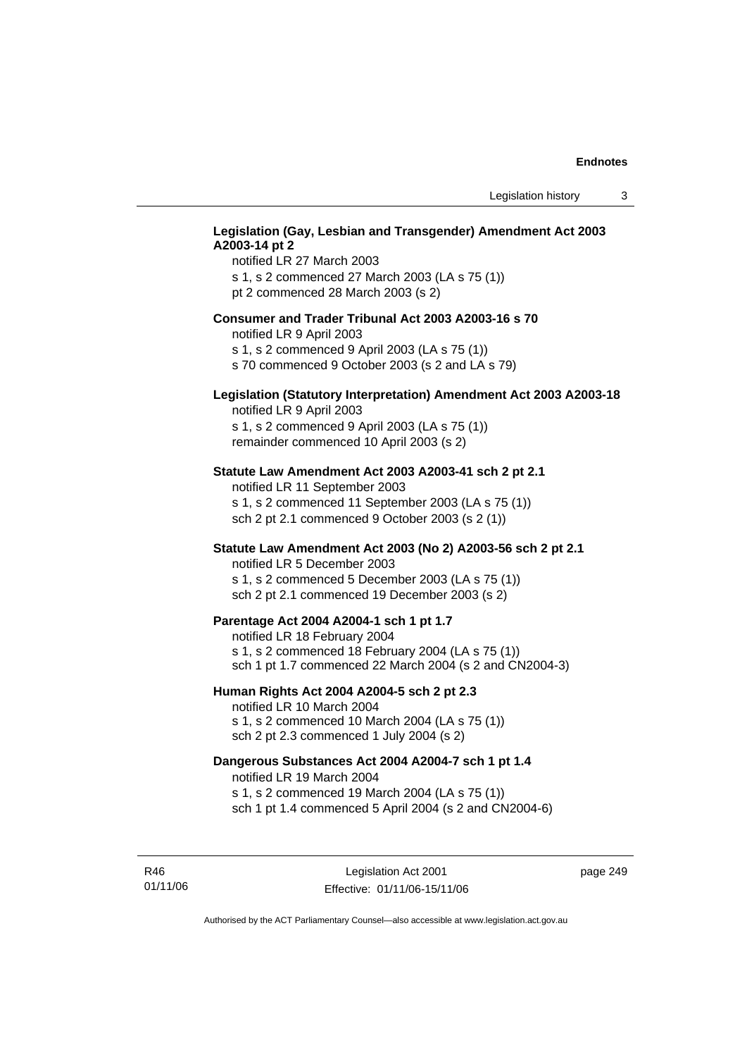**Legislation (Gay, Lesbian and Transgender) Amendment Act 2003 A2003-14 pt 2**

notified LR 27 March 2003
s 1, s 2 commenced 27 March 2003 (LA s 75 (1))
pt 2 commenced 28 March 2003 (s 2)

**Consumer and Trader Tribunal Act 2003 A2003-16 s 70**

notified LR 9 April 2003
s 1, s 2 commenced 9 April 2003 (LA s 75 (1))
s 70 commenced 9 October 2003 (s 2 and LA s 79)

**Legislation (Statutory Interpretation) Amendment Act 2003 A2003-18**

notified LR 9 April 2003
s 1, s 2 commenced 9 April 2003 (LA s 75 (1))
remainder commenced 10 April 2003 (s 2)

**Statute Law Amendment Act 2003 A2003-41 sch 2 pt 2.1**

notified LR 11 September 2003
s 1, s 2 commenced 11 September 2003 (LA s 75 (1))
sch 2 pt 2.1 commenced 9 October 2003 (s 2 (1))

**Statute Law Amendment Act 2003 (No 2) A2003-56 sch 2 pt 2.1**

notified LR 5 December 2003
s 1, s 2 commenced 5 December 2003 (LA s 75 (1))
sch 2 pt 2.1 commenced 19 December 2003 (s 2)

**Parentage Act 2004 A2004-1 sch 1 pt 1.7**

notified LR 18 February 2004
s 1, s 2 commenced 18 February 2004 (LA s 75 (1))
sch 1 pt 1.7 commenced 22 March 2004 (s 2 and CN2004-3)

**Human Rights Act 2004 A2004-5 sch 2 pt 2.3**

notified LR 10 March 2004
s 1, s 2 commenced 10 March 2004 (LA s 75 (1))
sch 2 pt 2.3 commenced 1 July 2004 (s 2)

**Dangerous Substances Act 2004 A2004-7 sch 1 pt 1.4**

notified LR 19 March 2004
s 1, s 2 commenced 19 March 2004 (LA s 75 (1))
sch 1 pt 1.4 commenced 5 April 2004 (s 2 and CN2004-6)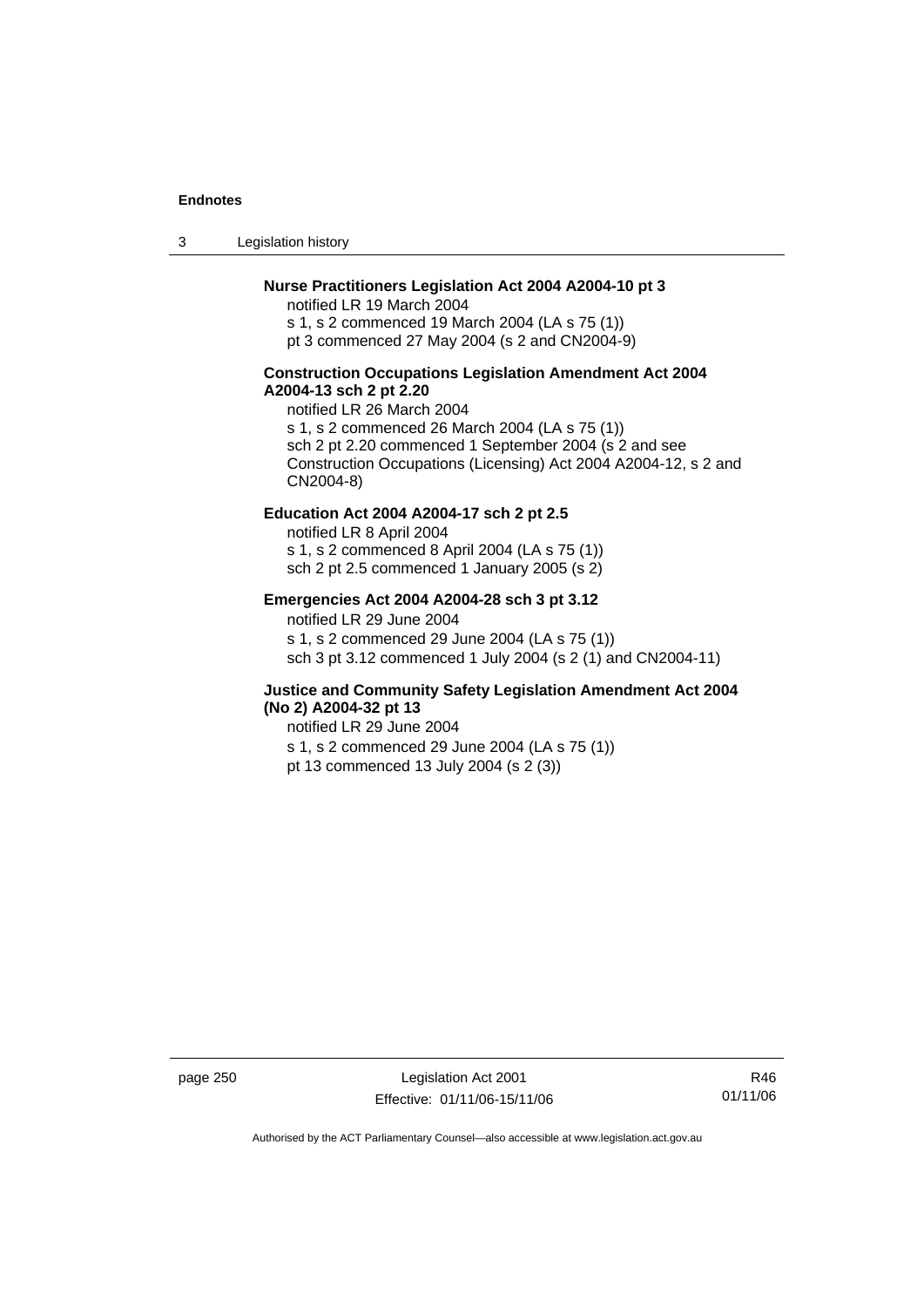**Nurse Practitioners Legislation Act 2004 A2004-10 pt 3**

notified LR 19 March 2004

s 1, s 2 commenced 19 March 2004 (LA s 75 (1))

pt 3 commenced 27 May 2004 (s 2 and CN2004-9)

**Construction Occupations Legislation Amendment Act 2004 A2004-13 sch 2 pt 2.20**

notified LR 26 March 2004

s 1, s 2 commenced 26 March 2004 (LA s 75 (1))

sch 2 pt 2.20 commenced 1 September 2004 (s 2 and see Construction Occupations (Licensing) Act 2004 A2004-12, s 2 and CN2004-8)

**Education Act 2004 A2004-17 sch 2 pt 2.5**

notified LR 8 April 2004

s 1, s 2 commenced 8 April 2004 (LA s 75 (1))

sch 2 pt 2.5 commenced 1 January 2005 (s 2)

**Emergencies Act 2004 A2004-28 sch 3 pt 3.12**

notified LR 29 June 2004

s 1, s 2 commenced 29 June 2004 (LA s 75 (1))

sch 3 pt 3.12 commenced 1 July 2004 (s 2 (1) and CN2004-11)

**Justice and Community Safety Legislation Amendment Act 2004 (No 2) A2004-32 pt 13**

notified LR 29 June 2004

s 1, s 2 commenced 29 June 2004 (LA s 75 (1))

pt 13 commenced 13 July 2004 (s 2 (3))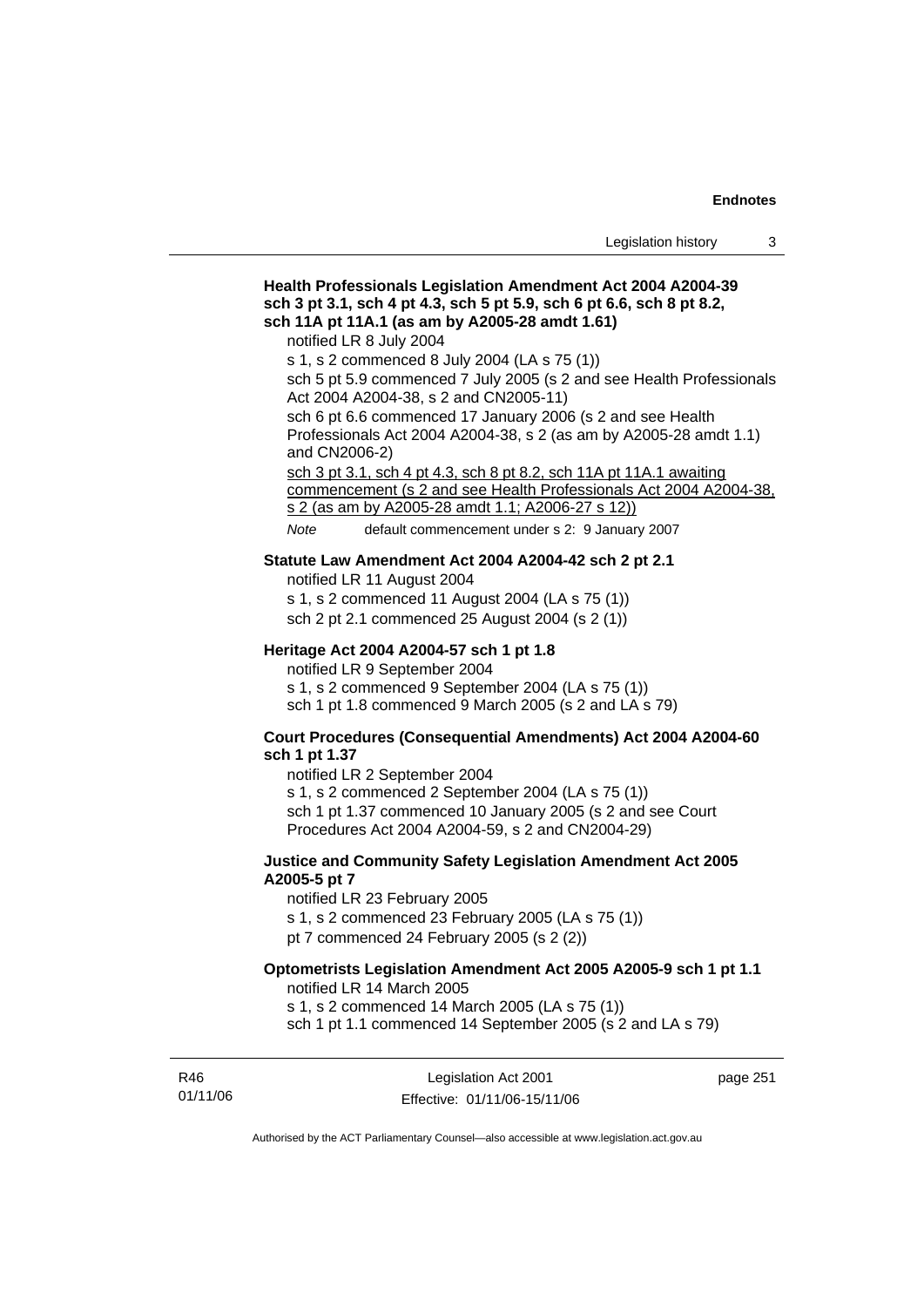**Health Professionals Legislation Amendment Act 2004 A2004-39 sch 3 pt 3.1, sch 4 pt 4.3, sch 5 pt 5.9, sch 6 pt 6.6, sch 8 pt 8.2, sch 11A pt 11A.1 (as am by A2005-28 amdt 1.61)**

notified LR 8 July 2004

s 1, s 2 commenced 8 July 2004 (LA s 75 (1))

sch 5 pt 5.9 commenced 7 July 2005 (s 2 and see Health Professionals Act 2004 A2004-38, s 2 and CN2005-11)

sch 6 pt 6.6 commenced 17 January 2006 (s 2 and see Health Professionals Act 2004 A2004-38, s 2 (as am by A2005-28 amdt 1.1) and CN2006-2)

<u>sch 3 pt 3.1, sch 4 pt 4.3, sch 8 pt 8.2, sch 11A pt 11A.1 awaiting commencement (s 2 and see Health Professionals Act 2004 A2004-38, s 2 (as am by A2005-28 amdt 1.1; A2006-27 s 12))</u>

*Note* default commencement under s 2: 9 January 2007

**Statute Law Amendment Act 2004 A2004-42 sch 2 pt 2.1**

notified LR 11 August 2004

s 1, s 2 commenced 11 August 2004 (LA s 75 (1))

sch 2 pt 2.1 commenced 25 August 2004 (s 2 (1))

**Heritage Act 2004 A2004-57 sch 1 pt 1.8**

notified LR 9 September 2004

s 1, s 2 commenced 9 September 2004 (LA s 75 (1))

sch 1 pt 1.8 commenced 9 March 2005 (s 2 and LA s 79)

**Court Procedures (Consequential Amendments) Act 2004 A2004-60 sch 1 pt 1.37**

notified LR 2 September 2004

s 1, s 2 commenced 2 September 2004 (LA s 75 (1))

sch 1 pt 1.37 commenced 10 January 2005 (s 2 and see Court Procedures Act 2004 A2004-59, s 2 and CN2004-29)

**Justice and Community Safety Legislation Amendment Act 2005 A2005-5 pt 7**

notified LR 23 February 2005

s 1, s 2 commenced 23 February 2005 (LA s 75 (1))

pt 7 commenced 24 February 2005 (s 2 (2))

**Optometrists Legislation Amendment Act 2005 A2005-9 sch 1 pt 1.1**

notified LR 14 March 2005

s 1, s 2 commenced 14 March 2005 (LA s 75 (1))

sch 1 pt 1.1 commenced 14 September 2005 (s 2 and LA s 79)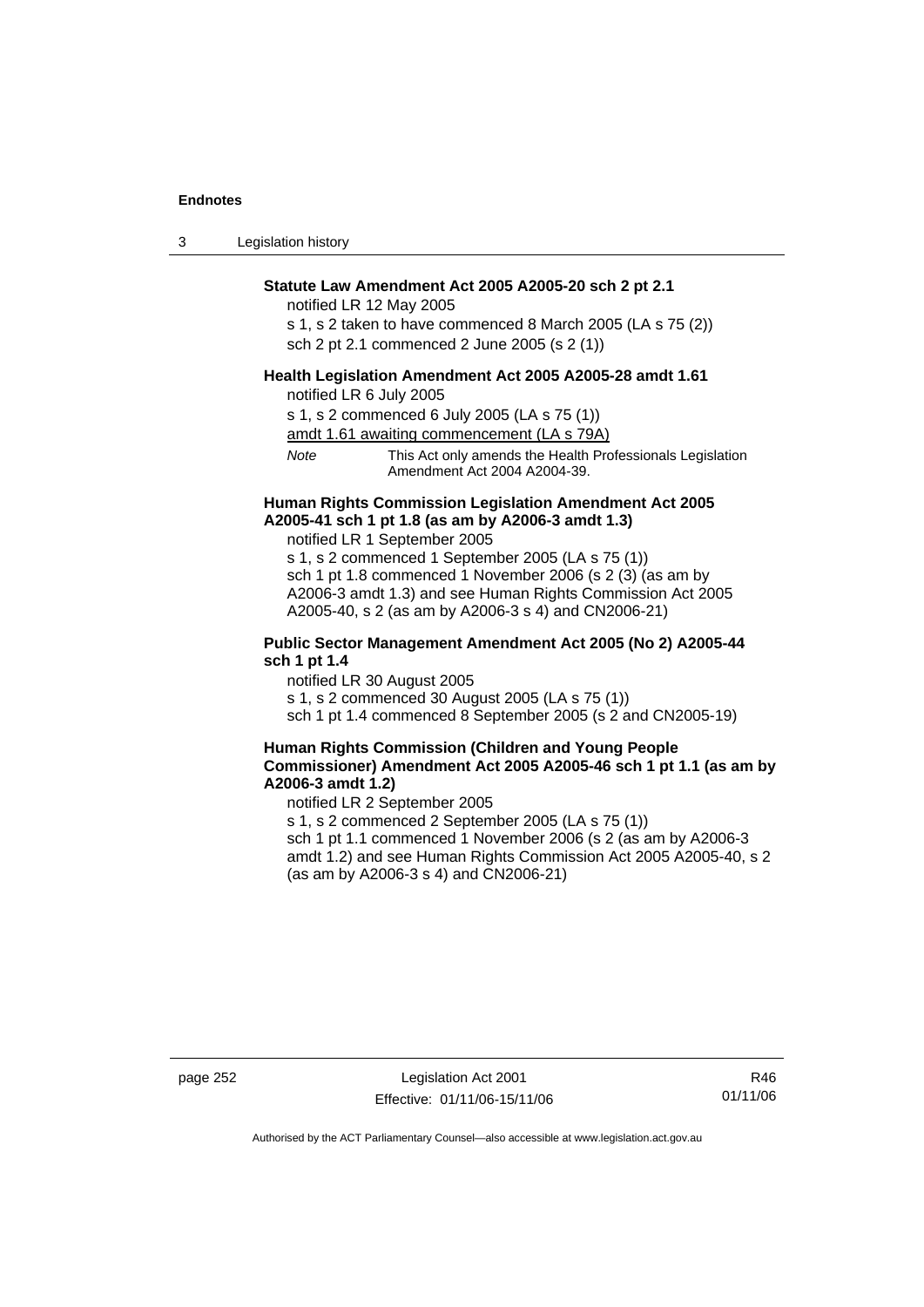**Statute Law Amendment Act 2005 A2005-20 sch 2 pt 2.1**

notified LR 12 May 2005

s 1, s 2 taken to have commenced 8 March 2005 (LA s 75 (2))

sch 2 pt 2.1 commenced 2 June 2005 (s 2 (1))

**Health Legislation Amendment Act 2005 A2005-28 amdt 1.61**

notified LR 6 July 2005

s 1, s 2 commenced 6 July 2005 (LA s 75 (1))

amdt 1.61 awaiting commencement (LA s 79A)

*Note* This Act only amends the Health Professionals Legislation Amendment Act 2004 A2004-39.

**Human Rights Commission Legislation Amendment Act 2005 A2005-41 sch 1 pt 1.8 (as am by A2006-3 amdt 1.3)**

notified LR 1 September 2005

s 1, s 2 commenced 1 September 2005 (LA s 75 (1))

sch 1 pt 1.8 commenced 1 November 2006 (s 2 (3) (as am by A2006-3 amdt 1.3) and see Human Rights Commission Act 2005 A2005-40, s 2 (as am by A2006-3 s 4) and CN2006-21)

**Public Sector Management Amendment Act 2005 (No 2) A2005-44 sch 1 pt 1.4**

notified LR 30 August 2005

s 1, s 2 commenced 30 August 2005 (LA s 75 (1))

sch 1 pt 1.4 commenced 8 September 2005 (s 2 and CN2005-19)

**Human Rights Commission (Children and Young People Commissioner) Amendment Act 2005 A2005-46 sch 1 pt 1.1 (as am by A2006-3 amdt 1.2)**

notified LR 2 September 2005

s 1, s 2 commenced 2 September 2005 (LA s 75 (1))

sch 1 pt 1.1 commenced 1 November 2006 (s 2 (as am by A2006-3 amdt 1.2) and see Human Rights Commission Act 2005 A2005-40, s 2 (as am by A2006-3 s 4) and CN2006-21)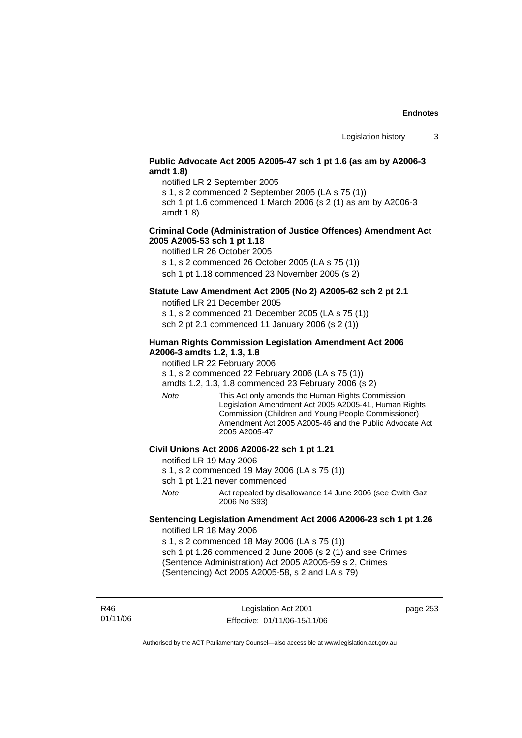**Public Advocate Act 2005 A2005-47 sch 1 pt 1.6 (as am by A2006-3 amdt 1.8)**

notified LR 2 September 2005

s 1, s 2 commenced 2 September 2005 (LA s 75 (1))

sch 1 pt 1.6 commenced 1 March 2006 (s 2 (1) as am by A2006-3 amdt 1.8)

**Criminal Code (Administration of Justice Offences) Amendment Act 2005 A2005-53 sch 1 pt 1.18**

notified LR 26 October 2005

s 1, s 2 commenced 26 October 2005 (LA s 75 (1))

sch 1 pt 1.18 commenced 23 November 2005 (s 2)

**Statute Law Amendment Act 2005 (No 2) A2005-62 sch 2 pt 2.1**

notified LR 21 December 2005

s 1, s 2 commenced 21 December 2005 (LA s 75 (1))

sch 2 pt 2.1 commenced 11 January 2006 (s 2 (1))

**Human Rights Commission Legislation Amendment Act 2006 A2006-3 amdts 1.2, 1.3, 1.8**

notified LR 22 February 2006

s 1, s 2 commenced 22 February 2006 (LA s 75 (1))

amdts 1.2, 1.3, 1.8 commenced 23 February 2006 (s 2)

*Note* This Act only amends the Human Rights Commission Legislation Amendment Act 2005 A2005-41, Human Rights Commission (Children and Young People Commissioner) Amendment Act 2005 A2005-46 and the Public Advocate Act 2005 A2005-47

**Civil Unions Act 2006 A2006-22 sch 1 pt 1.21**

notified LR 19 May 2006

s 1, s 2 commenced 19 May 2006 (LA s 75 (1))

sch 1 pt 1.21 never commenced

*Note* Act repealed by disallowance 14 June 2006 (see Cwlth Gaz 2006 No S93)

**Sentencing Legislation Amendment Act 2006 A2006-23 sch 1 pt 1.26**

notified LR 18 May 2006

s 1, s 2 commenced 18 May 2006 (LA s 75 (1))

sch 1 pt 1.26 commenced 2 June 2006 (s 2 (1) and see Crimes (Sentence Administration) Act 2005 A2005-59 s 2, Crimes (Sentencing) Act 2005 A2005-58, s 2 and LA s 79)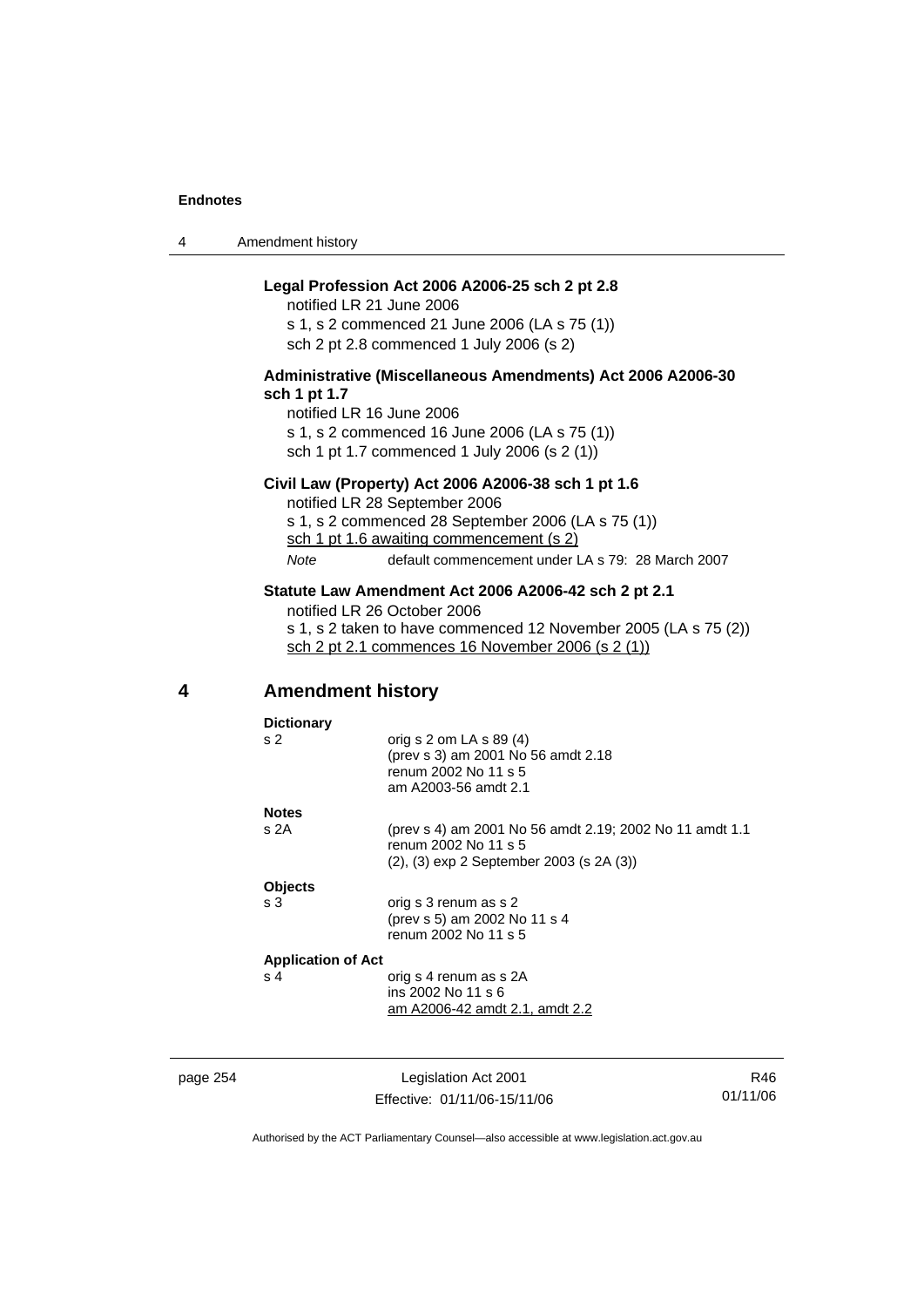**Legal Profession Act 2006 A2006-25 sch 2 pt 2.8**

notified LR 21 June 2006
s 1, s 2 commenced 21 June 2006 (LA s 75 (1))
sch 2 pt 2.8 commenced 1 July 2006 (s 2)

**Administrative (Miscellaneous Amendments) Act 2006 A2006-30 sch 1 pt 1.7**

notified LR 16 June 2006
s 1, s 2 commenced 16 June 2006 (LA s 75 (1))
sch 1 pt 1.7 commenced 1 July 2006 (s 2 (1))

**Civil Law (Property) Act 2006 A2006-38 sch 1 pt 1.6**

notified LR 28 September 2006
s 1, s 2 commenced 28 September 2006 (LA s 75 (1))
sch 1 pt 1.6 awaiting commencement (s 2)

*Note* default commencement under LA s 79: 28 March 2007

**Statute Law Amendment Act 2006 A2006-42 sch 2 pt 2.1**

notified LR 26 October 2006
s 1, s 2 taken to have commenced 12 November 2005 (LA s 75 (2))
sch 2 pt 2.1 commences 16 November 2006 (s 2 (1))

## 4 Amendment history

**Dictionary**

| | |
|---|---|
| s 2 | orig s 2 om LA s 89 (4)<br>(prev s 3) am 2001 No 56 amdt 2.18<br>renum 2002 No 11 s 5<br>am A2003-56 amdt 2.1 |

**Notes**

| | |
|---|---|
| s 2A | (prev s 4) am 2001 No 56 amdt 2.19; 2002 No 11 amdt 1.1<br>renum 2002 No 11 s 5<br>(2), (3) exp 2 September 2003 (s 2A (3)) |

**Objects**

| | |
|---|---|
| s 3 | orig s 3 renum as s 2<br>(prev s 5) am 2002 No 11 s 4<br>renum 2002 No 11 s 5 |

**Application of Act**

| | |
|---|---|
| s 4 | orig s 4 renum as s 2A<br>ins 2002 No 11 s 6<br>am A2006-42 amdt 2.1, amdt 2.2 |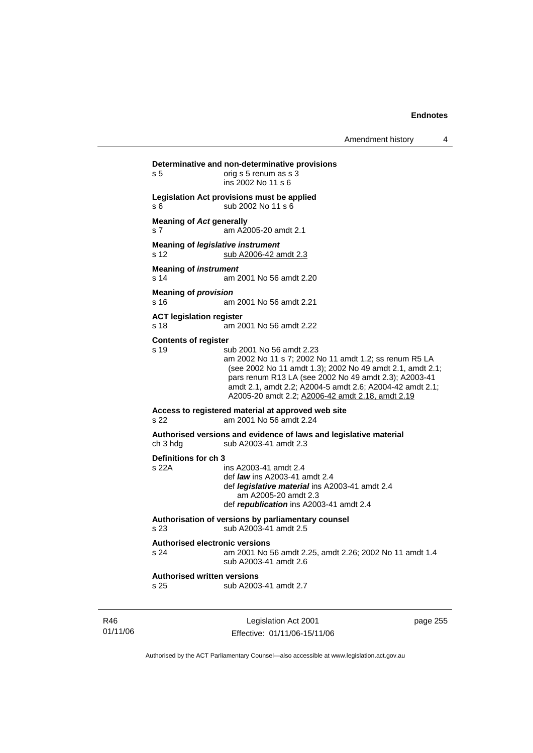**Determinative and non-determinative provisions**
s 5 orig s 5 renum as s 3
ins 2002 No 11 s 6

**Legislation Act provisions must be applied**
s 6 sub 2002 No 11 s 6

**Meaning of *Act* generally**
s 7 am A2005-20 amdt 2.1

**Meaning of *legislative instrument***
s 12 sub A2006-42 amdt 2.3

**Meaning of *instrument***
s 14 am 2001 No 56 amdt 2.20

**Meaning of *provision***
s 16 am 2001 No 56 amdt 2.21

**ACT legislation register**
s 18 am 2001 No 56 amdt 2.22

**Contents of register**
s 19 sub 2001 No 56 amdt 2.23
am 2002 No 11 s 7; 2002 No 11 amdt 1.2; ss renum R5 LA (see 2002 No 11 amdt 1.3); 2002 No 49 amdt 2.1, amdt 2.1; pars renum R13 LA (see 2002 No 49 amdt 2.3); A2003-41 amdt 2.1, amdt 2.2; A2004-5 amdt 2.6; A2004-42 amdt 2.1; A2005-20 amdt 2.2; A2006-42 amdt 2.18, amdt 2.19

**Access to registered material at approved web site**
s 22 am 2001 No 56 amdt 2.24

**Authorised versions and evidence of laws and legislative material**
ch 3 hdg sub A2003-41 amdt 2.3

**Definitions for ch 3**
s 22A ins A2003-41 amdt 2.4
def ***law*** ins A2003-41 amdt 2.4
def ***legislative material*** ins A2003-41 amdt 2.4
am A2005-20 amdt 2.3
def ***republication*** ins A2003-41 amdt 2.4

**Authorisation of versions by parliamentary counsel**
s 23 sub A2003-41 amdt 2.5

**Authorised electronic versions**
s 24 am 2001 No 56 amdt 2.25, amdt 2.26; 2002 No 11 amdt 1.4
sub A2003-41 amdt 2.6

**Authorised written versions**
s 25 sub A2003-41 amdt 2.7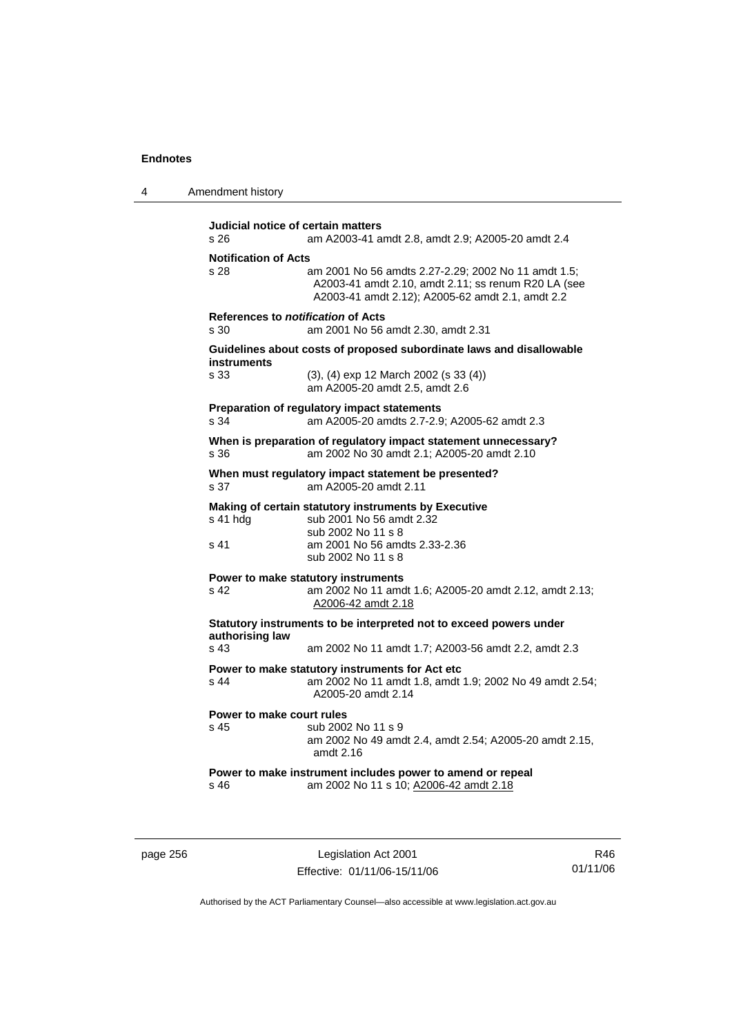**Judicial notice of certain matters**

s 26 am A2003-41 amdt 2.8, amdt 2.9; A2005-20 amdt 2.4

**Notification of Acts**

s 28 am 2001 No 56 amdts 2.27-2.29; 2002 No 11 amdt 1.5; A2003-41 amdt 2.10, amdt 2.11; ss renum R20 LA (see A2003-41 amdt 2.12); A2005-62 amdt 2.1, amdt 2.2

**References to *notification* of Acts**

s 30 am 2001 No 56 amdt 2.30, amdt 2.31

**Guidelines about costs of proposed subordinate laws and disallowable instruments**

s 33 (3), (4) exp 12 March 2002 (s 33 (4))
am A2005-20 amdt 2.5, amdt 2.6

**Preparation of regulatory impact statements**

s 34 am A2005-20 amdts 2.7-2.9; A2005-62 amdt 2.3

**When is preparation of regulatory impact statement unnecessary?**

s 36 am 2002 No 30 amdt 2.1; A2005-20 amdt 2.10

**When must regulatory impact statement be presented?**

s 37 am A2005-20 amdt 2.11

**Making of certain statutory instruments by Executive**

s 41 hdg sub 2001 No 56 amdt 2.32
sub 2002 No 11 s 8

s 41 am 2001 No 56 amdts 2.33-2.36
sub 2002 No 11 s 8

**Power to make statutory instruments**

s 42 am 2002 No 11 amdt 1.6; A2005-20 amdt 2.12, amdt 2.13; A2006-42 amdt 2.18

**Statutory instruments to be interpreted not to exceed powers under authorising law**

s 43 am 2002 No 11 amdt 1.7; A2003-56 amdt 2.2, amdt 2.3

**Power to make statutory instruments for Act etc**

s 44 am 2002 No 11 amdt 1.8, amdt 1.9; 2002 No 49 amdt 2.54; A2005-20 amdt 2.14

**Power to make court rules**

s 45 sub 2002 No 11 s 9
am 2002 No 49 amdt 2.4, amdt 2.54; A2005-20 amdt 2.15, amdt 2.16

**Power to make instrument includes power to amend or repeal**

s 46 am 2002 No 11 s 10; A2006-42 amdt 2.18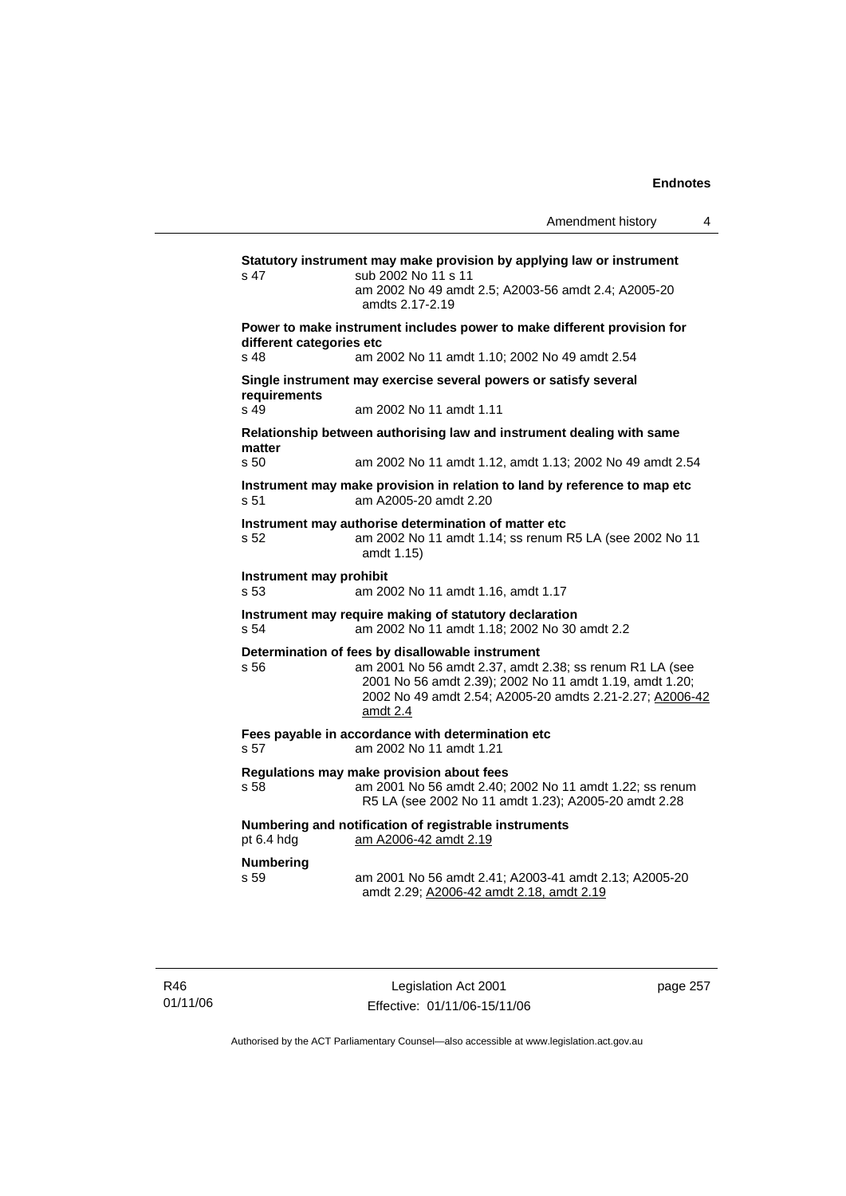**Statutory instrument may make provision by applying law or instrument**
s 47 sub 2002 No 11 s 11
am 2002 No 49 amdt 2.5; A2003-56 amdt 2.4; A2005-20 amdts 2.17-2.19

**Power to make instrument includes power to make different provision for different categories etc**
s 48 am 2002 No 11 amdt 1.10; 2002 No 49 amdt 2.54

**Single instrument may exercise several powers or satisfy several requirements**
s 49 am 2002 No 11 amdt 1.11

**Relationship between authorising law and instrument dealing with same matter**
s 50 am 2002 No 11 amdt 1.12, amdt 1.13; 2002 No 49 amdt 2.54

**Instrument may make provision in relation to land by reference to map etc**
s 51 am A2005-20 amdt 2.20

**Instrument may authorise determination of matter etc**
s 52 am 2002 No 11 amdt 1.14; ss renum R5 LA (see 2002 No 11 amdt 1.15)

**Instrument may prohibit**
s 53 am 2002 No 11 amdt 1.16, amdt 1.17

**Instrument may require making of statutory declaration**
s 54 am 2002 No 11 amdt 1.18; 2002 No 30 amdt 2.2

**Determination of fees by disallowable instrument**
s 56 am 2001 No 56 amdt 2.37, amdt 2.38; ss renum R1 LA (see 2001 No 56 amdt 2.39); 2002 No 11 amdt 1.19, amdt 1.20; 2002 No 49 amdt 2.54; A2005-20 amdts 2.21-2.27; A2006-42 amdt 2.4

**Fees payable in accordance with determination etc**
s 57 am 2002 No 11 amdt 1.21

**Regulations may make provision about fees**
s 58 am 2001 No 56 amdt 2.40; 2002 No 11 amdt 1.22; ss renum R5 LA (see 2002 No 11 amdt 1.23); A2005-20 amdt 2.28

**Numbering and notification of registrable instruments**
pt 6.4 hdg am A2006-42 amdt 2.19

**Numbering**
s 59 am 2001 No 56 amdt 2.41; A2003-41 amdt 2.13; A2005-20 amdt 2.29; A2006-42 amdt 2.18, amdt 2.19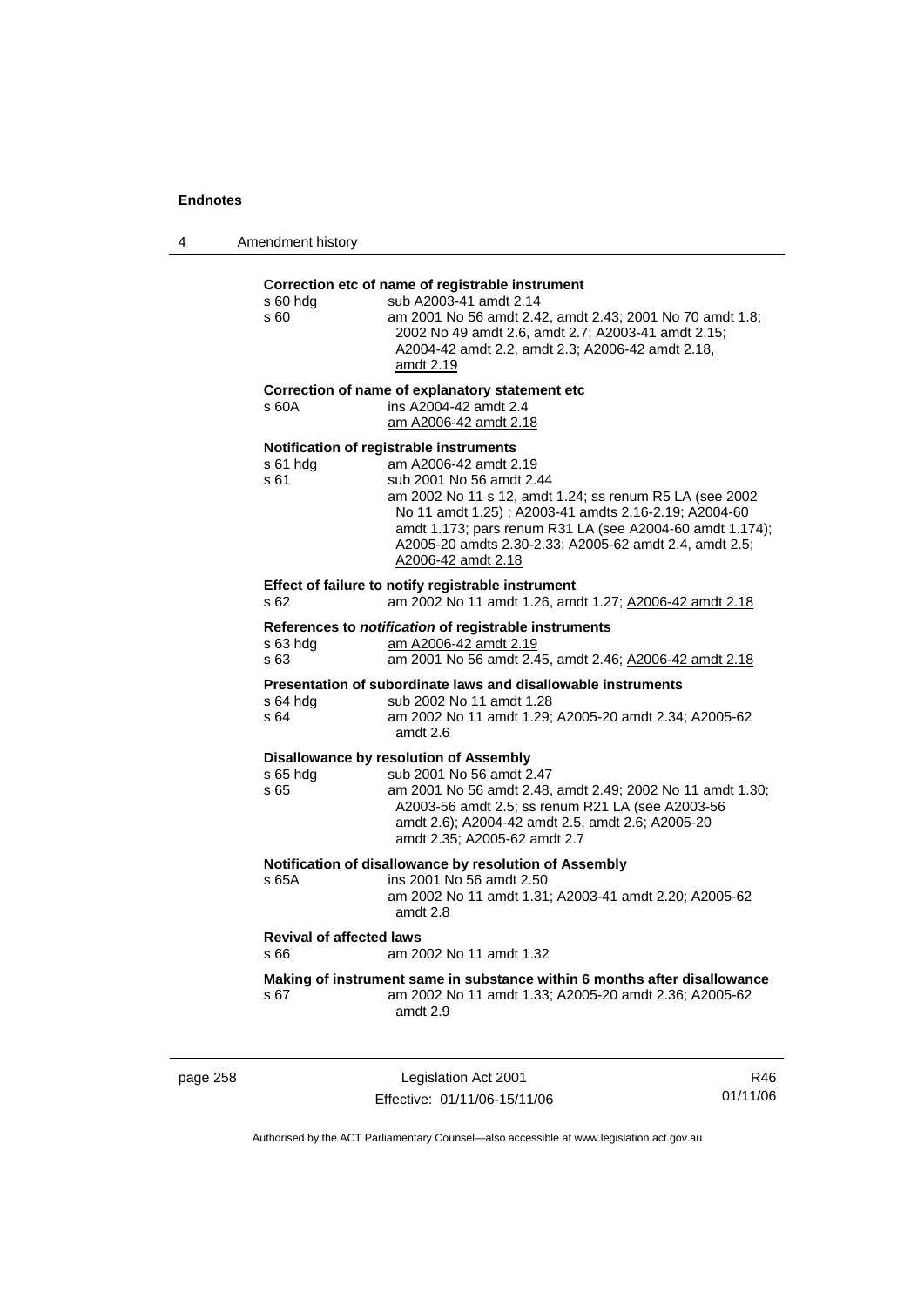**Correction etc of name of registrable instrument**

s 60 hdg sub A2003-41 amdt 2.14

s 60 am 2001 No 56 amdt 2.42, amdt 2.43; 2001 No 70 amdt 1.8; 2002 No 49 amdt 2.6, amdt 2.7; A2003-41 amdt 2.15; A2004-42 amdt 2.2, amdt 2.3; A2006-42 amdt 2.18, amdt 2.19

**Correction of name of explanatory statement etc**

s 60A ins A2004-42 amdt 2.4
am A2006-42 amdt 2.18

**Notification of registrable instruments**

s 61 hdg am A2006-42 amdt 2.19

s 61 sub 2001 No 56 amdt 2.44
am 2002 No 11 s 12, amdt 1.24; ss renum R5 LA (see 2002 No 11 amdt 1.25) ; A2003-41 amdts 2.16-2.19; A2004-60 amdt 1.173; pars renum R31 LA (see A2004-60 amdt 1.174); A2005-20 amdts 2.30-2.33; A2005-62 amdt 2.4, amdt 2.5; A2006-42 amdt 2.18

**Effect of failure to notify registrable instrument**

s 62 am 2002 No 11 amdt 1.26, amdt 1.27; A2006-42 amdt 2.18

**References to *notification* of registrable instruments**

s 63 hdg am A2006-42 amdt 2.19

s 63 am 2001 No 56 amdt 2.45, amdt 2.46; A2006-42 amdt 2.18

**Presentation of subordinate laws and disallowable instruments**

s 64 hdg sub 2002 No 11 amdt 1.28

s 64 am 2002 No 11 amdt 1.29; A2005-20 amdt 2.34; A2005-62 amdt 2.6

**Disallowance by resolution of Assembly**

s 65 hdg sub 2001 No 56 amdt 2.47

s 65 am 2001 No 56 amdt 2.48, amdt 2.49; 2002 No 11 amdt 1.30; A2003-56 amdt 2.5; ss renum R21 LA (see A2003-56 amdt 2.6); A2004-42 amdt 2.5, amdt 2.6; A2005-20 amdt 2.35; A2005-62 amdt 2.7

**Notification of disallowance by resolution of Assembly**

s 65A ins 2001 No 56 amdt 2.50
am 2002 No 11 amdt 1.31; A2003-41 amdt 2.20; A2005-62 amdt 2.8

**Revival of affected laws**

s 66 am 2002 No 11 amdt 1.32

**Making of instrument same in substance within 6 months after disallowance**

s 67 am 2002 No 11 amdt 1.33; A2005-20 amdt 2.36; A2005-62 amdt 2.9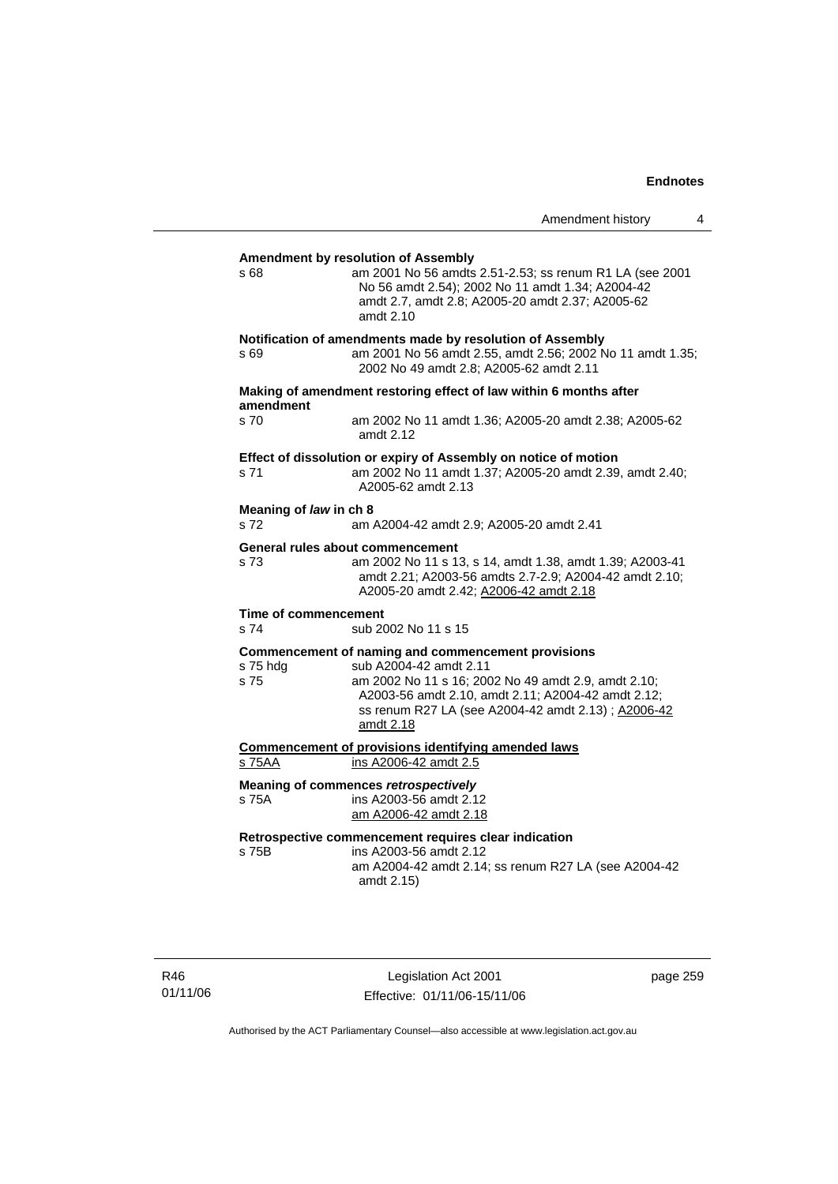**Amendment by resolution of Assembly**

s 68 am 2001 No 56 amdts 2.51-2.53; ss renum R1 LA (see 2001 No 56 amdt 2.54); 2002 No 11 amdt 1.34; A2004-42 amdt 2.7, amdt 2.8; A2005-20 amdt 2.37; A2005-62 amdt 2.10

**Notification of amendments made by resolution of Assembly**

s 69 am 2001 No 56 amdt 2.55, amdt 2.56; 2002 No 11 amdt 1.35; 2002 No 49 amdt 2.8; A2005-62 amdt 2.11

**Making of amendment restoring effect of law within 6 months after amendment**

s 70 am 2002 No 11 amdt 1.36; A2005-20 amdt 2.38; A2005-62 amdt 2.12

**Effect of dissolution or expiry of Assembly on notice of motion**

s 71 am 2002 No 11 amdt 1.37; A2005-20 amdt 2.39, amdt 2.40; A2005-62 amdt 2.13

**Meaning of *law* in ch 8**

s 72 am A2004-42 amdt 2.9; A2005-20 amdt 2.41

**General rules about commencement**

s 73 am 2002 No 11 s 13, s 14, amdt 1.38, amdt 1.39; A2003-41 amdt 2.21; A2003-56 amdts 2.7-2.9; A2004-42 amdt 2.10; A2005-20 amdt 2.42; A2006-42 amdt 2.18

**Time of commencement**

s 74 sub 2002 No 11 s 15

**Commencement of naming and commencement provisions**

s 75 hdg sub A2004-42 amdt 2.11

s 75 am 2002 No 11 s 16; 2002 No 49 amdt 2.9, amdt 2.10; A2003-56 amdt 2.10, amdt 2.11; A2004-42 amdt 2.12; ss renum R27 LA (see A2004-42 amdt 2.13) ; A2006-42 amdt 2.18

**Commencement of provisions identifying amended laws**

s 75AA ins A2006-42 amdt 2.5

**Meaning of commences *retrospectively***

s 75A ins A2003-56 amdt 2.12
am A2006-42 amdt 2.18

**Retrospective commencement requires clear indication**

s 75B ins A2003-56 amdt 2.12
am A2004-42 amdt 2.14; ss renum R27 LA (see A2004-42 amdt 2.15)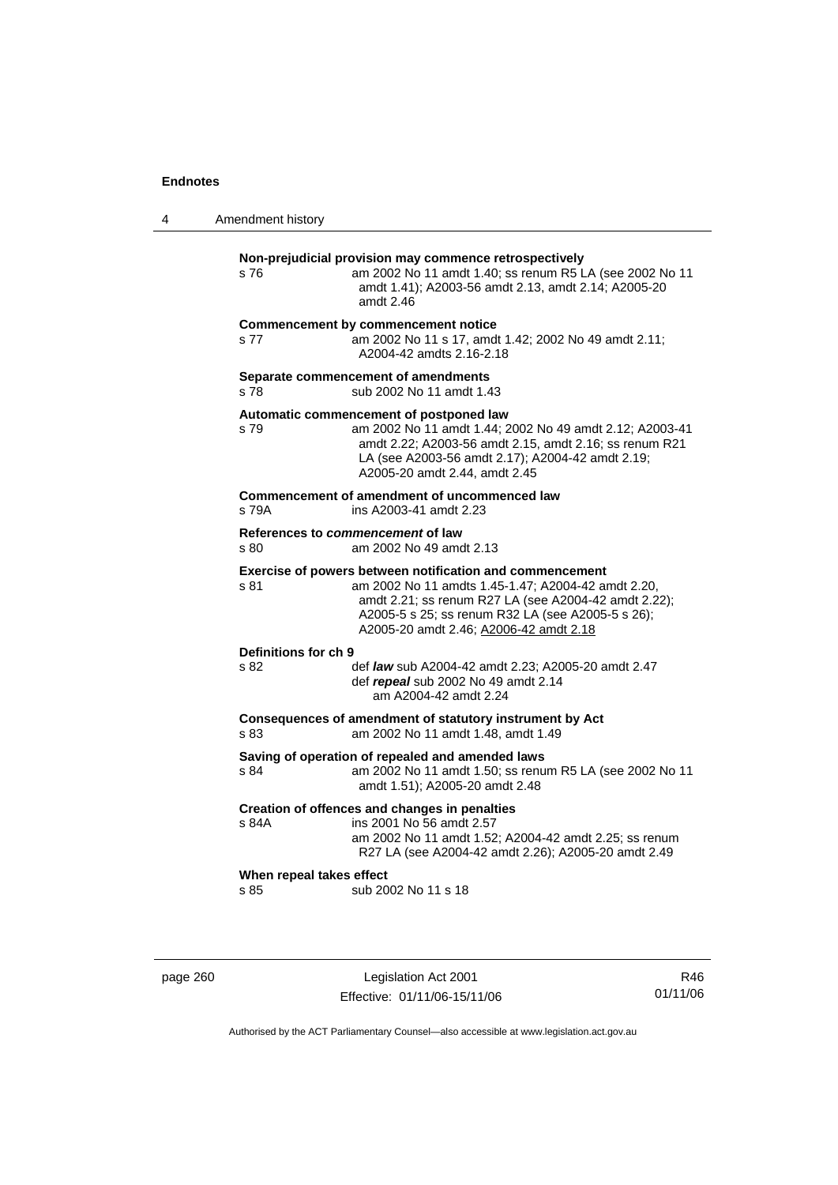**Non-prejudicial provision may commence retrospectively**

s 76 am 2002 No 11 amdt 1.40; ss renum R5 LA (see 2002 No 11 amdt 1.41); A2003-56 amdt 2.13, amdt 2.14; A2005-20 amdt 2.46

**Commencement by commencement notice**

s 77 am 2002 No 11 s 17, amdt 1.42; 2002 No 49 amdt 2.11; A2004-42 amdts 2.16-2.18

**Separate commencement of amendments**

s 78 sub 2002 No 11 amdt 1.43

**Automatic commencement of postponed law**

s 79 am 2002 No 11 amdt 1.44; 2002 No 49 amdt 2.12; A2003-41 amdt 2.22; A2003-56 amdt 2.15, amdt 2.16; ss renum R21 LA (see A2003-56 amdt 2.17); A2004-42 amdt 2.19; A2005-20 amdt 2.44, amdt 2.45

**Commencement of amendment of uncommenced law**

s 79A ins A2003-41 amdt 2.23

**References to *commencement* of law**

s 80 am 2002 No 49 amdt 2.13

**Exercise of powers between notification and commencement**

s 81 am 2002 No 11 amdts 1.45-1.47; A2004-42 amdt 2.20, amdt 2.21; ss renum R27 LA (see A2004-42 amdt 2.22); A2005-5 s 25; ss renum R32 LA (see A2005-5 s 26); A2005-20 amdt 2.46; A2006-42 amdt 2.18

**Definitions for ch 9**

s 82 def ***law*** sub A2004-42 amdt 2.23; A2005-20 amdt 2.47
def ***repeal*** sub 2002 No 49 amdt 2.14
am A2004-42 amdt 2.24

**Consequences of amendment of statutory instrument by Act**

s 83 am 2002 No 11 amdt 1.48, amdt 1.49

**Saving of operation of repealed and amended laws**

s 84 am 2002 No 11 amdt 1.50; ss renum R5 LA (see 2002 No 11 amdt 1.51); A2005-20 amdt 2.48

**Creation of offences and changes in penalties**

s 84A ins 2001 No 56 amdt 2.57
am 2002 No 11 amdt 1.52; A2004-42 amdt 2.25; ss renum R27 LA (see A2004-42 amdt 2.26); A2005-20 amdt 2.49

**When repeal takes effect**

s 85 sub 2002 No 11 s 18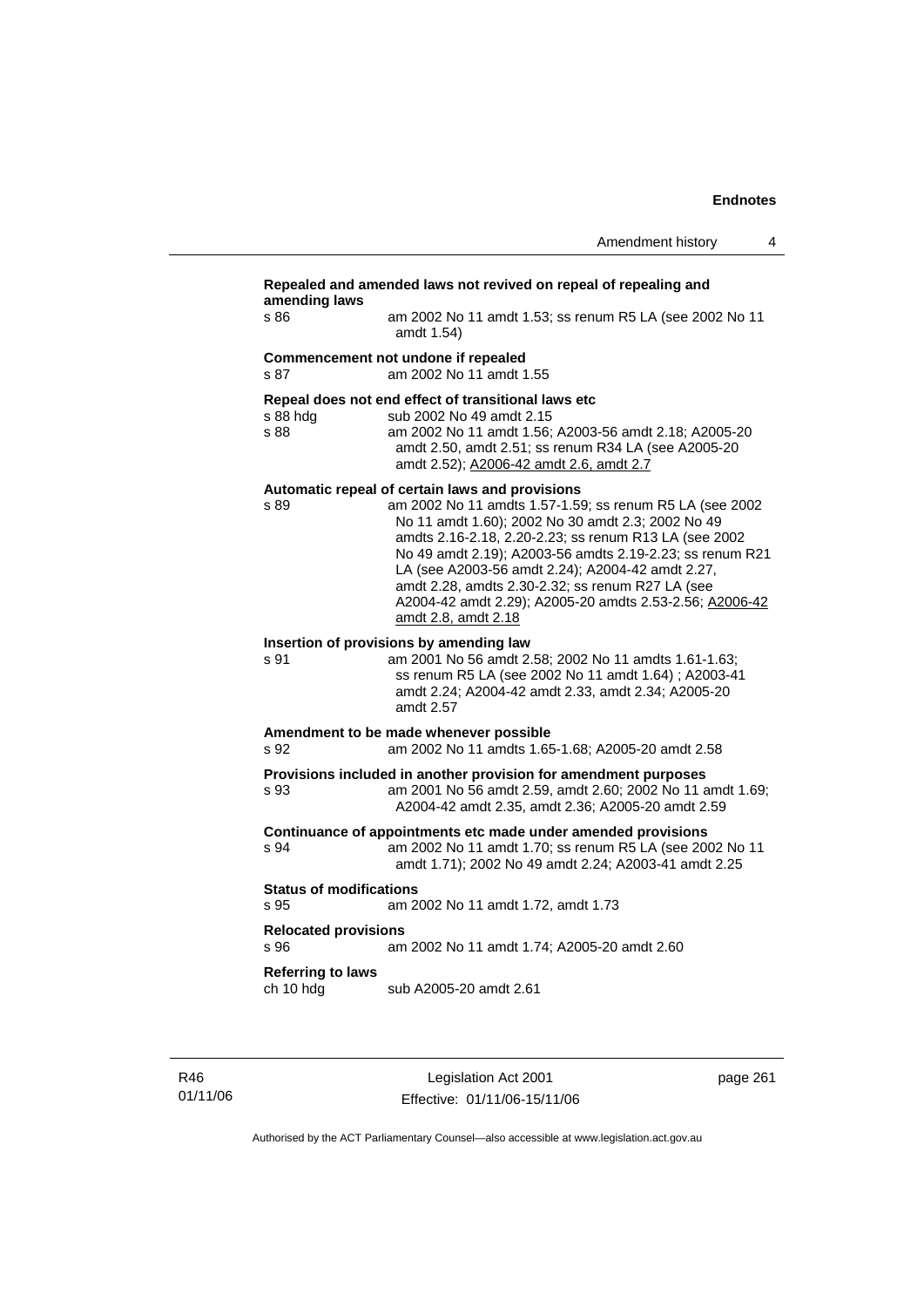**Repealed and amended laws not revived on repeal of repealing and amending laws**

s 86 am 2002 No 11 amdt 1.53; ss renum R5 LA (see 2002 No 11 amdt 1.54)

**Commencement not undone if repealed**

s 87 am 2002 No 11 amdt 1.55

**Repeal does not end effect of transitional laws etc**

s 88 hdg sub 2002 No 49 amdt 2.15

s 88 am 2002 No 11 amdt 1.56; A2003-56 amdt 2.18; A2005-20 amdt 2.50, amdt 2.51; ss renum R34 LA (see A2005-20 amdt 2.52); A2006-42 amdt 2.6, amdt 2.7

**Automatic repeal of certain laws and provisions**

s 89 am 2002 No 11 amdts 1.57-1.59; ss renum R5 LA (see 2002 No 11 amdt 1.60); 2002 No 30 amdt 2.3; 2002 No 49 amdts 2.16-2.18, 2.20-2.23; ss renum R13 LA (see 2002 No 49 amdt 2.19); A2003-56 amdts 2.19-2.23; ss renum R21 LA (see A2003-56 amdt 2.24); A2004-42 amdt 2.27, amdt 2.28, amdts 2.30-2.32; ss renum R27 LA (see A2004-42 amdt 2.29); A2005-20 amdts 2.53-2.56; A2006-42 amdt 2.8, amdt 2.18

**Insertion of provisions by amending law**

s 91 am 2001 No 56 amdt 2.58; 2002 No 11 amdts 1.61-1.63; ss renum R5 LA (see 2002 No 11 amdt 1.64) ; A2003-41 amdt 2.24; A2004-42 amdt 2.33, amdt 2.34; A2005-20 amdt 2.57

**Amendment to be made whenever possible**

s 92 am 2002 No 11 amdts 1.65-1.68; A2005-20 amdt 2.58

**Provisions included in another provision for amendment purposes**

s 93 am 2001 No 56 amdt 2.59, amdt 2.60; 2002 No 11 amdt 1.69; A2004-42 amdt 2.35, amdt 2.36; A2005-20 amdt 2.59

**Continuance of appointments etc made under amended provisions**

s 94 am 2002 No 11 amdt 1.70; ss renum R5 LA (see 2002 No 11 amdt 1.71); 2002 No 49 amdt 2.24; A2003-41 amdt 2.25

**Status of modifications**

s 95 am 2002 No 11 amdt 1.72, amdt 1.73

**Relocated provisions**

s 96 am 2002 No 11 amdt 1.74; A2005-20 amdt 2.60

**Referring to laws**

ch 10 hdg sub A2005-20 amdt 2.61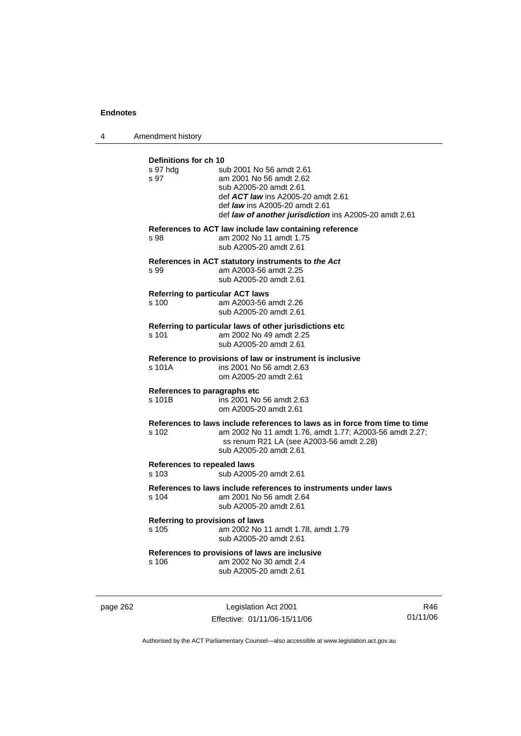**Definitions for ch 10**

s 97 hdg sub 2001 No 56 amdt 2.61

s 97 am 2001 No 56 amdt 2.62
sub A2005-20 amdt 2.61
def ***ACT law*** ins A2005-20 amdt 2.61
def ***law*** ins A2005-20 amdt 2.61
def ***law of another jurisdiction*** ins A2005-20 amdt 2.61

**References to ACT law include law containing reference**

s 98 am 2002 No 11 amdt 1.75
sub A2005-20 amdt 2.61

**References in ACT statutory instruments to *the Act***

s 99 am A2003-56 amdt 2.25
sub A2005-20 amdt 2.61

**Referring to particular ACT laws**

s 100 am A2003-56 amdt 2.26
sub A2005-20 amdt 2.61

**Referring to particular laws of other jurisdictions etc**

s 101 am 2002 No 49 amdt 2.25
sub A2005-20 amdt 2.61

**Reference to provisions of law or instrument is inclusive**

s 101A ins 2001 No 56 amdt 2.63
om A2005-20 amdt 2.61

**References to paragraphs etc**

s 101B ins 2001 No 56 amdt 2.63
om A2005-20 amdt 2.61

**References to laws include references to laws as in force from time to time**

s 102 am 2002 No 11 amdt 1.76, amdt 1.77; A2003-56 amdt 2.27; ss renum R21 LA (see A2003-56 amdt 2.28)
sub A2005-20 amdt 2.61

**References to repealed laws**

s 103 sub A2005-20 amdt 2.61

**References to laws include references to instruments under laws**

s 104 am 2001 No 56 amdt 2.64
sub A2005-20 amdt 2.61

**Referring to provisions of laws**

s 105 am 2002 No 11 amdt 1.78, amdt 1.79
sub A2005-20 amdt 2.61

**References to provisions of laws are inclusive**

s 106 am 2002 No 30 amdt 2.4
sub A2005-20 amdt 2.61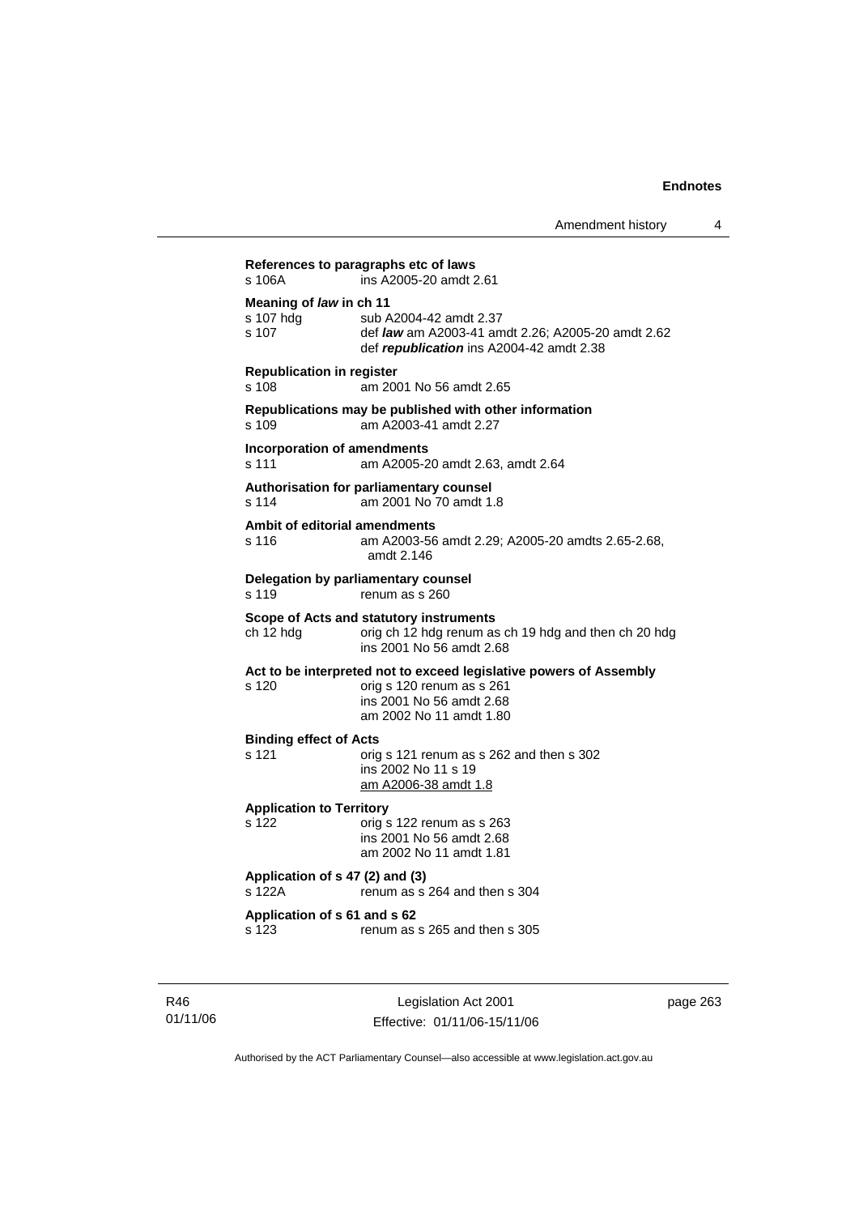**References to paragraphs etc of laws**
s 106A ins A2005-20 amdt 2.61

**Meaning of *law* in ch 11**
s 107 hdg sub A2004-42 amdt 2.37
s 107 def ***law*** am A2003-41 amdt 2.26; A2005-20 amdt 2.62
def ***republication*** ins A2004-42 amdt 2.38

**Republication in register**
s 108 am 2001 No 56 amdt 2.65

**Republications may be published with other information**
s 109 am A2003-41 amdt 2.27

**Incorporation of amendments**
s 111 am A2005-20 amdt 2.63, amdt 2.64

**Authorisation for parliamentary counsel**
s 114 am 2001 No 70 amdt 1.8

**Ambit of editorial amendments**
s 116 am A2003-56 amdt 2.29; A2005-20 amdts 2.65-2.68, amdt 2.146

**Delegation by parliamentary counsel**
s 119 renum as s 260

**Scope of Acts and statutory instruments**
ch 12 hdg orig ch 12 hdg renum as ch 19 hdg and then ch 20 hdg
ins 2001 No 56 amdt 2.68

**Act to be interpreted not to exceed legislative powers of Assembly**
s 120 orig s 120 renum as s 261
ins 2001 No 56 amdt 2.68
am 2002 No 11 amdt 1.80

**Binding effect of Acts**
s 121 orig s 121 renum as s 262 and then s 302
ins 2002 No 11 s 19
am A2006-38 amdt 1.8

**Application to Territory**
s 122 orig s 122 renum as s 263
ins 2001 No 56 amdt 2.68
am 2002 No 11 amdt 1.81

**Application of s 47 (2) and (3)**
s 122A renum as s 264 and then s 304

**Application of s 61 and s 62**
s 123 renum as s 265 and then s 305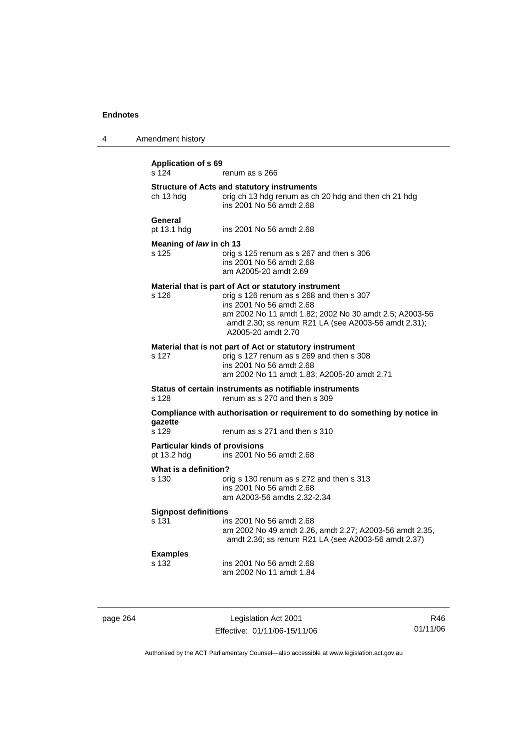**Application of s 69**
s 124 renum as s 266

**Structure of Acts and statutory instruments**
ch 13 hdg orig ch 13 hdg renum as ch 20 hdg and then ch 21 hdg
ins 2001 No 56 amdt 2.68

**General**
pt 13.1 hdg ins 2001 No 56 amdt 2.68

**Meaning of *law* in ch 13**
s 125 orig s 125 renum as s 267 and then s 306
ins 2001 No 56 amdt 2.68
am A2005-20 amdt 2.69

**Material that is part of Act or statutory instrument**
s 126 orig s 126 renum as s 268 and then s 307
ins 2001 No 56 amdt 2.68
am 2002 No 11 amdt 1.82; 2002 No 30 amdt 2.5; A2003-56 amdt 2.30; ss renum R21 LA (see A2003-56 amdt 2.31); A2005-20 amdt 2.70

**Material that is not part of Act or statutory instrument**
s 127 orig s 127 renum as s 269 and then s 308
ins 2001 No 56 amdt 2.68
am 2002 No 11 amdt 1.83; A2005-20 amdt 2.71

**Status of certain instruments as notifiable instruments**
s 128 renum as s 270 and then s 309

**Compliance with authorisation or requirement to do something by notice in gazette**
s 129 renum as s 271 and then s 310

**Particular kinds of provisions**
pt 13.2 hdg ins 2001 No 56 amdt 2.68

**What is a definition?**
s 130 orig s 130 renum as s 272 and then s 313
ins 2001 No 56 amdt 2.68
am A2003-56 amdts 2.32-2.34

**Signpost definitions**
s 131 ins 2001 No 56 amdt 2.68
am 2002 No 49 amdt 2.26, amdt 2.27; A2003-56 amdt 2.35, amdt 2.36; ss renum R21 LA (see A2003-56 amdt 2.37)

**Examples**
s 132 ins 2001 No 56 amdt 2.68
am 2002 No 11 amdt 1.84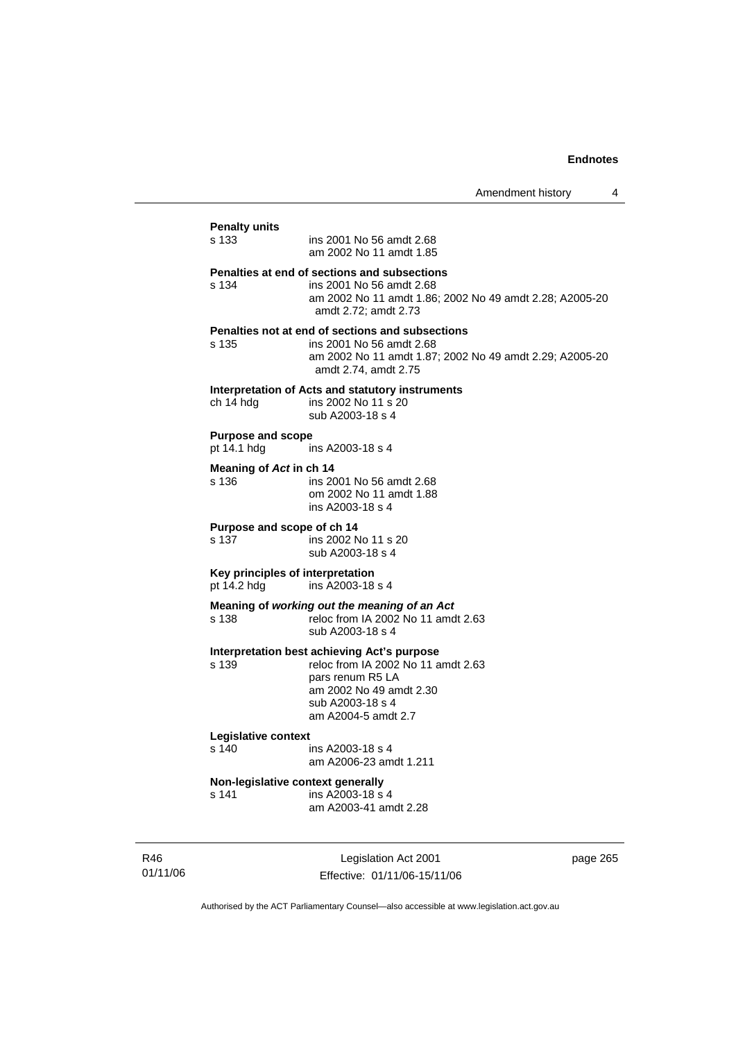**Penalty units**

s 133 ins 2001 No 56 amdt 2.68
am 2002 No 11 amdt 1.85

**Penalties at end of sections and subsections**

s 134 ins 2001 No 56 amdt 2.68
am 2002 No 11 amdt 1.86; 2002 No 49 amdt 2.28; A2005-20 amdt 2.72; amdt 2.73

**Penalties not at end of sections and subsections**

s 135 ins 2001 No 56 amdt 2.68
am 2002 No 11 amdt 1.87; 2002 No 49 amdt 2.29; A2005-20 amdt 2.74, amdt 2.75

**Interpretation of Acts and statutory instruments**

ch 14 hdg ins 2002 No 11 s 20
sub A2003-18 s 4

**Purpose and scope**

pt 14.1 hdg ins A2003-18 s 4

**Meaning of *Act* in ch 14**

s 136 ins 2001 No 56 amdt 2.68
om 2002 No 11 amdt 1.88
ins A2003-18 s 4

**Purpose and scope of ch 14**

s 137 ins 2002 No 11 s 20
sub A2003-18 s 4

**Key principles of interpretation**

pt 14.2 hdg ins A2003-18 s 4

**Meaning of *working out the meaning of an Act***

s 138 reloc from IA 2002 No 11 amdt 2.63
sub A2003-18 s 4

**Interpretation best achieving Act's purpose**

s 139 reloc from IA 2002 No 11 amdt 2.63
pars renum R5 LA
am 2002 No 49 amdt 2.30
sub A2003-18 s 4
am A2004-5 amdt 2.7

**Legislative context**

s 140 ins A2003-18 s 4
am A2006-23 amdt 1.211

**Non-legislative context generally**

s 141 ins A2003-18 s 4
am A2003-41 amdt 2.28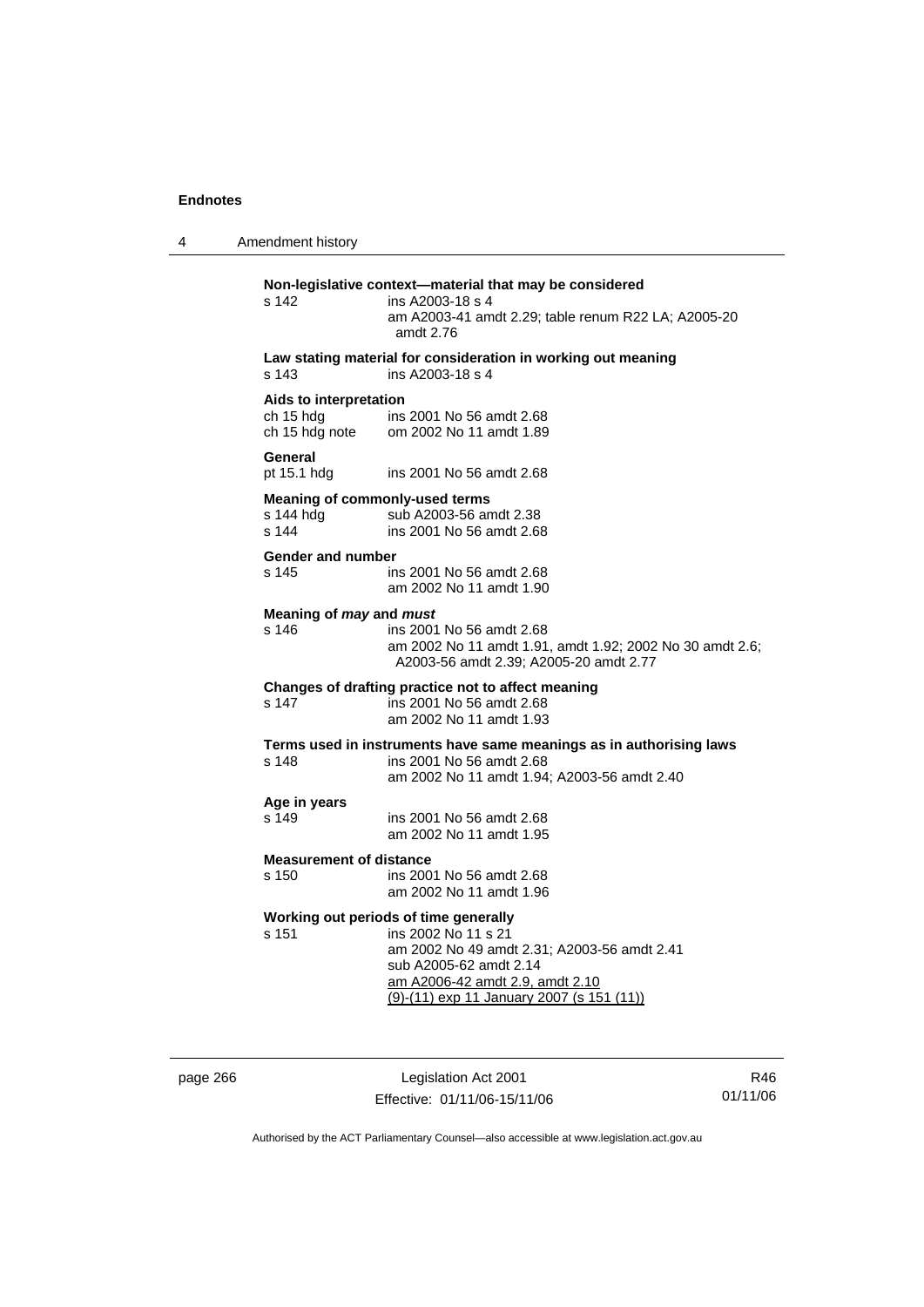**Non-legislative context—material that may be considered**

s 142 ins A2003-18 s 4
am A2003-41 amdt 2.29; table renum R22 LA; A2005-20 amdt 2.76

**Law stating material for consideration in working out meaning**

s 143 ins A2003-18 s 4

**Aids to interpretation**

ch 15 hdg ins 2001 No 56 amdt 2.68
ch 15 hdg note om 2002 No 11 amdt 1.89

**General**

pt 15.1 hdg ins 2001 No 56 amdt 2.68

**Meaning of commonly-used terms**

s 144 hdg sub A2003-56 amdt 2.38
s 144 ins 2001 No 56 amdt 2.68

**Gender and number**

s 145 ins 2001 No 56 amdt 2.68
am 2002 No 11 amdt 1.90

**Meaning of *may* and *must***

s 146 ins 2001 No 56 amdt 2.68
am 2002 No 11 amdt 1.91, amdt 1.92; 2002 No 30 amdt 2.6; A2003-56 amdt 2.39; A2005-20 amdt 2.77

**Changes of drafting practice not to affect meaning**

s 147 ins 2001 No 56 amdt 2.68
am 2002 No 11 amdt 1.93

**Terms used in instruments have same meanings as in authorising laws**

s 148 ins 2001 No 56 amdt 2.68
am 2002 No 11 amdt 1.94; A2003-56 amdt 2.40

**Age in years**

s 149 ins 2001 No 56 amdt 2.68
am 2002 No 11 amdt 1.95

**Measurement of distance**

s 150 ins 2001 No 56 amdt 2.68
am 2002 No 11 amdt 1.96

**Working out periods of time generally**

s 151 ins 2002 No 11 s 21
am 2002 No 49 amdt 2.31; A2003-56 amdt 2.41
sub A2005-62 amdt 2.14
am A2006-42 amdt 2.9, amdt 2.10
(9)-(11) exp 11 January 2007 (s 151 (11))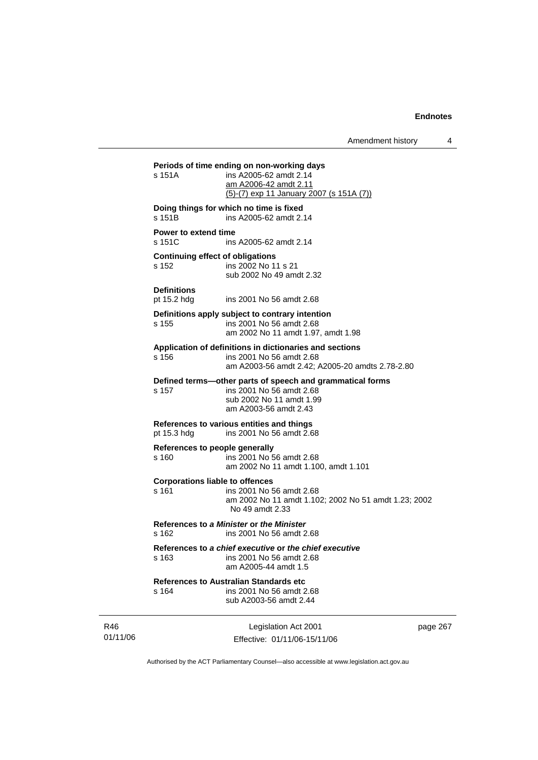**Periods of time ending on non-working days**

s 151A ins A2005-62 amdt 2.14
am A2006-42 amdt 2.11
(5)-(7) exp 11 January 2007 (s 151A (7))

**Doing things for which no time is fixed**

s 151B ins A2005-62 amdt 2.14

**Power to extend time**

s 151C ins A2005-62 amdt 2.14

**Continuing effect of obligations**

s 152 ins 2002 No 11 s 21
sub 2002 No 49 amdt 2.32

**Definitions**

pt 15.2 hdg ins 2001 No 56 amdt 2.68

**Definitions apply subject to contrary intention**

s 155 ins 2001 No 56 amdt 2.68
am 2002 No 11 amdt 1.97, amdt 1.98

**Application of definitions in dictionaries and sections**

s 156 ins 2001 No 56 amdt 2.68
am A2003-56 amdt 2.42; A2005-20 amdts 2.78-2.80

**Defined terms—other parts of speech and grammatical forms**

s 157 ins 2001 No 56 amdt 2.68
sub 2002 No 11 amdt 1.99
am A2003-56 amdt 2.43

**References to various entities and things**

pt 15.3 hdg ins 2001 No 56 amdt 2.68

**References to people generally**

s 160 ins 2001 No 56 amdt 2.68
am 2002 No 11 amdt 1.100, amdt 1.101

**Corporations liable to offences**

s 161 ins 2001 No 56 amdt 2.68
am 2002 No 11 amdt 1.102; 2002 No 51 amdt 1.23; 2002 No 49 amdt 2.33

**References to *a Minister* or *the Minister***

s 162 ins 2001 No 56 amdt 2.68

**References to *a chief executive* or *the chief executive***

s 163 ins 2001 No 56 amdt 2.68
am A2005-44 amdt 1.5

**References to Australian Standards etc**

s 164 ins 2001 No 56 amdt 2.68
sub A2003-56 amdt 2.44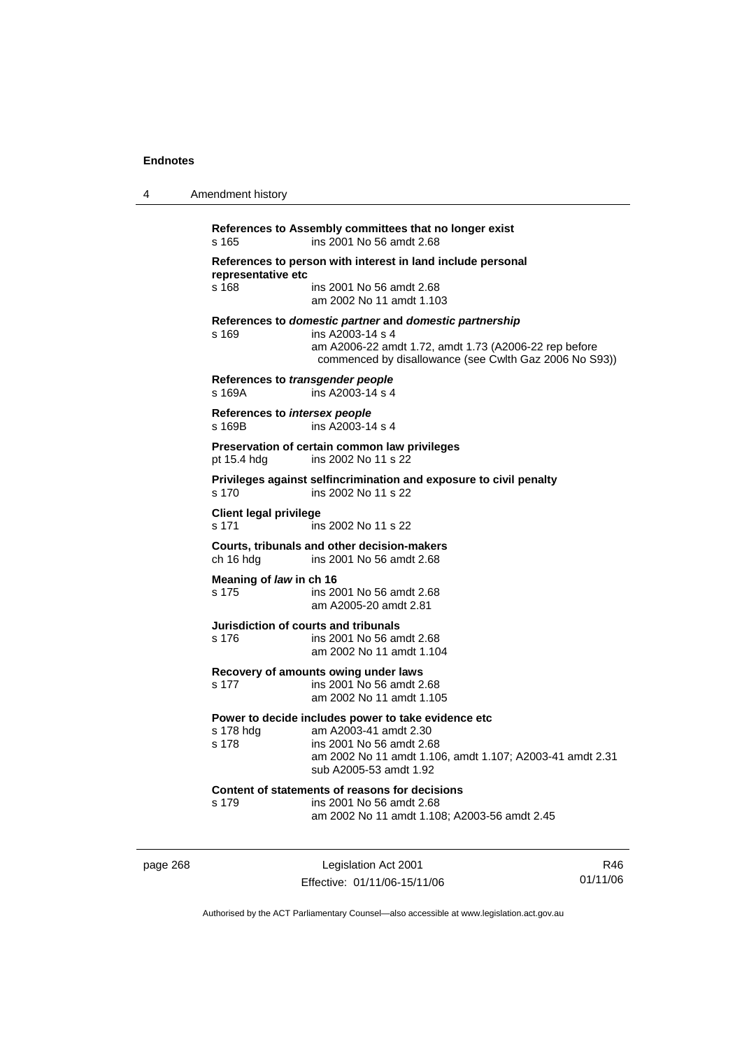**References to Assembly committees that no longer exist**
s 165 ins 2001 No 56 amdt 2.68

**References to person with interest in land include personal representative etc**
s 168 ins 2001 No 56 amdt 2.68
am 2002 No 11 amdt 1.103

**References to *domestic partner* and *domestic partnership***
s 169 ins A2003-14 s 4
am A2006-22 amdt 1.72, amdt 1.73 (A2006-22 rep before commenced by disallowance (see Cwlth Gaz 2006 No S93))

**References to *transgender people***
s 169A ins A2003-14 s 4

**References to *intersex people***
s 169B ins A2003-14 s 4

**Preservation of certain common law privileges**
pt 15.4 hdg ins 2002 No 11 s 22

**Privileges against selfincrimination and exposure to civil penalty**
s 170 ins 2002 No 11 s 22

**Client legal privilege**
s 171 ins 2002 No 11 s 22

**Courts, tribunals and other decision-makers**
ch 16 hdg ins 2001 No 56 amdt 2.68

**Meaning of *law* in ch 16**
s 175 ins 2001 No 56 amdt 2.68
am A2005-20 amdt 2.81

**Jurisdiction of courts and tribunals**
s 176 ins 2001 No 56 amdt 2.68
am 2002 No 11 amdt 1.104

**Recovery of amounts owing under laws**
s 177 ins 2001 No 56 amdt 2.68
am 2002 No 11 amdt 1.105

**Power to decide includes power to take evidence etc**
s 178 hdg am A2003-41 amdt 2.30
s 178 ins 2001 No 56 amdt 2.68
am 2002 No 11 amdt 1.106, amdt 1.107; A2003-41 amdt 2.31
sub A2005-53 amdt 1.92

**Content of statements of reasons for decisions**
s 179 ins 2001 No 56 amdt 2.68
am 2002 No 11 amdt 1.108; A2003-56 amdt 2.45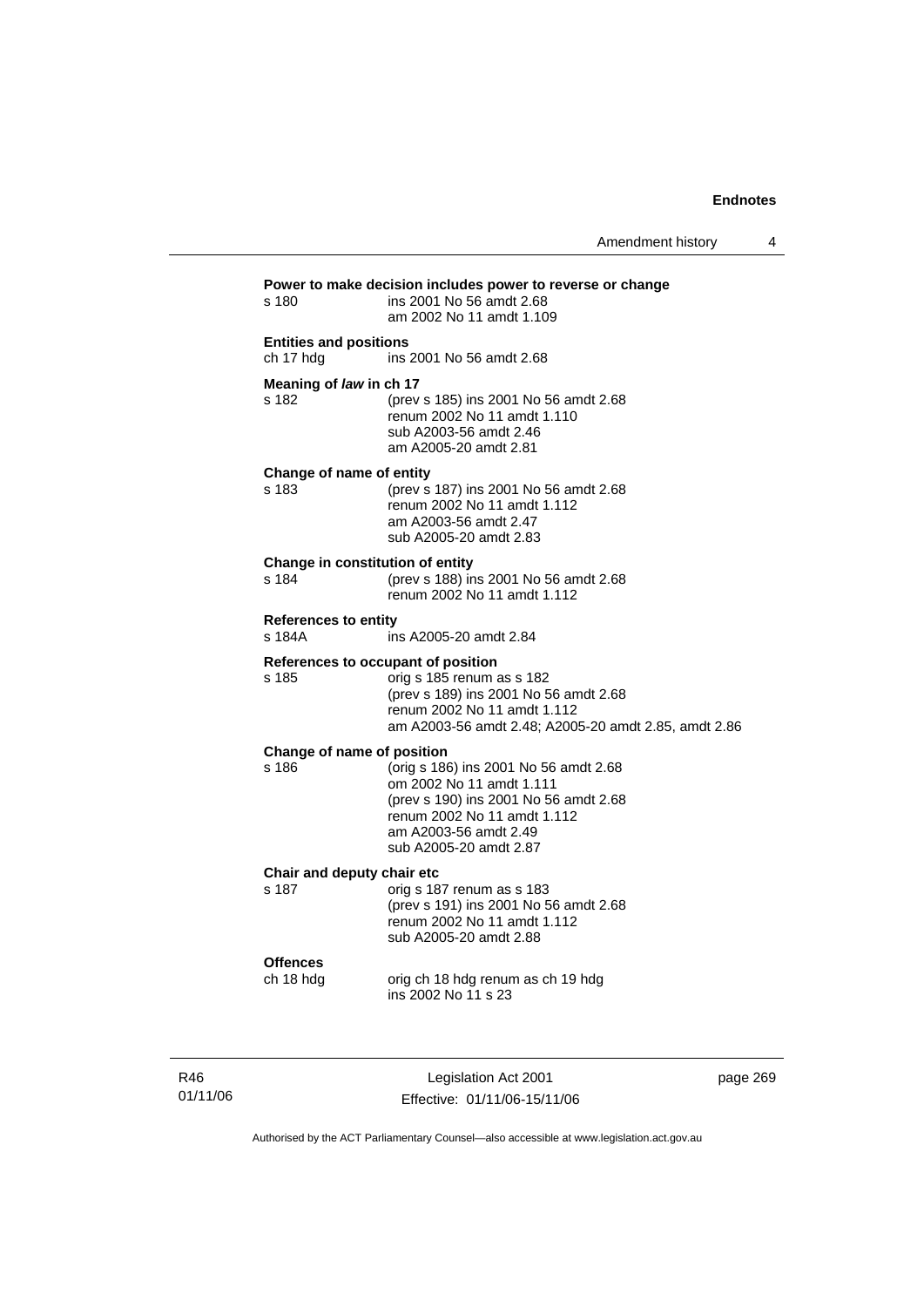**Power to make decision includes power to reverse or change**

s 180 ins 2001 No 56 amdt 2.68
am 2002 No 11 amdt 1.109

**Entities and positions**

ch 17 hdg ins 2001 No 56 amdt 2.68

**Meaning of *law* in ch 17**

s 182 (prev s 185) ins 2001 No 56 amdt 2.68
renum 2002 No 11 amdt 1.110
sub A2003-56 amdt 2.46
am A2005-20 amdt 2.81

**Change of name of entity**

s 183 (prev s 187) ins 2001 No 56 amdt 2.68
renum 2002 No 11 amdt 1.112
am A2003-56 amdt 2.47
sub A2005-20 amdt 2.83

**Change in constitution of entity**

s 184 (prev s 188) ins 2001 No 56 amdt 2.68
renum 2002 No 11 amdt 1.112

**References to entity**

s 184A ins A2005-20 amdt 2.84

**References to occupant of position**

s 185 orig s 185 renum as s 182
(prev s 189) ins 2001 No 56 amdt 2.68
renum 2002 No 11 amdt 1.112
am A2003-56 amdt 2.48; A2005-20 amdt 2.85, amdt 2.86

**Change of name of position**

s 186 (orig s 186) ins 2001 No 56 amdt 2.68
om 2002 No 11 amdt 1.111
(prev s 190) ins 2001 No 56 amdt 2.68
renum 2002 No 11 amdt 1.112
am A2003-56 amdt 2.49
sub A2005-20 amdt 2.87

**Chair and deputy chair etc**

s 187 orig s 187 renum as s 183
(prev s 191) ins 2001 No 56 amdt 2.68
renum 2002 No 11 amdt 1.112
sub A2005-20 amdt 2.88

**Offences**

ch 18 hdg orig ch 18 hdg renum as ch 19 hdg
ins 2002 No 11 s 23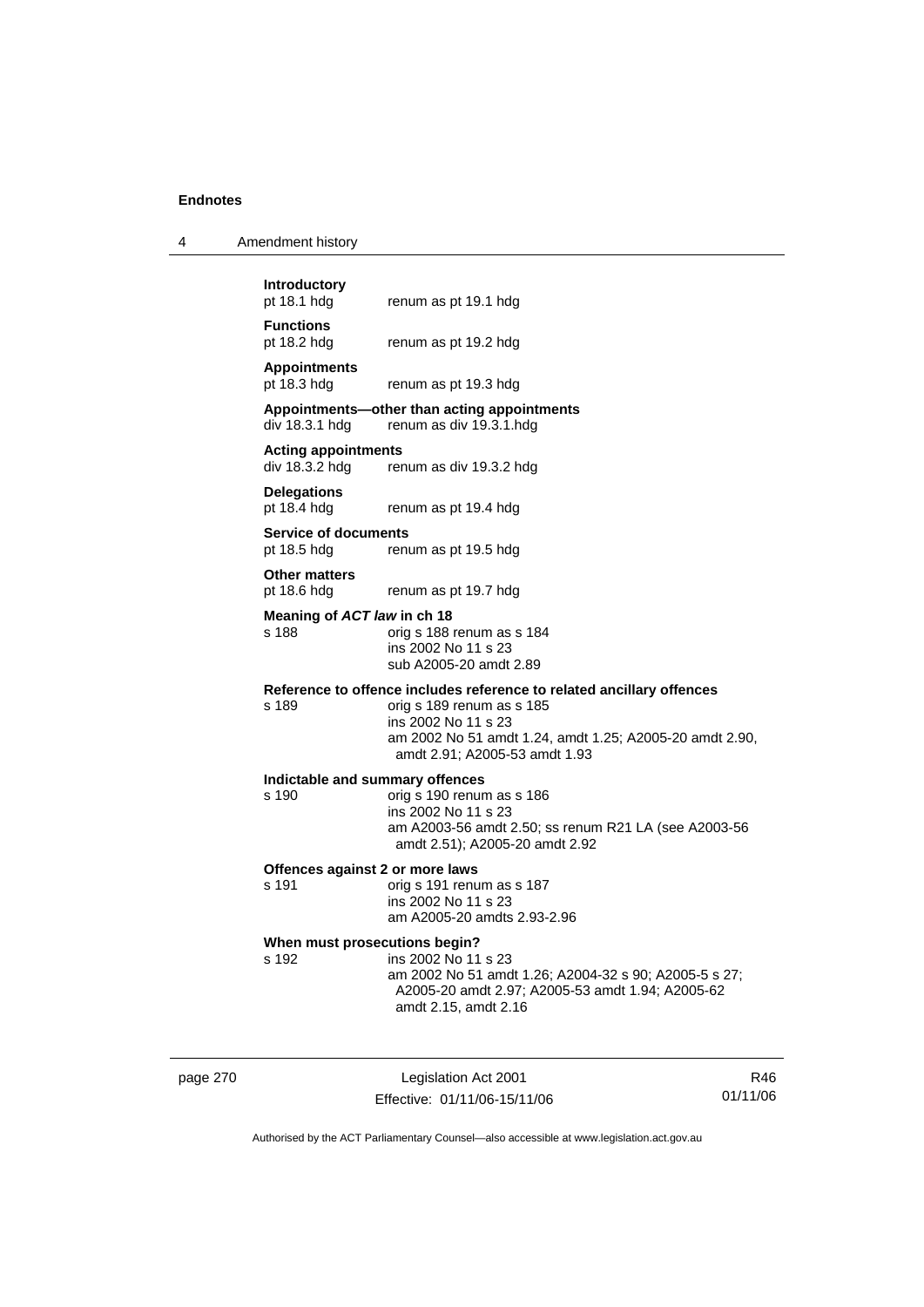**Introductory**
pt 18.1 hdg renum as pt 19.1 hdg

**Functions**
pt 18.2 hdg renum as pt 19.2 hdg

**Appointments**
pt 18.3 hdg renum as pt 19.3 hdg

**Appointments—other than acting appointments**
div 18.3.1 hdg renum as div 19.3.1.hdg

**Acting appointments**
div 18.3.2 hdg renum as div 19.3.2 hdg

**Delegations**
pt 18.4 hdg renum as pt 19.4 hdg

**Service of documents**
pt 18.5 hdg renum as pt 19.5 hdg

**Other matters**
pt 18.6 hdg renum as pt 19.7 hdg

**Meaning of *ACT law* in ch 18**
s 188 orig s 188 renum as s 184
ins 2002 No 11 s 23
sub A2005-20 amdt 2.89

**Reference to offence includes reference to related ancillary offences**
s 189 orig s 189 renum as s 185
ins 2002 No 11 s 23
am 2002 No 51 amdt 1.24, amdt 1.25; A2005-20 amdt 2.90, amdt 2.91; A2005-53 amdt 1.93

**Indictable and summary offences**
s 190 orig s 190 renum as s 186
ins 2002 No 11 s 23
am A2003-56 amdt 2.50; ss renum R21 LA (see A2003-56 amdt 2.51); A2005-20 amdt 2.92

**Offences against 2 or more laws**
s 191 orig s 191 renum as s 187
ins 2002 No 11 s 23
am A2005-20 amdts 2.93-2.96

**When must prosecutions begin?**
s 192 ins 2002 No 11 s 23
am 2002 No 51 amdt 1.26; A2004-32 s 90; A2005-5 s 27; A2005-20 amdt 2.97; A2005-53 amdt 1.94; A2005-62 amdt 2.15, amdt 2.16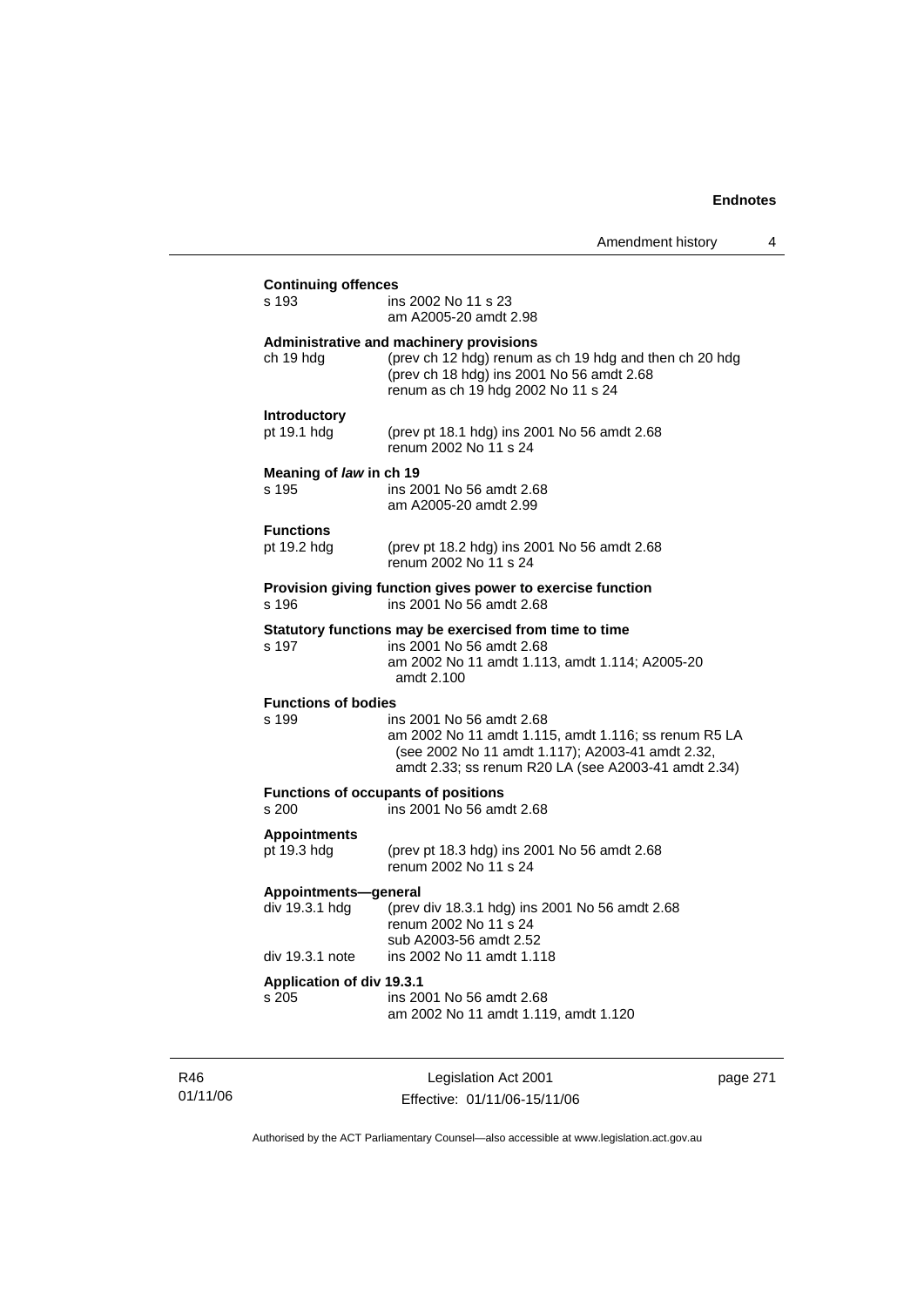**Continuing offences**

| | |
|---|---|
| s 193 | ins 2002 No 11 s 23<br>am A2005-20 amdt 2.98 |

**Administrative and machinery provisions**

| | |
|---|---|
| ch 19 hdg | (prev ch 12 hdg) renum as ch 19 hdg and then ch 20 hdg<br>(prev ch 18 hdg) ins 2001 No 56 amdt 2.68<br>renum as ch 19 hdg 2002 No 11 s 24 |

**Introductory**

| | |
|---|---|
| pt 19.1 hdg | (prev pt 18.1 hdg) ins 2001 No 56 amdt 2.68<br>renum 2002 No 11 s 24 |

**Meaning of *law* in ch 19**

| | |
|---|---|
| s 195 | ins 2001 No 56 amdt 2.68<br>am A2005-20 amdt 2.99 |

**Functions**

| | |
|---|---|
| pt 19.2 hdg | (prev pt 18.2 hdg) ins 2001 No 56 amdt 2.68<br>renum 2002 No 11 s 24 |

**Provision giving function gives power to exercise function**

| | |
|---|---|
| s 196 | ins 2001 No 56 amdt 2.68 |

**Statutory functions may be exercised from time to time**

| | |
|---|---|
| s 197 | ins 2001 No 56 amdt 2.68<br>am 2002 No 11 amdt 1.113, amdt 1.114; A2005-20 amdt 2.100 |

**Functions of bodies**

| | |
|---|---|
| s 199 | ins 2001 No 56 amdt 2.68<br>am 2002 No 11 amdt 1.115, amdt 1.116; ss renum R5 LA (see 2002 No 11 amdt 1.117); A2003-41 amdt 2.32, amdt 2.33; ss renum R20 LA (see A2003-41 amdt 2.34) |

**Functions of occupants of positions**

| | |
|---|---|
| s 200 | ins 2001 No 56 amdt 2.68 |

**Appointments**

| | |
|---|---|
| pt 19.3 hdg | (prev pt 18.3 hdg) ins 2001 No 56 amdt 2.68<br>renum 2002 No 11 s 24 |

**Appointments—general**

| | |
|---|---|
| div 19.3.1 hdg | (prev div 18.3.1 hdg) ins 2001 No 56 amdt 2.68<br>renum 2002 No 11 s 24<br>sub A2003-56 amdt 2.52 |
| div 19.3.1 note | ins 2002 No 11 amdt 1.118 |

**Application of div 19.3.1**

| | |
|---|---|
| s 205 | ins 2001 No 56 amdt 2.68<br>am 2002 No 11 amdt 1.119, amdt 1.120 |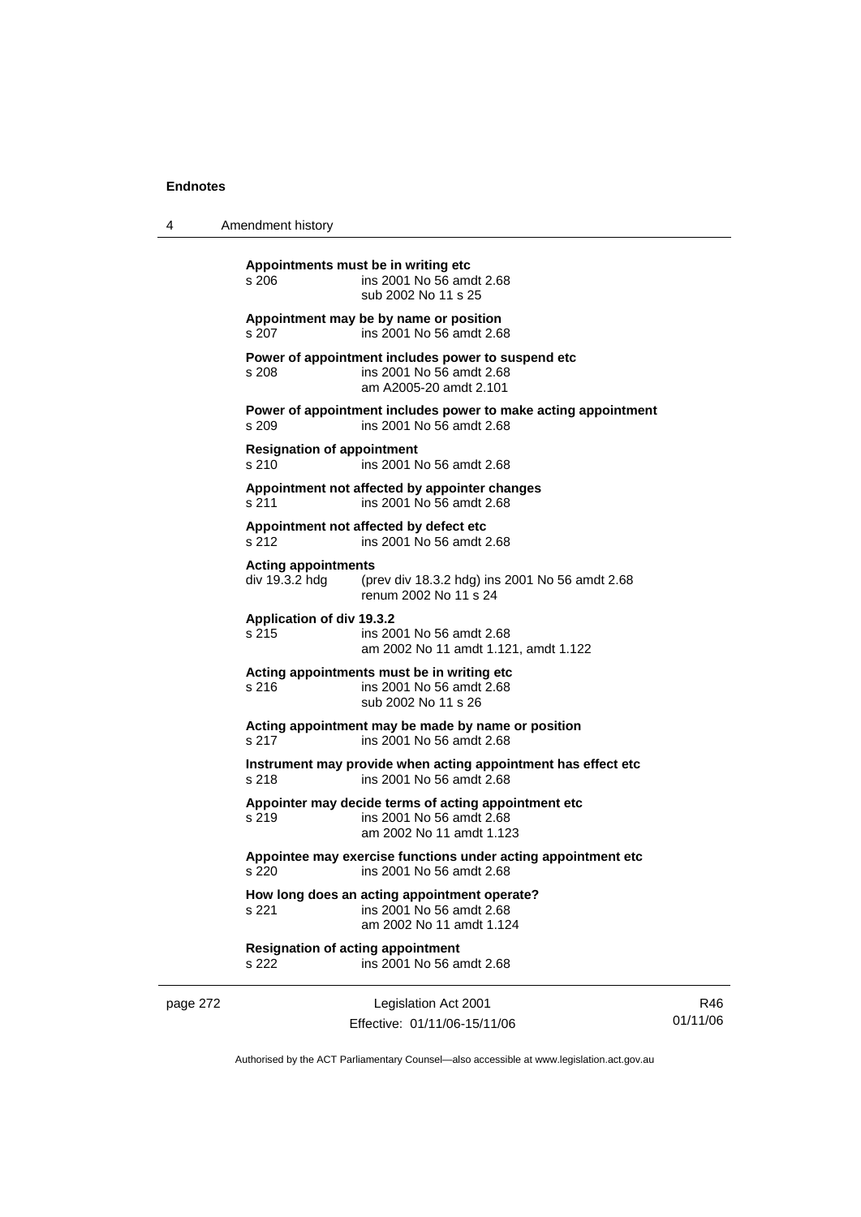**Appointments must be in writing etc**
s 206 ins 2001 No 56 amdt 2.68
sub 2002 No 11 s 25

**Appointment may be by name or position**
s 207 ins 2001 No 56 amdt 2.68

**Power of appointment includes power to suspend etc**
s 208 ins 2001 No 56 amdt 2.68
am A2005-20 amdt 2.101

**Power of appointment includes power to make acting appointment**
s 209 ins 2001 No 56 amdt 2.68

**Resignation of appointment**
s 210 ins 2001 No 56 amdt 2.68

**Appointment not affected by appointer changes**
s 211 ins 2001 No 56 amdt 2.68

**Appointment not affected by defect etc**
s 212 ins 2001 No 56 amdt 2.68

**Acting appointments**
div 19.3.2 hdg (prev div 18.3.2 hdg) ins 2001 No 56 amdt 2.68
renum 2002 No 11 s 24

**Application of div 19.3.2**
s 215 ins 2001 No 56 amdt 2.68
am 2002 No 11 amdt 1.121, amdt 1.122

**Acting appointments must be in writing etc**
s 216 ins 2001 No 56 amdt 2.68
sub 2002 No 11 s 26

**Acting appointment may be made by name or position**
s 217 ins 2001 No 56 amdt 2.68

**Instrument may provide when acting appointment has effect etc**
s 218 ins 2001 No 56 amdt 2.68

**Appointer may decide terms of acting appointment etc**
s 219 ins 2001 No 56 amdt 2.68
am 2002 No 11 amdt 1.123

**Appointee may exercise functions under acting appointment etc**
s 220 ins 2001 No 56 amdt 2.68

**How long does an acting appointment operate?**
s 221 ins 2001 No 56 amdt 2.68
am 2002 No 11 amdt 1.124

**Resignation of acting appointment**
s 222 ins 2001 No 56 amdt 2.68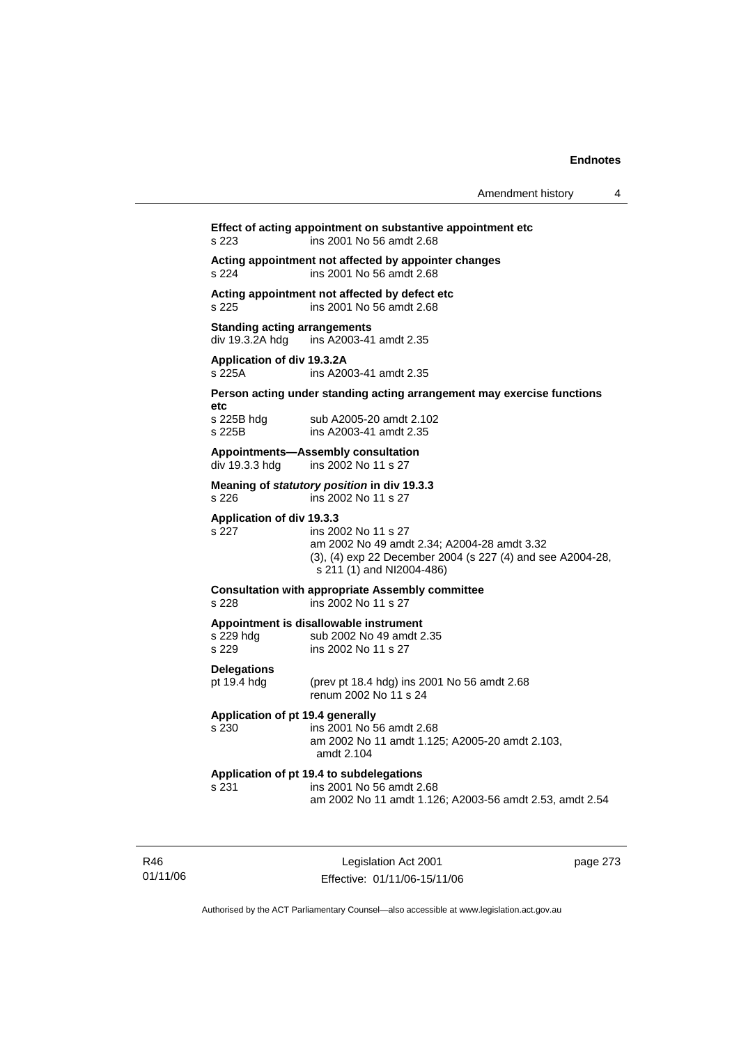**Effect of acting appointment on substantive appointment etc**
s 223 ins 2001 No 56 amdt 2.68

**Acting appointment not affected by appointer changes**
s 224 ins 2001 No 56 amdt 2.68

**Acting appointment not affected by defect etc**
s 225 ins 2001 No 56 amdt 2.68

**Standing acting arrangements**
div 19.3.2A hdg ins A2003-41 amdt 2.35

**Application of div 19.3.2A**
s 225A ins A2003-41 amdt 2.35

**Person acting under standing acting arrangement may exercise functions etc**
s 225B hdg sub A2005-20 amdt 2.102
s 225B ins A2003-41 amdt 2.35

**Appointments—Assembly consultation**
div 19.3.3 hdg ins 2002 No 11 s 27

**Meaning of *statutory position* in div 19.3.3**
s 226 ins 2002 No 11 s 27

**Application of div 19.3.3**
s 227 ins 2002 No 11 s 27
am 2002 No 49 amdt 2.34; A2004-28 amdt 3.32
(3), (4) exp 22 December 2004 (s 227 (4) and see A2004-28, s 211 (1) and NI2004-486)

**Consultation with appropriate Assembly committee**
s 228 ins 2002 No 11 s 27

**Appointment is disallowable instrument**
s 229 hdg sub 2002 No 49 amdt 2.35
s 229 ins 2002 No 11 s 27

**Delegations**
pt 19.4 hdg (prev pt 18.4 hdg) ins 2001 No 56 amdt 2.68
renum 2002 No 11 s 24

**Application of pt 19.4 generally**
s 230 ins 2001 No 56 amdt 2.68
am 2002 No 11 amdt 1.125; A2005-20 amdt 2.103, amdt 2.104

**Application of pt 19.4 to subdelegations**
s 231 ins 2001 No 56 amdt 2.68
am 2002 No 11 amdt 1.126; A2003-56 amdt 2.53, amdt 2.54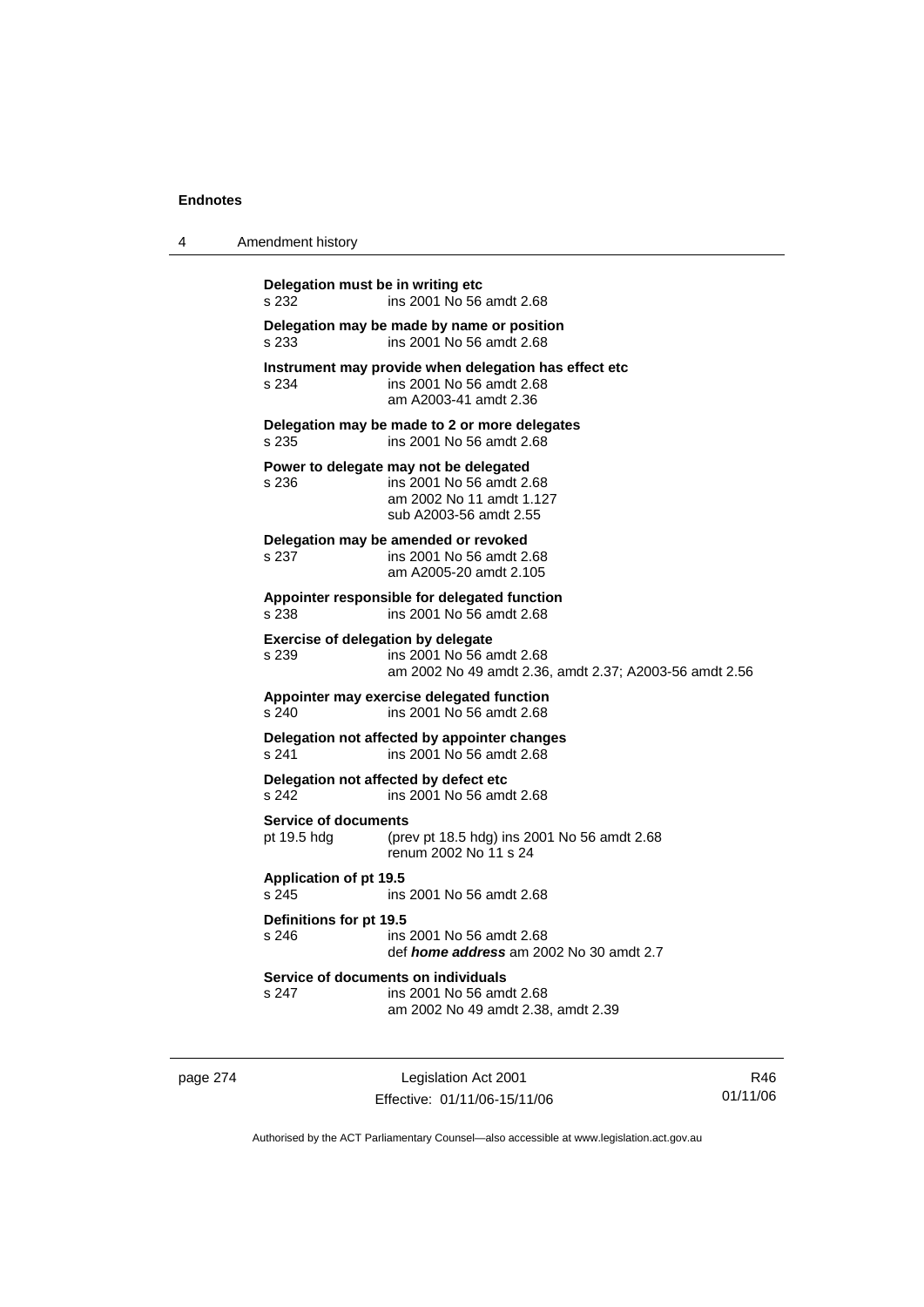**Delegation must be in writing etc**

s 232 ins 2001 No 56 amdt 2.68

**Delegation may be made by name or position**

s 233 ins 2001 No 56 amdt 2.68

**Instrument may provide when delegation has effect etc**

s 234 ins 2001 No 56 amdt 2.68
am A2003-41 amdt 2.36

**Delegation may be made to 2 or more delegates**

s 235 ins 2001 No 56 amdt 2.68

**Power to delegate may not be delegated**

s 236 ins 2001 No 56 amdt 2.68
am 2002 No 11 amdt 1.127
sub A2003-56 amdt 2.55

**Delegation may be amended or revoked**

s 237 ins 2001 No 56 amdt 2.68
am A2005-20 amdt 2.105

**Appointer responsible for delegated function**

s 238 ins 2001 No 56 amdt 2.68

**Exercise of delegation by delegate**

s 239 ins 2001 No 56 amdt 2.68
am 2002 No 49 amdt 2.36, amdt 2.37; A2003-56 amdt 2.56

**Appointer may exercise delegated function**

s 240 ins 2001 No 56 amdt 2.68

**Delegation not affected by appointer changes**

s 241 ins 2001 No 56 amdt 2.68

**Delegation not affected by defect etc**

s 242 ins 2001 No 56 amdt 2.68

**Service of documents**

pt 19.5 hdg (prev pt 18.5 hdg) ins 2001 No 56 amdt 2.68
renum 2002 No 11 s 24

**Application of pt 19.5**

s 245 ins 2001 No 56 amdt 2.68

**Definitions for pt 19.5**

s 246 ins 2001 No 56 amdt 2.68
def ***home address*** am 2002 No 30 amdt 2.7

**Service of documents on individuals**

s 247 ins 2001 No 56 amdt 2.68
am 2002 No 49 amdt 2.38, amdt 2.39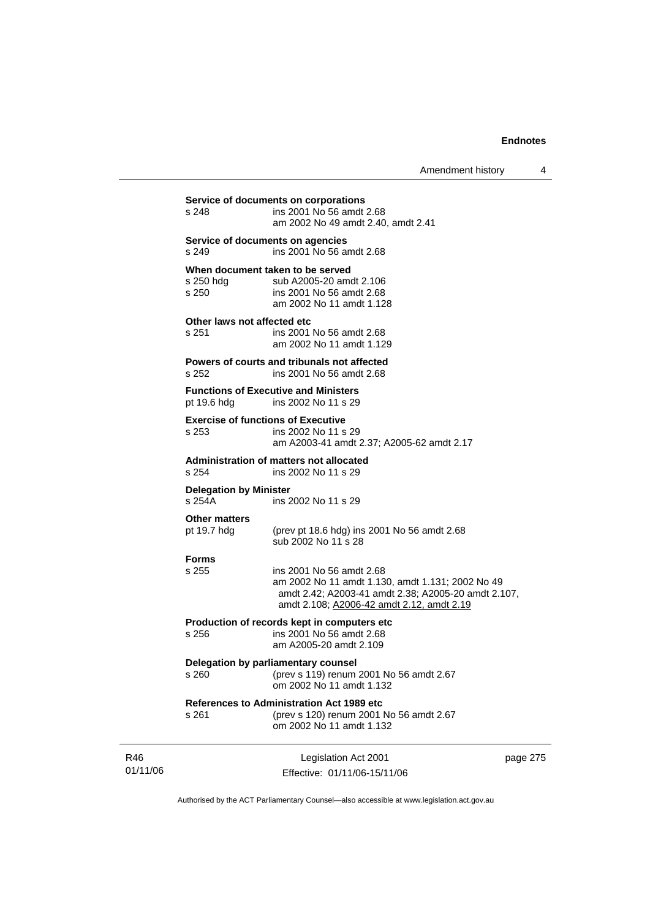**Service of documents on corporations**

s 248 ins 2001 No 56 amdt 2.68
am 2002 No 49 amdt 2.40, amdt 2.41

**Service of documents on agencies**

s 249 ins 2001 No 56 amdt 2.68

**When document taken to be served**

s 250 hdg sub A2005-20 amdt 2.106
s 250 ins 2001 No 56 amdt 2.68
am 2002 No 11 amdt 1.128

**Other laws not affected etc**

s 251 ins 2001 No 56 amdt 2.68
am 2002 No 11 amdt 1.129

**Powers of courts and tribunals not affected**

s 252 ins 2001 No 56 amdt 2.68

**Functions of Executive and Ministers**

pt 19.6 hdg ins 2002 No 11 s 29

**Exercise of functions of Executive**

s 253 ins 2002 No 11 s 29
am A2003-41 amdt 2.37; A2005-62 amdt 2.17

**Administration of matters not allocated**

s 254 ins 2002 No 11 s 29

**Delegation by Minister**

s 254A ins 2002 No 11 s 29

**Other matters**

pt 19.7 hdg (prev pt 18.6 hdg) ins 2001 No 56 amdt 2.68
sub 2002 No 11 s 28

**Forms**

s 255 ins 2001 No 56 amdt 2.68
am 2002 No 11 amdt 1.130, amdt 1.131; 2002 No 49 amdt 2.42; A2003-41 amdt 2.38; A2005-20 amdt 2.107, amdt 2.108; A2006-42 amdt 2.12, amdt 2.19

**Production of records kept in computers etc**

s 256 ins 2001 No 56 amdt 2.68
am A2005-20 amdt 2.109

**Delegation by parliamentary counsel**

s 260 (prev s 119) renum 2001 No 56 amdt 2.67
om 2002 No 11 amdt 1.132

**References to Administration Act 1989 etc**

s 261 (prev s 120) renum 2001 No 56 amdt 2.67
om 2002 No 11 amdt 1.132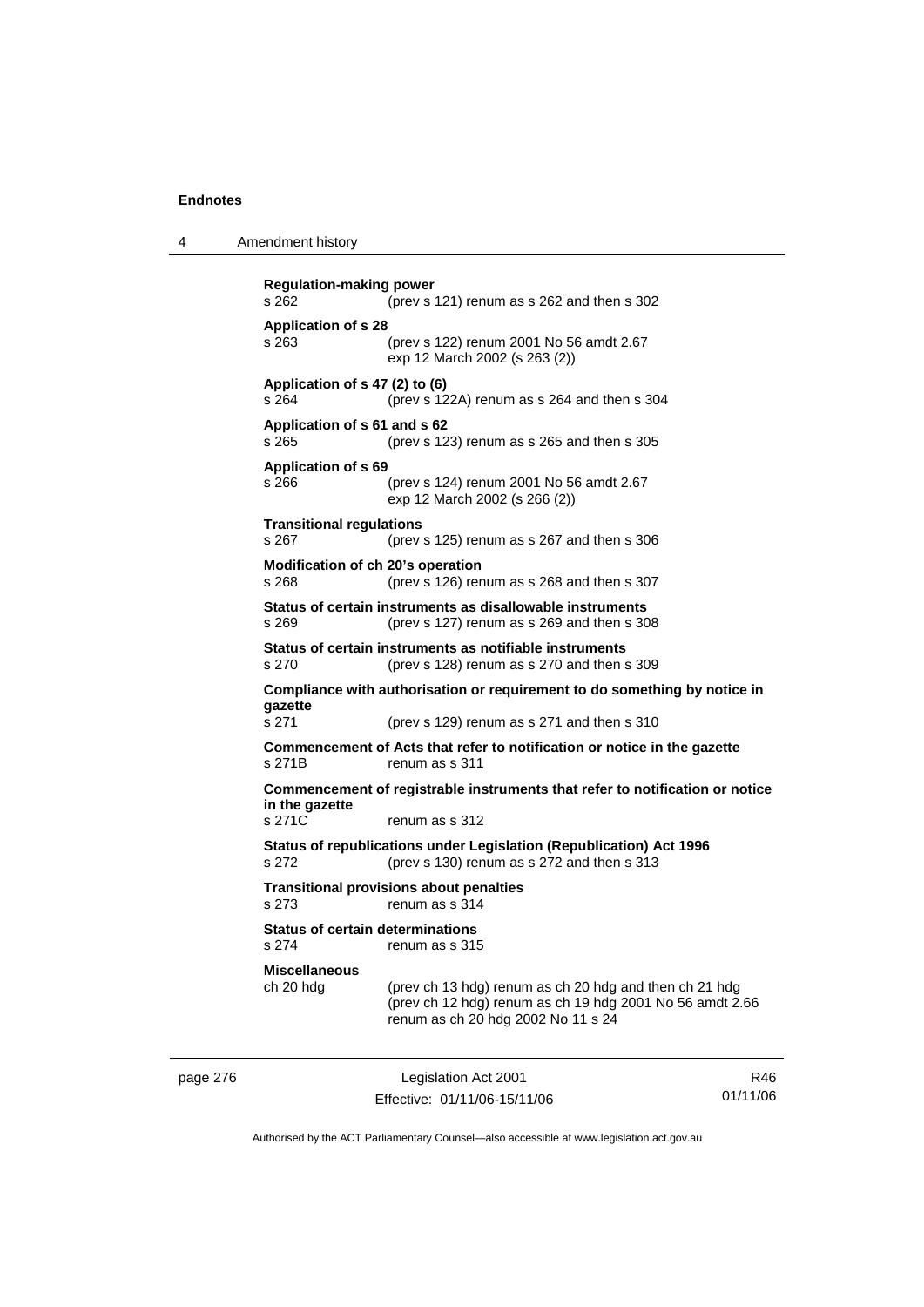**Regulation-making power**
s 262 (prev s 121) renum as s 262 and then s 302

**Application of s 28**
s 263 (prev s 122) renum 2001 No 56 amdt 2.67
exp 12 March 2002 (s 263 (2))

**Application of s 47 (2) to (6)**
s 264 (prev s 122A) renum as s 264 and then s 304

**Application of s 61 and s 62**
s 265 (prev s 123) renum as s 265 and then s 305

**Application of s 69**
s 266 (prev s 124) renum 2001 No 56 amdt 2.67
exp 12 March 2002 (s 266 (2))

**Transitional regulations**
s 267 (prev s 125) renum as s 267 and then s 306

**Modification of ch 20's operation**
s 268 (prev s 126) renum as s 268 and then s 307

**Status of certain instruments as disallowable instruments**
s 269 (prev s 127) renum as s 269 and then s 308

**Status of certain instruments as notifiable instruments**
s 270 (prev s 128) renum as s 270 and then s 309

**Compliance with authorisation or requirement to do something by notice in gazette**
s 271 (prev s 129) renum as s 271 and then s 310

**Commencement of Acts that refer to notification or notice in the gazette**
s 271B renum as s 311

**Commencement of registrable instruments that refer to notification or notice in the gazette**
s 271C renum as s 312

**Status of republications under Legislation (Republication) Act 1996**
s 272 (prev s 130) renum as s 272 and then s 313

**Transitional provisions about penalties**
s 273 renum as s 314

**Status of certain determinations**
s 274 renum as s 315

**Miscellaneous**
ch 20 hdg (prev ch 13 hdg) renum as ch 20 hdg and then ch 21 hdg
(prev ch 12 hdg) renum as ch 19 hdg 2001 No 56 amdt 2.66
renum as ch 20 hdg 2002 No 11 s 24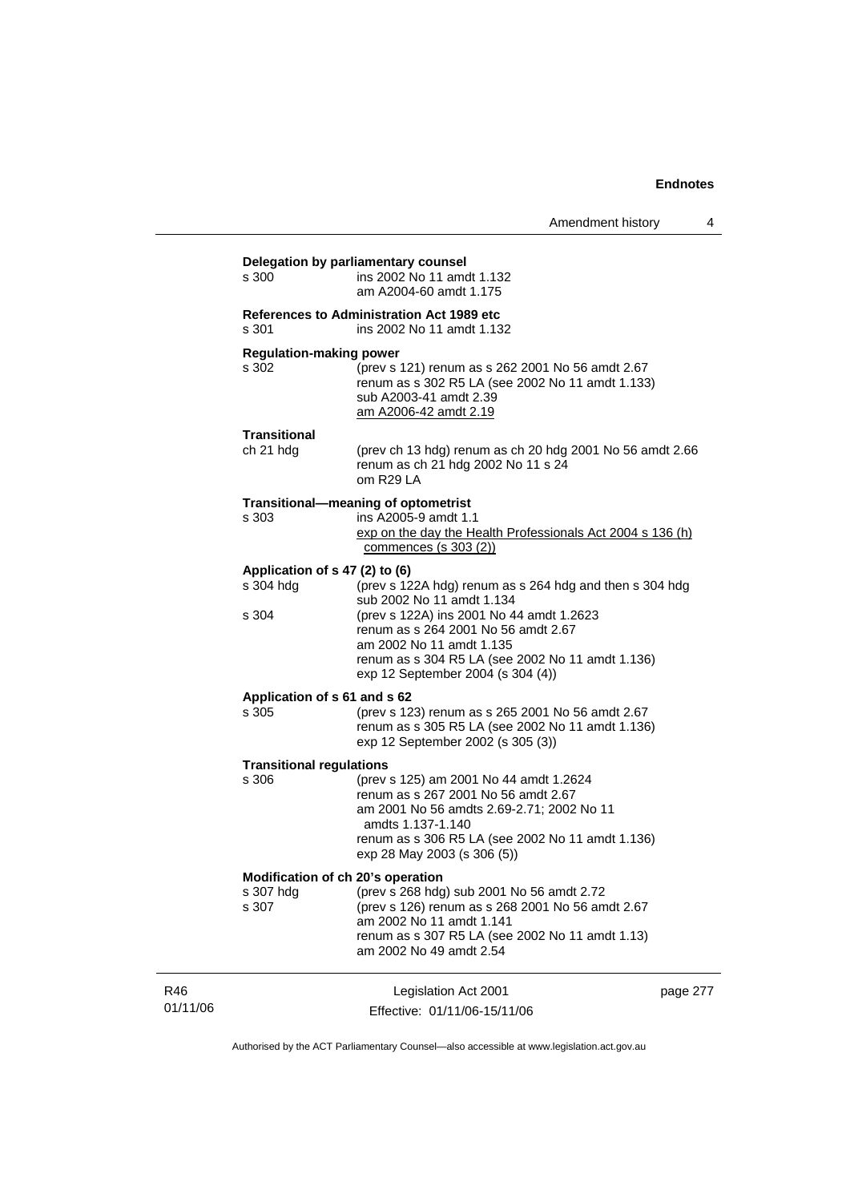**Delegation by parliamentary counsel**

| | |
|---|---|
| s 300 | ins 2002 No 11 amdt 1.132<br>am A2004-60 amdt 1.175 |

**References to Administration Act 1989 etc**

| | |
|---|---|
| s 301 | ins 2002 No 11 amdt 1.132 |

**Regulation-making power**

| | |
|---|---|
| s 302 | (prev s 121) renum as s 262 2001 No 56 amdt 2.67<br>renum as s 302 R5 LA (see 2002 No 11 amdt 1.133)<br>sub A2003-41 amdt 2.39<br>am A2006-42 amdt 2.19 |

**Transitional**

| | |
|---|---|
| ch 21 hdg | (prev ch 13 hdg) renum as ch 20 hdg 2001 No 56 amdt 2.66<br>renum as ch 21 hdg 2002 No 11 s 24<br>om R29 LA |

**Transitional—meaning of optometrist**

| | |
|---|---|
| s 303 | ins A2005-9 amdt 1.1<br>exp on the day the Health Professionals Act 2004 s 136 (h) commences (s 303 (2)) |

**Application of s 47 (2) to (6)**

| | |
|---|---|
| s 304 hdg | (prev s 122A hdg) renum as s 264 hdg and then s 304 hdg<br>sub 2002 No 11 amdt 1.134 |
| s 304 | (prev s 122A) ins 2001 No 44 amdt 1.2623<br>renum as s 264 2001 No 56 amdt 2.67<br>am 2002 No 11 amdt 1.135<br>renum as s 304 R5 LA (see 2002 No 11 amdt 1.136)<br>exp 12 September 2004 (s 304 (4)) |

**Application of s 61 and s 62**

| | |
|---|---|
| s 305 | (prev s 123) renum as s 265 2001 No 56 amdt 2.67<br>renum as s 305 R5 LA (see 2002 No 11 amdt 1.136)<br>exp 12 September 2002 (s 305 (3)) |

**Transitional regulations**

| | |
|---|---|
| s 306 | (prev s 125) am 2001 No 44 amdt 1.2624<br>renum as s 267 2001 No 56 amdt 2.67<br>am 2001 No 56 amdts 2.69-2.71; 2002 No 11 amdts 1.137-1.140<br>renum as s 306 R5 LA (see 2002 No 11 amdt 1.136)<br>exp 28 May 2003 (s 306 (5)) |

**Modification of ch 20's operation**

| | |
|---|---|
| s 307 hdg | (prev s 268 hdg) sub 2001 No 56 amdt 2.72 |
| s 307 | (prev s 126) renum as s 268 2001 No 56 amdt 2.67<br>am 2002 No 11 amdt 1.141<br>renum as s 307 R5 LA (see 2002 No 11 amdt 1.13)<br>am 2002 No 49 amdt 2.54 |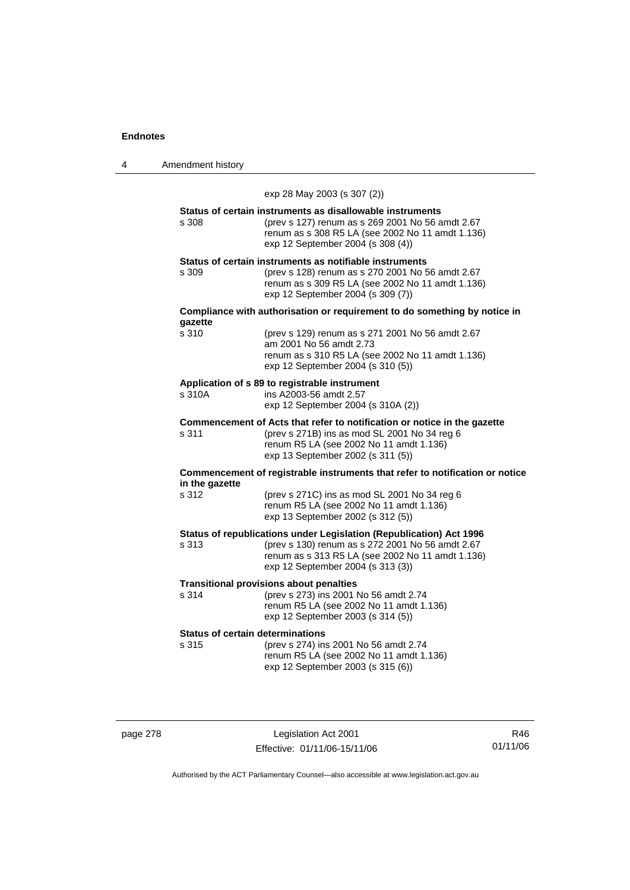exp 28 May 2003 (s 307 (2))

**Status of certain instruments as disallowable instruments**

s 308 — (prev s 127) renum as s 269 2001 No 56 amdt 2.67
renum as s 308 R5 LA (see 2002 No 11 amdt 1.136)
exp 12 September 2004 (s 308 (4))

**Status of certain instruments as notifiable instruments**

s 309 — (prev s 128) renum as s 270 2001 No 56 amdt 2.67
renum as s 309 R5 LA (see 2002 No 11 amdt 1.136)
exp 12 September 2004 (s 309 (7))

**Compliance with authorisation or requirement to do something by notice in gazette**

s 310 — (prev s 129) renum as s 271 2001 No 56 amdt 2.67
am 2001 No 56 amdt 2.73
renum as s 310 R5 LA (see 2002 No 11 amdt 1.136)
exp 12 September 2004 (s 310 (5))

**Application of s 89 to registrable instrument**

s 310A — ins A2003-56 amdt 2.57
exp 12 September 2004 (s 310A (2))

**Commencement of Acts that refer to notification or notice in the gazette**

s 311 — (prev s 271B) ins as mod SL 2001 No 34 reg 6
renum R5 LA (see 2002 No 11 amdt 1.136)
exp 13 September 2002 (s 311 (5))

**Commencement of registrable instruments that refer to notification or notice in the gazette**

s 312 — (prev s 271C) ins as mod SL 2001 No 34 reg 6
renum R5 LA (see 2002 No 11 amdt 1.136)
exp 13 September 2002 (s 312 (5))

**Status of republications under Legislation (Republication) Act 1996**

s 313 — (prev s 130) renum as s 272 2001 No 56 amdt 2.67
renum as s 313 R5 LA (see 2002 No 11 amdt 1.136)
exp 12 September 2004 (s 313 (3))

**Transitional provisions about penalties**

s 314 — (prev s 273) ins 2001 No 56 amdt 2.74
renum R5 LA (see 2002 No 11 amdt 1.136)
exp 12 September 2003 (s 314 (5))

**Status of certain determinations**

s 315 — (prev s 274) ins 2001 No 56 amdt 2.74
renum R5 LA (see 2002 No 11 amdt 1.136)
exp 12 September 2003 (s 315 (6))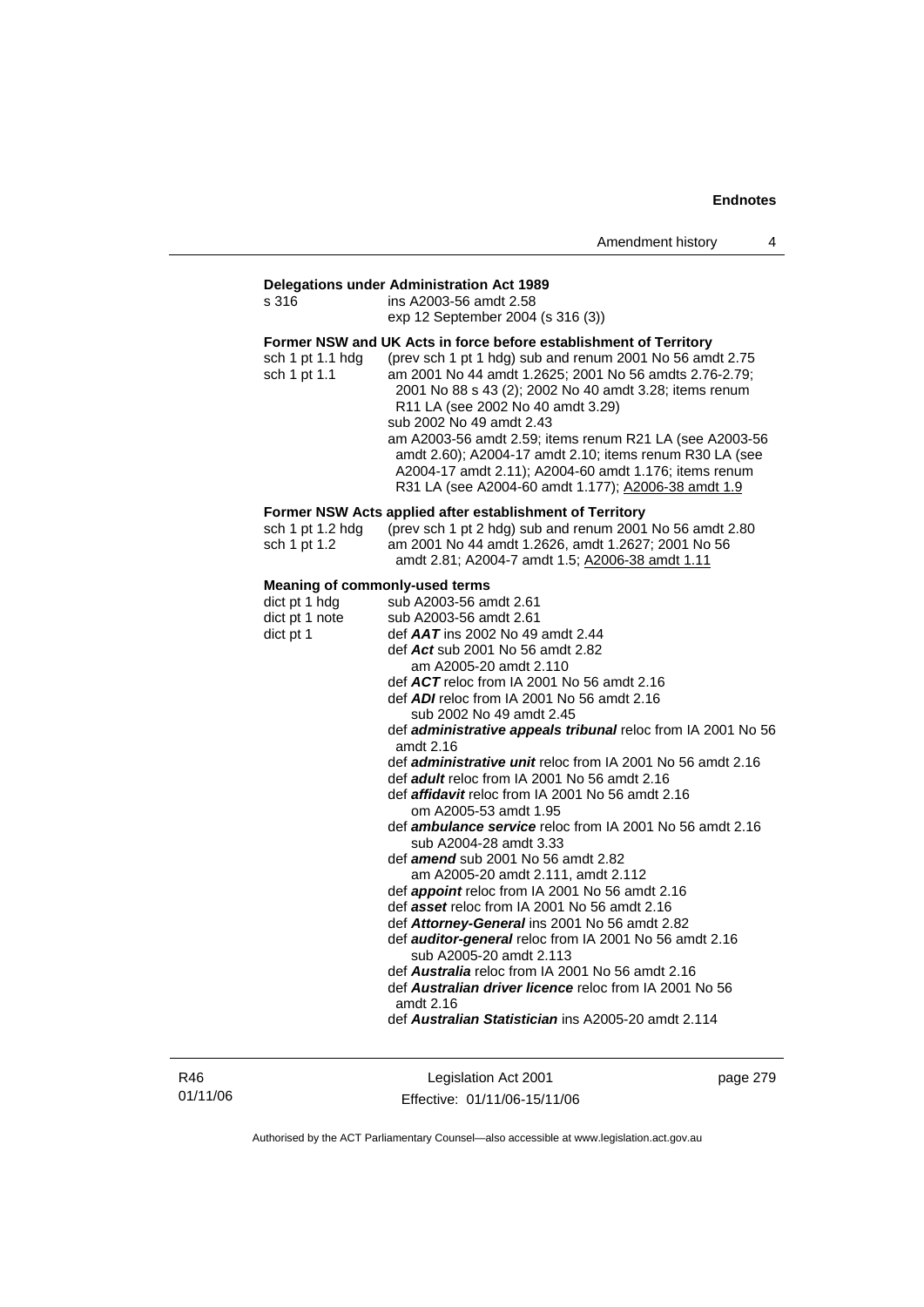**Delegations under Administration Act 1989**

s 316 ins A2003-56 amdt 2.58
exp 12 September 2004 (s 316 (3))

**Former NSW and UK Acts in force before establishment of Territory**

sch 1 pt 1.1 hdg (prev sch 1 pt 1 hdg) sub and renum 2001 No 56 amdt 2.75

sch 1 pt 1.1 am 2001 No 44 amdt 1.2625; 2001 No 56 amdts 2.76-2.79; 2001 No 88 s 43 (2); 2002 No 40 amdt 3.28; items renum R11 LA (see 2002 No 40 amdt 3.29)
sub 2002 No 49 amdt 2.43
am A2003-56 amdt 2.59; items renum R21 LA (see A2003-56 amdt 2.60); A2004-17 amdt 2.10; items renum R30 LA (see A2004-17 amdt 2.11); A2004-60 amdt 1.176; items renum R31 LA (see A2004-60 amdt 1.177); A2006-38 amdt 1.9

**Former NSW Acts applied after establishment of Territory**

sch 1 pt 1.2 hdg (prev sch 1 pt 2 hdg) sub and renum 2001 No 56 amdt 2.80

sch 1 pt 1.2 am 2001 No 44 amdt 1.2626, amdt 1.2627; 2001 No 56 amdt 2.81; A2004-7 amdt 1.5; A2006-38 amdt 1.11

**Meaning of commonly-used terms**

dict pt 1 hdg sub A2003-56 amdt 2.61

dict pt 1 note sub A2003-56 amdt 2.61

dict pt 1 def ***AAT*** ins 2002 No 49 amdt 2.44
def ***Act*** sub 2001 No 56 amdt 2.82
am A2005-20 amdt 2.110
def ***ACT*** reloc from IA 2001 No 56 amdt 2.16
def ***ADI*** reloc from IA 2001 No 56 amdt 2.16
sub 2002 No 49 amdt 2.45
def ***administrative appeals tribunal*** reloc from IA 2001 No 56 amdt 2.16
def ***administrative unit*** reloc from IA 2001 No 56 amdt 2.16
def ***adult*** reloc from IA 2001 No 56 amdt 2.16
def ***affidavit*** reloc from IA 2001 No 56 amdt 2.16
om A2005-53 amdt 1.95
def ***ambulance service*** reloc from IA 2001 No 56 amdt 2.16
sub A2004-28 amdt 3.33
def ***amend*** sub 2001 No 56 amdt 2.82
am A2005-20 amdt 2.111, amdt 2.112
def ***appoint*** reloc from IA 2001 No 56 amdt 2.16
def ***asset*** reloc from IA 2001 No 56 amdt 2.16
def ***Attorney-General*** ins 2001 No 56 amdt 2.82
def ***auditor-general*** reloc from IA 2001 No 56 amdt 2.16
sub A2005-20 amdt 2.113
def ***Australia*** reloc from IA 2001 No 56 amdt 2.16
def ***Australian driver licence*** reloc from IA 2001 No 56 amdt 2.16
def ***Australian Statistician*** ins A2005-20 amdt 2.114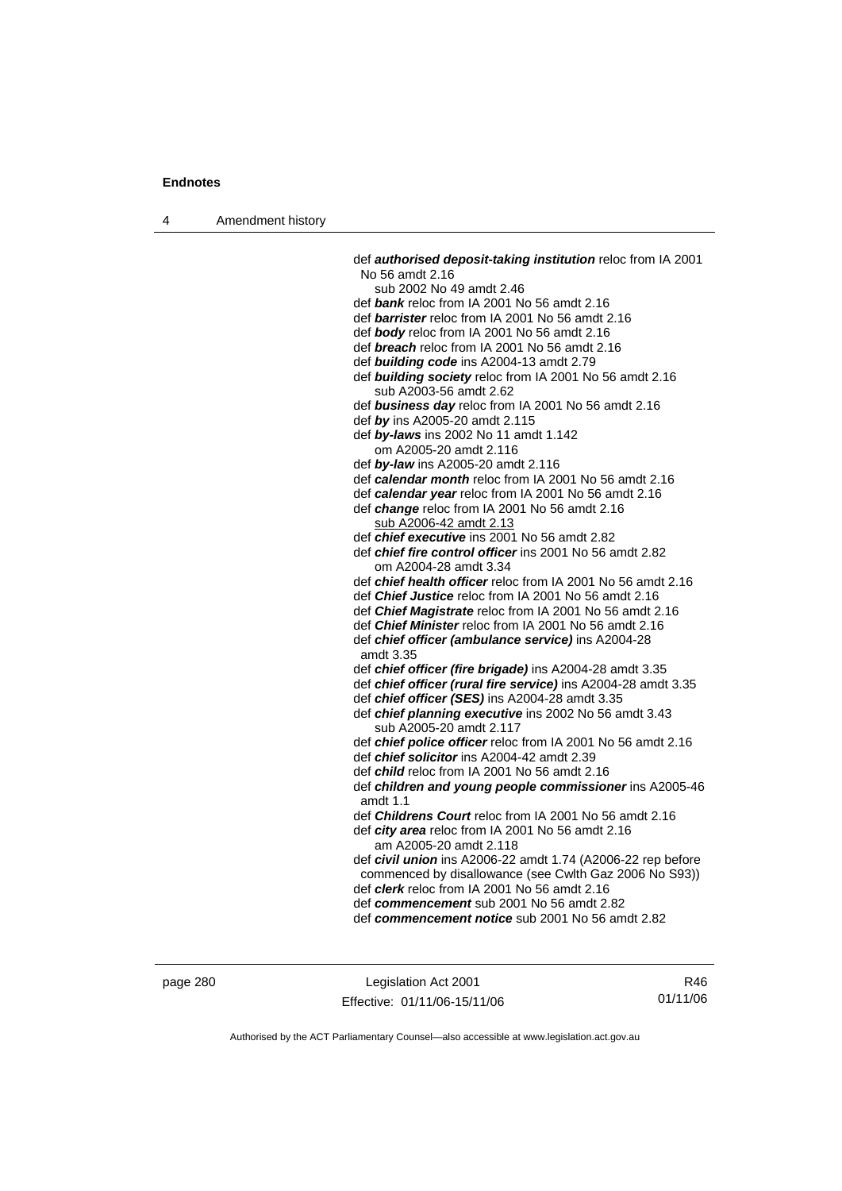def ***authorised deposit-taking institution*** reloc from IA 2001 No 56 amdt 2.16
  sub 2002 No 49 amdt 2.46
def ***bank*** reloc from IA 2001 No 56 amdt 2.16
def ***barrister*** reloc from IA 2001 No 56 amdt 2.16
def ***body*** reloc from IA 2001 No 56 amdt 2.16
def ***breach*** reloc from IA 2001 No 56 amdt 2.16
def ***building code*** ins A2004-13 amdt 2.79
def ***building society*** reloc from IA 2001 No 56 amdt 2.16
  sub A2003-56 amdt 2.62
def ***business day*** reloc from IA 2001 No 56 amdt 2.16
def ***by*** ins A2005-20 amdt 2.115
def ***by-laws*** ins 2002 No 11 amdt 1.142
  om A2005-20 amdt 2.116
def ***by-law*** ins A2005-20 amdt 2.116
def ***calendar month*** reloc from IA 2001 No 56 amdt 2.16
def ***calendar year*** reloc from IA 2001 No 56 amdt 2.16
def ***change*** reloc from IA 2001 No 56 amdt 2.16
  sub A2006-42 amdt 2.13
def ***chief executive*** ins 2001 No 56 amdt 2.82
def ***chief fire control officer*** ins 2001 No 56 amdt 2.82
  om A2004-28 amdt 3.34
def ***chief health officer*** reloc from IA 2001 No 56 amdt 2.16
def ***Chief Justice*** reloc from IA 2001 No 56 amdt 2.16
def ***Chief Magistrate*** reloc from IA 2001 No 56 amdt 2.16
def ***Chief Minister*** reloc from IA 2001 No 56 amdt 2.16
def ***chief officer (ambulance service)*** ins A2004-28 amdt 3.35
def ***chief officer (fire brigade)*** ins A2004-28 amdt 3.35
def ***chief officer (rural fire service)*** ins A2004-28 amdt 3.35
def ***chief officer (SES)*** ins A2004-28 amdt 3.35
def ***chief planning executive*** ins 2002 No 56 amdt 3.43
  sub A2005-20 amdt 2.117
def ***chief police officer*** reloc from IA 2001 No 56 amdt 2.16
def ***chief solicitor*** ins A2004-42 amdt 2.39
def ***child*** reloc from IA 2001 No 56 amdt 2.16
def ***children and young people commissioner*** ins A2005-46 amdt 1.1
def ***Childrens Court*** reloc from IA 2001 No 56 amdt 2.16
def ***city area*** reloc from IA 2001 No 56 amdt 2.16
  am A2005-20 amdt 2.118
def ***civil union*** ins A2006-22 amdt 1.74 (A2006-22 rep before commenced by disallowance (see Cwlth Gaz 2006 No S93))
def ***clerk*** reloc from IA 2001 No 56 amdt 2.16
def ***commencement*** sub 2001 No 56 amdt 2.82
def ***commencement notice*** sub 2001 No 56 amdt 2.82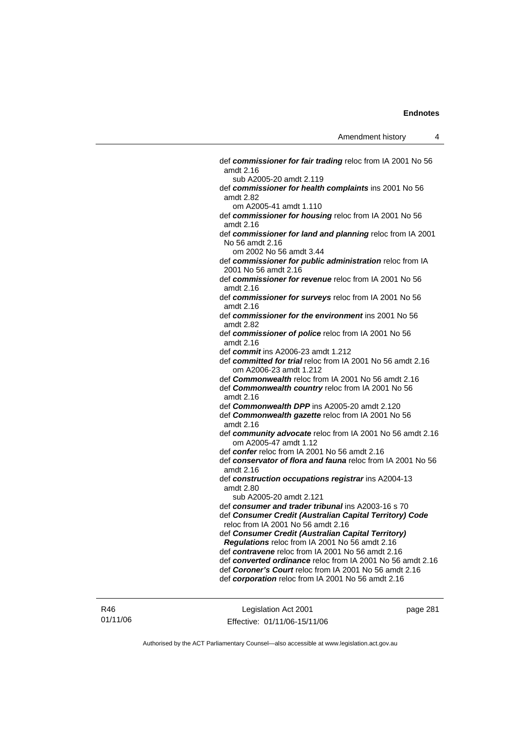def ***commissioner for fair trading*** reloc from IA 2001 No 56 amdt 2.16
sub A2005-20 amdt 2.119

def ***commissioner for health complaints*** ins 2001 No 56 amdt 2.82
om A2005-41 amdt 1.110

def ***commissioner for housing*** reloc from IA 2001 No 56 amdt 2.16

def ***commissioner for land and planning*** reloc from IA 2001 No 56 amdt 2.16
om 2002 No 56 amdt 3.44

def ***commissioner for public administration*** reloc from IA 2001 No 56 amdt 2.16

def ***commissioner for revenue*** reloc from IA 2001 No 56 amdt 2.16

def ***commissioner for surveys*** reloc from IA 2001 No 56 amdt 2.16

def ***commissioner for the environment*** ins 2001 No 56 amdt 2.82

def ***commissioner of police*** reloc from IA 2001 No 56 amdt 2.16

def ***commit*** ins A2006-23 amdt 1.212

def ***committed for trial*** reloc from IA 2001 No 56 amdt 2.16
om A2006-23 amdt 1.212

def ***Commonwealth*** reloc from IA 2001 No 56 amdt 2.16

def ***Commonwealth country*** reloc from IA 2001 No 56 amdt 2.16

def ***Commonwealth DPP*** ins A2005-20 amdt 2.120

def ***Commonwealth gazette*** reloc from IA 2001 No 56 amdt 2.16

def ***community advocate*** reloc from IA 2001 No 56 amdt 2.16
om A2005-47 amdt 1.12

def ***confer*** reloc from IA 2001 No 56 amdt 2.16

def ***conservator of flora and fauna*** reloc from IA 2001 No 56 amdt 2.16

def ***construction occupations registrar*** ins A2004-13 amdt 2.80
sub A2005-20 amdt 2.121

def ***consumer and trader tribunal*** ins A2003-16 s 70

def ***Consumer Credit (Australian Capital Territory) Code*** reloc from IA 2001 No 56 amdt 2.16

def ***Consumer Credit (Australian Capital Territory) Regulations*** reloc from IA 2001 No 56 amdt 2.16

def ***contravene*** reloc from IA 2001 No 56 amdt 2.16

def ***converted ordinance*** reloc from IA 2001 No 56 amdt 2.16

def ***Coroner's Court*** reloc from IA 2001 No 56 amdt 2.16

def ***corporation*** reloc from IA 2001 No 56 amdt 2.16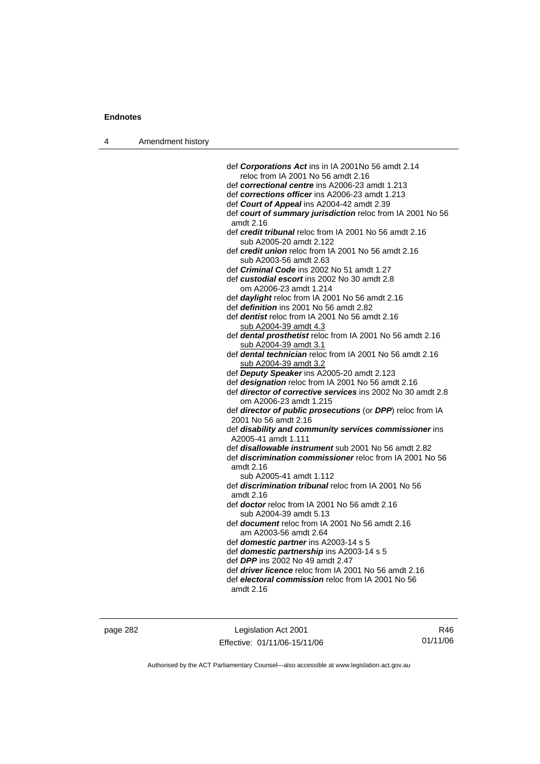def ***Corporations Act*** ins in IA 2001No 56 amdt 2.14
reloc from IA 2001 No 56 amdt 2.16

def ***correctional centre*** ins A2006-23 amdt 1.213

def ***corrections officer*** ins A2006-23 amdt 1.213

def ***Court of Appeal*** ins A2004-42 amdt 2.39

def ***court of summary jurisdiction*** reloc from IA 2001 No 56 amdt 2.16

def ***credit tribunal*** reloc from IA 2001 No 56 amdt 2.16
sub A2005-20 amdt 2.122

def ***credit union*** reloc from IA 2001 No 56 amdt 2.16
sub A2003-56 amdt 2.63

def ***Criminal Code*** ins 2002 No 51 amdt 1.27

def ***custodial escort*** ins 2002 No 30 amdt 2.8
om A2006-23 amdt 1.214

def ***daylight*** reloc from IA 2001 No 56 amdt 2.16

def ***definition*** ins 2001 No 56 amdt 2.82

def ***dentist*** reloc from IA 2001 No 56 amdt 2.16
sub A2004-39 amdt 4.3

def ***dental prosthetist*** reloc from IA 2001 No 56 amdt 2.16
sub A2004-39 amdt 3.1

def ***dental technician*** reloc from IA 2001 No 56 amdt 2.16
sub A2004-39 amdt 3.2

def ***Deputy Speaker*** ins A2005-20 amdt 2.123

def ***designation*** reloc from IA 2001 No 56 amdt 2.16

def ***director of corrective services*** ins 2002 No 30 amdt 2.8
om A2006-23 amdt 1.215

def ***director of public prosecutions*** (or ***DPP***) reloc from IA 2001 No 56 amdt 2.16

def ***disability and community services commissioner*** ins A2005-41 amdt 1.111

def ***disallowable instrument*** sub 2001 No 56 amdt 2.82

def ***discrimination commissioner*** reloc from IA 2001 No 56 amdt 2.16
sub A2005-41 amdt 1.112

def ***discrimination tribunal*** reloc from IA 2001 No 56 amdt 2.16

def ***doctor*** reloc from IA 2001 No 56 amdt 2.16
sub A2004-39 amdt 5.13

def ***document*** reloc from IA 2001 No 56 amdt 2.16
am A2003-56 amdt 2.64

def ***domestic partner*** ins A2003-14 s 5

def ***domestic partnership*** ins A2003-14 s 5

def ***DPP*** ins 2002 No 49 amdt 2.47

def ***driver licence*** reloc from IA 2001 No 56 amdt 2.16

def ***electoral commission*** reloc from IA 2001 No 56 amdt 2.16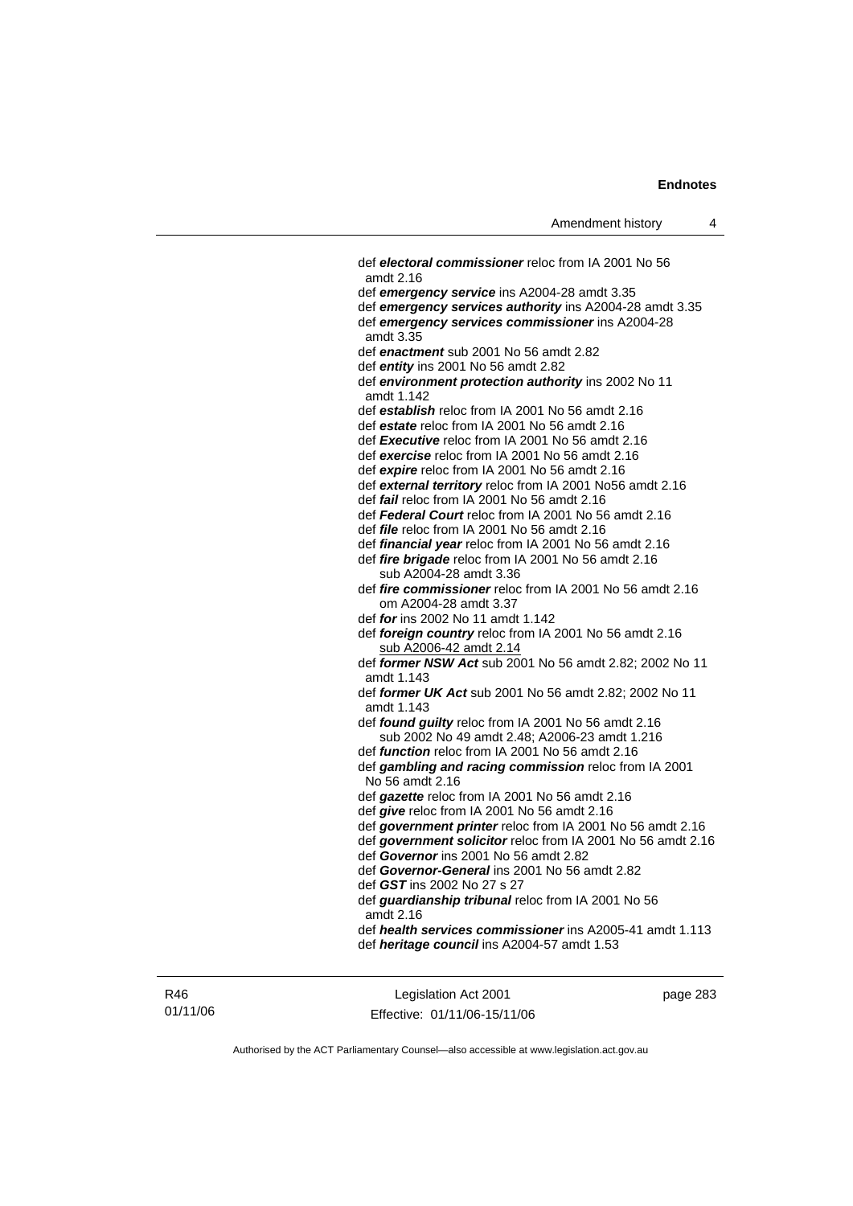def ***electoral commissioner*** reloc from IA 2001 No 56 amdt 2.16

def ***emergency service*** ins A2004-28 amdt 3.35

def ***emergency services authority*** ins A2004-28 amdt 3.35

def ***emergency services commissioner*** ins A2004-28 amdt 3.35

def ***enactment*** sub 2001 No 56 amdt 2.82

def ***entity*** ins 2001 No 56 amdt 2.82

def ***environment protection authority*** ins 2002 No 11 amdt 1.142

def ***establish*** reloc from IA 2001 No 56 amdt 2.16

def ***estate*** reloc from IA 2001 No 56 amdt 2.16

def ***Executive*** reloc from IA 2001 No 56 amdt 2.16

def ***exercise*** reloc from IA 2001 No 56 amdt 2.16

def ***expire*** reloc from IA 2001 No 56 amdt 2.16

def ***external territory*** reloc from IA 2001 No56 amdt 2.16

def ***fail*** reloc from IA 2001 No 56 amdt 2.16

def ***Federal Court*** reloc from IA 2001 No 56 amdt 2.16

def ***file*** reloc from IA 2001 No 56 amdt 2.16

def ***financial year*** reloc from IA 2001 No 56 amdt 2.16

def ***fire brigade*** reloc from IA 2001 No 56 amdt 2.16
sub A2004-28 amdt 3.36

def ***fire commissioner*** reloc from IA 2001 No 56 amdt 2.16
om A2004-28 amdt 3.37

def ***for*** ins 2002 No 11 amdt 1.142

def ***foreign country*** reloc from IA 2001 No 56 amdt 2.16
sub A2006-42 amdt 2.14

def ***former NSW Act*** sub 2001 No 56 amdt 2.82; 2002 No 11 amdt 1.143

def ***former UK Act*** sub 2001 No 56 amdt 2.82; 2002 No 11 amdt 1.143

def ***found guilty*** reloc from IA 2001 No 56 amdt 2.16
sub 2002 No 49 amdt 2.48; A2006-23 amdt 1.216

def ***function*** reloc from IA 2001 No 56 amdt 2.16

def ***gambling and racing commission*** reloc from IA 2001 No 56 amdt 2.16

def ***gazette*** reloc from IA 2001 No 56 amdt 2.16

def ***give*** reloc from IA 2001 No 56 amdt 2.16

def ***government printer*** reloc from IA 2001 No 56 amdt 2.16

def ***government solicitor*** reloc from IA 2001 No 56 amdt 2.16

def ***Governor*** ins 2001 No 56 amdt 2.82

def ***Governor-General*** ins 2001 No 56 amdt 2.82

def ***GST*** ins 2002 No 27 s 27

def ***guardianship tribunal*** reloc from IA 2001 No 56 amdt 2.16

def ***health services commissioner*** ins A2005-41 amdt 1.113

def ***heritage council*** ins A2004-57 amdt 1.53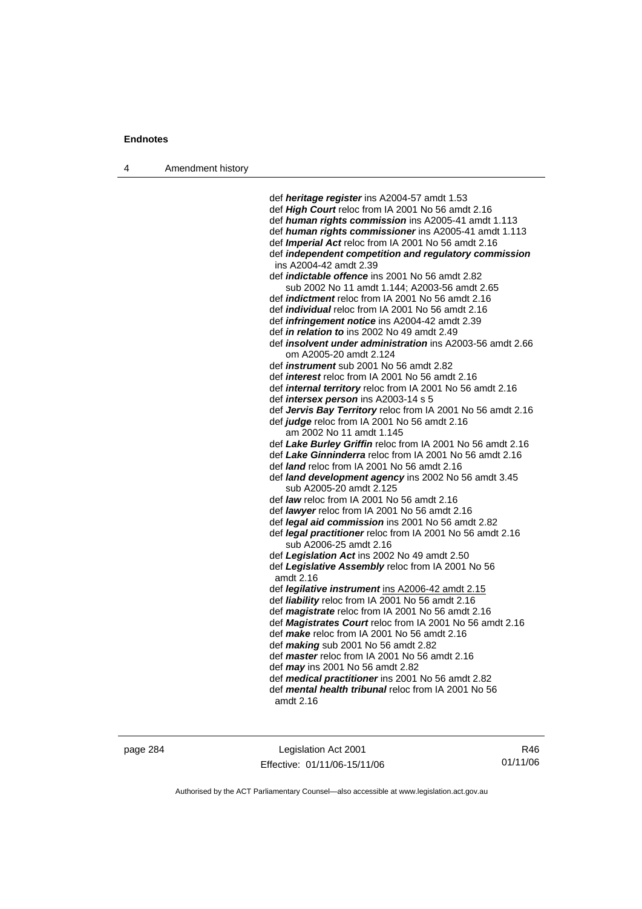def ***heritage register*** ins A2004-57 amdt 1.53
def ***High Court*** reloc from IA 2001 No 56 amdt 2.16
def ***human rights commission*** ins A2005-41 amdt 1.113
def ***human rights commissioner*** ins A2005-41 amdt 1.113
def ***Imperial Act*** reloc from IA 2001 No 56 amdt 2.16
def ***independent competition and regulatory commission*** ins A2004-42 amdt 2.39
def ***indictable offence*** ins 2001 No 56 amdt 2.82
  sub 2002 No 11 amdt 1.144; A2003-56 amdt 2.65
def ***indictment*** reloc from IA 2001 No 56 amdt 2.16
def ***individual*** reloc from IA 2001 No 56 amdt 2.16
def ***infringement notice*** ins A2004-42 amdt 2.39
def ***in relation to*** ins 2002 No 49 amdt 2.49
def ***insolvent under administration*** ins A2003-56 amdt 2.66
  om A2005-20 amdt 2.124
def ***instrument*** sub 2001 No 56 amdt 2.82
def ***interest*** reloc from IA 2001 No 56 amdt 2.16
def ***internal territory*** reloc from IA 2001 No 56 amdt 2.16
def ***intersex person*** ins A2003-14 s 5
def ***Jervis Bay Territory*** reloc from IA 2001 No 56 amdt 2.16
def ***judge*** reloc from IA 2001 No 56 amdt 2.16
  am 2002 No 11 amdt 1.145
def ***Lake Burley Griffin*** reloc from IA 2001 No 56 amdt 2.16
def ***Lake Ginninderra*** reloc from IA 2001 No 56 amdt 2.16
def ***land*** reloc from IA 2001 No 56 amdt 2.16
def ***land development agency*** ins 2002 No 56 amdt 3.45
  sub A2005-20 amdt 2.125
def ***law*** reloc from IA 2001 No 56 amdt 2.16
def ***lawyer*** reloc from IA 2001 No 56 amdt 2.16
def ***legal aid commission*** ins 2001 No 56 amdt 2.82
def ***legal practitioner*** reloc from IA 2001 No 56 amdt 2.16
  sub A2006-25 amdt 2.16
def ***Legislation Act*** ins 2002 No 49 amdt 2.50
def ***Legislative Assembly*** reloc from IA 2001 No 56 amdt 2.16
def ***legilative instrument*** ins A2006-42 amdt 2.15
def ***liability*** reloc from IA 2001 No 56 amdt 2.16
def ***magistrate*** reloc from IA 2001 No 56 amdt 2.16
def ***Magistrates Court*** reloc from IA 2001 No 56 amdt 2.16
def ***make*** reloc from IA 2001 No 56 amdt 2.16
def ***making*** sub 2001 No 56 amdt 2.82
def ***master*** reloc from IA 2001 No 56 amdt 2.16
def ***may*** ins 2001 No 56 amdt 2.82
def ***medical practitioner*** ins 2001 No 56 amdt 2.82
def ***mental health tribunal*** reloc from IA 2001 No 56 amdt 2.16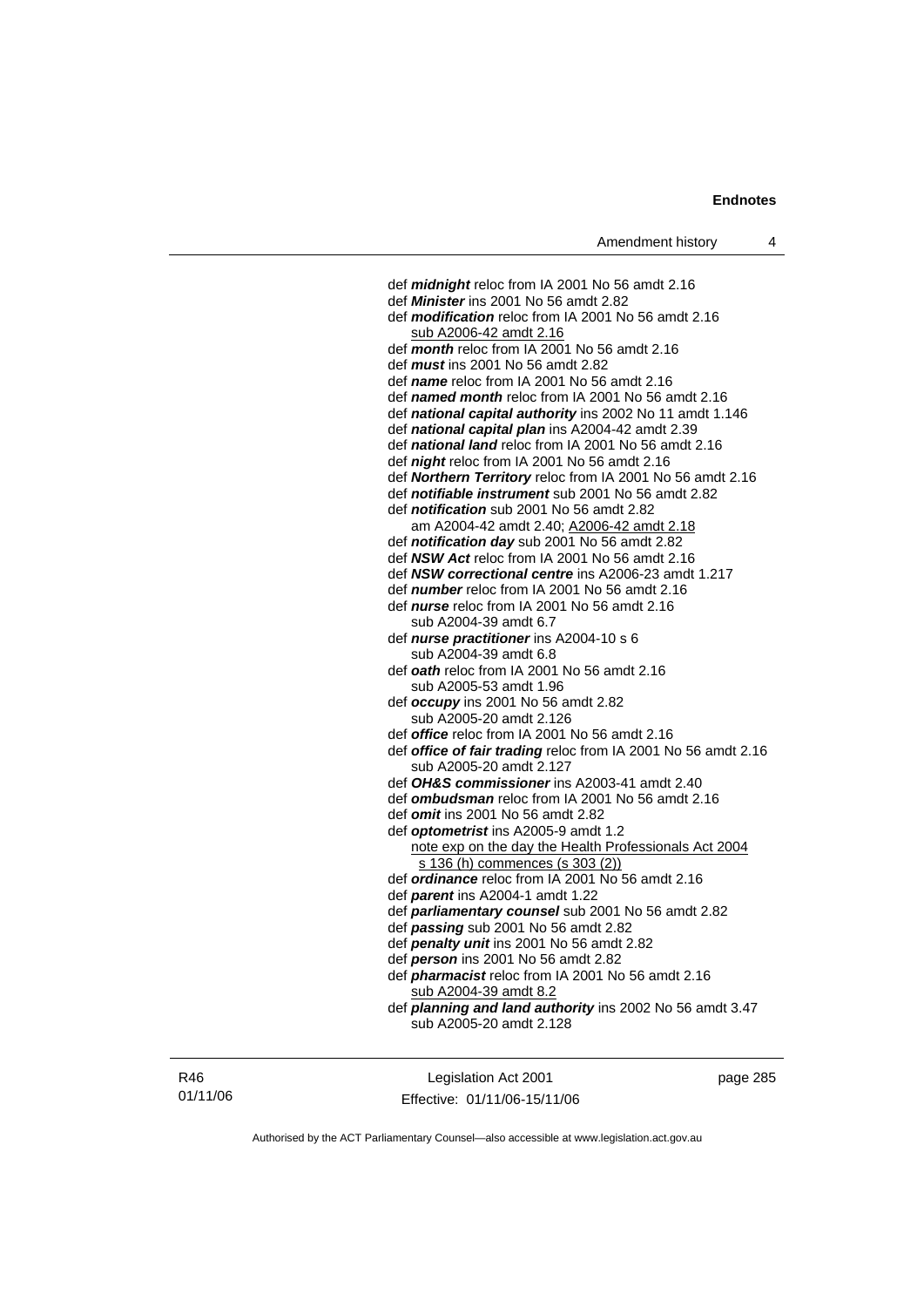def ***midnight*** reloc from IA 2001 No 56 amdt 2.16
def ***Minister*** ins 2001 No 56 amdt 2.82
def ***modification*** reloc from IA 2001 No 56 amdt 2.16
    sub A2006-42 amdt 2.16
def ***month*** reloc from IA 2001 No 56 amdt 2.16
def ***must*** ins 2001 No 56 amdt 2.82
def ***name*** reloc from IA 2001 No 56 amdt 2.16
def ***named month*** reloc from IA 2001 No 56 amdt 2.16
def ***national capital authority*** ins 2002 No 11 amdt 1.146
def ***national capital plan*** ins A2004-42 amdt 2.39
def ***national land*** reloc from IA 2001 No 56 amdt 2.16
def ***night*** reloc from IA 2001 No 56 amdt 2.16
def ***Northern Territory*** reloc from IA 2001 No 56 amdt 2.16
def ***notifiable instrument*** sub 2001 No 56 amdt 2.82
def ***notification*** sub 2001 No 56 amdt 2.82
    am A2004-42 amdt 2.40; A2006-42 amdt 2.18
def ***notification day*** sub 2001 No 56 amdt 2.82
def ***NSW Act*** reloc from IA 2001 No 56 amdt 2.16
def ***NSW correctional centre*** ins A2006-23 amdt 1.217
def ***number*** reloc from IA 2001 No 56 amdt 2.16
def ***nurse*** reloc from IA 2001 No 56 amdt 2.16
    sub A2004-39 amdt 6.7
def ***nurse practitioner*** ins A2004-10 s 6
    sub A2004-39 amdt 6.8
def ***oath*** reloc from IA 2001 No 56 amdt 2.16
    sub A2005-53 amdt 1.96
def ***occupy*** ins 2001 No 56 amdt 2.82
    sub A2005-20 amdt 2.126
def ***office*** reloc from IA 2001 No 56 amdt 2.16
def ***office of fair trading*** reloc from IA 2001 No 56 amdt 2.16
    sub A2005-20 amdt 2.127
def ***OH&S commissioner*** ins A2003-41 amdt 2.40
def ***ombudsman*** reloc from IA 2001 No 56 amdt 2.16
def ***omit*** ins 2001 No 56 amdt 2.82
def ***optometrist*** ins A2005-9 amdt 1.2
    note exp on the day the Health Professionals Act 2004 s 136 (h) commences (s 303 (2))
def ***ordinance*** reloc from IA 2001 No 56 amdt 2.16
def ***parent*** ins A2004-1 amdt 1.22
def ***parliamentary counsel*** sub 2001 No 56 amdt 2.82
def ***passing*** sub 2001 No 56 amdt 2.82
def ***penalty unit*** ins 2001 No 56 amdt 2.82
def ***person*** ins 2001 No 56 amdt 2.82
def ***pharmacist*** reloc from IA 2001 No 56 amdt 2.16
    sub A2004-39 amdt 8.2
def ***planning and land authority*** ins 2002 No 56 amdt 3.47
    sub A2005-20 amdt 2.128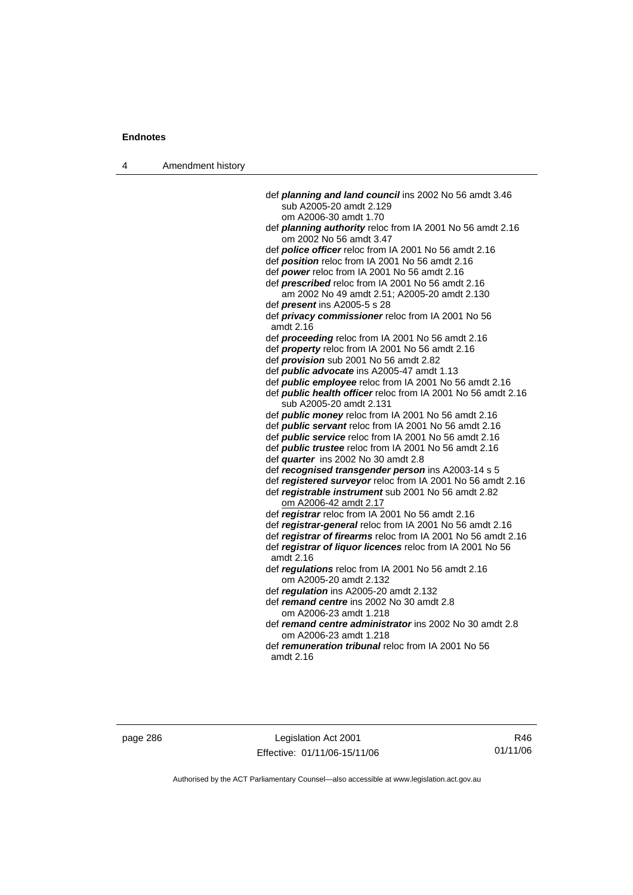def ***planning and land council*** ins 2002 No 56 amdt 3.46
sub A2005-20 amdt 2.129
om A2006-30 amdt 1.70

def ***planning authority*** reloc from IA 2001 No 56 amdt 2.16
om 2002 No 56 amdt 3.47

def ***police officer*** reloc from IA 2001 No 56 amdt 2.16

def ***position*** reloc from IA 2001 No 56 amdt 2.16

def ***power*** reloc from IA 2001 No 56 amdt 2.16

def ***prescribed*** reloc from IA 2001 No 56 amdt 2.16
am 2002 No 49 amdt 2.51; A2005-20 amdt 2.130

def ***present*** ins A2005-5 s 28

def ***privacy commissioner*** reloc from IA 2001 No 56 amdt 2.16

def ***proceeding*** reloc from IA 2001 No 56 amdt 2.16

def ***property*** reloc from IA 2001 No 56 amdt 2.16

def ***provision*** sub 2001 No 56 amdt 2.82

def ***public advocate*** ins A2005-47 amdt 1.13

def ***public employee*** reloc from IA 2001 No 56 amdt 2.16

def ***public health officer*** reloc from IA 2001 No 56 amdt 2.16
sub A2005-20 amdt 2.131

def ***public money*** reloc from IA 2001 No 56 amdt 2.16

def ***public servant*** reloc from IA 2001 No 56 amdt 2.16

def ***public service*** reloc from IA 2001 No 56 amdt 2.16

def ***public trustee*** reloc from IA 2001 No 56 amdt 2.16

def ***quarter*** ins 2002 No 30 amdt 2.8

def ***recognised transgender person*** ins A2003-14 s 5

def ***registered surveyor*** reloc from IA 2001 No 56 amdt 2.16

def ***registrable instrument*** sub 2001 No 56 amdt 2.82
om A2006-42 amdt 2.17

def ***registrar*** reloc from IA 2001 No 56 amdt 2.16

def ***registrar-general*** reloc from IA 2001 No 56 amdt 2.16

def ***registrar of firearms*** reloc from IA 2001 No 56 amdt 2.16

def ***registrar of liquor licences*** reloc from IA 2001 No 56 amdt 2.16

def ***regulations*** reloc from IA 2001 No 56 amdt 2.16
om A2005-20 amdt 2.132

def ***regulation*** ins A2005-20 amdt 2.132

def ***remand centre*** ins 2002 No 30 amdt 2.8
om A2006-23 amdt 1.218

def ***remand centre administrator*** ins 2002 No 30 amdt 2.8
om A2006-23 amdt 1.218

def ***remuneration tribunal*** reloc from IA 2001 No 56 amdt 2.16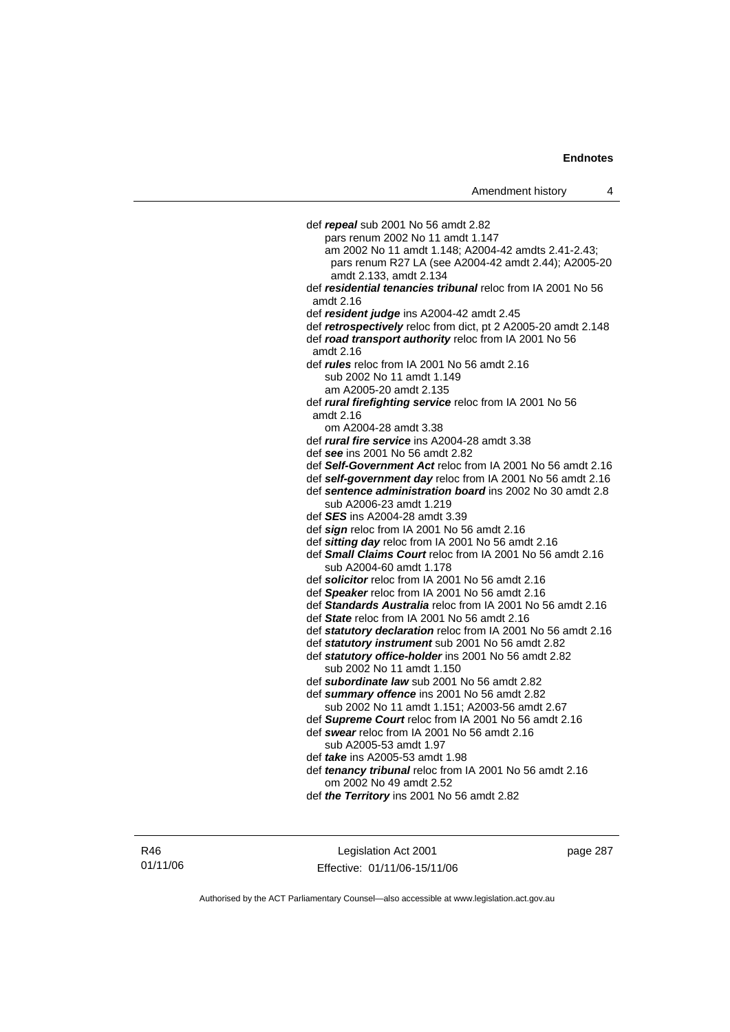def ***repeal*** sub 2001 No 56 amdt 2.82
pars renum 2002 No 11 amdt 1.147
am 2002 No 11 amdt 1.148; A2004-42 amdts 2.41-2.43; pars renum R27 LA (see A2004-42 amdt 2.44); A2005-20 amdt 2.133, amdt 2.134

def ***residential tenancies tribunal*** reloc from IA 2001 No 56 amdt 2.16

def ***resident judge*** ins A2004-42 amdt 2.45

def ***retrospectively*** reloc from dict, pt 2 A2005-20 amdt 2.148

def ***road transport authority*** reloc from IA 2001 No 56 amdt 2.16

def ***rules*** reloc from IA 2001 No 56 amdt 2.16
sub 2002 No 11 amdt 1.149
am A2005-20 amdt 2.135

def ***rural firefighting service*** reloc from IA 2001 No 56 amdt 2.16
om A2004-28 amdt 3.38

def ***rural fire service*** ins A2004-28 amdt 3.38

def ***see*** ins 2001 No 56 amdt 2.82

def ***Self-Government Act*** reloc from IA 2001 No 56 amdt 2.16

def ***self-government day*** reloc from IA 2001 No 56 amdt 2.16

def ***sentence administration board*** ins 2002 No 30 amdt 2.8
sub A2006-23 amdt 1.219

def ***SES*** ins A2004-28 amdt 3.39

def ***sign*** reloc from IA 2001 No 56 amdt 2.16

def ***sitting day*** reloc from IA 2001 No 56 amdt 2.16

def ***Small Claims Court*** reloc from IA 2001 No 56 amdt 2.16
sub A2004-60 amdt 1.178

def ***solicitor*** reloc from IA 2001 No 56 amdt 2.16

def ***Speaker*** reloc from IA 2001 No 56 amdt 2.16

def ***Standards Australia*** reloc from IA 2001 No 56 amdt 2.16

def ***State*** reloc from IA 2001 No 56 amdt 2.16

def ***statutory declaration*** reloc from IA 2001 No 56 amdt 2.16

def ***statutory instrument*** sub 2001 No 56 amdt 2.82

def ***statutory office-holder*** ins 2001 No 56 amdt 2.82
sub 2002 No 11 amdt 1.150

def ***subordinate law*** sub 2001 No 56 amdt 2.82

def ***summary offence*** ins 2001 No 56 amdt 2.82
sub 2002 No 11 amdt 1.151; A2003-56 amdt 2.67

def ***Supreme Court*** reloc from IA 2001 No 56 amdt 2.16

def ***swear*** reloc from IA 2001 No 56 amdt 2.16
sub A2005-53 amdt 1.97

def ***take*** ins A2005-53 amdt 1.98

def ***tenancy tribunal*** reloc from IA 2001 No 56 amdt 2.16
om 2002 No 49 amdt 2.52

def ***the Territory*** ins 2001 No 56 amdt 2.82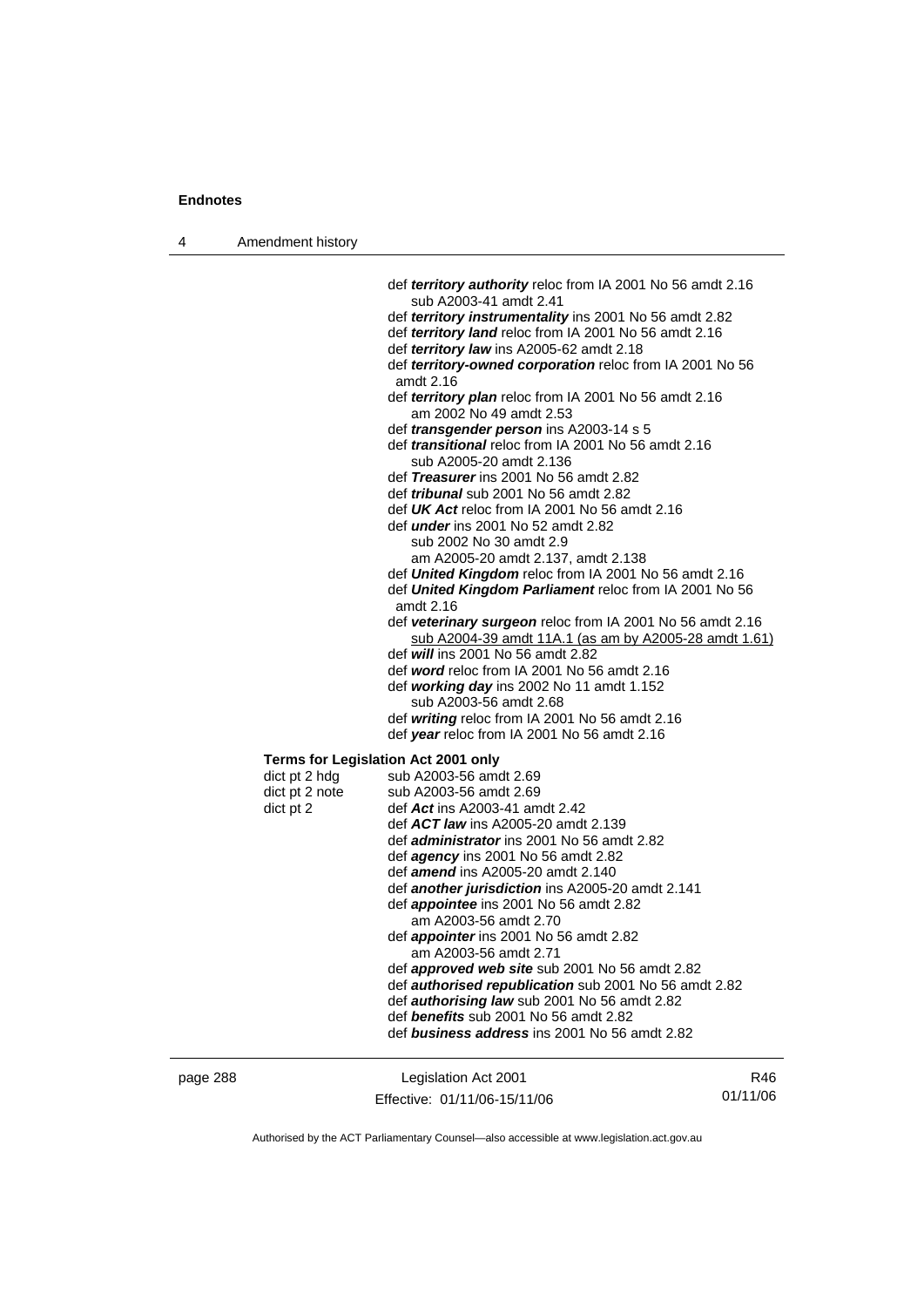def ***territory authority*** reloc from IA 2001 No 56 amdt 2.16
  sub A2003-41 amdt 2.41
def ***territory instrumentality*** ins 2001 No 56 amdt 2.82
def ***territory land*** reloc from IA 2001 No 56 amdt 2.16
def ***territory law*** ins A2005-62 amdt 2.18
def ***territory-owned corporation*** reloc from IA 2001 No 56 amdt 2.16
def ***territory plan*** reloc from IA 2001 No 56 amdt 2.16
  am 2002 No 49 amdt 2.53
def ***transgender person*** ins A2003-14 s 5
def ***transitional*** reloc from IA 2001 No 56 amdt 2.16
  sub A2005-20 amdt 2.136
def ***Treasurer*** ins 2001 No 56 amdt 2.82
def ***tribunal*** sub 2001 No 56 amdt 2.82
def ***UK Act*** reloc from IA 2001 No 56 amdt 2.16
def ***under*** ins 2001 No 52 amdt 2.82
  sub 2002 No 30 amdt 2.9
  am A2005-20 amdt 2.137, amdt 2.138
def ***United Kingdom*** reloc from IA 2001 No 56 amdt 2.16
def ***United Kingdom Parliament*** reloc from IA 2001 No 56 amdt 2.16
def ***veterinary surgeon*** reloc from IA 2001 No 56 amdt 2.16
  sub A2004-39 amdt 11A.1 (as am by A2005-28 amdt 1.61)
def ***will*** ins 2001 No 56 amdt 2.82
def ***word*** reloc from IA 2001 No 56 amdt 2.16
def ***working day*** ins 2002 No 11 amdt 1.152
  sub A2003-56 amdt 2.68
def ***writing*** reloc from IA 2001 No 56 amdt 2.16
def ***year*** reloc from IA 2001 No 56 amdt 2.16

**Terms for Legislation Act 2001 only**

dict pt 2 hdg — sub A2003-56 amdt 2.69
dict pt 2 note — sub A2003-56 amdt 2.69
dict pt 2 — def ***Act*** ins A2003-41 amdt 2.42
def ***ACT law*** ins A2005-20 amdt 2.139
def ***administrator*** ins 2001 No 56 amdt 2.82
def ***agency*** ins 2001 No 56 amdt 2.82
def ***amend*** ins A2005-20 amdt 2.140
def ***another jurisdiction*** ins A2005-20 amdt 2.141
def ***appointee*** ins 2001 No 56 amdt 2.82
  am A2003-56 amdt 2.70
def ***appointer*** ins 2001 No 56 amdt 2.82
  am A2003-56 amdt 2.71
def ***approved web site*** sub 2001 No 56 amdt 2.82
def ***authorised republication*** sub 2001 No 56 amdt 2.82
def ***authorising law*** sub 2001 No 56 amdt 2.82
def ***benefits*** sub 2001 No 56 amdt 2.82
def ***business address*** ins 2001 No 56 amdt 2.82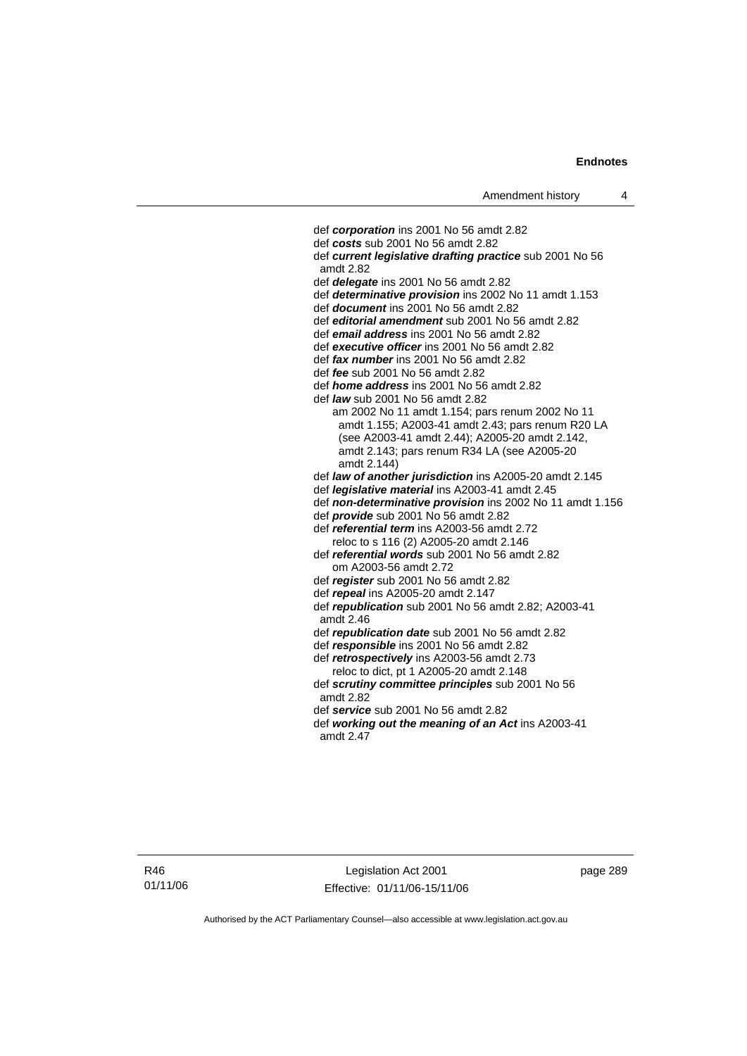def ***corporation*** ins 2001 No 56 amdt 2.82
def ***costs*** sub 2001 No 56 amdt 2.82
def ***current legislative drafting practice*** sub 2001 No 56 amdt 2.82
def ***delegate*** ins 2001 No 56 amdt 2.82
def ***determinative provision*** ins 2002 No 11 amdt 1.153
def ***document*** ins 2001 No 56 amdt 2.82
def ***editorial amendment*** sub 2001 No 56 amdt 2.82
def ***email address*** ins 2001 No 56 amdt 2.82
def ***executive officer*** ins 2001 No 56 amdt 2.82
def ***fax number*** ins 2001 No 56 amdt 2.82
def ***fee*** sub 2001 No 56 amdt 2.82
def ***home address*** ins 2001 No 56 amdt 2.82
def ***law*** sub 2001 No 56 amdt 2.82
  am 2002 No 11 amdt 1.154; pars renum 2002 No 11 amdt 1.155; A2003-41 amdt 2.43; pars renum R20 LA (see A2003-41 amdt 2.44); A2005-20 amdt 2.142, amdt 2.143; pars renum R34 LA (see A2005-20 amdt 2.144)
def ***law of another jurisdiction*** ins A2005-20 amdt 2.145
def ***legislative material*** ins A2003-41 amdt 2.45
def ***non-determinative provision*** ins 2002 No 11 amdt 1.156
def ***provide*** sub 2001 No 56 amdt 2.82
def ***referential term*** ins A2003-56 amdt 2.72
  reloc to s 116 (2) A2005-20 amdt 2.146
def ***referential words*** sub 2001 No 56 amdt 2.82
  om A2003-56 amdt 2.72
def ***register*** sub 2001 No 56 amdt 2.82
def ***repeal*** ins A2005-20 amdt 2.147
def ***republication*** sub 2001 No 56 amdt 2.82; A2003-41 amdt 2.46
def ***republication date*** sub 2001 No 56 amdt 2.82
def ***responsible*** ins 2001 No 56 amdt 2.82
def ***retrospectively*** ins A2003-56 amdt 2.73
  reloc to dict, pt 1 A2005-20 amdt 2.148
def ***scrutiny committee principles*** sub 2001 No 56 amdt 2.82
def ***service*** sub 2001 No 56 amdt 2.82
def ***working out the meaning of an Act*** ins A2003-41 amdt 2.47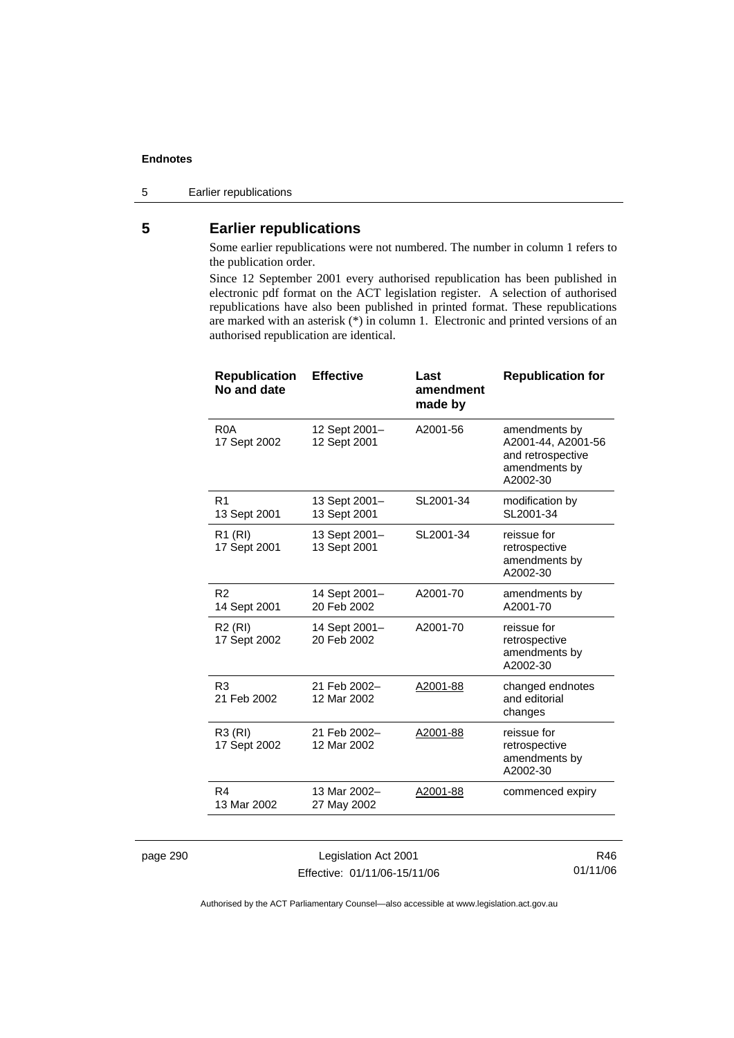## 5 Earlier republications

Some earlier republications were not numbered. The number in column 1 refers to the publication order.

Since 12 September 2001 every authorised republication has been published in electronic pdf format on the ACT legislation register. A selection of authorised republications have also been published in printed format. These republications are marked with an asterisk (*) in column 1. Electronic and printed versions of an authorised republication are identical.

| Republication No and date | Effective | Last amendment made by | Republication for |
|---|---|---|---|
| R0A 17 Sept 2002 | 12 Sept 2001– 12 Sept 2001 | A2001-56 | amendments by A2001-44, A2001-56 and retrospective amendments by A2002-30 |
| R1 13 Sept 2001 | 13 Sept 2001– 13 Sept 2001 | SL2001-34 | modification by SL2001-34 |
| R1 (RI) 17 Sept 2001 | 13 Sept 2001– 13 Sept 2001 | SL2001-34 | reissue for retrospective amendments by A2002-30 |
| R2 14 Sept 2001 | 14 Sept 2001– 20 Feb 2002 | A2001-70 | amendments by A2001-70 |
| R2 (RI) 17 Sept 2002 | 14 Sept 2001– 20 Feb 2002 | A2001-70 | reissue for retrospective amendments by A2002-30 |
| R3 21 Feb 2002 | 21 Feb 2002– 12 Mar 2002 | A2001-88 | changed endnotes and editorial changes |
| R3 (RI) 17 Sept 2002 | 21 Feb 2002– 12 Mar 2002 | A2001-88 | reissue for retrospective amendments by A2002-30 |
| R4 13 Mar 2002 | 13 Mar 2002– 27 May 2002 | A2001-88 | commenced expiry |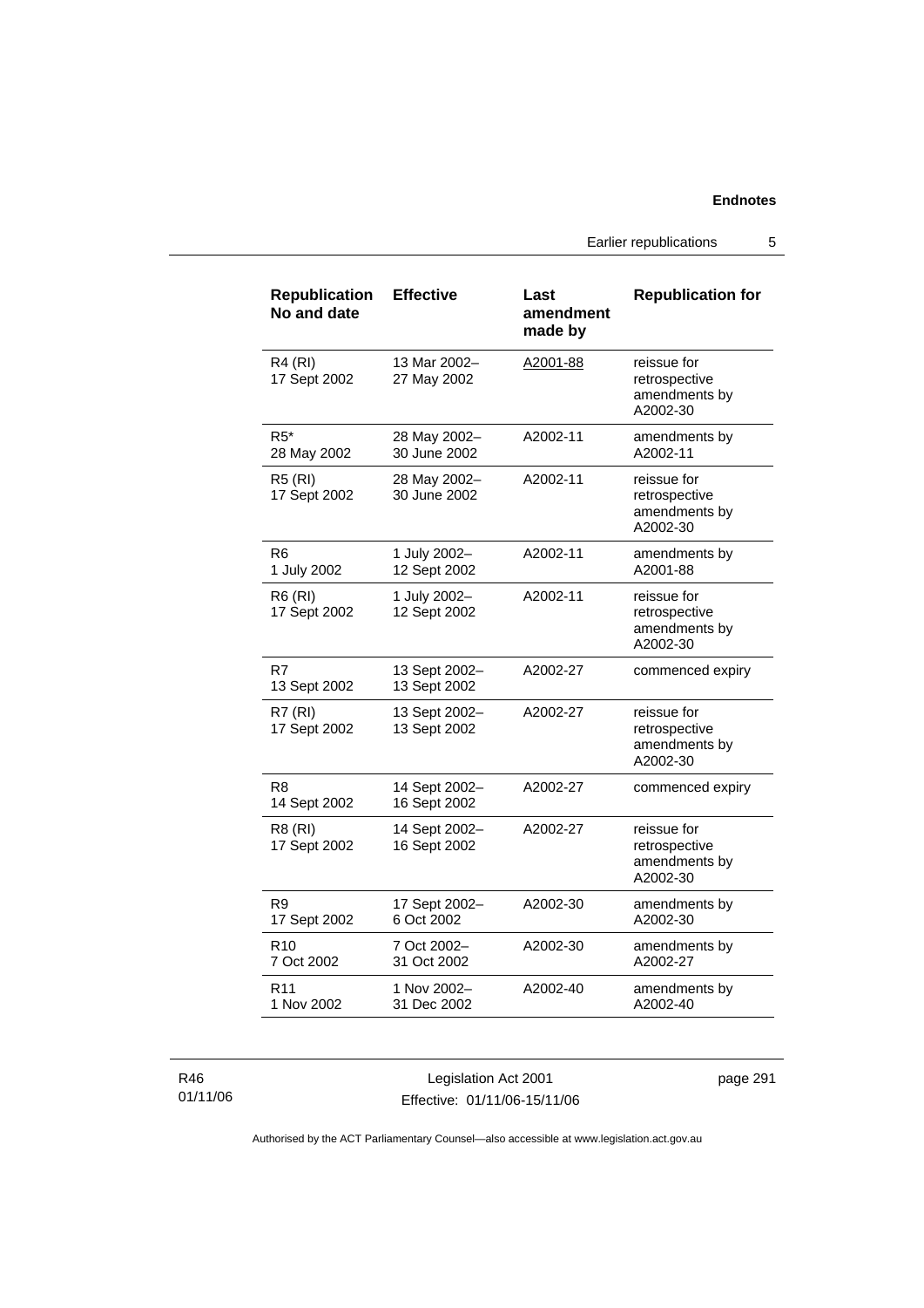| Republication No and date | Effective | Last amendment made by | Republication for |
|---|---|---|---|
| R4 (RI) 17 Sept 2002 | 13 Mar 2002– 27 May 2002 | A2001-88 | reissue for retrospective amendments by A2002-30 |
| R5* 28 May 2002 | 28 May 2002– 30 June 2002 | A2002-11 | amendments by A2002-11 |
| R5 (RI) 17 Sept 2002 | 28 May 2002– 30 June 2002 | A2002-11 | reissue for retrospective amendments by A2002-30 |
| R6 1 July 2002 | 1 July 2002– 12 Sept 2002 | A2002-11 | amendments by A2001-88 |
| R6 (RI) 17 Sept 2002 | 1 July 2002– 12 Sept 2002 | A2002-11 | reissue for retrospective amendments by A2002-30 |
| R7 13 Sept 2002 | 13 Sept 2002– 13 Sept 2002 | A2002-27 | commenced expiry |
| R7 (RI) 17 Sept 2002 | 13 Sept 2002– 13 Sept 2002 | A2002-27 | reissue for retrospective amendments by A2002-30 |
| R8 14 Sept 2002 | 14 Sept 2002– 16 Sept 2002 | A2002-27 | commenced expiry |
| R8 (RI) 17 Sept 2002 | 14 Sept 2002– 16 Sept 2002 | A2002-27 | reissue for retrospective amendments by A2002-30 |
| R9 17 Sept 2002 | 17 Sept 2002– 6 Oct 2002 | A2002-30 | amendments by A2002-30 |
| R10 7 Oct 2002 | 7 Oct 2002– 31 Oct 2002 | A2002-30 | amendments by A2002-27 |
| R11 1 Nov 2002 | 1 Nov 2002– 31 Dec 2002 | A2002-40 | amendments by A2002-40 |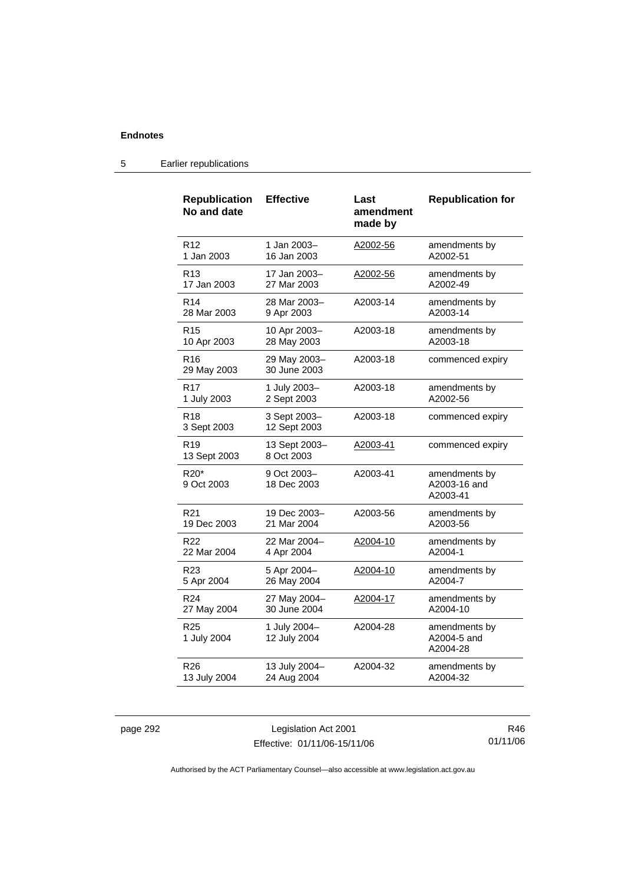| Republication No and date | Effective | Last amendment made by | Republication for |
|---|---|---|---|
| R12 1 Jan 2003 | 1 Jan 2003– 16 Jan 2003 | A2002-56 | amendments by A2002-51 |
| R13 17 Jan 2003 | 17 Jan 2003– 27 Mar 2003 | A2002-56 | amendments by A2002-49 |
| R14 28 Mar 2003 | 28 Mar 2003– 9 Apr 2003 | A2003-14 | amendments by A2003-14 |
| R15 10 Apr 2003 | 10 Apr 2003– 28 May 2003 | A2003-18 | amendments by A2003-18 |
| R16 29 May 2003 | 29 May 2003– 30 June 2003 | A2003-18 | commenced expiry |
| R17 1 July 2003 | 1 July 2003– 2 Sept 2003 | A2003-18 | amendments by A2002-56 |
| R18 3 Sept 2003 | 3 Sept 2003– 12 Sept 2003 | A2003-18 | commenced expiry |
| R19 13 Sept 2003 | 13 Sept 2003– 8 Oct 2003 | A2003-41 | commenced expiry |
| R20* 9 Oct 2003 | 9 Oct 2003– 18 Dec 2003 | A2003-41 | amendments by A2003-16 and A2003-41 |
| R21 19 Dec 2003 | 19 Dec 2003– 21 Mar 2004 | A2003-56 | amendments by A2003-56 |
| R22 22 Mar 2004 | 22 Mar 2004– 4 Apr 2004 | A2004-10 | amendments by A2004-1 |
| R23 5 Apr 2004 | 5 Apr 2004– 26 May 2004 | A2004-10 | amendments by A2004-7 |
| R24 27 May 2004 | 27 May 2004– 30 June 2004 | A2004-17 | amendments by A2004-10 |
| R25 1 July 2004 | 1 July 2004– 12 July 2004 | A2004-28 | amendments by A2004-5 and A2004-28 |
| R26 13 July 2004 | 13 July 2004– 24 Aug 2004 | A2004-32 | amendments by A2004-32 |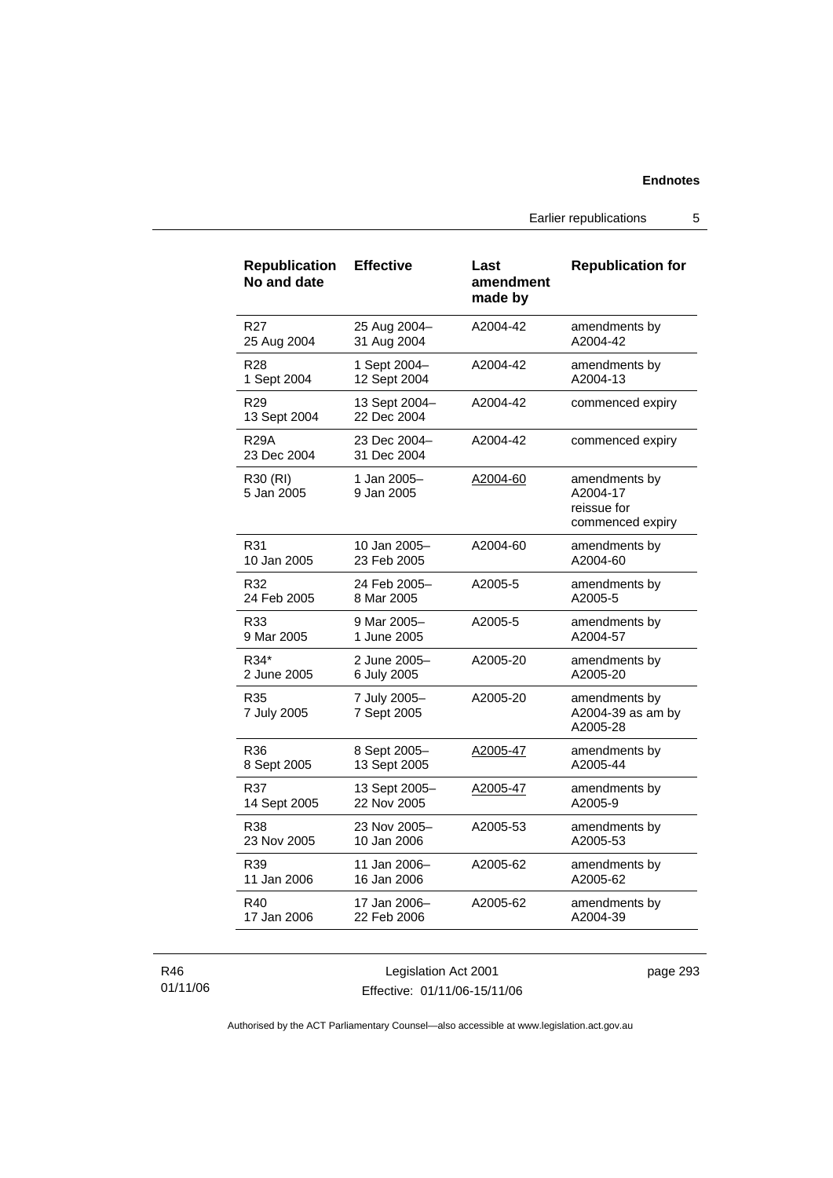| Republication No and date | Effective | Last amendment made by | Republication for |
|---|---|---|---|
| R27 25 Aug 2004 | 25 Aug 2004– 31 Aug 2004 | A2004-42 | amendments by A2004-42 |
| R28 1 Sept 2004 | 1 Sept 2004– 12 Sept 2004 | A2004-42 | amendments by A2004-13 |
| R29 13 Sept 2004 | 13 Sept 2004– 22 Dec 2004 | A2004-42 | commenced expiry |
| R29A 23 Dec 2004 | 23 Dec 2004– 31 Dec 2004 | A2004-42 | commenced expiry |
| R30 (RI) 5 Jan 2005 | 1 Jan 2005– 9 Jan 2005 | A2004-60 | amendments by A2004-17 reissue for commenced expiry |
| R31 10 Jan 2005 | 10 Jan 2005– 23 Feb 2005 | A2004-60 | amendments by A2004-60 |
| R32 24 Feb 2005 | 24 Feb 2005– 8 Mar 2005 | A2005-5 | amendments by A2005-5 |
| R33 9 Mar 2005 | 9 Mar 2005– 1 June 2005 | A2005-5 | amendments by A2004-57 |
| R34* 2 June 2005 | 2 June 2005– 6 July 2005 | A2005-20 | amendments by A2005-20 |
| R35 7 July 2005 | 7 July 2005– 7 Sept 2005 | A2005-20 | amendments by A2004-39 as am by A2005-28 |
| R36 8 Sept 2005 | 8 Sept 2005– 13 Sept 2005 | A2005-47 | amendments by A2005-44 |
| R37 14 Sept 2005 | 13 Sept 2005– 22 Nov 2005 | A2005-47 | amendments by A2005-9 |
| R38 23 Nov 2005 | 23 Nov 2005– 10 Jan 2006 | A2005-53 | amendments by A2005-53 |
| R39 11 Jan 2006 | 11 Jan 2006– 16 Jan 2006 | A2005-62 | amendments by A2005-62 |
| R40 17 Jan 2006 | 17 Jan 2006– 22 Feb 2006 | A2005-62 | amendments by A2004-39 |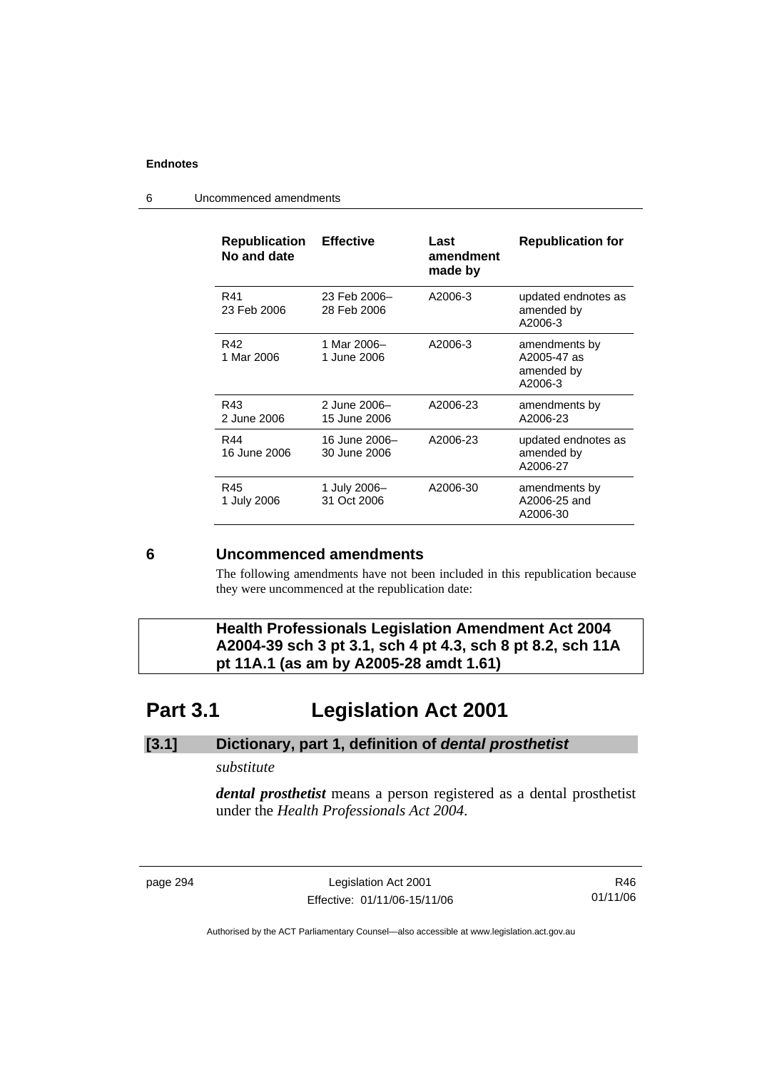| Republication No and date | Effective | Last amendment made by | Republication for |
|---|---|---|---|
| R41 23 Feb 2006 | 23 Feb 2006–28 Feb 2006 | A2006-3 | updated endnotes as amended by A2006-3 |
| R42 1 Mar 2006 | 1 Mar 2006–1 June 2006 | A2006-3 | amendments by A2005-47 as amended by A2006-3 |
| R43 2 June 2006 | 2 June 2006–15 June 2006 | A2006-23 | amendments by A2006-23 |
| R44 16 June 2006 | 16 June 2006–30 June 2006 | A2006-23 | updated endnotes as amended by A2006-27 |
| R45 1 July 2006 | 1 July 2006–31 Oct 2006 | A2006-30 | amendments by A2006-25 and A2006-30 |

## 6 Uncommenced amendments

The following amendments have not been included in this republication because they were uncommenced at the republication date:

**Health Professionals Legislation Amendment Act 2004 A2004-39 sch 3 pt 3.1, sch 4 pt 4.3, sch 8 pt 8.2, sch 11A pt 11A.1 (as am by A2005-28 amdt 1.61)**

# Part 3.1 Legislation Act 2001

### [3.1] Dictionary, part 1, definition of *dental prosthetist*

*substitute*

***dental prosthetist*** means a person registered as a dental prosthetist under the *Health Professionals Act 2004*.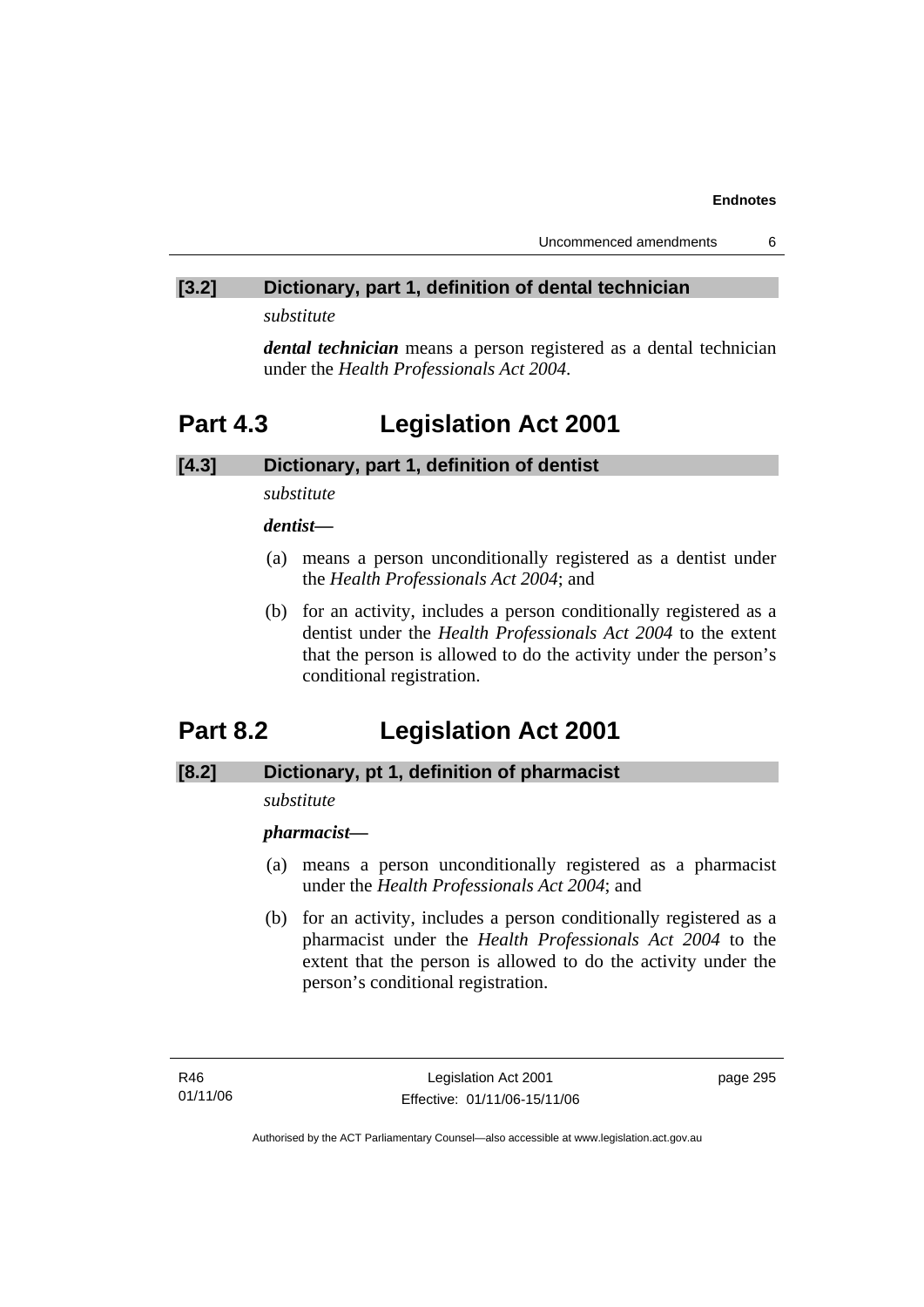### [3.2] Dictionary, part 1, definition of dental technician

*substitute*

***dental technician*** means a person registered as a dental technician under the *Health Professionals Act 2004*.

## Part 4.3 Legislation Act 2001

### [4.3] Dictionary, part 1, definition of dentist

*substitute*

***dentist*—**

(a) means a person unconditionally registered as a dentist under the *Health Professionals Act 2004*; and

(b) for an activity, includes a person conditionally registered as a dentist under the *Health Professionals Act 2004* to the extent that the person is allowed to do the activity under the person's conditional registration.

## Part 8.2 Legislation Act 2001

### [8.2] Dictionary, pt 1, definition of pharmacist

*substitute*

***pharmacist*—**

(a) means a person unconditionally registered as a pharmacist under the *Health Professionals Act 2004*; and

(b) for an activity, includes a person conditionally registered as a pharmacist under the *Health Professionals Act 2004* to the extent that the person is allowed to do the activity under the person's conditional registration.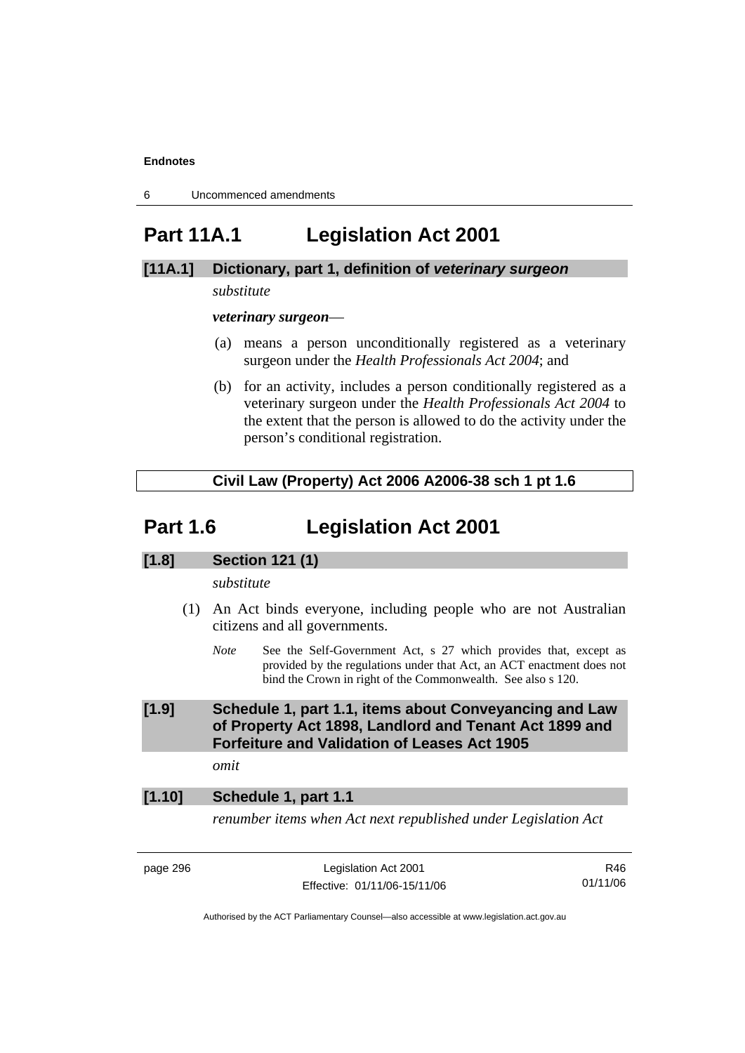# Part 11A.1 Legislation Act 2001

**[11A.1] Dictionary, part 1, definition of *veterinary surgeon***

*substitute*

***veterinary surgeon***—

(a) means a person unconditionally registered as a veterinary surgeon under the *Health Professionals Act 2004*; and

(b) for an activity, includes a person conditionally registered as a veterinary surgeon under the *Health Professionals Act 2004* to the extent that the person is allowed to do the activity under the person's conditional registration.

**Civil Law (Property) Act 2006 A2006-38 sch 1 pt 1.6**

# Part 1.6 Legislation Act 2001

**[1.8] Section 121 (1)**

*substitute*

(1) An Act binds everyone, including people who are not Australian citizens and all governments.

*Note* See the Self-Government Act, s 27 which provides that, except as provided by the regulations under that Act, an ACT enactment does not bind the Crown in right of the Commonwealth. See also s 120.

**[1.9] Schedule 1, part 1.1, items about Conveyancing and Law of Property Act 1898, Landlord and Tenant Act 1899 and Forfeiture and Validation of Leases Act 1905**

*omit*

**[1.10] Schedule 1, part 1.1**

*renumber items when Act next republished under Legislation Act*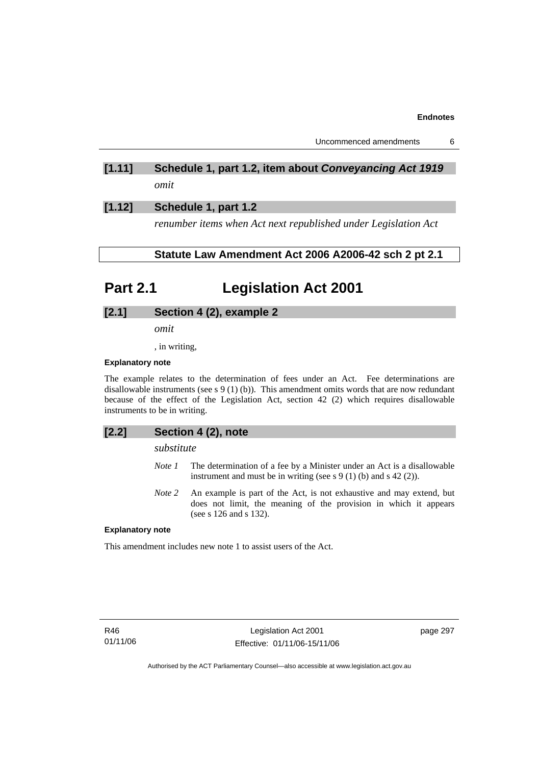### [1.11] Schedule 1, part 1.2, item about *Conveyancing Act 1919*

*omit*

### [1.12] Schedule 1, part 1.2

*renumber items when Act next republished under Legislation Act*

**Statute Law Amendment Act 2006 A2006-42 sch 2 pt 2.1**

## Part 2.1 Legislation Act 2001

### [2.1] Section 4 (2), example 2

*omit*

, in writing,

**Explanatory note**

The example relates to the determination of fees under an Act. Fee determinations are disallowable instruments (see s 9 (1) (b)). This amendment omits words that are now redundant because of the effect of the Legislation Act, section 42 (2) which requires disallowable instruments to be in writing.

### [2.2] Section 4 (2), note

*substitute*

*Note 1* The determination of a fee by a Minister under an Act is a disallowable instrument and must be in writing (see s 9 (1) (b) and s 42 (2)).

*Note 2* An example is part of the Act, is not exhaustive and may extend, but does not limit, the meaning of the provision in which it appears (see s 126 and s 132).

**Explanatory note**

This amendment includes new note 1 to assist users of the Act.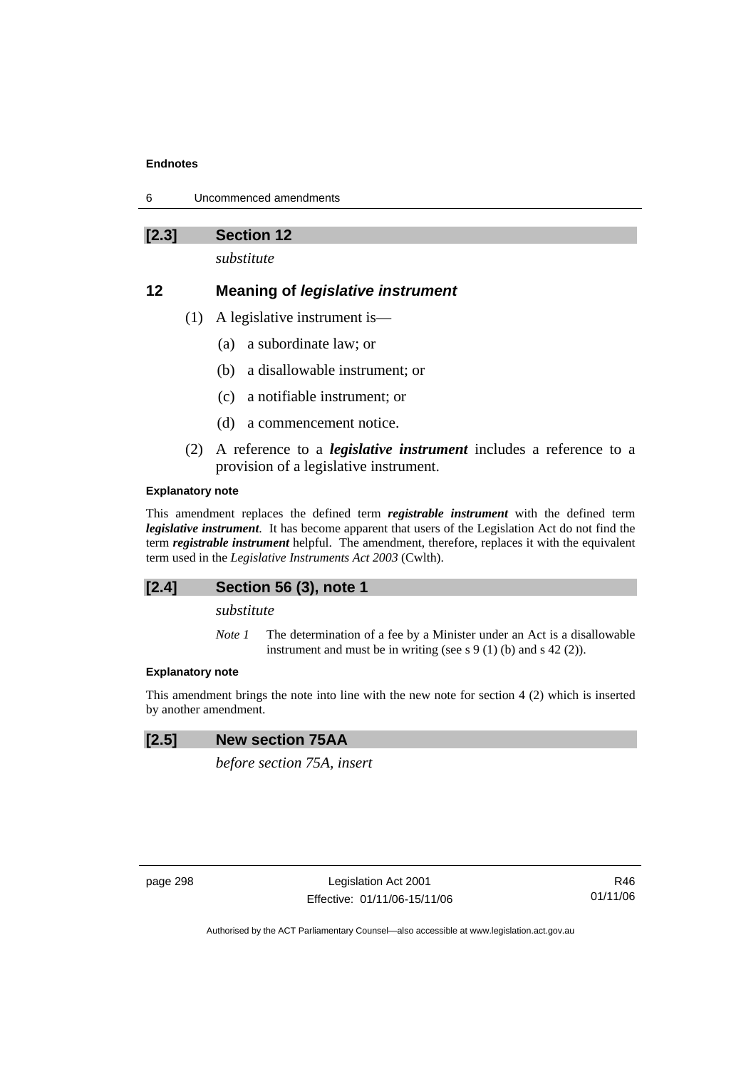### [2.3] Section 12

*substitute*

### 12 Meaning of *legislative instrument*

(1) A legislative instrument is—

(a) a subordinate law; or

(b) a disallowable instrument; or

(c) a notifiable instrument; or

(d) a commencement notice.

(2) A reference to a ***legislative instrument*** includes a reference to a provision of a legislative instrument.

**Explanatory note**

This amendment replaces the defined term ***registrable instrument*** with the defined term ***legislative instrument***. It has become apparent that users of the Legislation Act do not find the term ***registrable instrument*** helpful. The amendment, therefore, replaces it with the equivalent term used in the *Legislative Instruments Act 2003* (Cwlth).

### [2.4] Section 56 (3), note 1

*substitute*

*Note 1* The determination of a fee by a Minister under an Act is a disallowable instrument and must be in writing (see s 9 (1) (b) and s 42 (2)).

**Explanatory note**

This amendment brings the note into line with the new note for section 4 (2) which is inserted by another amendment.

### [2.5] New section 75AA

*before section 75A, insert*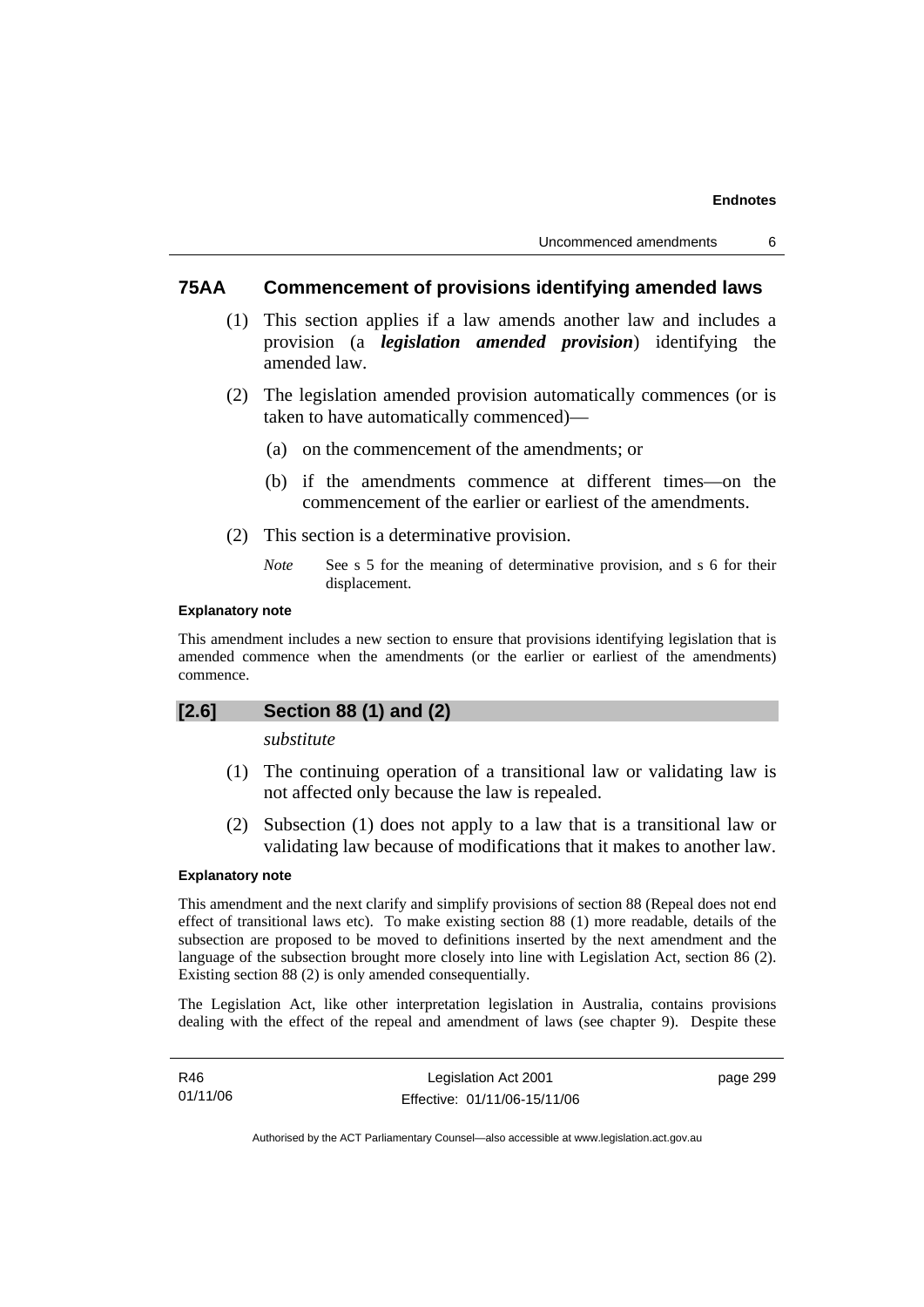## 75AA Commencement of provisions identifying amended laws

(1) This section applies if a law amends another law and includes a provision (a ***legislation amended provision***) identifying the amended law.

(2) The legislation amended provision automatically commences (or is taken to have automatically commenced)—

(a) on the commencement of the amendments; or

(b) if the amendments commence at different times—on the commencement of the earlier or earliest of the amendments.

(2) This section is a determinative provision.

*Note* See s 5 for the meaning of determinative provision, and s 6 for their displacement.

**Explanatory note**

This amendment includes a new section to ensure that provisions identifying legislation that is amended commence when the amendments (or the earlier or earliest of the amendments) commence.

## [2.6] Section 88 (1) and (2)

*substitute*

(1) The continuing operation of a transitional law or validating law is not affected only because the law is repealed.

(2) Subsection (1) does not apply to a law that is a transitional law or validating law because of modifications that it makes to another law.

**Explanatory note**

This amendment and the next clarify and simplify provisions of section 88 (Repeal does not end effect of transitional laws etc). To make existing section 88 (1) more readable, details of the subsection are proposed to be moved to definitions inserted by the next amendment and the language of the subsection brought more closely into line with Legislation Act, section 86 (2). Existing section 88 (2) is only amended consequentially.

The Legislation Act, like other interpretation legislation in Australia, contains provisions dealing with the effect of the repeal and amendment of laws (see chapter 9). Despite these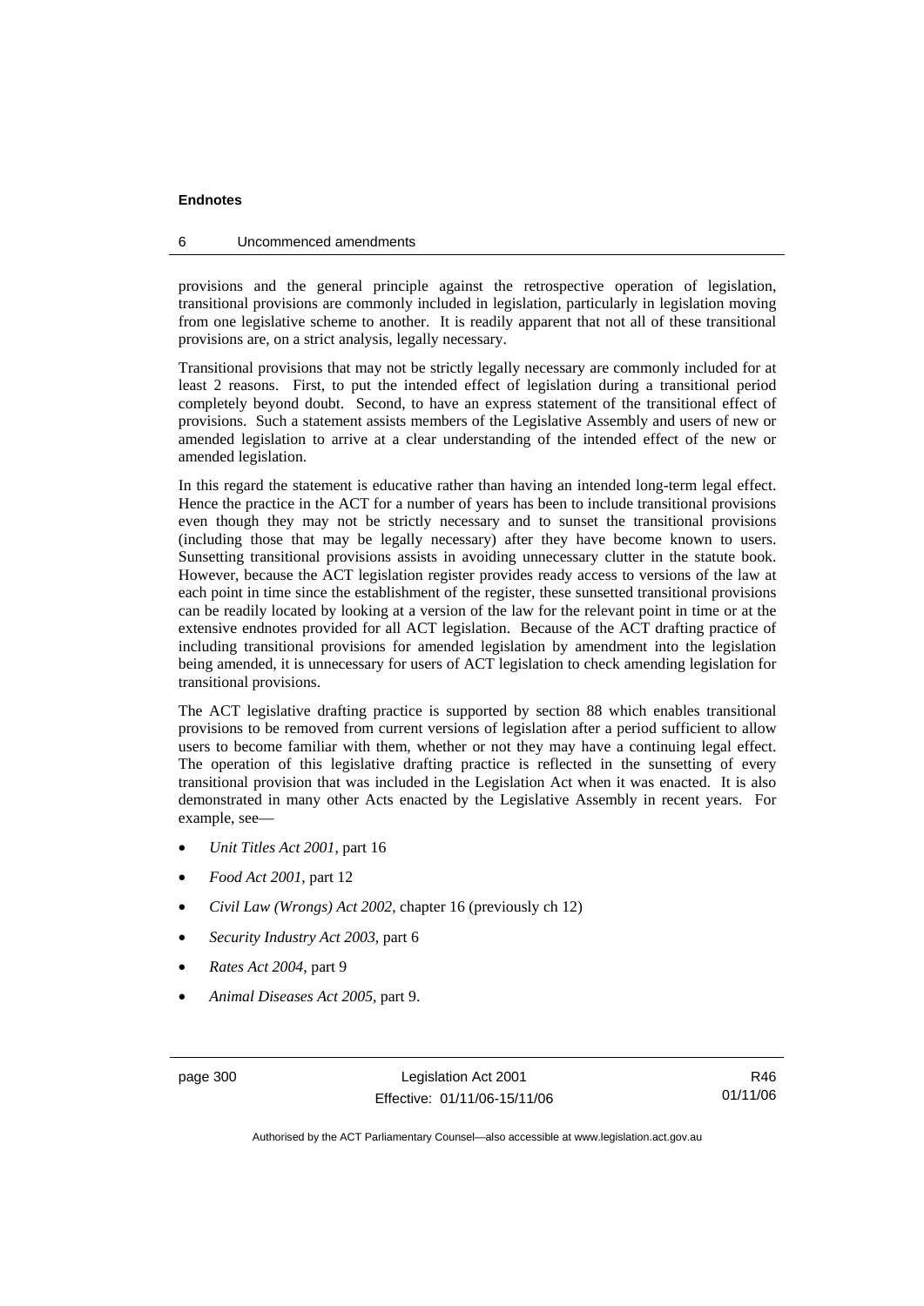provisions and the general principle against the retrospective operation of legislation, transitional provisions are commonly included in legislation, particularly in legislation moving from one legislative scheme to another. It is readily apparent that not all of these transitional provisions are, on a strict analysis, legally necessary.

Transitional provisions that may not be strictly legally necessary are commonly included for at least 2 reasons. First, to put the intended effect of legislation during a transitional period completely beyond doubt. Second, to have an express statement of the transitional effect of provisions. Such a statement assists members of the Legislative Assembly and users of new or amended legislation to arrive at a clear understanding of the intended effect of the new or amended legislation.

In this regard the statement is educative rather than having an intended long-term legal effect. Hence the practice in the ACT for a number of years has been to include transitional provisions even though they may not be strictly necessary and to sunset the transitional provisions (including those that may be legally necessary) after they have become known to users. Sunsetting transitional provisions assists in avoiding unnecessary clutter in the statute book. However, because the ACT legislation register provides ready access to versions of the law at each point in time since the establishment of the register, these sunsetted transitional provisions can be readily located by looking at a version of the law for the relevant point in time or at the extensive endnotes provided for all ACT legislation. Because of the ACT drafting practice of including transitional provisions for amended legislation by amendment into the legislation being amended, it is unnecessary for users of ACT legislation to check amending legislation for transitional provisions.

The ACT legislative drafting practice is supported by section 88 which enables transitional provisions to be removed from current versions of legislation after a period sufficient to allow users to become familiar with them, whether or not they may have a continuing legal effect. The operation of this legislative drafting practice is reflected in the sunsetting of every transitional provision that was included in the Legislation Act when it was enacted. It is also demonstrated in many other Acts enacted by the Legislative Assembly in recent years. For example, see—

- *Unit Titles Act 2001*, part 16
- *Food Act 2001*, part 12
- *Civil Law (Wrongs) Act 2002*, chapter 16 (previously ch 12)
- *Security Industry Act 2003*, part 6
- *Rates Act 2004*, part 9
- *Animal Diseases Act 2005*, part 9.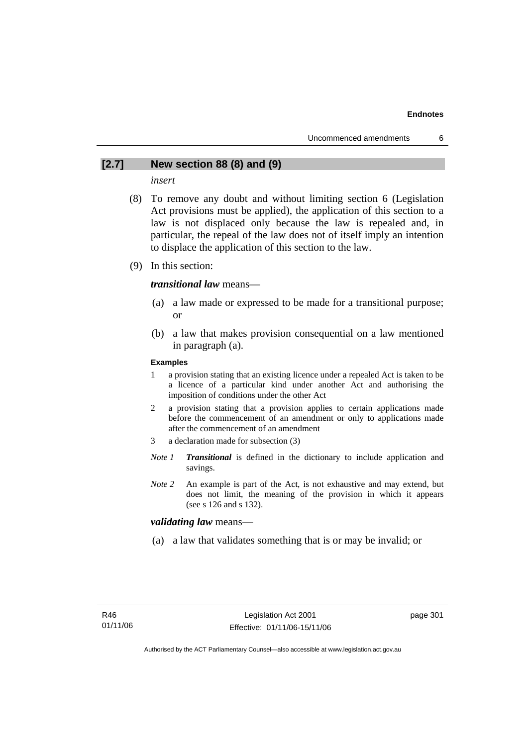## [2.7] New section 88 (8) and (9)

*insert*

(8) To remove any doubt and without limiting section 6 (Legislation Act provisions must be applied), the application of this section to a law is not displaced only because the law is repealed and, in particular, the repeal of the law does not of itself imply an intention to displace the application of this section to the law.

(9) In this section:

***transitional law*** means—

(a) a law made or expressed to be made for a transitional purpose; or

(b) a law that makes provision consequential on a law mentioned in paragraph (a).

**Examples**

1 a provision stating that an existing licence under a repealed Act is taken to be a licence of a particular kind under another Act and authorising the imposition of conditions under the other Act

2 a provision stating that a provision applies to certain applications made before the commencement of an amendment or only to applications made after the commencement of an amendment

3 a declaration made for subsection (3)

*Note 1* ***Transitional*** is defined in the dictionary to include application and savings.

*Note 2* An example is part of the Act, is not exhaustive and may extend, but does not limit, the meaning of the provision in which it appears (see s 126 and s 132).

***validating law*** means—

(a) a law that validates something that is or may be invalid; or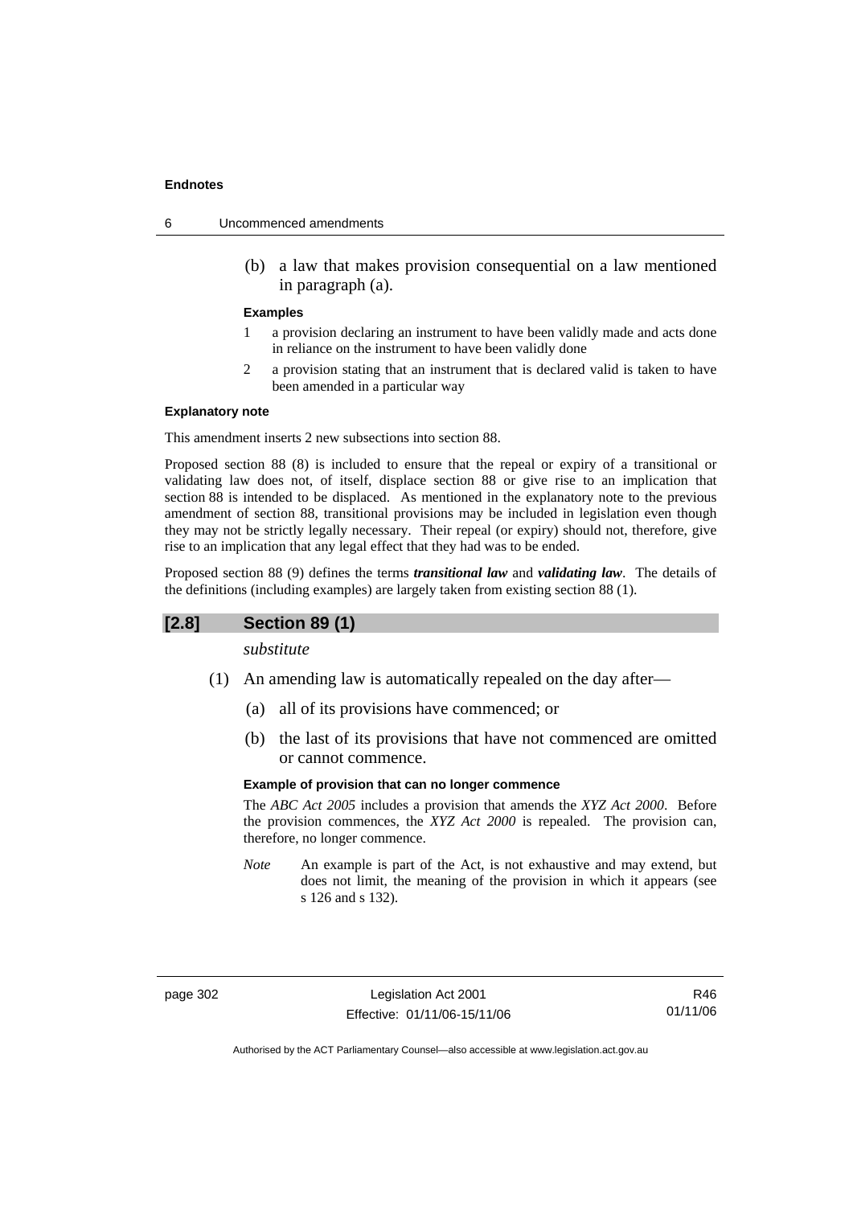(b) a law that makes provision consequential on a law mentioned in paragraph (a).

**Examples**

1 a provision declaring an instrument to have been validly made and acts done in reliance on the instrument to have been validly done

2 a provision stating that an instrument that is declared valid is taken to have been amended in a particular way

**Explanatory note**

This amendment inserts 2 new subsections into section 88.

Proposed section 88 (8) is included to ensure that the repeal or expiry of a transitional or validating law does not, of itself, displace section 88 or give rise to an implication that section 88 is intended to be displaced. As mentioned in the explanatory note to the previous amendment of section 88, transitional provisions may be included in legislation even though they may not be strictly legally necessary. Their repeal (or expiry) should not, therefore, give rise to an implication that any legal effect that they had was to be ended.

Proposed section 88 (9) defines the terms ***transitional law*** and ***validating law***. The details of the definitions (including examples) are largely taken from existing section 88 (1).

## [2.8] Section 89 (1)

*substitute*

(1) An amending law is automatically repealed on the day after—

(a) all of its provisions have commenced; or

(b) the last of its provisions that have not commenced are omitted or cannot commence.

**Example of provision that can no longer commence**

The *ABC Act 2005* includes a provision that amends the *XYZ Act 2000*. Before the provision commences, the *XYZ Act 2000* is repealed. The provision can, therefore, no longer commence.

*Note* An example is part of the Act, is not exhaustive and may extend, but does not limit, the meaning of the provision in which it appears (see s 126 and s 132).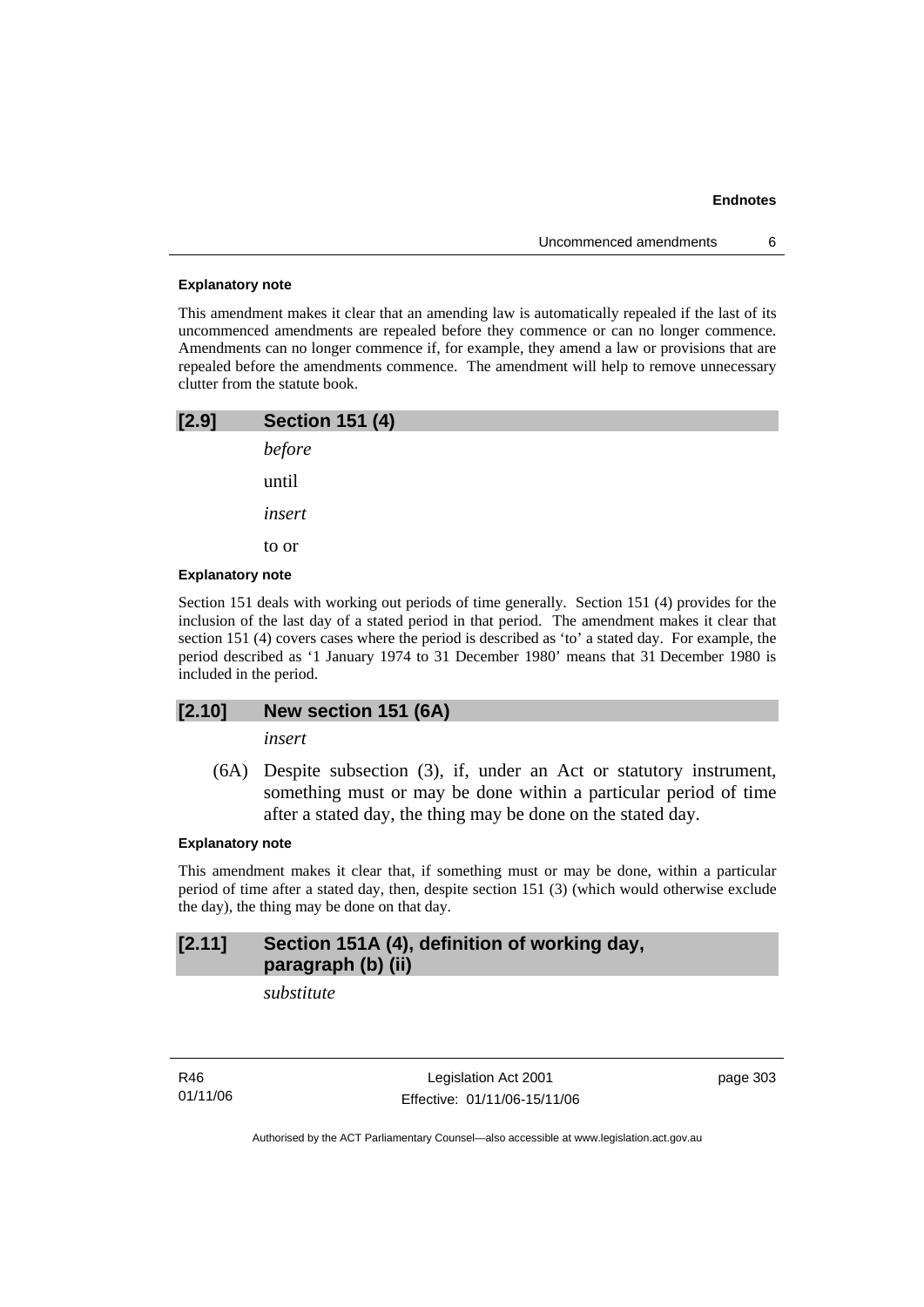**Explanatory note**

This amendment makes it clear that an amending law is automatically repealed if the last of its uncommenced amendments are repealed before they commence or can no longer commence. Amendments can no longer commence if, for example, they amend a law or provisions that are repealed before the amendments commence. The amendment will help to remove unnecessary clutter from the statute book.

## [2.9] Section 151 (4)

*before*

until

*insert*

to or

**Explanatory note**

Section 151 deals with working out periods of time generally. Section 151 (4) provides for the inclusion of the last day of a stated period in that period. The amendment makes it clear that section 151 (4) covers cases where the period is described as 'to' a stated day. For example, the period described as '1 January 1974 to 31 December 1980' means that 31 December 1980 is included in the period.

## [2.10] New section 151 (6A)

*insert*

(6A) Despite subsection (3), if, under an Act or statutory instrument, something must or may be done within a particular period of time after a stated day, the thing may be done on the stated day.

**Explanatory note**

This amendment makes it clear that, if something must or may be done, within a particular period of time after a stated day, then, despite section 151 (3) (which would otherwise exclude the day), the thing may be done on that day.

## [2.11] Section 151A (4), definition of working day, paragraph (b) (ii)

*substitute*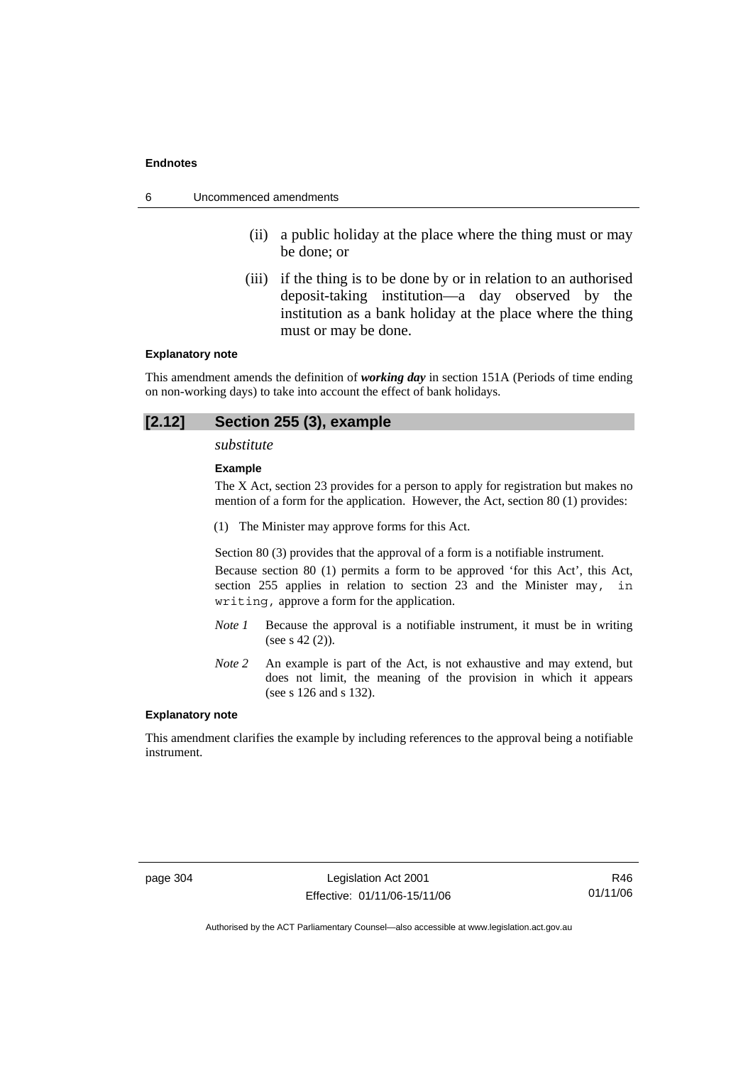(ii) a public holiday at the place where the thing must or may be done; or

(iii) if the thing is to be done by or in relation to an authorised deposit-taking institution—a day observed by the institution as a bank holiday at the place where the thing must or may be done.

**Explanatory note**

This amendment amends the definition of ***working day*** in section 151A (Periods of time ending on non-working days) to take into account the effect of bank holidays.

## [2.12] Section 255 (3), example

*substitute*

**Example**

The X Act, section 23 provides for a person to apply for registration but makes no mention of a form for the application. However, the Act, section 80 (1) provides:

(1) The Minister may approve forms for this Act.

Section 80 (3) provides that the approval of a form is a notifiable instrument.

Because section 80 (1) permits a form to be approved 'for this Act', this Act, section 255 applies in relation to section 23 and the Minister may, in writing, approve a form for the application.

*Note 1* Because the approval is a notifiable instrument, it must be in writing (see s 42 (2)).

*Note 2* An example is part of the Act, is not exhaustive and may extend, but does not limit, the meaning of the provision in which it appears (see s 126 and s 132).

**Explanatory note**

This amendment clarifies the example by including references to the approval being a notifiable instrument.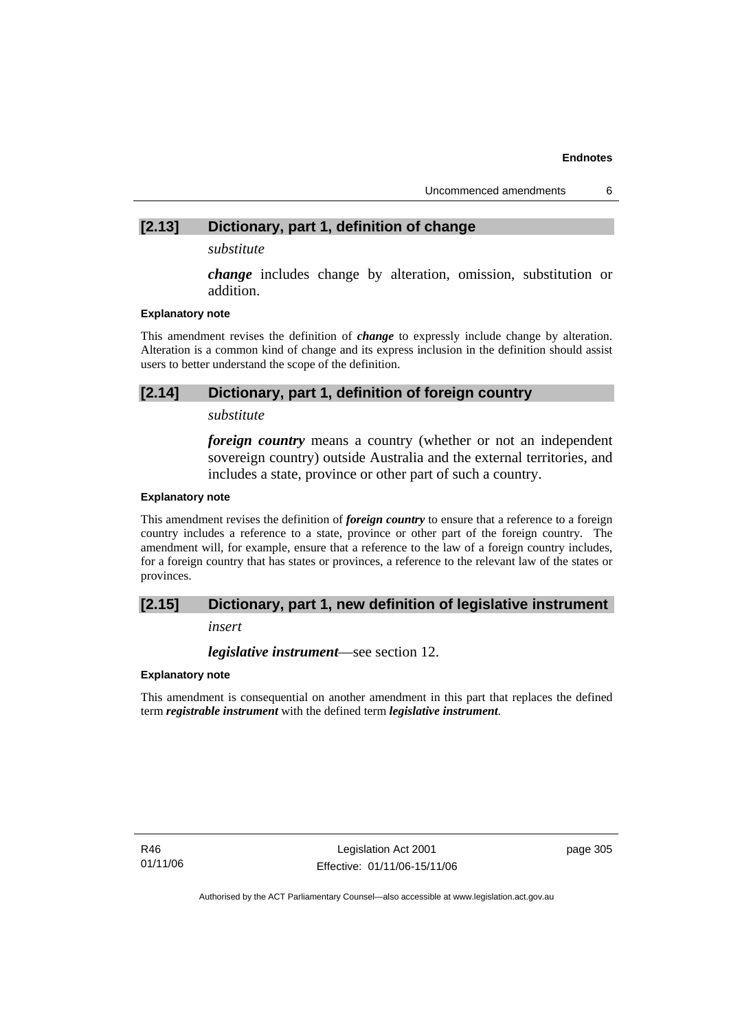### [2.13] Dictionary, part 1, definition of change

*substitute*

***change*** includes change by alteration, omission, substitution or addition.

**Explanatory note**

This amendment revises the definition of ***change*** to expressly include change by alteration. Alteration is a common kind of change and its express inclusion in the definition should assist users to better understand the scope of the definition.

### [2.14] Dictionary, part 1, definition of foreign country

*substitute*

***foreign country*** means a country (whether or not an independent sovereign country) outside Australia and the external territories, and includes a state, province or other part of such a country.

**Explanatory note**

This amendment revises the definition of ***foreign country*** to ensure that a reference to a foreign country includes a reference to a state, province or other part of the foreign country. The amendment will, for example, ensure that a reference to the law of a foreign country includes, for a foreign country that has states or provinces, a reference to the relevant law of the states or provinces.

### [2.15] Dictionary, part 1, new definition of legislative instrument

*insert*

***legislative instrument***—see section 12.

**Explanatory note**

This amendment is consequential on another amendment in this part that replaces the defined term ***registrable instrument*** with the defined term ***legislative instrument***.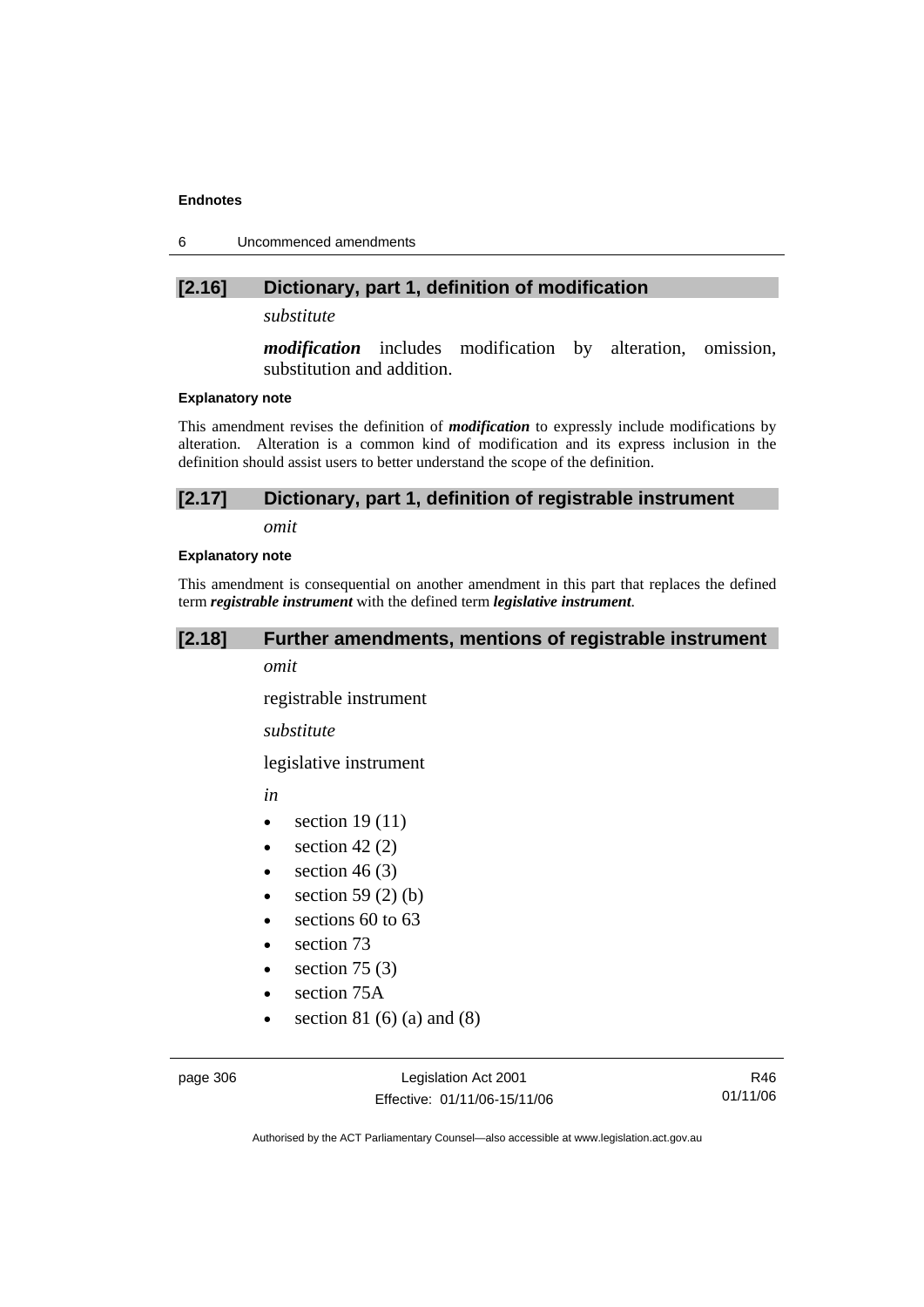### [2.16] Dictionary, part 1, definition of modification

*substitute*

***modification*** includes modification by alteration, omission, substitution and addition.

**Explanatory note**

This amendment revises the definition of ***modification*** to expressly include modifications by alteration. Alteration is a common kind of modification and its express inclusion in the definition should assist users to better understand the scope of the definition.

### [2.17] Dictionary, part 1, definition of registrable instrument

*omit*

**Explanatory note**

This amendment is consequential on another amendment in this part that replaces the defined term ***registrable instrument*** with the defined term ***legislative instrument***.

### [2.18] Further amendments, mentions of registrable instrument

*omit*

registrable instrument

*substitute*

legislative instrument

*in*

- section 19 (11)
- section 42 (2)
- section 46 (3)
- section 59 (2) (b)
- sections 60 to 63
- section 73
- section 75 (3)
- section 75A
- section 81 (6) (a) and (8)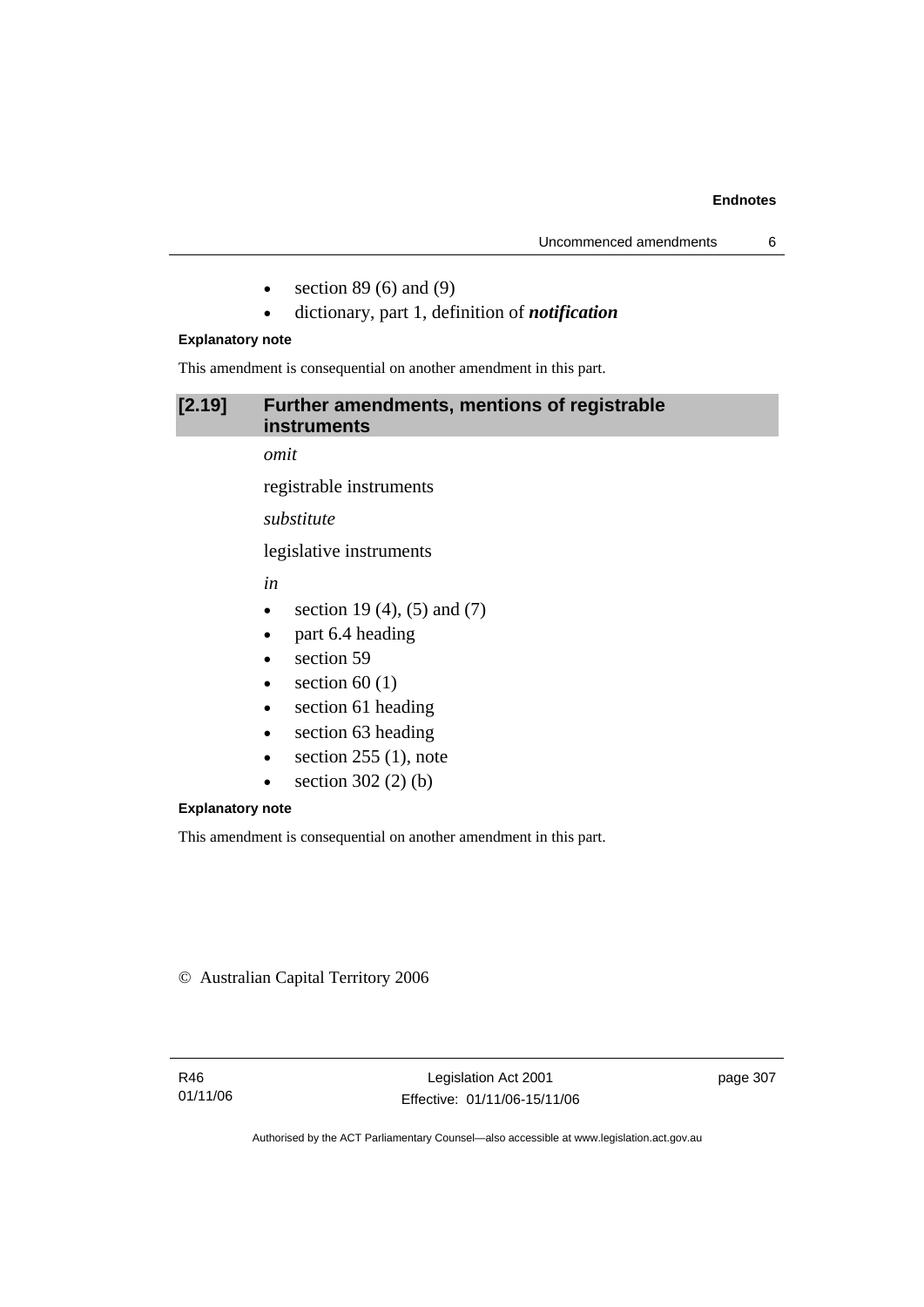- section 89 (6) and (9)
- dictionary, part 1, definition of ***notification***

**Explanatory note**

This amendment is consequential on another amendment in this part.

## [2.19] Further amendments, mentions of registrable instruments

*omit*

registrable instruments

*substitute*

legislative instruments

*in*

- section 19 (4), (5) and (7)
- part 6.4 heading
- section 59
- section 60 (1)
- section 61 heading
- section 63 heading
- section 255 (1), note
- section 302 (2) (b)

**Explanatory note**

This amendment is consequential on another amendment in this part.

© Australian Capital Territory 2006